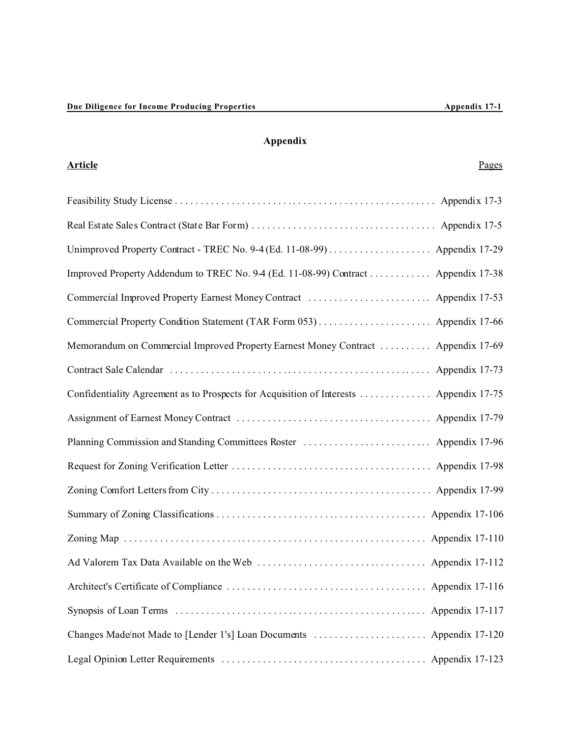# Appendix

| **Article** | Pages |
|---|---|
| Feasibility Study License | Appendix 17-3 |
| Real Estate Sales Contract (State Bar Form) | Appendix 17-5 |
| Unimproved Property Contract - TREC No. 9-4 (Ed. 11-08-99) | Appendix 17-29 |
| Improved Property Addendum to TREC No. 9-4 (Ed. 11-08-99) Contract | Appendix 17-38 |
| Commercial Improved Property Earnest Money Contract | Appendix 17-53 |
| Commercial Property Condition Statement (TAR Form 053) | Appendix 17-66 |
| Memorandum on Commercial Improved Property Earnest Money Contract | Appendix 17-69 |
| Contract Sale Calendar | Appendix 17-73 |
| Confidentiality Agreement as to Prospects for Acquisition of Interests | Appendix 17-75 |
| Assignment of Earnest Money Contract | Appendix 17-79 |
| Planning Commission and Standing Committees Roster | Appendix 17-96 |
| Request for Zoning Verification Letter | Appendix 17-98 |
| Zoning Comfort Letters from City | Appendix 17-99 |
| Summary of Zoning Classifications | Appendix 17-106 |
| Zoning Map | Appendix 17-110 |
| Ad Valorem Tax Data Available on the Web | Appendix 17-112 |
| Architect's Certificate of Compliance | Appendix 17-116 |
| Synopsis of Loan Terms | Appendix 17-117 |
| Changes Made/not Made to [Lender 1's] Loan Documents | Appendix 17-120 |
| Legal Opinion Letter Requirements | Appendix 17-123 |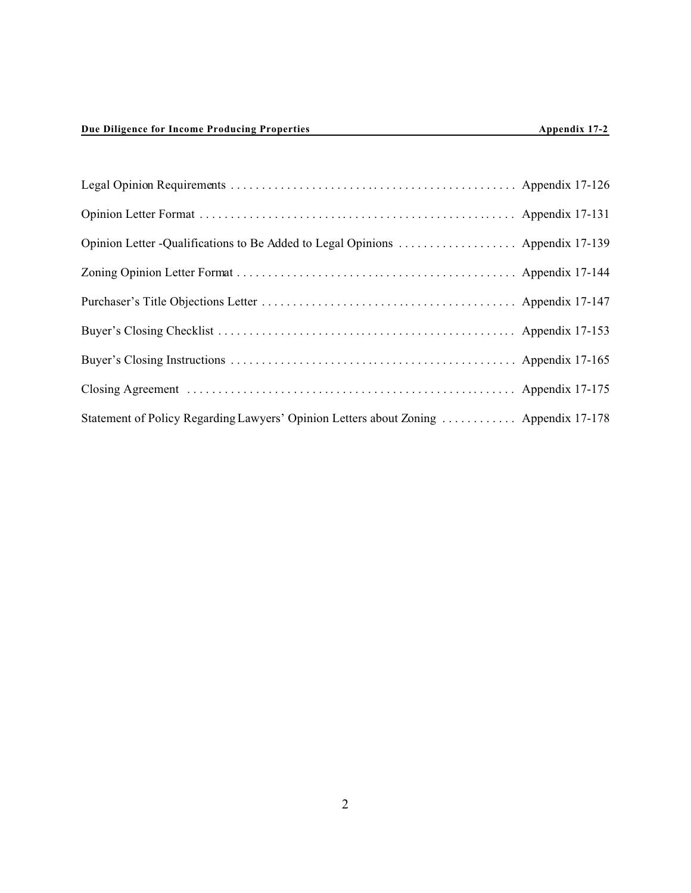Legal Opinion Requirements . . . . . . . . . . . . . . . . . . . . . . . . . . . . . . . . . . . . . . . . . . . . . Appendix 17-126

Opinion Letter Format . . . . . . . . . . . . . . . . . . . . . . . . . . . . . . . . . . . . . . . . . . . . . . . . . . . Appendix 17-131

Opinion Letter -Qualifications to Be Added to Legal Opinions . . . . . . . . . . . . . . . . . . . Appendix 17-139

Zoning Opinion Letter Format . . . . . . . . . . . . . . . . . . . . . . . . . . . . . . . . . . . . . . . . . . . . Appendix 17-144

Purchaser's Title Objections Letter . . . . . . . . . . . . . . . . . . . . . . . . . . . . . . . . . . . . . . . . Appendix 17-147

Buyer's Closing Checklist . . . . . . . . . . . . . . . . . . . . . . . . . . . . . . . . . . . . . . . . . . . . . . . . Appendix 17-153

Buyer's Closing Instructions . . . . . . . . . . . . . . . . . . . . . . . . . . . . . . . . . . . . . . . . . . . . . Appendix 17-165

Closing Agreement . . . . . . . . . . . . . . . . . . . . . . . . . . . . . . . . . . . . . . . . . . . . . . . . . . . . Appendix 17-175

Statement of Policy Regarding Lawyers' Opinion Letters about Zoning . . . . . . . . . . . . Appendix 17-178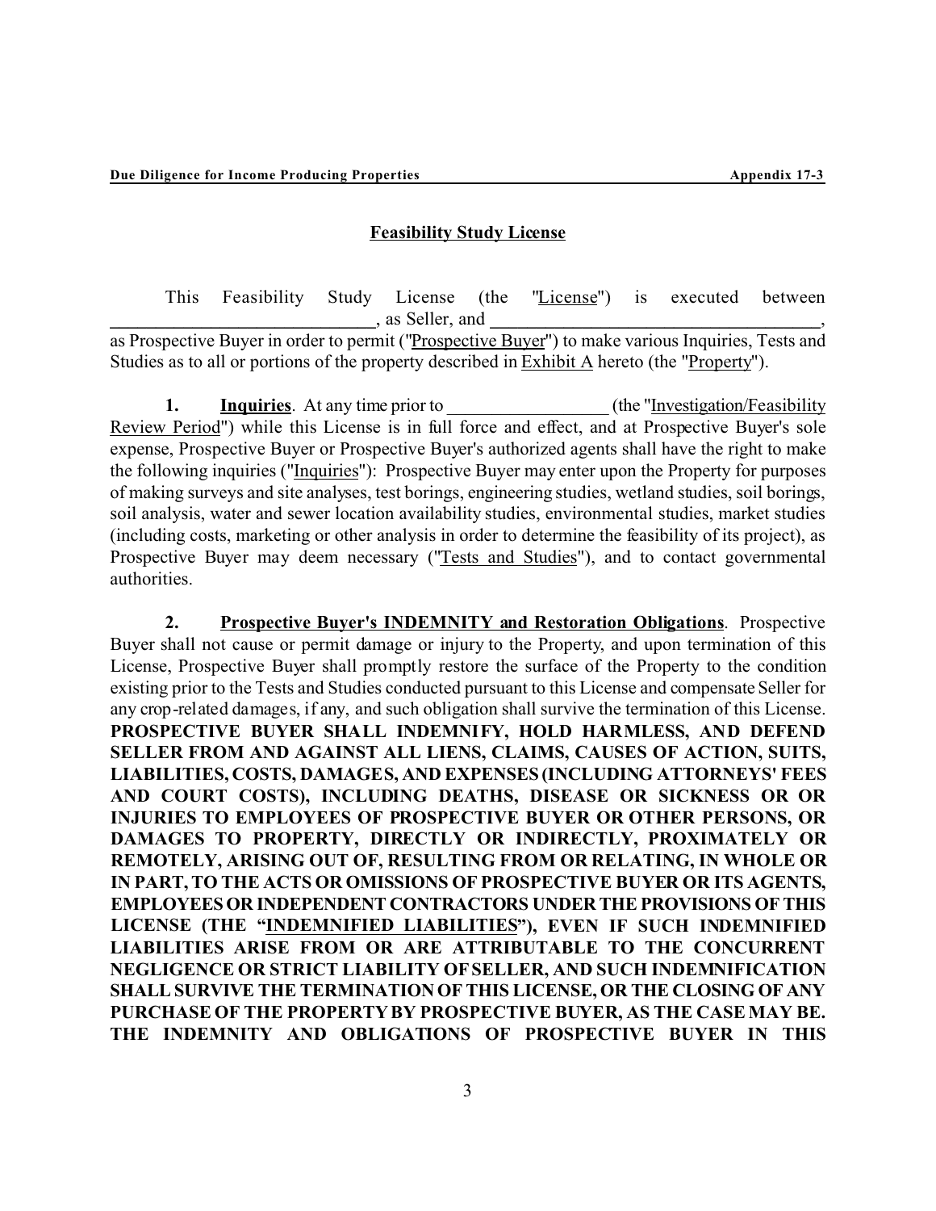## Feasibility Study License

This Feasibility Study License (the "License") is executed between \_\_\_\_\_\_\_\_\_\_\_\_\_\_\_\_\_\_\_\_\_\_\_\_\_\_\_\_\_, as Seller, and \_\_\_\_\_\_\_\_\_\_\_\_\_\_\_\_\_\_\_\_\_\_\_\_\_\_\_\_\_\_\_\_\_\_\_\_\_\_, as Prospective Buyer in order to permit ("Prospective Buyer") to make various Inquiries, Tests and Studies as to all or portions of the property described in Exhibit A hereto (the "Property").

**1. Inquiries**. At any time prior to \_\_\_\_\_\_\_\_\_\_\_\_\_\_\_\_\_\_ (the "Investigation/Feasibility Review Period") while this License is in full force and effect, and at Prospective Buyer's sole expense, Prospective Buyer or Prospective Buyer's authorized agents shall have the right to make the following inquiries ("Inquiries"): Prospective Buyer may enter upon the Property for purposes of making surveys and site analyses, test borings, engineering studies, wetland studies, soil borings, soil analysis, water and sewer location availability studies, environmental studies, market studies (including costs, marketing or other analysis in order to determine the feasibility of its project), as Prospective Buyer may deem necessary ("Tests and Studies"), and to contact governmental authorities.

**2. Prospective Buyer's INDEMNITY and Restoration Obligations**. Prospective Buyer shall not cause or permit damage or injury to the Property, and upon termination of this License, Prospective Buyer shall promptly restore the surface of the Property to the condition existing prior to the Tests and Studies conducted pursuant to this License and compensate Seller for any crop-related damages, if any, and such obligation shall survive the termination of this License. **PROSPECTIVE BUYER SHALL INDEMNIFY, HOLD HARMLESS, AND DEFEND SELLER FROM AND AGAINST ALL LIENS, CLAIMS, CAUSES OF ACTION, SUITS, LIABILITIES, COSTS, DAMAGES, AND EXPENSES (INCLUDING ATTORNEYS' FEES AND COURT COSTS), INCLUDING DEATHS, DISEASE OR SICKNESS OR OR INJURIES TO EMPLOYEES OF PROSPECTIVE BUYER OR OTHER PERSONS, OR DAMAGES TO PROPERTY, DIRECTLY OR INDIRECTLY, PROXIMATELY OR REMOTELY, ARISING OUT OF, RESULTING FROM OR RELATING, IN WHOLE OR IN PART, TO THE ACTS OR OMISSIONS OF PROSPECTIVE BUYER OR ITS AGENTS, EMPLOYEES OR INDEPENDENT CONTRACTORS UNDER THE PROVISIONS OF THIS LICENSE (THE "INDEMNIFIED LIABILITIES"), EVEN IF SUCH INDEMNIFIED LIABILITIES ARISE FROM OR ARE ATTRIBUTABLE TO THE CONCURRENT NEGLIGENCE OR STRICT LIABILITY OF SELLER, AND SUCH INDEMNIFICATION SHALL SURVIVE THE TERMINATION OF THIS LICENSE, OR THE CLOSING OF ANY PURCHASE OF THE PROPERTY BY PROSPECTIVE BUYER, AS THE CASE MAY BE. THE INDEMNITY AND OBLIGATIONS OF PROSPECTIVE BUYER IN THIS**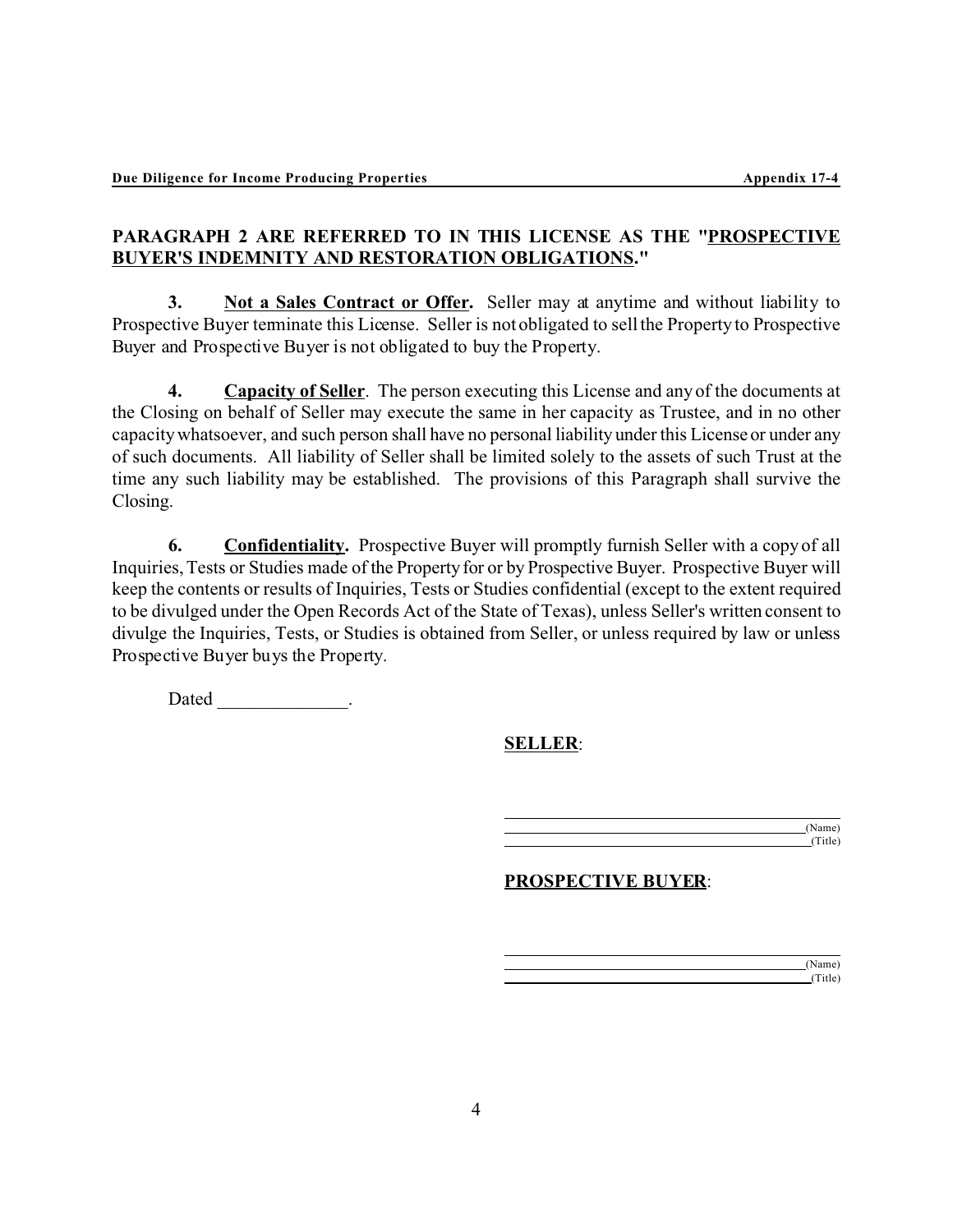**PARAGRAPH 2 ARE REFERRED TO IN THIS LICENSE AS THE "<u>PROSPECTIVE BUYER'S INDEMNITY AND RESTORATION OBLIGATIONS</u>."**

**3. <u>Not a Sales Contract or Offer</u>.** Seller may at anytime and without liability to Prospective Buyer terminate this License. Seller is not obligated to sell the Property to Prospective Buyer and Prospective Buyer is not obligated to buy the Property.

**4. <u>Capacity of Seller</u>**. The person executing this License and any of the documents at the Closing on behalf of Seller may execute the same in her capacity as Trustee, and in no other capacity whatsoever, and such person shall have no personal liability under this License or under any of such documents. All liability of Seller shall be limited solely to the assets of such Trust at the time any such liability may be established. The provisions of this Paragraph shall survive the Closing.

**6. <u>Confidentiality</u>.** Prospective Buyer will promptly furnish Seller with a copy of all Inquiries, Tests or Studies made of the Property for or by Prospective Buyer. Prospective Buyer will keep the contents or results of Inquiries, Tests or Studies confidential (except to the extent required to be divulged under the Open Records Act of the State of Texas), unless Seller's written consent to divulge the Inquiries, Tests, or Studies is obtained from Seller, or unless required by law or unless Prospective Buyer buys the Property.

Dated ______________.

**<u>SELLER</u>**:

_____________________________________________

_____________________________________________(Name)

_____________________________________________(Title)

**<u>PROSPECTIVE BUYER</u>**:

_____________________________________________

_____________________________________________(Name)

_____________________________________________(Title)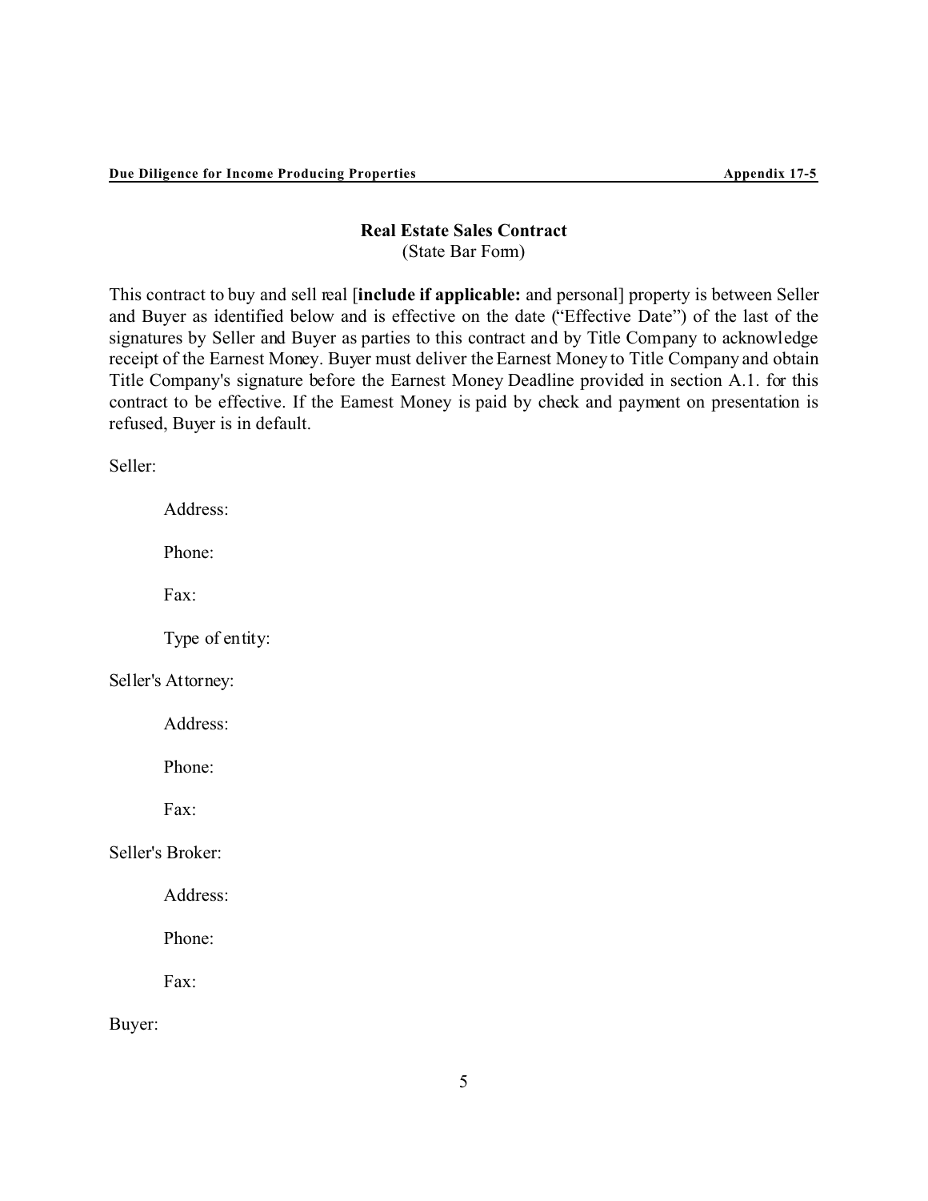## Real Estate Sales Contract

(State Bar Form)

This contract to buy and sell real [**include if applicable:** and personal] property is between Seller and Buyer as identified below and is effective on the date ("Effective Date") of the last of the signatures by Seller and Buyer as parties to this contract and by Title Company to acknowledge receipt of the Earnest Money. Buyer must deliver the Earnest Money to Title Company and obtain Title Company's signature before the Earnest Money Deadline provided in section A.1. for this contract to be effective. If the Earnest Money is paid by check and payment on presentation is refused, Buyer is in default.

Seller:

Address:

Phone:

Fax:

Type of entity:

Seller's Attorney:

Address:

Phone:

Fax:

Seller's Broker:

Address:

Phone:

Fax:

Buyer: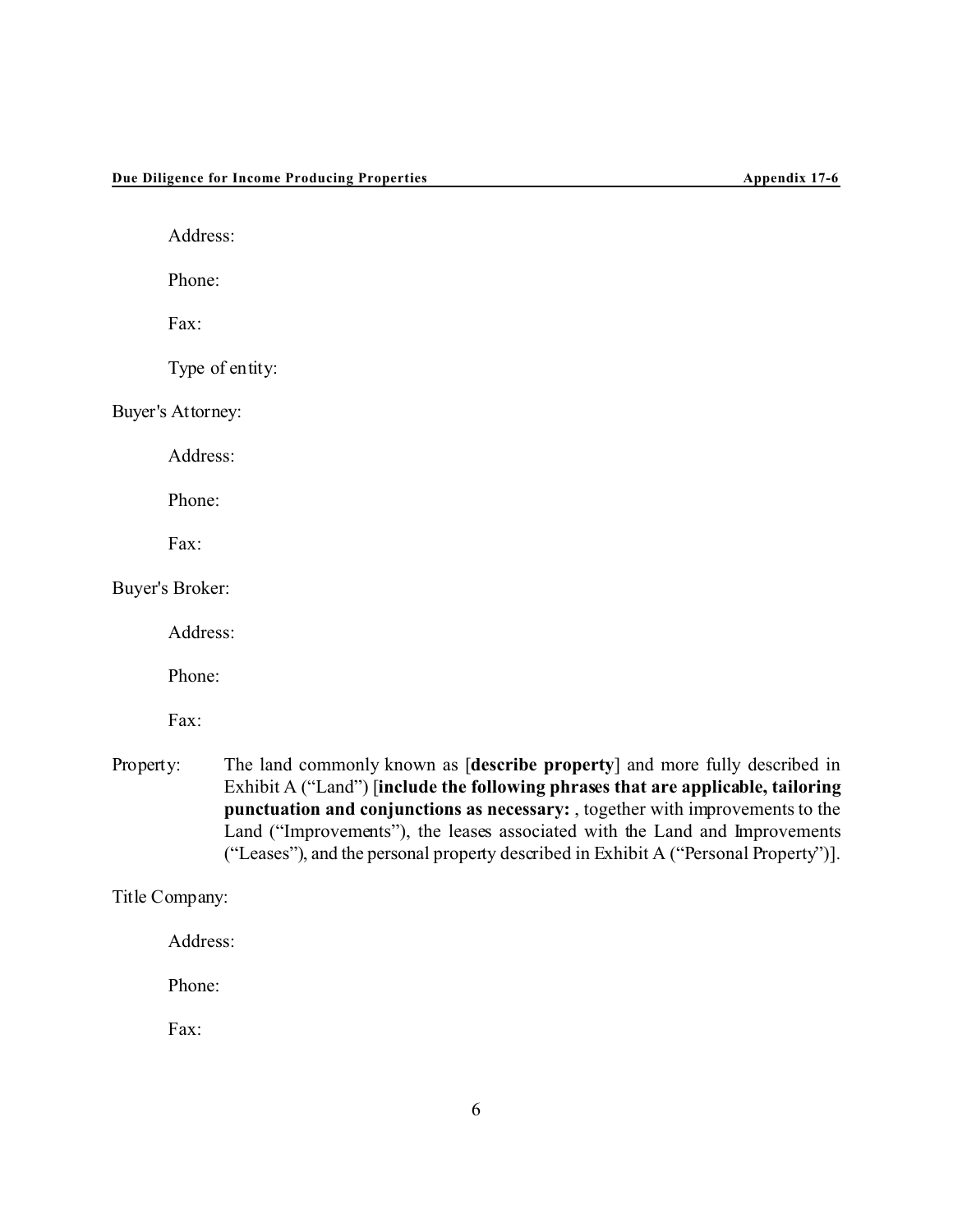Address:

Phone:

Fax:

Type of entity:

Buyer's Attorney:

Address:

Phone:

Fax:

Buyer's Broker:

Address:

Phone:

Fax:

Property: The land commonly known as [**describe property**] and more fully described in Exhibit A ("Land") [**include the following phrases that are applicable, tailoring punctuation and conjunctions as necessary:** , together with improvements to the Land ("Improvements"), the leases associated with the Land and Improvements ("Leases"), and the personal property described in Exhibit A ("Personal Property")].

Title Company:

Address:

Phone:

Fax: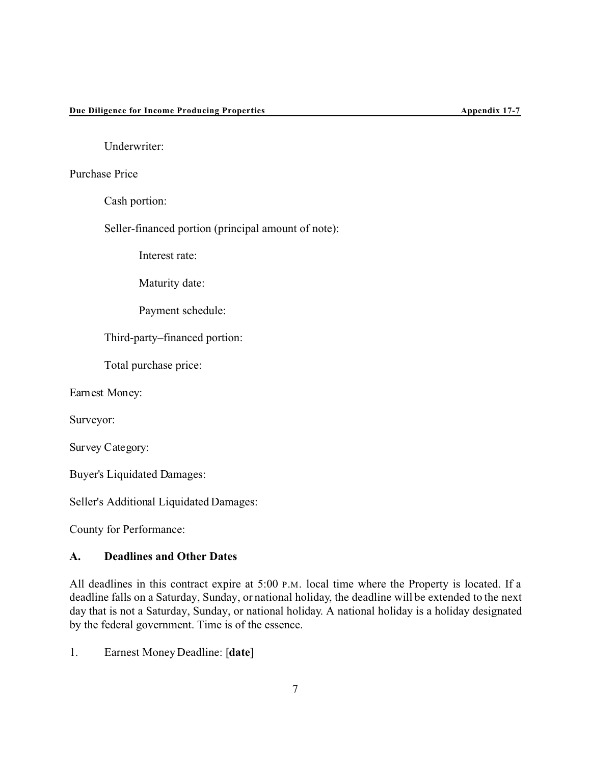Underwriter:

Purchase Price

Cash portion:

Seller-financed portion (principal amount of note):

Interest rate:

Maturity date:

Payment schedule:

Third-party–financed portion:

Total purchase price:

Earnest Money:

Surveyor:

Survey Category:

Buyer's Liquidated Damages:

Seller's Additional Liquidated Damages:

County for Performance:

## A. Deadlines and Other Dates

All deadlines in this contract expire at 5:00 P.M. local time where the Property is located. If a deadline falls on a Saturday, Sunday, or national holiday, the deadline will be extended to the next day that is not a Saturday, Sunday, or national holiday. A national holiday is a holiday designated by the federal government. Time is of the essence.

1. Earnest Money Deadline: [**date**]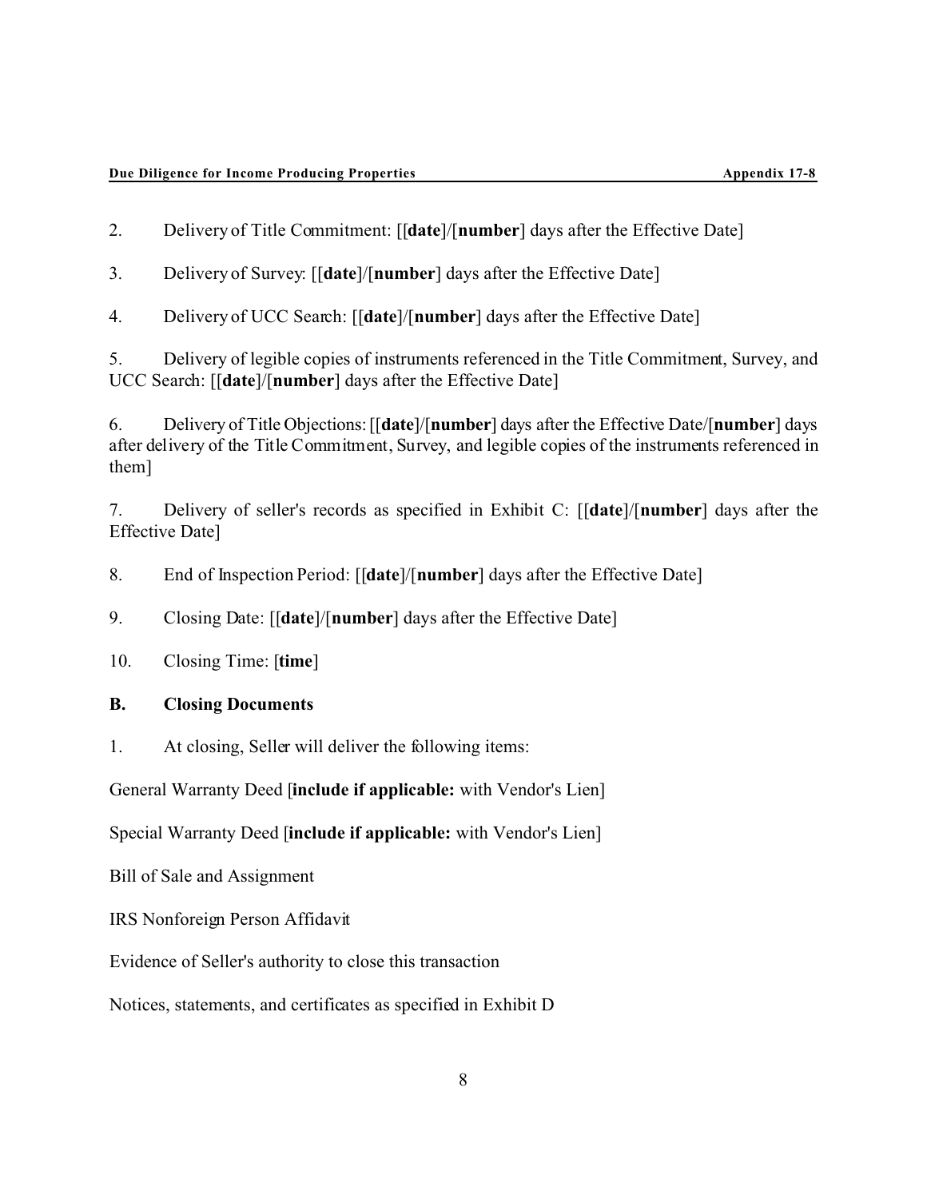2. Delivery of Title Commitment: [[**date**]/[**number**] days after the Effective Date]

3. Delivery of Survey: [[**date**]/[**number**] days after the Effective Date]

4. Delivery of UCC Search: [[**date**]/[**number**] days after the Effective Date]

5. Delivery of legible copies of instruments referenced in the Title Commitment, Survey, and UCC Search: [[**date**]/[**number**] days after the Effective Date]

6. Delivery of Title Objections: [[**date**]/[**number**] days after the Effective Date/[**number**] days after delivery of the Title Commitment, Survey, and legible copies of the instruments referenced in them]

7. Delivery of seller's records as specified in Exhibit C: [[**date**]/[**number**] days after the Effective Date]

8. End of Inspection Period: [[**date**]/[**number**] days after the Effective Date]

9. Closing Date: [[**date**]/[**number**] days after the Effective Date]

10. Closing Time: [**time**]

**B. Closing Documents**

1. At closing, Seller will deliver the following items:

General Warranty Deed [**include if applicable:** with Vendor's Lien]

Special Warranty Deed [**include if applicable:** with Vendor's Lien]

Bill of Sale and Assignment

IRS Nonforeign Person Affidavit

Evidence of Seller's authority to close this transaction

Notices, statements, and certificates as specified in Exhibit D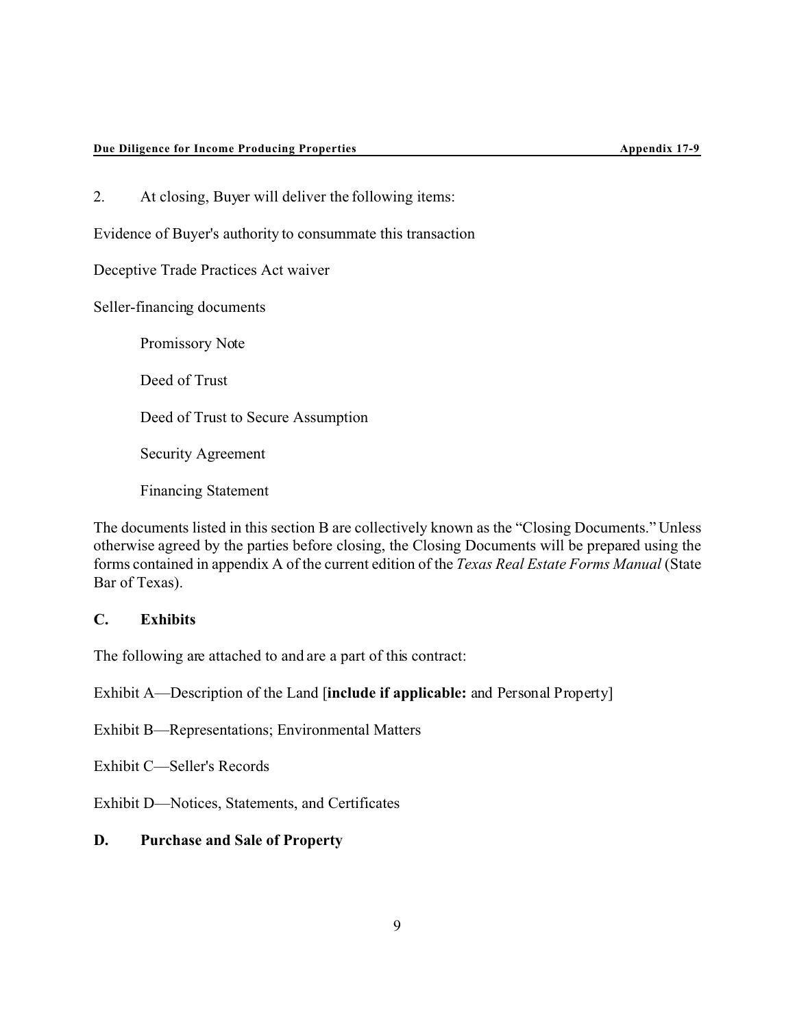2. At closing, Buyer will deliver the following items:

Evidence of Buyer's authority to consummate this transaction

Deceptive Trade Practices Act waiver

Seller-financing documents

- Promissory Note
- Deed of Trust
- Deed of Trust to Secure Assumption
- Security Agreement
- Financing Statement

The documents listed in this section B are collectively known as the “Closing Documents.” Unless otherwise agreed by the parties before closing, the Closing Documents will be prepared using the forms contained in appendix A of the current edition of the *Texas Real Estate Forms Manual* (State Bar of Texas).

## C. Exhibits

The following are attached to and are a part of this contract:

Exhibit A—Description of the Land [**include if applicable:** and Personal Property]

Exhibit B—Representations; Environmental Matters

Exhibit C—Seller's Records

Exhibit D—Notices, Statements, and Certificates

## D. Purchase and Sale of Property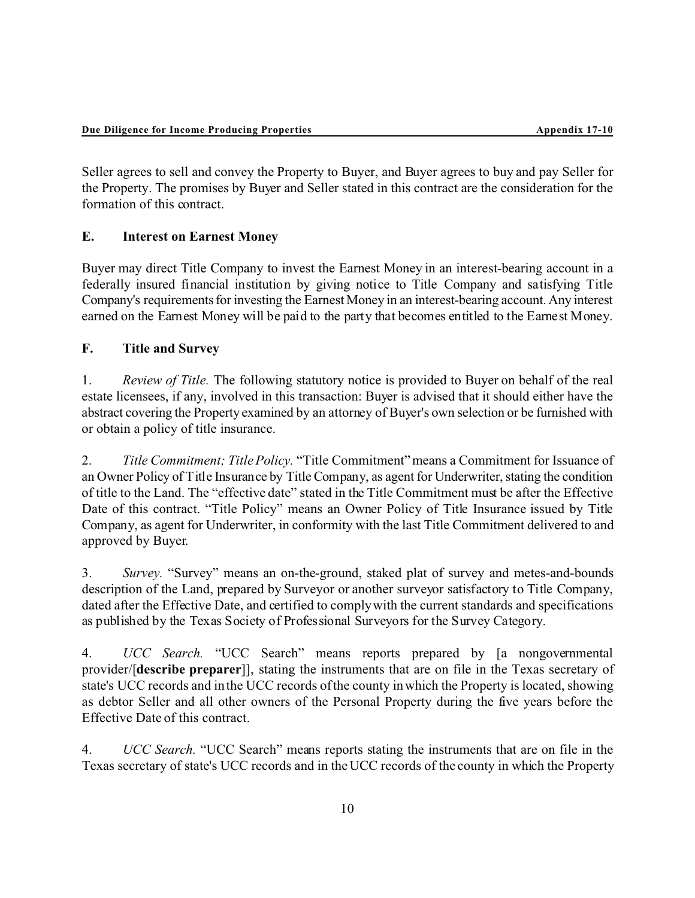Seller agrees to sell and convey the Property to Buyer, and Buyer agrees to buy and pay Seller for the Property. The promises by Buyer and Seller stated in this contract are the consideration for the formation of this contract.

### E. Interest on Earnest Money

Buyer may direct Title Company to invest the Earnest Money in an interest-bearing account in a federally insured financial institution by giving notice to Title Company and satisfying Title Company's requirements for investing the Earnest Money in an interest-bearing account. Any interest earned on the Earnest Money will be paid to the party that becomes entitled to the Earnest Money.

### F. Title and Survey

1. *Review of Title.* The following statutory notice is provided to Buyer on behalf of the real estate licensees, if any, involved in this transaction: Buyer is advised that it should either have the abstract covering the Property examined by an attorney of Buyer's own selection or be furnished with or obtain a policy of title insurance.

2. *Title Commitment; Title Policy.* "Title Commitment" means a Commitment for Issuance of an Owner Policy of Title Insurance by Title Company, as agent for Underwriter, stating the condition of title to the Land. The "effective date" stated in the Title Commitment must be after the Effective Date of this contract. "Title Policy" means an Owner Policy of Title Insurance issued by Title Company, as agent for Underwriter, in conformity with the last Title Commitment delivered to and approved by Buyer.

3. *Survey.* "Survey" means an on-the-ground, staked plat of survey and metes-and-bounds description of the Land, prepared by Surveyor or another surveyor satisfactory to Title Company, dated after the Effective Date, and certified to comply with the current standards and specifications as published by the Texas Society of Professional Surveyors for the Survey Category.

4. *UCC Search.* "UCC Search" means reports prepared by [a nongovernmental provider/[**describe preparer**]], stating the instruments that are on file in the Texas secretary of state's UCC records and in the UCC records of the county in which the Property is located, showing as debtor Seller and all other owners of the Personal Property during the five years before the Effective Date of this contract.

4. *UCC Search.* "UCC Search" means reports stating the instruments that are on file in the Texas secretary of state's UCC records and in the UCC records of the county in which the Property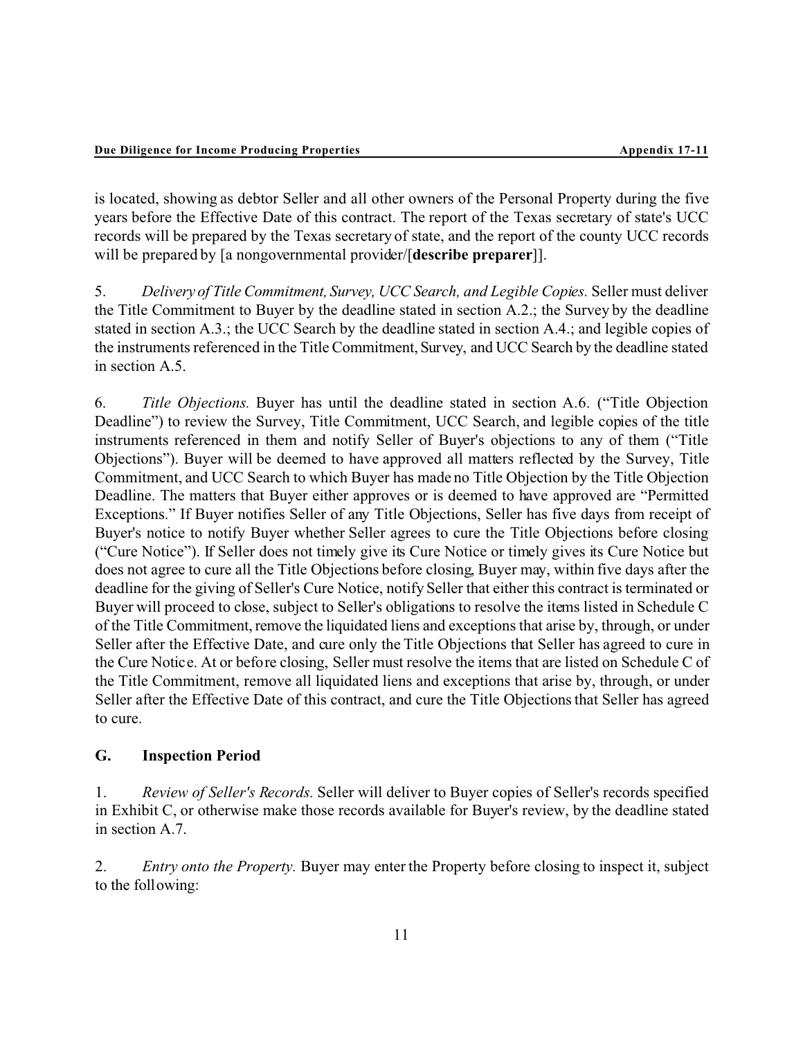is located, showing as debtor Seller and all other owners of the Personal Property during the five years before the Effective Date of this contract. The report of the Texas secretary of state's UCC records will be prepared by the Texas secretary of state, and the report of the county UCC records will be prepared by [a nongovernmental provider/[**describe preparer**]].

5. *Delivery of Title Commitment, Survey, UCC Search, and Legible Copies.* Seller must deliver the Title Commitment to Buyer by the deadline stated in section A.2.; the Survey by the deadline stated in section A.3.; the UCC Search by the deadline stated in section A.4.; and legible copies of the instruments referenced in the Title Commitment, Survey, and UCC Search by the deadline stated in section A.5.

6. *Title Objections.* Buyer has until the deadline stated in section A.6. ("Title Objection Deadline") to review the Survey, Title Commitment, UCC Search, and legible copies of the title instruments referenced in them and notify Seller of Buyer's objections to any of them ("Title Objections"). Buyer will be deemed to have approved all matters reflected by the Survey, Title Commitment, and UCC Search to which Buyer has made no Title Objection by the Title Objection Deadline. The matters that Buyer either approves or is deemed to have approved are "Permitted Exceptions." If Buyer notifies Seller of any Title Objections, Seller has five days from receipt of Buyer's notice to notify Buyer whether Seller agrees to cure the Title Objections before closing ("Cure Notice"). If Seller does not timely give its Cure Notice or timely gives its Cure Notice but does not agree to cure all the Title Objections before closing, Buyer may, within five days after the deadline for the giving of Seller's Cure Notice, notify Seller that either this contract is terminated or Buyer will proceed to close, subject to Seller's obligations to resolve the items listed in Schedule C of the Title Commitment, remove the liquidated liens and exceptions that arise by, through, or under Seller after the Effective Date, and cure only the Title Objections that Seller has agreed to cure in the Cure Notice. At or before closing, Seller must resolve the items that are listed on Schedule C of the Title Commitment, remove all liquidated liens and exceptions that arise by, through, or under Seller after the Effective Date of this contract, and cure the Title Objections that Seller has agreed to cure.

## G. Inspection Period

1. *Review of Seller's Records.* Seller will deliver to Buyer copies of Seller's records specified in Exhibit C, or otherwise make those records available for Buyer's review, by the deadline stated in section A.7.

2. *Entry onto the Property.* Buyer may enter the Property before closing to inspect it, subject to the following: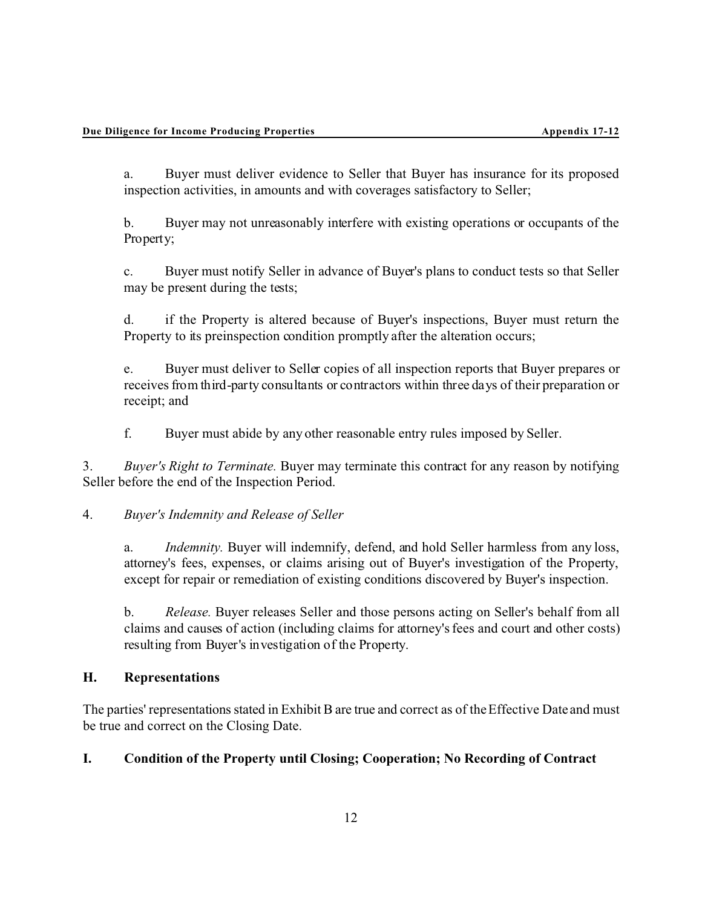a. Buyer must deliver evidence to Seller that Buyer has insurance for its proposed inspection activities, in amounts and with coverages satisfactory to Seller;

b. Buyer may not unreasonably interfere with existing operations or occupants of the Property;

c. Buyer must notify Seller in advance of Buyer's plans to conduct tests so that Seller may be present during the tests;

d. if the Property is altered because of Buyer's inspections, Buyer must return the Property to its preinspection condition promptly after the alteration occurs;

e. Buyer must deliver to Seller copies of all inspection reports that Buyer prepares or receives from third-party consultants or contractors within three days of their preparation or receipt; and

f. Buyer must abide by any other reasonable entry rules imposed by Seller.

3. *Buyer's Right to Terminate.* Buyer may terminate this contract for any reason by notifying Seller before the end of the Inspection Period.

4. *Buyer's Indemnity and Release of Seller*

a. *Indemnity.* Buyer will indemnify, defend, and hold Seller harmless from any loss, attorney's fees, expenses, or claims arising out of Buyer's investigation of the Property, except for repair or remediation of existing conditions discovered by Buyer's inspection.

b. *Release.* Buyer releases Seller and those persons acting on Seller's behalf from all claims and causes of action (including claims for attorney's fees and court and other costs) resulting from Buyer's investigation of the Property.

## H. Representations

The parties' representations stated in Exhibit B are true and correct as of the Effective Date and must be true and correct on the Closing Date.

## I. Condition of the Property until Closing; Cooperation; No Recording of Contract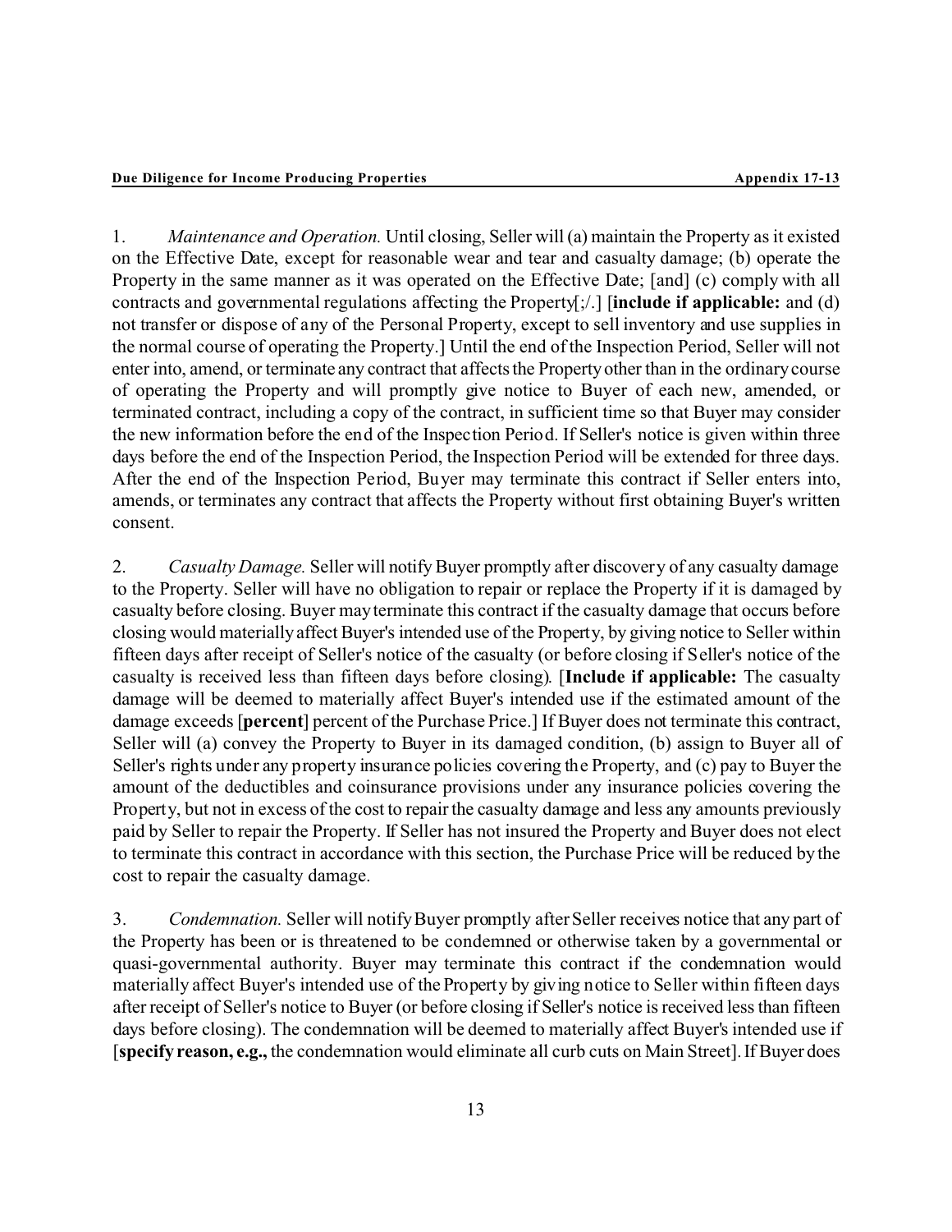1. *Maintenance and Operation.* Until closing, Seller will (a) maintain the Property as it existed on the Effective Date, except for reasonable wear and tear and casualty damage; (b) operate the Property in the same manner as it was operated on the Effective Date; [and] (c) comply with all contracts and governmental regulations affecting the Property[;/.] [**include if applicable:** and (d) not transfer or dispose of any of the Personal Property, except to sell inventory and use supplies in the normal course of operating the Property.] Until the end of the Inspection Period, Seller will not enter into, amend, or terminate any contract that affects the Property other than in the ordinary course of operating the Property and will promptly give notice to Buyer of each new, amended, or terminated contract, including a copy of the contract, in sufficient time so that Buyer may consider the new information before the end of the Inspection Period. If Seller's notice is given within three days before the end of the Inspection Period, the Inspection Period will be extended for three days. After the end of the Inspection Period, Buyer may terminate this contract if Seller enters into, amends, or terminates any contract that affects the Property without first obtaining Buyer's written consent.

2. *Casualty Damage.* Seller will notify Buyer promptly after discovery of any casualty damage to the Property. Seller will have no obligation to repair or replace the Property if it is damaged by casualty before closing. Buyer may terminate this contract if the casualty damage that occurs before closing would materially affect Buyer's intended use of the Property, by giving notice to Seller within fifteen days after receipt of Seller's notice of the casualty (or before closing if Seller's notice of the casualty is received less than fifteen days before closing). [**Include if applicable:** The casualty damage will be deemed to materially affect Buyer's intended use if the estimated amount of the damage exceeds [**percent**] percent of the Purchase Price.] If Buyer does not terminate this contract, Seller will (a) convey the Property to Buyer in its damaged condition, (b) assign to Buyer all of Seller's rights under any property insurance policies covering the Property, and (c) pay to Buyer the amount of the deductibles and coinsurance provisions under any insurance policies covering the Property, but not in excess of the cost to repair the casualty damage and less any amounts previously paid by Seller to repair the Property. If Seller has not insured the Property and Buyer does not elect to terminate this contract in accordance with this section, the Purchase Price will be reduced by the cost to repair the casualty damage.

3. *Condemnation.* Seller will notify Buyer promptly after Seller receives notice that any part of the Property has been or is threatened to be condemned or otherwise taken by a governmental or quasi-governmental authority. Buyer may terminate this contract if the condemnation would materially affect Buyer's intended use of the Property by giving notice to Seller within fifteen days after receipt of Seller's notice to Buyer (or before closing if Seller's notice is received less than fifteen days before closing). The condemnation will be deemed to materially affect Buyer's intended use if [**specify reason, e.g.,** the condemnation would eliminate all curb cuts on Main Street]. If Buyer does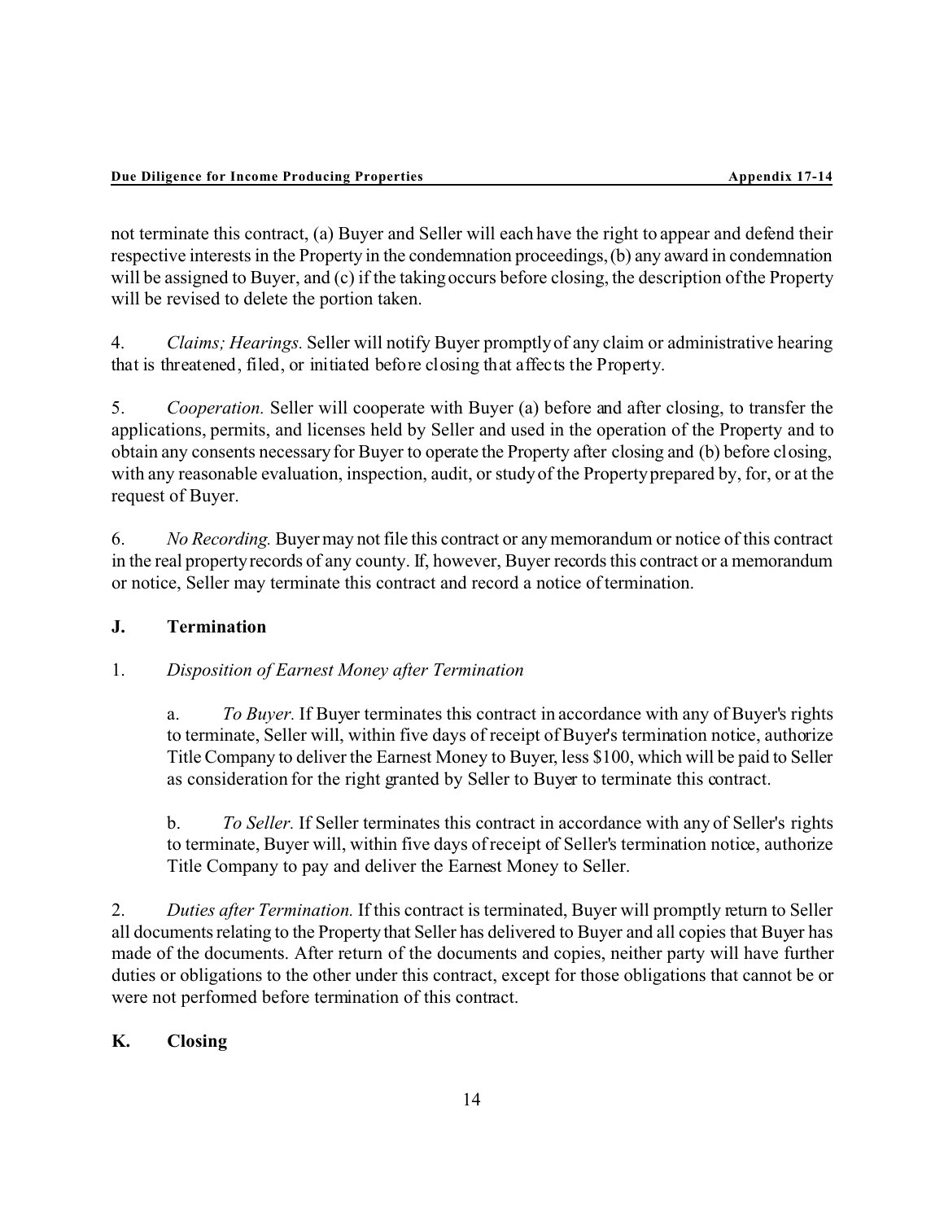not terminate this contract, (a) Buyer and Seller will each have the right to appear and defend their respective interests in the Property in the condemnation proceedings, (b) any award in condemnation will be assigned to Buyer, and (c) if the taking occurs before closing, the description of the Property will be revised to delete the portion taken.

4. *Claims; Hearings.* Seller will notify Buyer promptly of any claim or administrative hearing that is threatened, filed, or initiated before closing that affects the Property.

5. *Cooperation.* Seller will cooperate with Buyer (a) before and after closing, to transfer the applications, permits, and licenses held by Seller and used in the operation of the Property and to obtain any consents necessary for Buyer to operate the Property after closing and (b) before closing, with any reasonable evaluation, inspection, audit, or study of the Property prepared by, for, or at the request of Buyer.

6. *No Recording.* Buyer may not file this contract or any memorandum or notice of this contract in the real property records of any county. If, however, Buyer records this contract or a memorandum or notice, Seller may terminate this contract and record a notice of termination.

## J. Termination

1. *Disposition of Earnest Money after Termination*

   a. *To Buyer.* If Buyer terminates this contract in accordance with any of Buyer's rights to terminate, Seller will, within five days of receipt of Buyer's termination notice, authorize Title Company to deliver the Earnest Money to Buyer, less $100, which will be paid to Seller as consideration for the right granted by Seller to Buyer to terminate this contract.

   b. *To Seller.* If Seller terminates this contract in accordance with any of Seller's rights to terminate, Buyer will, within five days of receipt of Seller's termination notice, authorize Title Company to pay and deliver the Earnest Money to Seller.

2. *Duties after Termination.* If this contract is terminated, Buyer will promptly return to Seller all documents relating to the Property that Seller has delivered to Buyer and all copies that Buyer has made of the documents. After return of the documents and copies, neither party will have further duties or obligations to the other under this contract, except for those obligations that cannot be or were not performed before termination of this contract.

## K. Closing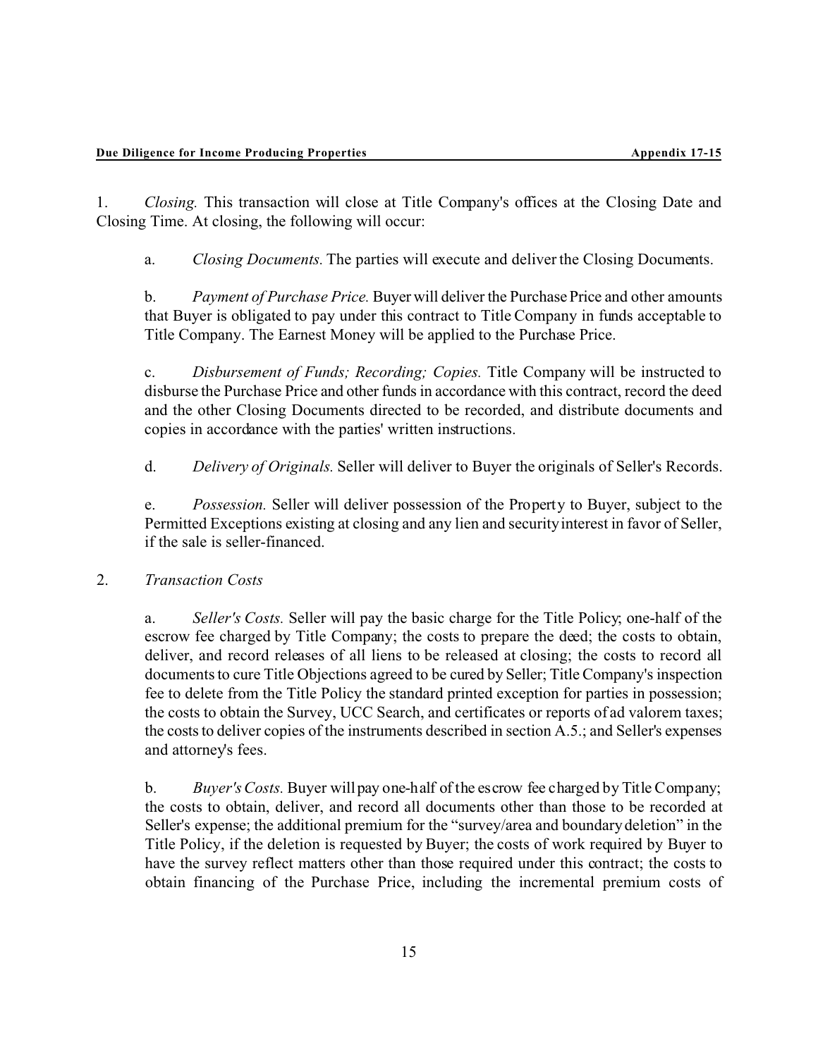1. *Closing.* This transaction will close at Title Company's offices at the Closing Date and Closing Time. At closing, the following will occur:

   a. *Closing Documents.* The parties will execute and deliver the Closing Documents.

   b. *Payment of Purchase Price.* Buyer will deliver the Purchase Price and other amounts that Buyer is obligated to pay under this contract to Title Company in funds acceptable to Title Company. The Earnest Money will be applied to the Purchase Price.

   c. *Disbursement of Funds; Recording; Copies.* Title Company will be instructed to disburse the Purchase Price and other funds in accordance with this contract, record the deed and the other Closing Documents directed to be recorded, and distribute documents and copies in accordance with the parties' written instructions.

   d. *Delivery of Originals.* Seller will deliver to Buyer the originals of Seller's Records.

   e. *Possession.* Seller will deliver possession of the Property to Buyer, subject to the Permitted Exceptions existing at closing and any lien and security interest in favor of Seller, if the sale is seller-financed.

2. *Transaction Costs*

   a. *Seller's Costs.* Seller will pay the basic charge for the Title Policy; one-half of the escrow fee charged by Title Company; the costs to prepare the deed; the costs to obtain, deliver, and record releases of all liens to be released at closing; the costs to record all documents to cure Title Objections agreed to be cured by Seller; Title Company's inspection fee to delete from the Title Policy the standard printed exception for parties in possession; the costs to obtain the Survey, UCC Search, and certificates or reports of ad valorem taxes; the costs to deliver copies of the instruments described in section A.5.; and Seller's expenses and attorney's fees.

   b. *Buyer's Costs.* Buyer will pay one-half of the escrow fee charged by Title Company; the costs to obtain, deliver, and record all documents other than those to be recorded at Seller's expense; the additional premium for the "survey/area and boundary deletion" in the Title Policy, if the deletion is requested by Buyer; the costs of work required by Buyer to have the survey reflect matters other than those required under this contract; the costs to obtain financing of the Purchase Price, including the incremental premium costs of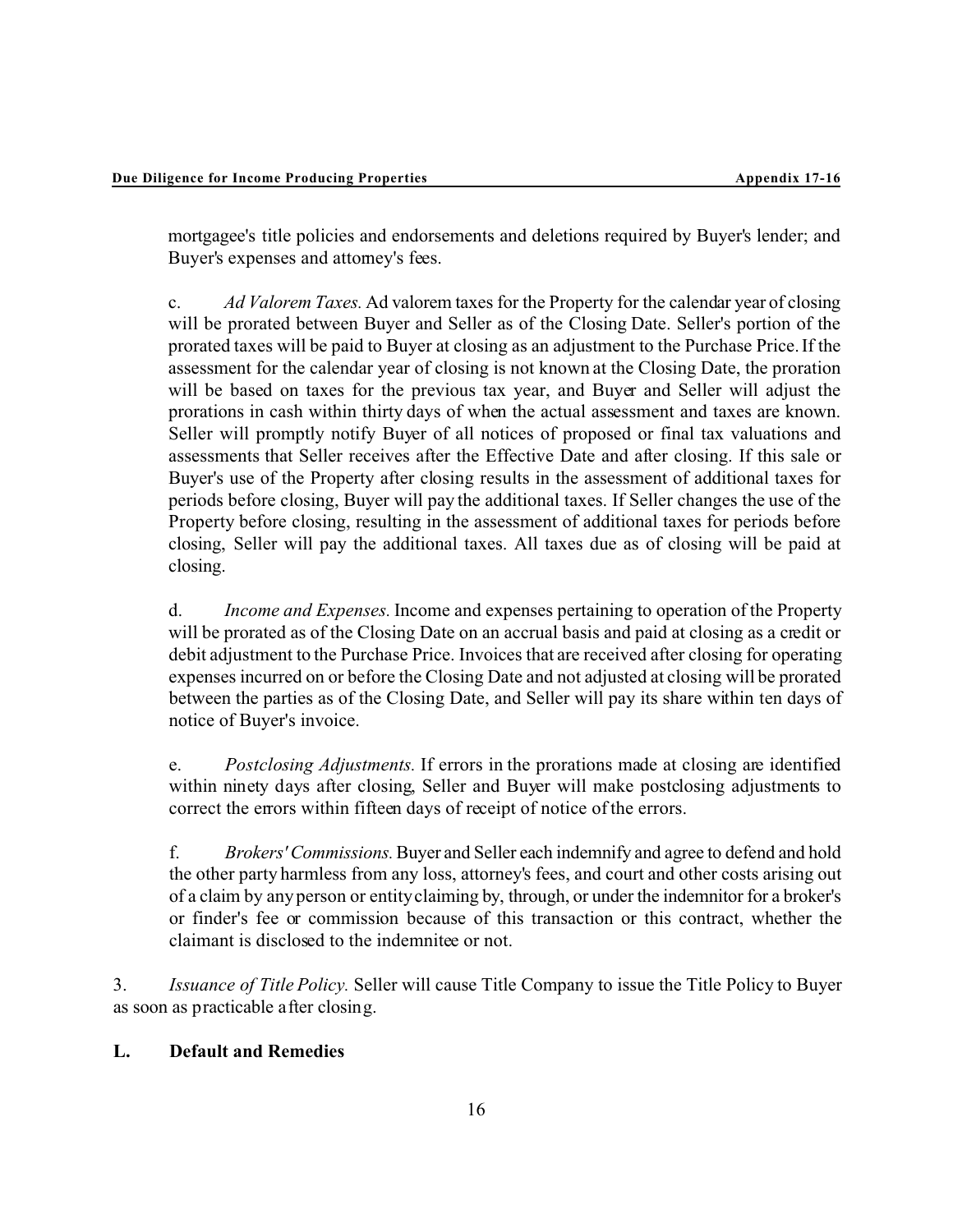mortgagee's title policies and endorsements and deletions required by Buyer's lender; and Buyer's expenses and attorney's fees.

c. *Ad Valorem Taxes.* Ad valorem taxes for the Property for the calendar year of closing will be prorated between Buyer and Seller as of the Closing Date. Seller's portion of the prorated taxes will be paid to Buyer at closing as an adjustment to the Purchase Price. If the assessment for the calendar year of closing is not known at the Closing Date, the proration will be based on taxes for the previous tax year, and Buyer and Seller will adjust the prorations in cash within thirty days of when the actual assessment and taxes are known. Seller will promptly notify Buyer of all notices of proposed or final tax valuations and assessments that Seller receives after the Effective Date and after closing. If this sale or Buyer's use of the Property after closing results in the assessment of additional taxes for periods before closing, Buyer will pay the additional taxes. If Seller changes the use of the Property before closing, resulting in the assessment of additional taxes for periods before closing, Seller will pay the additional taxes. All taxes due as of closing will be paid at closing.

d. *Income and Expenses.* Income and expenses pertaining to operation of the Property will be prorated as of the Closing Date on an accrual basis and paid at closing as a credit or debit adjustment to the Purchase Price. Invoices that are received after closing for operating expenses incurred on or before the Closing Date and not adjusted at closing will be prorated between the parties as of the Closing Date, and Seller will pay its share within ten days of notice of Buyer's invoice.

e. *Postclosing Adjustments.* If errors in the prorations made at closing are identified within ninety days after closing, Seller and Buyer will make postclosing adjustments to correct the errors within fifteen days of receipt of notice of the errors.

f. *Brokers' Commissions.* Buyer and Seller each indemnify and agree to defend and hold the other party harmless from any loss, attorney's fees, and court and other costs arising out of a claim by any person or entity claiming by, through, or under the indemnitor for a broker's or finder's fee or commission because of this transaction or this contract, whether the claimant is disclosed to the indemnitee or not.

3. *Issuance of Title Policy.* Seller will cause Title Company to issue the Title Policy to Buyer as soon as practicable after closing.

## L. Default and Remedies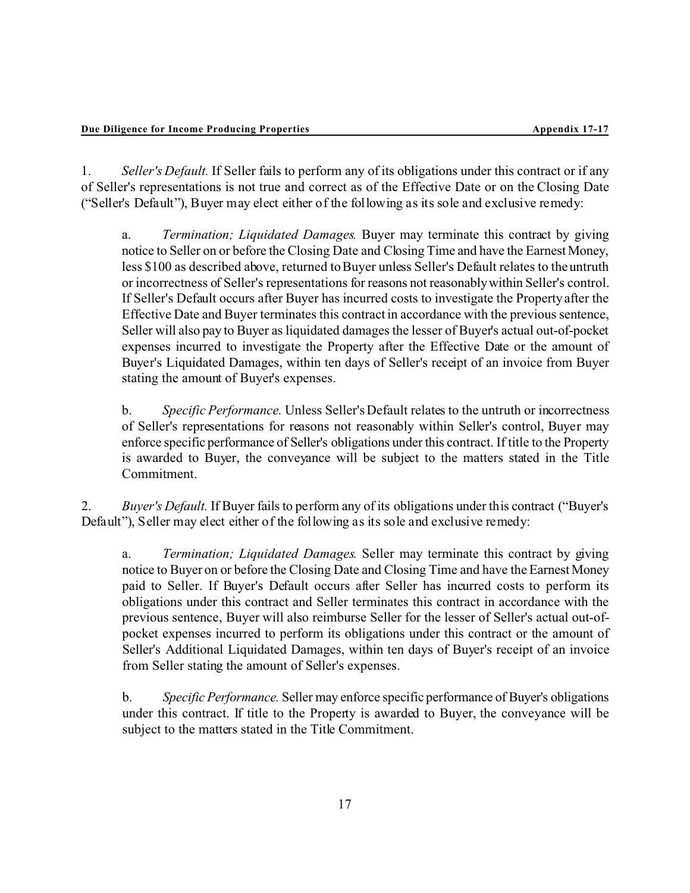1. *Seller's Default.* If Seller fails to perform any of its obligations under this contract or if any of Seller's representations is not true and correct as of the Effective Date or on the Closing Date ("Seller's Default"), Buyer may elect either of the following as its sole and exclusive remedy:

   a. *Termination; Liquidated Damages.* Buyer may terminate this contract by giving notice to Seller on or before the Closing Date and Closing Time and have the Earnest Money, less $100 as described above, returned to Buyer unless Seller's Default relates to the untruth or incorrectness of Seller's representations for reasons not reasonably within Seller's control. If Seller's Default occurs after Buyer has incurred costs to investigate the Property after the Effective Date and Buyer terminates this contract in accordance with the previous sentence, Seller will also pay to Buyer as liquidated damages the lesser of Buyer's actual out-of-pocket expenses incurred to investigate the Property after the Effective Date or the amount of Buyer's Liquidated Damages, within ten days of Seller's receipt of an invoice from Buyer stating the amount of Buyer's expenses.

   b. *Specific Performance.* Unless Seller's Default relates to the untruth or incorrectness of Seller's representations for reasons not reasonably within Seller's control, Buyer may enforce specific performance of Seller's obligations under this contract. If title to the Property is awarded to Buyer, the conveyance will be subject to the matters stated in the Title Commitment.

2. *Buyer's Default.* If Buyer fails to perform any of its obligations under this contract ("Buyer's Default"), Seller may elect either of the following as its sole and exclusive remedy:

   a. *Termination; Liquidated Damages.* Seller may terminate this contract by giving notice to Buyer on or before the Closing Date and Closing Time and have the Earnest Money paid to Seller. If Buyer's Default occurs after Seller has incurred costs to perform its obligations under this contract and Seller terminates this contract in accordance with the previous sentence, Buyer will also reimburse Seller for the lesser of Seller's actual out-of-pocket expenses incurred to perform its obligations under this contract or the amount of Seller's Additional Liquidated Damages, within ten days of Buyer's receipt of an invoice from Seller stating the amount of Seller's expenses.

   b. *Specific Performance.* Seller may enforce specific performance of Buyer's obligations under this contract. If title to the Property is awarded to Buyer, the conveyance will be subject to the matters stated in the Title Commitment.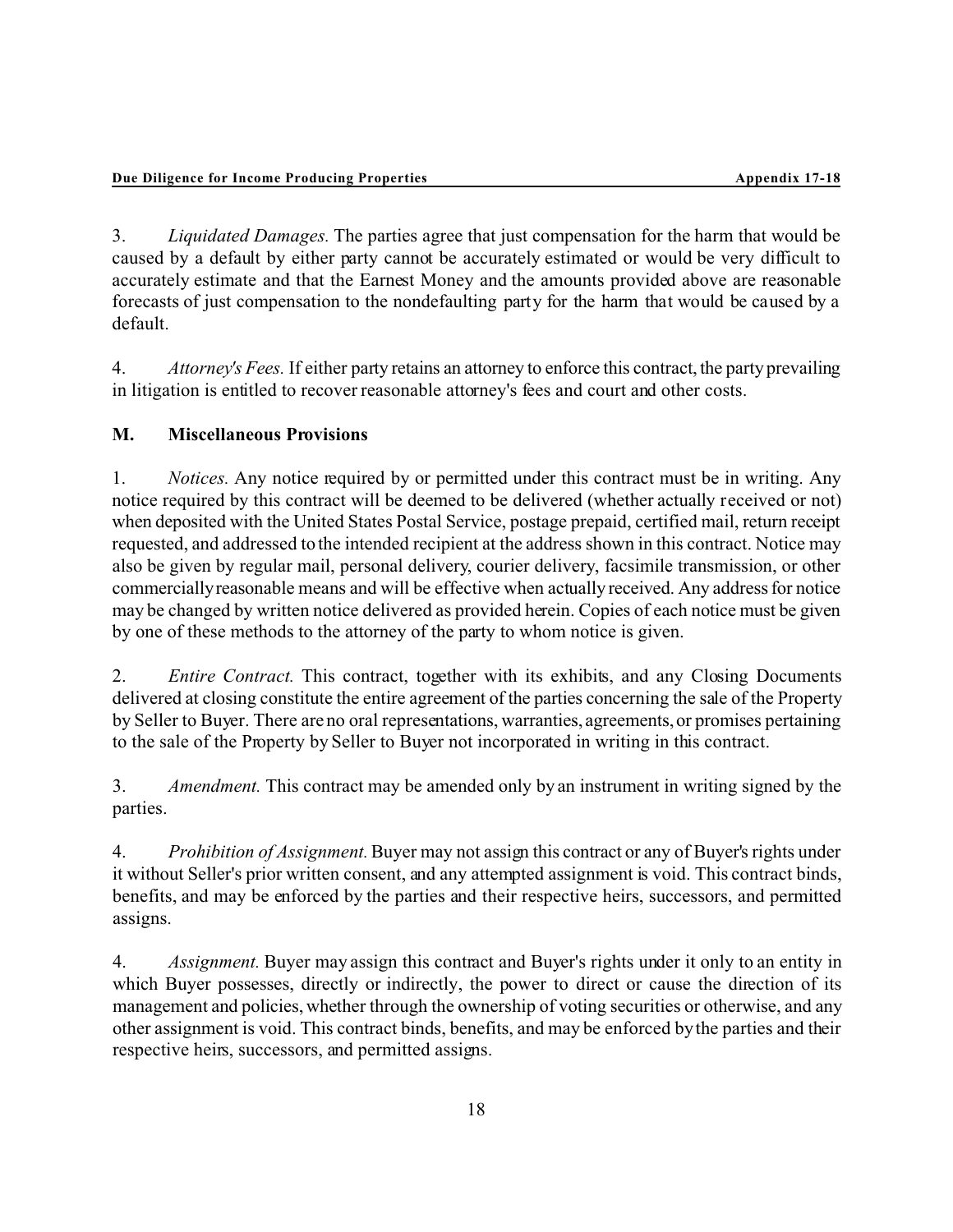3. *Liquidated Damages.* The parties agree that just compensation for the harm that would be caused by a default by either party cannot be accurately estimated or would be very difficult to accurately estimate and that the Earnest Money and the amounts provided above are reasonable forecasts of just compensation to the nondefaulting party for the harm that would be caused by a default.

4. *Attorney's Fees.* If either party retains an attorney to enforce this contract, the party prevailing in litigation is entitled to recover reasonable attorney's fees and court and other costs.

## M. Miscellaneous Provisions

1. *Notices.* Any notice required by or permitted under this contract must be in writing. Any notice required by this contract will be deemed to be delivered (whether actually received or not) when deposited with the United States Postal Service, postage prepaid, certified mail, return receipt requested, and addressed to the intended recipient at the address shown in this contract. Notice may also be given by regular mail, personal delivery, courier delivery, facsimile transmission, or other commercially reasonable means and will be effective when actually received. Any address for notice may be changed by written notice delivered as provided herein. Copies of each notice must be given by one of these methods to the attorney of the party to whom notice is given.

2. *Entire Contract.* This contract, together with its exhibits, and any Closing Documents delivered at closing constitute the entire agreement of the parties concerning the sale of the Property by Seller to Buyer. There are no oral representations, warranties, agreements, or promises pertaining to the sale of the Property by Seller to Buyer not incorporated in writing in this contract.

3. *Amendment.* This contract may be amended only by an instrument in writing signed by the parties.

4. *Prohibition of Assignment.* Buyer may not assign this contract or any of Buyer's rights under it without Seller's prior written consent, and any attempted assignment is void. This contract binds, benefits, and may be enforced by the parties and their respective heirs, successors, and permitted assigns.

4. *Assignment.* Buyer may assign this contract and Buyer's rights under it only to an entity in which Buyer possesses, directly or indirectly, the power to direct or cause the direction of its management and policies, whether through the ownership of voting securities or otherwise, and any other assignment is void. This contract binds, benefits, and may be enforced by the parties and their respective heirs, successors, and permitted assigns.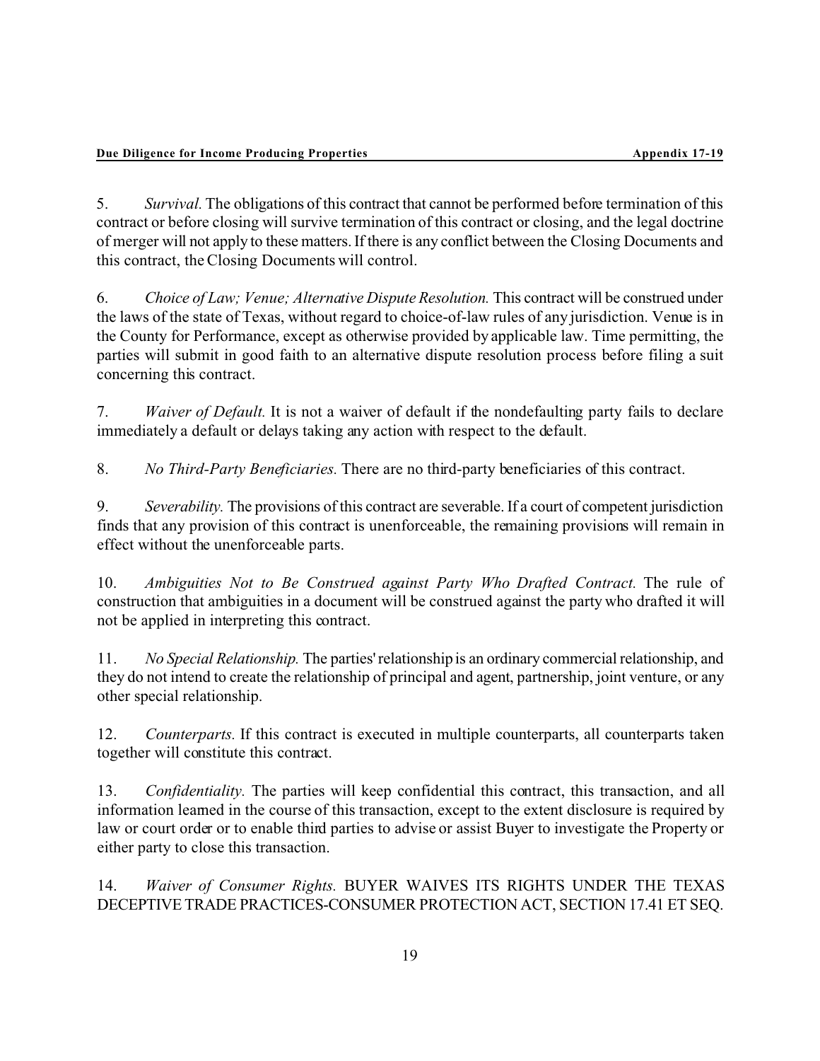5. *Survival.* The obligations of this contract that cannot be performed before termination of this contract or before closing will survive termination of this contract or closing, and the legal doctrine of merger will not apply to these matters. If there is any conflict between the Closing Documents and this contract, the Closing Documents will control.

6. *Choice of Law; Venue; Alternative Dispute Resolution.* This contract will be construed under the laws of the state of Texas, without regard to choice-of-law rules of any jurisdiction. Venue is in the County for Performance, except as otherwise provided by applicable law. Time permitting, the parties will submit in good faith to an alternative dispute resolution process before filing a suit concerning this contract.

7. *Waiver of Default.* It is not a waiver of default if the nondefaulting party fails to declare immediately a default or delays taking any action with respect to the default.

8. *No Third-Party Beneficiaries.* There are no third-party beneficiaries of this contract.

9. *Severability.* The provisions of this contract are severable. If a court of competent jurisdiction finds that any provision of this contract is unenforceable, the remaining provisions will remain in effect without the unenforceable parts.

10. *Ambiguities Not to Be Construed against Party Who Drafted Contract.* The rule of construction that ambiguities in a document will be construed against the party who drafted it will not be applied in interpreting this contract.

11. *No Special Relationship.* The parties' relationship is an ordinary commercial relationship, and they do not intend to create the relationship of principal and agent, partnership, joint venture, or any other special relationship.

12. *Counterparts.* If this contract is executed in multiple counterparts, all counterparts taken together will constitute this contract.

13. *Confidentiality.* The parties will keep confidential this contract, this transaction, and all information learned in the course of this transaction, except to the extent disclosure is required by law or court order or to enable third parties to advise or assist Buyer to investigate the Property or either party to close this transaction.

14. *Waiver of Consumer Rights.* BUYER WAIVES ITS RIGHTS UNDER THE TEXAS DECEPTIVE TRADE PRACTICES-CONSUMER PROTECTION ACT, SECTION 17.41 ET SEQ.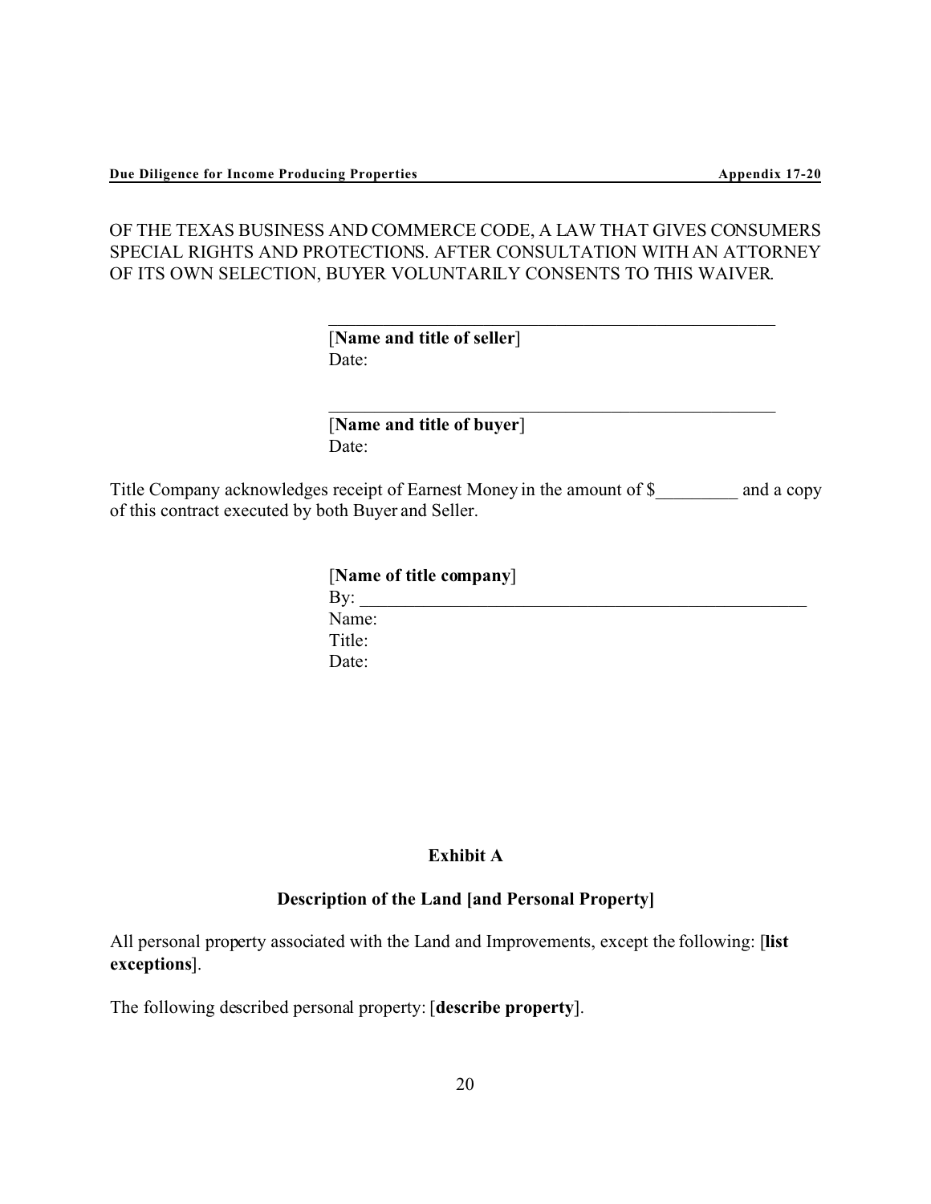OF THE TEXAS BUSINESS AND COMMERCE CODE, A LAW THAT GIVES CONSUMERS SPECIAL RIGHTS AND PROTECTIONS. AFTER CONSULTATION WITH AN ATTORNEY OF ITS OWN SELECTION, BUYER VOLUNTARILY CONSENTS TO THIS WAIVER.

\_\_\_\_\_\_\_\_\_\_\_\_\_\_\_\_\_\_\_\_\_\_\_\_\_\_\_\_\_\_\_\_\_\_\_\_\_\_\_\_\_\_\_\_\_\_\_\_

[**Name and title of seller**]
Date:

\_\_\_\_\_\_\_\_\_\_\_\_\_\_\_\_\_\_\_\_\_\_\_\_\_\_\_\_\_\_\_\_\_\_\_\_\_\_\_\_\_\_\_\_\_\_\_\_

[**Name and title of buyer**]
Date:

Title Company acknowledges receipt of Earnest Money in the amount of $\_\_\_\_\_\_\_\_\_ and a copy of this contract executed by both Buyer and Seller.

[**Name of title company**]
By: \_\_\_\_\_\_\_\_\_\_\_\_\_\_\_\_\_\_\_\_\_\_\_\_\_\_\_\_\_\_\_\_\_\_\_\_\_\_\_\_\_\_\_\_\_\_\_\_
Name:
Title:
Date:

**Exhibit A**

**Description of the Land [and Personal Property]**

All personal property associated with the Land and Improvements, except the following: [**list exceptions**].

The following described personal property: [**describe property**].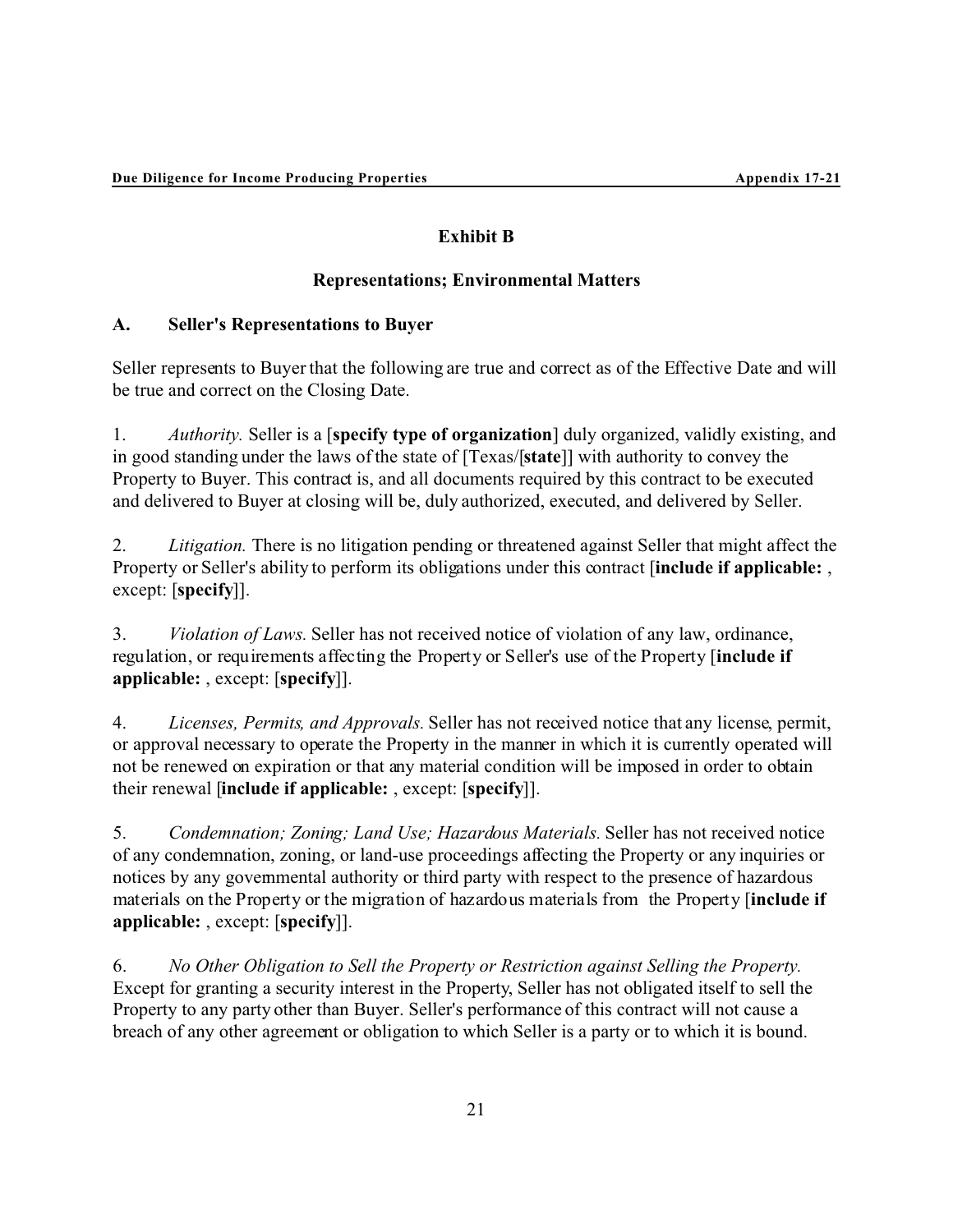## Exhibit B

## Representations; Environmental Matters

### A. Seller's Representations to Buyer

Seller represents to Buyer that the following are true and correct as of the Effective Date and will be true and correct on the Closing Date.

1. *Authority.* Seller is a [**specify type of organization**] duly organized, validly existing, and in good standing under the laws of the state of [Texas/[**state**]] with authority to convey the Property to Buyer. This contract is, and all documents required by this contract to be executed and delivered to Buyer at closing will be, duly authorized, executed, and delivered by Seller.

2. *Litigation.* There is no litigation pending or threatened against Seller that might affect the Property or Seller's ability to perform its obligations under this contract [**include if applicable:** , except: [**specify**]].

3. *Violation of Laws.* Seller has not received notice of violation of any law, ordinance, regulation, or requirements affecting the Property or Seller's use of the Property [**include if applicable:** , except: [**specify**]].

4. *Licenses, Permits, and Approvals.* Seller has not received notice that any license, permit, or approval necessary to operate the Property in the manner in which it is currently operated will not be renewed on expiration or that any material condition will be imposed in order to obtain their renewal [**include if applicable:** , except: [**specify**]].

5. *Condemnation; Zoning; Land Use; Hazardous Materials.* Seller has not received notice of any condemnation, zoning, or land-use proceedings affecting the Property or any inquiries or notices by any governmental authority or third party with respect to the presence of hazardous materials on the Property or the migration of hazardous materials from the Property [**include if applicable:** , except: [**specify**]].

6. *No Other Obligation to Sell the Property or Restriction against Selling the Property.* Except for granting a security interest in the Property, Seller has not obligated itself to sell the Property to any party other than Buyer. Seller's performance of this contract will not cause a breach of any other agreement or obligation to which Seller is a party or to which it is bound.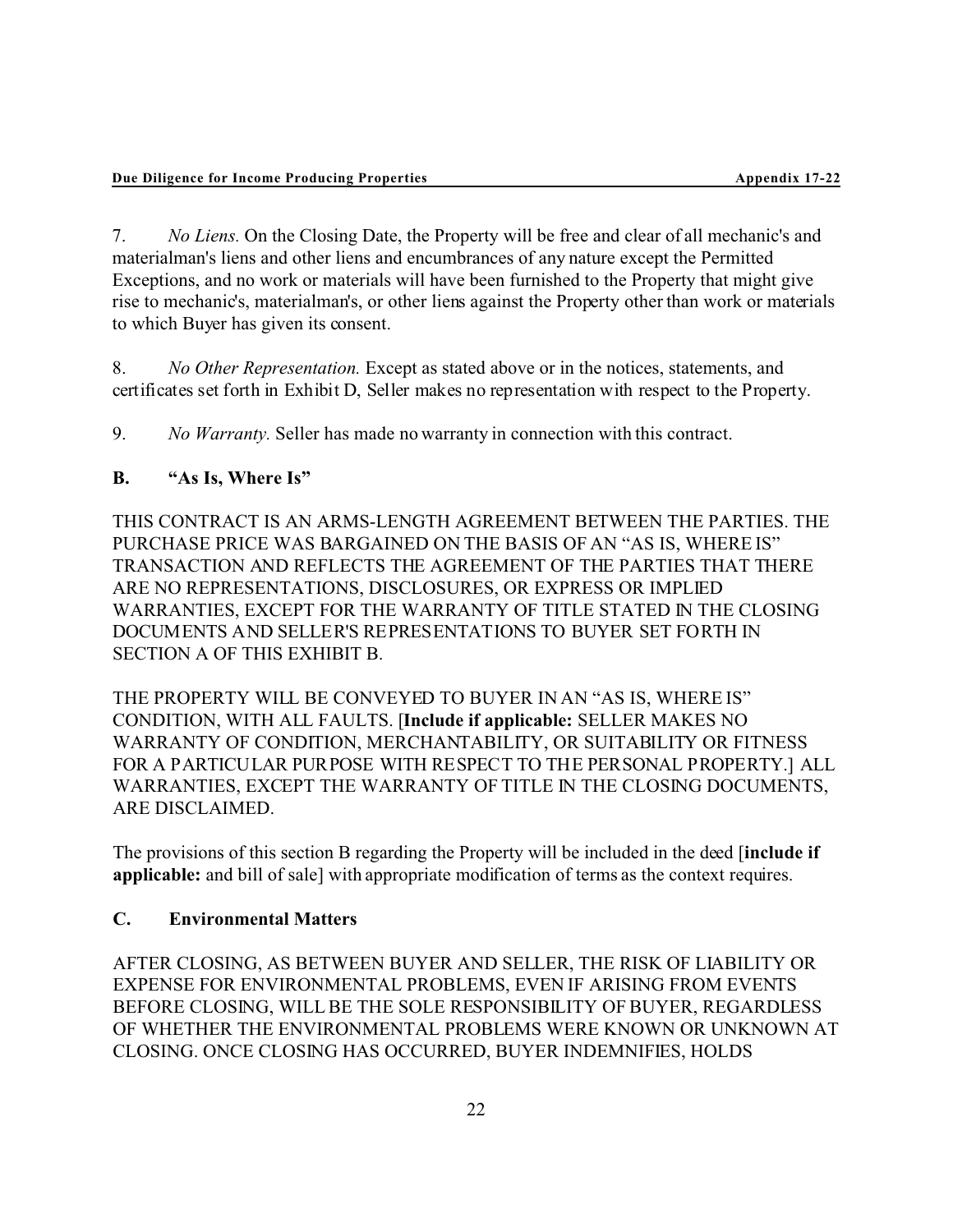7. *No Liens.* On the Closing Date, the Property will be free and clear of all mechanic's and materialman's liens and other liens and encumbrances of any nature except the Permitted Exceptions, and no work or materials will have been furnished to the Property that might give rise to mechanic's, materialman's, or other liens against the Property other than work or materials to which Buyer has given its consent.

8. *No Other Representation.* Except as stated above or in the notices, statements, and certificates set forth in Exhibit D, Seller makes no representation with respect to the Property.

9. *No Warranty.* Seller has made no warranty in connection with this contract.

### B. "As Is, Where Is"

THIS CONTRACT IS AN ARMS-LENGTH AGREEMENT BETWEEN THE PARTIES. THE PURCHASE PRICE WAS BARGAINED ON THE BASIS OF AN "AS IS, WHERE IS" TRANSACTION AND REFLECTS THE AGREEMENT OF THE PARTIES THAT THERE ARE NO REPRESENTATIONS, DISCLOSURES, OR EXPRESS OR IMPLIED WARRANTIES, EXCEPT FOR THE WARRANTY OF TITLE STATED IN THE CLOSING DOCUMENTS AND SELLER'S REPRESENTATIONS TO BUYER SET FORTH IN SECTION A OF THIS EXHIBIT B.

THE PROPERTY WILL BE CONVEYED TO BUYER IN AN "AS IS, WHERE IS" CONDITION, WITH ALL FAULTS. [**Include if applicable:** SELLER MAKES NO WARRANTY OF CONDITION, MERCHANTABILITY, OR SUITABILITY OR FITNESS FOR A PARTICULAR PURPOSE WITH RESPECT TO THE PERSONAL PROPERTY.] ALL WARRANTIES, EXCEPT THE WARRANTY OF TITLE IN THE CLOSING DOCUMENTS, ARE DISCLAIMED.

The provisions of this section B regarding the Property will be included in the deed [**include if applicable:** and bill of sale] with appropriate modification of terms as the context requires.

### C. Environmental Matters

AFTER CLOSING, AS BETWEEN BUYER AND SELLER, THE RISK OF LIABILITY OR EXPENSE FOR ENVIRONMENTAL PROBLEMS, EVEN IF ARISING FROM EVENTS BEFORE CLOSING, WILL BE THE SOLE RESPONSIBILITY OF BUYER, REGARDLESS OF WHETHER THE ENVIRONMENTAL PROBLEMS WERE KNOWN OR UNKNOWN AT CLOSING. ONCE CLOSING HAS OCCURRED, BUYER INDEMNIFIES, HOLDS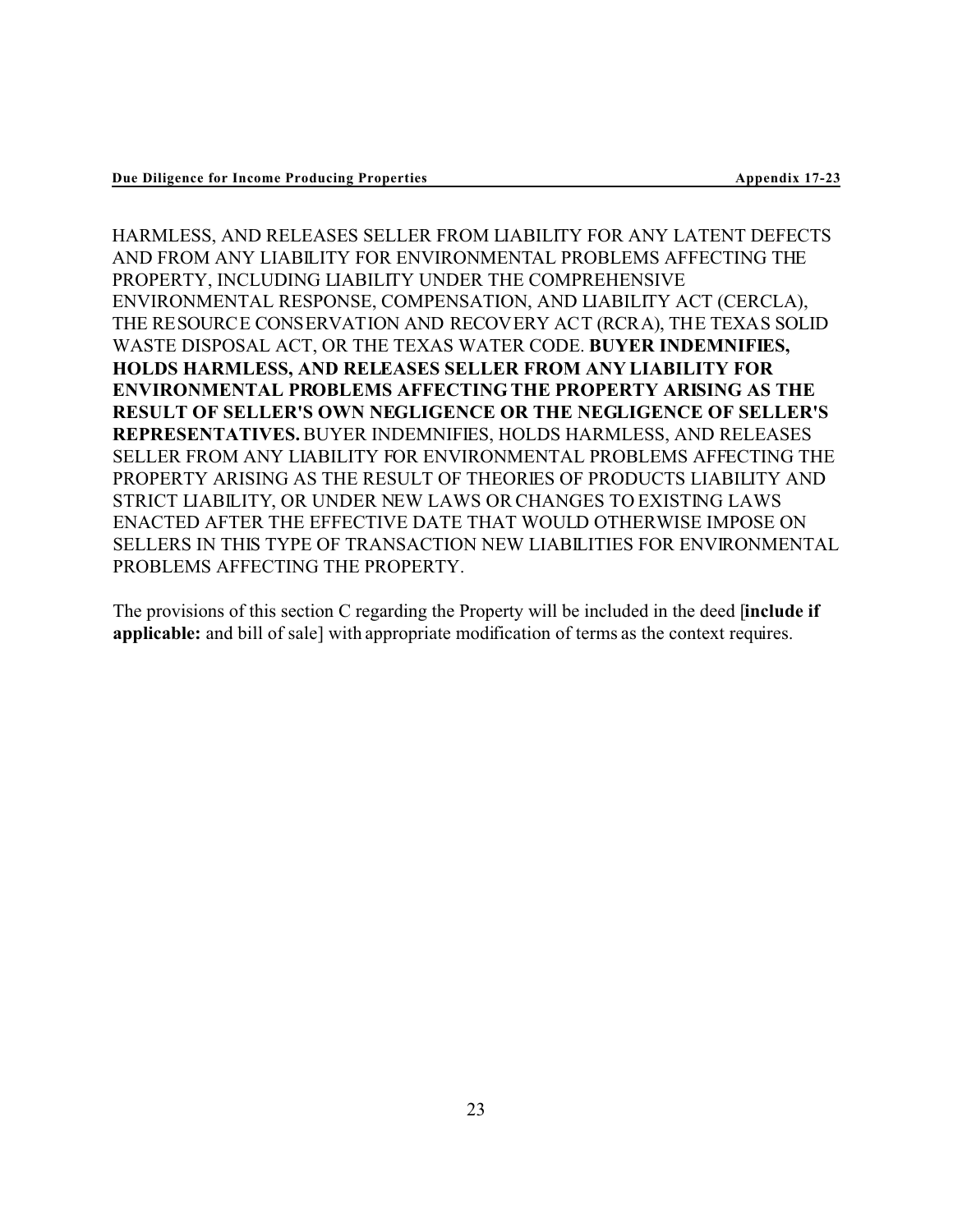HARMLESS, AND RELEASES SELLER FROM LIABILITY FOR ANY LATENT DEFECTS AND FROM ANY LIABILITY FOR ENVIRONMENTAL PROBLEMS AFFECTING THE PROPERTY, INCLUDING LIABILITY UNDER THE COMPREHENSIVE ENVIRONMENTAL RESPONSE, COMPENSATION, AND LIABILITY ACT (CERCLA), THE RESOURCE CONSERVATION AND RECOVERY ACT (RCRA), THE TEXAS SOLID WASTE DISPOSAL ACT, OR THE TEXAS WATER CODE. **BUYER INDEMNIFIES, HOLDS HARMLESS, AND RELEASES SELLER FROM ANY LIABILITY FOR ENVIRONMENTAL PROBLEMS AFFECTING THE PROPERTY ARISING AS THE RESULT OF SELLER'S OWN NEGLIGENCE OR THE NEGLIGENCE OF SELLER'S REPRESENTATIVES.** BUYER INDEMNIFIES, HOLDS HARMLESS, AND RELEASES SELLER FROM ANY LIABILITY FOR ENVIRONMENTAL PROBLEMS AFFECTING THE PROPERTY ARISING AS THE RESULT OF THEORIES OF PRODUCTS LIABILITY AND STRICT LIABILITY, OR UNDER NEW LAWS OR CHANGES TO EXISTING LAWS ENACTED AFTER THE EFFECTIVE DATE THAT WOULD OTHERWISE IMPOSE ON SELLERS IN THIS TYPE OF TRANSACTION NEW LIABILITIES FOR ENVIRONMENTAL PROBLEMS AFFECTING THE PROPERTY.

The provisions of this section C regarding the Property will be included in the deed [**include if applicable:** and bill of sale] with appropriate modification of terms as the context requires.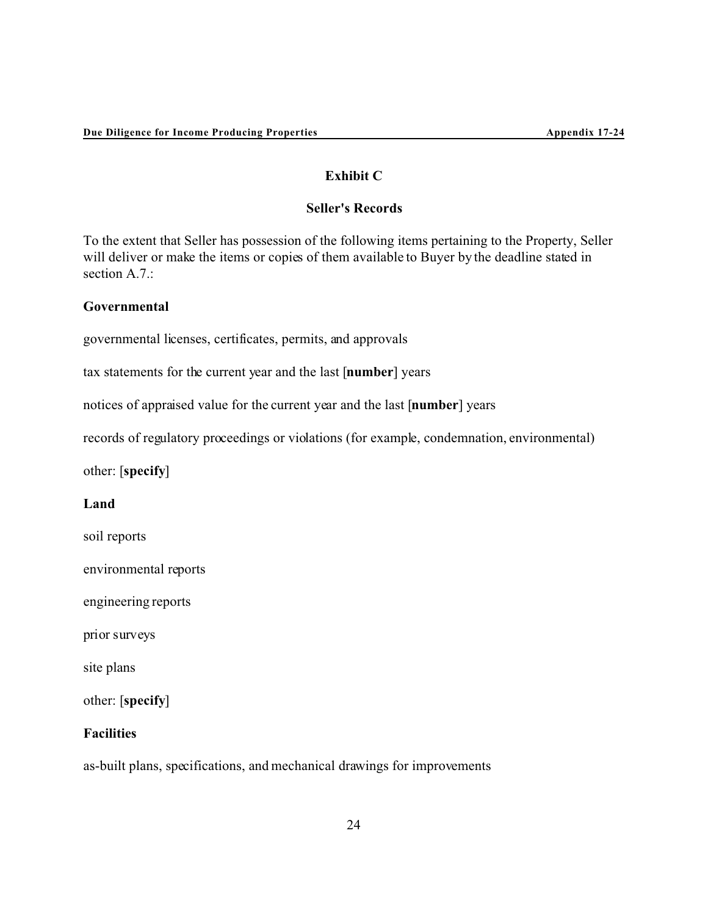## Exhibit C

## Seller's Records

To the extent that Seller has possession of the following items pertaining to the Property, Seller will deliver or make the items or copies of them available to Buyer by the deadline stated in section A.7.:

**Governmental**

governmental licenses, certificates, permits, and approvals

tax statements for the current year and the last [**number**] years

notices of appraised value for the current year and the last [**number**] years

records of regulatory proceedings or violations (for example, condemnation, environmental)

other: [**specify**]

**Land**

soil reports

environmental reports

engineering reports

prior surveys

site plans

other: [**specify**]

**Facilities**

as-built plans, specifications, and mechanical drawings for improvements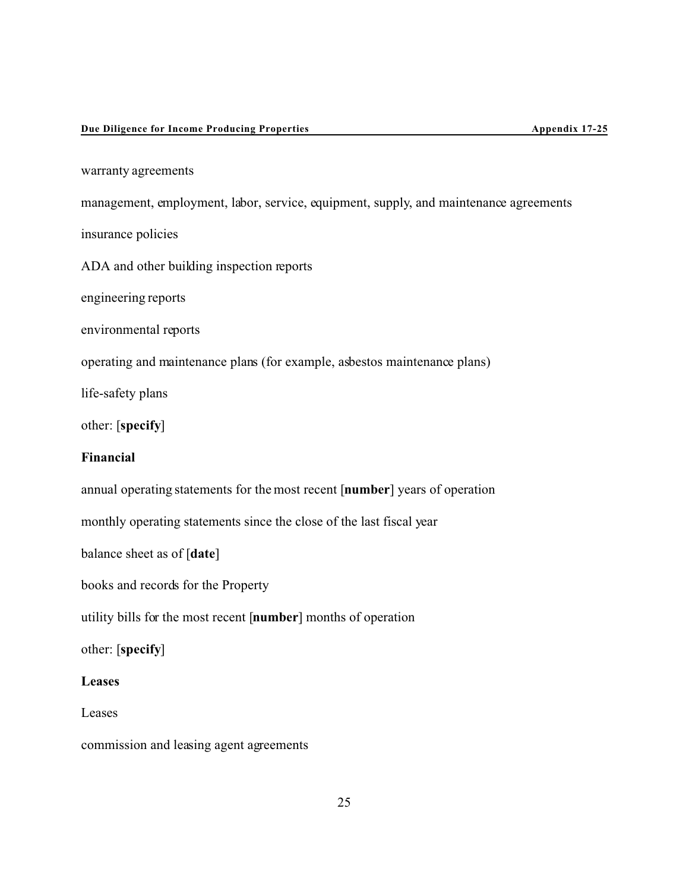warranty agreements

management, employment, labor, service, equipment, supply, and maintenance agreements

insurance policies

ADA and other building inspection reports

engineering reports

environmental reports

operating and maintenance plans (for example, asbestos maintenance plans)

life-safety plans

other: [**specify**]

**Financial**

annual operating statements for the most recent [**number**] years of operation

monthly operating statements since the close of the last fiscal year

balance sheet as of [**date**]

books and records for the Property

utility bills for the most recent [**number**] months of operation

other: [**specify**]

**Leases**

Leases

commission and leasing agent agreements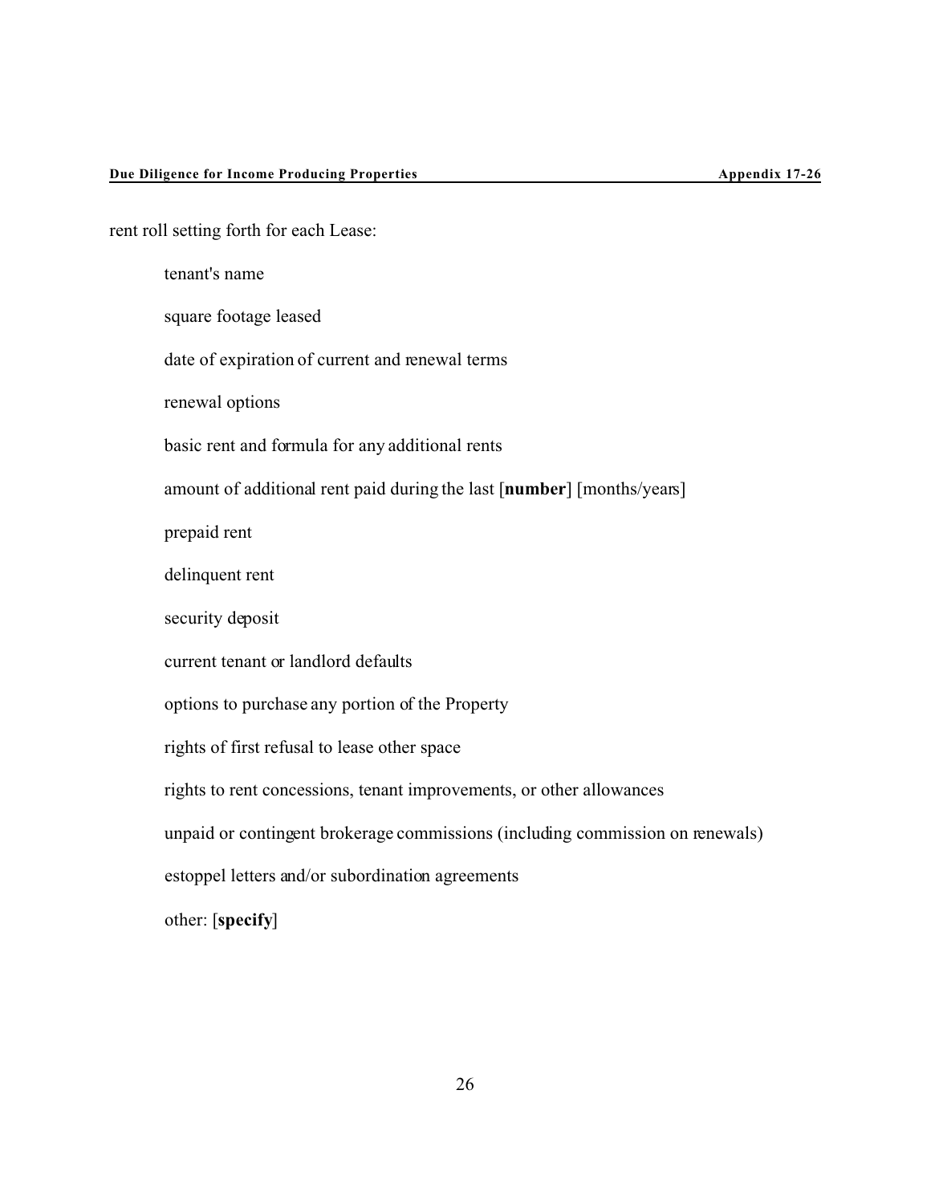rent roll setting forth for each Lease:

tenant's name

square footage leased

date of expiration of current and renewal terms

renewal options

basic rent and formula for any additional rents

amount of additional rent paid during the last [**number**] [months/years]

prepaid rent

delinquent rent

security deposit

current tenant or landlord defaults

options to purchase any portion of the Property

rights of first refusal to lease other space

rights to rent concessions, tenant improvements, or other allowances

unpaid or contingent brokerage commissions (including commission on renewals)

estoppel letters and/or subordination agreements

other: [**specify**]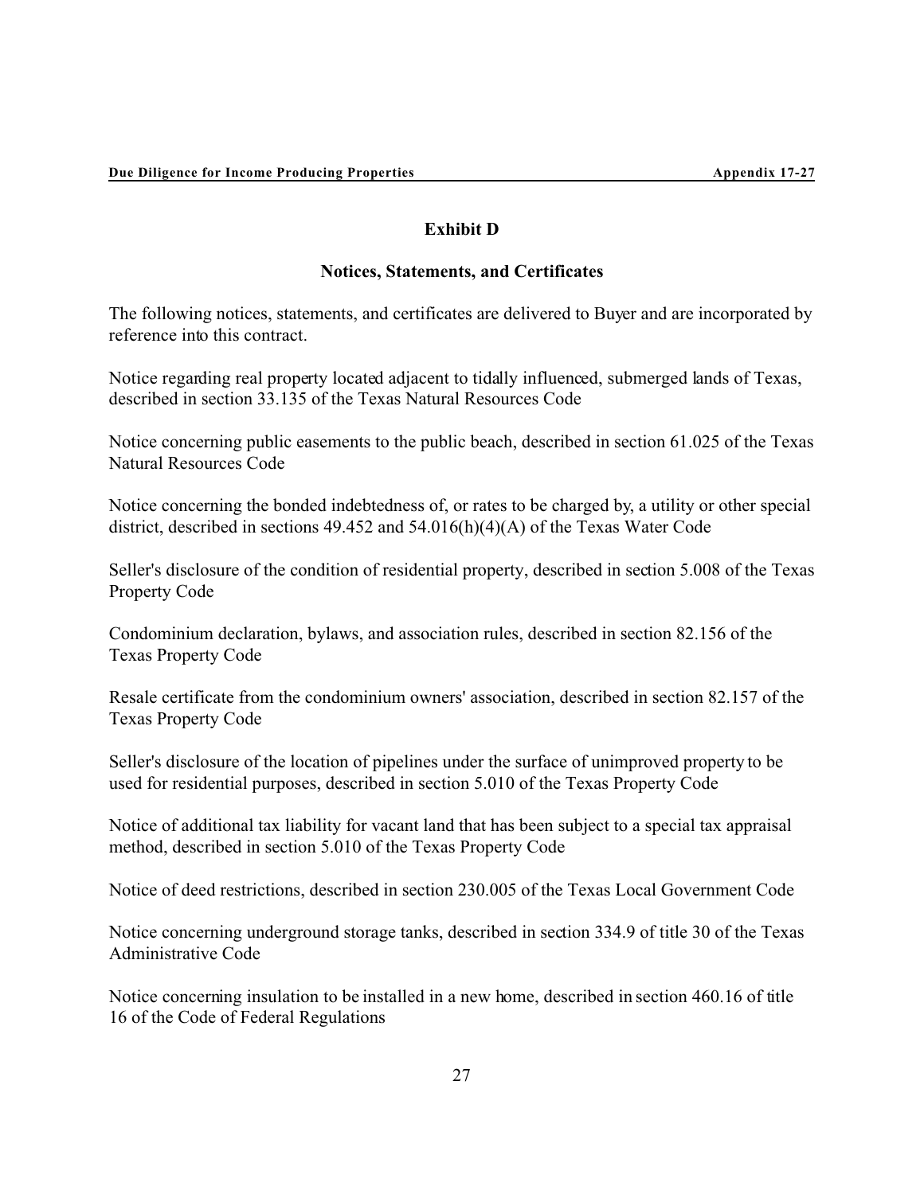## Exhibit D

## Notices, Statements, and Certificates

The following notices, statements, and certificates are delivered to Buyer and are incorporated by reference into this contract.

Notice regarding real property located adjacent to tidally influenced, submerged lands of Texas, described in section 33.135 of the Texas Natural Resources Code

Notice concerning public easements to the public beach, described in section 61.025 of the Texas Natural Resources Code

Notice concerning the bonded indebtedness of, or rates to be charged by, a utility or other special district, described in sections 49.452 and 54.016(h)(4)(A) of the Texas Water Code

Seller's disclosure of the condition of residential property, described in section 5.008 of the Texas Property Code

Condominium declaration, bylaws, and association rules, described in section 82.156 of the Texas Property Code

Resale certificate from the condominium owners' association, described in section 82.157 of the Texas Property Code

Seller's disclosure of the location of pipelines under the surface of unimproved property to be used for residential purposes, described in section 5.010 of the Texas Property Code

Notice of additional tax liability for vacant land that has been subject to a special tax appraisal method, described in section 5.010 of the Texas Property Code

Notice of deed restrictions, described in section 230.005 of the Texas Local Government Code

Notice concerning underground storage tanks, described in section 334.9 of title 30 of the Texas Administrative Code

Notice concerning insulation to be installed in a new home, described in section 460.16 of title 16 of the Code of Federal Regulations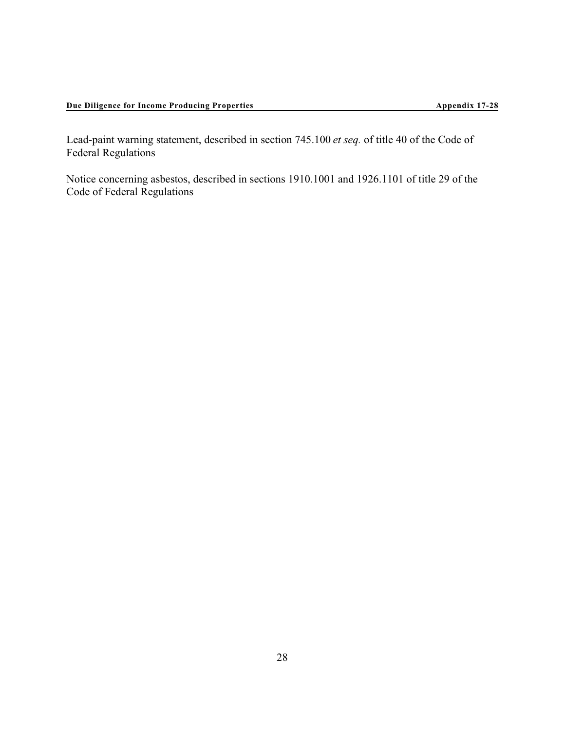Lead-paint warning statement, described in section 745.100 *et seq.* of title 40 of the Code of Federal Regulations

Notice concerning asbestos, described in sections 1910.1001 and 1926.1101 of title 29 of the Code of Federal Regulations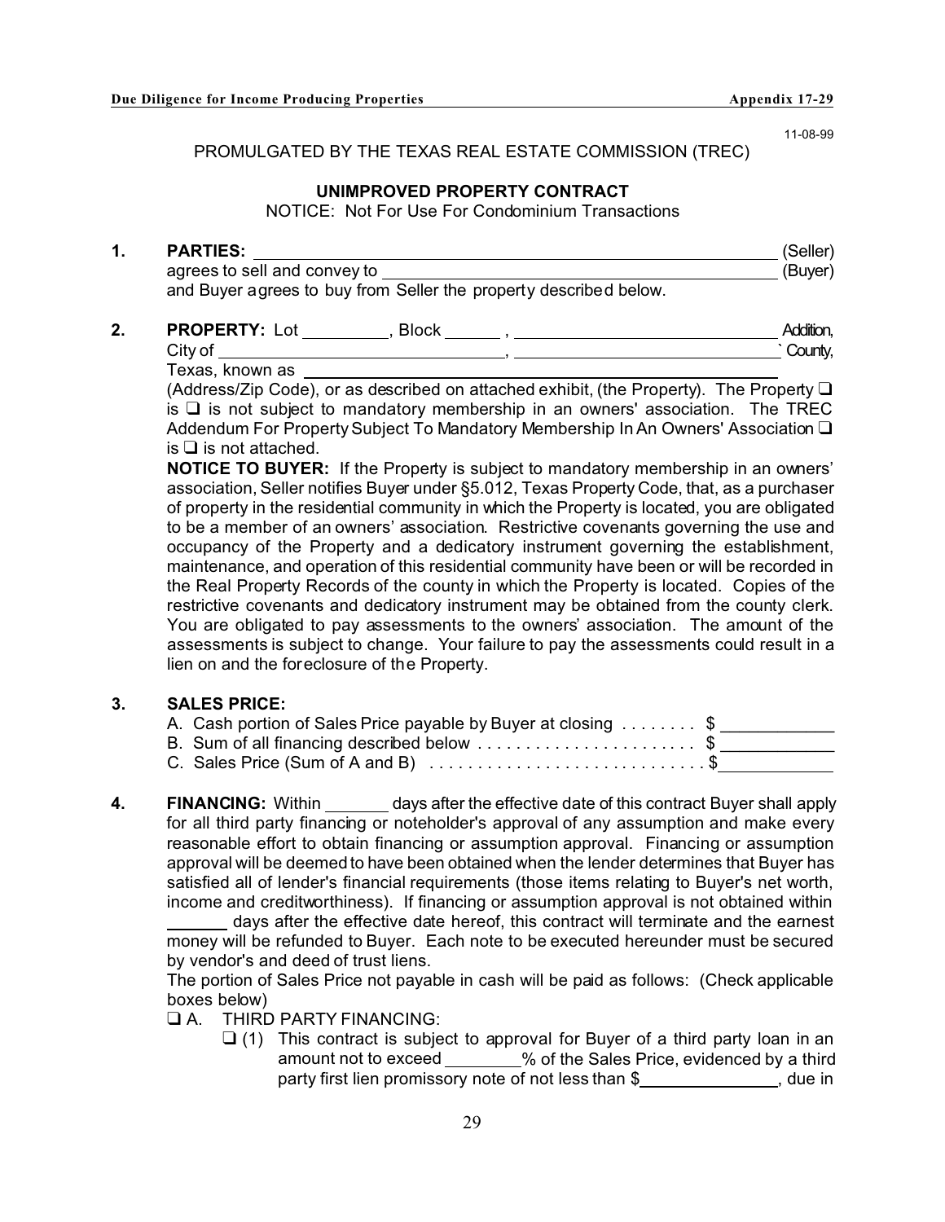11-08-99

PROMULGATED BY THE TEXAS REAL ESTATE COMMISSION (TREC)

## UNIMPROVED PROPERTY CONTRACT

NOTICE: Not For Use For Condominium Transactions

**1. PARTIES:** ______________________________________________ (Seller) agrees to sell and convey to ______________________________________ (Buyer) and Buyer agrees to buy from Seller the property described below.

**2. PROPERTY:** Lot _________, Block ______ , _____________________________ Addition, City of _______________________________, _____________________________` County, Texas, known as _____________________________________________ (Address/Zip Code), or as described on attached exhibit, (the Property). The Property ❑ is ❑ is not subject to mandatory membership in an owners' association. The TREC Addendum For Property Subject To Mandatory Membership In An Owners' Association ❑ is ❑ is not attached.

**NOTICE TO BUYER:** If the Property is subject to mandatory membership in an owners' association, Seller notifies Buyer under §5.012, Texas Property Code, that, as a purchaser of property in the residential community in which the Property is located, you are obligated to be a member of an owners' association. Restrictive covenants governing the use and occupancy of the Property and a dedicatory instrument governing the establishment, maintenance, and operation of this residential community have been or will be recorded in the Real Property Records of the county in which the Property is located. Copies of the restrictive covenants and dedicatory instrument may be obtained from the county clerk. You are obligated to pay assessments to the owners' association. The amount of the assessments is subject to change. Your failure to pay the assessments could result in a lien on and the foreclosure of the Property.

**3. SALES PRICE:**

A. Cash portion of Sales Price payable by Buyer at closing . . . . . . . . $ ____________

B. Sum of all financing described below . . . . . . . . . . . . . . . . . . . . . . . $ ____________

C. Sales Price (Sum of A and B) . . . . . . . . . . . . . . . . . . . . . . . . . . . . . $ ____________

**4. FINANCING:** Within _______ days after the effective date of this contract Buyer shall apply for all third party financing or noteholder's approval of any assumption and make every reasonable effort to obtain financing or assumption approval. Financing or assumption approval will be deemed to have been obtained when the lender determines that Buyer has satisfied all of lender's financial requirements (those items relating to Buyer's net worth, income and creditworthiness). If financing or assumption approval is not obtained within _______ days after the effective date hereof, this contract will terminate and the earnest money will be refunded to Buyer. Each note to be executed hereunder must be secured by vendor's and deed of trust liens.

The portion of Sales Price not payable in cash will be paid as follows: (Check applicable boxes below)

❑ A. THIRD PARTY FINANCING:

❑ (1) This contract is subject to approval for Buyer of a third party loan in an amount not to exceed ________% of the Sales Price, evidenced by a third party first lien promissory note of not less than $_______________, due in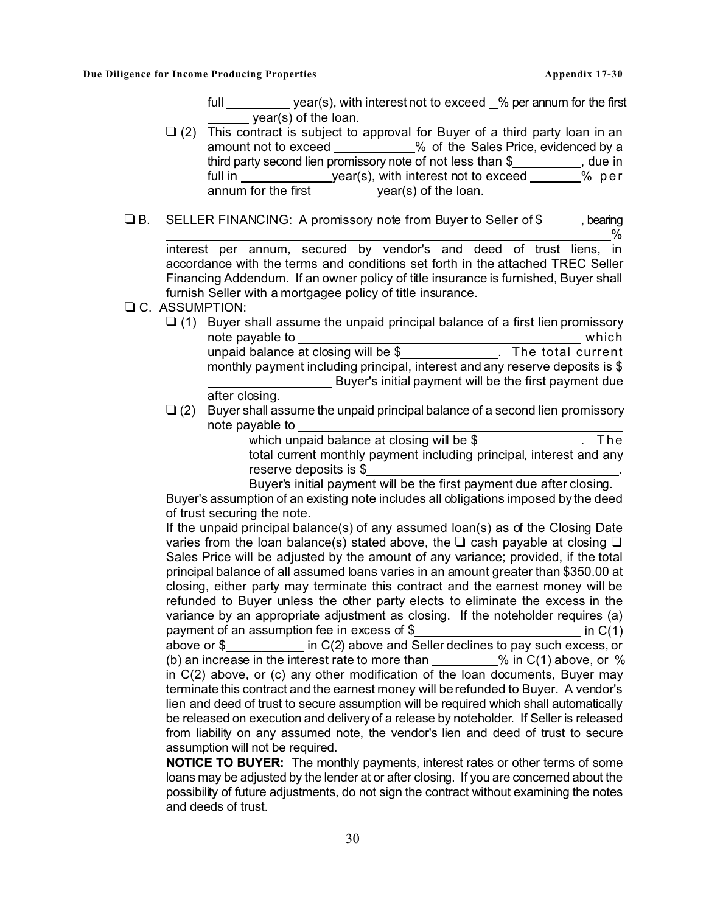full _________ year(s), with interest not to exceed _% per annum for the first ______ year(s) of the loan.

❑ (2) This contract is subject to approval for Buyer of a third party loan in an amount not to exceed ___________% of the Sales Price, evidenced by a third party second lien promissory note of not less than $__________, due in full in _____________year(s), with interest not to exceed _______% per annum for the first _________year(s) of the loan.

❑ B. SELLER FINANCING: A promissory note from Buyer to Seller of $_____, bearing ____________________________________________________________% interest per annum, secured by vendor's and deed of trust liens, in accordance with the terms and conditions set forth in the attached TREC Seller Financing Addendum. If an owner policy of title insurance is furnished, Buyer shall furnish Seller with a mortgagee policy of title insurance.

❑ C. ASSUMPTION:

❑ (1) Buyer shall assume the unpaid principal balance of a first lien promissory note payable to ________________________________________ which unpaid balance at closing will be $_____________. The total current monthly payment including principal, interest and any reserve deposits is $ _________________ Buyer's initial payment will be the first payment due after closing.

❑ (2) Buyer shall assume the unpaid principal balance of a second lien promissory note payable to ________________________________________ which unpaid balance at closing will be $______________. The total current monthly payment including principal, interest and any reserve deposits is $_____________________________________. Buyer's initial payment will be the first payment due after closing.

Buyer's assumption of an existing note includes all obligations imposed by the deed of trust securing the note.

If the unpaid principal balance(s) of any assumed loan(s) as of the Closing Date varies from the loan balance(s) stated above, the ❑ cash payable at closing ❑ Sales Price will be adjusted by the amount of any variance; provided, if the total principal balance of all assumed loans varies in an amount greater than $350.00 at closing, either party may terminate this contract and the earnest money will be refunded to Buyer unless the other party elects to eliminate the excess in the variance by an appropriate adjustment as closing. If the noteholder requires (a) payment of an assumption fee in excess of $_______________________ in C(1) above or $___________ in C(2) above and Seller declines to pay such excess, or (b) an increase in the interest rate to more than _________% in C(1) above, or % in C(2) above, or (c) any other modification of the loan documents, Buyer may terminate this contract and the earnest money will be refunded to Buyer. A vendor's lien and deed of trust to secure assumption will be required which shall automatically be released on execution and delivery of a release by noteholder. If Seller is released from liability on any assumed note, the vendor's lien and deed of trust to secure assumption will not be required.

**NOTICE TO BUYER:** The monthly payments, interest rates or other terms of some loans may be adjusted by the lender at or after closing. If you are concerned about the possibility of future adjustments, do not sign the contract without examining the notes and deeds of trust.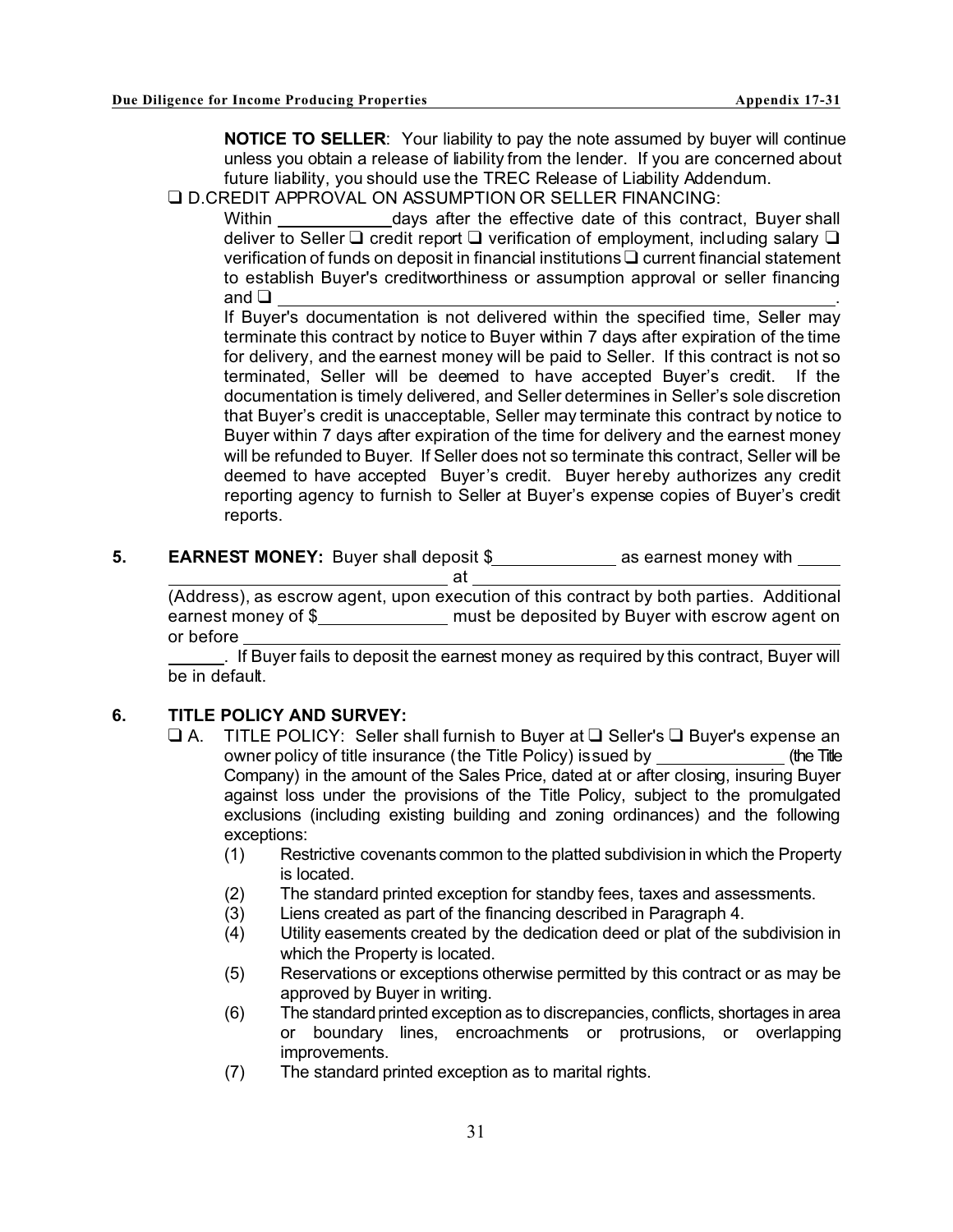**NOTICE TO SELLER**: Your liability to pay the note assumed by buyer will continue unless you obtain a release of liability from the lender. If you are concerned about future liability, you should use the TREC Release of Liability Addendum.

❑ D. CREDIT APPROVAL ON ASSUMPTION OR SELLER FINANCING:

Within ____________ days after the effective date of this contract, Buyer shall deliver to Seller ❑ credit report ❑ verification of employment, including salary ❑ verification of funds on deposit in financial institutions ❑ current financial statement to establish Buyer's creditworthiness or assumption approval or seller financing and ❑ ______________________________________________________________.

If Buyer's documentation is not delivered within the specified time, Seller may terminate this contract by notice to Buyer within 7 days after expiration of the time for delivery, and the earnest money will be paid to Seller. If this contract is not so terminated, Seller will be deemed to have accepted Buyer's credit. If the documentation is timely delivered, and Seller determines in Seller's sole discretion that Buyer's credit is unacceptable, Seller may terminate this contract by notice to Buyer within 7 days after expiration of the time for delivery and the earnest money will be refunded to Buyer. If Seller does not so terminate this contract, Seller will be deemed to have accepted Buyer's credit. Buyer hereby authorizes any credit reporting agency to furnish to Seller at Buyer's expense copies of Buyer's credit reports.

**5. EARNEST MONEY:** Buyer shall deposit $_____________ as earnest money with _____ ______________________________ at ____________________________________ (Address), as escrow agent, upon execution of this contract by both parties. Additional earnest money of $______________ must be deposited by Buyer with escrow agent on or before _____________________________________________________________ ______. If Buyer fails to deposit the earnest money as required by this contract, Buyer will be in default.

**6. TITLE POLICY AND SURVEY:**

❑ A. TITLE POLICY: Seller shall furnish to Buyer at ❑ Seller's ❑ Buyer's expense an owner policy of title insurance (the Title Policy) issued by ______________ (the Title Company) in the amount of the Sales Price, dated at or after closing, insuring Buyer against loss under the provisions of the Title Policy, subject to the promulgated exclusions (including existing building and zoning ordinances) and the following exceptions:

(1) Restrictive covenants common to the platted subdivision in which the Property is located.

(2) The standard printed exception for standby fees, taxes and assessments.

(3) Liens created as part of the financing described in Paragraph 4.

(4) Utility easements created by the dedication deed or plat of the subdivision in which the Property is located.

(5) Reservations or exceptions otherwise permitted by this contract or as may be approved by Buyer in writing.

(6) The standard printed exception as to discrepancies, conflicts, shortages in area or boundary lines, encroachments or protrusions, or overlapping improvements.

(7) The standard printed exception as to marital rights.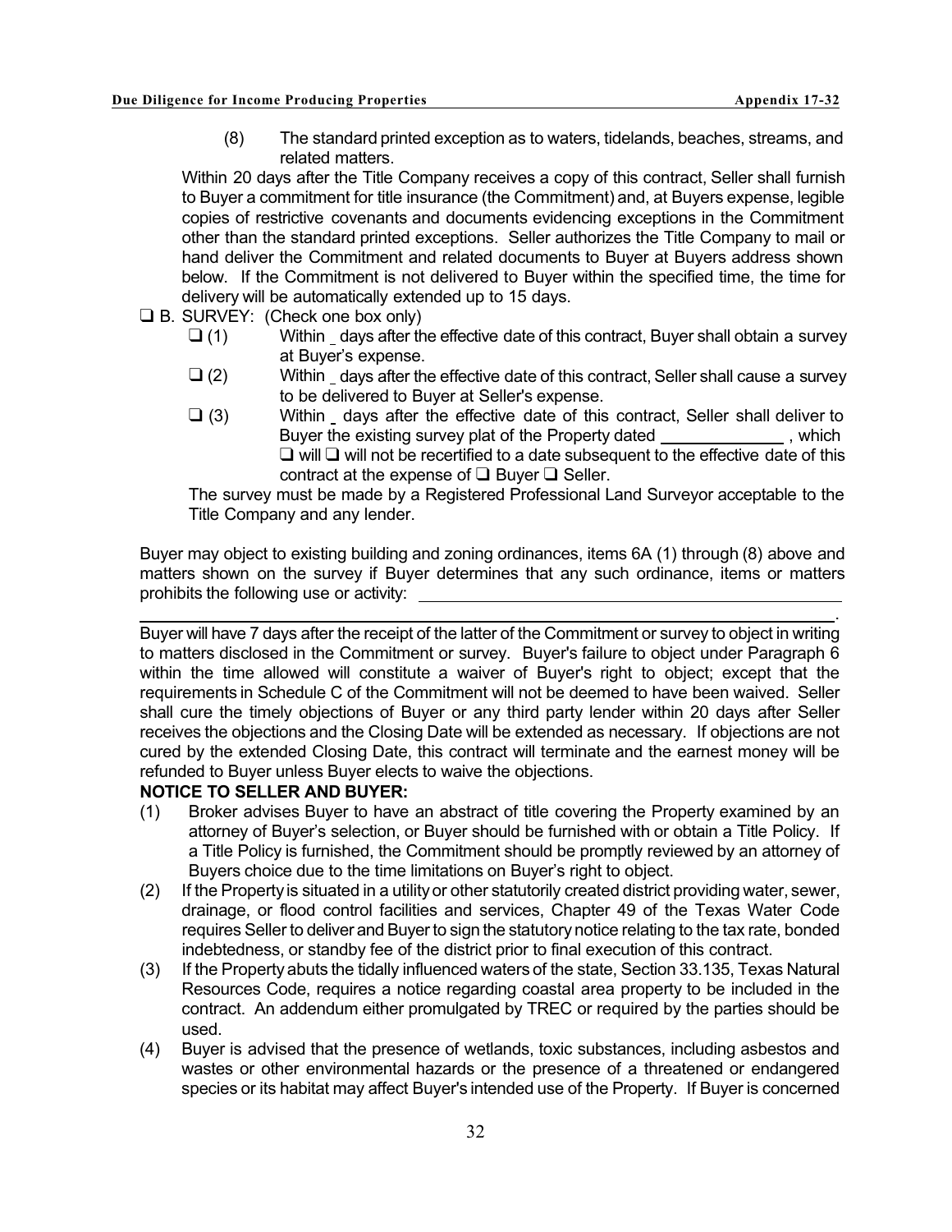(8) The standard printed exception as to waters, tidelands, beaches, streams, and related matters.

Within 20 days after the Title Company receives a copy of this contract, Seller shall furnish to Buyer a commitment for title insurance (the Commitment) and, at Buyers expense, legible copies of restrictive covenants and documents evidencing exceptions in the Commitment other than the standard printed exceptions. Seller authorizes the Title Company to mail or hand deliver the Commitment and related documents to Buyer at Buyers address shown below. If the Commitment is not delivered to Buyer within the specified time, the time for delivery will be automatically extended up to 15 days.

❑ B. SURVEY: (Check one box only)

❑ (1) Within _ days after the effective date of this contract, Buyer shall obtain a survey at Buyer's expense.

❑ (2) Within _ days after the effective date of this contract, Seller shall cause a survey to be delivered to Buyer at Seller's expense.

❑ (3) Within _ days after the effective date of this contract, Seller shall deliver to Buyer the existing survey plat of the Property dated ______________ , which ❑ will ❑ will not be recertified to a date subsequent to the effective date of this contract at the expense of ❑ Buyer ❑ Seller.

The survey must be made by a Registered Professional Land Surveyor acceptable to the Title Company and any lender.

Buyer may object to existing building and zoning ordinances, items 6A (1) through (8) above and matters shown on the survey if Buyer determines that any such ordinance, items or matters prohibits the following use or activity: ______________________________________________

______________________________________________________________________________.

Buyer will have 7 days after the receipt of the latter of the Commitment or survey to object in writing to matters disclosed in the Commitment or survey. Buyer's failure to object under Paragraph 6 within the time allowed will constitute a waiver of Buyer's right to object; except that the requirements in Schedule C of the Commitment will not be deemed to have been waived. Seller shall cure the timely objections of Buyer or any third party lender within 20 days after Seller receives the objections and the Closing Date will be extended as necessary. If objections are not cured by the extended Closing Date, this contract will terminate and the earnest money will be refunded to Buyer unless Buyer elects to waive the objections.

**NOTICE TO SELLER AND BUYER:**

(1) Broker advises Buyer to have an abstract of title covering the Property examined by an attorney of Buyer's selection, or Buyer should be furnished with or obtain a Title Policy. If a Title Policy is furnished, the Commitment should be promptly reviewed by an attorney of Buyers choice due to the time limitations on Buyer's right to object.

(2) If the Property is situated in a utility or other statutorily created district providing water, sewer, drainage, or flood control facilities and services, Chapter 49 of the Texas Water Code requires Seller to deliver and Buyer to sign the statutory notice relating to the tax rate, bonded indebtedness, or standby fee of the district prior to final execution of this contract.

(3) If the Property abuts the tidally influenced waters of the state, Section 33.135, Texas Natural Resources Code, requires a notice regarding coastal area property to be included in the contract. An addendum either promulgated by TREC or required by the parties should be used.

(4) Buyer is advised that the presence of wetlands, toxic substances, including asbestos and wastes or other environmental hazards or the presence of a threatened or endangered species or its habitat may affect Buyer's intended use of the Property. If Buyer is concerned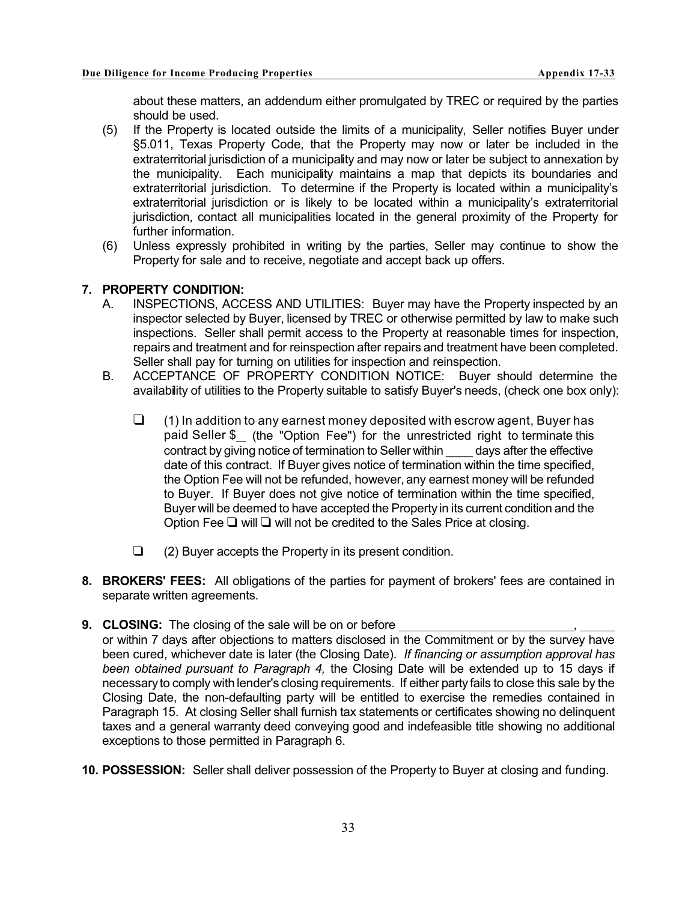about these matters, an addendum either promulgated by TREC or required by the parties should be used.

(5) If the Property is located outside the limits of a municipality, Seller notifies Buyer under §5.011, Texas Property Code, that the Property may now or later be included in the extraterritorial jurisdiction of a municipality and may now or later be subject to annexation by the municipality. Each municipality maintains a map that depicts its boundaries and extraterritorial jurisdiction. To determine if the Property is located within a municipality's extraterritorial jurisdiction or is likely to be located within a municipality's extraterritorial jurisdiction, contact all municipalities located in the general proximity of the Property for further information.

(6) Unless expressly prohibited in writing by the parties, Seller may continue to show the Property for sale and to receive, negotiate and accept back up offers.

**7. PROPERTY CONDITION:**

A. INSPECTIONS, ACCESS AND UTILITIES: Buyer may have the Property inspected by an inspector selected by Buyer, licensed by TREC or otherwise permitted by law to make such inspections. Seller shall permit access to the Property at reasonable times for inspection, repairs and treatment and for reinspection after repairs and treatment have been completed. Seller shall pay for turning on utilities for inspection and reinspection.

B. ACCEPTANCE OF PROPERTY CONDITION NOTICE: Buyer should determine the availability of utilities to the Property suitable to satisfy Buyer's needs, (check one box only):

❑ (1) In addition to any earnest money deposited with escrow agent, Buyer has paid Seller $\_ (the "Option Fee") for the unrestricted right to terminate this contract by giving notice of termination to Seller within \_\_\_\_ days after the effective date of this contract. If Buyer gives notice of termination within the time specified, the Option Fee will not be refunded, however, any earnest money will be refunded to Buyer. If Buyer does not give notice of termination within the time specified, Buyer will be deemed to have accepted the Property in its current condition and the Option Fee ❑ will ❑ will not be credited to the Sales Price at closing.

❑ (2) Buyer accepts the Property in its present condition.

**8. BROKERS' FEES:** All obligations of the parties for payment of brokers' fees are contained in separate written agreements.

**9. CLOSING:** The closing of the sale will be on or before \_\_\_\_\_\_\_\_\_\_\_\_\_\_\_\_\_\_\_\_\_\_\_\_\_\_, \_\_\_\_\_ or within 7 days after objections to matters disclosed in the Commitment or by the survey have been cured, whichever date is later (the Closing Date). *If financing or assumption approval has been obtained pursuant to Paragraph 4,* the Closing Date will be extended up to 15 days if necessary to comply with lender's closing requirements. If either party fails to close this sale by the Closing Date, the non-defaulting party will be entitled to exercise the remedies contained in Paragraph 15. At closing Seller shall furnish tax statements or certificates showing no delinquent taxes and a general warranty deed conveying good and indefeasible title showing no additional exceptions to those permitted in Paragraph 6.

**10. POSSESSION:** Seller shall deliver possession of the Property to Buyer at closing and funding.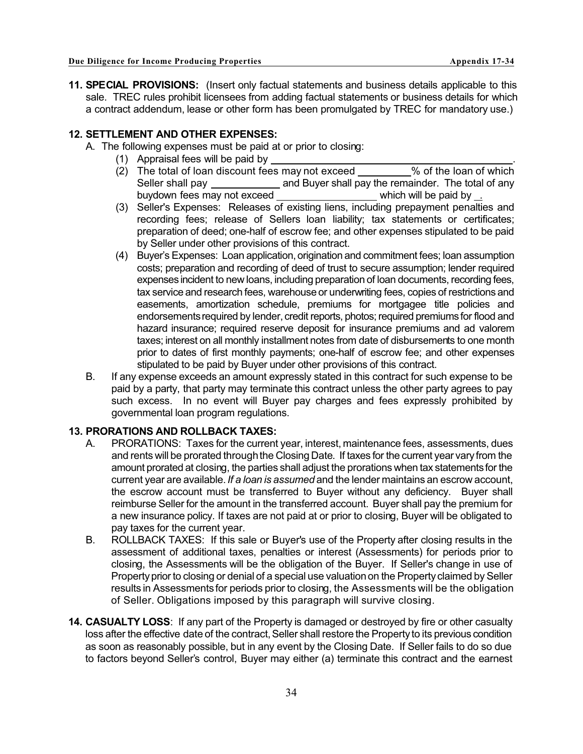**11. SPECIAL PROVISIONS:** (Insert only factual statements and business details applicable to this sale. TREC rules prohibit licensees from adding factual statements or business details for which a contract addendum, lease or other form has been promulgated by TREC for mandatory use.)

**12. SETTLEMENT AND OTHER EXPENSES:**

A. The following expenses must be paid at or prior to closing:

(1) Appraisal fees will be paid by ______________________________.

(2) The total of loan discount fees may not exceed _________% of the loan of which Seller shall pay ____________ and Buyer shall pay the remainder. The total of any buydown fees may not exceed _________________ which will be paid by _.

(3) Seller's Expenses: Releases of existing liens, including prepayment penalties and recording fees; release of Sellers loan liability; tax statements or certificates; preparation of deed; one-half of escrow fee; and other expenses stipulated to be paid by Seller under other provisions of this contract.

(4) Buyer's Expenses: Loan application, origination and commitment fees; loan assumption costs; preparation and recording of deed of trust to secure assumption; lender required expenses incident to new loans, including preparation of loan documents, recording fees, tax service and research fees, warehouse or underwriting fees, copies of restrictions and easements, amortization schedule, premiums for mortgagee title policies and endorsements required by lender, credit reports, photos; required premiums for flood and hazard insurance; required reserve deposit for insurance premiums and ad valorem taxes; interest on all monthly installment notes from date of disbursements to one month prior to dates of first monthly payments; one-half of escrow fee; and other expenses stipulated to be paid by Buyer under other provisions of this contract.

B. If any expense exceeds an amount expressly stated in this contract for such expense to be paid by a party, that party may terminate this contract unless the other party agrees to pay such excess. In no event will Buyer pay charges and fees expressly prohibited by governmental loan program regulations.

**13. PRORATIONS AND ROLLBACK TAXES:**

A. PRORATIONS: Taxes for the current year, interest, maintenance fees, assessments, dues and rents will be prorated through the Closing Date. If taxes for the current year vary from the amount prorated at closing, the parties shall adjust the prorations when tax statements for the current year are available. *If a loan is assumed* and the lender maintains an escrow account, the escrow account must be transferred to Buyer without any deficiency. Buyer shall reimburse Seller for the amount in the transferred account. Buyer shall pay the premium for a new insurance policy. If taxes are not paid at or prior to closing, Buyer will be obligated to pay taxes for the current year.

B. ROLLBACK TAXES: If this sale or Buyer's use of the Property after closing results in the assessment of additional taxes, penalties or interest (Assessments) for periods prior to closing, the Assessments will be the obligation of the Buyer. If Seller's change in use of Property prior to closing or denial of a special use valuation on the Property claimed by Seller results in Assessments for periods prior to closing, the Assessments will be the obligation of Seller. Obligations imposed by this paragraph will survive closing.

**14. CASUALTY LOSS**: If any part of the Property is damaged or destroyed by fire or other casualty loss after the effective date of the contract, Seller shall restore the Property to its previous condition as soon as reasonably possible, but in any event by the Closing Date. If Seller fails to do so due to factors beyond Seller's control, Buyer may either (a) terminate this contract and the earnest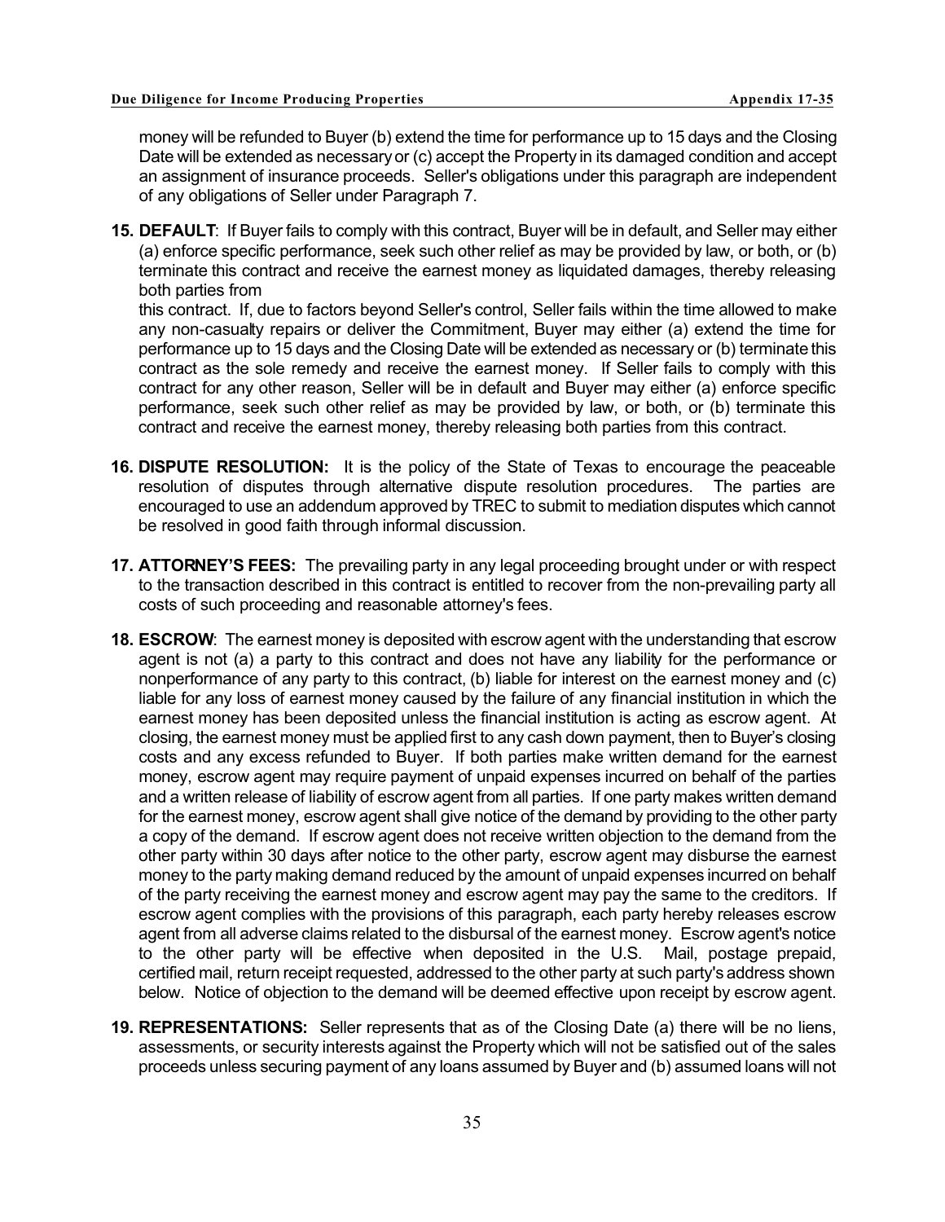money will be refunded to Buyer (b) extend the time for performance up to 15 days and the Closing Date will be extended as necessary or (c) accept the Property in its damaged condition and accept an assignment of insurance proceeds. Seller's obligations under this paragraph are independent of any obligations of Seller under Paragraph 7.

**15. DEFAULT**: If Buyer fails to comply with this contract, Buyer will be in default, and Seller may either (a) enforce specific performance, seek such other relief as may be provided by law, or both, or (b) terminate this contract and receive the earnest money as liquidated damages, thereby releasing both parties from

this contract. If, due to factors beyond Seller's control, Seller fails within the time allowed to make any non-casualty repairs or deliver the Commitment, Buyer may either (a) extend the time for performance up to 15 days and the Closing Date will be extended as necessary or (b) terminate this contract as the sole remedy and receive the earnest money. If Seller fails to comply with this contract for any other reason, Seller will be in default and Buyer may either (a) enforce specific performance, seek such other relief as may be provided by law, or both, or (b) terminate this contract and receive the earnest money, thereby releasing both parties from this contract.

**16. DISPUTE RESOLUTION:** It is the policy of the State of Texas to encourage the peaceable resolution of disputes through alternative dispute resolution procedures. The parties are encouraged to use an addendum approved by TREC to submit to mediation disputes which cannot be resolved in good faith through informal discussion.

**17. ATTORNEY'S FEES:** The prevailing party in any legal proceeding brought under or with respect to the transaction described in this contract is entitled to recover from the non-prevailing party all costs of such proceeding and reasonable attorney's fees.

**18. ESCROW**: The earnest money is deposited with escrow agent with the understanding that escrow agent is not (a) a party to this contract and does not have any liability for the performance or nonperformance of any party to this contract, (b) liable for interest on the earnest money and (c) liable for any loss of earnest money caused by the failure of any financial institution in which the earnest money has been deposited unless the financial institution is acting as escrow agent. At closing, the earnest money must be applied first to any cash down payment, then to Buyer's closing costs and any excess refunded to Buyer. If both parties make written demand for the earnest money, escrow agent may require payment of unpaid expenses incurred on behalf of the parties and a written release of liability of escrow agent from all parties. If one party makes written demand for the earnest money, escrow agent shall give notice of the demand by providing to the other party a copy of the demand. If escrow agent does not receive written objection to the demand from the other party within 30 days after notice to the other party, escrow agent may disburse the earnest money to the party making demand reduced by the amount of unpaid expenses incurred on behalf of the party receiving the earnest money and escrow agent may pay the same to the creditors. If escrow agent complies with the provisions of this paragraph, each party hereby releases escrow agent from all adverse claims related to the disbursal of the earnest money. Escrow agent's notice to the other party will be effective when deposited in the U.S. Mail, postage prepaid, certified mail, return receipt requested, addressed to the other party at such party's address shown below. Notice of objection to the demand will be deemed effective upon receipt by escrow agent.

**19. REPRESENTATIONS:** Seller represents that as of the Closing Date (a) there will be no liens, assessments, or security interests against the Property which will not be satisfied out of the sales proceeds unless securing payment of any loans assumed by Buyer and (b) assumed loans will not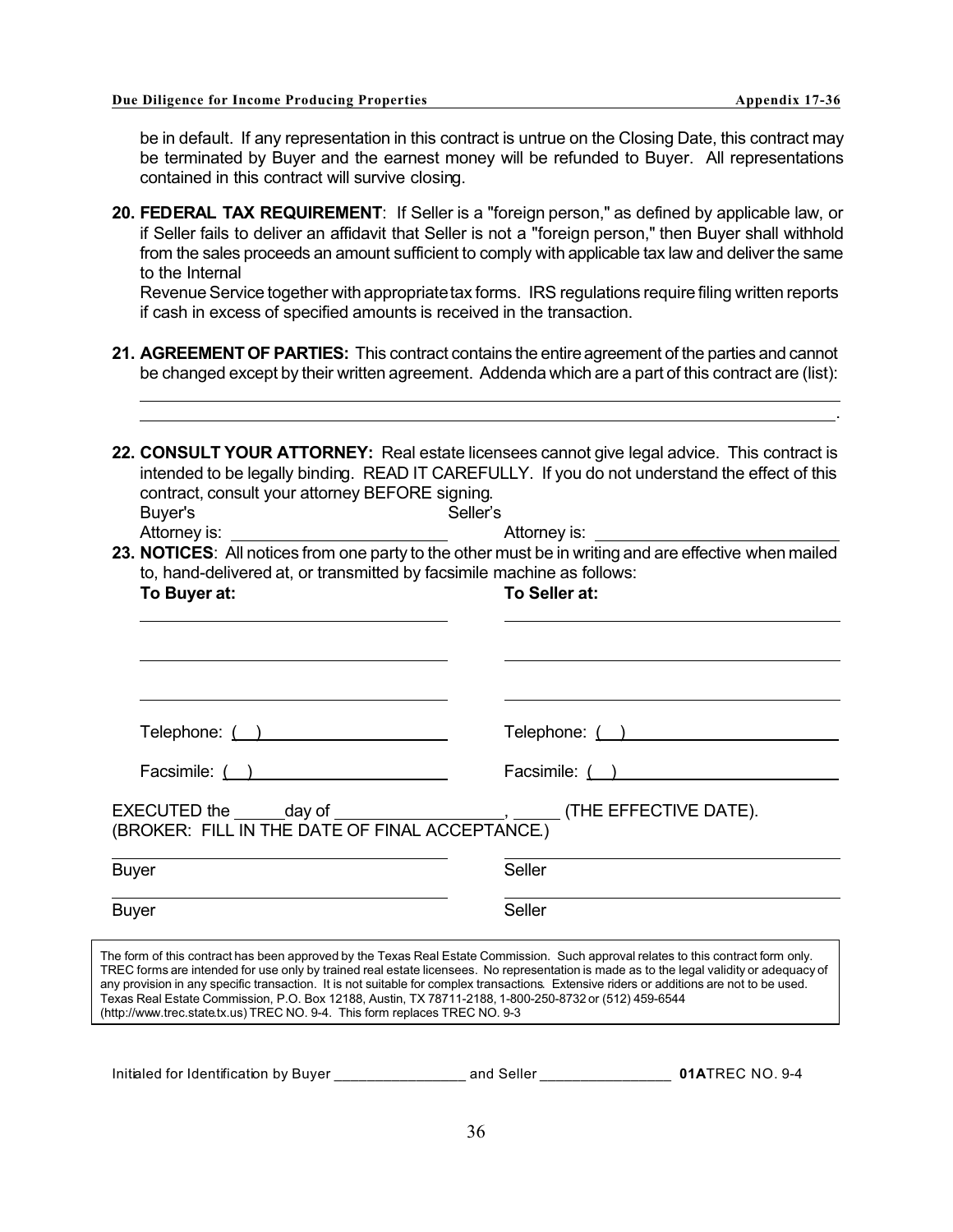be in default. If any representation in this contract is untrue on the Closing Date, this contract may be terminated by Buyer and the earnest money will be refunded to Buyer. All representations contained in this contract will survive closing.

**20. FEDERAL TAX REQUIREMENT**: If Seller is a "foreign person," as defined by applicable law, or if Seller fails to deliver an affidavit that Seller is not a "foreign person," then Buyer shall withhold from the sales proceeds an amount sufficient to comply with applicable tax law and deliver the same to the Internal
Revenue Service together with appropriate tax forms. IRS regulations require filing written reports if cash in excess of specified amounts is received in the transaction.

**21. AGREEMENT OF PARTIES:** This contract contains the entire agreement of the parties and cannot be changed except by their written agreement. Addenda which are a part of this contract are (list):

______________________________________________________________________________

______________________________________________________________________________.

**22. CONSULT YOUR ATTORNEY:** Real estate licensees cannot give legal advice. This contract is intended to be legally binding. READ IT CAREFULLY. If you do not understand the effect of this contract, consult your attorney BEFORE signing.

Buyer's Attorney is: ____________________ Seller's Attorney is: ____________________

**23. NOTICES**: All notices from one party to the other must be in writing and are effective when mailed to, hand-delivered at, or transmitted by facsimile machine as follows:

| **To Buyer at:** | **To Seller at:** |
|---|---|
| ____________________ | ____________________ |
| ____________________ | ____________________ |
| ____________________ | ____________________ |
| Telephone: ( ) ____________ | Telephone: ( ) ____________ |
| Facsimile: ( ) ____________ | Facsimile: ( ) ____________ |

EXECUTED the _____day of _________________, _____ (THE EFFECTIVE DATE).
(BROKER: FILL IN THE DATE OF FINAL ACCEPTANCE.)

| | |
|---|---|
| ____________________ | ____________________ |
| Buyer | Seller |
| ____________________ | ____________________ |
| Buyer | Seller |

The form of this contract has been approved by the Texas Real Estate Commission. Such approval relates to this contract form only. TREC forms are intended for use only by trained real estate licensees. No representation is made as to the legal validity or adequacy of any provision in any specific transaction. It is not suitable for complex transactions. Extensive riders or additions are not to be used. Texas Real Estate Commission, P.O. Box 12188, Austin, TX 78711-2188, 1-800-250-8732 or (512) 459-6544 (http://www.trec.state.tx.us) TREC NO. 9-4. This form replaces TREC NO. 9-3

Initialed for Identification by Buyer ________________ and Seller ________________ **01A**TREC NO. 9-4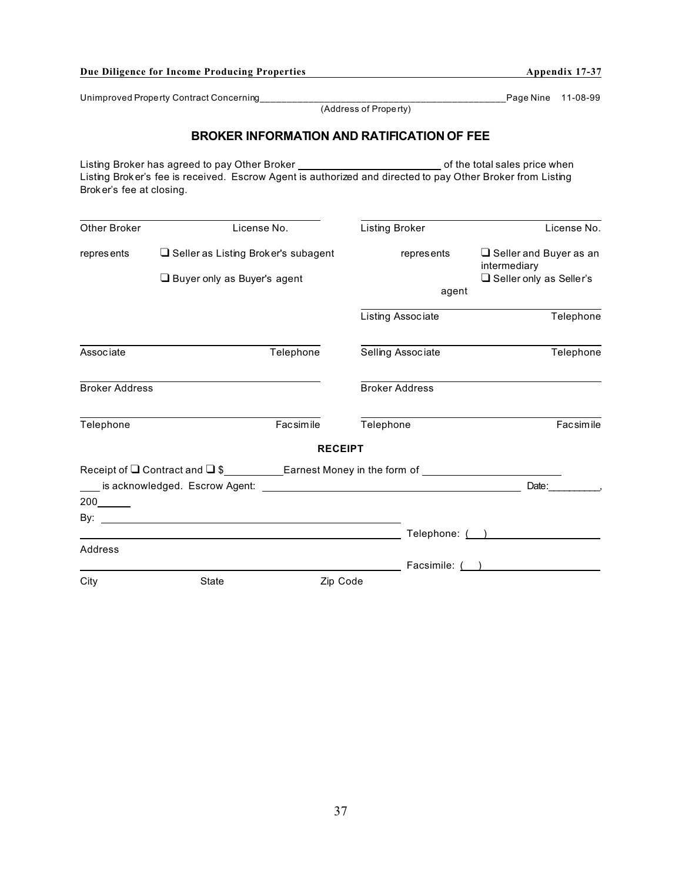Unimproved Property Contract Concerning_______________________________________________Page Nine 11-08-99
(Address of Property)

## BROKER INFORMATION AND RATIFICATION OF FEE

Listing Broker has agreed to pay Other Broker ________________________ of the total sales price when Listing Broker's fee is received. Escrow Agent is authorized and directed to pay Other Broker from Listing Broker's fee at closing.

| | |
|---|---|
| Other Broker License No. | Listing Broker License No. |
| represents ❑ Seller as Listing Broker's subagent<br>❑ Buyer only as Buyer's agent | represents ❑ Seller and Buyer as an intermediary<br>❑ Seller only as Seller's agent |
| | Listing Associate Telephone |
| Associate Telephone | Selling Associate Telephone |
| Broker Address | Broker Address |
| Telephone Facsimile | Telephone Facsimile |

**RECEIPT**

Receipt of ❑ Contract and ❑ $__________Earnest Money in the form of ________________________ ____ is acknowledged. Escrow Agent: ______________________________________________ Date:_________, 200______

By: ____________________________________________________

____________________________________________________ Telephone: (   ) ____________________

Address

____________________________________________________ Facsimile: (   ) ____________________

City State Zip Code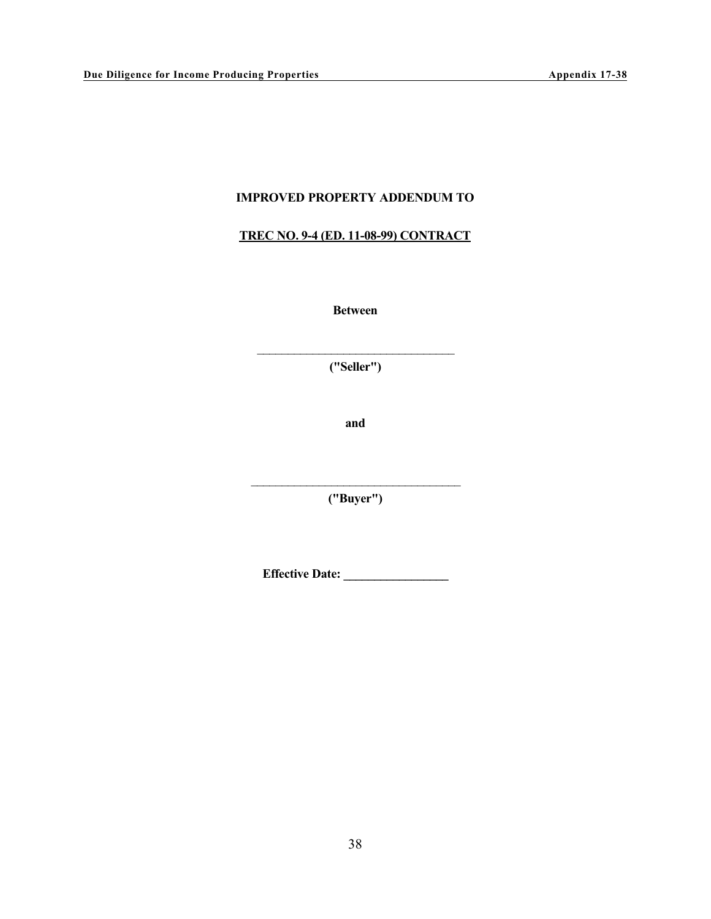**IMPROVED PROPERTY ADDENDUM TO**

**TREC NO. 9-4 (ED. 11-08-99) CONTRACT**

**Between**

\_\_\_\_\_\_\_\_\_\_\_\_\_\_\_\_\_\_\_\_\_\_\_\_\_\_\_\_\_\_\_\_\_\_

**("Seller")**

**and**

\_\_\_\_\_\_\_\_\_\_\_\_\_\_\_\_\_\_\_\_\_\_\_\_\_\_\_\_\_\_\_\_\_\_

**("Buyer")**

**Effective Date: \_\_\_\_\_\_\_\_\_\_\_\_\_\_\_\_\_**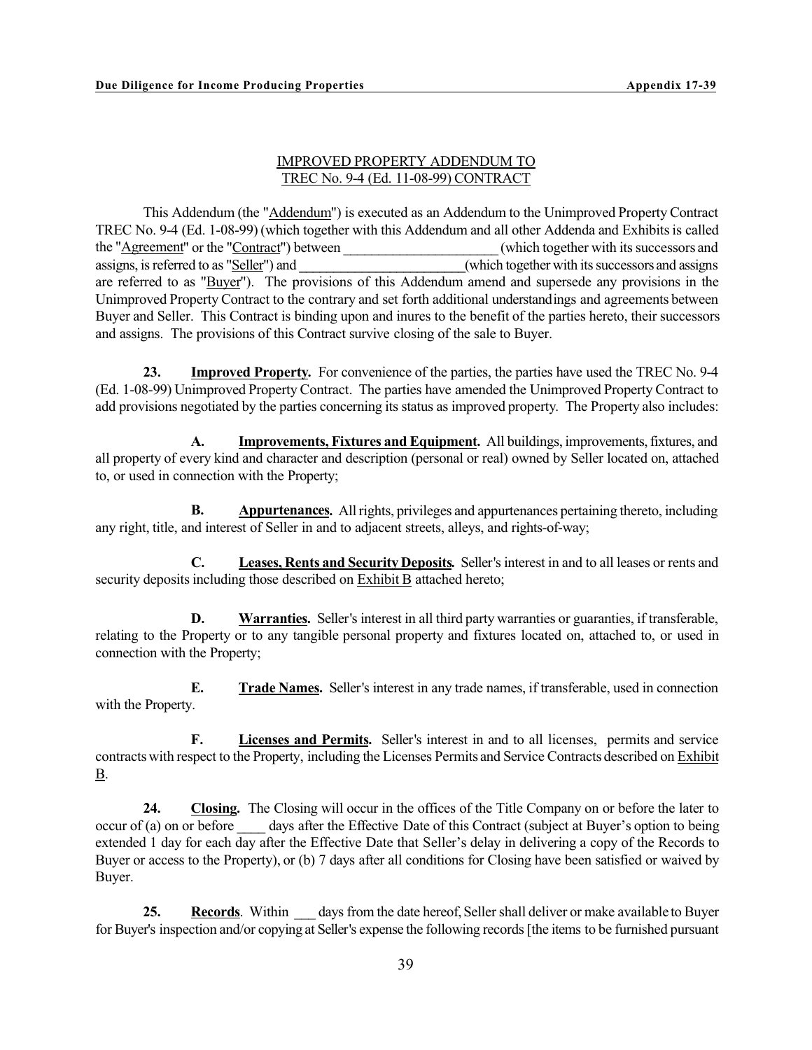IMPROVED PROPERTY ADDENDUM TO
TREC No. 9-4 (Ed. 11-08-99) CONTRACT

This Addendum (the "Addendum") is executed as an Addendum to the Unimproved Property Contract TREC No. 9-4 (Ed. 1-08-99) (which together with this Addendum and all other Addenda and Exhibits is called the "Agreement" or the "Contract") between ______________________ (which together with its successors and assigns, is referred to as "Seller") and ________________________(which together with its successors and assigns are referred to as "Buyer"). The provisions of this Addendum amend and supersede any provisions in the Unimproved Property Contract to the contrary and set forth additional understandings and agreements between Buyer and Seller. This Contract is binding upon and inures to the benefit of the parties hereto, their successors and assigns. The provisions of this Contract survive closing of the sale to Buyer.

**23. Improved Property.** For convenience of the parties, the parties have used the TREC No. 9-4 (Ed. 1-08-99) Unimproved Property Contract. The parties have amended the Unimproved Property Contract to add provisions negotiated by the parties concerning its status as improved property. The Property also includes:

**A. Improvements, Fixtures and Equipment.** All buildings, improvements, fixtures, and all property of every kind and character and description (personal or real) owned by Seller located on, attached to, or used in connection with the Property;

**B. Appurtenances.** All rights, privileges and appurtenances pertaining thereto, including any right, title, and interest of Seller in and to adjacent streets, alleys, and rights-of-way;

**C. Leases, Rents and Security Deposits.** Seller's interest in and to all leases or rents and security deposits including those described on Exhibit B attached hereto;

**D. Warranties.** Seller's interest in all third party warranties or guaranties, if transferable, relating to the Property or to any tangible personal property and fixtures located on, attached to, or used in connection with the Property;

**E. Trade Names.** Seller's interest in any trade names, if transferable, used in connection with the Property.

**F. Licenses and Permits.** Seller's interest in and to all licenses, permits and service contracts with respect to the Property, including the Licenses Permits and Service Contracts described on Exhibit B.

**24. Closing.** The Closing will occur in the offices of the Title Company on or before the later to occur of (a) on or before ____ days after the Effective Date of this Contract (subject at Buyer's option to being extended 1 day for each day after the Effective Date that Seller's delay in delivering a copy of the Records to Buyer or access to the Property), or (b) 7 days after all conditions for Closing have been satisfied or waived by Buyer.

**25. Records**. Within ___ days from the date hereof, Seller shall deliver or make available to Buyer for Buyer's inspection and/or copying at Seller's expense the following records [the items to be furnished pursuant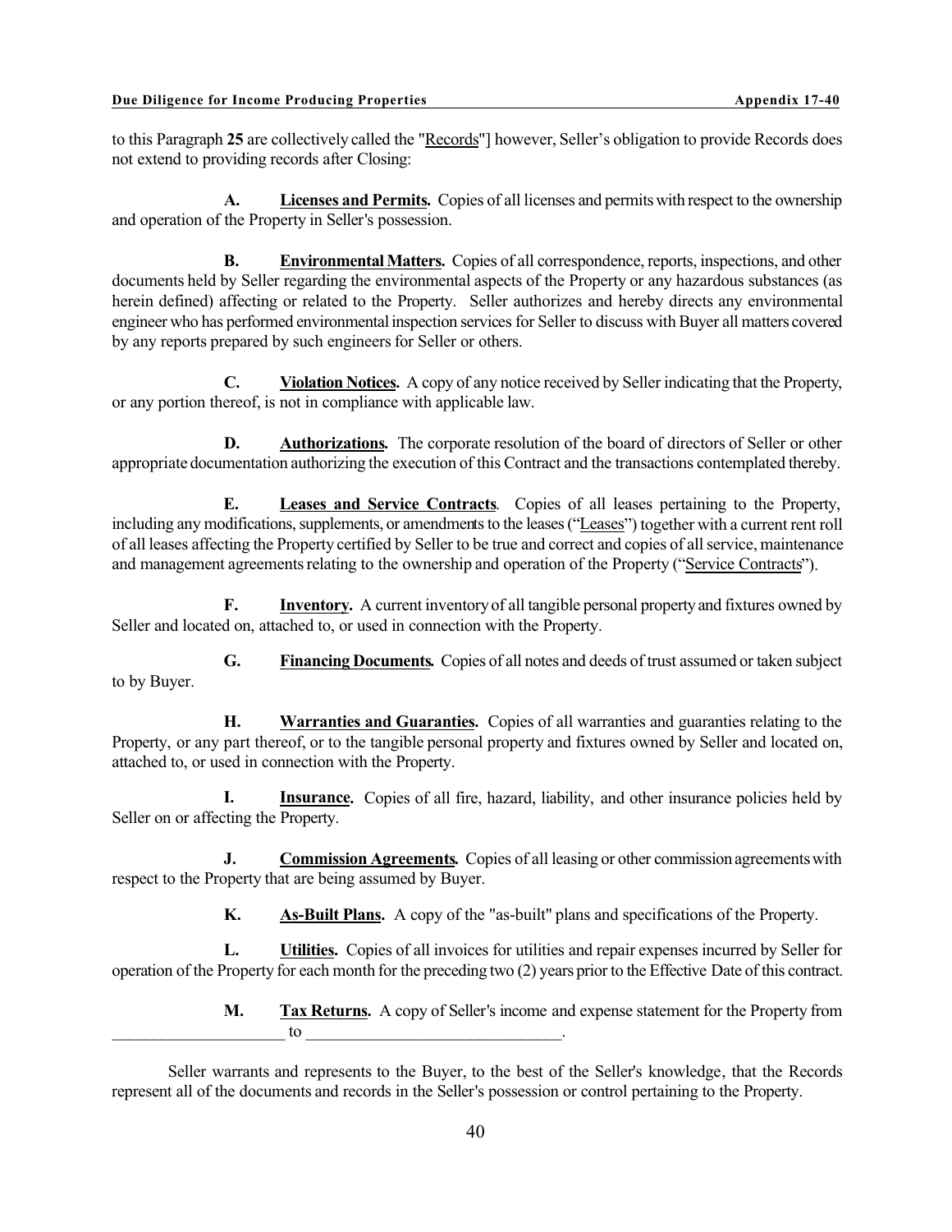to this Paragraph **25** are collectively called the "Records"] however, Seller's obligation to provide Records does not extend to providing records after Closing:

**A. Licenses and Permits.** Copies of all licenses and permits with respect to the ownership and operation of the Property in Seller's possession.

**B. Environmental Matters.** Copies of all correspondence, reports, inspections, and other documents held by Seller regarding the environmental aspects of the Property or any hazardous substances (as herein defined) affecting or related to the Property. Seller authorizes and hereby directs any environmental engineer who has performed environmental inspection services for Seller to discuss with Buyer all matters covered by any reports prepared by such engineers for Seller or others.

**C. Violation Notices.** A copy of any notice received by Seller indicating that the Property, or any portion thereof, is not in compliance with applicable law.

**D. Authorizations.** The corporate resolution of the board of directors of Seller or other appropriate documentation authorizing the execution of this Contract and the transactions contemplated thereby.

**E. Leases and Service Contracts**. Copies of all leases pertaining to the Property, including any modifications, supplements, or amendments to the leases ("Leases") together with a current rent roll of all leases affecting the Property certified by Seller to be true and correct and copies of all service, maintenance and management agreements relating to the ownership and operation of the Property ("Service Contracts").

**F. Inventory.** A current inventory of all tangible personal property and fixtures owned by Seller and located on, attached to, or used in connection with the Property.

**G. Financing Documents.** Copies of all notes and deeds of trust assumed or taken subject to by Buyer.

**H. Warranties and Guaranties.** Copies of all warranties and guaranties relating to the Property, or any part thereof, or to the tangible personal property and fixtures owned by Seller and located on, attached to, or used in connection with the Property.

**I. Insurance.** Copies of all fire, hazard, liability, and other insurance policies held by Seller on or affecting the Property.

**J. Commission Agreements.** Copies of all leasing or other commission agreements with respect to the Property that are being assumed by Buyer.

**K. As-Built Plans.** A copy of the "as-built" plans and specifications of the Property.

**L. Utilities.** Copies of all invoices for utilities and repair expenses incurred by Seller for operation of the Property for each month for the preceding two (2) years prior to the Effective Date of this contract.

**M. Tax Returns.** A copy of Seller's income and expense statement for the Property from ____________________ to ______________________________.

Seller warrants and represents to the Buyer, to the best of the Seller's knowledge, that the Records represent all of the documents and records in the Seller's possession or control pertaining to the Property.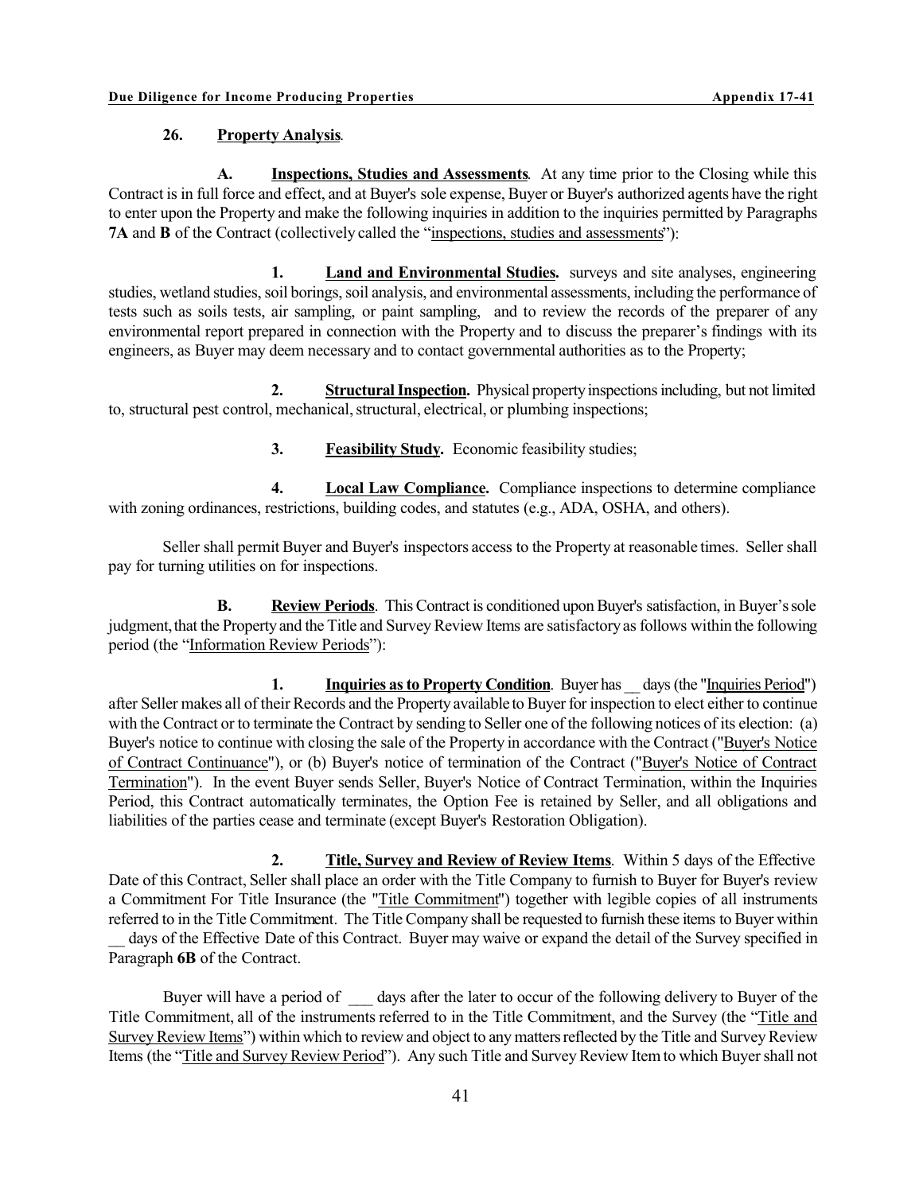**26. Property Analysis**.

**A. Inspections, Studies and Assessments**. At any time prior to the Closing while this Contract is in full force and effect, and at Buyer's sole expense, Buyer or Buyer's authorized agents have the right to enter upon the Property and make the following inquiries in addition to the inquiries permitted by Paragraphs **7A** and **B** of the Contract (collectively called the "inspections, studies and assessments"):

**1. Land and Environmental Studies.** surveys and site analyses, engineering studies, wetland studies, soil borings, soil analysis, and environmental assessments, including the performance of tests such as soils tests, air sampling, or paint sampling, and to review the records of the preparer of any environmental report prepared in connection with the Property and to discuss the preparer's findings with its engineers, as Buyer may deem necessary and to contact governmental authorities as to the Property;

**2. Structural Inspection.** Physical property inspections including, but not limited to, structural pest control, mechanical, structural, electrical, or plumbing inspections;

**3. Feasibility Study.** Economic feasibility studies;

**4. Local Law Compliance.** Compliance inspections to determine compliance with zoning ordinances, restrictions, building codes, and statutes (e.g., ADA, OSHA, and others).

Seller shall permit Buyer and Buyer's inspectors access to the Property at reasonable times. Seller shall pay for turning utilities on for inspections.

**B. Review Periods**. This Contract is conditioned upon Buyer's satisfaction, in Buyer's sole judgment, that the Property and the Title and Survey Review Items are satisfactory as follows within the following period (the "Information Review Periods"):

**1. Inquiries as to Property Condition**. Buyer has __ days (the "Inquiries Period") after Seller makes all of their Records and the Property available to Buyer for inspection to elect either to continue with the Contract or to terminate the Contract by sending to Seller one of the following notices of its election: (a) Buyer's notice to continue with closing the sale of the Property in accordance with the Contract ("Buyer's Notice of Contract Continuance"), or (b) Buyer's notice of termination of the Contract ("Buyer's Notice of Contract Termination"). In the event Buyer sends Seller, Buyer's Notice of Contract Termination, within the Inquiries Period, this Contract automatically terminates, the Option Fee is retained by Seller, and all obligations and liabilities of the parties cease and terminate (except Buyer's Restoration Obligation).

**2. Title, Survey and Review of Review Items**. Within 5 days of the Effective Date of this Contract, Seller shall place an order with the Title Company to furnish to Buyer for Buyer's review a Commitment For Title Insurance (the "Title Commitment") together with legible copies of all instruments referred to in the Title Commitment. The Title Company shall be requested to furnish these items to Buyer within __ days of the Effective Date of this Contract. Buyer may waive or expand the detail of the Survey specified in Paragraph **6B** of the Contract.

Buyer will have a period of ___ days after the later to occur of the following delivery to Buyer of the Title Commitment, all of the instruments referred to in the Title Commitment, and the Survey (the "Title and Survey Review Items") within which to review and object to any matters reflected by the Title and Survey Review Items (the "Title and Survey Review Period"). Any such Title and Survey Review Item to which Buyer shall not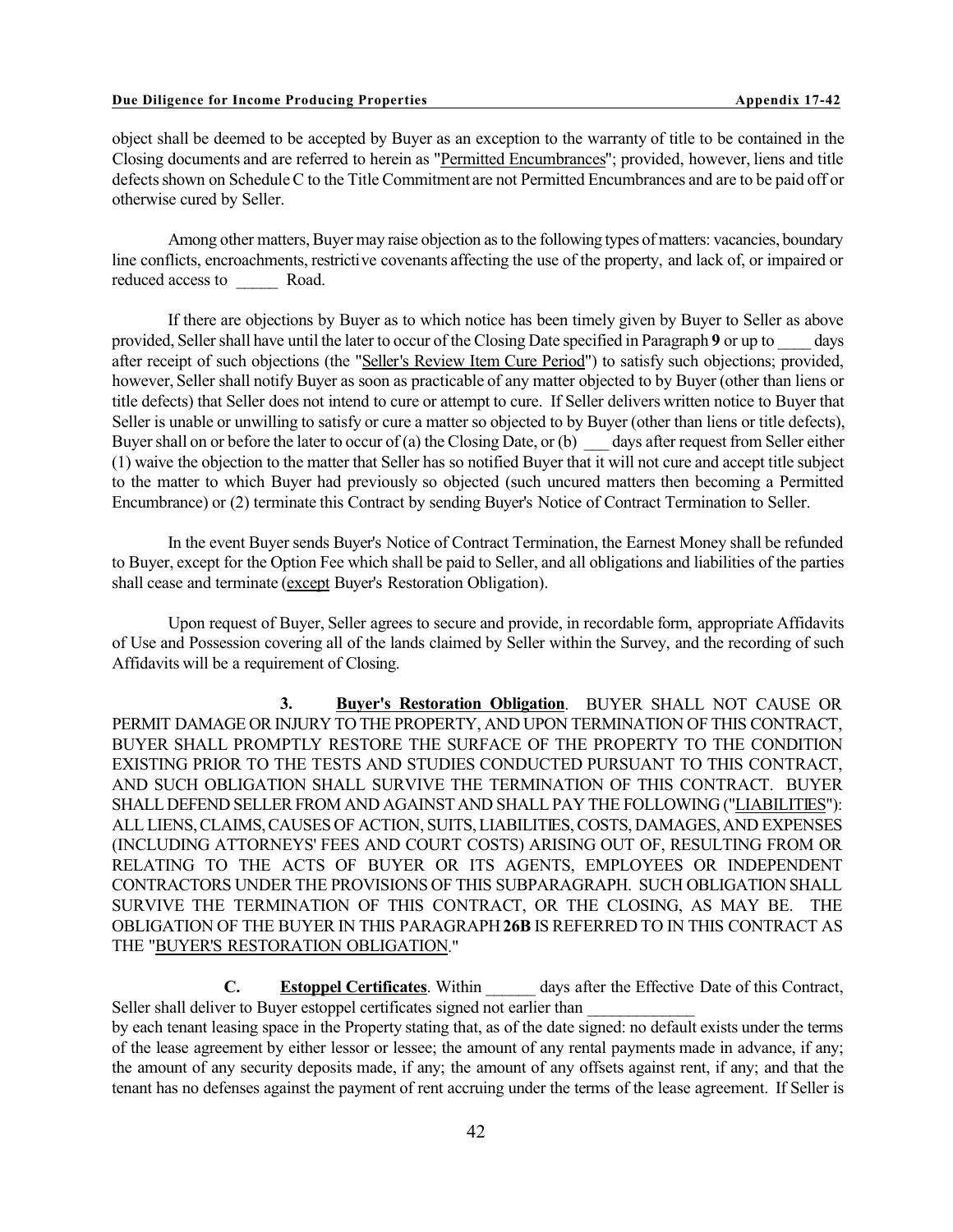object shall be deemed to be accepted by Buyer as an exception to the warranty of title to be contained in the Closing documents and are referred to herein as "Permitted Encumbrances"; provided, however, liens and title defects shown on Schedule C to the Title Commitment are not Permitted Encumbrances and are to be paid off or otherwise cured by Seller.

Among other matters, Buyer may raise objection as to the following types of matters: vacancies, boundary line conflicts, encroachments, restrictive covenants affecting the use of the property, and lack of, or impaired or reduced access to _____ Road.

If there are objections by Buyer as to which notice has been timely given by Buyer to Seller as above provided, Seller shall have until the later to occur of the Closing Date specified in Paragraph **9** or up to ____ days after receipt of such objections (the "Seller's Review Item Cure Period") to satisfy such objections; provided, however, Seller shall notify Buyer as soon as practicable of any matter objected to by Buyer (other than liens or title defects) that Seller does not intend to cure or attempt to cure. If Seller delivers written notice to Buyer that Seller is unable or unwilling to satisfy or cure a matter so objected to by Buyer (other than liens or title defects), Buyer shall on or before the later to occur of (a) the Closing Date, or (b) ___ days after request from Seller either (1) waive the objection to the matter that Seller has so notified Buyer that it will not cure and accept title subject to the matter to which Buyer had previously so objected (such uncured matters then becoming a Permitted Encumbrance) or (2) terminate this Contract by sending Buyer's Notice of Contract Termination to Seller.

In the event Buyer sends Buyer's Notice of Contract Termination, the Earnest Money shall be refunded to Buyer, except for the Option Fee which shall be paid to Seller, and all obligations and liabilities of the parties shall cease and terminate (except Buyer's Restoration Obligation).

Upon request of Buyer, Seller agrees to secure and provide, in recordable form, appropriate Affidavits of Use and Possession covering all of the lands claimed by Seller within the Survey, and the recording of such Affidavits will be a requirement of Closing.

**3. Buyer's Restoration Obligation**. BUYER SHALL NOT CAUSE OR PERMIT DAMAGE OR INJURY TO THE PROPERTY, AND UPON TERMINATION OF THIS CONTRACT, BUYER SHALL PROMPTLY RESTORE THE SURFACE OF THE PROPERTY TO THE CONDITION EXISTING PRIOR TO THE TESTS AND STUDIES CONDUCTED PURSUANT TO THIS CONTRACT, AND SUCH OBLIGATION SHALL SURVIVE THE TERMINATION OF THIS CONTRACT. BUYER SHALL DEFEND SELLER FROM AND AGAINST AND SHALL PAY THE FOLLOWING ("LIABILITIES"): ALL LIENS, CLAIMS, CAUSES OF ACTION, SUITS, LIABILITIES, COSTS, DAMAGES, AND EXPENSES (INCLUDING ATTORNEYS' FEES AND COURT COSTS) ARISING OUT OF, RESULTING FROM OR RELATING TO THE ACTS OF BUYER OR ITS AGENTS, EMPLOYEES OR INDEPENDENT CONTRACTORS UNDER THE PROVISIONS OF THIS SUBPARAGRAPH. SUCH OBLIGATION SHALL SURVIVE THE TERMINATION OF THIS CONTRACT, OR THE CLOSING, AS MAY BE. THE OBLIGATION OF THE BUYER IN THIS PARAGRAPH **26B** IS REFERRED TO IN THIS CONTRACT AS THE "BUYER'S RESTORATION OBLIGATION."

**C. Estoppel Certificates**. Within ______ days after the Effective Date of this Contract, Seller shall deliver to Buyer estoppel certificates signed not earlier than _____________ by each tenant leasing space in the Property stating that, as of the date signed: no default exists under the terms of the lease agreement by either lessor or lessee; the amount of any rental payments made in advance, if any; the amount of any security deposits made, if any; the amount of any offsets against rent, if any; and that the tenant has no defenses against the payment of rent accruing under the terms of the lease agreement. If Seller is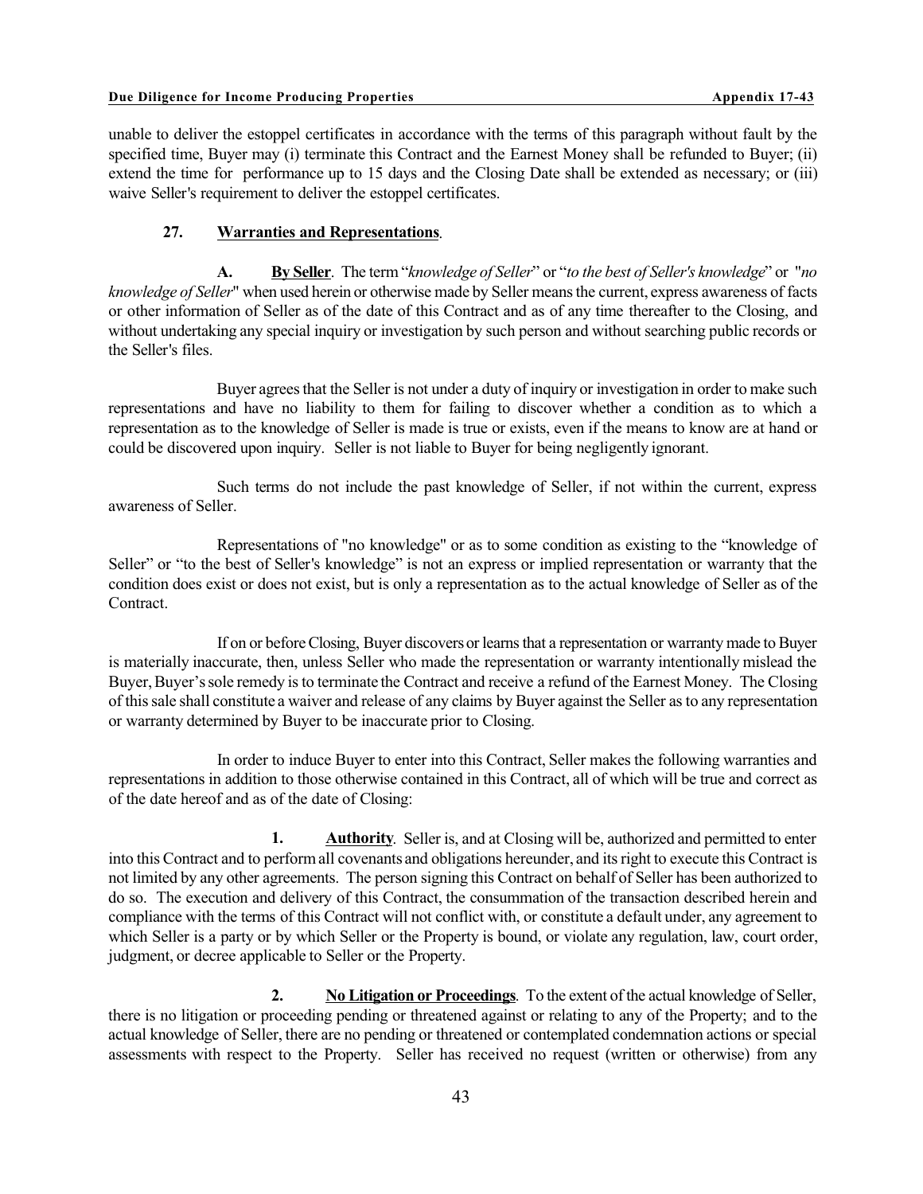unable to deliver the estoppel certificates in accordance with the terms of this paragraph without fault by the specified time, Buyer may (i) terminate this Contract and the Earnest Money shall be refunded to Buyer; (ii) extend the time for performance up to 15 days and the Closing Date shall be extended as necessary; or (iii) waive Seller's requirement to deliver the estoppel certificates.

**27. Warranties and Representations**.

**A. By Seller**. The term "*knowledge of Seller*" or "*to the best of Seller's knowledge*" or "*no knowledge of Seller*" when used herein or otherwise made by Seller means the current, express awareness of facts or other information of Seller as of the date of this Contract and as of any time thereafter to the Closing, and without undertaking any special inquiry or investigation by such person and without searching public records or the Seller's files.

Buyer agrees that the Seller is not under a duty of inquiry or investigation in order to make such representations and have no liability to them for failing to discover whether a condition as to which a representation as to the knowledge of Seller is made is true or exists, even if the means to know are at hand or could be discovered upon inquiry. Seller is not liable to Buyer for being negligently ignorant.

Such terms do not include the past knowledge of Seller, if not within the current, express awareness of Seller.

Representations of "no knowledge" or as to some condition as existing to the "knowledge of Seller" or "to the best of Seller's knowledge" is not an express or implied representation or warranty that the condition does exist or does not exist, but is only a representation as to the actual knowledge of Seller as of the Contract.

If on or before Closing, Buyer discovers or learns that a representation or warranty made to Buyer is materially inaccurate, then, unless Seller who made the representation or warranty intentionally mislead the Buyer, Buyer's sole remedy is to terminate the Contract and receive a refund of the Earnest Money. The Closing of this sale shall constitute a waiver and release of any claims by Buyer against the Seller as to any representation or warranty determined by Buyer to be inaccurate prior to Closing.

In order to induce Buyer to enter into this Contract, Seller makes the following warranties and representations in addition to those otherwise contained in this Contract, all of which will be true and correct as of the date hereof and as of the date of Closing:

**1. Authority**. Seller is, and at Closing will be, authorized and permitted to enter into this Contract and to perform all covenants and obligations hereunder, and its right to execute this Contract is not limited by any other agreements. The person signing this Contract on behalf of Seller has been authorized to do so. The execution and delivery of this Contract, the consummation of the transaction described herein and compliance with the terms of this Contract will not conflict with, or constitute a default under, any agreement to which Seller is a party or by which Seller or the Property is bound, or violate any regulation, law, court order, judgment, or decree applicable to Seller or the Property.

**2. No Litigation or Proceedings**. To the extent of the actual knowledge of Seller, there is no litigation or proceeding pending or threatened against or relating to any of the Property; and to the actual knowledge of Seller, there are no pending or threatened or contemplated condemnation actions or special assessments with respect to the Property. Seller has received no request (written or otherwise) from any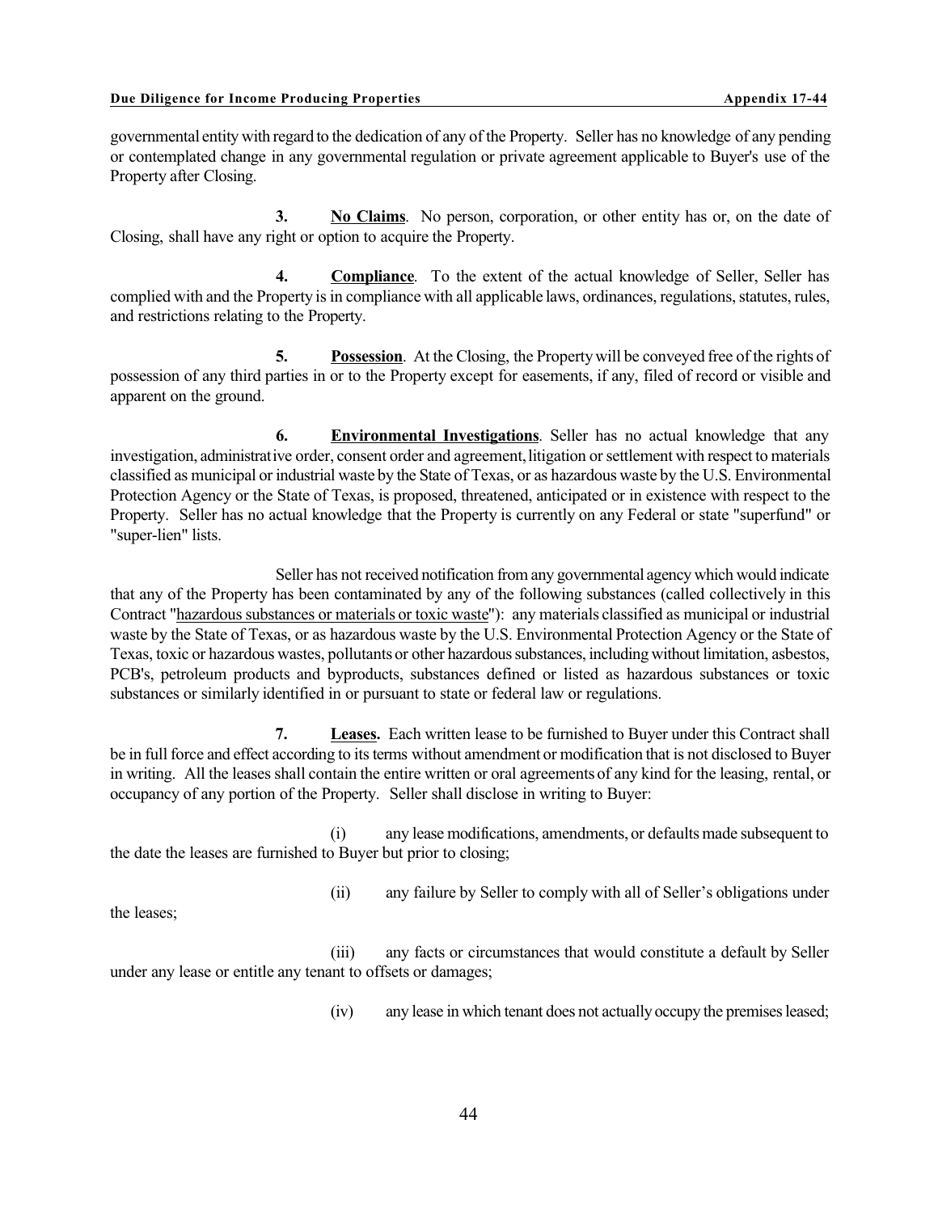governmental entity with regard to the dedication of any of the Property. Seller has no knowledge of any pending or contemplated change in any governmental regulation or private agreement applicable to Buyer's use of the Property after Closing.

**3.** **No Claims**. No person, corporation, or other entity has or, on the date of Closing, shall have any right or option to acquire the Property.

**4.** **Compliance**. To the extent of the actual knowledge of Seller, Seller has complied with and the Property is in compliance with all applicable laws, ordinances, regulations, statutes, rules, and restrictions relating to the Property.

**5.** **Possession**. At the Closing, the Property will be conveyed free of the rights of possession of any third parties in or to the Property except for easements, if any, filed of record or visible and apparent on the ground.

**6.** **Environmental Investigations**. Seller has no actual knowledge that any investigation, administrative order, consent order and agreement, litigation or settlement with respect to materials classified as municipal or industrial waste by the State of Texas, or as hazardous waste by the U.S. Environmental Protection Agency or the State of Texas, is proposed, threatened, anticipated or in existence with respect to the Property. Seller has no actual knowledge that the Property is currently on any Federal or state "superfund" or "super-lien" lists.

Seller has not received notification from any governmental agency which would indicate that any of the Property has been contaminated by any of the following substances (called collectively in this Contract "hazardous substances or materials or toxic waste"): any materials classified as municipal or industrial waste by the State of Texas, or as hazardous waste by the U.S. Environmental Protection Agency or the State of Texas, toxic or hazardous wastes, pollutants or other hazardous substances, including without limitation, asbestos, PCB's, petroleum products and byproducts, substances defined or listed as hazardous substances or toxic substances or similarly identified in or pursuant to state or federal law or regulations.

**7.** **Leases.** Each written lease to be furnished to Buyer under this Contract shall be in full force and effect according to its terms without amendment or modification that is not disclosed to Buyer in writing. All the leases shall contain the entire written or oral agreements of any kind for the leasing, rental, or occupancy of any portion of the Property. Seller shall disclose in writing to Buyer:

(i) any lease modifications, amendments, or defaults made subsequent to the date the leases are furnished to Buyer but prior to closing;

(ii) any failure by Seller to comply with all of Seller's obligations under the leases;

(iii) any facts or circumstances that would constitute a default by Seller under any lease or entitle any tenant to offsets or damages;

(iv) any lease in which tenant does not actually occupy the premises leased;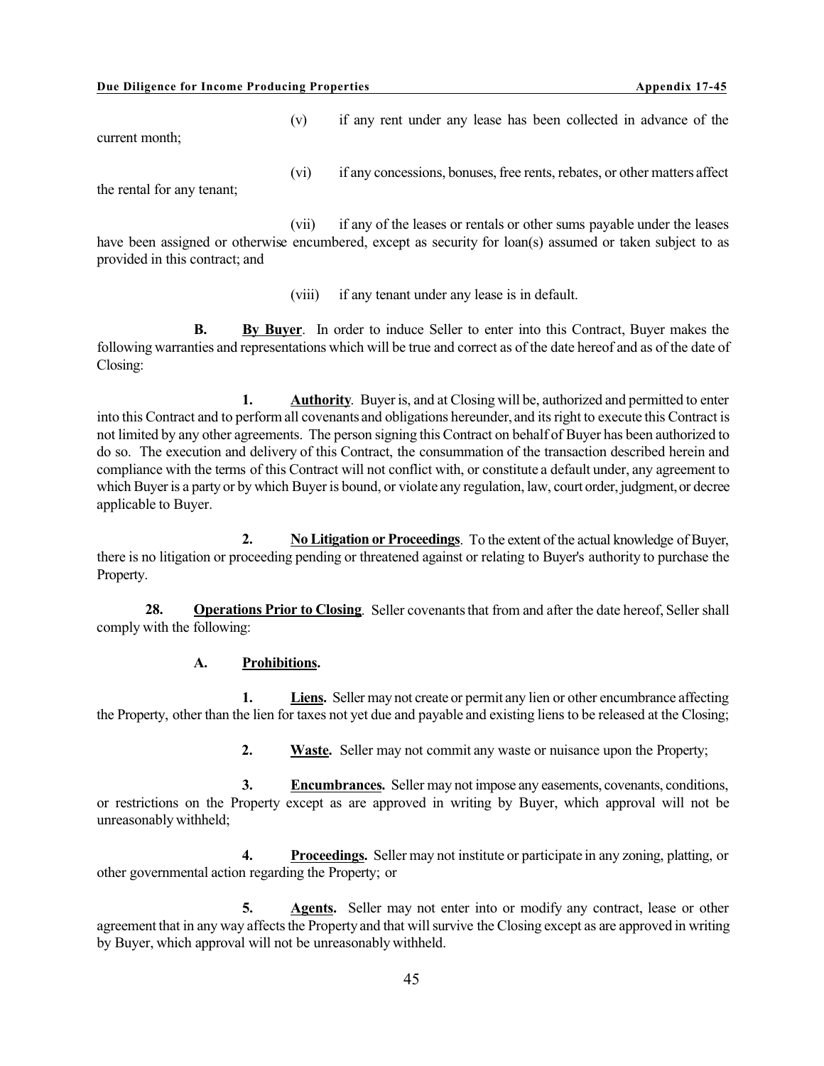(v) if any rent under any lease has been collected in advance of the current month;

(vi) if any concessions, bonuses, free rents, rebates, or other matters affect the rental for any tenant;

(vii) if any of the leases or rentals or other sums payable under the leases have been assigned or otherwise encumbered, except as security for loan(s) assumed or taken subject to as provided in this contract; and

(viii) if any tenant under any lease is in default.

**B. <u>By Buyer</u>**. In order to induce Seller to enter into this Contract, Buyer makes the following warranties and representations which will be true and correct as of the date hereof and as of the date of Closing:

**1. <u>Authority</u>**. Buyer is, and at Closing will be, authorized and permitted to enter into this Contract and to perform all covenants and obligations hereunder, and its right to execute this Contract is not limited by any other agreements. The person signing this Contract on behalf of Buyer has been authorized to do so. The execution and delivery of this Contract, the consummation of the transaction described herein and compliance with the terms of this Contract will not conflict with, or constitute a default under, any agreement to which Buyer is a party or by which Buyer is bound, or violate any regulation, law, court order, judgment, or decree applicable to Buyer.

**2. <u>No Litigation or Proceedings</u>**. To the extent of the actual knowledge of Buyer, there is no litigation or proceeding pending or threatened against or relating to Buyer's authority to purchase the Property.

**28. <u>Operations Prior to Closing</u>**. Seller covenants that from and after the date hereof, Seller shall comply with the following:

**A. <u>Prohibitions.</u>**

**1. <u>Liens.</u>** Seller may not create or permit any lien or other encumbrance affecting the Property, other than the lien for taxes not yet due and payable and existing liens to be released at the Closing;

**2. <u>Waste.</u>** Seller may not commit any waste or nuisance upon the Property;

**3. <u>Encumbrances.</u>** Seller may not impose any easements, covenants, conditions, or restrictions on the Property except as are approved in writing by Buyer, which approval will not be unreasonably withheld;

**4. <u>Proceedings.</u>** Seller may not institute or participate in any zoning, platting, or other governmental action regarding the Property; or

**5. <u>Agents.</u>** Seller may not enter into or modify any contract, lease or other agreement that in any way affects the Property and that will survive the Closing except as are approved in writing by Buyer, which approval will not be unreasonably withheld.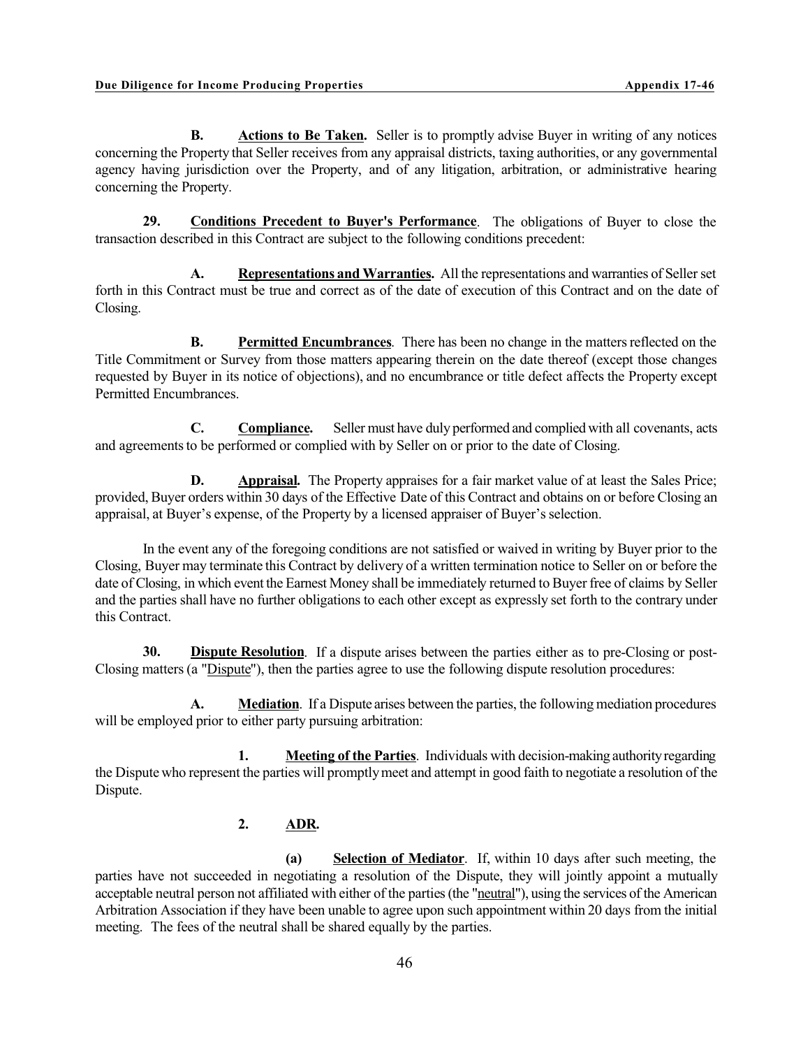**B. Actions to Be Taken.** Seller is to promptly advise Buyer in writing of any notices concerning the Property that Seller receives from any appraisal districts, taxing authorities, or any governmental agency having jurisdiction over the Property, and of any litigation, arbitration, or administrative hearing concerning the Property.

**29. Conditions Precedent to Buyer's Performance**. The obligations of Buyer to close the transaction described in this Contract are subject to the following conditions precedent:

**A. Representations and Warranties.** All the representations and warranties of Seller set forth in this Contract must be true and correct as of the date of execution of this Contract and on the date of Closing.

**B. Permitted Encumbrances**. There has been no change in the matters reflected on the Title Commitment or Survey from those matters appearing therein on the date thereof (except those changes requested by Buyer in its notice of objections), and no encumbrance or title defect affects the Property except Permitted Encumbrances.

**C. Compliance.** Seller must have duly performed and complied with all covenants, acts and agreements to be performed or complied with by Seller on or prior to the date of Closing.

**D. Appraisal.** The Property appraises for a fair market value of at least the Sales Price; provided, Buyer orders within 30 days of the Effective Date of this Contract and obtains on or before Closing an appraisal, at Buyer's expense, of the Property by a licensed appraiser of Buyer's selection.

In the event any of the foregoing conditions are not satisfied or waived in writing by Buyer prior to the Closing, Buyer may terminate this Contract by delivery of a written termination notice to Seller on or before the date of Closing, in which event the Earnest Money shall be immediately returned to Buyer free of claims by Seller and the parties shall have no further obligations to each other except as expressly set forth to the contrary under this Contract.

**30. Dispute Resolution**. If a dispute arises between the parties either as to pre-Closing or post-Closing matters (a "Dispute"), then the parties agree to use the following dispute resolution procedures:

**A. Mediation**. If a Dispute arises between the parties, the following mediation procedures will be employed prior to either party pursuing arbitration:

**1. Meeting of the Parties**. Individuals with decision-making authority regarding the Dispute who represent the parties will promptly meet and attempt in good faith to negotiate a resolution of the Dispute.

**2. ADR.**

**(a) Selection of Mediator**. If, within 10 days after such meeting, the parties have not succeeded in negotiating a resolution of the Dispute, they will jointly appoint a mutually acceptable neutral person not affiliated with either of the parties (the "neutral"), using the services of the American Arbitration Association if they have been unable to agree upon such appointment within 20 days from the initial meeting. The fees of the neutral shall be shared equally by the parties.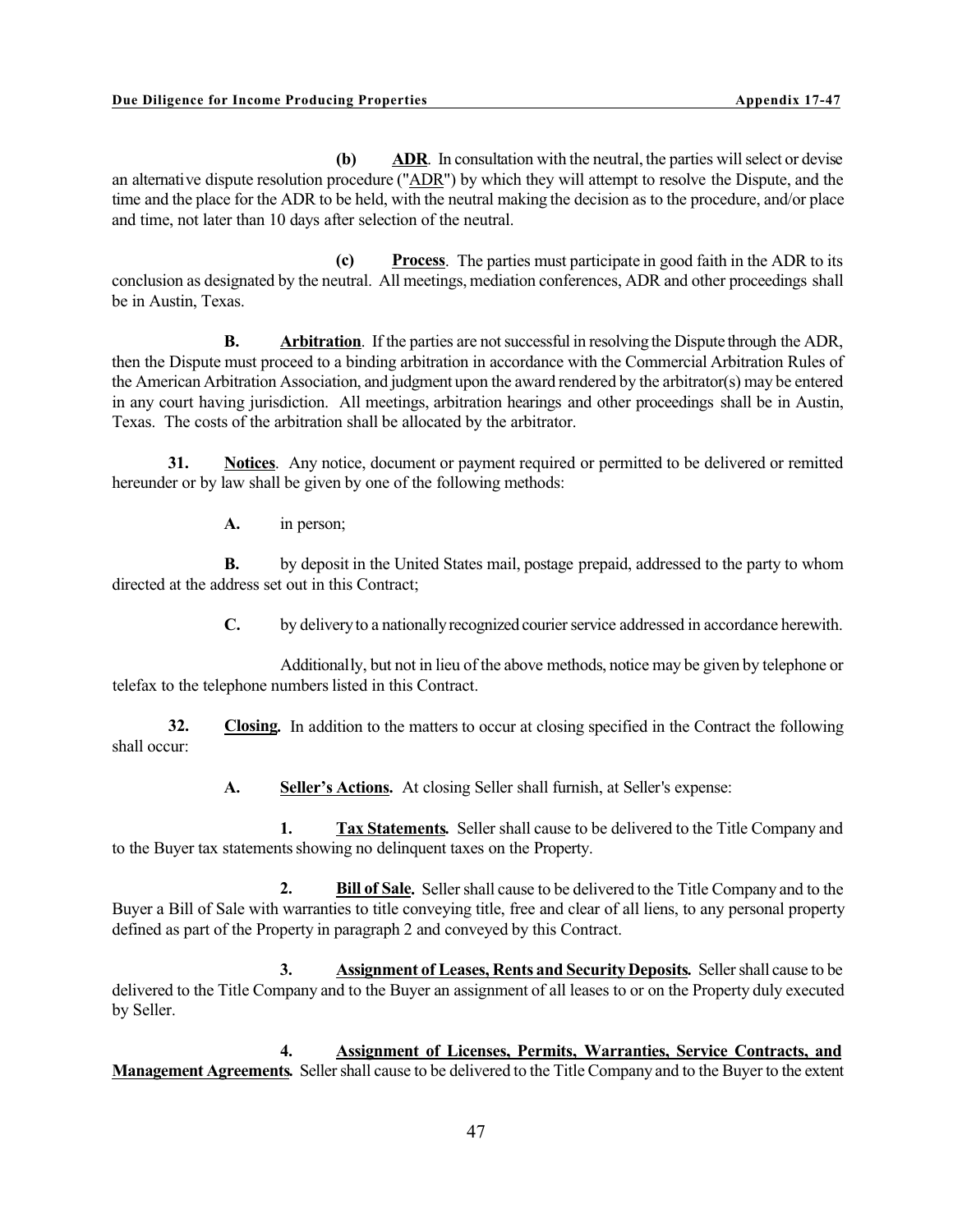**(b) ADR**. In consultation with the neutral, the parties will select or devise an alternative dispute resolution procedure ("ADR") by which they will attempt to resolve the Dispute, and the time and the place for the ADR to be held, with the neutral making the decision as to the procedure, and/or place and time, not later than 10 days after selection of the neutral.

**(c) Process**. The parties must participate in good faith in the ADR to its conclusion as designated by the neutral. All meetings, mediation conferences, ADR and other proceedings shall be in Austin, Texas.

**B. Arbitration**. If the parties are not successful in resolving the Dispute through the ADR, then the Dispute must proceed to a binding arbitration in accordance with the Commercial Arbitration Rules of the American Arbitration Association, and judgment upon the award rendered by the arbitrator(s) may be entered in any court having jurisdiction. All meetings, arbitration hearings and other proceedings shall be in Austin, Texas. The costs of the arbitration shall be allocated by the arbitrator.

**31. Notices**. Any notice, document or payment required or permitted to be delivered or remitted hereunder or by law shall be given by one of the following methods:

**A.** in person;

**B.** by deposit in the United States mail, postage prepaid, addressed to the party to whom directed at the address set out in this Contract;

**C.** by delivery to a nationally recognized courier service addressed in accordance herewith.

Additionally, but not in lieu of the above methods, notice may be given by telephone or telefax to the telephone numbers listed in this Contract.

**32. Closing.** In addition to the matters to occur at closing specified in the Contract the following shall occur:

**A. Seller's Actions.** At closing Seller shall furnish, at Seller's expense:

**1. Tax Statements.** Seller shall cause to be delivered to the Title Company and to the Buyer tax statements showing no delinquent taxes on the Property.

**2. Bill of Sale.** Seller shall cause to be delivered to the Title Company and to the Buyer a Bill of Sale with warranties to title conveying title, free and clear of all liens, to any personal property defined as part of the Property in paragraph 2 and conveyed by this Contract.

**3. Assignment of Leases, Rents and Security Deposits.** Seller shall cause to be delivered to the Title Company and to the Buyer an assignment of all leases to or on the Property duly executed by Seller.

**4. Assignment of Licenses, Permits, Warranties, Service Contracts, and Management Agreements.** Seller shall cause to be delivered to the Title Company and to the Buyer to the extent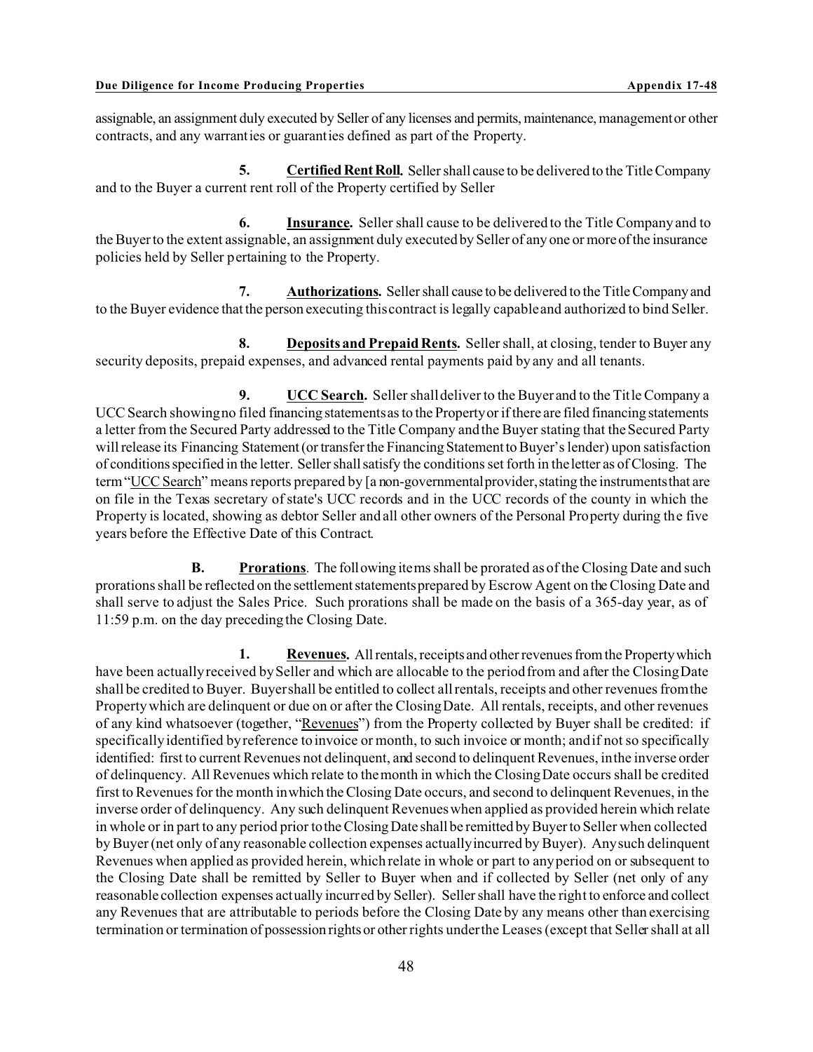assignable, an assignment duly executed by Seller of any licenses and permits, maintenance, management or other contracts, and any warranties or guaranties defined as part of the Property.

**5.** **Certified Rent Roll.** Seller shall cause to be delivered to the Title Company and to the Buyer a current rent roll of the Property certified by Seller

**6.** **Insurance.** Seller shall cause to be delivered to the Title Company and to the Buyer to the extent assignable, an assignment duly executed by Seller of any one or more of the insurance policies held by Seller pertaining to the Property.

**7.** **Authorizations.** Seller shall cause to be delivered to the Title Company and to the Buyer evidence that the person executing this contract is legally capable and authorized to bind Seller.

**8.** **Deposits and Prepaid Rents.** Seller shall, at closing, tender to Buyer any security deposits, prepaid expenses, and advanced rental payments paid by any and all tenants.

**9.** **UCC Search.** Seller shall deliver to the Buyer and to the Title Company a UCC Search showing no filed financing statements as to the Property or if there are filed financing statements a letter from the Secured Party addressed to the Title Company and the Buyer stating that the Secured Party will release its Financing Statement (or transfer the Financing Statement to Buyer's lender) upon satisfaction of conditions specified in the letter. Seller shall satisfy the conditions set forth in the letter as of Closing. The term "UCC Search" means reports prepared by [a non-governmental provider, stating the instruments that are on file in the Texas secretary of state's UCC records and in the UCC records of the county in which the Property is located, showing as debtor Seller and all other owners of the Personal Property during the five years before the Effective Date of this Contract.

**B.** **Prorations**. The following items shall be prorated as of the Closing Date and such prorations shall be reflected on the settlement statements prepared by Escrow Agent on the Closing Date and shall serve to adjust the Sales Price. Such prorations shall be made on the basis of a 365-day year, as of 11:59 p.m. on the day preceding the Closing Date.

**1.** **Revenues.** All rentals, receipts and other revenues from the Property which have been actually received by Seller and which are allocable to the period from and after the Closing Date shall be credited to Buyer. Buyer shall be entitled to collect all rentals, receipts and other revenues from the Property which are delinquent or due on or after the Closing Date. All rentals, receipts, and other revenues of any kind whatsoever (together, "Revenues") from the Property collected by Buyer shall be credited: if specifically identified by reference to invoice or month, to such invoice or month; and if not so specifically identified: first to current Revenues not delinquent, and second to delinquent Revenues, in the inverse order of delinquency. All Revenues which relate to the month in which the Closing Date occurs shall be credited first to Revenues for the month in which the Closing Date occurs, and second to delinquent Revenues, in the inverse order of delinquency. Any such delinquent Revenues when applied as provided herein which relate in whole or in part to any period prior to the Closing Date shall be remitted by Buyer to Seller when collected by Buyer (net only of any reasonable collection expenses actually incurred by Buyer). Any such delinquent Revenues when applied as provided herein, which relate in whole or part to any period on or subsequent to the Closing Date shall be remitted by Seller to Buyer when and if collected by Seller (net only of any reasonable collection expenses actually incurred by Seller). Seller shall have the right to enforce and collect any Revenues that are attributable to periods before the Closing Date by any means other than exercising termination or termination of possession rights or other rights under the Leases (except that Seller shall at all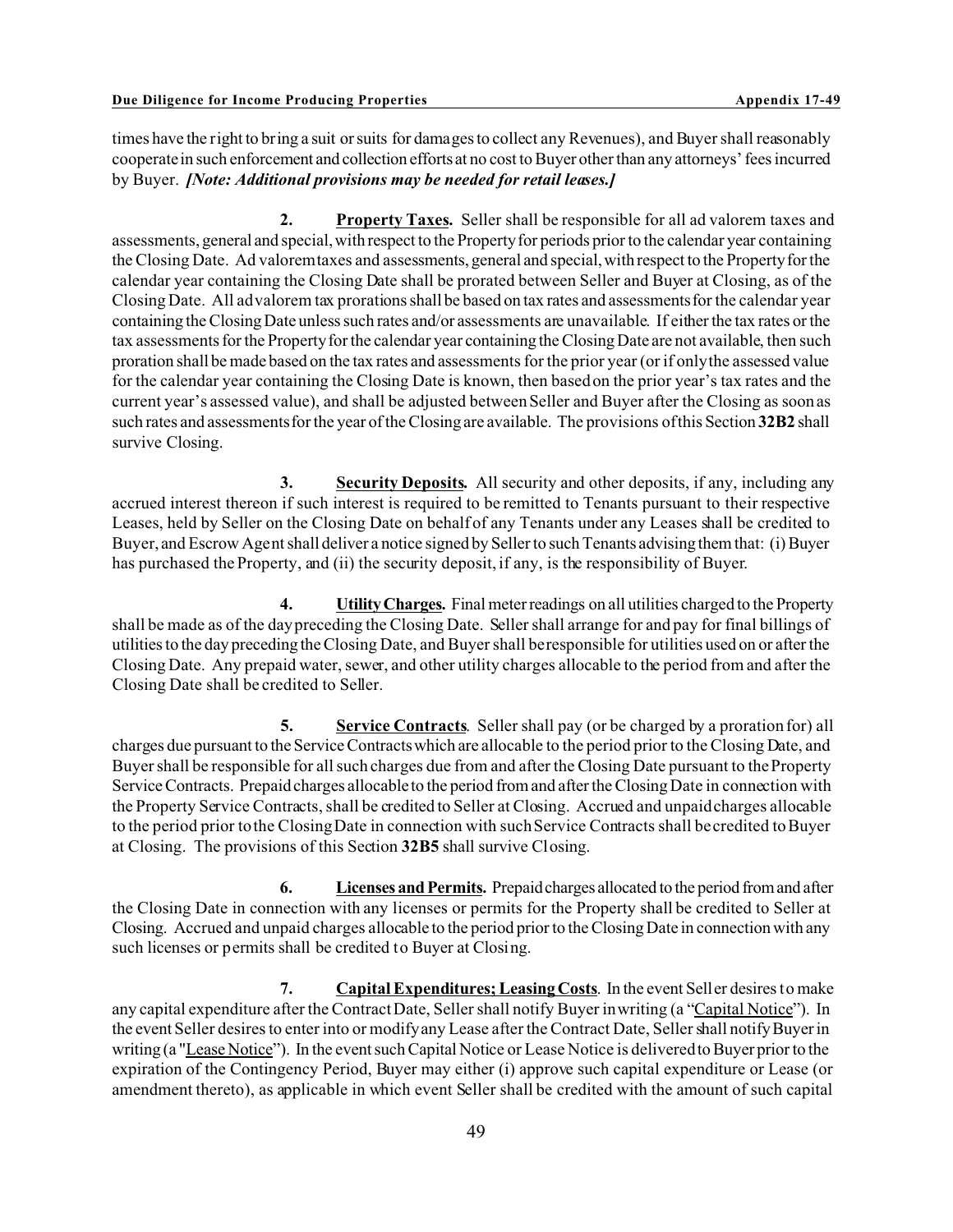times have the right to bring a suit or suits for damages to collect any Revenues), and Buyer shall reasonably cooperate in such enforcement and collection efforts at no cost to Buyer other than any attorneys' fees incurred by Buyer. ***[Note: Additional provisions may be needed for retail leases.]***

**2.** **Property Taxes.** Seller shall be responsible for all ad valorem taxes and assessments, general and special, with respect to the Property for periods prior to the calendar year containing the Closing Date. Ad valorem taxes and assessments, general and special, with respect to the Property for the calendar year containing the Closing Date shall be prorated between Seller and Buyer at Closing, as of the Closing Date. All ad valorem tax prorations shall be based on tax rates and assessments for the calendar year containing the Closing Date unless such rates and/or assessments are unavailable. If either the tax rates or the tax assessments for the Property for the calendar year containing the Closing Date are not available, then such proration shall be made based on the tax rates and assessments for the prior year (or if only the assessed value for the calendar year containing the Closing Date is known, then based on the prior year's tax rates and the current year's assessed value), and shall be adjusted between Seller and Buyer after the Closing as soon as such rates and assessments for the year of the Closing are available. The provisions of this Section **32B2** shall survive Closing.

**3.** **Security Deposits.** All security and other deposits, if any, including any accrued interest thereon if such interest is required to be remitted to Tenants pursuant to their respective Leases, held by Seller on the Closing Date on behalf of any Tenants under any Leases shall be credited to Buyer, and Escrow Agent shall deliver a notice signed by Seller to such Tenants advising them that: (i) Buyer has purchased the Property, and (ii) the security deposit, if any, is the responsibility of Buyer.

**4.** **Utility Charges.** Final meter readings on all utilities charged to the Property shall be made as of the day preceding the Closing Date. Seller shall arrange for and pay for final billings of utilities to the day preceding the Closing Date, and Buyer shall be responsible for utilities used on or after the Closing Date. Any prepaid water, sewer, and other utility charges allocable to the period from and after the Closing Date shall be credited to Seller.

**5.** **Service Contracts**. Seller shall pay (or be charged by a proration for) all charges due pursuant to the Service Contracts which are allocable to the period prior to the Closing Date, and Buyer shall be responsible for all such charges due from and after the Closing Date pursuant to the Property Service Contracts. Prepaid charges allocable to the period from and after the Closing Date in connection with the Property Service Contracts, shall be credited to Seller at Closing. Accrued and unpaid charges allocable to the period prior to the Closing Date in connection with such Service Contracts shall be credited to Buyer at Closing. The provisions of this Section **32B5** shall survive Closing.

**6.** **Licenses and Permits.** Prepaid charges allocated to the period from and after the Closing Date in connection with any licenses or permits for the Property shall be credited to Seller at Closing. Accrued and unpaid charges allocable to the period prior to the Closing Date in connection with any such licenses or permits shall be credited to Buyer at Closing.

**7.** **Capital Expenditures; Leasing Costs**. In the event Seller desires to make any capital expenditure after the Contract Date, Seller shall notify Buyer in writing (a "Capital Notice"). In the event Seller desires to enter into or modify any Lease after the Contract Date, Seller shall notify Buyer in writing (a "Lease Notice"). In the event such Capital Notice or Lease Notice is delivered to Buyer prior to the expiration of the Contingency Period, Buyer may either (i) approve such capital expenditure or Lease (or amendment thereto), as applicable in which event Seller shall be credited with the amount of such capital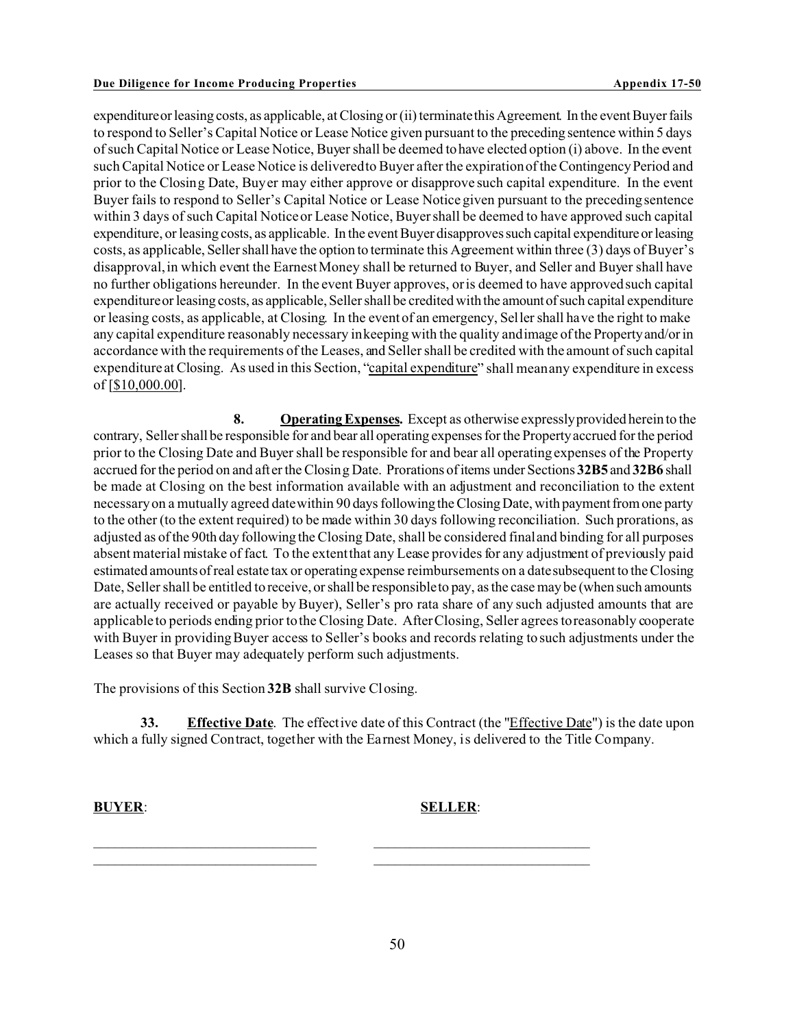expenditure or leasing costs, as applicable, at Closing or (ii) terminate this Agreement. In the event Buyer fails to respond to Seller's Capital Notice or Lease Notice given pursuant to the preceding sentence within 5 days of such Capital Notice or Lease Notice, Buyer shall be deemed to have elected option (i) above. In the event such Capital Notice or Lease Notice is delivered to Buyer after the expiration of the Contingency Period and prior to the Closing Date, Buyer may either approve or disapprove such capital expenditure. In the event Buyer fails to respond to Seller's Capital Notice or Lease Notice given pursuant to the preceding sentence within 3 days of such Capital Notice or Lease Notice, Buyer shall be deemed to have approved such capital expenditure, or leasing costs, as applicable. In the event Buyer disapproves such capital expenditure or leasing costs, as applicable, Seller shall have the option to terminate this Agreement within three (3) days of Buyer's disapproval, in which event the Earnest Money shall be returned to Buyer, and Seller and Buyer shall have no further obligations hereunder. In the event Buyer approves, or is deemed to have approved such capital expenditure or leasing costs, as applicable, Seller shall be credited with the amount of such capital expenditure or leasing costs, as applicable, at Closing. In the event of an emergency, Seller shall have the right to make any capital expenditure reasonably necessary in keeping with the quality and image of the Property and/or in accordance with the requirements of the Leases, and Seller shall be credited with the amount of such capital expenditure at Closing. As used in this Section, "capital expenditure" shall mean any expenditure in excess of [$10,000.00].

**8. Operating Expenses.** Except as otherwise expressly provided herein to the contrary, Seller shall be responsible for and bear all operating expenses for the Property accrued for the period prior to the Closing Date and Buyer shall be responsible for and bear all operating expenses of the Property accrued for the period on and after the Closing Date. Prorations of items under Sections **32B5** and **32B6** shall be made at Closing on the best information available with an adjustment and reconciliation to the extent necessary on a mutually agreed date within 90 days following the Closing Date, with payment from one party to the other (to the extent required) to be made within 30 days following reconciliation. Such prorations, as adjusted as of the 90th day following the Closing Date, shall be considered final and binding for all purposes absent material mistake of fact. To the extent that any Lease provides for any adjustment of previously paid estimated amounts of real estate tax or operating expense reimbursements on a date subsequent to the Closing Date, Seller shall be entitled to receive, or shall be responsible to pay, as the case may be (when such amounts are actually received or payable by Buyer), Seller's pro rata share of any such adjusted amounts that are applicable to periods ending prior to the Closing Date. After Closing, Seller agrees to reasonably cooperate with Buyer in providing Buyer access to Seller's books and records relating to such adjustments under the Leases so that Buyer may adequately perform such adjustments.

The provisions of this Section **32B** shall survive Closing.

**33. Effective Date**. The effective date of this Contract (the "Effective Date") is the date upon which a fully signed Contract, together with the Earnest Money, is delivered to the Title Company.

| **BUYER**: | **SELLER**: |
|---|---|
| ______________________________ | ______________________________ |
| ______________________________ | ______________________________ |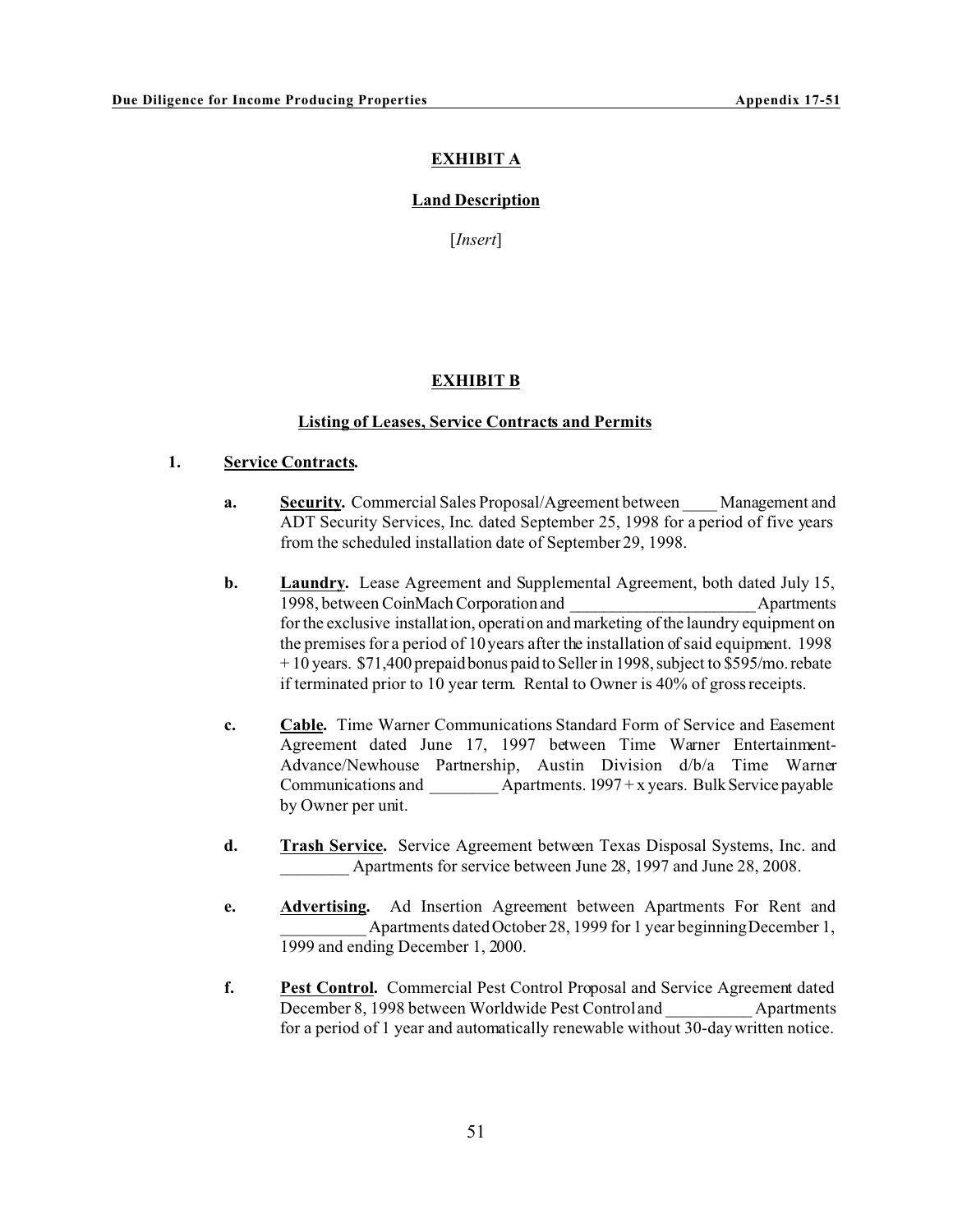## EXHIBIT A

### Land Description

[*Insert*]

## EXHIBIT B

### Listing of Leases, Service Contracts and Permits

1. **Service Contracts.**

   a. **Security.** Commercial Sales Proposal/Agreement between ____ Management and ADT Security Services, Inc. dated September 25, 1998 for a period of five years from the scheduled installation date of September 29, 1998.

   b. **Laundry.** Lease Agreement and Supplemental Agreement, both dated July 15, 1998, between CoinMach Corporation and ______________________ Apartments for the exclusive installation, operation and marketing of the laundry equipment on the premises for a period of 10 years after the installation of said equipment. 1998 + 10 years. $71,400 prepaid bonus paid to Seller in 1998, subject to $595/mo. rebate if terminated prior to 10 year term. Rental to Owner is 40% of gross receipts.

   c. **Cable.** Time Warner Communications Standard Form of Service and Easement Agreement dated June 17, 1997 between Time Warner Entertainment-Advance/Newhouse Partnership, Austin Division d/b/a Time Warner Communications and ________ Apartments. 1997 + x years. Bulk Service payable by Owner per unit.

   d. **Trash Service.** Service Agreement between Texas Disposal Systems, Inc. and ________ Apartments for service between June 28, 1997 and June 28, 2008.

   e. **Advertising.** Ad Insertion Agreement between Apartments For Rent and __________ Apartments dated October 28, 1999 for 1 year beginning December 1, 1999 and ending December 1, 2000.

   f. **Pest Control.** Commercial Pest Control Proposal and Service Agreement dated December 8, 1998 between Worldwide Pest Control and __________ Apartments for a period of 1 year and automatically renewable without 30-day written notice.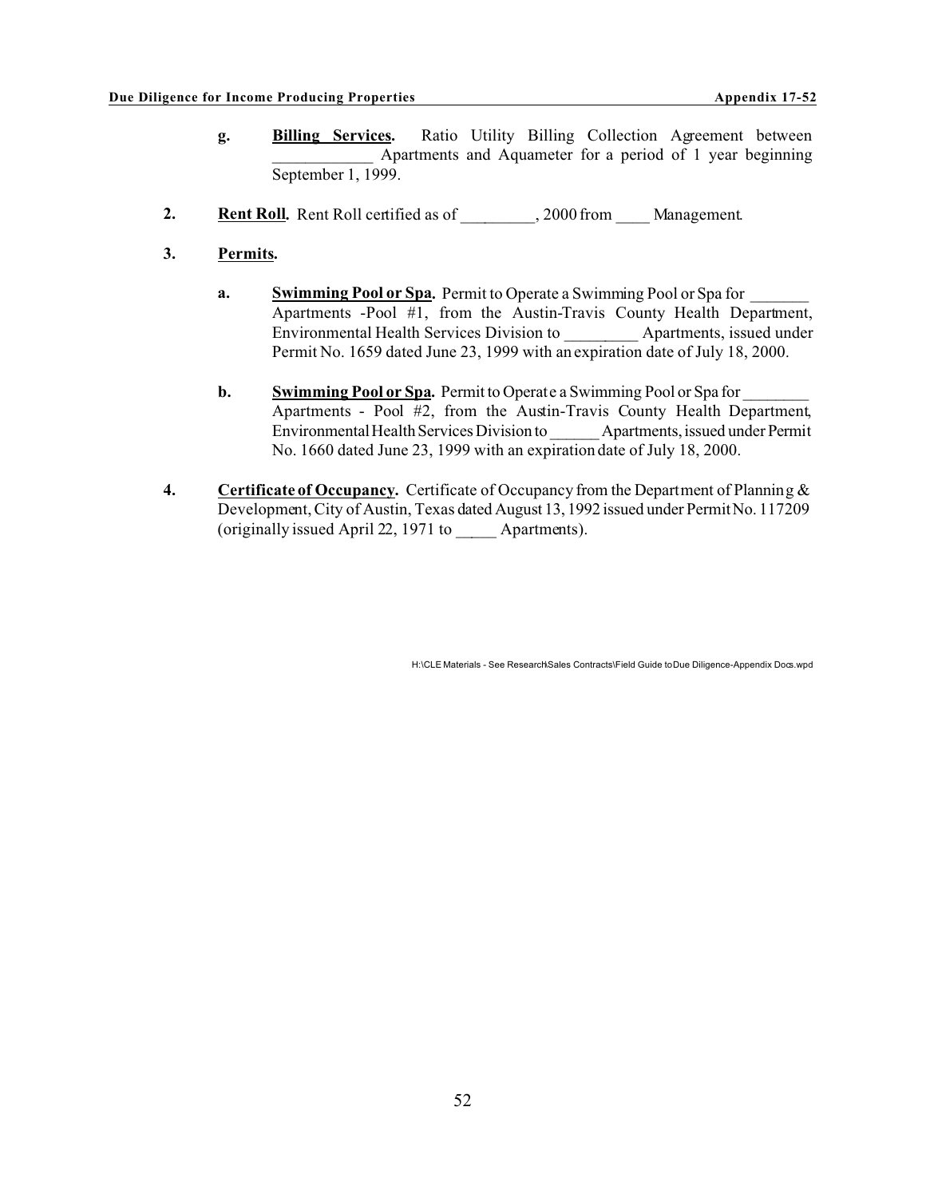g. **Billing Services.** Ratio Utility Billing Collection Agreement between ____________ Apartments and Aquameter for a period of 1 year beginning September 1, 1999.

2. **Rent Roll.** Rent Roll certified as of _________, 2000 from ____ Management.

3. **Permits.**

   a. **Swimming Pool or Spa.** Permit to Operate a Swimming Pool or Spa for _______ Apartments -Pool #1, from the Austin-Travis County Health Department, Environmental Health Services Division to _________ Apartments, issued under Permit No. 1659 dated June 23, 1999 with an expiration date of July 18, 2000.

   b. **Swimming Pool or Spa.** Permit to Operate a Swimming Pool or Spa for ________ Apartments - Pool #2, from the Austin-Travis County Health Department, Environmental Health Services Division to ______ Apartments, issued under Permit No. 1660 dated June 23, 1999 with an expiration date of July 18, 2000.

4. **Certificate of Occupancy.** Certificate of Occupancy from the Department of Planning & Development, City of Austin, Texas dated August 13, 1992 issued under Permit No. 117209 (originally issued April 22, 1971 to _____ Apartments).

H:\CLE Materials - See Research\Sales Contracts\Field Guide to Due Diligence-Appendix Docs.wpd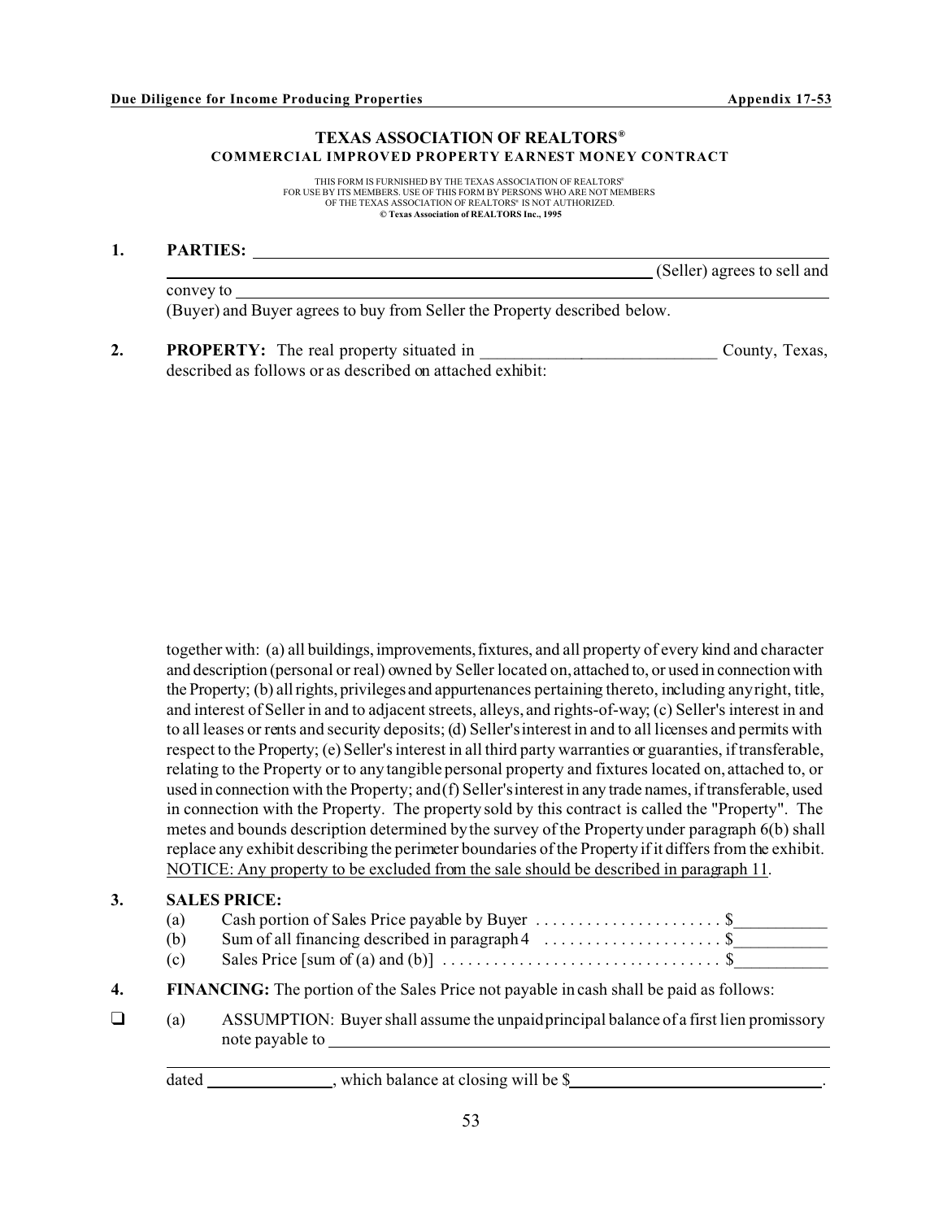# TEXAS ASSOCIATION OF REALTORS®
## COMMERCIAL IMPROVED PROPERTY EARNEST MONEY CONTRACT

THIS FORM IS FURNISHED BY THE TEXAS ASSOCIATION OF REALTORS® FOR USE BY ITS MEMBERS. USE OF THIS FORM BY PERSONS WHO ARE NOT MEMBERS OF THE TEXAS ASSOCIATION OF REALTORS® IS NOT AUTHORIZED.
**© Texas Association of REALTORS Inc., 1995**

**1. PARTIES:** ______________________________________________________________
______________________________________________________________ (Seller) agrees to sell and convey to ______________________________________________________________
(Buyer) and Buyer agrees to buy from Seller the Property described below.

**2. PROPERTY:** The real property situated in ____________________________ County, Texas, described as follows or as described on attached exhibit:

together with: (a) all buildings, improvements, fixtures, and all property of every kind and character and description (personal or real) owned by Seller located on, attached to, or used in connection with the Property; (b) all rights, privileges and appurtenances pertaining thereto, including any right, title, and interest of Seller in and to adjacent streets, alleys, and rights-of-way; (c) Seller's interest in and to all leases or rents and security deposits; (d) Seller's interest in and to all licenses and permits with respect to the Property; (e) Seller's interest in all third party warranties or guaranties, if transferable, relating to the Property or to any tangible personal property and fixtures located on, attached to, or used in connection with the Property; and (f) Seller's interest in any trade names, if transferable, used in connection with the Property. The property sold by this contract is called the "Property". The metes and bounds description determined by the survey of the Property under paragraph 6(b) shall replace any exhibit describing the perimeter boundaries of the Property if it differs from the exhibit. NOTICE: Any property to be excluded from the sale should be described in paragraph 11.

**3. SALES PRICE:**

(a) Cash portion of Sales Price payable by Buyer . . . . . . . . . . . . . . . . . . . . . . $__________

(b) Sum of all financing described in paragraph 4 . . . . . . . . . . . . . . . . . . . . . $__________

(c) Sales Price [sum of (a) and (b)] . . . . . . . . . . . . . . . . . . . . . . . . . . . . . . . . . $__________

**4. FINANCING:** The portion of the Sales Price not payable in cash shall be paid as follows:

❑ (a) ASSUMPTION: Buyer shall assume the unpaid principal balance of a first lien promissory note payable to ______________________________________________________________
______________________________________________________________
dated ______________, which balance at closing will be $______________________________.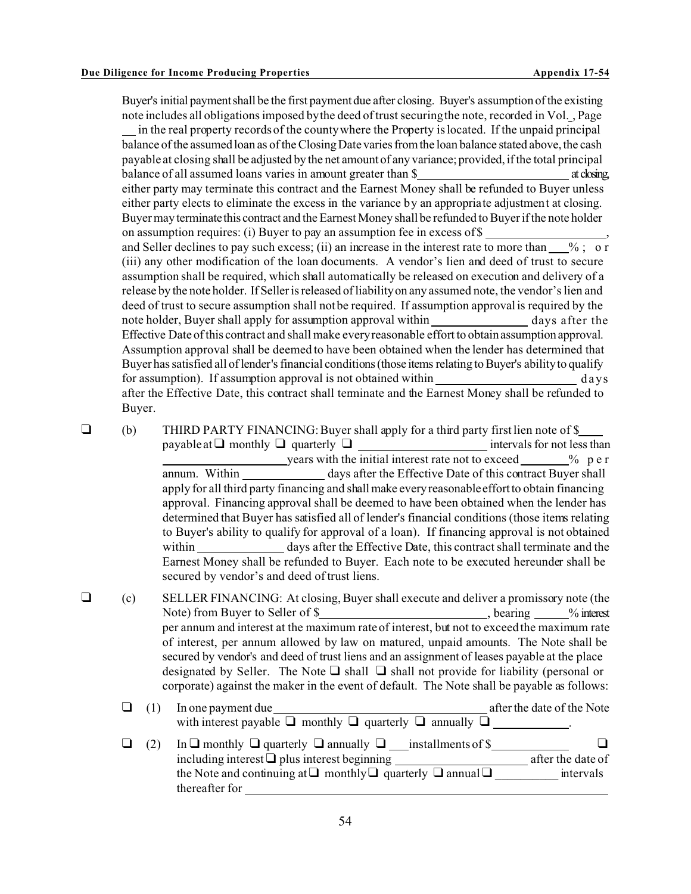Buyer's initial payment shall be the first payment due after closing. Buyer's assumption of the existing note includes all obligations imposed by the deed of trust securing the note, recorded in Vol._, Page __ in the real property records of the county where the Property is located. If the unpaid principal balance of the assumed loan as of the Closing Date varies from the loan balance stated above, the cash payable at closing shall be adjusted by the net amount of any variance; provided, if the total principal balance of all assumed loans varies in amount greater than $________________________ at closing, either party may terminate this contract and the Earnest Money shall be refunded to Buyer unless either party elects to eliminate the excess in the variance by an appropriate adjustment at closing. Buyer may terminate this contract and the Earnest Money shall be refunded to Buyer if the note holder on assumption requires: (i) Buyer to pay an assumption fee in excess of $ __________________, and Seller declines to pay such excess; (ii) an increase in the interest rate to more than ___% ; or (iii) any other modification of the loan documents. A vendor's lien and deed of trust to secure assumption shall be required, which shall automatically be released on execution and delivery of a release by the note holder. If Seller is released of liability on any assumed note, the vendor's lien and deed of trust to secure assumption shall not be required. If assumption approval is required by the note holder, Buyer shall apply for assumption approval within ______________ days after the Effective Date of this contract and shall make every reasonable effort to obtain assumption approval. Assumption approval shall be deemed to have been obtained when the lender has determined that Buyer has satisfied all of lender's financial conditions (those items relating to Buyer's ability to qualify for assumption). If assumption approval is not obtained within ______________________ days after the Effective Date, this contract shall terminate and the Earnest Money shall be refunded to Buyer.

❑ (b) THIRD PARTY FINANCING: Buyer shall apply for a third party first lien note of $____ payable at ❑ monthly ❑ quarterly ❑ ____________________ intervals for not less than ____________________ years with the initial interest rate not to exceed _______% per annum. Within _____________ days after the Effective Date of this contract Buyer shall apply for all third party financing and shall make every reasonable effort to obtain financing approval. Financing approval shall be deemed to have been obtained when the lender has determined that Buyer has satisfied all of lender's financial conditions (those items relating to Buyer's ability to qualify for approval of a loan). If financing approval is not obtained within _____________ days after the Effective Date, this contract shall terminate and the Earnest Money shall be refunded to Buyer. Each note to be executed hereunder shall be secured by vendor's and deed of trust liens.

❑ (c) SELLER FINANCING: At closing, Buyer shall execute and deliver a promissory note (the Note) from Buyer to Seller of $__________________________, bearing _____% interest per annum and interest at the maximum rate of interest, but not to exceed the maximum rate of interest, per annum allowed by law on matured, unpaid amounts. The Note shall be secured by vendor's and deed of trust liens and an assignment of leases payable at the place designated by Seller. The Note ❑ shall ❑ shall not provide for liability (personal or corporate) against the maker in the event of default. The Note shall be payable as follows:

❑ (1) In one payment due __________________________________ after the date of the Note with interest payable ❑ monthly ❑ quarterly ❑ annually ❑ ____________.

❑ (2) In ❑ monthly ❑ quarterly ❑ annually ❑ ___ installments of $____________ ❑ including interest ❑ plus interest beginning _____________________ after the date of the Note and continuing at ❑ monthly ❑ quarterly ❑ annual ❑ __________ intervals thereafter for ____________________________________________________________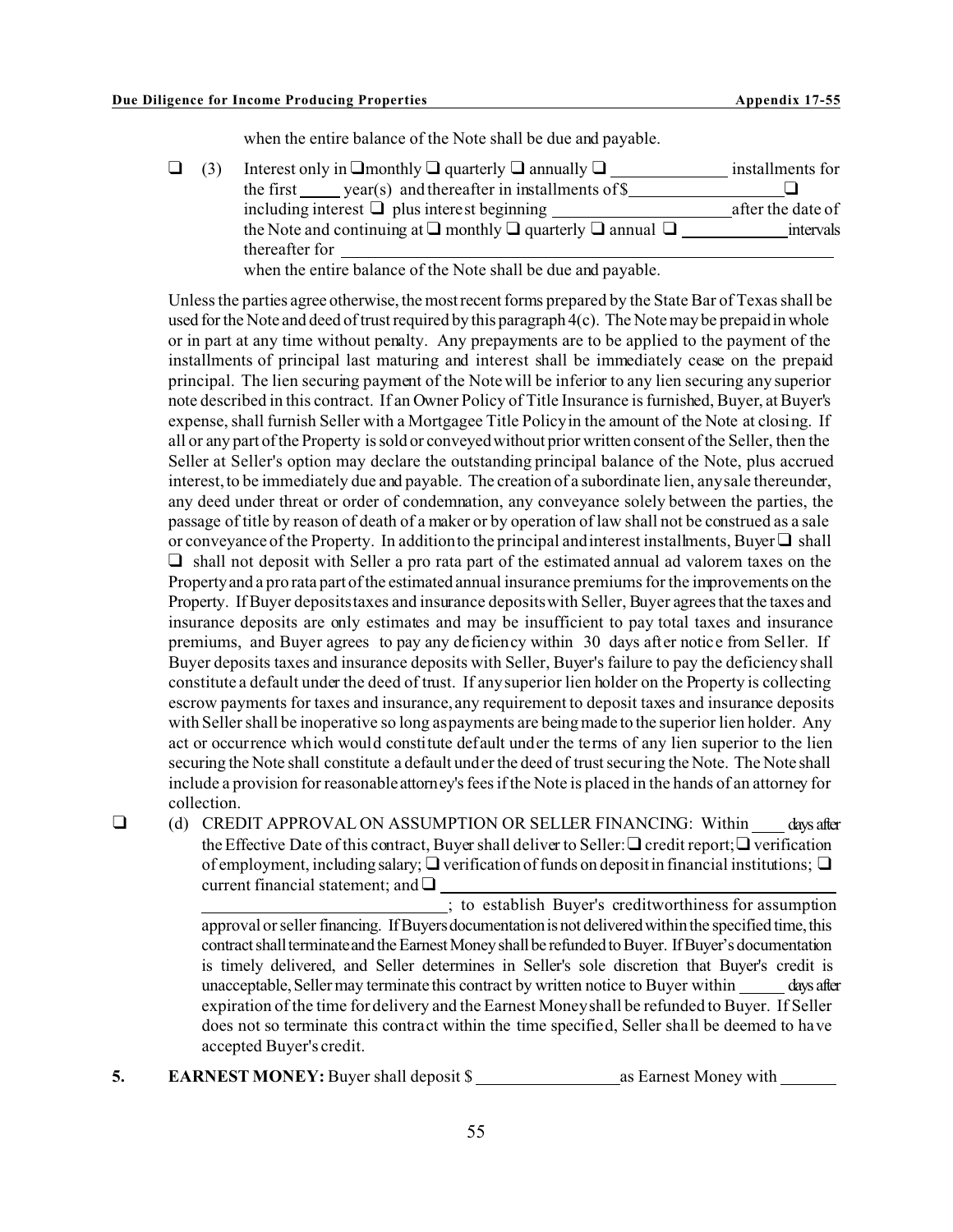when the entire balance of the Note shall be due and payable.

❑ (3) Interest only in ❑ monthly ❑ quarterly ❑ annually ❑ ______________ installments for the first _____ year(s) and thereafter in installments of $__________________ ❑ including interest ❑ plus interest beginning _____________________ after the date of the Note and continuing at ❑ monthly ❑ quarterly ❑ annual ❑ _____________ intervals thereafter for ______________________________________________________________ when the entire balance of the Note shall be due and payable.

Unless the parties agree otherwise, the most recent forms prepared by the State Bar of Texas shall be used for the Note and deed of trust required by this paragraph 4(c). The Note may be prepaid in whole or in part at any time without penalty. Any prepayments are to be applied to the payment of the installments of principal last maturing and interest shall be immediately cease on the prepaid principal. The lien securing payment of the Note will be inferior to any lien securing any superior note described in this contract. If an Owner Policy of Title Insurance is furnished, Buyer, at Buyer's expense, shall furnish Seller with a Mortgagee Title Policy in the amount of the Note at closing. If all or any part of the Property is sold or conveyed without prior written consent of the Seller, then the Seller at Seller's option may declare the outstanding principal balance of the Note, plus accrued interest, to be immediately due and payable. The creation of a subordinate lien, any sale thereunder, any deed under threat or order of condemnation, any conveyance solely between the parties, the passage of title by reason of death of a maker or by operation of law shall not be construed as a sale or conveyance of the Property. In addition to the principal and interest installments, Buyer ❑ shall ❑ shall not deposit with Seller a pro rata part of the estimated annual ad valorem taxes on the Property and a pro rata part of the estimated annual insurance premiums for the improvements on the Property. If Buyer deposits taxes and insurance deposits with Seller, Buyer agrees that the taxes and insurance deposits are only estimates and may be insufficient to pay total taxes and insurance premiums, and Buyer agrees to pay any deficiency within 30 days after notice from Seller. If Buyer deposits taxes and insurance deposits with Seller, Buyer's failure to pay the deficiency shall constitute a default under the deed of trust. If any superior lien holder on the Property is collecting escrow payments for taxes and insurance, any requirement to deposit taxes and insurance deposits with Seller shall be inoperative so long as payments are being made to the superior lien holder. Any act or occurrence which would constitute default under the terms of any lien superior to the lien securing the Note shall constitute a default under the deed of trust securing the Note. The Note shall include a provision for reasonable attorney's fees if the Note is placed in the hands of an attorney for collection.

❑ (d) CREDIT APPROVAL ON ASSUMPTION OR SELLER FINANCING: Within ____ days after the Effective Date of this contract, Buyer shall deliver to Seller: ❑ credit report; ❑ verification of employment, including salary; ❑ verification of funds on deposit in financial institutions; ❑ current financial statement; and ❑ ________________________________________________ ______________________________; to establish Buyer's creditworthiness for assumption approval or seller financing. If Buyers documentation is not delivered within the specified time, this contract shall terminate and the Earnest Money shall be refunded to Buyer. If Buyer's documentation is timely delivered, and Seller determines in Seller's sole discretion that Buyer's credit is unacceptable, Seller may terminate this contract by written notice to Buyer within _____ days after expiration of the time for delivery and the Earnest Money shall be refunded to Buyer. If Seller does not so terminate this contract within the time specified, Seller shall be deemed to have accepted Buyer's credit.

**5. EARNEST MONEY:** Buyer shall deposit $ _________________ as Earnest Money with _______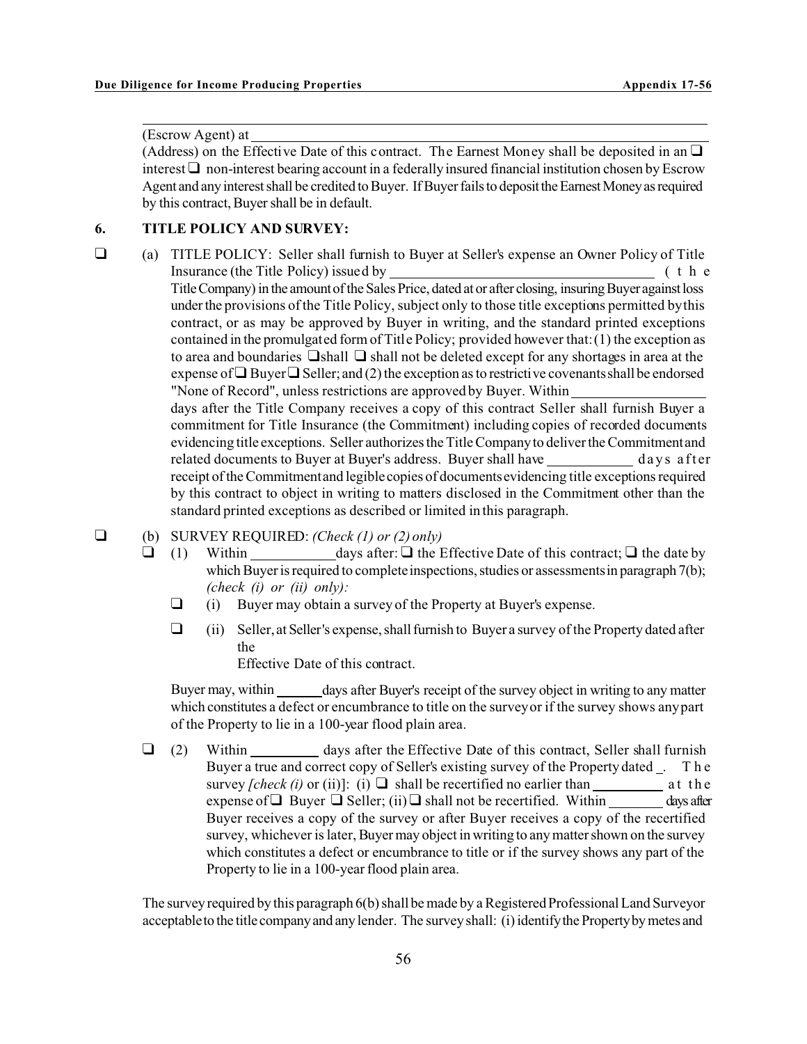(Escrow Agent) at ______________________________________________

(Address) on the Effective Date of this contract. The Earnest Money shall be deposited in an ❑ interest ❑ non-interest bearing account in a federally insured financial institution chosen by Escrow Agent and any interest shall be credited to Buyer. If Buyer fails to deposit the Earnest Money as required by this contract, Buyer shall be in default.

## 6. TITLE POLICY AND SURVEY:

❑ (a) TITLE POLICY: Seller shall furnish to Buyer at Seller's expense an Owner Policy of Title Insurance (the Title Policy) issued by ______________________ (the Title Company) in the amount of the Sales Price, dated at or after closing, insuring Buyer against loss under the provisions of the Title Policy, subject only to those title exceptions permitted by this contract, or as may be approved by Buyer in writing, and the standard printed exceptions contained in the promulgated form of Title Policy; provided however that: (1) the exception as to area and boundaries ❑shall ❑ shall not be deleted except for any shortages in area at the expense of ❑ Buyer ❑ Seller; and (2) the exception as to restrictive covenants shall be endorsed "None of Record", unless restrictions are approved by Buyer. Within __________ days after the Title Company receives a copy of this contract Seller shall furnish Buyer a commitment for Title Insurance (the Commitment) including copies of recorded documents evidencing title exceptions. Seller authorizes the Title Company to deliver the Commitment and related documents to Buyer at Buyer's address. Buyer shall have ________ days after receipt of the Commitment and legible copies of documents evidencing title exceptions required by this contract to object in writing to matters disclosed in the Commitment other than the standard printed exceptions as described or limited in this paragraph.

❑ (b) SURVEY REQUIRED: *(Check (1) or (2) only)*

❑ (1) Within ________ days after: ❑ the Effective Date of this contract; ❑ the date by which Buyer is required to complete inspections, studies or assessments in paragraph 7(b); *(check (i) or (ii) only):*

❑ (i) Buyer may obtain a survey of the Property at Buyer's expense.

❑ (ii) Seller, at Seller's expense, shall furnish to Buyer a survey of the Property dated after the Effective Date of this contract.

Buyer may, within ______ days after Buyer's receipt of the survey object in writing to any matter which constitutes a defect or encumbrance to title on the survey or if the survey shows any part of the Property to lie in a 100-year flood plain area.

❑ (2) Within ________ days after the Effective Date of this contract, Seller shall furnish Buyer a true and correct copy of Seller's existing survey of the Property dated _. The survey *[check (i)* or (ii)]: (i) ❑ shall be recertified no earlier than ________ at the expense of ❑ Buyer ❑ Seller; (ii) ❑ shall not be recertified. Within ________ days after Buyer receives a copy of the survey or after Buyer receives a copy of the recertified survey, whichever is later, Buyer may object in writing to any matter shown on the survey which constitutes a defect or encumbrance to title or if the survey shows any part of the Property to lie in a 100-year flood plain area.

The survey required by this paragraph 6(b) shall be made by a Registered Professional Land Surveyor acceptable to the title company and any lender. The survey shall: (i) identify the Property by metes and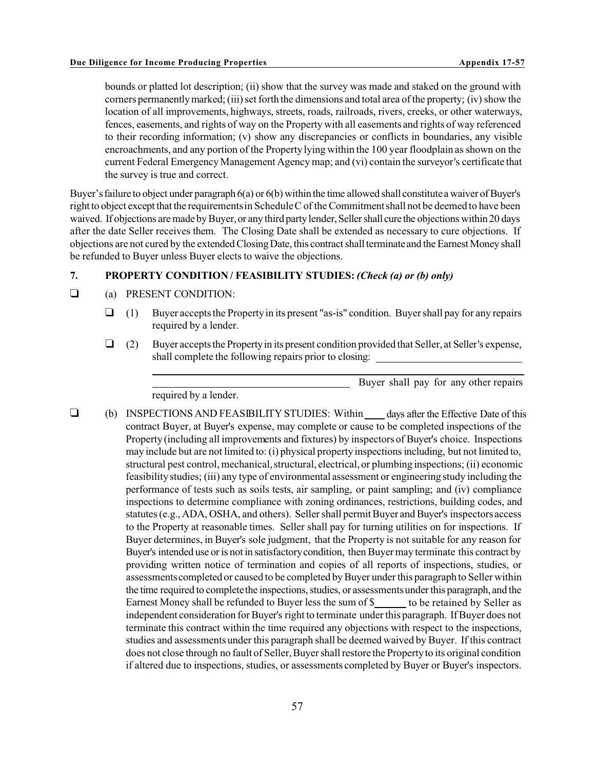bounds or platted lot description; (ii) show that the survey was made and staked on the ground with corners permanently marked; (iii) set forth the dimensions and total area of the property; (iv) show the location of all improvements, highways, streets, roads, railroads, rivers, creeks, or other waterways, fences, easements, and rights of way on the Property with all easements and rights of way referenced to their recording information; (v) show any discrepancies or conflicts in boundaries, any visible encroachments, and any portion of the Property lying within the 100 year floodplain as shown on the current Federal Emergency Management Agency map; and (vi) contain the surveyor's certificate that the survey is true and correct.

Buyer's failure to object under paragraph 6(a) or 6(b) within the time allowed shall constitute a waiver of Buyer's right to object except that the requirements in Schedule C of the Commitment shall not be deemed to have been waived. If objections are made by Buyer, or any third party lender, Seller shall cure the objections within 20 days after the date Seller receives them. The Closing Date shall be extended as necessary to cure objections. If objections are not cured by the extended Closing Date, this contract shall terminate and the Earnest Money shall be refunded to Buyer unless Buyer elects to waive the objections.

**7. PROPERTY CONDITION / FEASIBILITY STUDIES:** ***(Check (a) or (b) only)***

❑ (a) PRESENT CONDITION:

❑ (1) Buyer accepts the Property in its present "as-is" condition. Buyer shall pay for any repairs required by a lender.

❑ (2) Buyer accepts the Property in its present condition provided that Seller, at Seller's expense, shall complete the following repairs prior to closing: ______________________________

______________________________________________________________

______________________________ Buyer shall pay for any other repairs required by a lender.

❑ (b) INSPECTIONS AND FEASIBILITY STUDIES: Within ____ days after the Effective Date of this contract Buyer, at Buyer's expense, may complete or cause to be completed inspections of the Property (including all improvements and fixtures) by inspectors of Buyer's choice. Inspections may include but are not limited to: (i) physical property inspections including, but not limited to, structural pest control, mechanical, structural, electrical, or plumbing inspections; (ii) economic feasibility studies; (iii) any type of environmental assessment or engineering study including the performance of tests such as soils tests, air sampling, or paint sampling; and (iv) compliance inspections to determine compliance with zoning ordinances, restrictions, building codes, and statutes (e.g., ADA, OSHA, and others). Seller shall permit Buyer and Buyer's inspectors access to the Property at reasonable times. Seller shall pay for turning utilities on for inspections. If Buyer determines, in Buyer's sole judgment, that the Property is not suitable for any reason for Buyer's intended use or is not in satisfactory condition, then Buyer may terminate this contract by providing written notice of termination and copies of all reports of inspections, studies, or assessments completed or caused to be completed by Buyer under this paragraph to Seller within the time required to complete the inspections, studies, or assessments under this paragraph, and the Earnest Money shall be refunded to Buyer less the sum of $______ to be retained by Seller as independent consideration for Buyer's right to terminate under this paragraph. If Buyer does not terminate this contract within the time required any objections with respect to the inspections, studies and assessments under this paragraph shall be deemed waived by Buyer. If this contract does not close through no fault of Seller, Buyer shall restore the Property to its original condition if altered due to inspections, studies, or assessments completed by Buyer or Buyer's inspectors.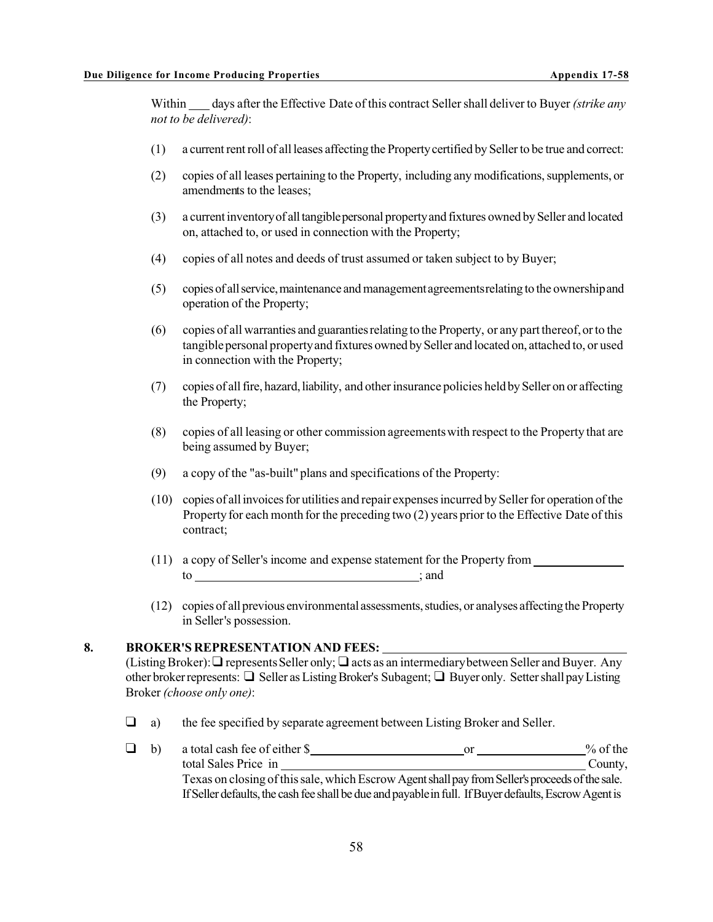Within ___ days after the Effective Date of this contract Seller shall deliver to Buyer *(strike any not to be delivered)*:

(1) a current rent roll of all leases affecting the Property certified by Seller to be true and correct:

(2) copies of all leases pertaining to the Property, including any modifications, supplements, or amendments to the leases;

(3) a current inventory of all tangible personal property and fixtures owned by Seller and located on, attached to, or used in connection with the Property;

(4) copies of all notes and deeds of trust assumed or taken subject to by Buyer;

(5) copies of all service, maintenance and management agreements relating to the ownership and operation of the Property;

(6) copies of all warranties and guaranties relating to the Property, or any part thereof, or to the tangible personal property and fixtures owned by Seller and located on, attached to, or used in connection with the Property;

(7) copies of all fire, hazard, liability, and other insurance policies held by Seller on or affecting the Property;

(8) copies of all leasing or other commission agreements with respect to the Property that are being assumed by Buyer;

(9) a copy of the "as-built" plans and specifications of the Property:

(10) copies of all invoices for utilities and repair expenses incurred by Seller for operation of the Property for each month for the preceding two (2) years prior to the Effective Date of this contract;

(11) a copy of Seller's income and expense statement for the Property from ______________ to ___________________________________; and

(12) copies of all previous environmental assessments, studies, or analyses affecting the Property in Seller's possession.

**8. BROKER'S REPRESENTATION AND FEES:** ________________________________________ (Listing Broker): ❑ represents Seller only; ❑ acts as an intermediary between Seller and Buyer. Any other broker represents: ❑ Seller as Listing Broker's Subagent; ❑ Buyer only. Setter shall pay Listing Broker *(choose only one)*:

❑ a) the fee specified by separate agreement between Listing Broker and Seller.

❑ b) a total cash fee of either $_________________________ or _________________% of the total Sales Price in ______________________________________________ County, Texas on closing of this sale, which Escrow Agent shall pay from Seller's proceeds of the sale. If Seller defaults, the cash fee shall be due and payable in full. If Buyer defaults, Escrow Agent is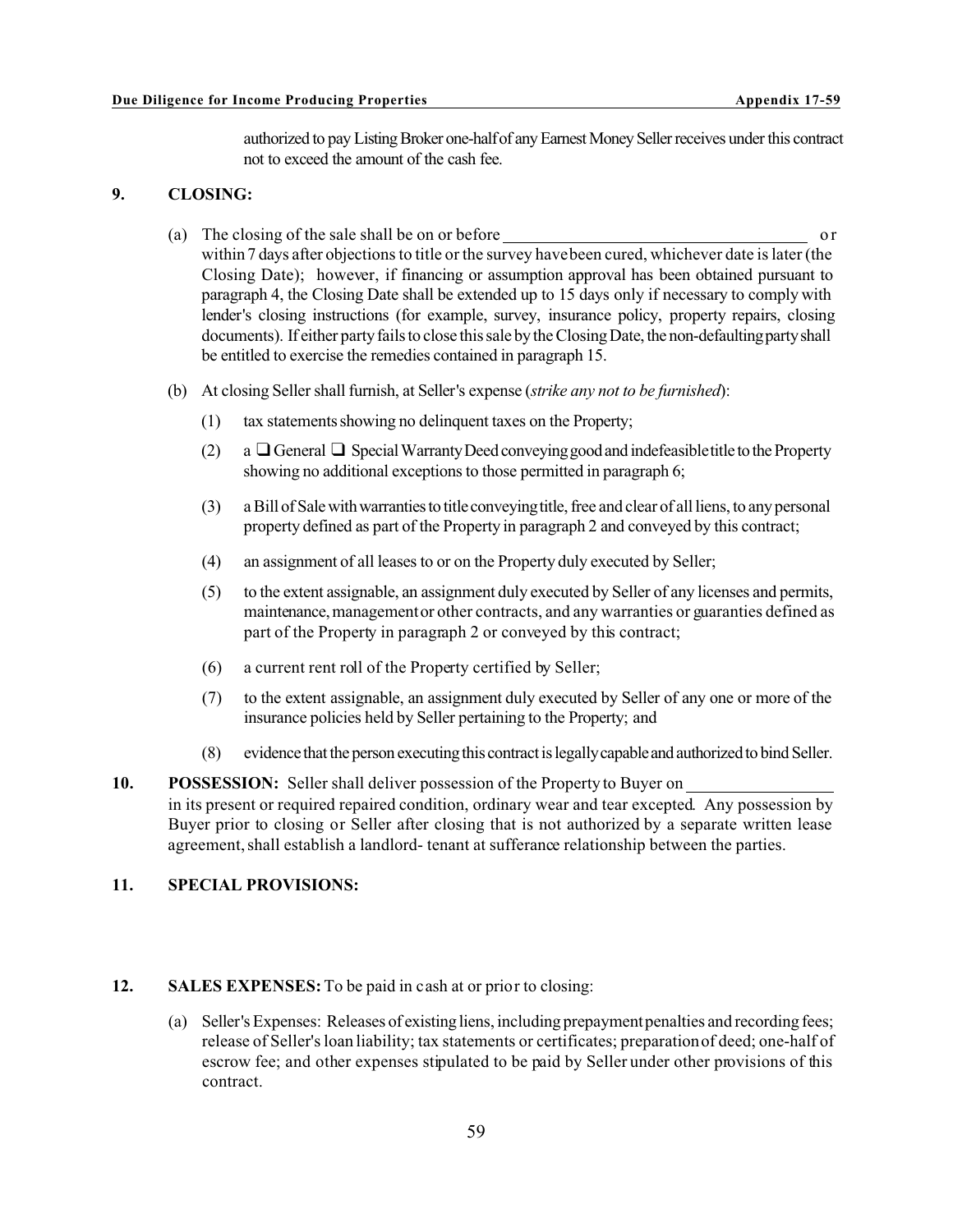authorized to pay Listing Broker one-half of any Earnest Money Seller receives under this contract not to exceed the amount of the cash fee.

**9. CLOSING:**

(a) The closing of the sale shall be on or before ________________________________ or within 7 days after objections to title or the survey have been cured, whichever date is later (the Closing Date); however, if financing or assumption approval has been obtained pursuant to paragraph 4, the Closing Date shall be extended up to 15 days only if necessary to comply with lender's closing instructions (for example, survey, insurance policy, property repairs, closing documents). If either party fails to close this sale by the Closing Date, the non-defaulting party shall be entitled to exercise the remedies contained in paragraph 15.

(b) At closing Seller shall furnish, at Seller's expense (*strike any not to be furnished*):

(1) tax statements showing no delinquent taxes on the Property;

(2) a ❑ General ❑ Special Warranty Deed conveying good and indefeasible title to the Property showing no additional exceptions to those permitted in paragraph 6;

(3) a Bill of Sale with warranties to title conveying title, free and clear of all liens, to any personal property defined as part of the Property in paragraph 2 and conveyed by this contract;

(4) an assignment of all leases to or on the Property duly executed by Seller;

(5) to the extent assignable, an assignment duly executed by Seller of any licenses and permits, maintenance, management or other contracts, and any warranties or guaranties defined as part of the Property in paragraph 2 or conveyed by this contract;

(6) a current rent roll of the Property certified by Seller;

(7) to the extent assignable, an assignment duly executed by Seller of any one or more of the insurance policies held by Seller pertaining to the Property; and

(8) evidence that the person executing this contract is legally capable and authorized to bind Seller.

**10. POSSESSION:** Seller shall deliver possession of the Property to Buyer on ________________ in its present or required repaired condition, ordinary wear and tear excepted. Any possession by Buyer prior to closing or Seller after closing that is not authorized by a separate written lease agreement, shall establish a landlord- tenant at sufferance relationship between the parties.

**11. SPECIAL PROVISIONS:**

**12. SALES EXPENSES:** To be paid in cash at or prior to closing:

(a) Seller's Expenses: Releases of existing liens, including prepayment penalties and recording fees; release of Seller's loan liability; tax statements or certificates; preparation of deed; one-half of escrow fee; and other expenses stipulated to be paid by Seller under other provisions of this contract.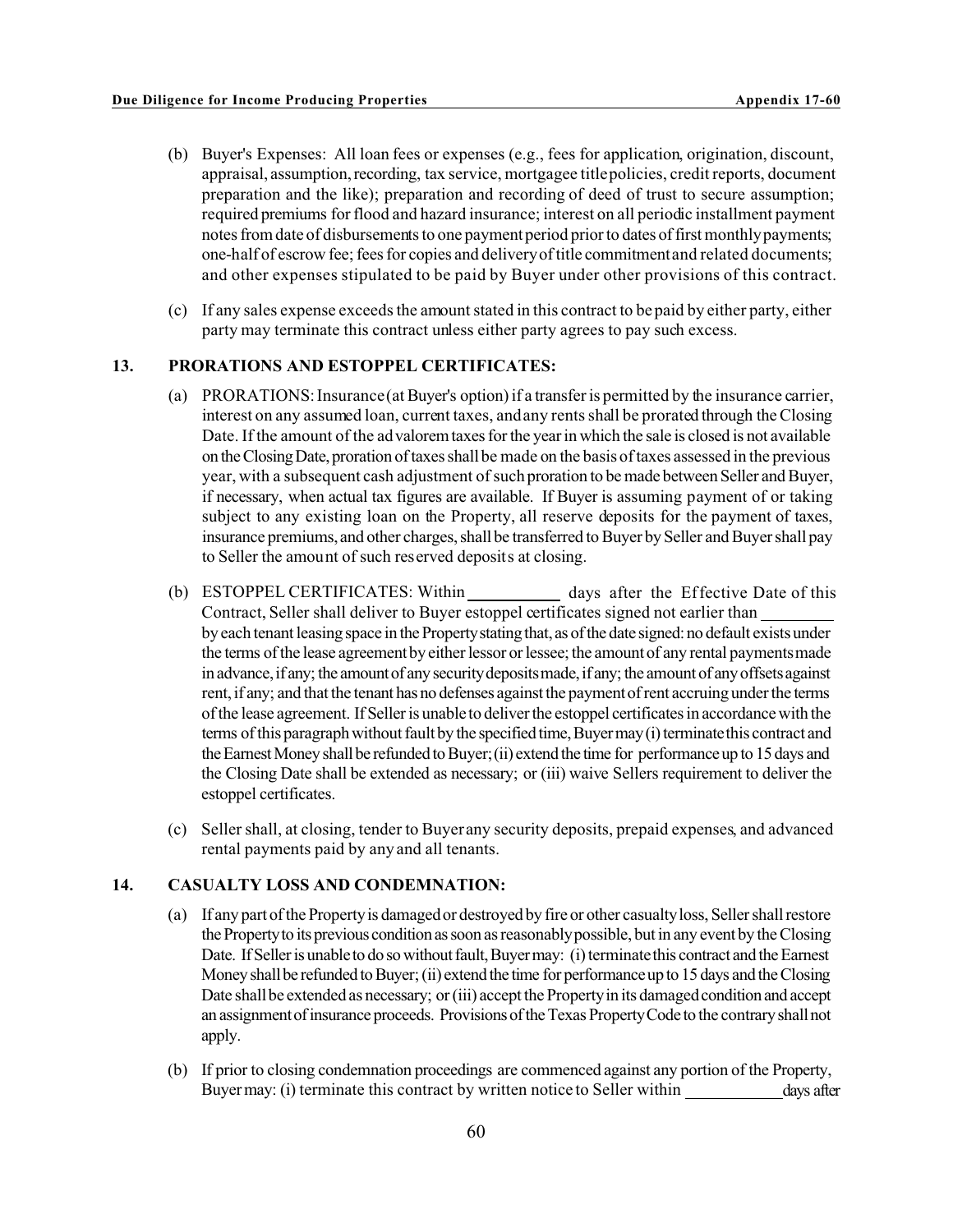(b) Buyer's Expenses: All loan fees or expenses (e.g., fees for application, origination, discount, appraisal, assumption, recording, tax service, mortgagee title policies, credit reports, document preparation and the like); preparation and recording of deed of trust to secure assumption; required premiums for flood and hazard insurance; interest on all periodic installment payment notes from date of disbursements to one payment period prior to dates of first monthly payments; one-half of escrow fee; fees for copies and delivery of title commitment and related documents; and other expenses stipulated to be paid by Buyer under other provisions of this contract.

(c) If any sales expense exceeds the amount stated in this contract to be paid by either party, either party may terminate this contract unless either party agrees to pay such excess.

**13. PRORATIONS AND ESTOPPEL CERTIFICATES:**

(a) PRORATIONS: Insurance (at Buyer's option) if a transfer is permitted by the insurance carrier, interest on any assumed loan, current taxes, and any rents shall be prorated through the Closing Date. If the amount of the ad valorem taxes for the year in which the sale is closed is not available on the Closing Date, proration of taxes shall be made on the basis of taxes assessed in the previous year, with a subsequent cash adjustment of such proration to be made between Seller and Buyer, if necessary, when actual tax figures are available. If Buyer is assuming payment of or taking subject to any existing loan on the Property, all reserve deposits for the payment of taxes, insurance premiums, and other charges, shall be transferred to Buyer by Seller and Buyer shall pay to Seller the amount of such reserved deposits at closing.

(b) ESTOPPEL CERTIFICATES: Within ___________ days after the Effective Date of this Contract, Seller shall deliver to Buyer estoppel certificates signed not earlier than _________ by each tenant leasing space in the Property stating that, as of the date signed: no default exists under the terms of the lease agreement by either lessor or lessee; the amount of any rental payments made in advance, if any; the amount of any security deposits made, if any; the amount of any offsets against rent, if any; and that the tenant has no defenses against the payment of rent accruing under the terms of the lease agreement. If Seller is unable to deliver the estoppel certificates in accordance with the terms of this paragraph without fault by the specified time, Buyer may (i) terminate this contract and the Earnest Money shall be refunded to Buyer; (ii) extend the time for performance up to 15 days and the Closing Date shall be extended as necessary; or (iii) waive Sellers requirement to deliver the estoppel certificates.

(c) Seller shall, at closing, tender to Buyer any security deposits, prepaid expenses, and advanced rental payments paid by any and all tenants.

**14. CASUALTY LOSS AND CONDEMNATION:**

(a) If any part of the Property is damaged or destroyed by fire or other casualty loss, Seller shall restore the Property to its previous condition as soon as reasonably possible, but in any event by the Closing Date. If Seller is unable to do so without fault, Buyer may: (i) terminate this contract and the Earnest Money shall be refunded to Buyer; (ii) extend the time for performance up to 15 days and the Closing Date shall be extended as necessary; or (iii) accept the Property in its damaged condition and accept an assignment of insurance proceeds. Provisions of the Texas Property Code to the contrary shall not apply.

(b) If prior to closing condemnation proceedings are commenced against any portion of the Property, Buyer may: (i) terminate this contract by written notice to Seller within ___________ days after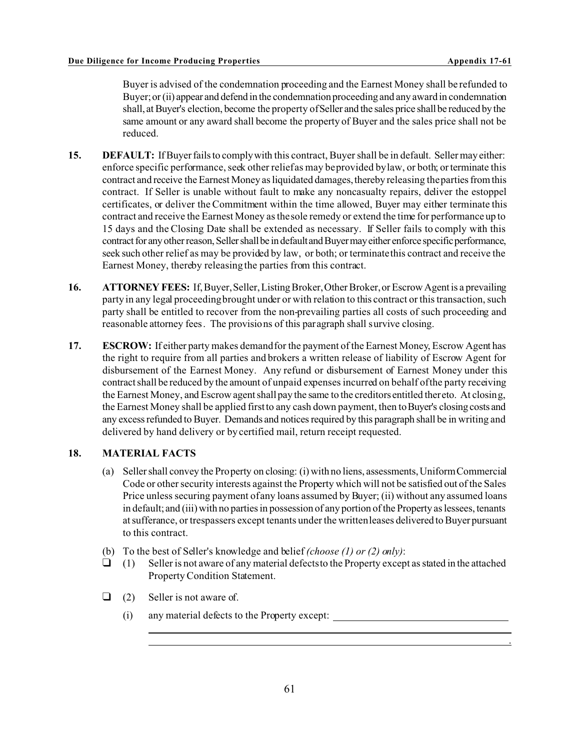Buyer is advised of the condemnation proceeding and the Earnest Money shall be refunded to Buyer; or (ii) appear and defend in the condemnation proceeding and any award in condemnation shall, at Buyer's election, become the property of Seller and the sales price shall be reduced by the same amount or any award shall become the property of Buyer and the sales price shall not be reduced.

**15. DEFAULT:** If Buyer fails to comply with this contract, Buyer shall be in default. Seller may either: enforce specific performance, seek other relief as may be provided by law, or both; or terminate this contract and receive the Earnest Money as liquidated damages, thereby releasing the parties from this contract. If Seller is unable without fault to make any noncasualty repairs, deliver the estoppel certificates, or deliver the Commitment within the time allowed, Buyer may either terminate this contract and receive the Earnest Money as the sole remedy or extend the time for performance up to 15 days and the Closing Date shall be extended as necessary. If Seller fails to comply with this contract for any other reason, Seller shall be in default and Buyer may either enforce specific performance, seek such other relief as may be provided by law, or both; or terminate this contract and receive the Earnest Money, thereby releasing the parties from this contract.

**16. ATTORNEY FEES:** If, Buyer, Seller, Listing Broker, Other Broker, or Escrow Agent is a prevailing party in any legal proceeding brought under or with relation to this contract or this transaction, such party shall be entitled to recover from the non-prevailing parties all costs of such proceeding and reasonable attorney fees. The provisions of this paragraph shall survive closing.

**17. ESCROW:** If either party makes demand for the payment of the Earnest Money, Escrow Agent has the right to require from all parties and brokers a written release of liability of Escrow Agent for disbursement of the Earnest Money. Any refund or disbursement of Earnest Money under this contract shall be reduced by the amount of unpaid expenses incurred on behalf of the party receiving the Earnest Money, and Escrow agent shall pay the same to the creditors entitled thereto. At closing, the Earnest Money shall be applied first to any cash down payment, then to Buyer's closing costs and any excess refunded to Buyer. Demands and notices required by this paragraph shall be in writing and delivered by hand delivery or by certified mail, return receipt requested.

**18. MATERIAL FACTS**

(a) Seller shall convey the Property on closing: (i) with no liens, assessments, Uniform Commercial Code or other security interests against the Property which will not be satisfied out of the Sales Price unless securing payment of any loans assumed by Buyer; (ii) without any assumed loans in default; and (iii) with no parties in possession of any portion of the Property as lessees, tenants at sufferance, or trespassers except tenants under the written leases delivered to Buyer pursuant to this contract.

(b) To the best of Seller's knowledge and belief *(choose (1) or (2) only)*:

☐ (1) Seller is not aware of any material defects to the Property except as stated in the attached Property Condition Statement.

☐ (2) Seller is not aware of.

(i) any material defects to the Property except: ______________________________
______________________________________________________________________
______________________________________________________________________.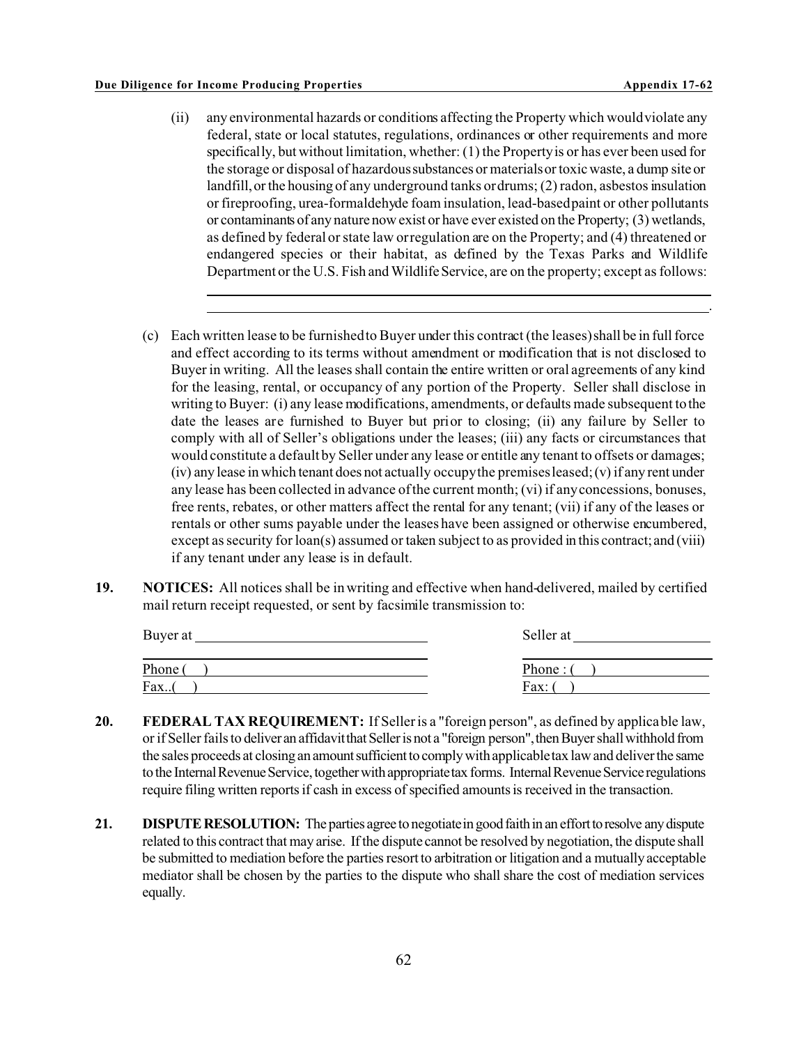(ii) any environmental hazards or conditions affecting the Property which would violate any federal, state or local statutes, regulations, ordinances or other requirements and more specifically, but without limitation, whether: (1) the Property is or has ever been used for the storage or disposal of hazardous substances or materials or toxic waste, a dump site or landfill, or the housing of any underground tanks or drums; (2) radon, asbestos insulation or fireproofing, urea-formaldehyde foam insulation, lead-based paint or other pollutants or contaminants of any nature now exist or have ever existed on the Property; (3) wetlands, as defined by federal or state law or regulation are on the Property; and (4) threatened or endangered species or their habitat, as defined by the Texas Parks and Wildlife Department or the U.S. Fish and Wildlife Service, are on the property; except as follows:

\_\_\_\_\_\_\_\_\_\_\_\_\_\_\_\_\_\_\_\_\_\_\_\_\_\_\_\_\_\_\_\_\_\_\_\_\_\_\_\_\_\_\_\_\_\_\_\_\_\_\_\_\_\_\_\_\_\_\_\_\_\_\_\_\_\_\_\_

\_\_\_\_\_\_\_\_\_\_\_\_\_\_\_\_\_\_\_\_\_\_\_\_\_\_\_\_\_\_\_\_\_\_\_\_\_\_\_\_\_\_\_\_\_\_\_\_\_\_\_\_\_\_\_\_\_\_\_\_\_\_\_\_\_\_\_\_.

(c) Each written lease to be furnished to Buyer under this contract (the leases) shall be in full force and effect according to its terms without amendment or modification that is not disclosed to Buyer in writing. All the leases shall contain the entire written or oral agreements of any kind for the leasing, rental, or occupancy of any portion of the Property. Seller shall disclose in writing to Buyer: (i) any lease modifications, amendments, or defaults made subsequent to the date the leases are furnished to Buyer but prior to closing; (ii) any failure by Seller to comply with all of Seller's obligations under the leases; (iii) any facts or circumstances that would constitute a default by Seller under any lease or entitle any tenant to offsets or damages; (iv) any lease in which tenant does not actually occupy the premises leased; (v) if any rent under any lease has been collected in advance of the current month; (vi) if any concessions, bonuses, free rents, rebates, or other matters affect the rental for any tenant; (vii) if any of the leases or rentals or other sums payable under the leases have been assigned or otherwise encumbered, except as security for loan(s) assumed or taken subject to as provided in this contract; and (viii) if any tenant under any lease is in default.

**19. NOTICES:** All notices shall be in writing and effective when hand-delivered, mailed by certified mail return receipt requested, or sent by facsimile transmission to:

Buyer at \_\_\_\_\_\_\_\_\_\_\_\_\_\_\_\_\_\_\_\_\_\_\_\_\_\_\_\_\_\_

\_\_\_\_\_\_\_\_\_\_\_\_\_\_\_\_\_\_\_\_\_\_\_\_\_\_\_\_\_\_\_\_\_\_\_\_\_\_

Phone ( ) \_\_\_\_\_\_\_\_\_\_\_\_\_\_\_\_\_\_\_\_\_\_\_\_\_\_\_\_

Fax..( ) \_\_\_\_\_\_\_\_\_\_\_\_\_\_\_\_\_\_\_\_\_\_\_\_\_\_\_\_\_

Seller at \_\_\_\_\_\_\_\_\_\_\_\_\_\_\_\_\_\_\_\_

\_\_\_\_\_\_\_\_\_\_\_\_\_\_\_\_\_\_\_\_\_\_\_\_\_\_\_\_\_\_

Phone : ( ) \_\_\_\_\_\_\_\_\_\_\_\_\_\_\_\_\_\_

Fax: ( ) \_\_\_\_\_\_\_\_\_\_\_\_\_\_\_\_\_\_\_\_

**20. FEDERAL TAX REQUIREMENT:** If Seller is a "foreign person", as defined by applicable law, or if Seller fails to deliver an affidavit that Seller is not a "foreign person", then Buyer shall withhold from the sales proceeds at closing an amount sufficient to comply with applicable tax law and deliver the same to the Internal Revenue Service, together with appropriate tax forms. Internal Revenue Service regulations require filing written reports if cash in excess of specified amounts is received in the transaction.

**21. DISPUTE RESOLUTION:** The parties agree to negotiate in good faith in an effort to resolve any dispute related to this contract that may arise. If the dispute cannot be resolved by negotiation, the dispute shall be submitted to mediation before the parties resort to arbitration or litigation and a mutually acceptable mediator shall be chosen by the parties to the dispute who shall share the cost of mediation services equally.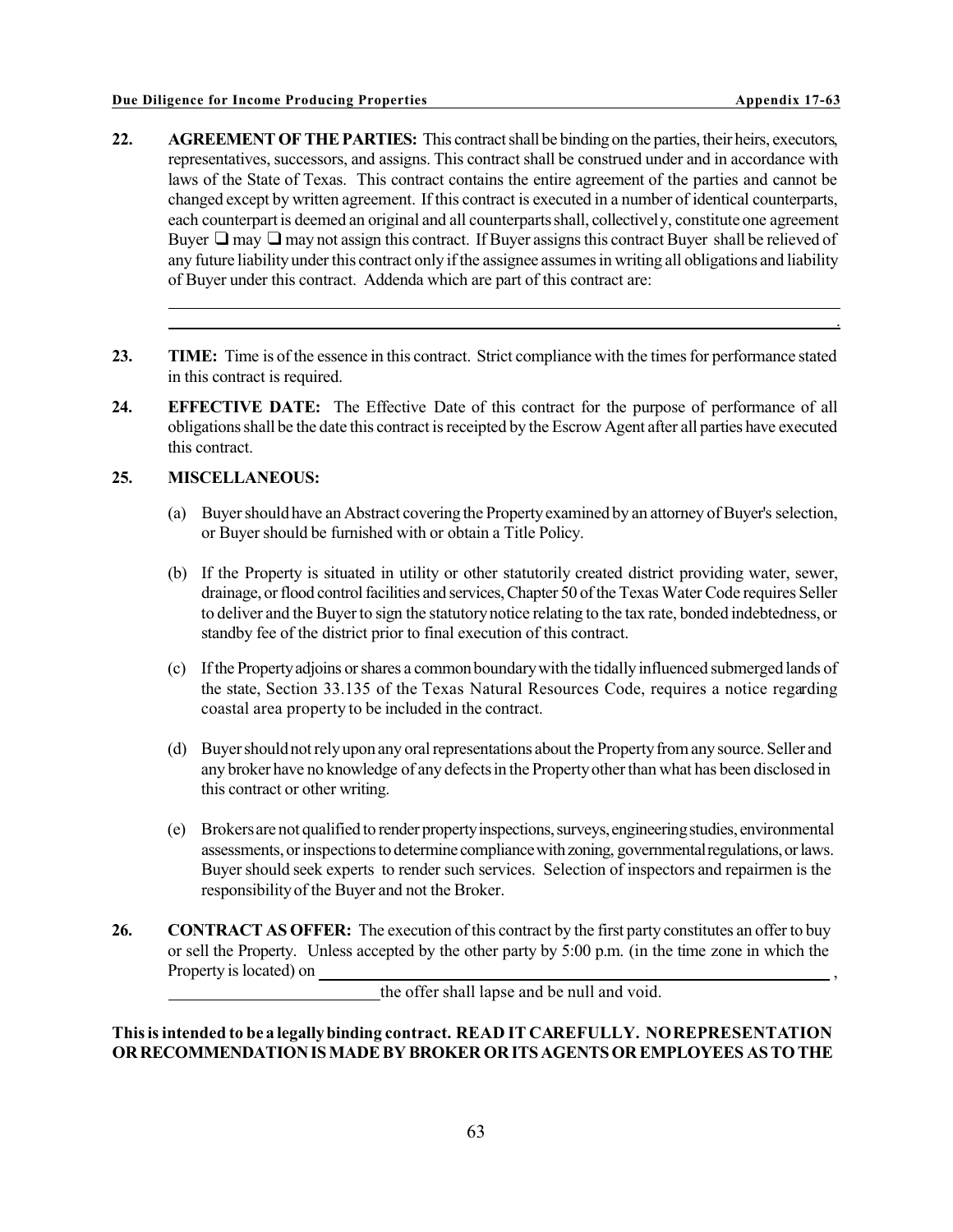**22. AGREEMENT OF THE PARTIES:** This contract shall be binding on the parties, their heirs, executors, representatives, successors, and assigns. This contract shall be construed under and in accordance with laws of the State of Texas. This contract contains the entire agreement of the parties and cannot be changed except by written agreement. If this contract is executed in a number of identical counterparts, each counterpart is deemed an original and all counterparts shall, collectively, constitute one agreement Buyer ❑ may ❑ may not assign this contract. If Buyer assigns this contract Buyer shall be relieved of any future liability under this contract only if the assignee assumes in writing all obligations and liability of Buyer under this contract. Addenda which are part of this contract are:

______________________________________________________________________________

______________________________________________________________________________.

**23. TIME:** Time is of the essence in this contract. Strict compliance with the times for performance stated in this contract is required.

**24. EFFECTIVE DATE:** The Effective Date of this contract for the purpose of performance of all obligations shall be the date this contract is receipted by the Escrow Agent after all parties have executed this contract.

**25. MISCELLANEOUS:**

(a) Buyer should have an Abstract covering the Property examined by an attorney of Buyer's selection, or Buyer should be furnished with or obtain a Title Policy.

(b) If the Property is situated in utility or other statutorily created district providing water, sewer, drainage, or flood control facilities and services, Chapter 50 of the Texas Water Code requires Seller to deliver and the Buyer to sign the statutory notice relating to the tax rate, bonded indebtedness, or standby fee of the district prior to final execution of this contract.

(c) If the Property adjoins or shares a common boundary with the tidally influenced submerged lands of the state, Section 33.135 of the Texas Natural Resources Code, requires a notice regarding coastal area property to be included in the contract.

(d) Buyer should not rely upon any oral representations about the Property from any source. Seller and any broker have no knowledge of any defects in the Property other than what has been disclosed in this contract or other writing.

(e) Brokers are not qualified to render property inspections, surveys, engineering studies, environmental assessments, or inspections to determine compliance with zoning, governmental regulations, or laws. Buyer should seek experts to render such services. Selection of inspectors and repairmen is the responsibility of the Buyer and not the Broker.

**26. CONTRACT AS OFFER:** The execution of this contract by the first party constitutes an offer to buy or sell the Property. Unless accepted by the other party by 5:00 p.m. (in the time zone in which the Property is located) on ______________________________________________, ______________________ the offer shall lapse and be null and void.

**This is intended to be a legally binding contract. READ IT CAREFULLY. NO REPRESENTATION OR RECOMMENDATION IS MADE BY BROKER OR ITS AGENTS OR EMPLOYEES AS TO THE**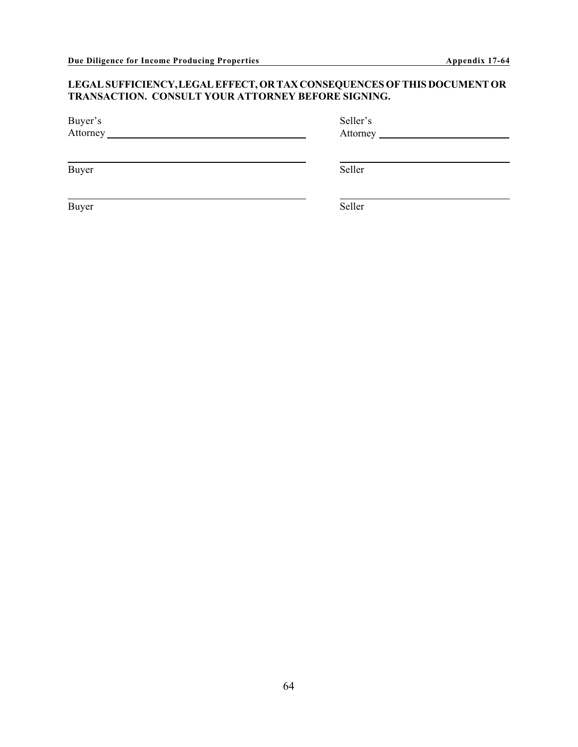**LEGAL SUFFICIENCY, LEGAL EFFECT, OR TAX CONSEQUENCES OF THIS DOCUMENT OR TRANSACTION. CONSULT YOUR ATTORNEY BEFORE SIGNING.**

Buyer's Attorney ______________________________ Seller's Attorney ______________________________

______________________________ ______________________________
Buyer Seller

______________________________ ______________________________
Buyer Seller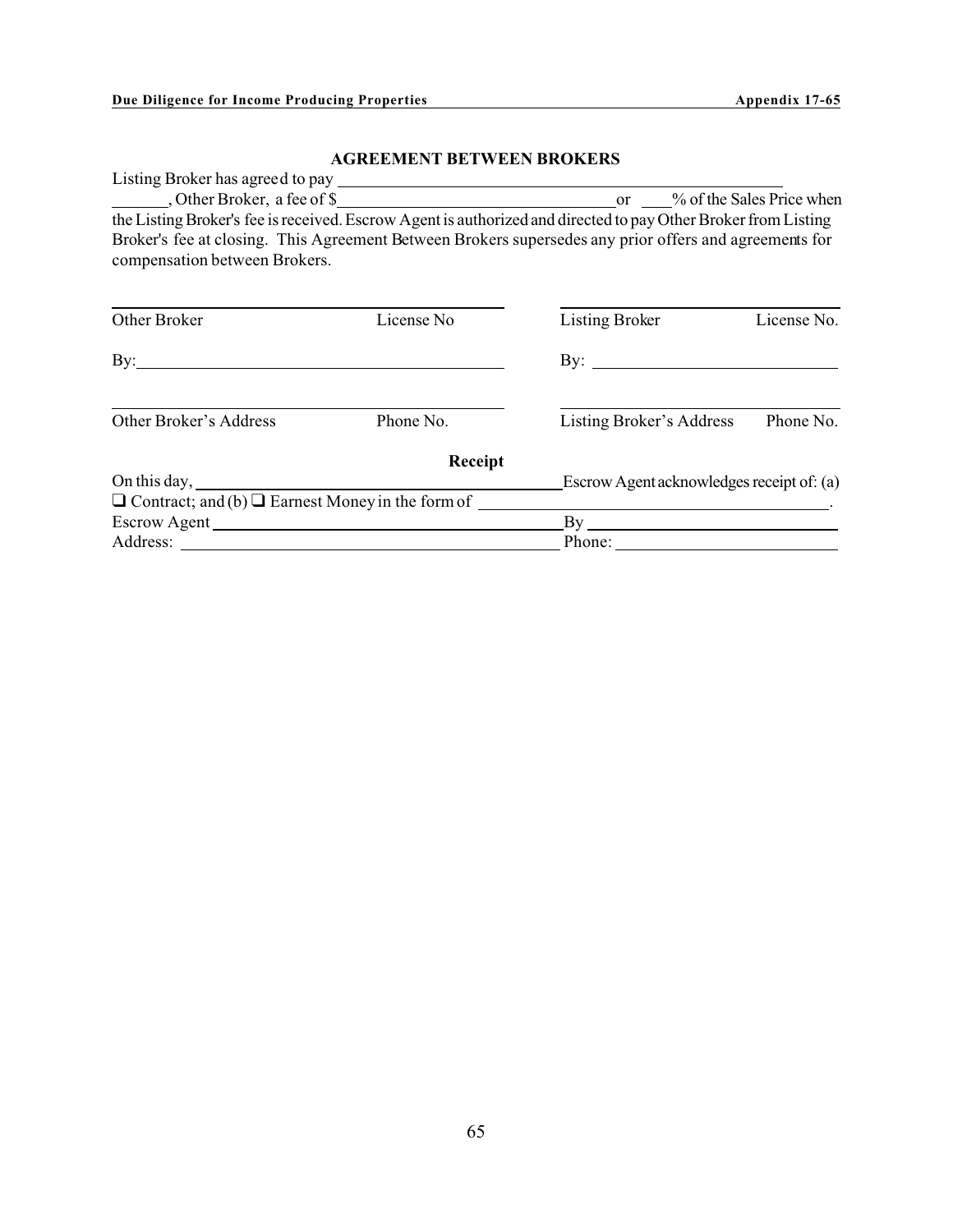## AGREEMENT BETWEEN BROKERS

Listing Broker has agreed to pay ______________________________________________________ ______, Other Broker, a fee of $________________________________ or ___% of the Sales Price when the Listing Broker's fee is received. Escrow Agent is authorized and directed to pay Other Broker from Listing Broker's fee at closing. This Agreement Between Brokers supersedes any prior offers and agreements for compensation between Brokers.

| | | | |
|---|---|---|---|
| Other Broker | License No | Listing Broker | License No. |
| By: | | By: | |
| Other Broker's Address | Phone No. | Listing Broker's Address | Phone No. |

### Receipt

On this day, ________________________________________ Escrow Agent acknowledges receipt of: (a) ❑ Contract; and (b) ❑ Earnest Money in the form of ________________________________________.

Escrow Agent ________________________________________ By ____________________________

Address: ________________________________________ Phone: ____________________________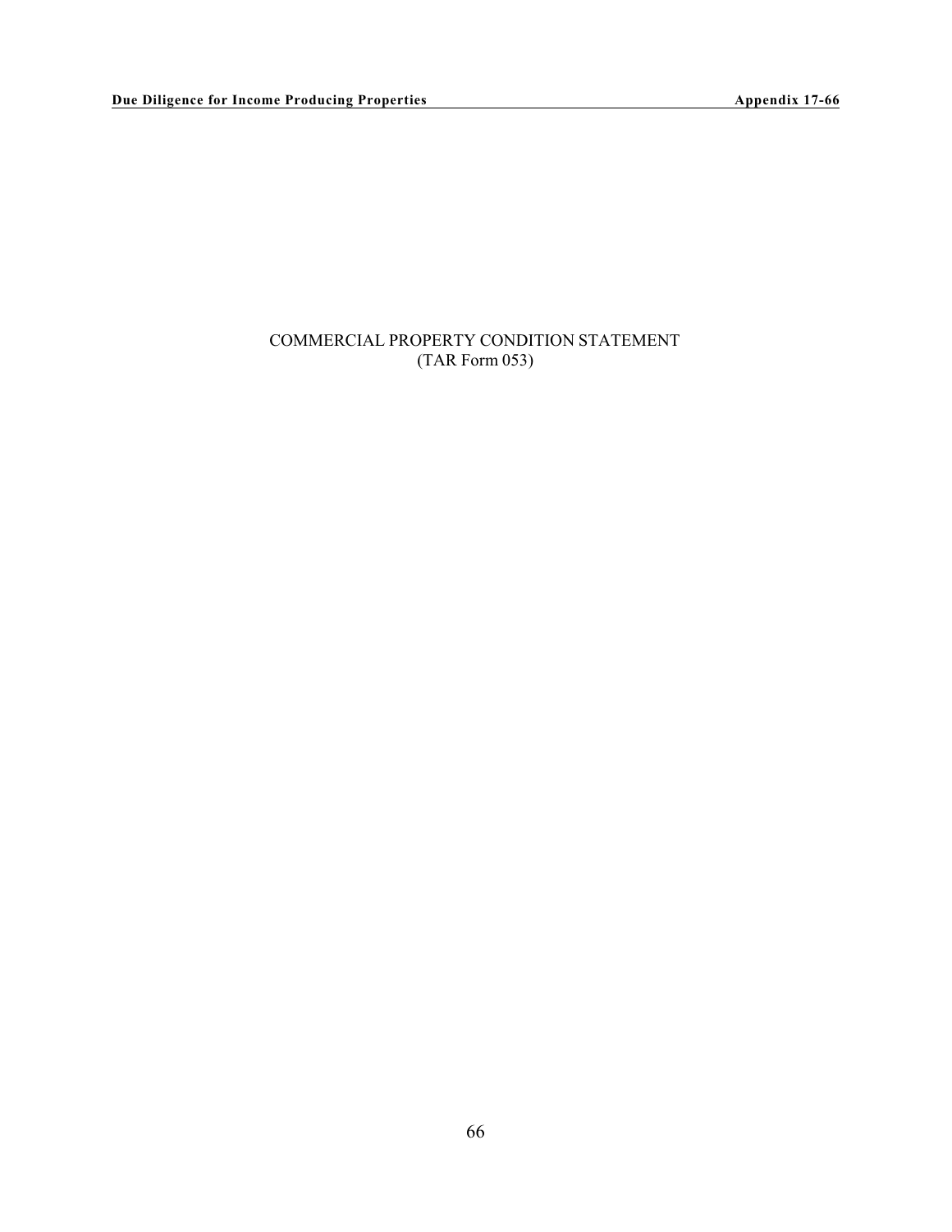COMMERCIAL PROPERTY CONDITION STATEMENT
(TAR Form 053)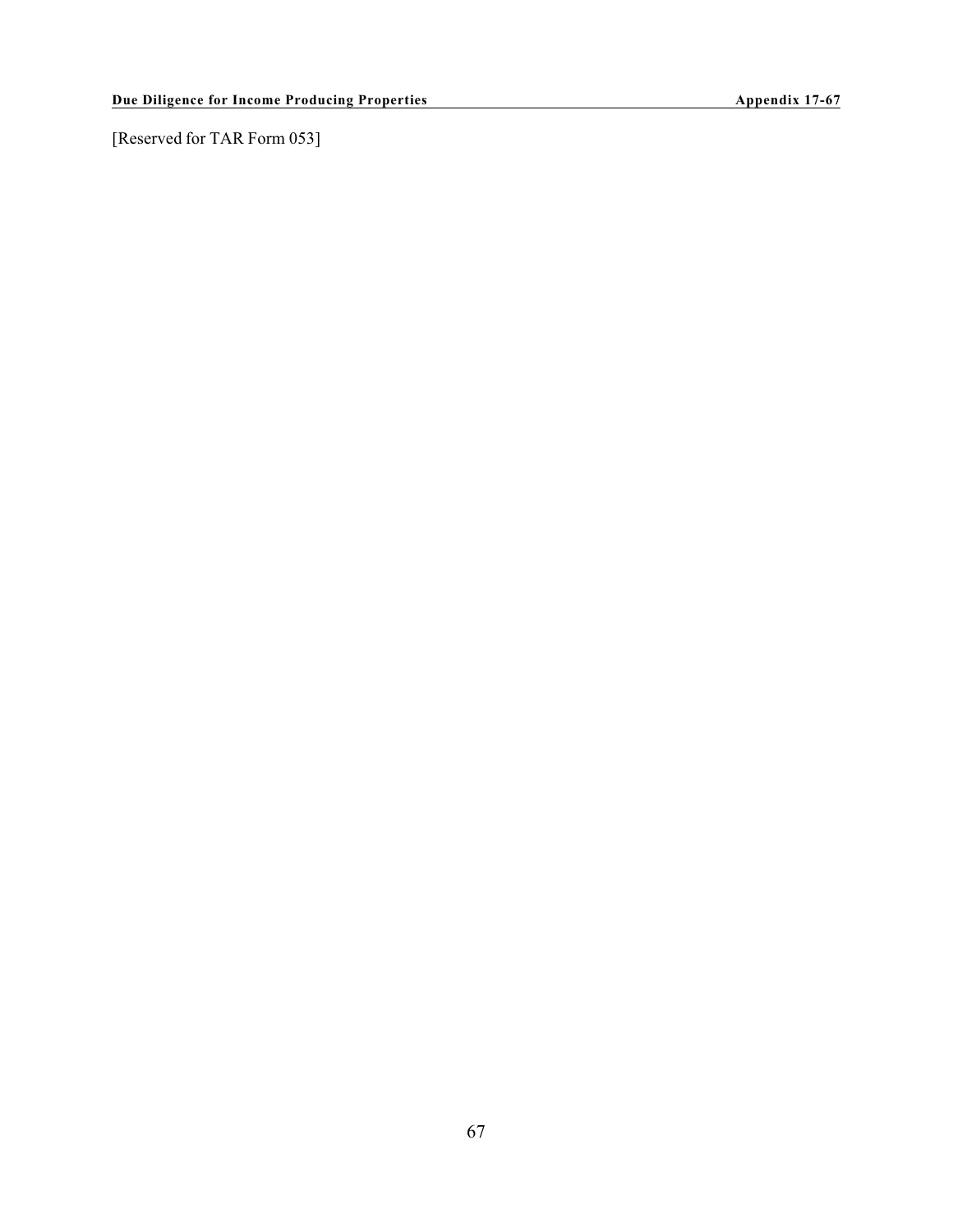[Reserved for TAR Form 053]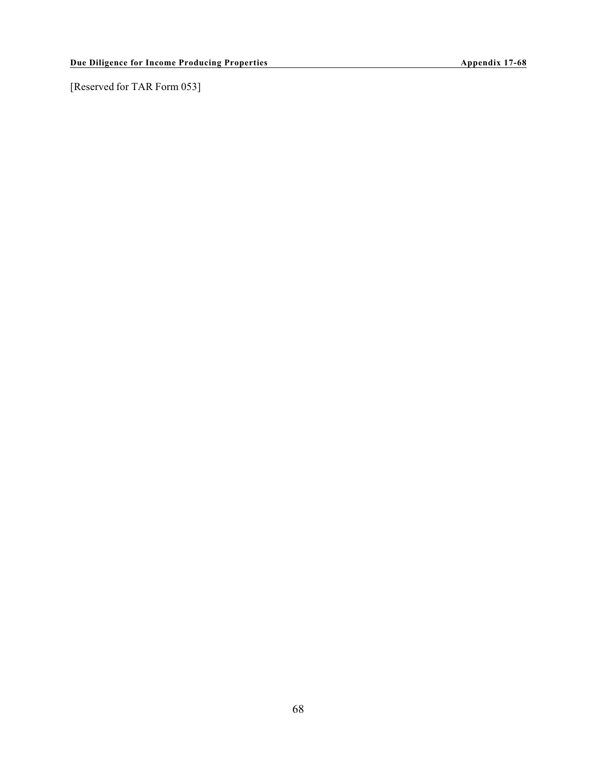[Reserved for TAR Form 053]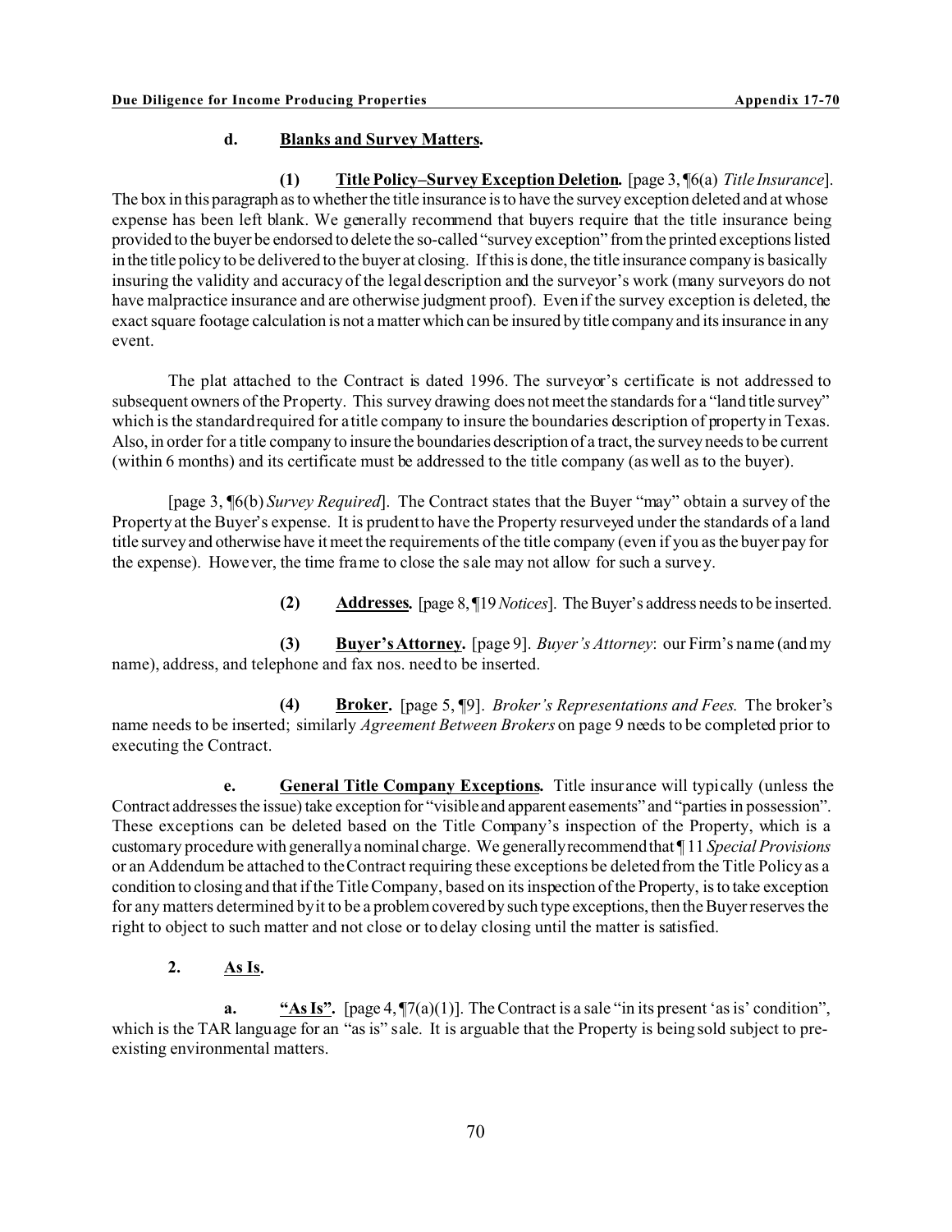**d. Blanks and Survey Matters.**

**(1) Title Policy–Survey Exception Deletion.** [page 3, ¶6(a) *Title Insurance*]. The box in this paragraph as to whether the title insurance is to have the survey exception deleted and at whose expense has been left blank. We generally recommend that buyers require that the title insurance being provided to the buyer be endorsed to delete the so-called "survey exception" from the printed exceptions listed in the title policy to be delivered to the buyer at closing. If this is done, the title insurance company is basically insuring the validity and accuracy of the legal description and the surveyor's work (many surveyors do not have malpractice insurance and are otherwise judgment proof). Even if the survey exception is deleted, the exact square footage calculation is not a matter which can be insured by title company and its insurance in any event.

The plat attached to the Contract is dated 1996. The surveyor's certificate is not addressed to subsequent owners of the Property. This survey drawing does not meet the standards for a "land title survey" which is the standard required for a title company to insure the boundaries description of property in Texas. Also, in order for a title company to insure the boundaries description of a tract, the survey needs to be current (within 6 months) and its certificate must be addressed to the title company (as well as to the buyer).

[page 3, ¶6(b) *Survey Required*]. The Contract states that the Buyer "may" obtain a survey of the Property at the Buyer's expense. It is prudent to have the Property resurveyed under the standards of a land title survey and otherwise have it meet the requirements of the title company (even if you as the buyer pay for the expense). However, the time frame to close the sale may not allow for such a survey.

**(2) Addresses.** [page 8, ¶19 *Notices*]. The Buyer's address needs to be inserted.

**(3) Buyer's Attorney.** [page 9]. *Buyer's Attorney*: our Firm's name (and my name), address, and telephone and fax nos. need to be inserted.

**(4) Broker.** [page 5, ¶9]. *Broker's Representations and Fees.* The broker's name needs to be inserted; similarly *Agreement Between Brokers* on page 9 needs to be completed prior to executing the Contract.

**e. General Title Company Exceptions.** Title insurance will typically (unless the Contract addresses the issue) take exception for "visible and apparent easements" and "parties in possession". These exceptions can be deleted based on the Title Company's inspection of the Property, which is a customary procedure with generally a nominal charge. We generally recommend that ¶ 11 *Special Provisions* or an Addendum be attached to the Contract requiring these exceptions be deleted from the Title Policy as a condition to closing and that if the Title Company, based on its inspection of the Property, is to take exception for any matters determined by it to be a problem covered by such type exceptions, then the Buyer reserves the right to object to such matter and not close or to delay closing until the matter is satisfied.

**2. As Is.**

**a. "As Is".** [page 4, ¶7(a)(1)]. The Contract is a sale "in its present 'as is' condition", which is the TAR language for an "as is" sale. It is arguable that the Property is being sold subject to pre-existing environmental matters.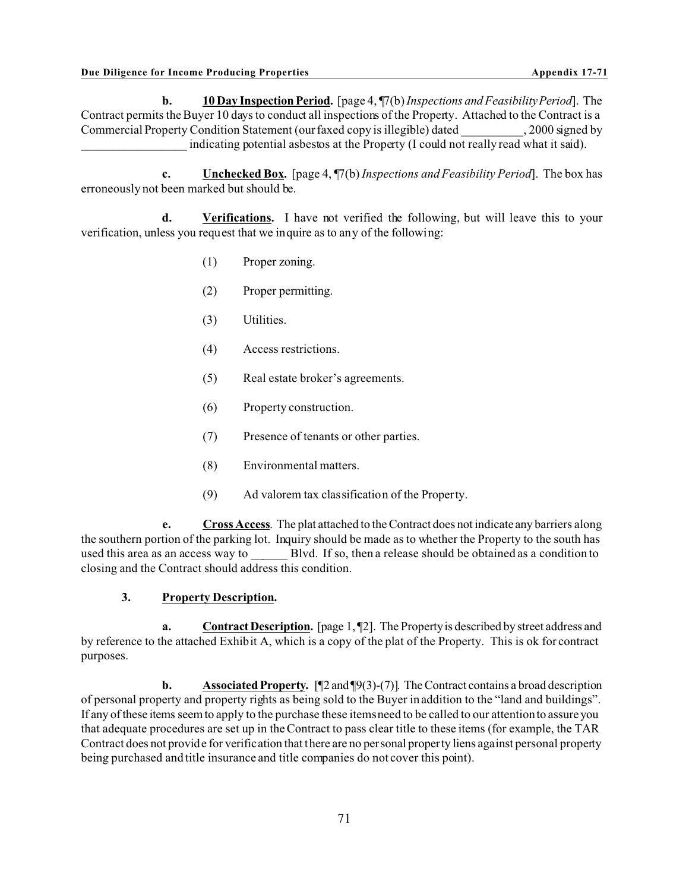**b. 10 Day Inspection Period.** [page 4, ¶7(b) *Inspections and Feasibility Period*]. The Contract permits the Buyer 10 days to conduct all inspections of the Property. Attached to the Contract is a Commercial Property Condition Statement (our faxed copy is illegible) dated __________, 2000 signed by _________________ indicating potential asbestos at the Property (I could not really read what it said).

**c. Unchecked Box.** [page 4, ¶7(b) *Inspections and Feasibility Period*]. The box has erroneously not been marked but should be.

**d. Verifications.** I have not verified the following, but will leave this to your verification, unless you request that we inquire as to any of the following:

(1) Proper zoning.

(2) Proper permitting.

(3) Utilities.

(4) Access restrictions.

(5) Real estate broker's agreements.

(6) Property construction.

(7) Presence of tenants or other parties.

(8) Environmental matters.

(9) Ad valorem tax classification of the Property.

**e. Cross Access**. The plat attached to the Contract does not indicate any barriers along the southern portion of the parking lot. Inquiry should be made as to whether the Property to the south has used this area as an access way to ______ Blvd. If so, then a release should be obtained as a condition to closing and the Contract should address this condition.

**3. Property Description.**

**a. Contract Description.** [page 1, ¶2]. The Property is described by street address and by reference to the attached Exhibit A, which is a copy of the plat of the Property. This is ok for contract purposes.

**b. Associated Property.** [¶2 and ¶9(3)-(7)]. The Contract contains a broad description of personal property and property rights as being sold to the Buyer in addition to the "land and buildings". If any of these items seem to apply to the purchase these items need to be called to our attention to assure you that adequate procedures are set up in the Contract to pass clear title to these items (for example, the TAR Contract does not provide for verification that there are no personal property liens against personal property being purchased and title insurance and title companies do not cover this point).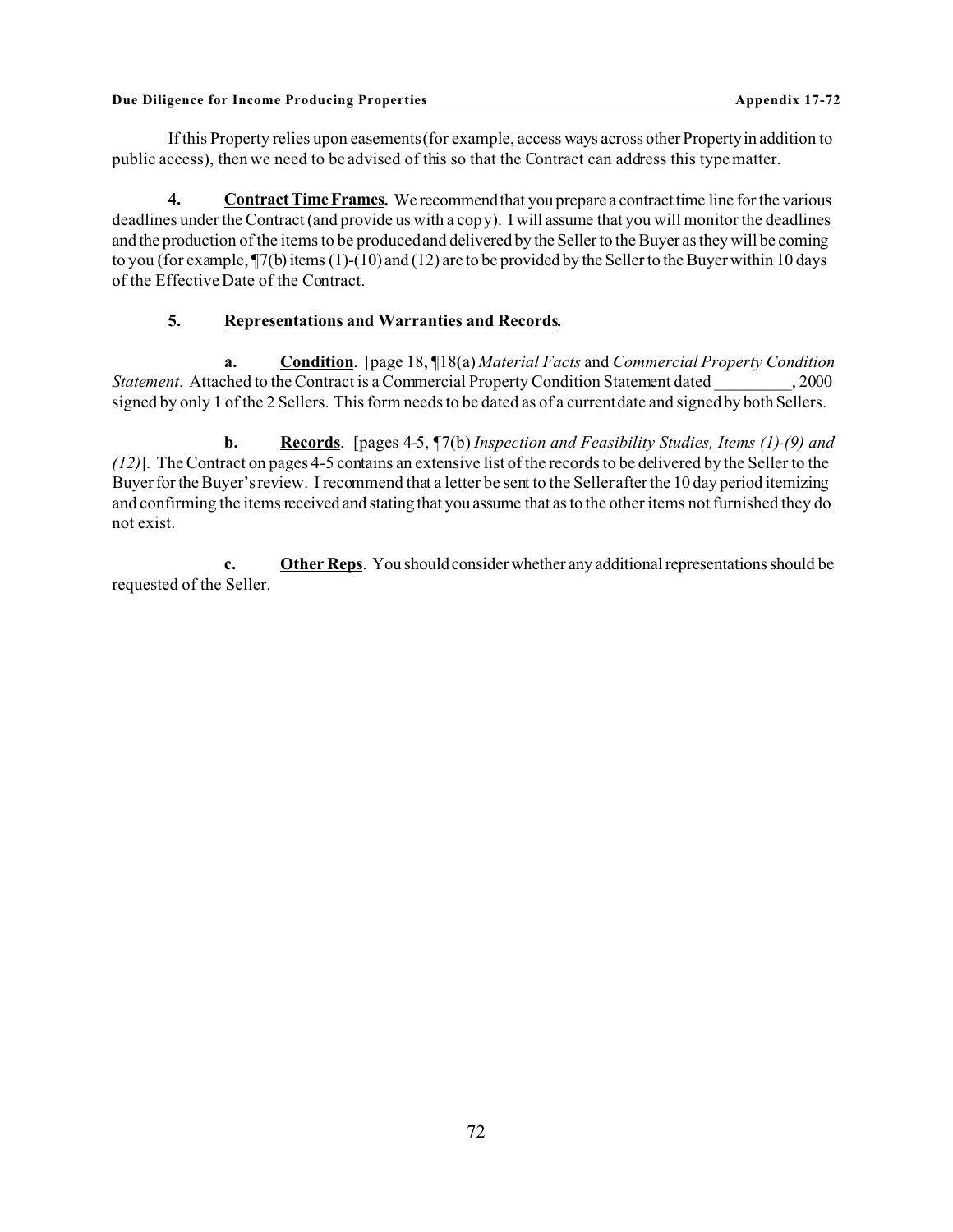If this Property relies upon easements (for example, access ways across other Property in addition to public access), then we need to be advised of this so that the Contract can address this type matter.

**4. <u>Contract Time Frames</u>.** We recommend that you prepare a contract time line for the various deadlines under the Contract (and provide us with a copy). I will assume that you will monitor the deadlines and the production of the items to be produced and delivered by the Seller to the Buyer as they will be coming to you (for example, ¶7(b) items (1)-(10) and (12) are to be provided by the Seller to the Buyer within 10 days of the Effective Date of the Contract.

**5. <u>Representations and Warranties and Records</u>.**

**a. <u>Condition</u>**. [page 18, ¶18(a) *Material Facts* and *Commercial Property Condition Statement*. Attached to the Contract is a Commercial Property Condition Statement dated _________, 2000 signed by only 1 of the 2 Sellers. This form needs to be dated as of a current date and signed by both Sellers.

**b. <u>Records</u>**. [pages 4-5, ¶7(b) *Inspection and Feasibility Studies, Items (1)-(9) and (12)*]. The Contract on pages 4-5 contains an extensive list of the records to be delivered by the Seller to the Buyer for the Buyer's review. I recommend that a letter be sent to the Seller after the 10 day period itemizing and confirming the items received and stating that you assume that as to the other items not furnished they do not exist.

**c. <u>Other Reps</u>**. You should consider whether any additional representations should be requested of the Seller.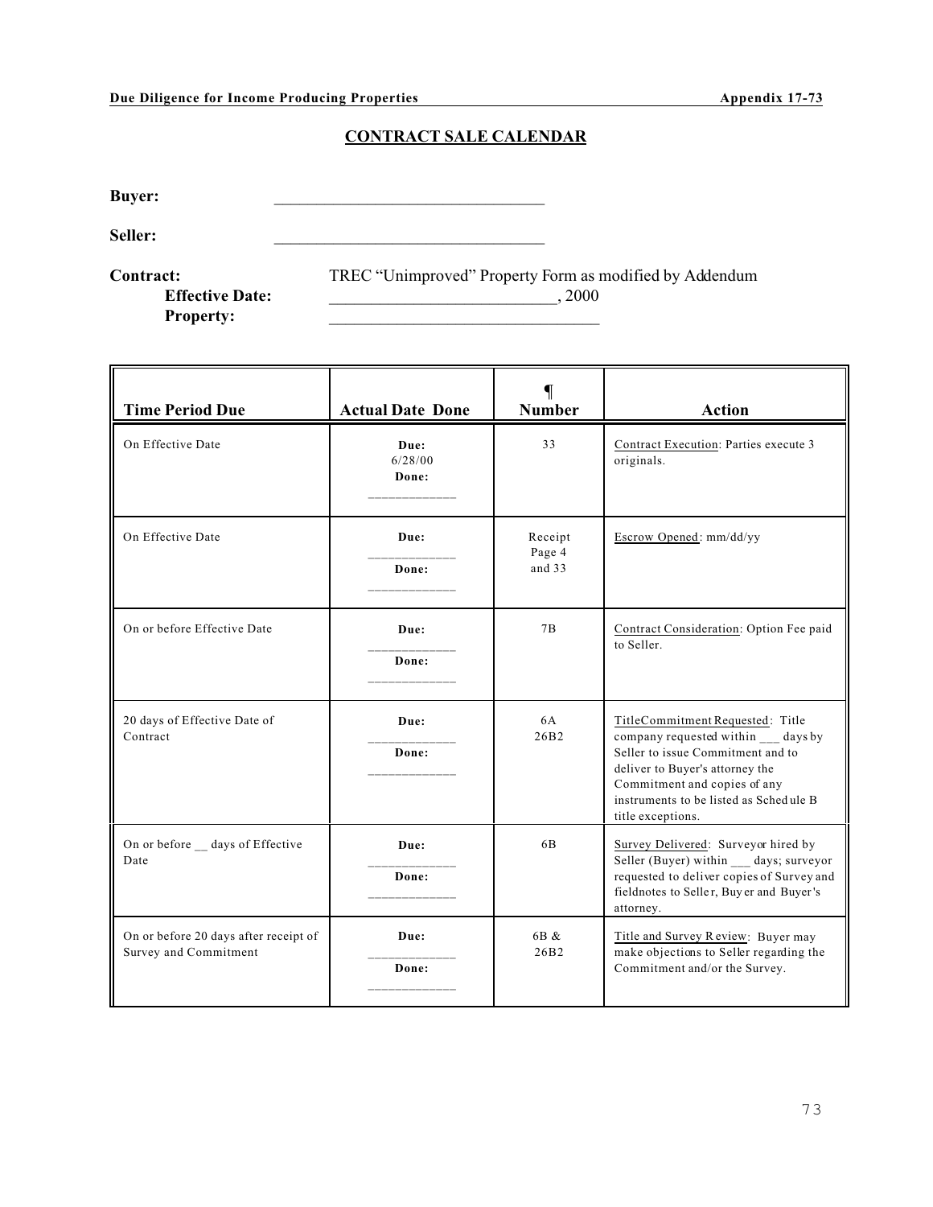## CONTRACT SALE CALENDAR

**Buyer:** ______________________________

**Seller:** ______________________________

**Contract:** TREC "Unimproved" Property Form as modified by Addendum

**Effective Date:** ________________________, 2000

**Property:** ______________________________

| Time Period Due | Actual Date Done | ¶ Number | Action |
|---|---|---|---|
| On Effective Date | **Due:** 6/28/00 **Done:** ___________ | 33 | Contract Execution: Parties execute 3 originals. |
| On Effective Date | **Due:** ___________ **Done:** ___________ | Receipt Page 4 and 33 | Escrow Opened: mm/dd/yy |
| On or before Effective Date | **Due:** ___________ **Done:** ___________ | 7B | Contract Consideration: Option Fee paid to Seller. |
| 20 days of Effective Date of Contract | **Due:** ___________ **Done:** ___________ | 6A 26B2 | TitleCommitment Requested: Title company requested within ___ days by Seller to issue Commitment and to deliver to Buyer's attorney the Commitment and copies of any instruments to be listed as Schedule B title exceptions. |
| On or before __ days of Effective Date | **Due:** ___________ **Done:** ___________ | 6B | Survey Delivered: Surveyor hired by Seller (Buyer) within ___ days; surveyor requested to deliver copies of Survey and fieldnotes to Seller, Buyer and Buyer's attorney. |
| On or before 20 days after receipt of Survey and Commitment | **Due:** ___________ **Done:** ___________ | 6B & 26B2 | Title and Survey Review: Buyer may make objections to Seller regarding the Commitment and/or the Survey. |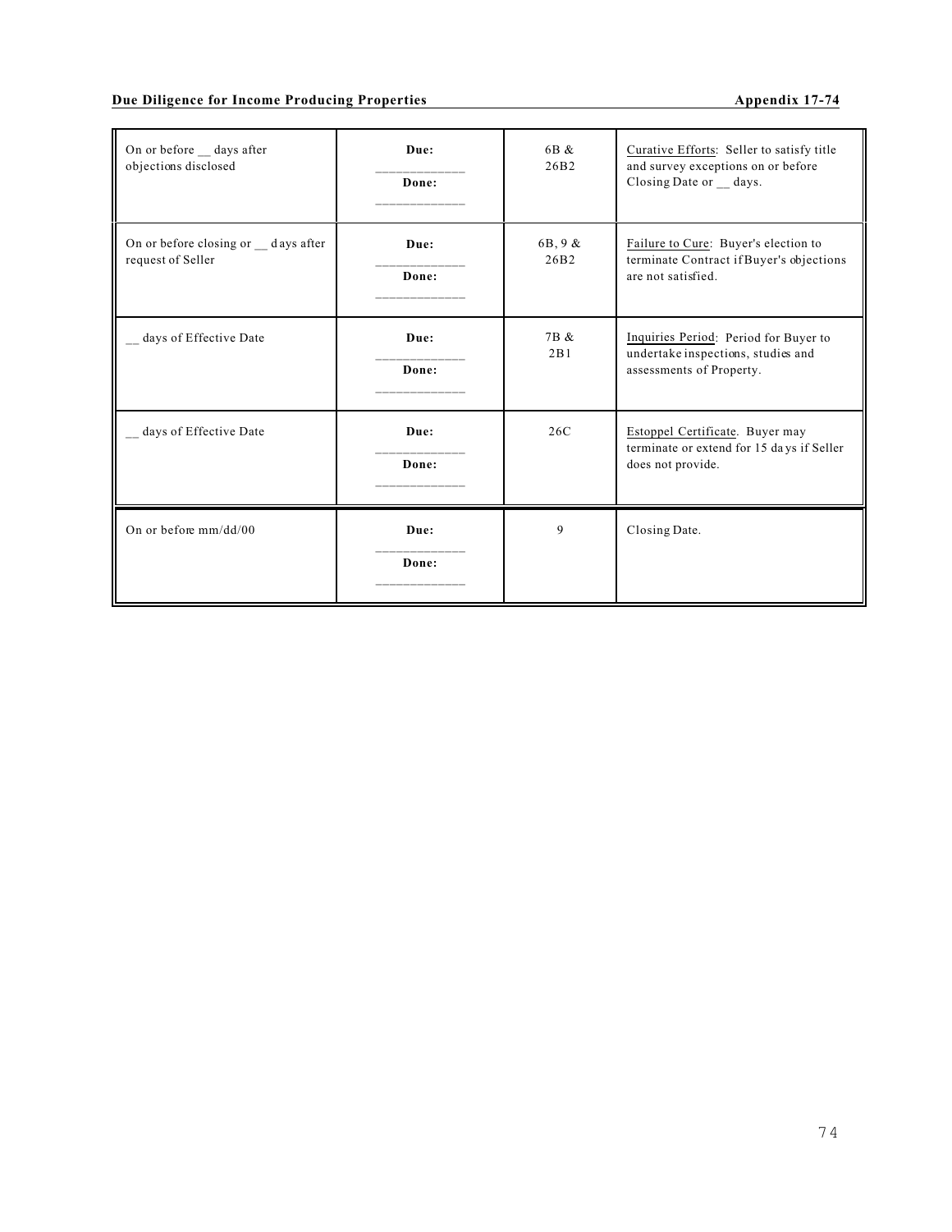| | | | |
|---|---|---|---|
| On or before __ days after objections disclosed | **Due:** ____________ **Done:** ____________ | 6B & 26B2 | Curative Efforts: Seller to satisfy title and survey exceptions on or before Closing Date or __ days. |
| On or before closing or __ days after request of Seller | **Due:** ____________ **Done:** ____________ | 6B, 9 & 26B2 | Failure to Cure: Buyer's election to terminate Contract if Buyer's objections are not satisfied. |
| __ days of Effective Date | **Due:** ____________ **Done:** ____________ | 7B & 2B1 | Inquiries Period: Period for Buyer to undertake inspections, studies and assessments of Property. |
| __ days of Effective Date | **Due:** ____________ **Done:** ____________ | 26C | Estoppel Certificate. Buyer may terminate or extend for 15 days if Seller does not provide. |
| On or before mm/dd/00 | **Due:** ____________ **Done:** ____________ | 9 | Closing Date. |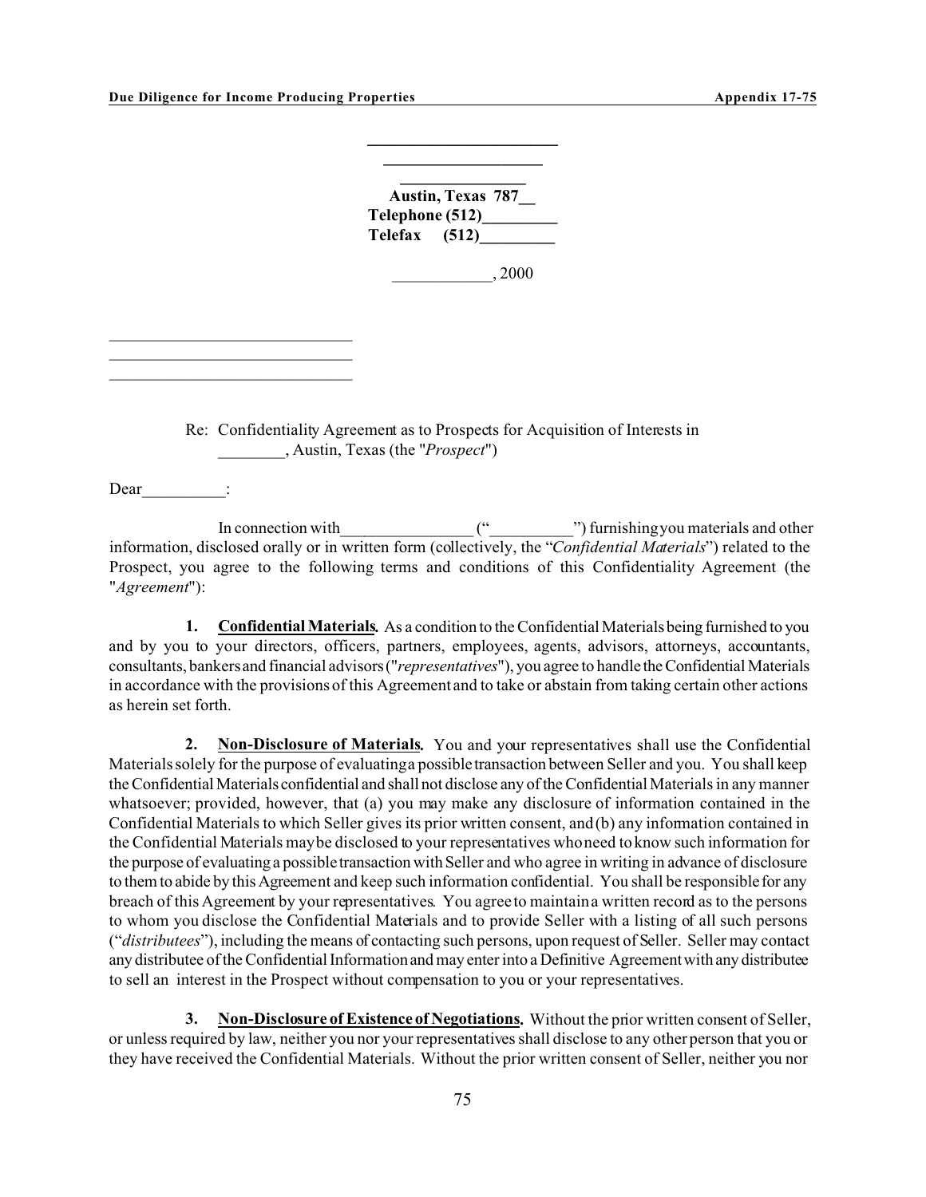**______________________**
**__________________**
**_______________**
**Austin, Texas 787__**
**Telephone (512)_________**
**Telefax (512)_________**

____________, 2000

_____________________________
_____________________________
_____________________________

Re: Confidentiality Agreement as to Prospects for Acquisition of Interests in ________, Austin, Texas (the "*Prospect*")

Dear__________:

In connection with_______________ ("__________") furnishing you materials and other information, disclosed orally or in written form (collectively, the "*Confidential Materials*") related to the Prospect, you agree to the following terms and conditions of this Confidentiality Agreement (the "*Agreement*"):

**1. Confidential Materials.** As a condition to the Confidential Materials being furnished to you and by you to your directors, officers, partners, employees, agents, advisors, attorneys, accountants, consultants, bankers and financial advisors ("*representatives*"), you agree to handle the Confidential Materials in accordance with the provisions of this Agreement and to take or abstain from taking certain other actions as herein set forth.

**2. Non-Disclosure of Materials.** You and your representatives shall use the Confidential Materials solely for the purpose of evaluating a possible transaction between Seller and you. You shall keep the Confidential Materials confidential and shall not disclose any of the Confidential Materials in any manner whatsoever; provided, however, that (a) you may make any disclosure of information contained in the Confidential Materials to which Seller gives its prior written consent, and (b) any information contained in the Confidential Materials may be disclosed to your representatives who need to know such information for the purpose of evaluating a possible transaction with Seller and who agree in writing in advance of disclosure to them to abide by this Agreement and keep such information confidential. You shall be responsible for any breach of this Agreement by your representatives. You agree to maintain a written record as to the persons to whom you disclose the Confidential Materials and to provide Seller with a listing of all such persons ("*distributees*"), including the means of contacting such persons, upon request of Seller. Seller may contact any distributee of the Confidential Information and may enter into a Definitive Agreement with any distributee to sell an interest in the Prospect without compensation to you or your representatives.

**3. Non-Disclosure of Existence of Negotiations.** Without the prior written consent of Seller, or unless required by law, neither you nor your representatives shall disclose to any other person that you or they have received the Confidential Materials. Without the prior written consent of Seller, neither you nor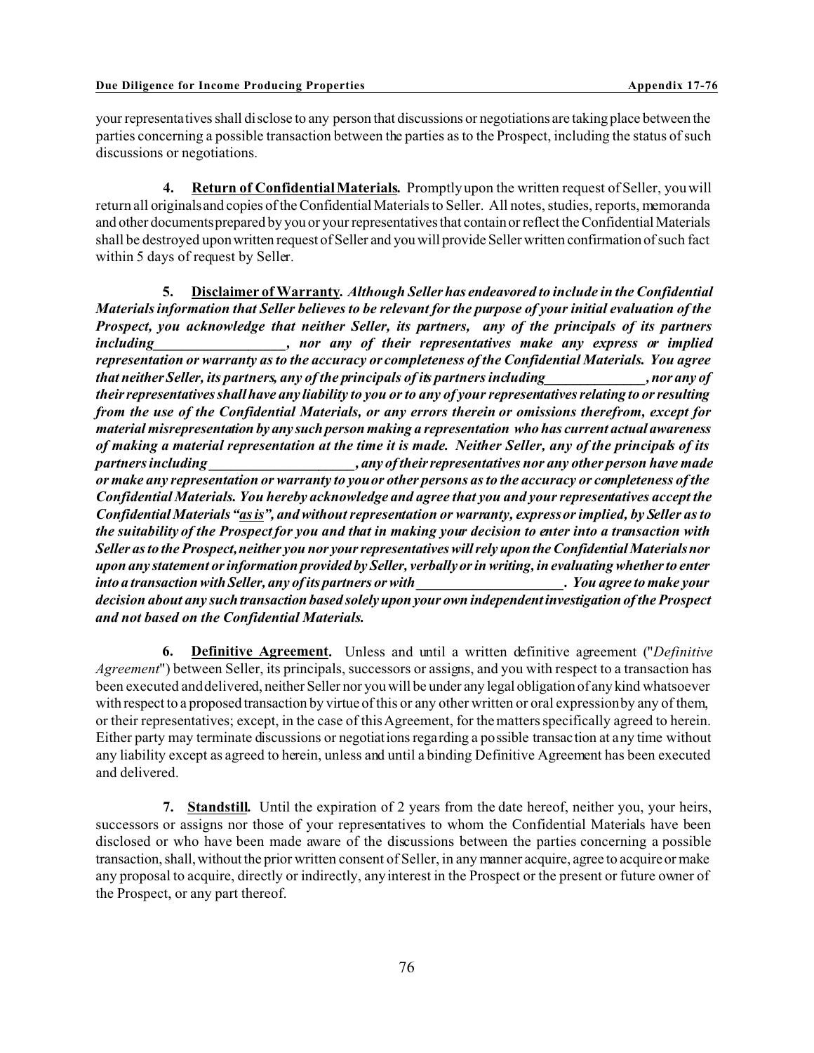your representatives shall disclose to any person that discussions or negotiations are taking place between the parties concerning a possible transaction between the parties as to the Prospect, including the status of such discussions or negotiations.

**4. Return of Confidential Materials.** Promptly upon the written request of Seller, you will return all originals and copies of the Confidential Materials to Seller. All notes, studies, reports, memoranda and other documents prepared by you or your representatives that contain or reflect the Confidential Materials shall be destroyed upon written request of Seller and you will provide Seller written confirmation of such fact within 5 days of request by Seller.

**5. Disclaimer of Warranty.** ***Although Seller has endeavored to include in the Confidential Materials information that Seller believes to be relevant for the purpose of your initial evaluation of the Prospect, you acknowledge that neither Seller, its partners, any of the principals of its partners including\_\_\_\_\_\_\_\_\_\_\_\_\_\_\_\_\_\_, nor any of their representatives make any express or implied representation or warranty as to the accuracy or completeness of the Confidential Materials. You agree that neither Seller, its partners, any of the principals of its partners including\_\_\_\_\_\_\_\_\_\_\_\_\_\_, nor any of their representatives shall have any liability to you or to any of your representatives relating to or resulting from the use of the Confidential Materials, or any errors therein or omissions therefrom, except for material misrepresentation by any such person making a representation who has current actual awareness of making a material representation at the time it is made. Neither Seller, any of the principals of its partners including\_\_\_\_\_\_\_\_\_\_\_\_\_\_\_\_\_\_\_\_, any of their representatives nor any other person have made or make any representation or warranty to you or other persons as to the accuracy or completeness of the Confidential Materials. You hereby acknowledge and agree that you and your representatives accept the Confidential Materials "as is", and without representation or warranty, express or implied, by Seller as to the suitability of the Prospect for you and that in making your decision to enter into a transaction with Seller as to the Prospect, neither you nor your representatives will rely upon the Confidential Materials nor upon any statement or information provided by Seller, verbally or in writing, in evaluating whether to enter into a transaction with Seller, any of its partners or with\_\_\_\_\_\_\_\_\_\_\_\_\_\_\_\_\_\_\_\_. You agree to make your decision about any such transaction based solely upon your own independent investigation of the Prospect and not based on the Confidential Materials.***

**6. Definitive Agreement.** Unless and until a written definitive agreement ("*Definitive Agreement*") between Seller, its principals, successors or assigns, and you with respect to a transaction has been executed and delivered, neither Seller nor you will be under any legal obligation of any kind whatsoever with respect to a proposed transaction by virtue of this or any other written or oral expression by any of them, or their representatives; except, in the case of this Agreement, for the matters specifically agreed to herein. Either party may terminate discussions or negotiations regarding a possible transaction at any time without any liability except as agreed to herein, unless and until a binding Definitive Agreement has been executed and delivered.

**7. Standstill.** Until the expiration of 2 years from the date hereof, neither you, your heirs, successors or assigns nor those of your representatives to whom the Confidential Materials have been disclosed or who have been made aware of the discussions between the parties concerning a possible transaction, shall, without the prior written consent of Seller, in any manner acquire, agree to acquire or make any proposal to acquire, directly or indirectly, any interest in the Prospect or the present or future owner of the Prospect, or any part thereof.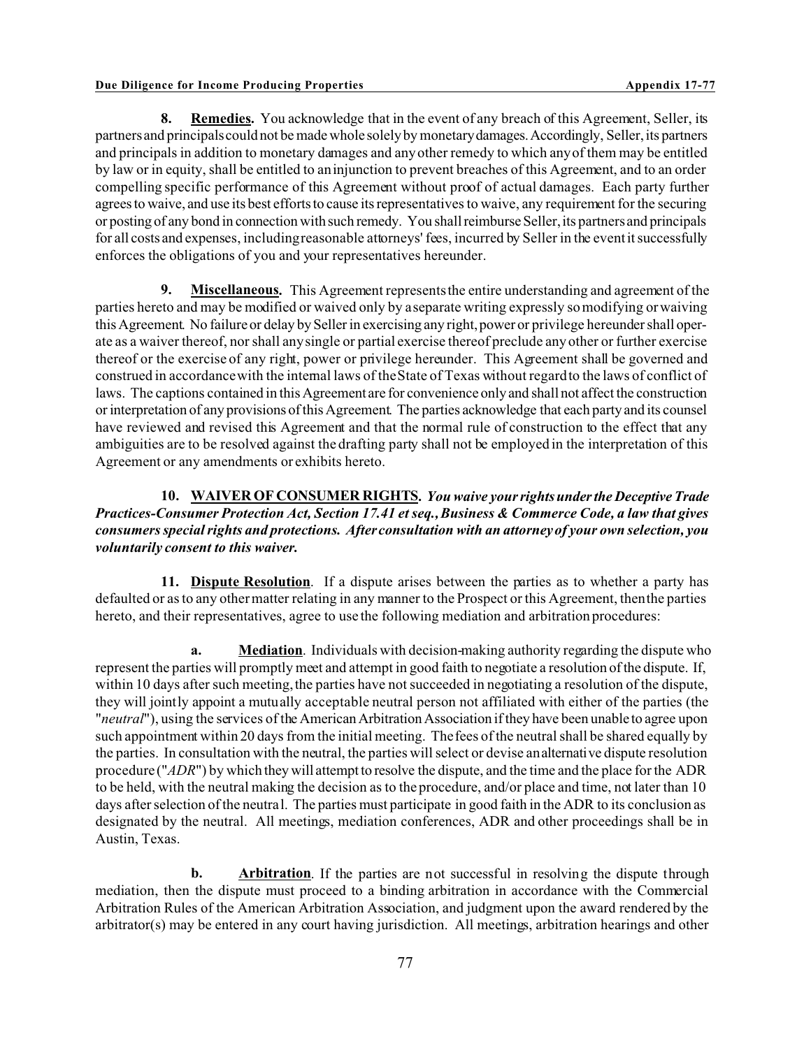**8. <u>Remedies.</u>** You acknowledge that in the event of any breach of this Agreement, Seller, its partners and principals could not be made whole solely by monetary damages. Accordingly, Seller, its partners and principals in addition to monetary damages and any other remedy to which any of them may be entitled by law or in equity, shall be entitled to an injunction to prevent breaches of this Agreement, and to an order compelling specific performance of this Agreement without proof of actual damages. Each party further agrees to waive, and use its best efforts to cause its representatives to waive, any requirement for the securing or posting of any bond in connection with such remedy. You shall reimburse Seller, its partners and principals for all costs and expenses, including reasonable attorneys' fees, incurred by Seller in the event it successfully enforces the obligations of you and your representatives hereunder.

**9. <u>Miscellaneous.</u>** This Agreement represents the entire understanding and agreement of the parties hereto and may be modified or waived only by a separate writing expressly so modifying or waiving this Agreement. No failure or delay by Seller in exercising any right, power or privilege hereunder shall operate as a waiver thereof, nor shall any single or partial exercise thereof preclude any other or further exercise thereof or the exercise of any right, power or privilege hereunder. This Agreement shall be governed and construed in accordance with the internal laws of the State of Texas without regard to the laws of conflict of laws. The captions contained in this Agreement are for convenience only and shall not affect the construction or interpretation of any provisions of this Agreement. The parties acknowledge that each party and its counsel have reviewed and revised this Agreement and that the normal rule of construction to the effect that any ambiguities are to be resolved against the drafting party shall not be employed in the interpretation of this Agreement or any amendments or exhibits hereto.

**10. <u>WAIVER OF CONSUMER RIGHTS.</u>** ***You waive your rights under the Deceptive Trade Practices-Consumer Protection Act, Section 17.41 et seq., Business & Commerce Code, a law that gives consumers special rights and protections. After consultation with an attorney of your own selection, you voluntarily consent to this waiver.***

**11. <u>Dispute Resolution</u>**. If a dispute arises between the parties as to whether a party has defaulted or as to any other matter relating in any manner to the Prospect or this Agreement, then the parties hereto, and their representatives, agree to use the following mediation and arbitration procedures:

**a. <u>Mediation</u>**. Individuals with decision-making authority regarding the dispute who represent the parties will promptly meet and attempt in good faith to negotiate a resolution of the dispute. If, within 10 days after such meeting, the parties have not succeeded in negotiating a resolution of the dispute, they will jointly appoint a mutually acceptable neutral person not affiliated with either of the parties (the "*neutral*"), using the services of the American Arbitration Association if they have been unable to agree upon such appointment within 20 days from the initial meeting. The fees of the neutral shall be shared equally by the parties. In consultation with the neutral, the parties will select or devise an alternative dispute resolution procedure ("*ADR*") by which they will attempt to resolve the dispute, and the time and the place for the ADR to be held, with the neutral making the decision as to the procedure, and/or place and time, not later than 10 days after selection of the neutral. The parties must participate in good faith in the ADR to its conclusion as designated by the neutral. All meetings, mediation conferences, ADR and other proceedings shall be in Austin, Texas.

**b. <u>Arbitration</u>**. If the parties are not successful in resolving the dispute through mediation, then the dispute must proceed to a binding arbitration in accordance with the Commercial Arbitration Rules of the American Arbitration Association, and judgment upon the award rendered by the arbitrator(s) may be entered in any court having jurisdiction. All meetings, arbitration hearings and other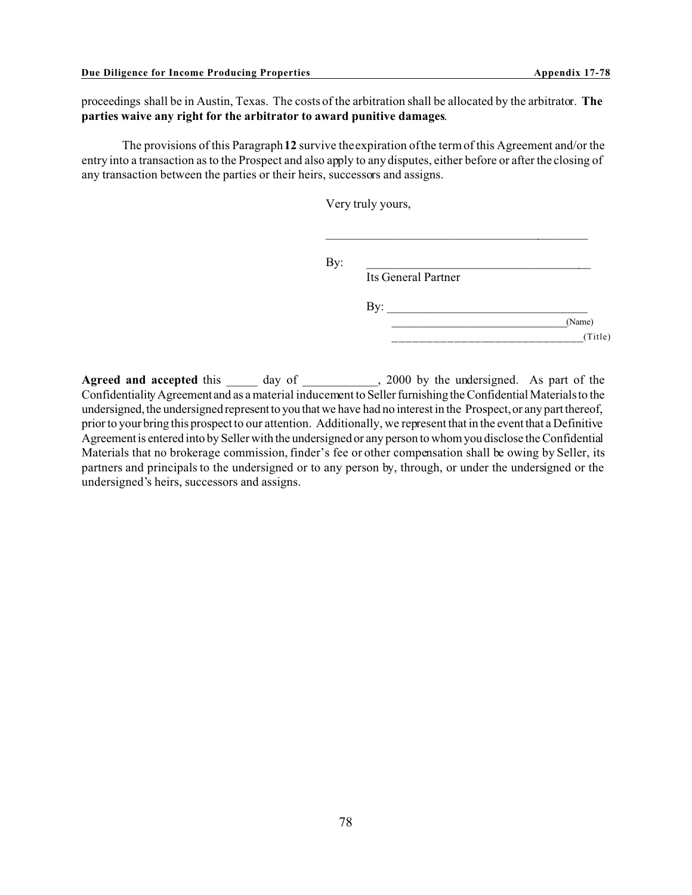proceedings shall be in Austin, Texas. The costs of the arbitration shall be allocated by the arbitrator. **The parties waive any right for the arbitrator to award punitive damages**.

The provisions of this Paragraph **12** survive the expiration of the term of this Agreement and/or the entry into a transaction as to the Prospect and also apply to any disputes, either before or after the closing of any transaction between the parties or their heirs, successors and assigns.

Very truly yours,

______________________________________________

By: ______________________________________________
Its General Partner

By: ______________________________________________
______________________________________(Name)
______________________________________(Title)

**Agreed and accepted** this _____ day of ____________, 2000 by the undersigned. As part of the Confidentiality Agreement and as a material inducement to Seller furnishing the Confidential Materials to the undersigned, the undersigned represent to you that we have had no interest in the Prospect, or any part thereof, prior to your bring this prospect to our attention. Additionally, we represent that in the event that a Definitive Agreement is entered into by Seller with the undersigned or any person to whom you disclose the Confidential Materials that no brokerage commission, finder's fee or other compensation shall be owing by Seller, its partners and principals to the undersigned or to any person by, through, or under the undersigned or the undersigned's heirs, successors and assigns.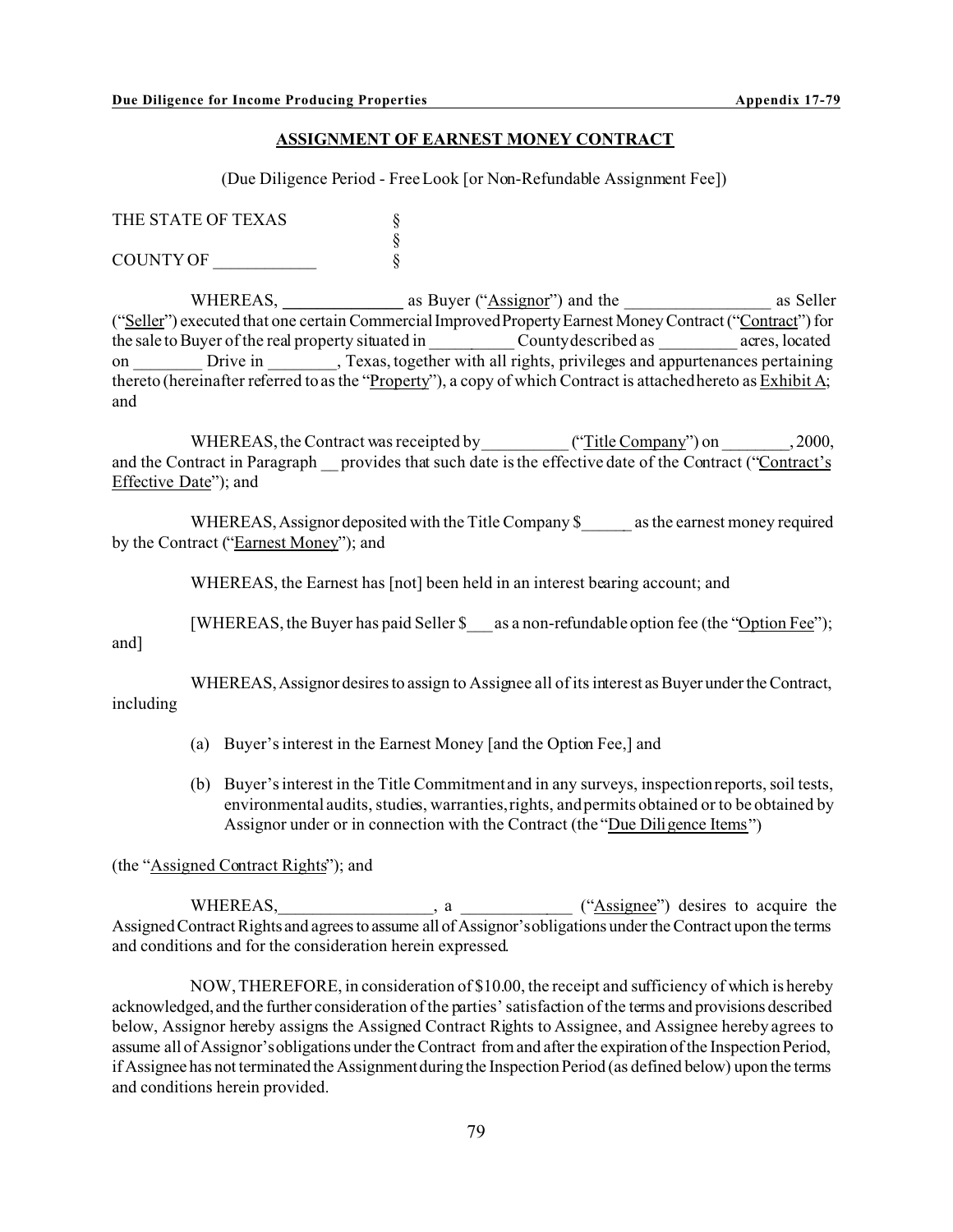## ASSIGNMENT OF EARNEST MONEY CONTRACT

(Due Diligence Period - Free Look [or Non-Refundable Assignment Fee])

THE STATE OF TEXAS §
§
COUNTY OF ____________ §

WHEREAS, ______________ as Buyer ("Assignor") and the _________________ as Seller ("Seller") executed that one certain Commercial Improved Property Earnest Money Contract ("Contract") for the sale to Buyer of the real property situated in __________ County described as _________ acres, located on ________ Drive in ________, Texas, together with all rights, privileges and appurtenances pertaining thereto (hereinafter referred to as the "Property"), a copy of which Contract is attached hereto as Exhibit A; and

WHEREAS, the Contract was receipted by__________ ("Title Company") on ________, 2000, and the Contract in Paragraph __ provides that such date is the effective date of the Contract ("Contract's Effective Date"); and

WHEREAS, Assignor deposited with the Title Company $______ as the earnest money required by the Contract ("Earnest Money"); and

WHEREAS, the Earnest has [not] been held in an interest bearing account; and

[WHEREAS, the Buyer has paid Seller $___ as a non-refundable option fee (the "Option Fee"); and]

WHEREAS, Assignor desires to assign to Assignee all of its interest as Buyer under the Contract, including

(a) Buyer's interest in the Earnest Money [and the Option Fee,] and

(b) Buyer's interest in the Title Commitment and in any surveys, inspection reports, soil tests, environmental audits, studies, warranties, rights, and permits obtained or to be obtained by Assignor under or in connection with the Contract (the "Due Diligence Items")

(the "Assigned Contract Rights"); and

WHEREAS,__________________, a _____________ ("Assignee") desires to acquire the Assigned Contract Rights and agrees to assume all of Assignor's obligations under the Contract upon the terms and conditions and for the consideration herein expressed.

NOW, THEREFORE, in consideration of $10.00, the receipt and sufficiency of which is hereby acknowledged, and the further consideration of the parties' satisfaction of the terms and provisions described below, Assignor hereby assigns the Assigned Contract Rights to Assignee, and Assignee hereby agrees to assume all of Assignor's obligations under the Contract from and after the expiration of the Inspection Period, if Assignee has not terminated the Assignment during the Inspection Period (as defined below) upon the terms and conditions herein provided.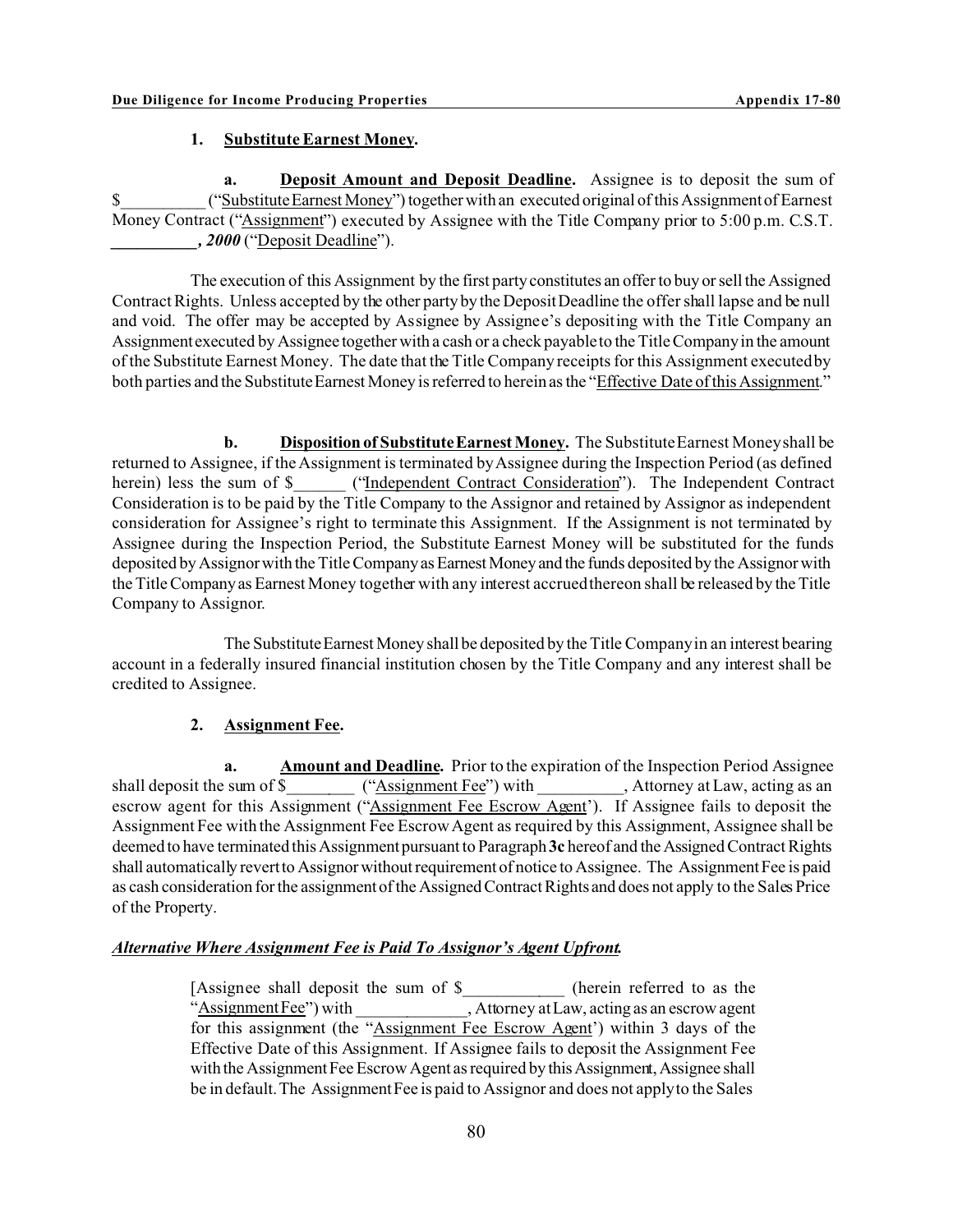**1. Substitute Earnest Money.**

**a. Deposit Amount and Deposit Deadline.** Assignee is to deposit the sum of $__________ ("Substitute Earnest Money") together with an executed original of this Assignment of Earnest Money Contract ("Assignment") executed by Assignee with the Title Company prior to 5:00 p.m. C.S.T. ***__________, 2000*** ("Deposit Deadline").

The execution of this Assignment by the first party constitutes an offer to buy or sell the Assigned Contract Rights. Unless accepted by the other party by the Deposit Deadline the offer shall lapse and be null and void. The offer may be accepted by Assignee by Assignee's depositing with the Title Company an Assignment executed by Assignee together with a cash or a check payable to the Title Company in the amount of the Substitute Earnest Money. The date that the Title Company receipts for this Assignment executed by both parties and the Substitute Earnest Money is referred to herein as the "Effective Date of this Assignment."

**b. Disposition of Substitute Earnest Money.** The Substitute Earnest Money shall be returned to Assignee, if the Assignment is terminated by Assignee during the Inspection Period (as defined herein) less the sum of $______ ("Independent Contract Consideration"). The Independent Contract Consideration is to be paid by the Title Company to the Assignor and retained by Assignor as independent consideration for Assignee's right to terminate this Assignment. If the Assignment is not terminated by Assignee during the Inspection Period, the Substitute Earnest Money will be substituted for the funds deposited by Assignor with the Title Company as Earnest Money and the funds deposited by the Assignor with the Title Company as Earnest Money together with any interest accrued thereon shall be released by the Title Company to Assignor.

The Substitute Earnest Money shall be deposited by the Title Company in an interest bearing account in a federally insured financial institution chosen by the Title Company and any interest shall be credited to Assignee.

**2. Assignment Fee.**

**a. Amount and Deadline.** Prior to the expiration of the Inspection Period Assignee shall deposit the sum of $________ ("Assignment Fee") with __________, Attorney at Law, acting as an escrow agent for this Assignment ("Assignment Fee Escrow Agent'). If Assignee fails to deposit the Assignment Fee with the Assignment Fee Escrow Agent as required by this Assignment, Assignee shall be deemed to have terminated this Assignment pursuant to Paragraph **3c** hereof and the Assigned Contract Rights shall automatically revert to Assignor without requirement of notice to Assignee. The Assignment Fee is paid as cash consideration for the assignment of the Assigned Contract Rights and does not apply to the Sales Price of the Property.

***Alternative Where Assignment Fee is Paid To Assignor's Agent Upfront.***

> [Assignee shall deposit the sum of $____________ (herein referred to as the "Assignment Fee") with ______________, Attorney at Law, acting as an escrow agent for this assignment (the "Assignment Fee Escrow Agent') within 3 days of the Effective Date of this Assignment. If Assignee fails to deposit the Assignment Fee with the Assignment Fee Escrow Agent as required by this Assignment, Assignee shall be in default. The Assignment Fee is paid to Assignor and does not apply to the Sales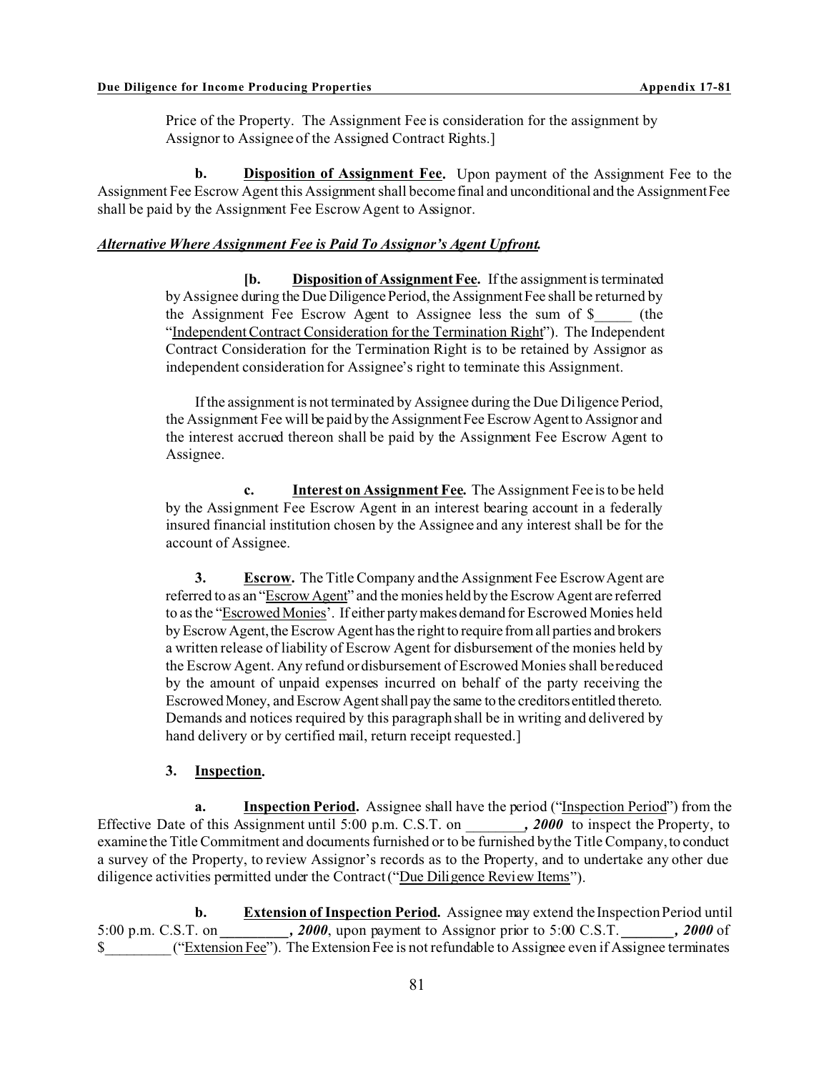Price of the Property. The Assignment Fee is consideration for the assignment by Assignor to Assignee of the Assigned Contract Rights.]

**b. <u>Disposition of Assignment Fee</u>.** Upon payment of the Assignment Fee to the Assignment Fee Escrow Agent this Assignment shall become final and unconditional and the Assignment Fee shall be paid by the Assignment Fee Escrow Agent to Assignor.

***<u>Alternative Where Assignment Fee is Paid To Assignor's Agent Upfront</u>.***

> **[b. <u>Disposition of Assignment Fee</u>.** If the assignment is terminated by Assignee during the Due Diligence Period, the Assignment Fee shall be returned by the Assignment Fee Escrow Agent to Assignee less the sum of $_____ (the "<u>Independent Contract Consideration for the Termination Right</u>"). The Independent Contract Consideration for the Termination Right is to be retained by Assignor as independent consideration for Assignee's right to terminate this Assignment.
>
> If the assignment is not terminated by Assignee during the Due Diligence Period, the Assignment Fee will be paid by the Assignment Fee Escrow Agent to Assignor and the interest accrued thereon shall be paid by the Assignment Fee Escrow Agent to Assignee.
>
> **c. <u>Interest on Assignment Fee</u>.** The Assignment Fee is to be held by the Assignment Fee Escrow Agent in an interest bearing account in a federally insured financial institution chosen by the Assignee and any interest shall be for the account of Assignee.
>
> **3. <u>Escrow</u>.** The Title Company and the Assignment Fee Escrow Agent are referred to as an "<u>Escrow Agent</u>" and the monies held by the Escrow Agent are referred to as the "<u>Escrowed Monies</u>'. If either party makes demand for Escrowed Monies held by Escrow Agent, the Escrow Agent has the right to require from all parties and brokers a written release of liability of Escrow Agent for disbursement of the monies held by the Escrow Agent. Any refund or disbursement of Escrowed Monies shall be reduced by the amount of unpaid expenses incurred on behalf of the party receiving the Escrowed Money, and Escrow Agent shall pay the same to the creditors entitled thereto. Demands and notices required by this paragraph shall be in writing and delivered by hand delivery or by certified mail, return receipt requested.]

**3. <u>Inspection</u>.**

**a. <u>Inspection Period</u>.** Assignee shall have the period ("<u>Inspection Period</u>") from the Effective Date of this Assignment until 5:00 p.m. C.S.T. on ________***, 2000*** to inspect the Property, to examine the Title Commitment and documents furnished or to be furnished by the Title Company, to conduct a survey of the Property, to review Assignor's records as to the Property, and to undertake any other due diligence activities permitted under the Contract ("<u>Due Diligence Review Items</u>").

**b. <u>Extension of Inspection Period</u>.** Assignee may extend the Inspection Period until 5:00 p.m. C.S.T. on **_________*, 2000***, upon payment to Assignor prior to 5:00 C.S.T. **_______*, 2000*** of $_________ ("<u>Extension Fee</u>"). The Extension Fee is not refundable to Assignee even if Assignee terminates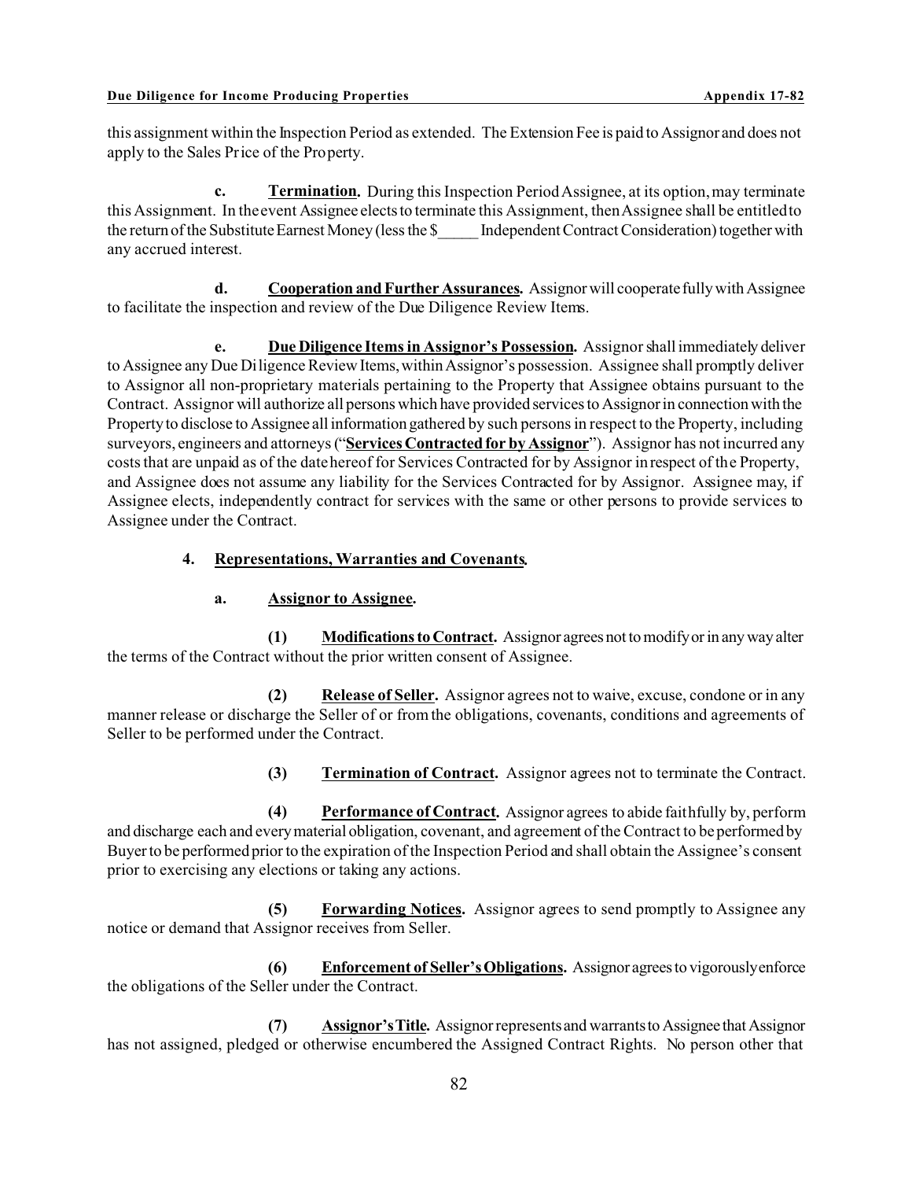this assignment within the Inspection Period as extended. The Extension Fee is paid to Assignor and does not apply to the Sales Price of the Property.

**c. Termination.** During this Inspection Period Assignee, at its option, may terminate this Assignment. In the event Assignee elects to terminate this Assignment, then Assignee shall be entitled to the return of the Substitute Earnest Money (less the $_____ Independent Contract Consideration) together with any accrued interest.

**d. Cooperation and Further Assurances.** Assignor will cooperate fully with Assignee to facilitate the inspection and review of the Due Diligence Review Items.

**e. Due Diligence Items in Assignor's Possession.** Assignor shall immediately deliver to Assignee any Due Diligence Review Items, within Assignor's possession. Assignee shall promptly deliver to Assignor all non-proprietary materials pertaining to the Property that Assignee obtains pursuant to the Contract. Assignor will authorize all persons which have provided services to Assignor in connection with the Property to disclose to Assignee all information gathered by such persons in respect to the Property, including surveyors, engineers and attorneys ("**Services Contracted for by Assignor**"). Assignor has not incurred any costs that are unpaid as of the date hereof for Services Contracted for by Assignor in respect of the Property, and Assignee does not assume any liability for the Services Contracted for by Assignor. Assignee may, if Assignee elects, independently contract for services with the same or other persons to provide services to Assignee under the Contract.

**4. Representations, Warranties and Covenants.**

**a. Assignor to Assignee.**

**(1) Modifications to Contract.** Assignor agrees not to modify or in any way alter the terms of the Contract without the prior written consent of Assignee.

**(2) Release of Seller.** Assignor agrees not to waive, excuse, condone or in any manner release or discharge the Seller of or from the obligations, covenants, conditions and agreements of Seller to be performed under the Contract.

**(3) Termination of Contract.** Assignor agrees not to terminate the Contract.

**(4) Performance of Contract.** Assignor agrees to abide faithfully by, perform and discharge each and every material obligation, covenant, and agreement of the Contract to be performed by Buyer to be performed prior to the expiration of the Inspection Period and shall obtain the Assignee's consent prior to exercising any elections or taking any actions.

**(5) Forwarding Notices.** Assignor agrees to send promptly to Assignee any notice or demand that Assignor receives from Seller.

**(6) Enforcement of Seller's Obligations.** Assignor agrees to vigorously enforce the obligations of the Seller under the Contract.

**(7) Assignor's Title.** Assignor represents and warrants to Assignee that Assignor has not assigned, pledged or otherwise encumbered the Assigned Contract Rights. No person other that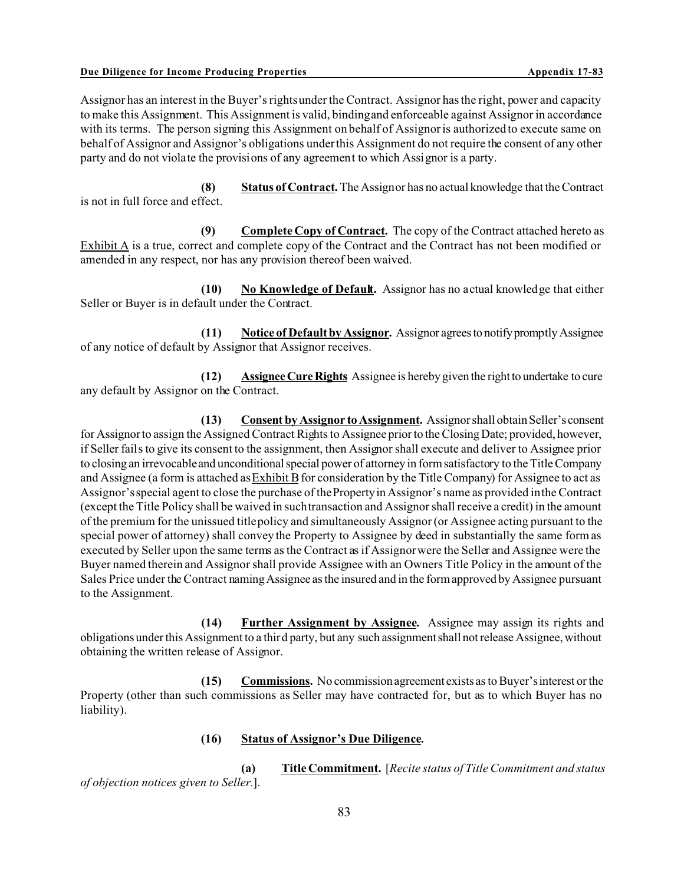Assignor has an interest in the Buyer's rights under the Contract. Assignor has the right, power and capacity to make this Assignment. This Assignment is valid, binding and enforceable against Assignor in accordance with its terms. The person signing this Assignment on behalf of Assignor is authorized to execute same on behalf of Assignor and Assignor's obligations under this Assignment do not require the consent of any other party and do not violate the provisions of any agreement to which Assignor is a party.

**(8)** **Status of Contract.** The Assignor has no actual knowledge that the Contract is not in full force and effect.

**(9)** **Complete Copy of Contract.** The copy of the Contract attached hereto as Exhibit A is a true, correct and complete copy of the Contract and the Contract has not been modified or amended in any respect, nor has any provision thereof been waived.

**(10)** **No Knowledge of Default.** Assignor has no actual knowledge that either Seller or Buyer is in default under the Contract.

**(11)** **Notice of Default by Assignor.** Assignor agrees to notify promptly Assignee of any notice of default by Assignor that Assignor receives.

**(12)** **Assignee Cure Rights** Assignee is hereby given the right to undertake to cure any default by Assignor on the Contract.

**(13)** **Consent by Assignor to Assignment.** Assignor shall obtain Seller's consent for Assignor to assign the Assigned Contract Rights to Assignee prior to the Closing Date; provided, however, if Seller fails to give its consent to the assignment, then Assignor shall execute and deliver to Assignee prior to closing an irrevocable and unconditional special power of attorney in form satisfactory to the Title Company and Assignee (a form is attached as Exhibit B for consideration by the Title Company) for Assignee to act as Assignor's special agent to close the purchase of the Property in Assignor's name as provided in the Contract (except the Title Policy shall be waived in such transaction and Assignor shall receive a credit) in the amount of the premium for the unissued title policy and simultaneously Assignor (or Assignee acting pursuant to the special power of attorney) shall convey the Property to Assignee by deed in substantially the same form as executed by Seller upon the same terms as the Contract as if Assignor were the Seller and Assignee were the Buyer named therein and Assignor shall provide Assignee with an Owners Title Policy in the amount of the Sales Price under the Contract naming Assignee as the insured and in the form approved by Assignee pursuant to the Assignment.

**(14)** **Further Assignment by Assignee.** Assignee may assign its rights and obligations under this Assignment to a third party, but any such assignment shall not release Assignee, without obtaining the written release of Assignor.

**(15)** **Commissions.** No commission agreement exists as to Buyer's interest or the Property (other than such commissions as Seller may have contracted for, but as to which Buyer has no liability).

**(16)** **Status of Assignor's Due Diligence.**

**(a)** **Title Commitment.** [*Recite status of Title Commitment and status of objection notices given to Seller.*].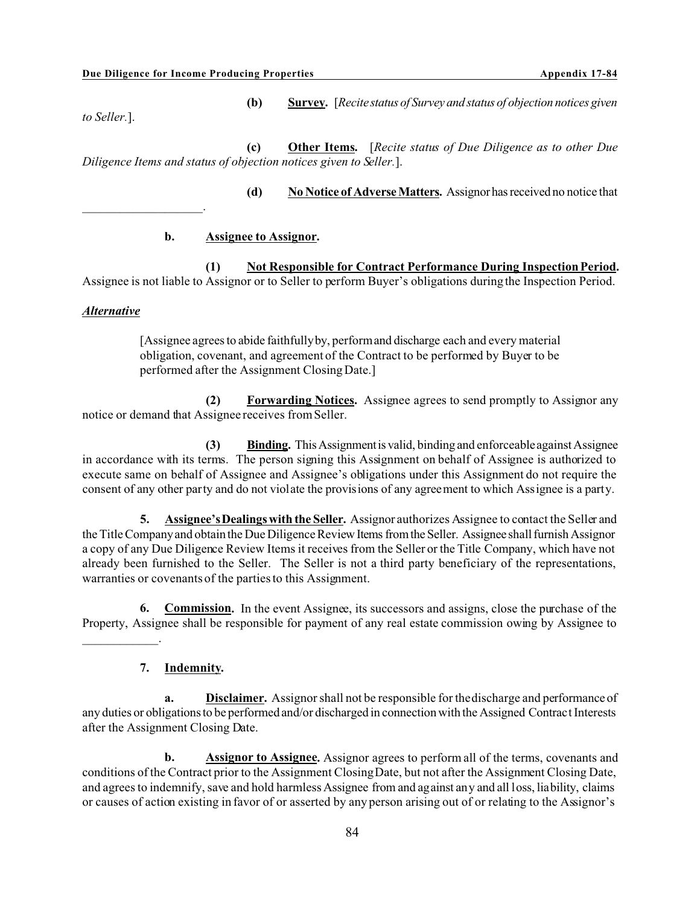**(b)** **Survey.** [*Recite status of Survey and status of objection notices given to Seller.*].

**(c)** **Other Items.** [*Recite status of Due Diligence as to other Due Diligence Items and status of objection notices given to Seller.*].

**(d)** **No Notice of Adverse Matters.** Assignor has received no notice that ___________________.

**b.** **Assignee to Assignor.**

**(1)** **Not Responsible for Contract Performance During Inspection Period.** Assignee is not liable to Assignor or to Seller to perform Buyer's obligations during the Inspection Period.

***Alternative***

> [Assignee agrees to abide faithfully by, perform and discharge each and every material obligation, covenant, and agreement of the Contract to be performed by Buyer to be performed after the Assignment Closing Date.]

**(2)** **Forwarding Notices.** Assignee agrees to send promptly to Assignor any notice or demand that Assignee receives from Seller.

**(3)** **Binding.** This Assignment is valid, binding and enforceable against Assignee in accordance with its terms. The person signing this Assignment on behalf of Assignee is authorized to execute same on behalf of Assignee and Assignee's obligations under this Assignment do not require the consent of any other party and do not violate the provisions of any agreement to which Assignee is a party.

**5.** **Assignee's Dealings with the Seller.** Assignor authorizes Assignee to contact the Seller and the Title Company and obtain the Due Diligence Review Items from the Seller. Assignee shall furnish Assignor a copy of any Due Diligence Review Items it receives from the Seller or the Title Company, which have not already been furnished to the Seller. The Seller is not a third party beneficiary of the representations, warranties or covenants of the parties to this Assignment.

**6.** **Commission.** In the event Assignee, its successors and assigns, close the purchase of the Property, Assignee shall be responsible for payment of any real estate commission owing by Assignee to ____________.

**7.** **Indemnity.**

**a.** **Disclaimer.** Assignor shall not be responsible for the discharge and performance of any duties or obligations to be performed and/or discharged in connection with the Assigned Contract Interests after the Assignment Closing Date.

**b.** **Assignor to Assignee.** Assignor agrees to perform all of the terms, covenants and conditions of the Contract prior to the Assignment Closing Date, but not after the Assignment Closing Date, and agrees to indemnify, save and hold harmless Assignee from and against any and all loss, liability, claims or causes of action existing in favor of or asserted by any person arising out of or relating to the Assignor's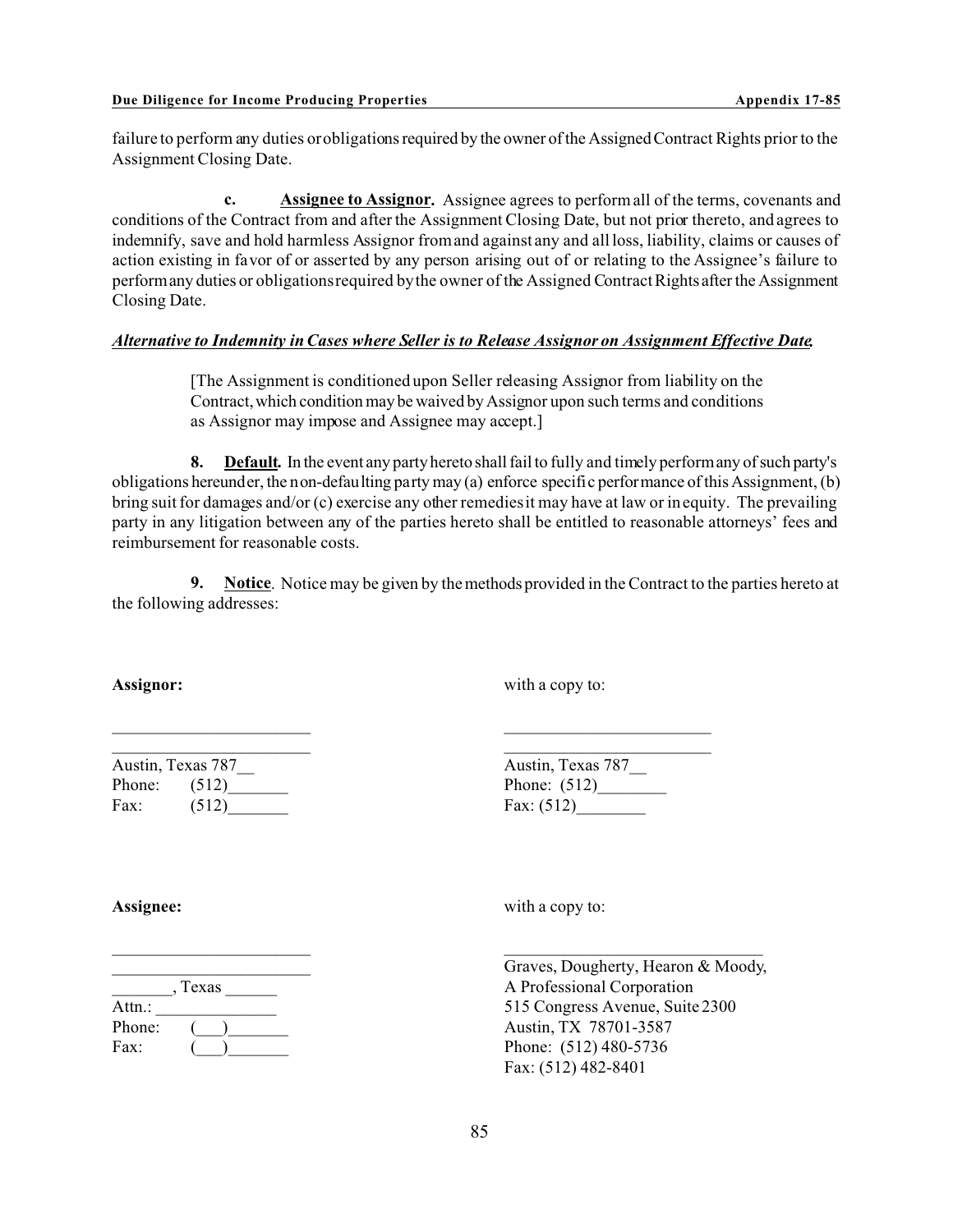failure to perform any duties or obligations required by the owner of the Assigned Contract Rights prior to the Assignment Closing Date.

**c. Assignee to Assignor.** Assignee agrees to perform all of the terms, covenants and conditions of the Contract from and after the Assignment Closing Date, but not prior thereto, and agrees to indemnify, save and hold harmless Assignor from and against any and all loss, liability, claims or causes of action existing in favor of or asserted by any person arising out of or relating to the Assignee's failure to perform any duties or obligations required by the owner of the Assigned Contract Rights after the Assignment Closing Date.

***Alternative to Indemnity in Cases where Seller is to Release Assignor on Assignment Effective Date.***

> [The Assignment is conditioned upon Seller releasing Assignor from liability on the Contract, which condition may be waived by Assignor upon such terms and conditions as Assignor may impose and Assignee may accept.]

**8. Default.** In the event any party hereto shall fail to fully and timely perform any of such party's obligations hereunder, the non-defaulting party may (a) enforce specific performance of this Assignment, (b) bring suit for damages and/or (c) exercise any other remedies it may have at law or in equity. The prevailing party in any litigation between any of the parties hereto shall be entitled to reasonable attorneys' fees and reimbursement for reasonable costs.

**9. Notice**. Notice may be given by the methods provided in the Contract to the parties hereto at the following addresses:

**Assignor:**

_______________________
_______________________
Austin, Texas 787__
Phone: (512)_______
Fax: (512)_______

with a copy to:

________________________
________________________
Austin, Texas 787__
Phone: (512)________
Fax: (512)________

**Assignee:**

_______________________
_______________________
_______, Texas ______
Attn.: ______________
Phone: (___)_______
Fax: (___)_______

with a copy to:

______________________________
Graves, Dougherty, Hearon & Moody,
A Professional Corporation
515 Congress Avenue, Suite 2300
Austin, TX 78701-3587
Phone: (512) 480-5736
Fax: (512) 482-8401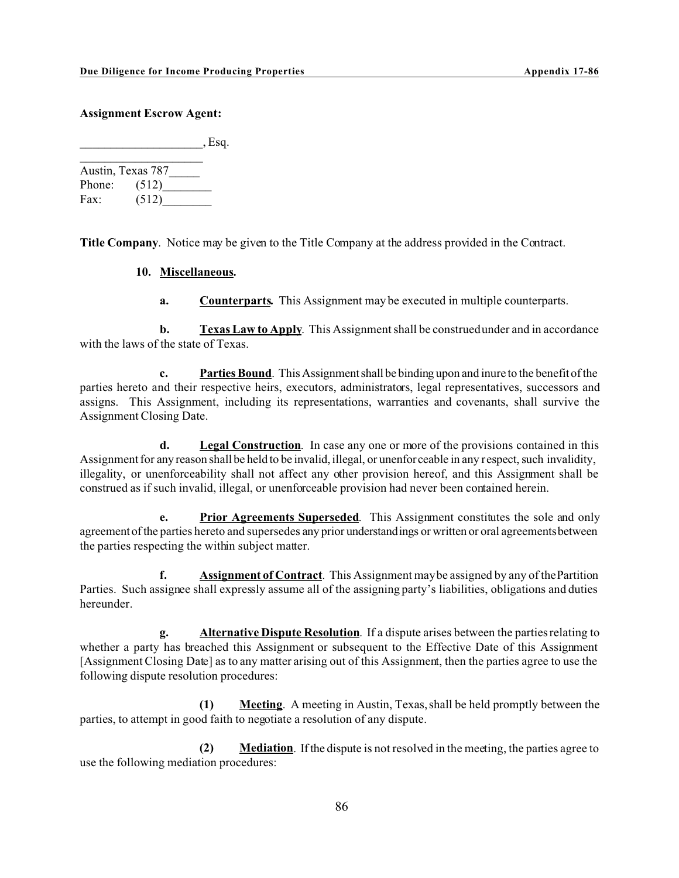**Assignment Escrow Agent:**

____________________, Esq.
____________________
Austin, Texas 787_____
Phone: (512)________
Fax: (512)________

**Title Company**. Notice may be given to the Title Company at the address provided in the Contract.

**10. Miscellaneous.**

**a. Counterparts.** This Assignment may be executed in multiple counterparts.

**b. Texas Law to Apply**. This Assignment shall be construed under and in accordance with the laws of the state of Texas.

**c. Parties Bound**. This Assignment shall be binding upon and inure to the benefit of the parties hereto and their respective heirs, executors, administrators, legal representatives, successors and assigns. This Assignment, including its representations, warranties and covenants, shall survive the Assignment Closing Date.

**d. Legal Construction**. In case any one or more of the provisions contained in this Assignment for any reason shall be held to be invalid, illegal, or unenforceable in any respect, such invalidity, illegality, or unenforceability shall not affect any other provision hereof, and this Assignment shall be construed as if such invalid, illegal, or unenforceable provision had never been contained herein.

**e. Prior Agreements Superseded**. This Assignment constitutes the sole and only agreement of the parties hereto and supersedes any prior understandings or written or oral agreements between the parties respecting the within subject matter.

**f. Assignment of Contract**. This Assignment may be assigned by any of the Partition Parties. Such assignee shall expressly assume all of the assigning party's liabilities, obligations and duties hereunder.

**g. Alternative Dispute Resolution**. If a dispute arises between the parties relating to whether a party has breached this Assignment or subsequent to the Effective Date of this Assignment [Assignment Closing Date] as to any matter arising out of this Assignment, then the parties agree to use the following dispute resolution procedures:

**(1) Meeting**. A meeting in Austin, Texas, shall be held promptly between the parties, to attempt in good faith to negotiate a resolution of any dispute.

**(2) Mediation**. If the dispute is not resolved in the meeting, the parties agree to use the following mediation procedures: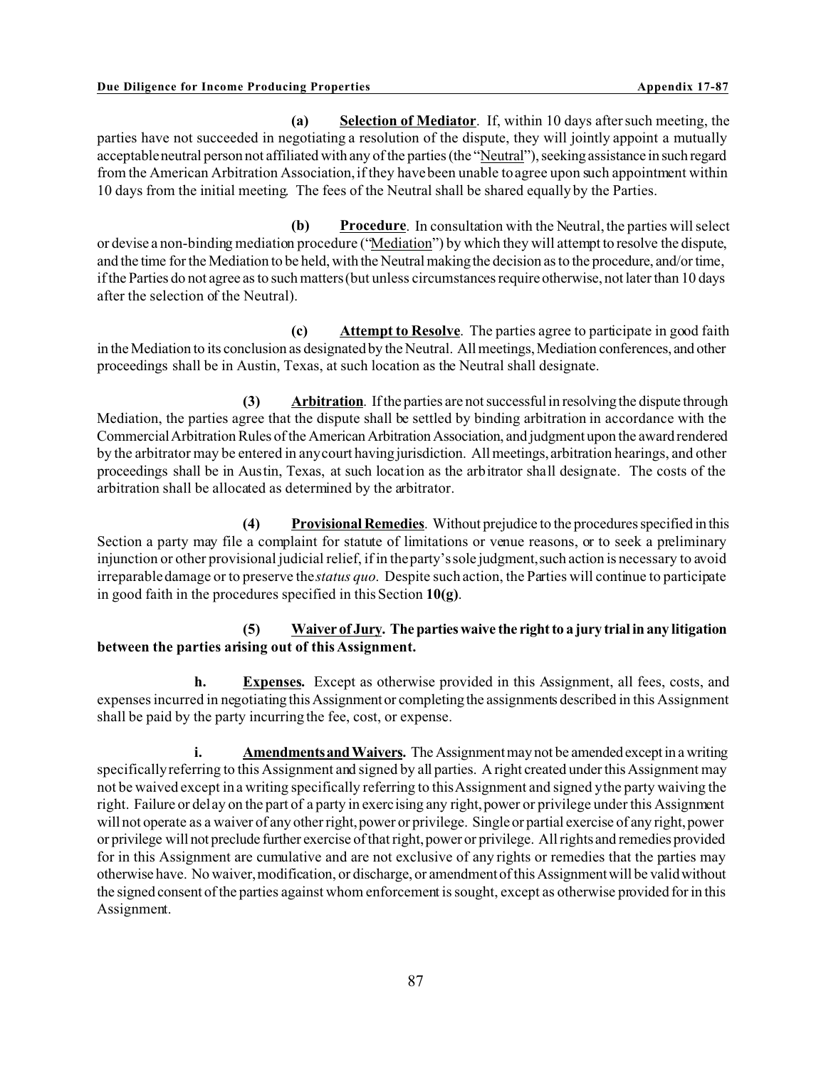**(a)** **Selection of Mediator**. If, within 10 days after such meeting, the parties have not succeeded in negotiating a resolution of the dispute, they will jointly appoint a mutually acceptable neutral person not affiliated with any of the parties (the "Neutral"), seeking assistance in such regard from the American Arbitration Association, if they have been unable to agree upon such appointment within 10 days from the initial meeting. The fees of the Neutral shall be shared equally by the Parties.

**(b)** **Procedure**. In consultation with the Neutral, the parties will select or devise a non-binding mediation procedure ("Mediation") by which they will attempt to resolve the dispute, and the time for the Mediation to be held, with the Neutral making the decision as to the procedure, and/or time, if the Parties do not agree as to such matters (but unless circumstances require otherwise, not later than 10 days after the selection of the Neutral).

**(c)** **Attempt to Resolve**. The parties agree to participate in good faith in the Mediation to its conclusion as designated by the Neutral. All meetings, Mediation conferences, and other proceedings shall be in Austin, Texas, at such location as the Neutral shall designate.

**(3)** **Arbitration**. If the parties are not successful in resolving the dispute through Mediation, the parties agree that the dispute shall be settled by binding arbitration in accordance with the Commercial Arbitration Rules of the American Arbitration Association, and judgment upon the award rendered by the arbitrator may be entered in any court having jurisdiction. All meetings, arbitration hearings, and other proceedings shall be in Austin, Texas, at such location as the arbitrator shall designate. The costs of the arbitration shall be allocated as determined by the arbitrator.

**(4)** **Provisional Remedies**. Without prejudice to the procedures specified in this Section a party may file a complaint for statute of limitations or venue reasons, or to seek a preliminary injunction or other provisional judicial relief, if in the party's sole judgment, such action is necessary to avoid irreparable damage or to preserve the *status quo*. Despite such action, the Parties will continue to participate in good faith in the procedures specified in this Section **10(g)**.

**(5)** **Waiver of Jury. The parties waive the right to a jury trial in any litigation between the parties arising out of this Assignment.**

**h.** **Expenses.** Except as otherwise provided in this Assignment, all fees, costs, and expenses incurred in negotiating this Assignment or completing the assignments described in this Assignment shall be paid by the party incurring the fee, cost, or expense.

**i.** **Amendments and Waivers.** The Assignment may not be amended except in a writing specifically referring to this Assignment and signed by all parties. A right created under this Assignment may not be waived except in a writing specifically referring to this Assignment and signed y the party waiving the right. Failure or delay on the part of a party in exercising any right, power or privilege under this Assignment will not operate as a waiver of any other right, power or privilege. Single or partial exercise of any right, power or privilege will not preclude further exercise of that right, power or privilege. All rights and remedies provided for in this Assignment are cumulative and are not exclusive of any rights or remedies that the parties may otherwise have. No waiver, modification, or discharge, or amendment of this Assignment will be valid without the signed consent of the parties against whom enforcement is sought, except as otherwise provided for in this Assignment.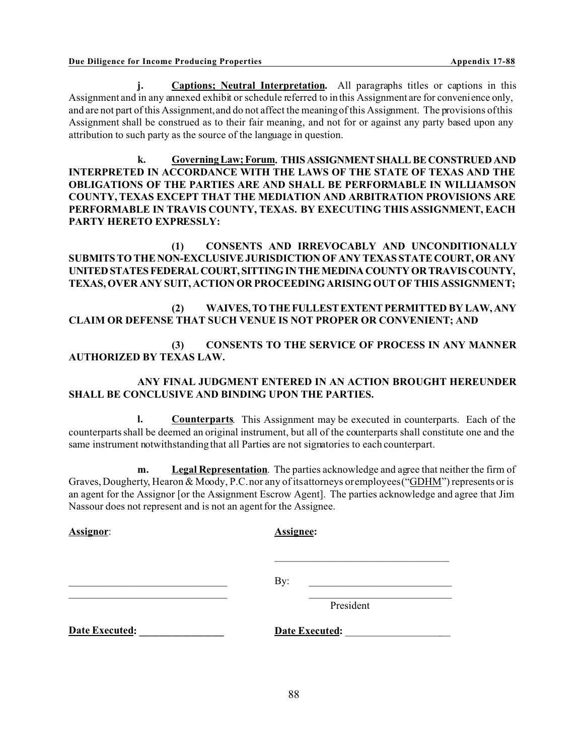**j. Captions; Neutral Interpretation.** All paragraphs titles or captions in this Assignment and in any annexed exhibit or schedule referred to in this Assignment are for convenience only, and are not part of this Assignment, and do not affect the meaning of this Assignment. The provisions of this Assignment shall be construed as to their fair meaning, and not for or against any party based upon any attribution to such party as the source of the language in question.

**k. Governing Law; Forum. THIS ASSIGNMENT SHALL BE CONSTRUED AND INTERPRETED IN ACCORDANCE WITH THE LAWS OF THE STATE OF TEXAS AND THE OBLIGATIONS OF THE PARTIES ARE AND SHALL BE PERFORMABLE IN WILLIAMSON COUNTY, TEXAS EXCEPT THAT THE MEDIATION AND ARBITRATION PROVISIONS ARE PERFORMABLE IN TRAVIS COUNTY, TEXAS. BY EXECUTING THIS ASSIGNMENT, EACH PARTY HERETO EXPRESSLY:**

**(1) CONSENTS AND IRREVOCABLY AND UNCONDITIONALLY SUBMITS TO THE NON-EXCLUSIVE JURISDICTION OF ANY TEXAS STATE COURT, OR ANY UNITED STATES FEDERAL COURT, SITTING IN THE MEDINA COUNTY OR TRAVIS COUNTY, TEXAS, OVER ANY SUIT, ACTION OR PROCEEDING ARISING OUT OF THIS ASSIGNMENT;**

**(2) WAIVES, TO THE FULLEST EXTENT PERMITTED BY LAW, ANY CLAIM OR DEFENSE THAT SUCH VENUE IS NOT PROPER OR CONVENIENT; AND**

**(3) CONSENTS TO THE SERVICE OF PROCESS IN ANY MANNER AUTHORIZED BY TEXAS LAW.**

**ANY FINAL JUDGMENT ENTERED IN AN ACTION BROUGHT HEREUNDER SHALL BE CONCLUSIVE AND BINDING UPON THE PARTIES.**

**l. Counterparts**. This Assignment may be executed in counterparts. Each of the counterparts shall be deemed an original instrument, but all of the counterparts shall constitute one and the same instrument notwithstanding that all Parties are not signatories to each counterpart.

**m. Legal Representation**. The parties acknowledge and agree that neither the firm of Graves, Dougherty, Hearon & Moody, P.C. nor any of its attorneys or employees ("GDHM") represents or is an agent for the Assignor [or the Assignment Escrow Agent]. The parties acknowledge and agree that Jim Nassour does not represent and is not an agent for the Assignee.

| **Assignor**: | **Assignee:** |
|---|---|
| | \_\_\_\_\_\_\_\_\_\_\_\_\_\_\_\_\_\_\_\_\_\_\_\_\_\_\_\_\_\_ |
| \_\_\_\_\_\_\_\_\_\_\_\_\_\_\_\_\_\_\_\_\_\_\_\_\_\_\_\_\_\_ | By: \_\_\_\_\_\_\_\_\_\_\_\_\_\_\_\_\_\_\_\_\_\_\_\_\_\_ |
| \_\_\_\_\_\_\_\_\_\_\_\_\_\_\_\_\_\_\_\_\_\_\_\_\_\_\_\_\_\_ | \_\_\_\_\_\_\_\_\_\_\_\_\_\_\_\_\_\_\_\_\_\_\_\_\_\_ President |
| **Date Executed:** \_\_\_\_\_\_\_\_\_\_\_\_\_\_\_\_ | **Date Executed:** \_\_\_\_\_\_\_\_\_\_\_\_\_\_\_\_\_\_\_\_ |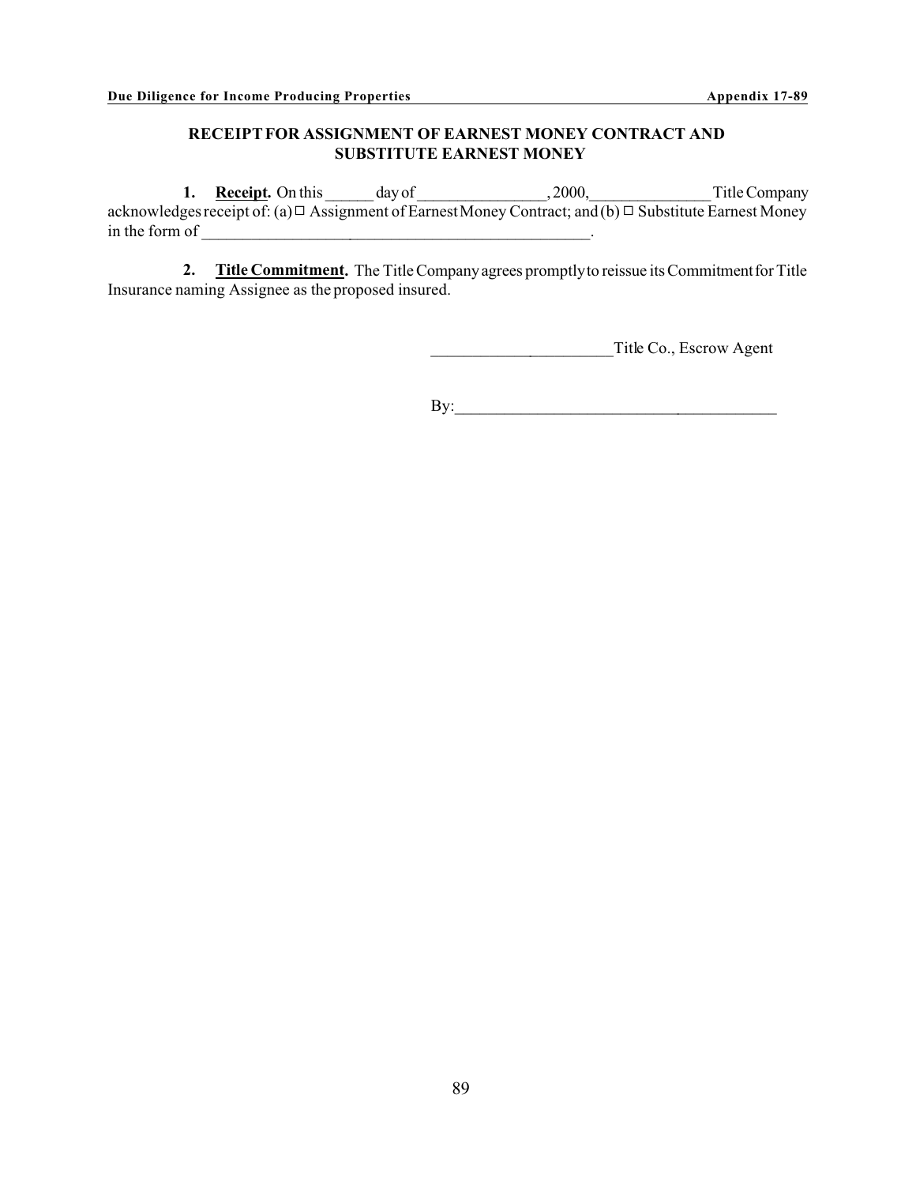## RECEIPT FOR ASSIGNMENT OF EARNEST MONEY CONTRACT AND SUBSTITUTE EARNEST MONEY

**1. Receipt.** On this ______ day of ________________, 2000, _______________ Title Company acknowledges receipt of: (a) □ Assignment of Earnest Money Contract; and (b) □ Substitute Earnest Money in the form of ______________________________________________.

**2. Title Commitment.** The Title Company agrees promptly to reissue its Commitment for Title Insurance naming Assignee as the proposed insured.

______________________ Title Co., Escrow Agent

By: ________________________________________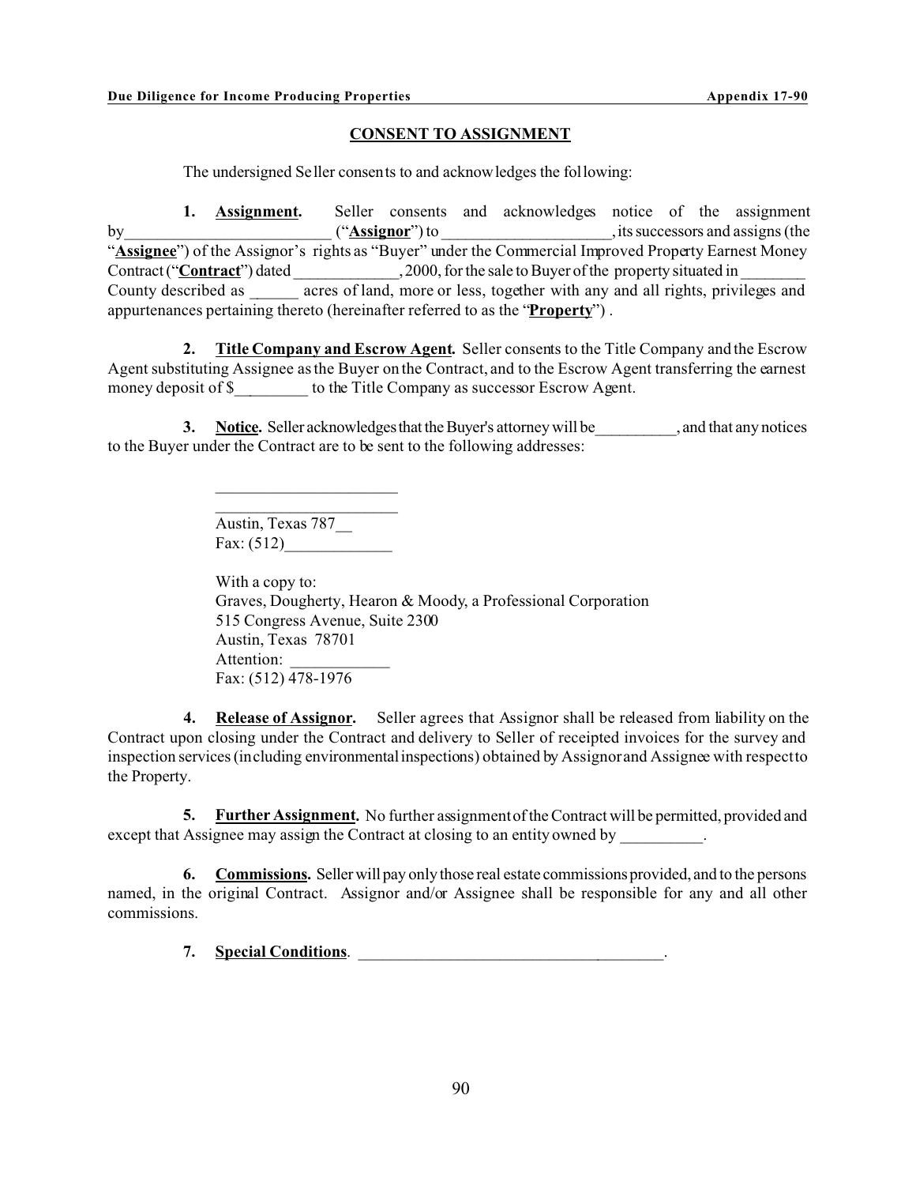## CONSENT TO ASSIGNMENT

The undersigned Seller consents to and acknowledges the following:

**1. Assignment.** Seller consents and acknowledges notice of the assignment by_________________________ ("**Assignor**") to ____________________, its successors and assigns (the "**Assignee**") of the Assignor's rights as "Buyer" under the Commercial Improved Property Earnest Money Contract ("**Contract**") dated ____________, 2000, for the sale to Buyer of the property situated in _______ County described as ______ acres of land, more or less, together with any and all rights, privileges and appurtenances pertaining thereto (hereinafter referred to as the "**Property**") .

**2. Title Company and Escrow Agent.** Seller consents to the Title Company and the Escrow Agent substituting Assignee as the Buyer on the Contract, and to the Escrow Agent transferring the earnest money deposit of $_________ to the Title Company as successor Escrow Agent.

**3. Notice.** Seller acknowledges that the Buyer's attorney will be__________, and that any notices to the Buyer under the Contract are to be sent to the following addresses:

> ______________________
> ______________________
> Austin, Texas 787__
> Fax: (512)_____________
>
> With a copy to:
> Graves, Dougherty, Hearon & Moody, a Professional Corporation
> 515 Congress Avenue, Suite 2300
> Austin, Texas 78701
> Attention: ____________
> Fax: (512) 478-1976

**4. Release of Assignor.** Seller agrees that Assignor shall be released from liability on the Contract upon closing under the Contract and delivery to Seller of receipted invoices for the survey and inspection services (including environmental inspections) obtained by Assignor and Assignee with respect to the Property.

**5. Further Assignment.** No further assignment of the Contract will be permitted, provided and except that Assignee may assign the Contract at closing to an entity owned by __________.

**6. Commissions.** Seller will pay only those real estate commissions provided, and to the persons named, in the original Contract. Assignor and/or Assignee shall be responsible for any and all other commissions.

**7. Special Conditions**. ________________________________________.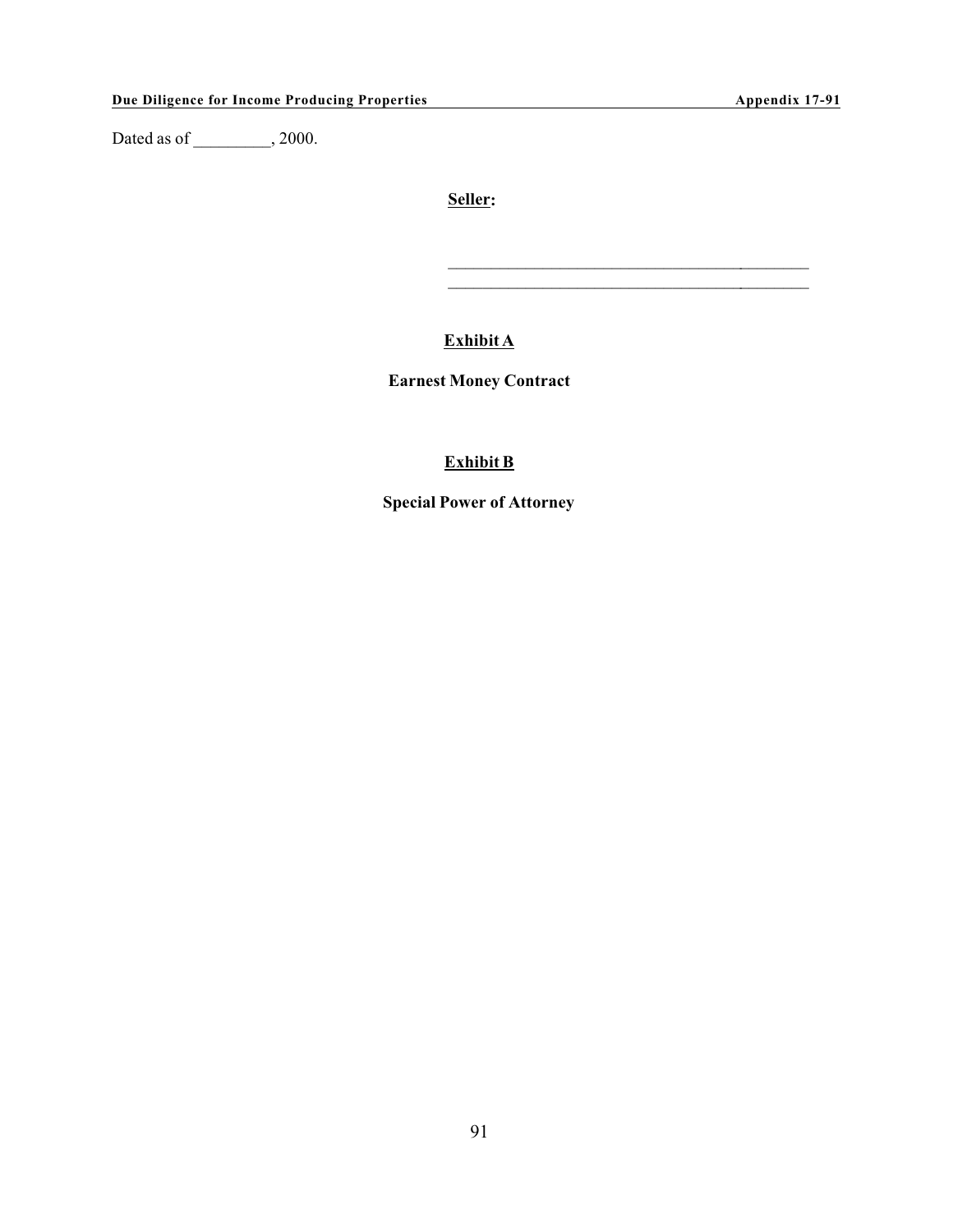Dated as of _________, 2000.

**Seller:**

_____________________________________________

_____________________________________________

**Exhibit A**

**Earnest Money Contract**

**Exhibit B**

**Special Power of Attorney**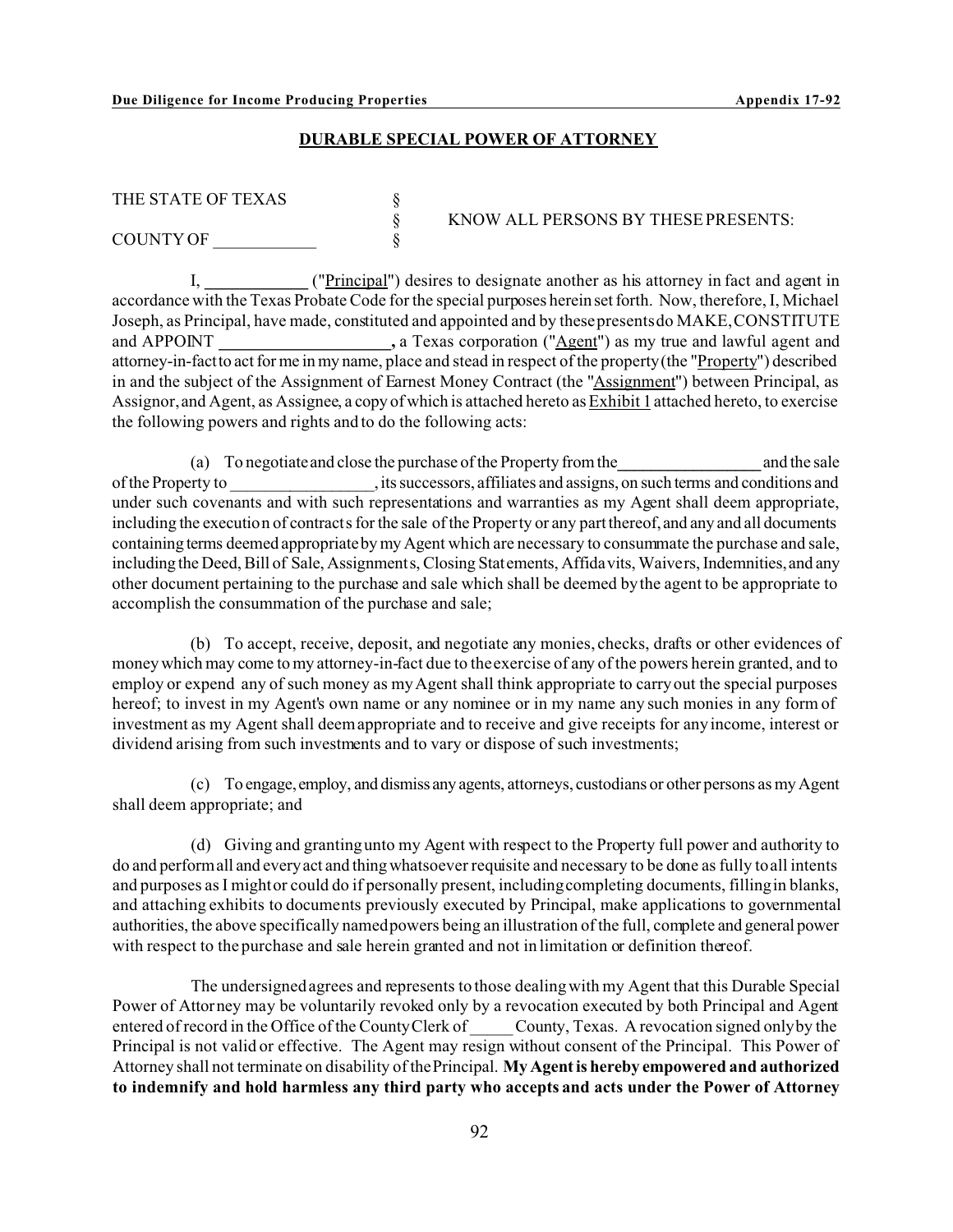## DURABLE SPECIAL POWER OF ATTORNEY

THE STATE OF TEXAS §
§ KNOW ALL PERSONS BY THESE PRESENTS:
COUNTY OF ____________ §

I, ____________ ("Principal") desires to designate another as his attorney in fact and agent in accordance with the Texas Probate Code for the special purposes herein set forth. Now, therefore, I, Michael Joseph, as Principal, have made, constituted and appointed and by these presents do MAKE, CONSTITUTE and APPOINT ____________________, a Texas corporation ("Agent") as my true and lawful agent and attorney-in-fact to act for me in my name, place and stead in respect of the property (the "Property") described in and the subject of the Assignment of Earnest Money Contract (the "Assignment") between Principal, as Assignor, and Agent, as Assignee, a copy of which is attached hereto as Exhibit 1 attached hereto, to exercise the following powers and rights and to do the following acts:

(a) To negotiate and close the purchase of the Property from the_________________ and the sale of the Property to _________________, its successors, affiliates and assigns, on such terms and conditions and under such covenants and with such representations and warranties as my Agent shall deem appropriate, including the execution of contracts for the sale of the Property or any part thereof, and any and all documents containing terms deemed appropriate by my Agent which are necessary to consummate the purchase and sale, including the Deed, Bill of Sale, Assignments, Closing Statements, Affidavits, Waivers, Indemnities, and any other document pertaining to the purchase and sale which shall be deemed by the agent to be appropriate to accomplish the consummation of the purchase and sale;

(b) To accept, receive, deposit, and negotiate any monies, checks, drafts or other evidences of money which may come to my attorney-in-fact due to the exercise of any of the powers herein granted, and to employ or expend any of such money as my Agent shall think appropriate to carry out the special purposes hereof; to invest in my Agent's own name or any nominee or in my name any such monies in any form of investment as my Agent shall deem appropriate and to receive and give receipts for any income, interest or dividend arising from such investments and to vary or dispose of such investments;

(c) To engage, employ, and dismiss any agents, attorneys, custodians or other persons as my Agent shall deem appropriate; and

(d) Giving and granting unto my Agent with respect to the Property full power and authority to do and perform all and every act and thing whatsoever requisite and necessary to be done as fully to all intents and purposes as I might or could do if personally present, including completing documents, filling in blanks, and attaching exhibits to documents previously executed by Principal, make applications to governmental authorities, the above specifically named powers being an illustration of the full, complete and general power with respect to the purchase and sale herein granted and not in limitation or definition thereof.

The undersigned agrees and represents to those dealing with my Agent that this Durable Special Power of Attorney may be voluntarily revoked only by a revocation executed by both Principal and Agent entered of record in the Office of the County Clerk of _____ County, Texas. A revocation signed only by the Principal is not valid or effective. The Agent may resign without consent of the Principal. This Power of Attorney shall not terminate on disability of the Principal. **My Agent is hereby empowered and authorized to indemnify and hold harmless any third party who accepts and acts under the Power of Attorney**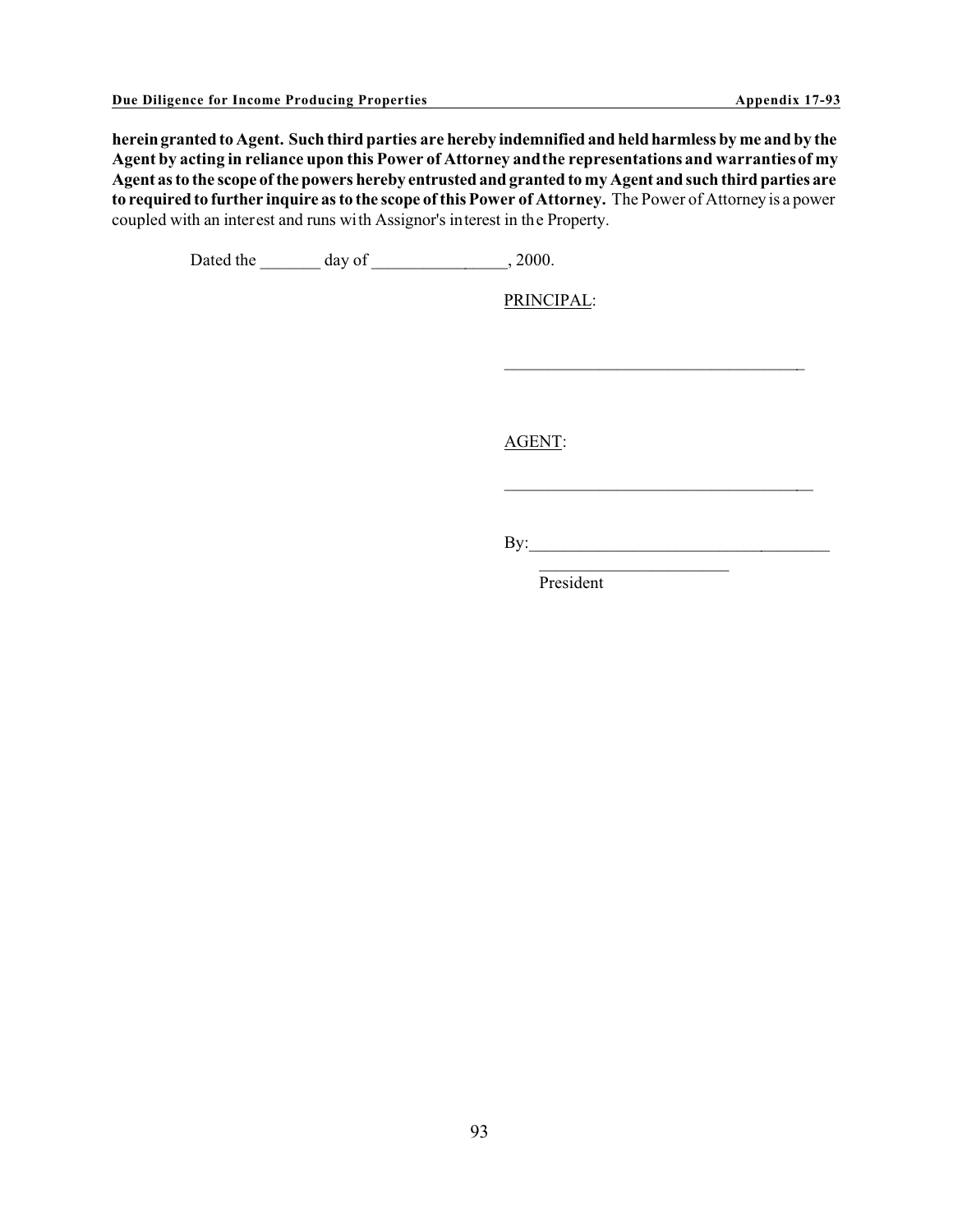**herein granted to Agent. Such third parties are hereby indemnified and held harmless by me and by the Agent by acting in reliance upon this Power of Attorney and the representations and warranties of my Agent as to the scope of the powers hereby entrusted and granted to my Agent and such third parties are to required to further inquire as to the scope of this Power of Attorney.** The Power of Attorney is a power coupled with an interest and runs with Assignor's interest in the Property.

Dated the _______ day of ________________, 2000.

PRINCIPAL:

____________________________________

AGENT:

____________________________________

By:__________________________________

______________________
President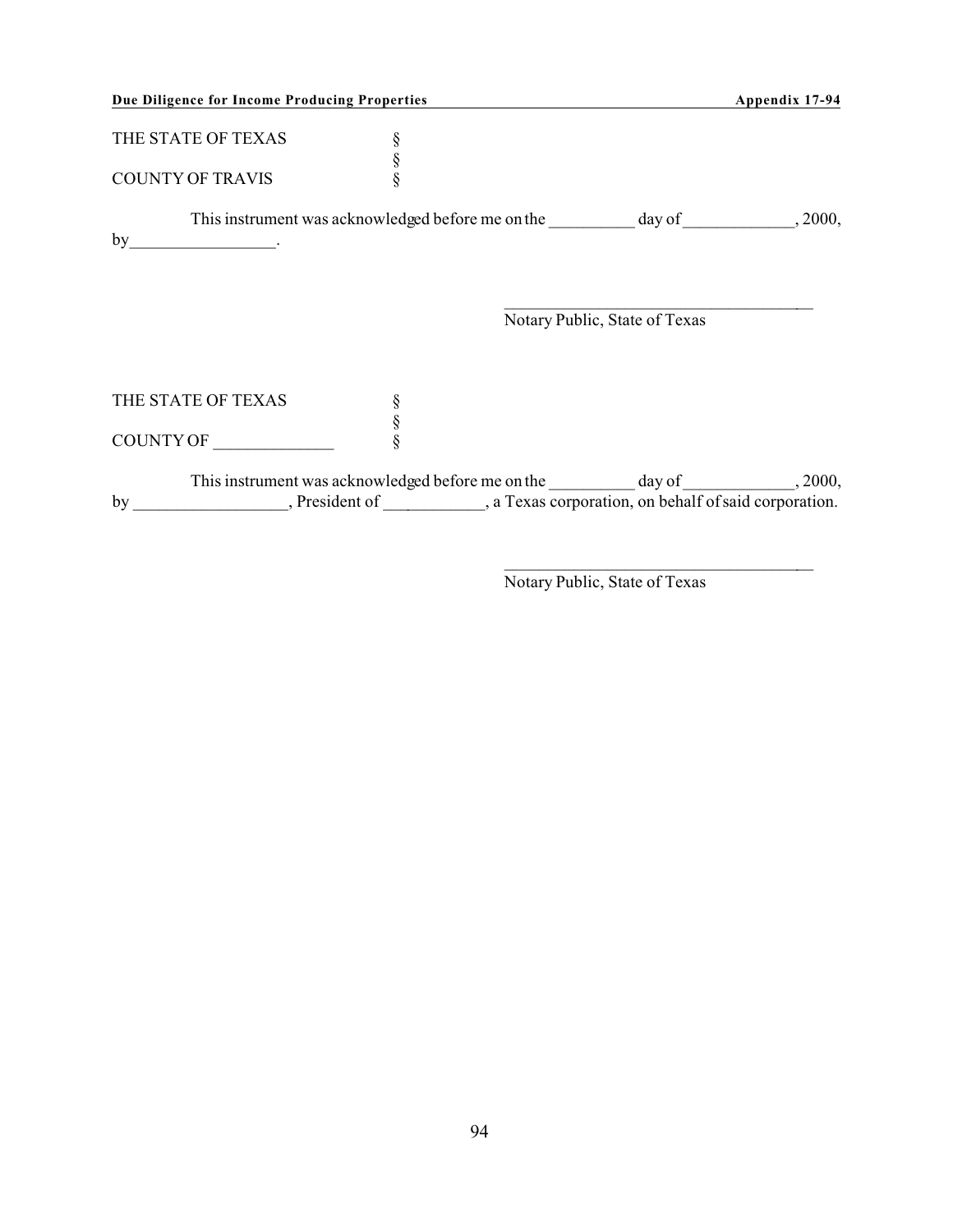THE STATE OF TEXAS §
§
COUNTY OF TRAVIS §

This instrument was acknowledged before me on the __________ day of _____________, 2000, by_________________.

_____________________________________
Notary Public, State of Texas

THE STATE OF TEXAS §
§
COUNTY OF ______________ §

This instrument was acknowledged before me on the __________ day of _____________, 2000, by __________________, President of ____________, a Texas corporation, on behalf of said corporation.

_____________________________________
Notary Public, State of Texas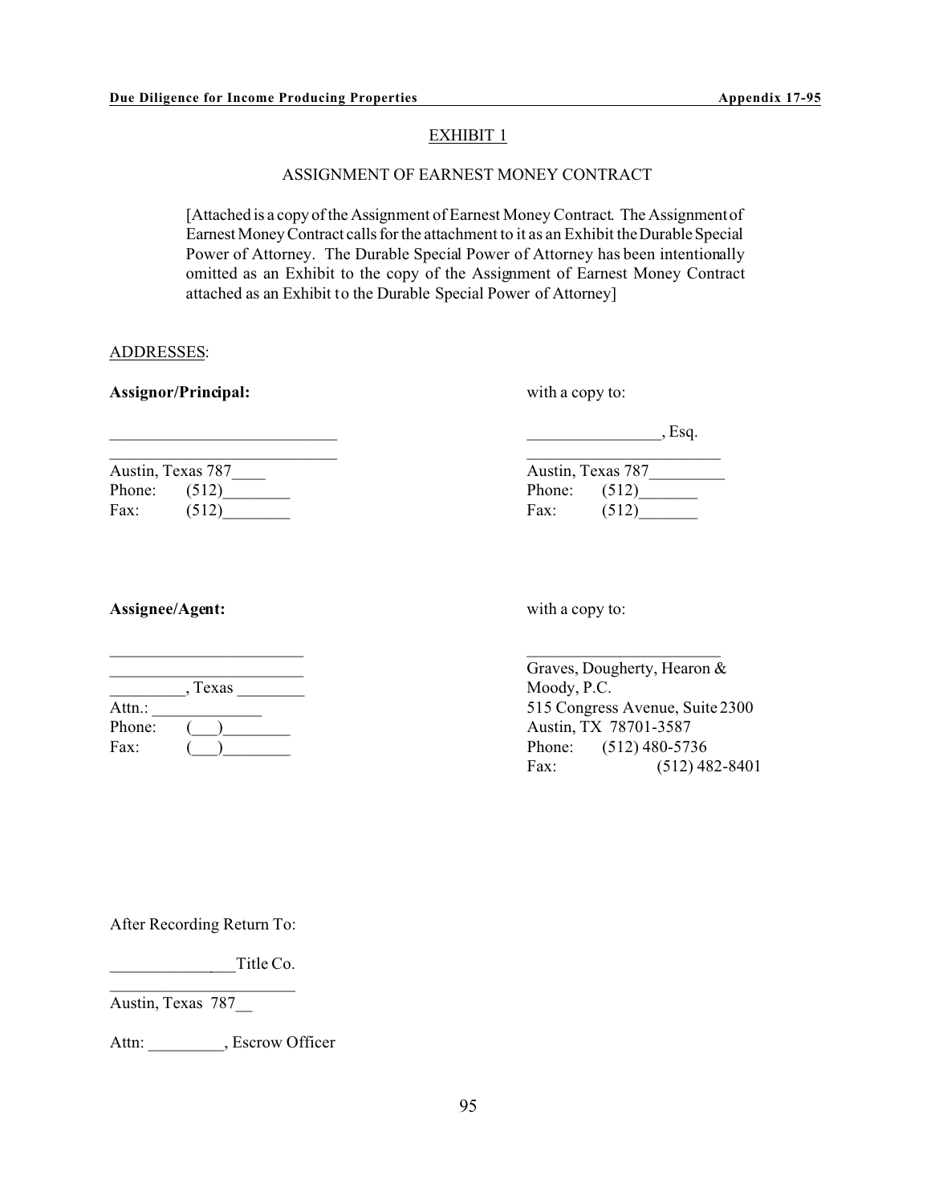## EXHIBIT 1

### ASSIGNMENT OF EARNEST MONEY CONTRACT

[Attached is a copy of the Assignment of Earnest Money Contract. The Assignment of Earnest Money Contract calls for the attachment to it as an Exhibit the Durable Special Power of Attorney. The Durable Special Power of Attorney has been intentionally omitted as an Exhibit to the copy of the Assignment of Earnest Money Contract attached as an Exhibit to the Durable Special Power of Attorney]

ADDRESSES:

**Assignor/Principal:**

___________________________
___________________________
Austin, Texas 787____
Phone: (512)________
Fax: (512)________

with a copy to:

________________, Esq.
________________________
Austin, Texas 787_________
Phone: (512)_______
Fax: (512)_______

**Assignee/Agent:**

________________________
________________________
_________, Texas ________
Attn.: _____________
Phone: (___)________
Fax: (___)________

with a copy to:

________________________
Graves, Dougherty, Hearon & Moody, P.C.
515 Congress Avenue, Suite 2300
Austin, TX 78701-3587
Phone: (512) 480-5736
Fax: (512) 482-8401

After Recording Return To:

_________________Title Co.
_______________________
Austin, Texas 787__

Attn: _________, Escrow Officer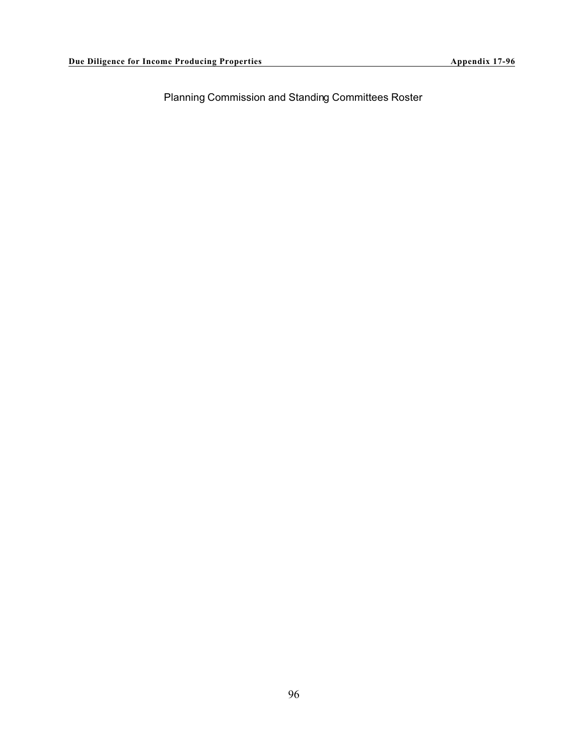Planning Commission and Standing Committees Roster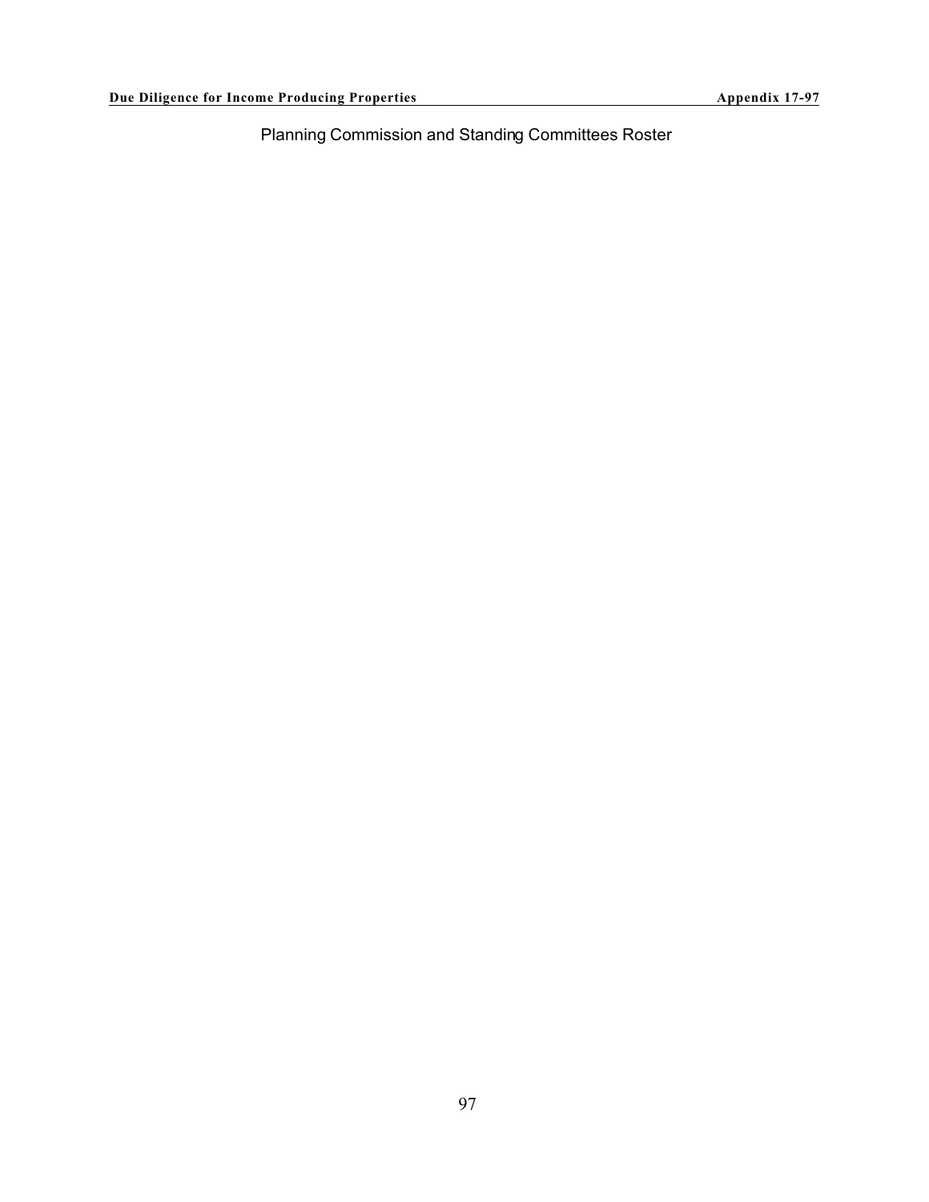Planning Commission and Standing Committees Roster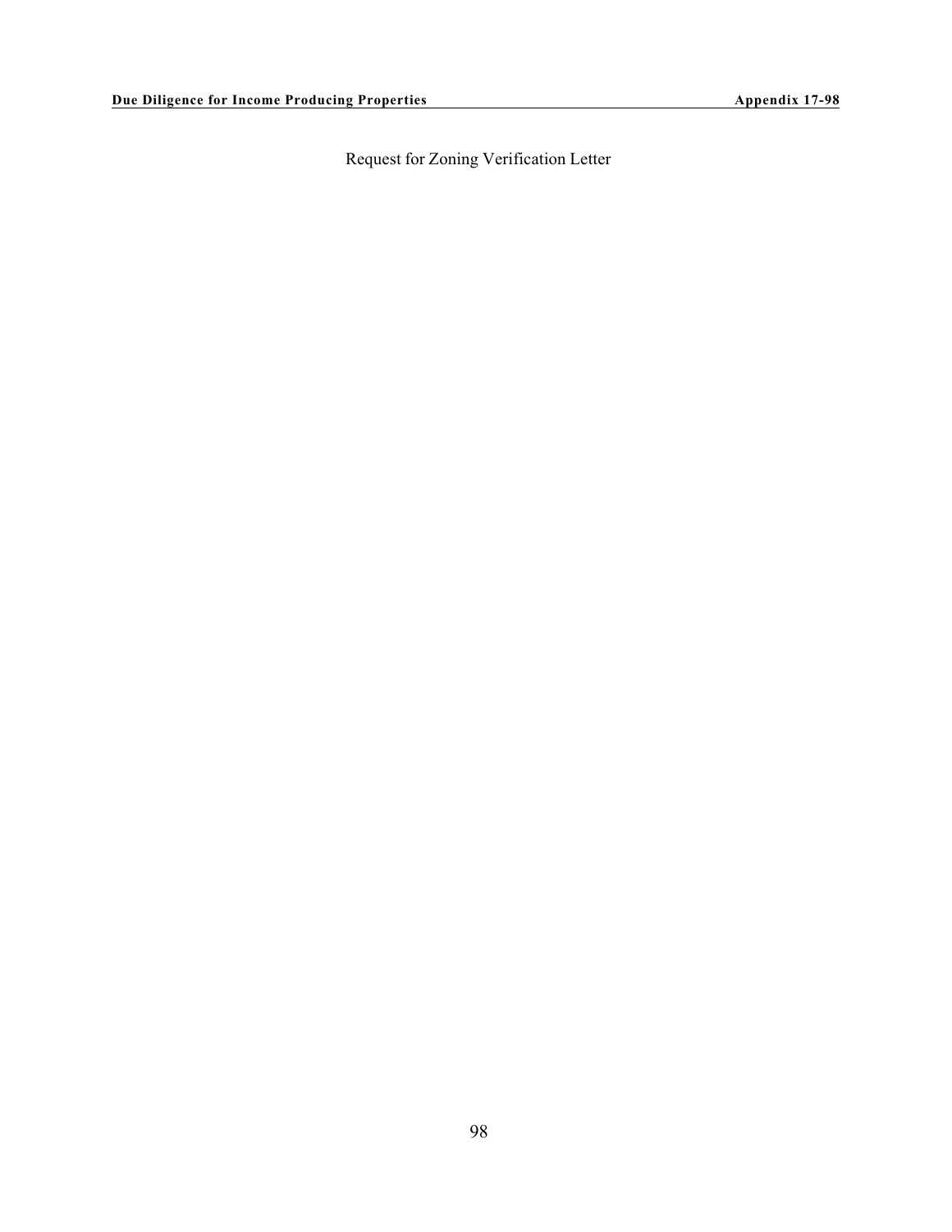Request for Zoning Verification Letter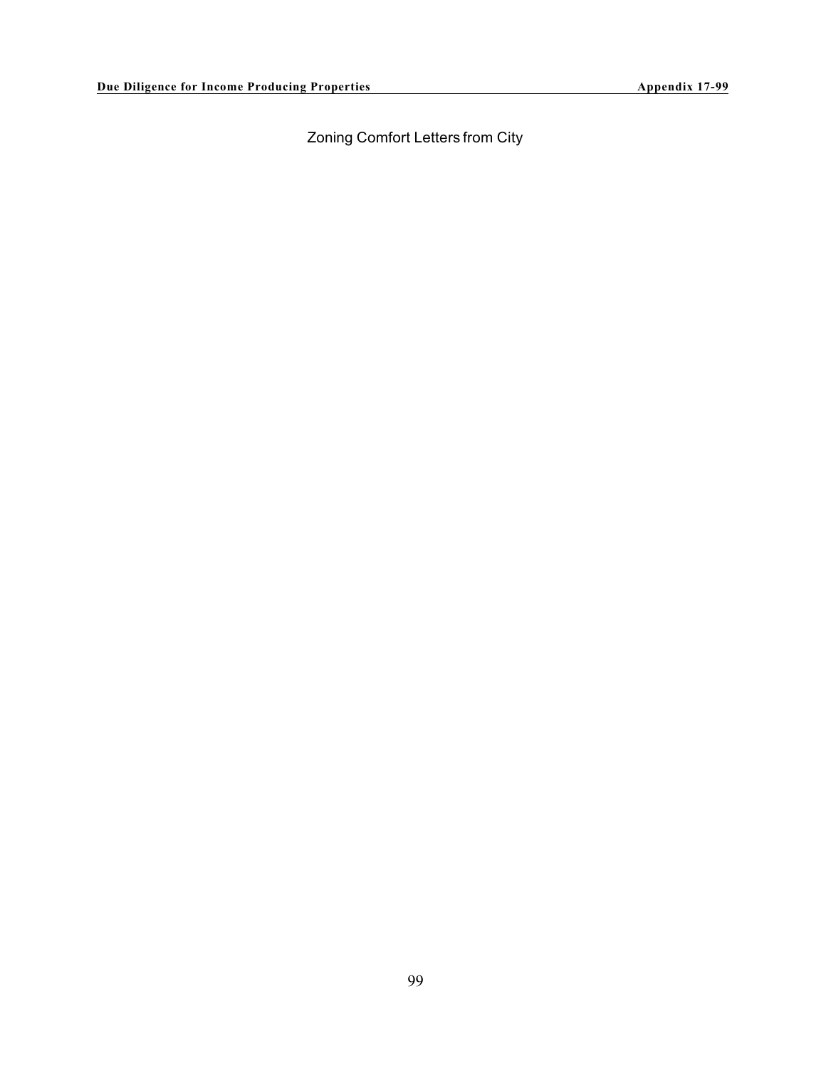Zoning Comfort Letters from City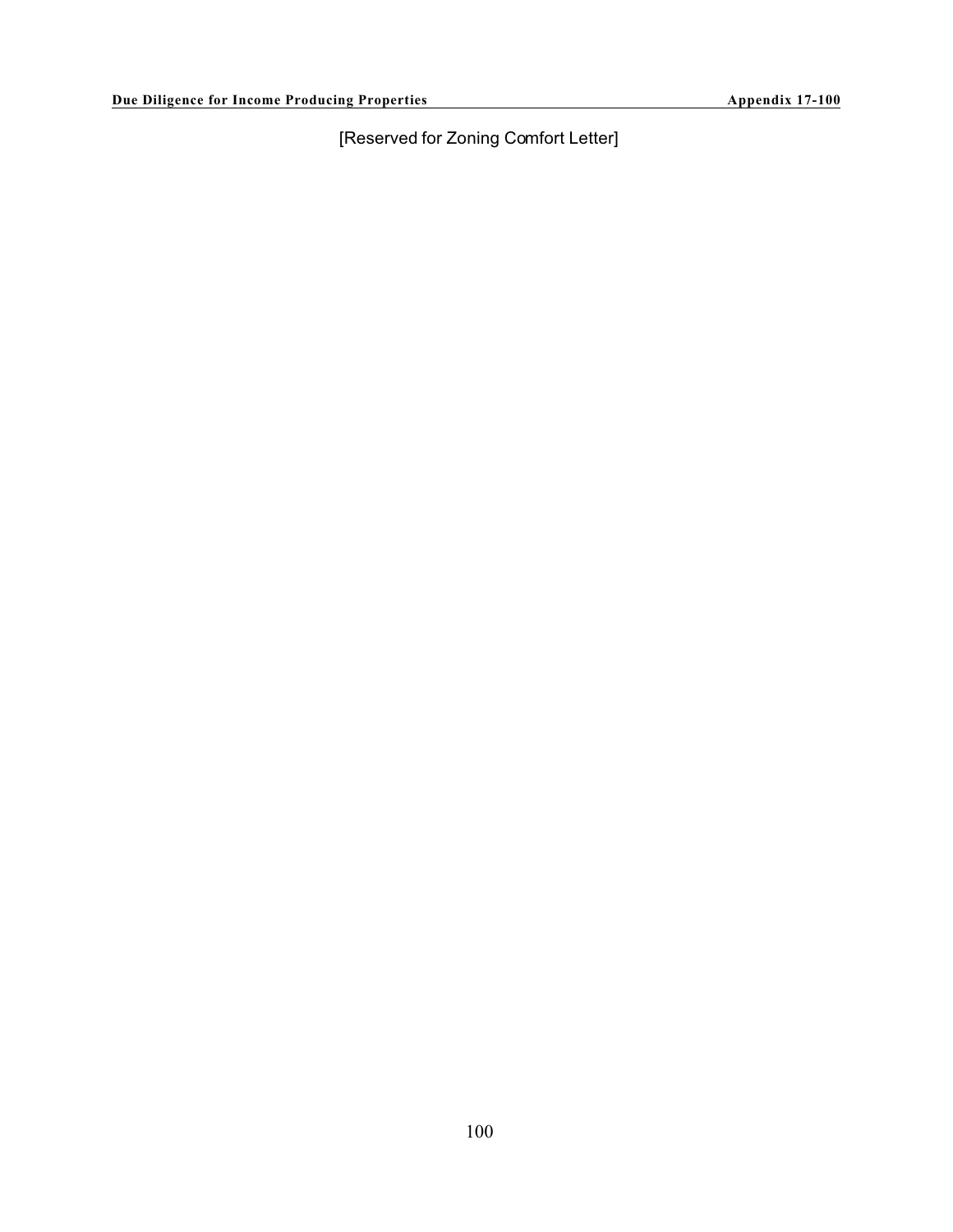[Reserved for Zoning Comfort Letter]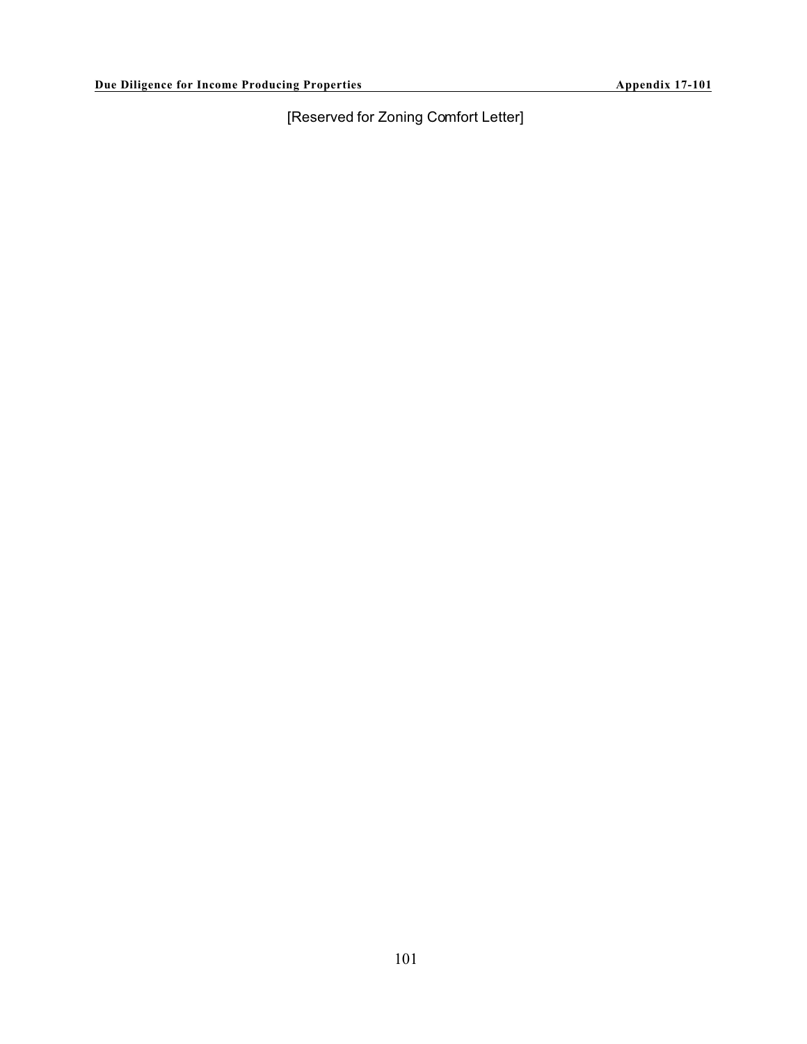[Reserved for Zoning Comfort Letter]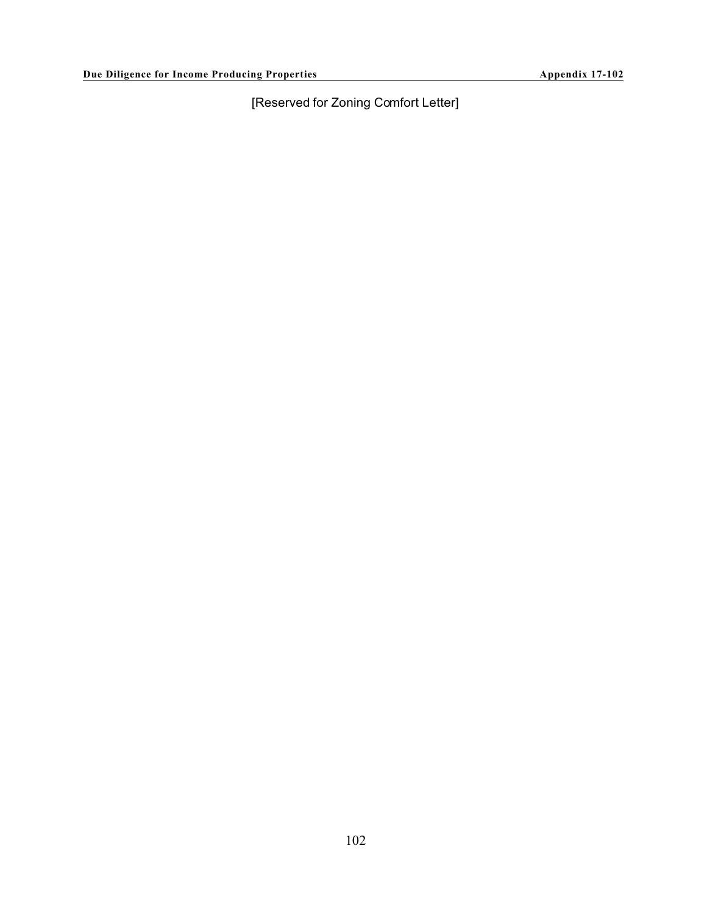[Reserved for Zoning Comfort Letter]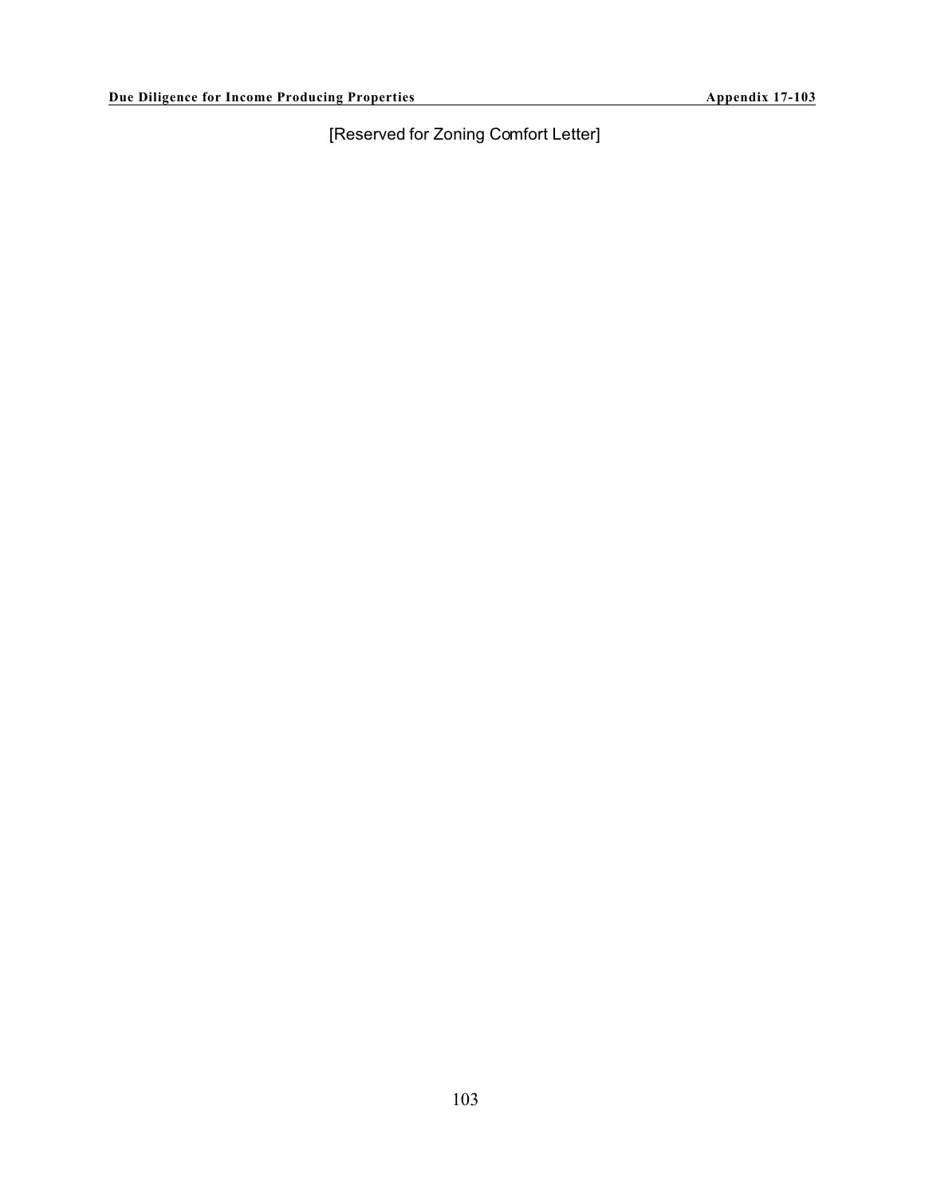[Reserved for Zoning Comfort Letter]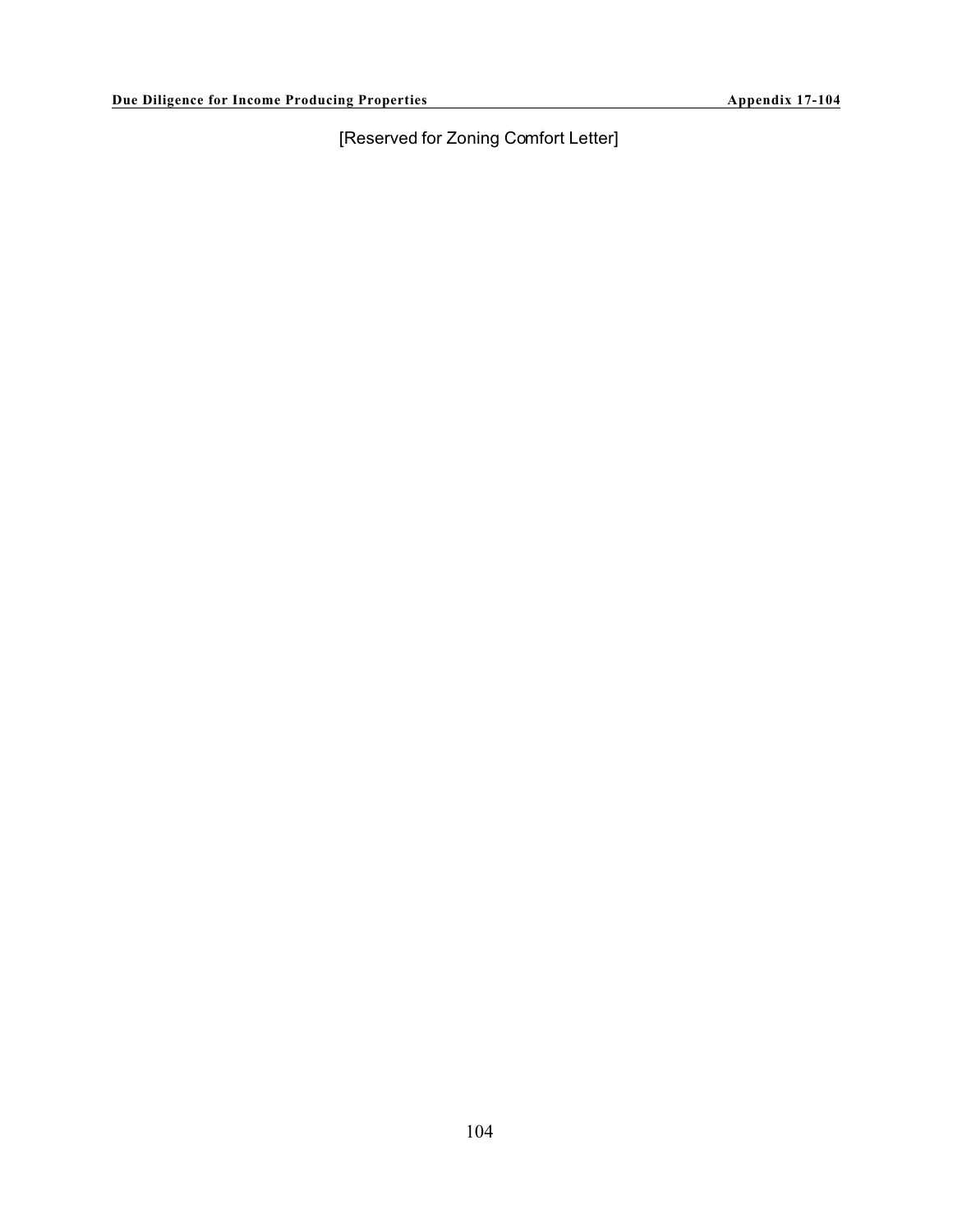[Reserved for Zoning Comfort Letter]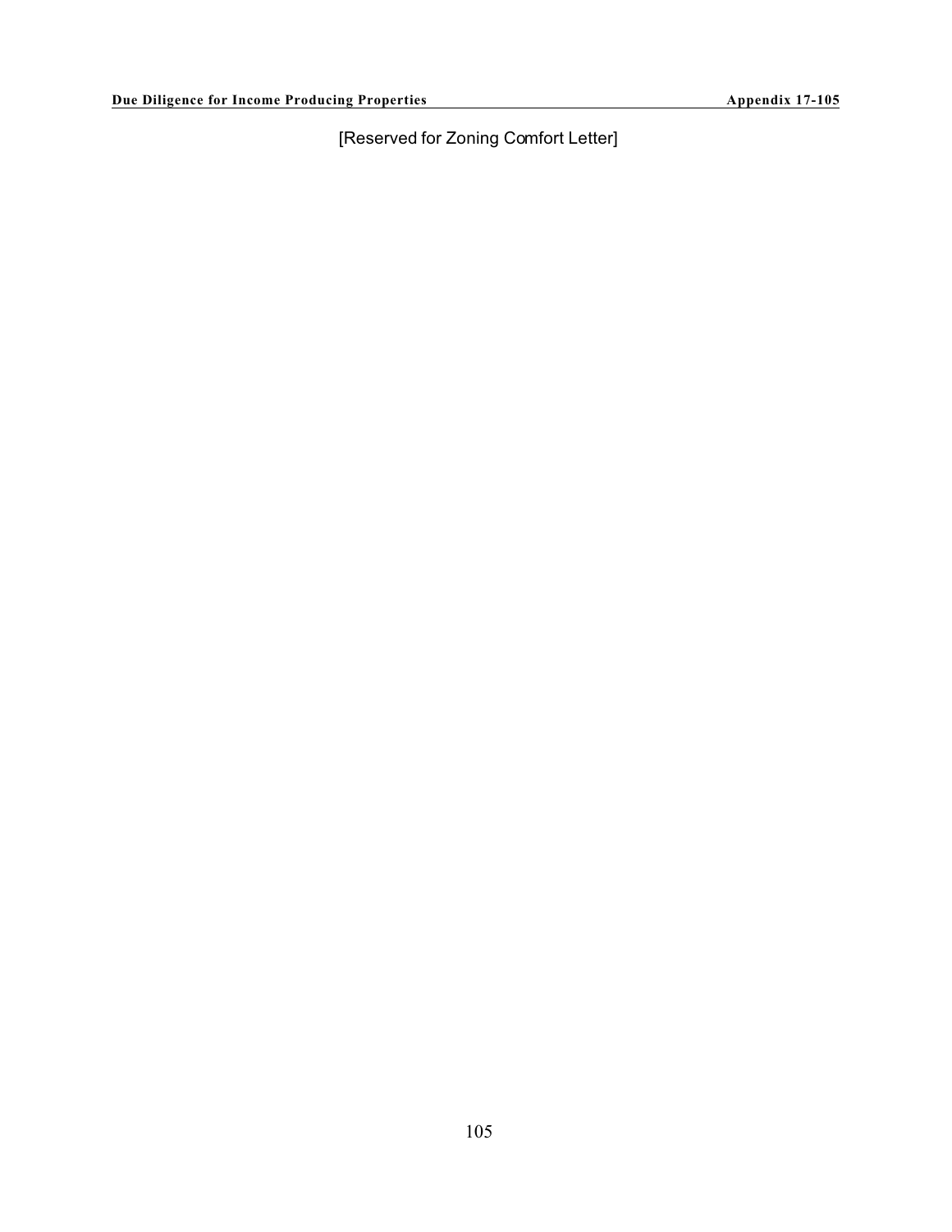[Reserved for Zoning Comfort Letter]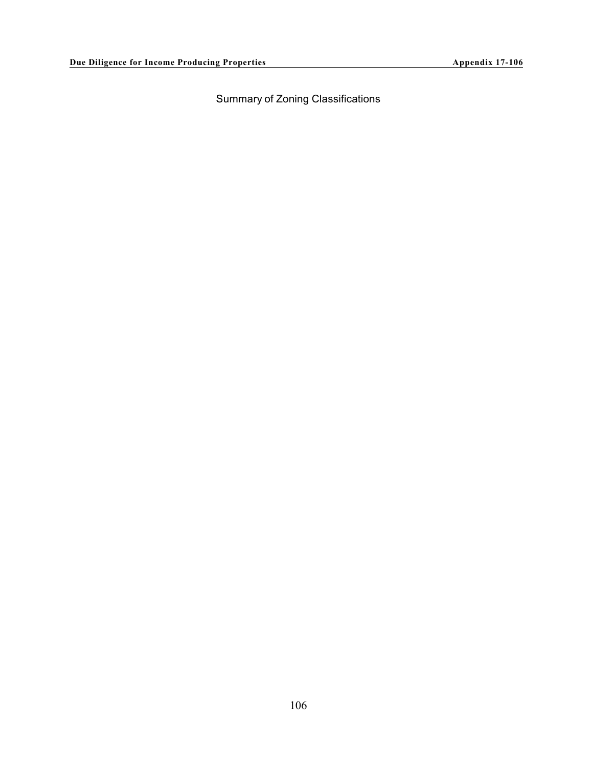# Summary of Zoning Classifications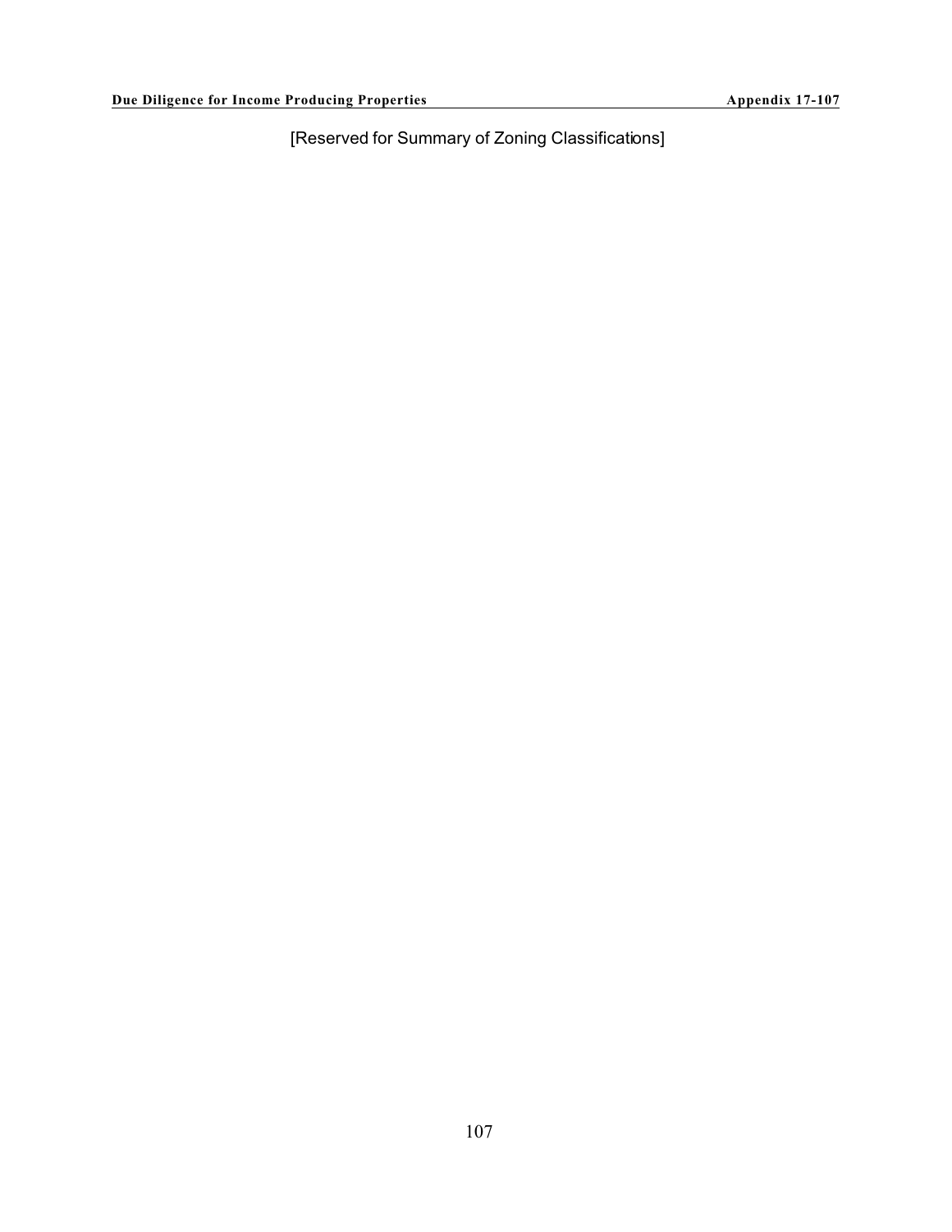[Reserved for Summary of Zoning Classifications]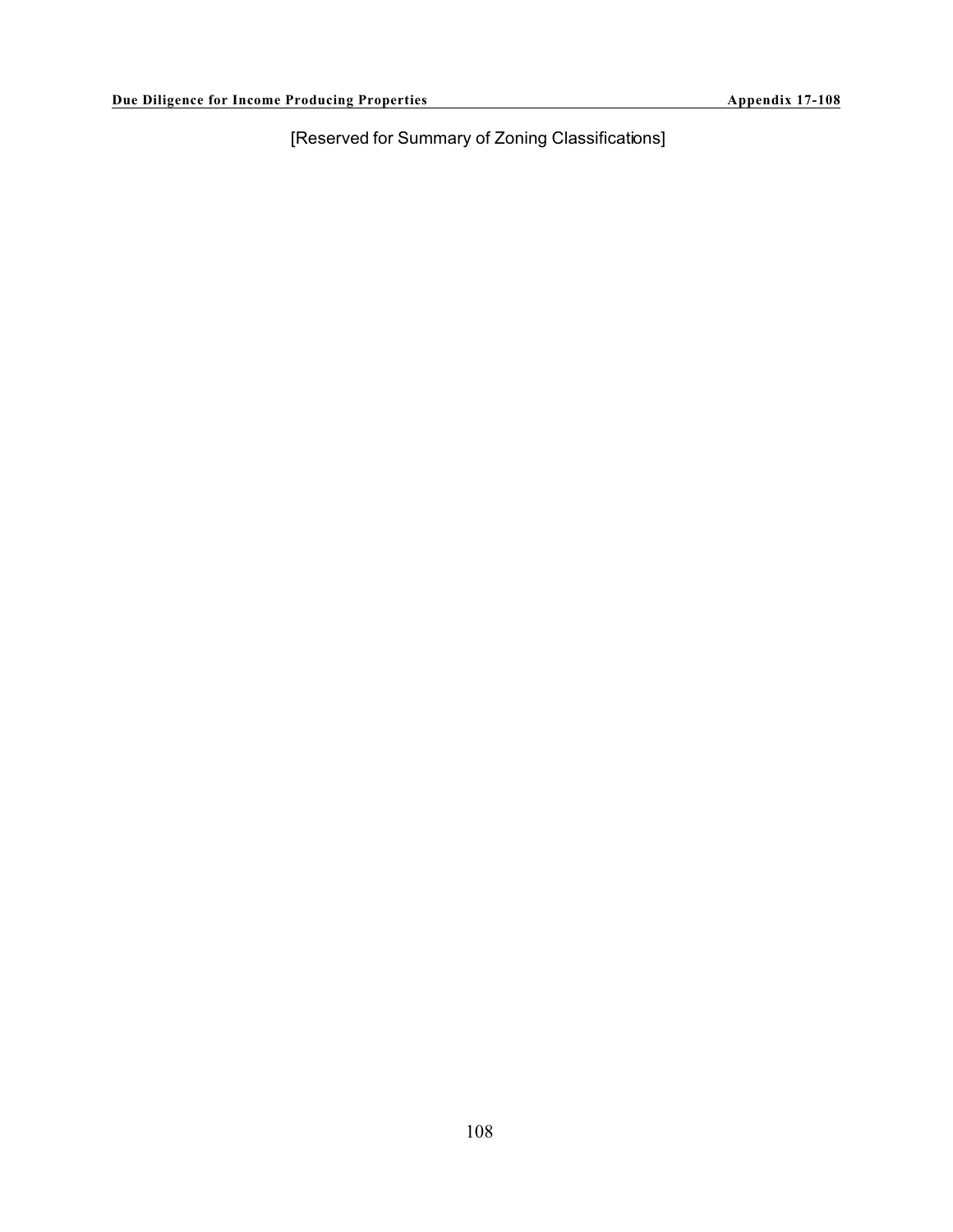[Reserved for Summary of Zoning Classifications]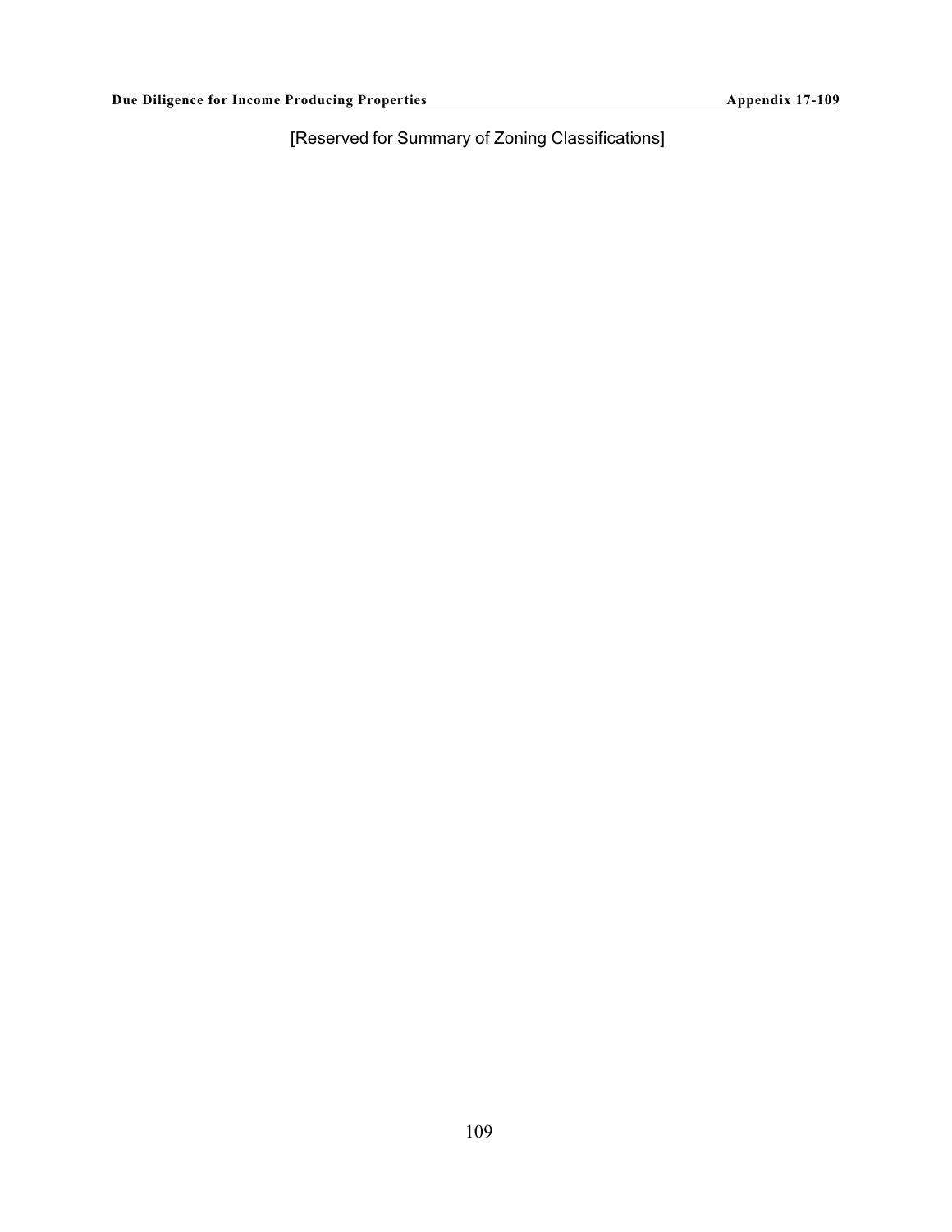[Reserved for Summary of Zoning Classifications]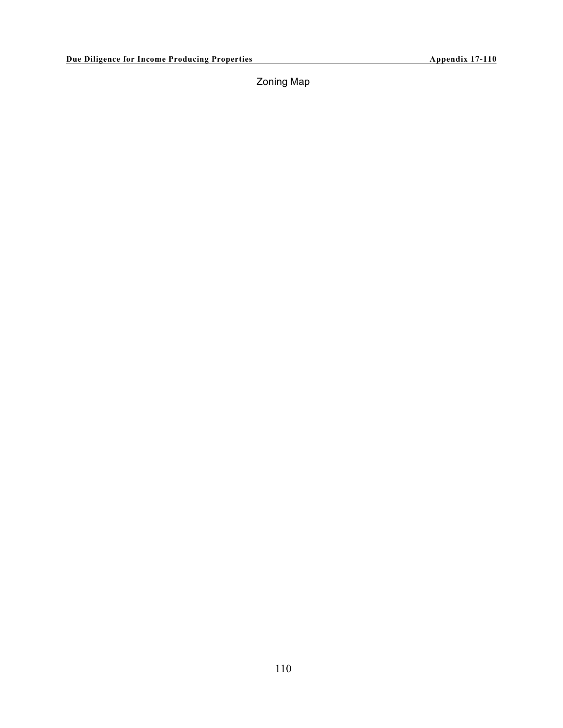Zoning Map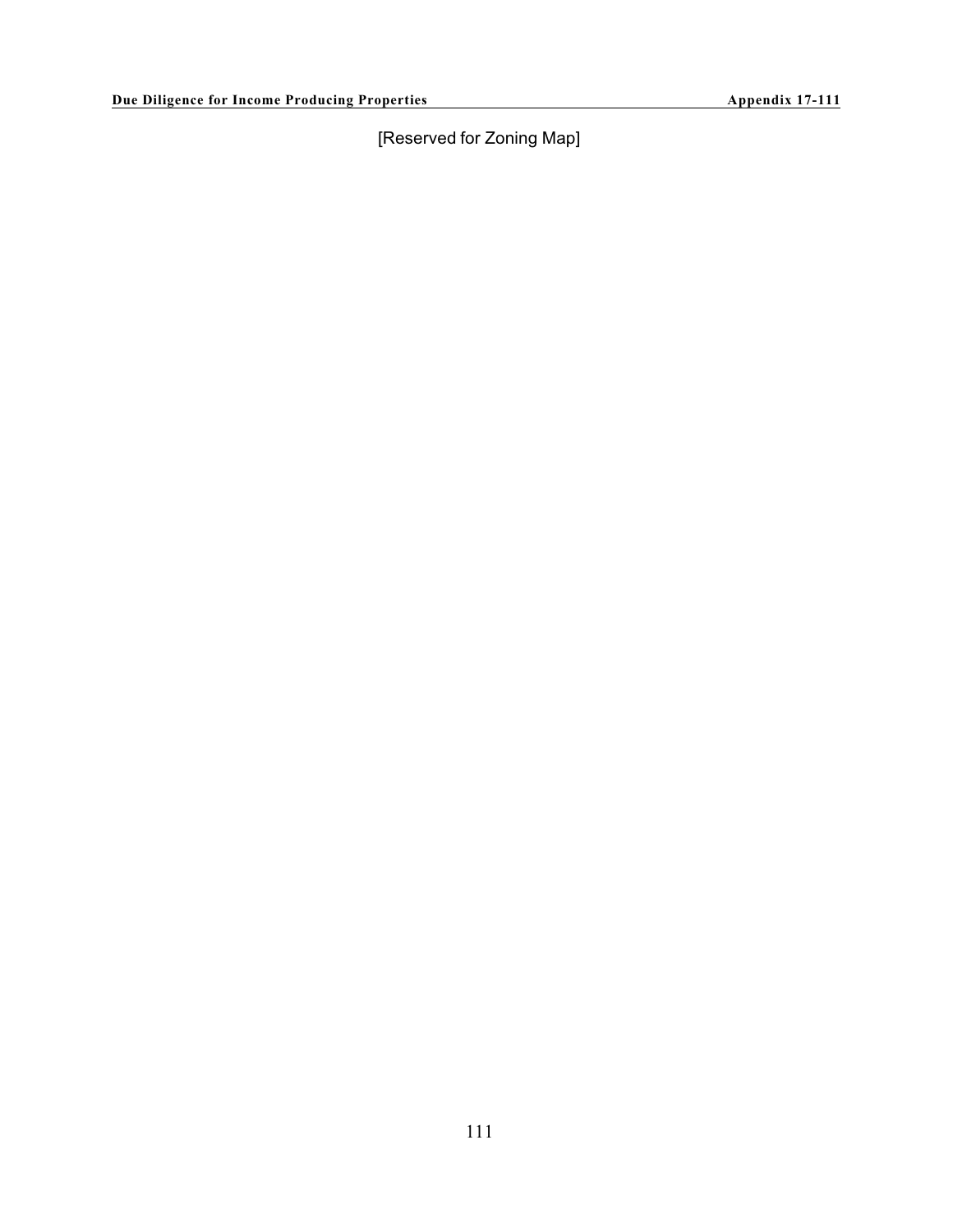[Reserved for Zoning Map]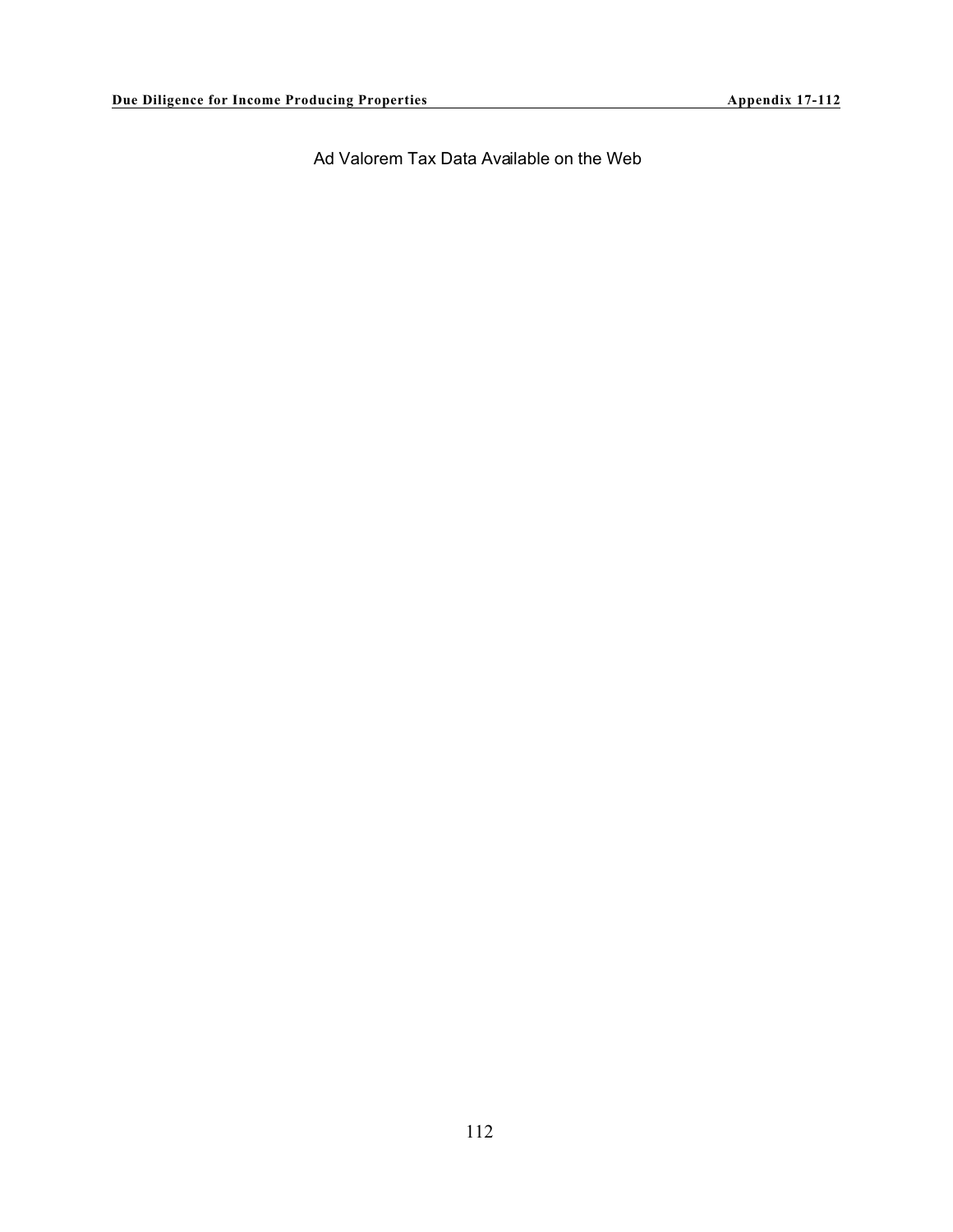Ad Valorem Tax Data Available on the Web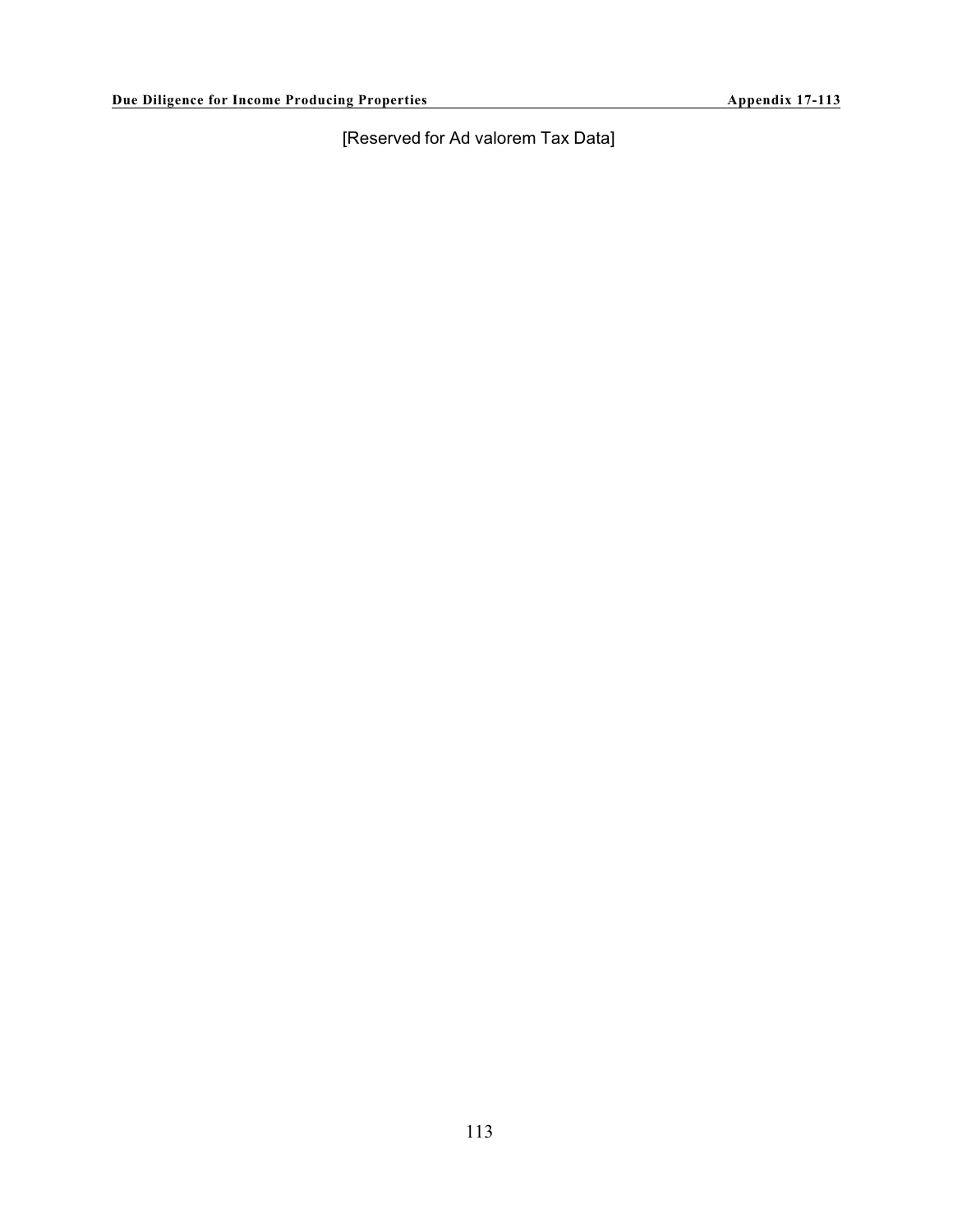[Reserved for Ad valorem Tax Data]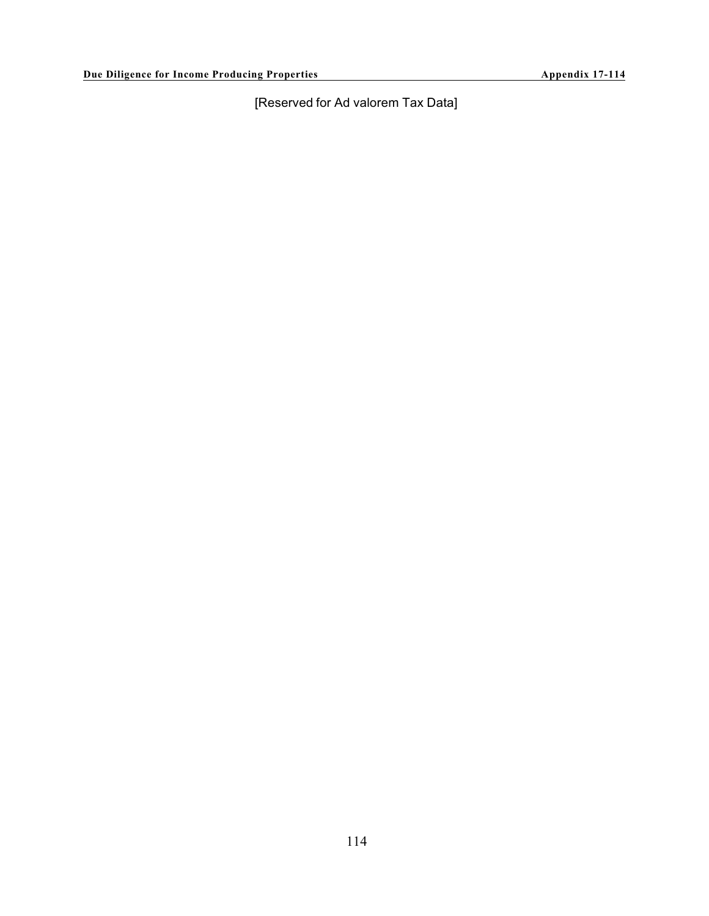[Reserved for Ad valorem Tax Data]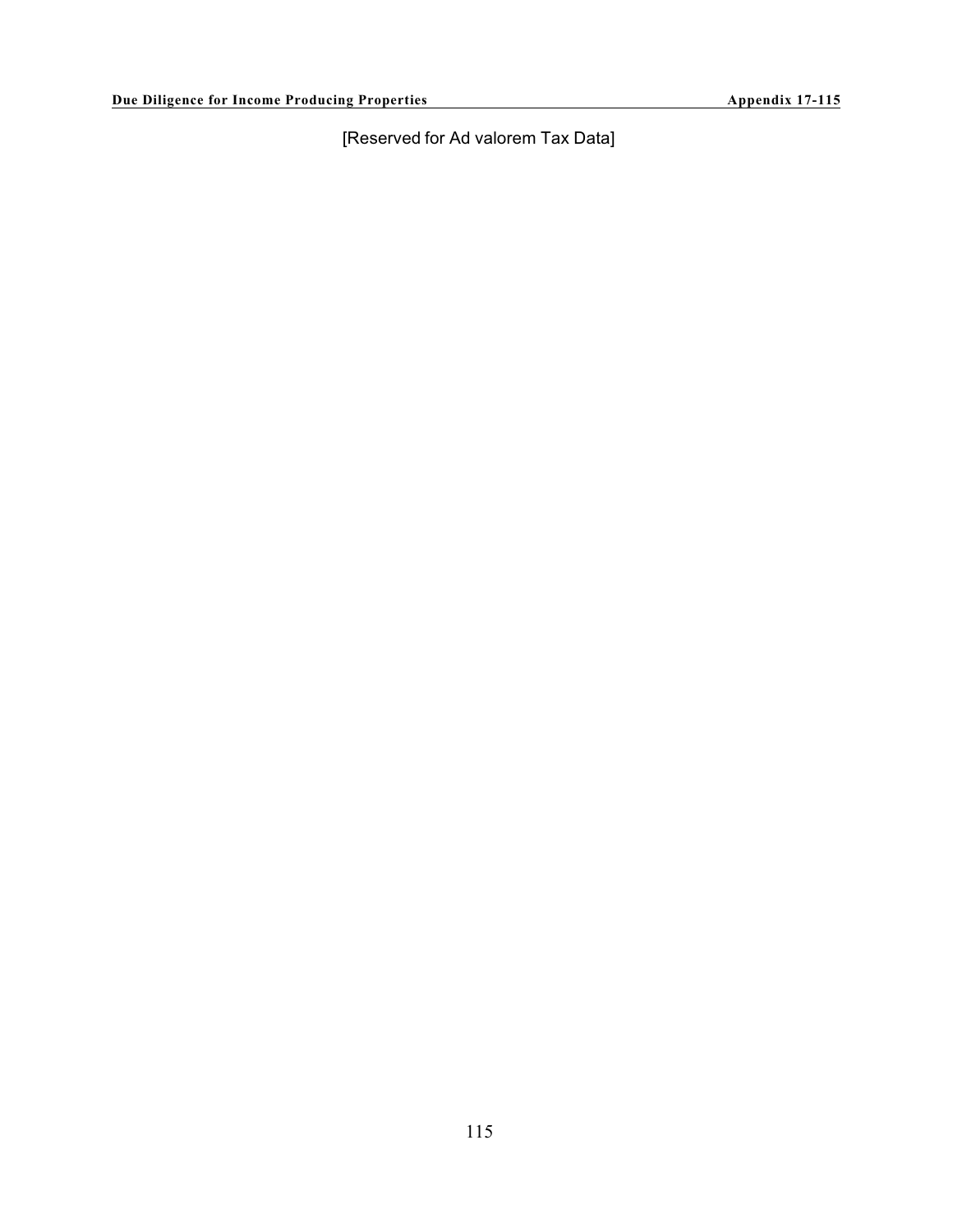[Reserved for Ad valorem Tax Data]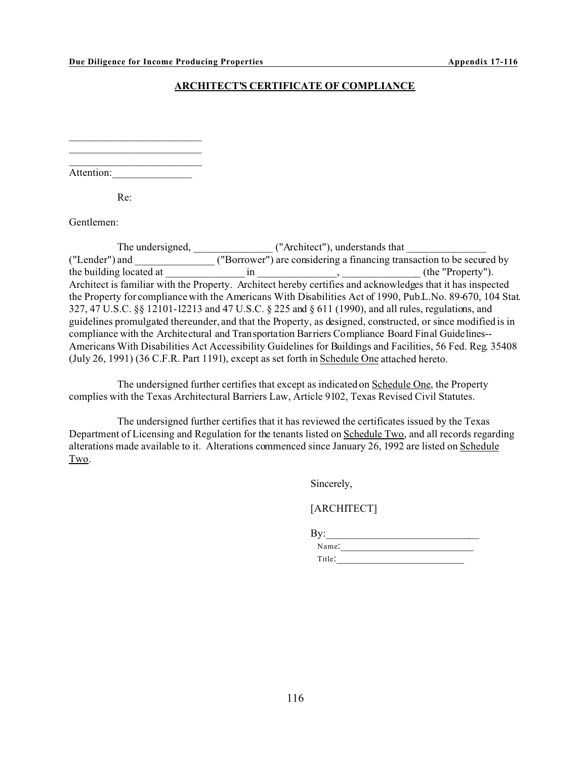## ARCHITECT'S CERTIFICATE OF COMPLIANCE

_________________________
_________________________
_________________________
Attention:_______________

Re:

Gentlemen:

The undersigned, _______________ ("Architect"), understands that _______________ ("Lender") and _______________ ("Borrower") are considering a financing transaction to be secured by the building located at _______________ in _______________, _______________ (the "Property"). Architect is familiar with the Property. Architect hereby certifies and acknowledges that it has inspected the Property for compliance with the Americans With Disabilities Act of 1990, Pub.L.No. 89-670, 104 Stat. 327, 47 U.S.C. §§ 12101-12213 and 47 U.S.C. § 225 and § 611 (1990), and all rules, regulations, and guidelines promulgated thereunder, and that the Property, as designed, constructed, or since modified is in compliance with the Architectural and Transportation Barriers Compliance Board Final Guidelines--Americans With Disabilities Act Accessibility Guidelines for Buildings and Facilities, 56 Fed. Reg. 35408 (July 26, 1991) (36 C.F.R. Part 1191), except as set forth in Schedule One attached hereto.

The undersigned further certifies that except as indicated on Schedule One, the Property complies with the Texas Architectural Barriers Law, Article 9102, Texas Revised Civil Statutes.

The undersigned further certifies that it has reviewed the certificates issued by the Texas Department of Licensing and Regulation for the tenants listed on Schedule Two, and all records regarding alterations made available to it. Alterations commenced since January 26, 1992 are listed on Schedule Two.

Sincerely,

[ARCHITECT]

By:_______________________________
Name:_____________________________
Title:____________________________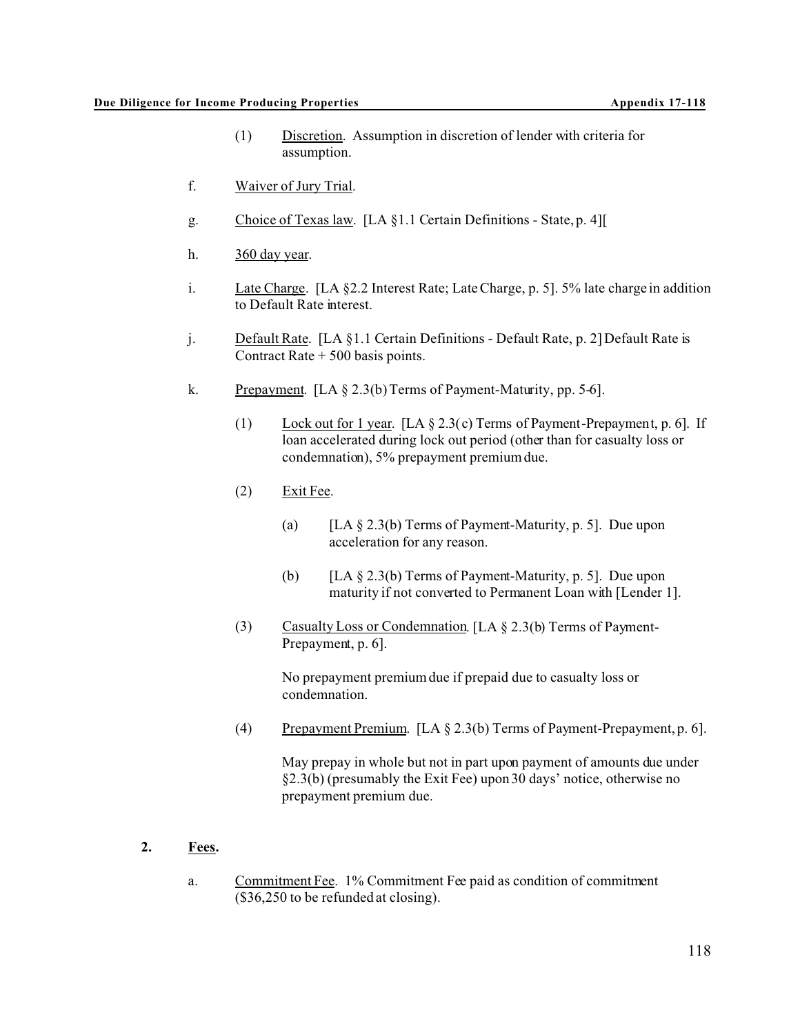(1) Discretion. Assumption in discretion of lender with criteria for assumption.

f. Waiver of Jury Trial.

g. Choice of Texas law. [LA §1.1 Certain Definitions - State, p. 4][

h. 360 day year.

i. Late Charge. [LA §2.2 Interest Rate; Late Charge, p. 5]. 5% late charge in addition to Default Rate interest.

j. Default Rate. [LA §1.1 Certain Definitions - Default Rate, p. 2] Default Rate is Contract Rate + 500 basis points.

k. Prepayment. [LA § 2.3(b) Terms of Payment-Maturity, pp. 5-6].

(1) Lock out for 1 year. [LA § 2.3(c) Terms of Payment-Prepayment, p. 6]. If loan accelerated during lock out period (other than for casualty loss or condemnation), 5% prepayment premium due.

(2) Exit Fee.

(a) [LA § 2.3(b) Terms of Payment-Maturity, p. 5]. Due upon acceleration for any reason.

(b) [LA § 2.3(b) Terms of Payment-Maturity, p. 5]. Due upon maturity if not converted to Permanent Loan with [Lender 1].

(3) Casualty Loss or Condemnation. [LA § 2.3(b) Terms of Payment-Prepayment, p. 6].

No prepayment premium due if prepaid due to casualty loss or condemnation.

(4) Prepayment Premium. [LA § 2.3(b) Terms of Payment-Prepayment, p. 6].

May prepay in whole but not in part upon payment of amounts due under §2.3(b) (presumably the Exit Fee) upon 30 days' notice, otherwise no prepayment premium due.

**2. Fees.**

a. Commitment Fee. 1% Commitment Fee paid as condition of commitment ($36,250 to be refunded at closing).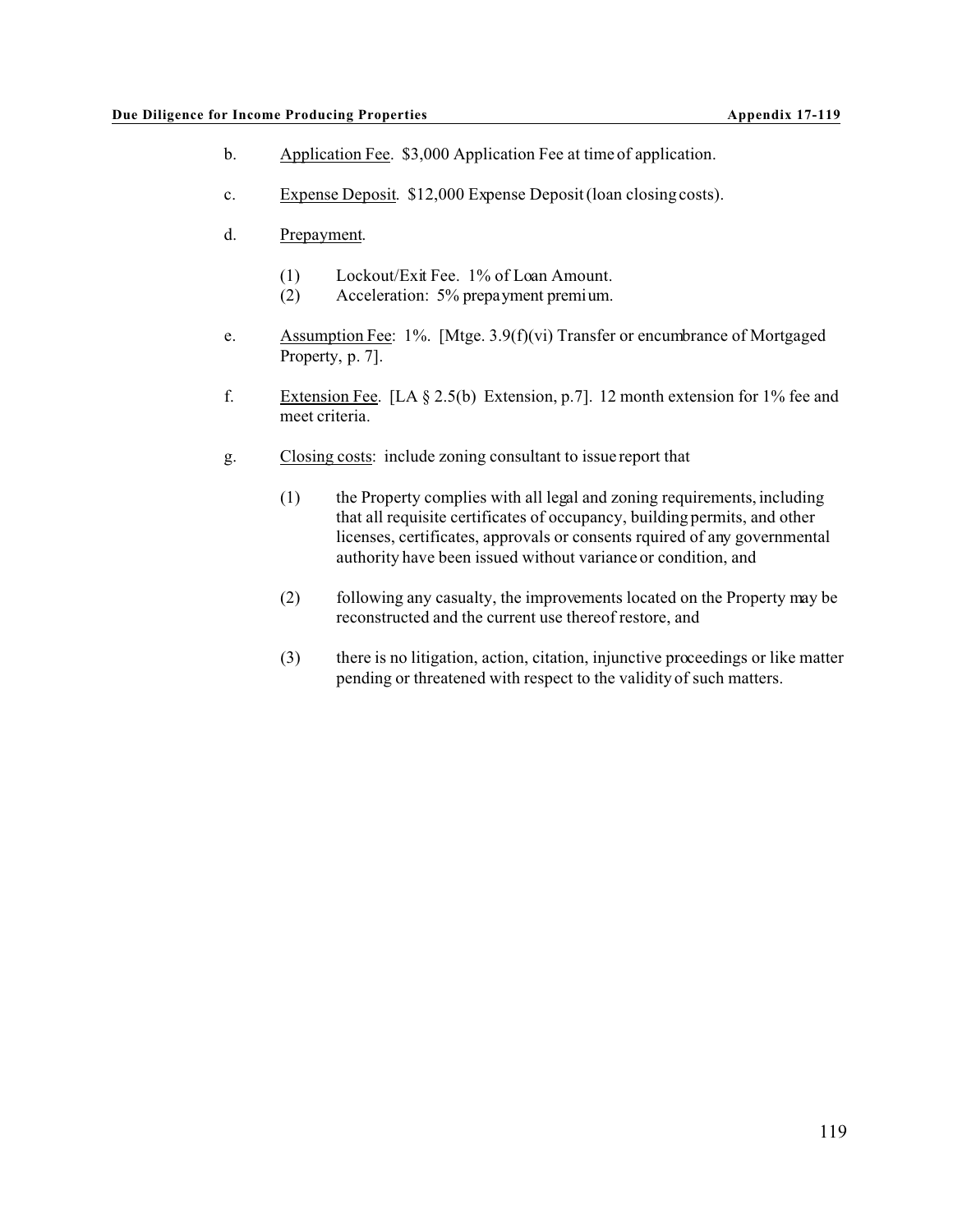b. Application Fee. $3,000 Application Fee at time of application.

c. Expense Deposit. $12,000 Expense Deposit (loan closing costs).

d. Prepayment.

   (1) Lockout/Exit Fee. 1% of Loan Amount.
   (2) Acceleration: 5% prepayment premium.

e. Assumption Fee: 1%. [Mtge. 3.9(f)(vi) Transfer or encumbrance of Mortgaged Property, p. 7].

f. Extension Fee. [LA § 2.5(b) Extension, p.7]. 12 month extension for 1% fee and meet criteria.

g. Closing costs: include zoning consultant to issue report that

   (1) the Property complies with all legal and zoning requirements, including that all requisite certificates of occupancy, building permits, and other licenses, certificates, approvals or consents rquired of any governmental authority have been issued without variance or condition, and

   (2) following any casualty, the improvements located on the Property may be reconstructed and the current use thereof restore, and

   (3) there is no litigation, action, citation, injunctive proceedings or like matter pending or threatened with respect to the validity of such matters.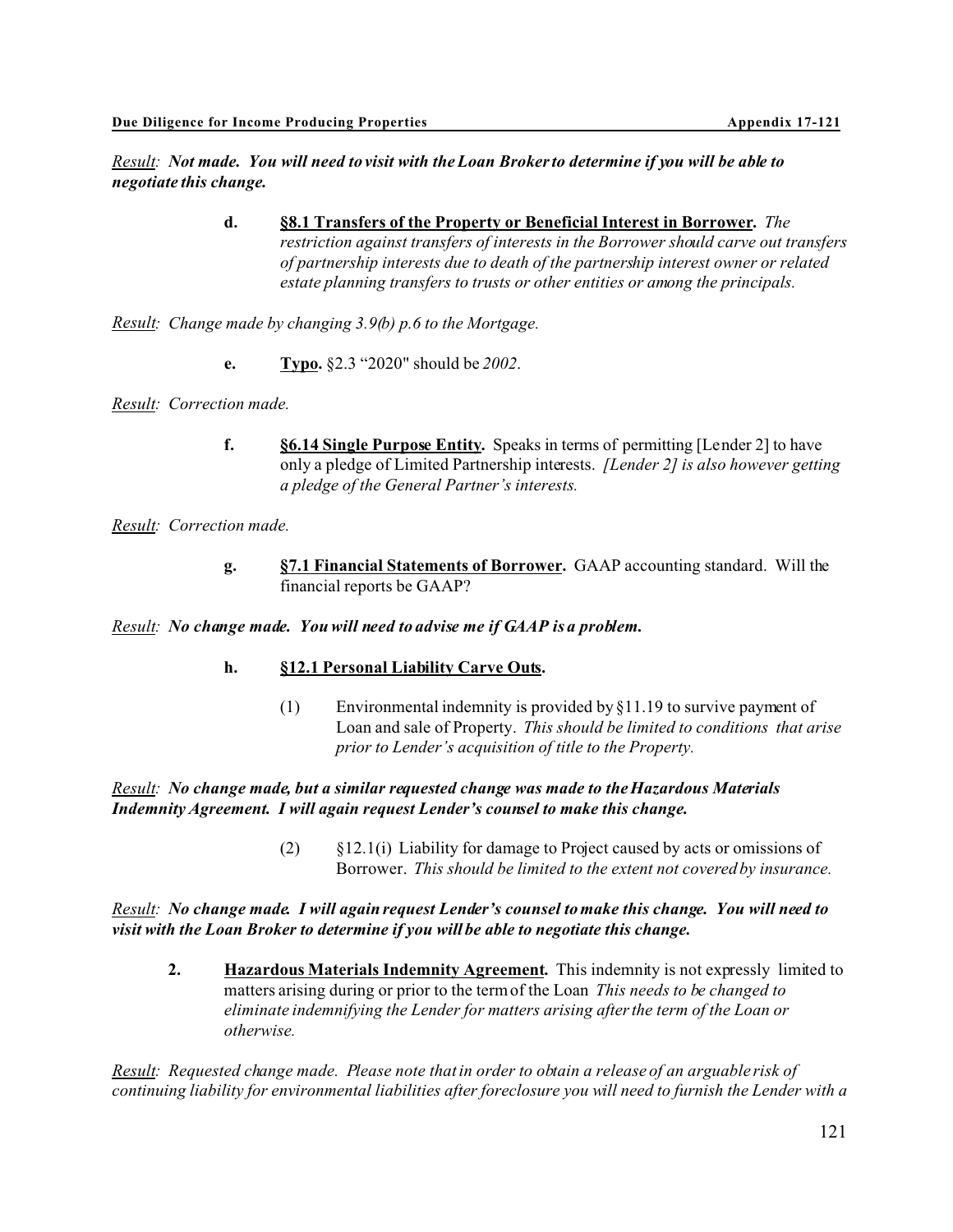<u>Result</u>: ***Not made. You will need to visit with the Loan Broker to determine if you will be able to negotiate this change.***

> **d.** **<u>§8.1 Transfers of the Property or Beneficial Interest in Borrower</u>.** *The restriction against transfers of interests in the Borrower should carve out transfers of partnership interests due to death of the partnership interest owner or related estate planning transfers to trusts or other entities or among the principals.*

<u>Result</u>: *Change made by changing 3.9(b) p.6 to the Mortgage.*

> **e.** **<u>Typo</u>.** §2.3 "2020" should be *2002*.

<u>Result</u>: *Correction made.*

> **f.** **<u>§6.14 Single Purpose Entity</u>.** Speaks in terms of permitting [Lender 2] to have only a pledge of Limited Partnership interests. *[Lender 2] is also however getting a pledge of the General Partner's interests.*

<u>Result</u>: *Correction made.*

> **g.** **<u>§7.1 Financial Statements of Borrower</u>.** GAAP accounting standard. Will the financial reports be GAAP?

<u>Result</u>: ***No change made. You will need to advise me if GAAP is a problem.***

> **h.** **<u>§12.1 Personal Liability Carve Outs</u>.**
>
> > (1) Environmental indemnity is provided by §11.19 to survive payment of Loan and sale of Property. *This should be limited to conditions that arise prior to Lender's acquisition of title to the Property.*

<u>Result</u>: ***No change made, but a similar requested change was made to the Hazardous Materials Indemnity Agreement. I will again request Lender's counsel to make this change.***

> > (2) §12.1(i) Liability for damage to Project caused by acts or omissions of Borrower. *This should be limited to the extent not covered by insurance.*

<u>Result</u>: ***No change made. I will again request Lender's counsel to make this change. You will need to visit with the Loan Broker to determine if you will be able to negotiate this change.***

> **2.** **<u>Hazardous Materials Indemnity Agreement</u>.** This indemnity is not expressly limited to matters arising during or prior to the term of the Loan *This needs to be changed to eliminate indemnifying the Lender for matters arising after the term of the Loan or otherwise.*

<u>Result</u>: *Requested change made. Please note that in order to obtain a release of an arguable risk of continuing liability for environmental liabilities after foreclosure you will need to furnish the Lender with a*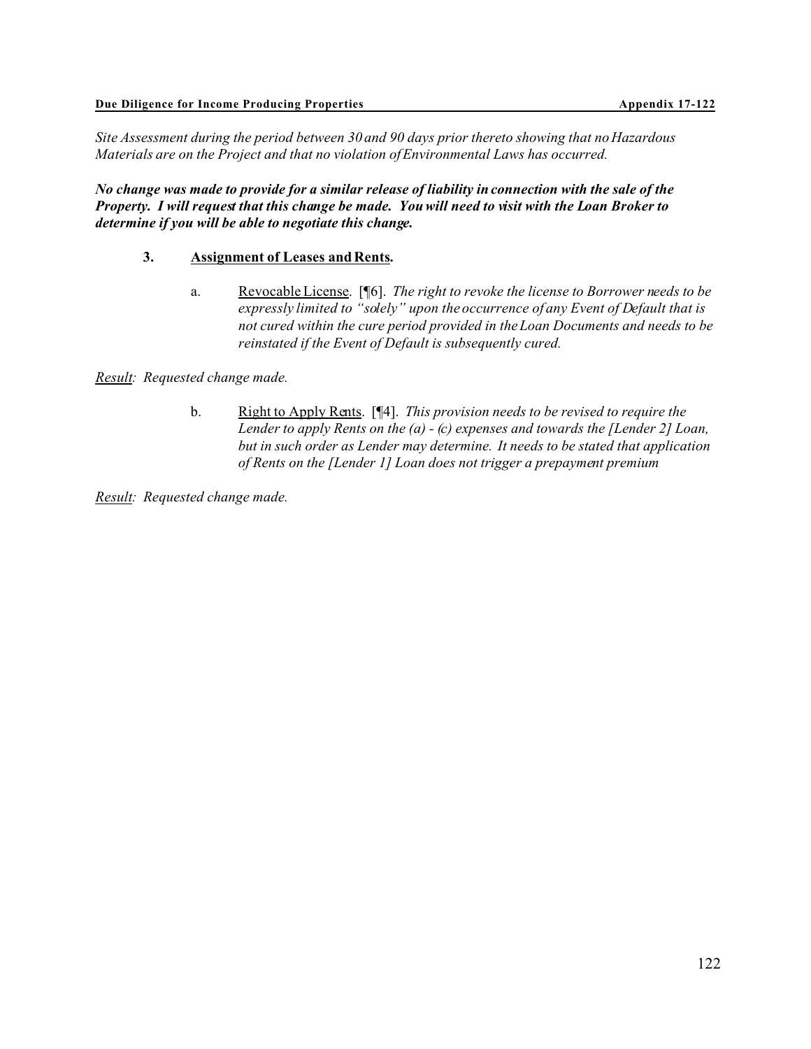*Site Assessment during the period between 30 and 90 days prior thereto showing that no Hazardous Materials are on the Project and that no violation of Environmental Laws has occurred.*

***No change was made to provide for a similar release of liability in connection with the sale of the Property. I will request that this change be made. You will need to visit with the Loan Broker to determine if you will be able to negotiate this change.***

**3. Assignment of Leases and Rents.**

a. Revocable License. [¶6]. *The right to revoke the license to Borrower needs to be expressly limited to "solely" upon the occurrence of any Event of Default that is not cured within the cure period provided in the Loan Documents and needs to be reinstated if the Event of Default is subsequently cured.*

*Result: Requested change made.*

b. Right to Apply Rents. [¶4]. *This provision needs to be revised to require the Lender to apply Rents on the (a) - (c) expenses and towards the [Lender 2] Loan, but in such order as Lender may determine. It needs to be stated that application of Rents on the [Lender 1] Loan does not trigger a prepayment premium*

*Result: Requested change made.*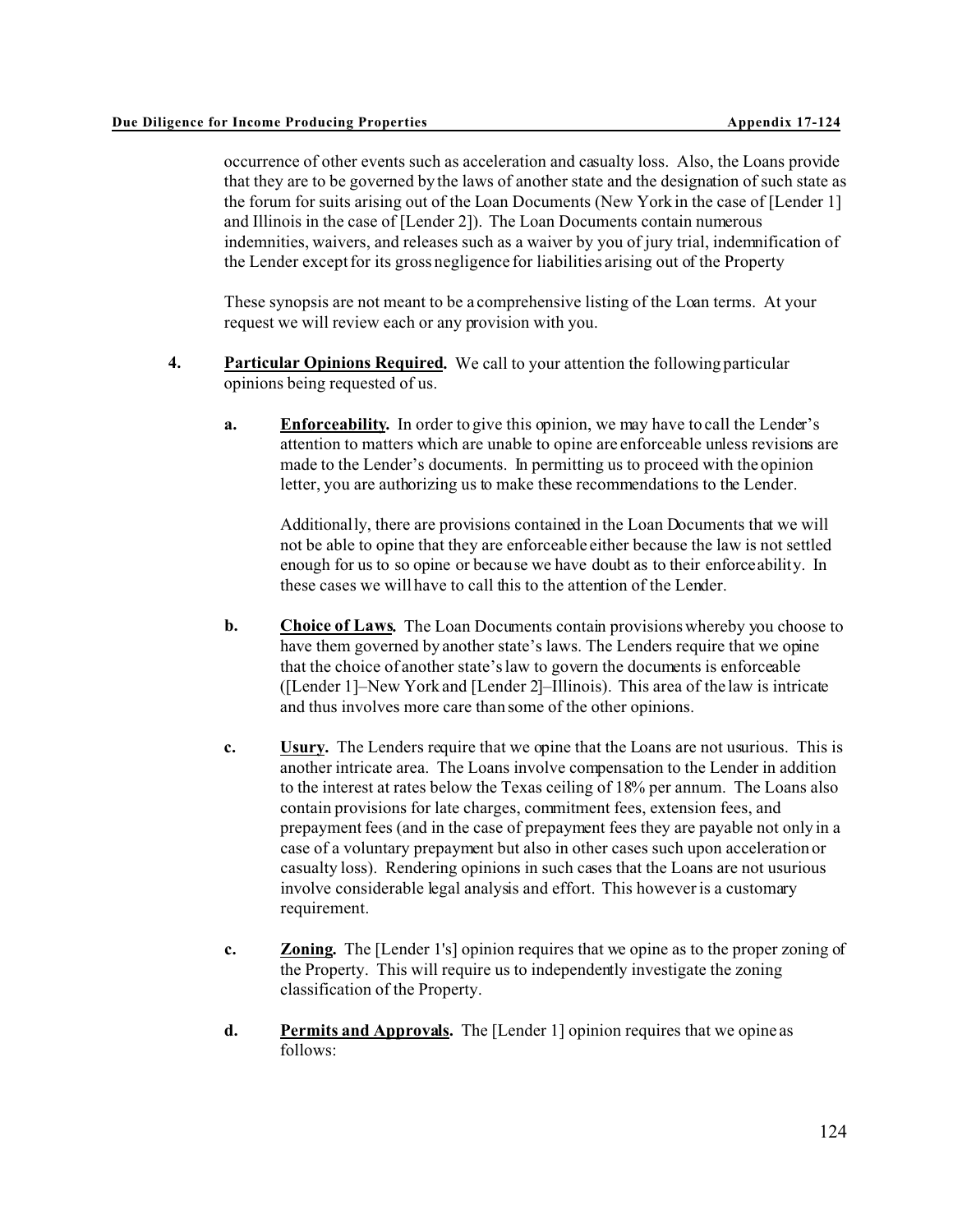occurrence of other events such as acceleration and casualty loss. Also, the Loans provide that they are to be governed by the laws of another state and the designation of such state as the forum for suits arising out of the Loan Documents (New York in the case of [Lender 1] and Illinois in the case of [Lender 2]). The Loan Documents contain numerous indemnities, waivers, and releases such as a waiver by you of jury trial, indemnification of the Lender except for its gross negligence for liabilities arising out of the Property

These synopsis are not meant to be a comprehensive listing of the Loan terms. At your request we will review each or any provision with you.

4. **Particular Opinions Required.** We call to your attention the following particular opinions being requested of us.

   a. **Enforceability.** In order to give this opinion, we may have to call the Lender's attention to matters which are unable to opine are enforceable unless revisions are made to the Lender's documents. In permitting us to proceed with the opinion letter, you are authorizing us to make these recommendations to the Lender.

      Additionally, there are provisions contained in the Loan Documents that we will not be able to opine that they are enforceable either because the law is not settled enough for us to so opine or because we have doubt as to their enforceability. In these cases we will have to call this to the attention of the Lender.

   b. **Choice of Laws.** The Loan Documents contain provisions whereby you choose to have them governed by another state's laws. The Lenders require that we opine that the choice of another state's law to govern the documents is enforceable ([Lender 1]–New York and [Lender 2]–Illinois). This area of the law is intricate and thus involves more care than some of the other opinions.

   c. **Usury.** The Lenders require that we opine that the Loans are not usurious. This is another intricate area. The Loans involve compensation to the Lender in addition to the interest at rates below the Texas ceiling of 18% per annum. The Loans also contain provisions for late charges, commitment fees, extension fees, and prepayment fees (and in the case of prepayment fees they are payable not only in a case of a voluntary prepayment but also in other cases such upon acceleration or casualty loss). Rendering opinions in such cases that the Loans are not usurious involve considerable legal analysis and effort. This however is a customary requirement.

   c. **Zoning.** The [Lender 1's] opinion requires that we opine as to the proper zoning of the Property. This will require us to independently investigate the zoning classification of the Property.

   d. **Permits and Approvals.** The [Lender 1] opinion requires that we opine as follows: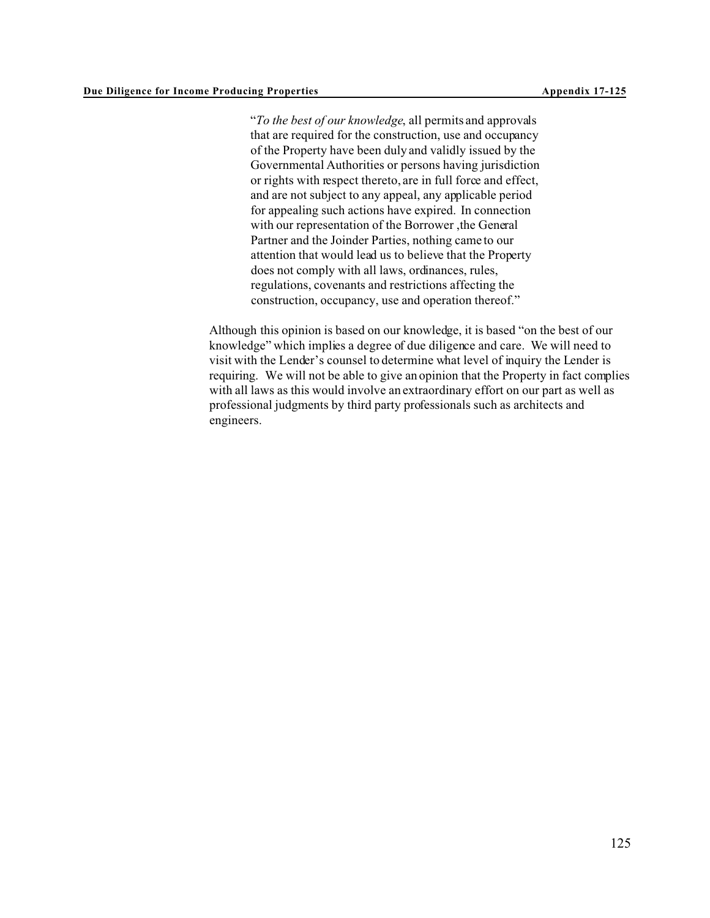> "*To the best of our knowledge*, all permits and approvals that are required for the construction, use and occupancy of the Property have been duly and validly issued by the Governmental Authorities or persons having jurisdiction or rights with respect thereto, are in full force and effect, and are not subject to any appeal, any applicable period for appealing such actions have expired. In connection with our representation of the Borrower ,the General Partner and the Joinder Parties, nothing came to our attention that would lead us to believe that the Property does not comply with all laws, ordinances, rules, regulations, covenants and restrictions affecting the construction, occupancy, use and operation thereof."

Although this opinion is based on our knowledge, it is based "on the best of our knowledge" which implies a degree of due diligence and care. We will need to visit with the Lender's counsel to determine what level of inquiry the Lender is requiring. We will not be able to give an opinion that the Property in fact complies with all laws as this would involve an extraordinary effort on our part as well as professional judgments by third party professionals such as architects and engineers.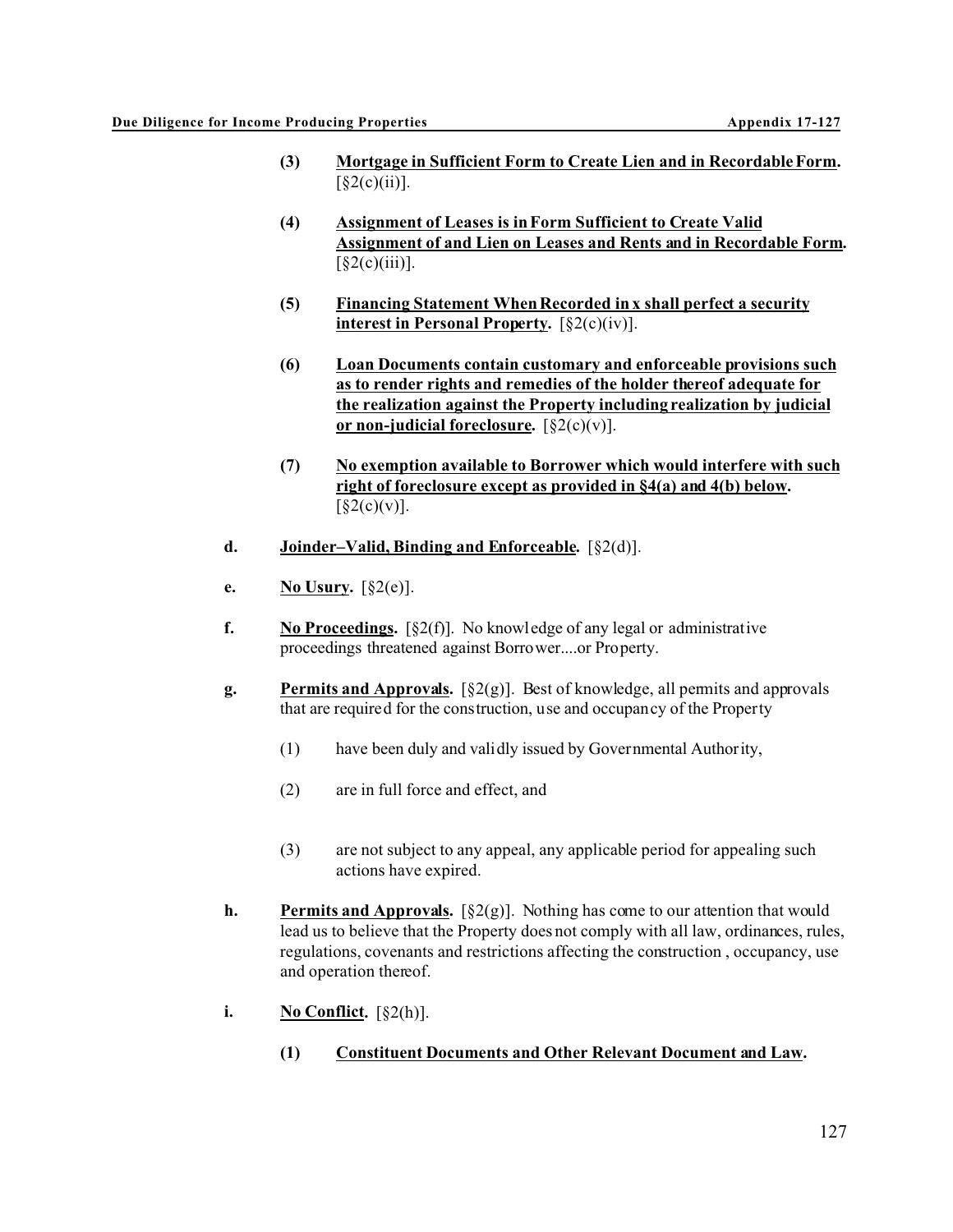(3) **<u>Mortgage in Sufficient Form to Create Lien and in Recordable Form</u>.** [§2(c)(ii)].

(4) **<u>Assignment of Leases is in Form Sufficient to Create Valid Assignment of and Lien on Leases and Rents and in Recordable Form</u>.** [§2(c)(iii)].

(5) **<u>Financing Statement When Recorded in x shall perfect a security interest in Personal Property</u>.** [§2(c)(iv)].

(6) **<u>Loan Documents contain customary and enforceable provisions such as to render rights and remedies of the holder thereof adequate for the realization against the Property including realization by judicial or non-judicial foreclosure</u>.** [§2(c)(v)].

(7) **<u>No exemption available to Borrower which would interfere with such right of foreclosure except as provided in §4(a) and 4(b) below</u>.** [§2(c)(v)].

**d.** **<u>Joinder–Valid, Binding and Enforceable</u>.** [§2(d)].

**e.** **<u>No Usury</u>.** [§2(e)].

**f.** **<u>No Proceedings</u>.** [§2(f)]. No knowledge of any legal or administrative proceedings threatened against Borrower....or Property.

**g.** **<u>Permits and Approvals</u>.** [§2(g)]. Best of knowledge, all permits and approvals that are required for the construction, use and occupancy of the Property

(1) have been duly and validly issued by Governmental Authority,

(2) are in full force and effect, and

(3) are not subject to any appeal, any applicable period for appealing such actions have expired.

**h.** **<u>Permits and Approvals</u>.** [§2(g)]. Nothing has come to our attention that would lead us to believe that the Property does not comply with all law, ordinances, rules, regulations, covenants and restrictions affecting the construction , occupancy, use and operation thereof.

**i.** **<u>No Conflict</u>.** [§2(h)].

(1) **<u>Constituent Documents and Other Relevant Document and Law</u>.**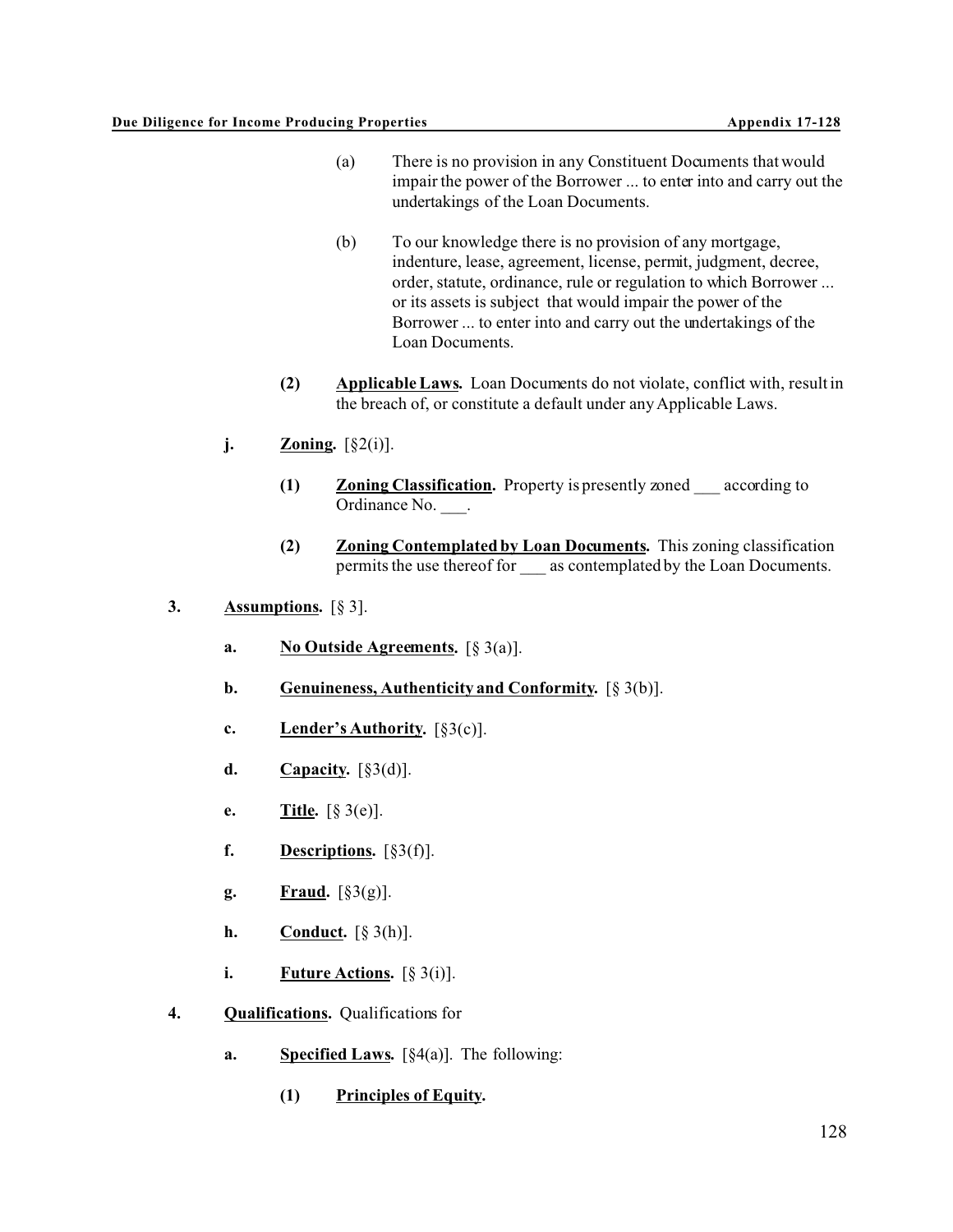(a) There is no provision in any Constituent Documents that would impair the power of the Borrower ... to enter into and carry out the undertakings of the Loan Documents.

(b) To our knowledge there is no provision of any mortgage, indenture, lease, agreement, license, permit, judgment, decree, order, statute, ordinance, rule or regulation to which Borrower ... or its assets is subject that would impair the power of the Borrower ... to enter into and carry out the undertakings of the Loan Documents.

**(2)** **<u>Applicable Laws</u>.** Loan Documents do not violate, conflict with, result in the breach of, or constitute a default under any Applicable Laws.

**j.** **<u>Zoning</u>.** [§2(i)].

**(1)** **<u>Zoning Classification</u>.** Property is presently zoned ___ according to Ordinance No. ___.

**(2)** **<u>Zoning Contemplated by Loan Documents</u>.** This zoning classification permits the use thereof for ___ as contemplated by the Loan Documents.

**3.** **<u>Assumptions</u>.** [§ 3].

**a.** **<u>No Outside Agreements</u>.** [§ 3(a)].

**b.** **<u>Genuineness, Authenticity and Conformity</u>.** [§ 3(b)].

**c.** **<u>Lender's Authority</u>.** [§3(c)].

**d.** **<u>Capacity</u>.** [§3(d)].

**e.** **<u>Title</u>.** [§ 3(e)].

**f.** **<u>Descriptions</u>.** [§3(f)].

**g.** **<u>Fraud</u>.** [§3(g)].

**h.** **<u>Conduct</u>.** [§ 3(h)].

**i.** **<u>Future Actions</u>.** [§ 3(i)].

**4.** **<u>Qualifications</u>.** Qualifications for

**a.** **<u>Specified Laws</u>.** [§4(a)]. The following:

**(1)** **<u>Principles of Equity</u>.**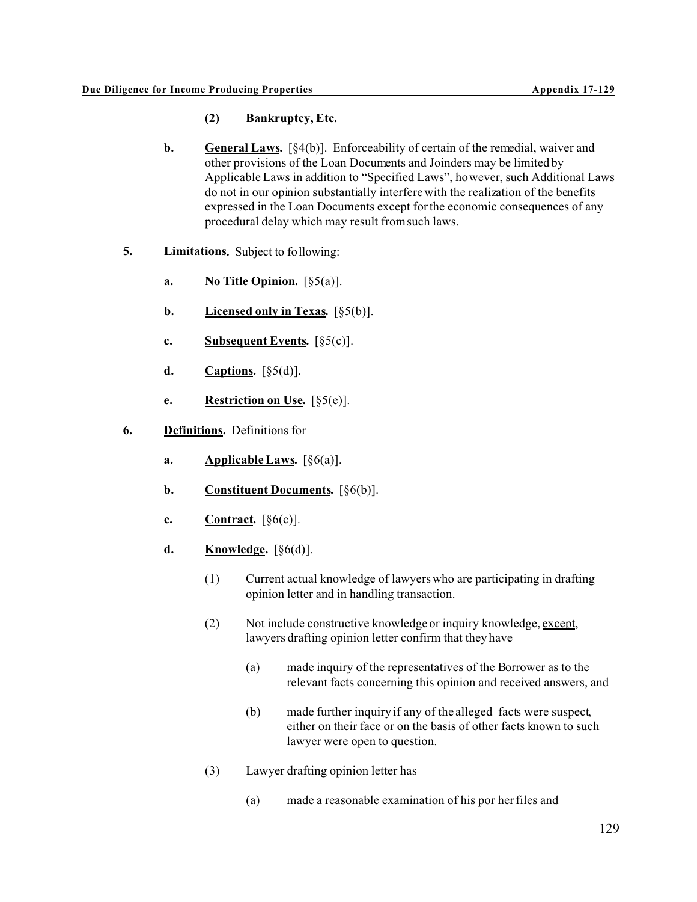**(2) Bankruptcy, Etc.**

**b. General Laws.** [§4(b)]. Enforceability of certain of the remedial, waiver and other provisions of the Loan Documents and Joinders may be limited by Applicable Laws in addition to "Specified Laws", however, such Additional Laws do not in our opinion substantially interfere with the realization of the benefits expressed in the Loan Documents except for the economic consequences of any procedural delay which may result from such laws.

**5. Limitations.** Subject to following:

- **a. No Title Opinion.** [§5(a)].
- **b. Licensed only in Texas.** [§5(b)].
- **c. Subsequent Events.** [§5(c)].
- **d. Captions.** [§5(d)].
- **e. Restriction on Use.** [§5(e)].

**6. Definitions.** Definitions for

- **a. Applicable Laws.** [§6(a)].
- **b. Constituent Documents.** [§6(b)].
- **c. Contract.** [§6(c)].
- **d. Knowledge.** [§6(d)].
  - (1) Current actual knowledge of lawyers who are participating in drafting opinion letter and in handling transaction.
  - (2) Not include constructive knowledge or inquiry knowledge, <u>except</u>, lawyers drafting opinion letter confirm that they have
    - (a) made inquiry of the representatives of the Borrower as to the relevant facts concerning this opinion and received answers, and
    - (b) made further inquiry if any of the alleged facts were suspect, either on their face or on the basis of other facts known to such lawyer were open to question.
  - (3) Lawyer drafting opinion letter has
    - (a) made a reasonable examination of his por her files and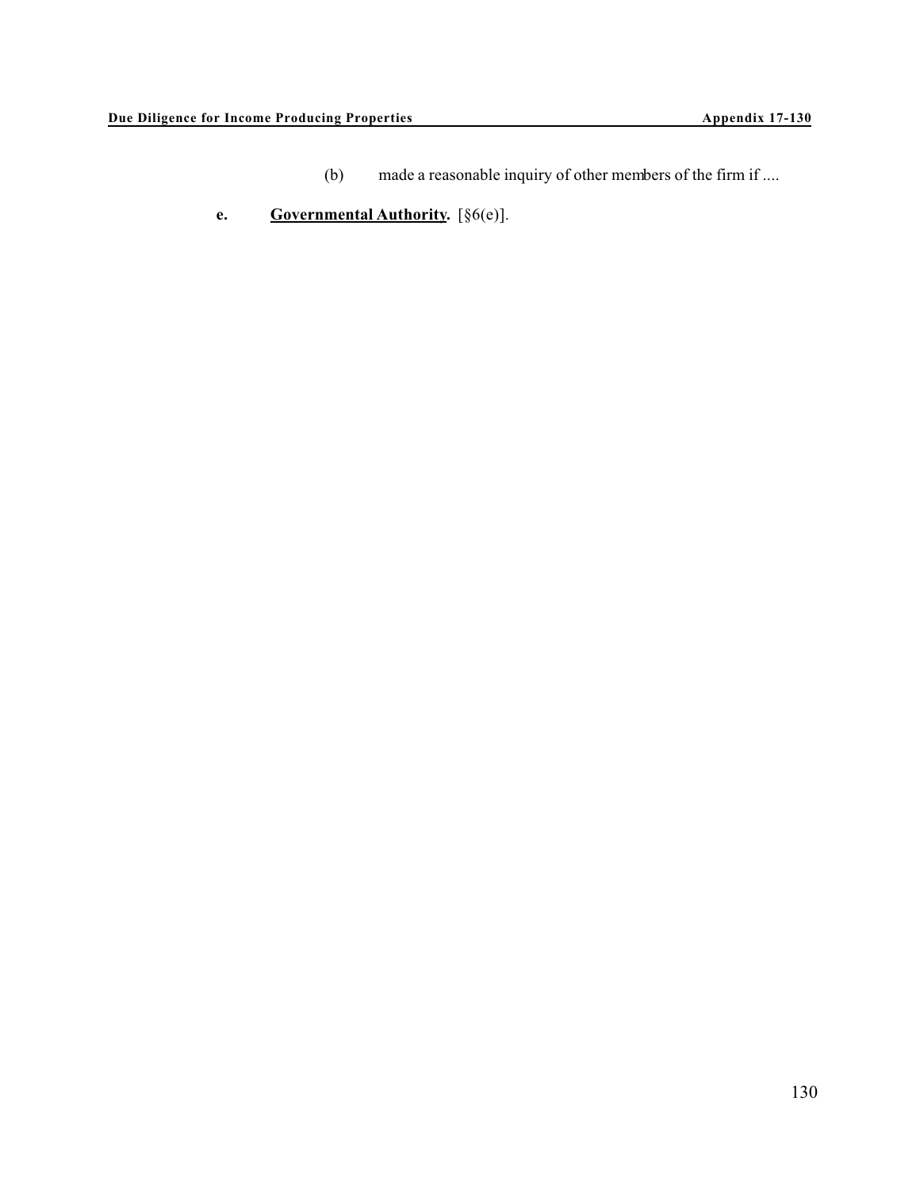(b) made a reasonable inquiry of other members of the firm if ....

**e.** **Governmental Authority.** [§6(e)].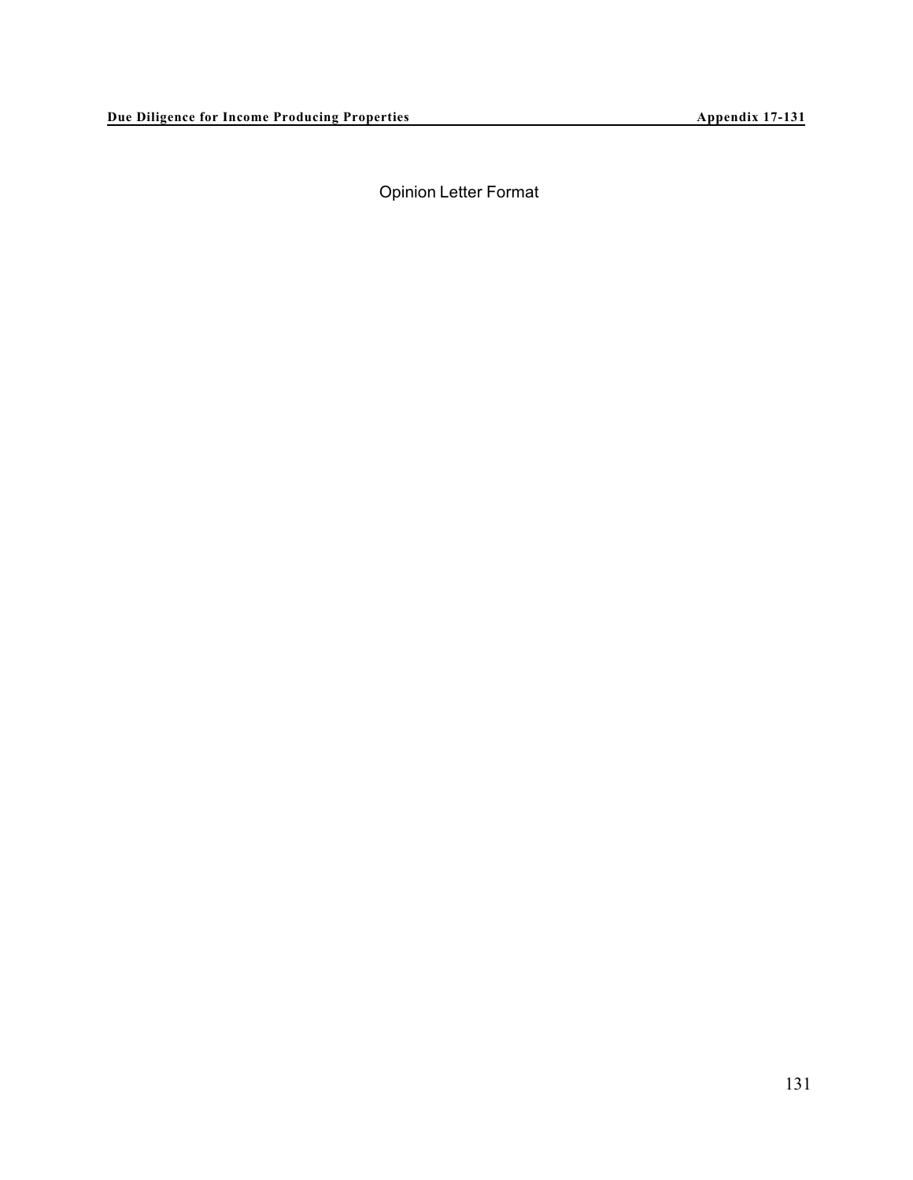Opinion Letter Format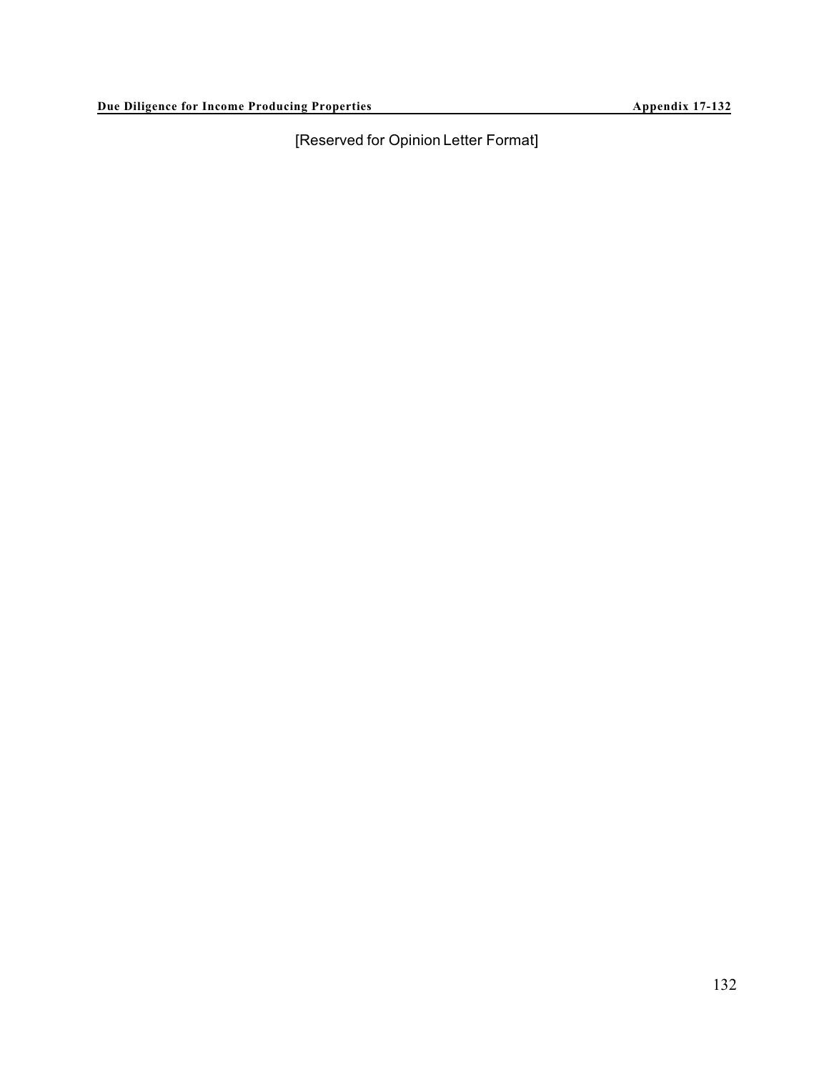[Reserved for Opinion Letter Format]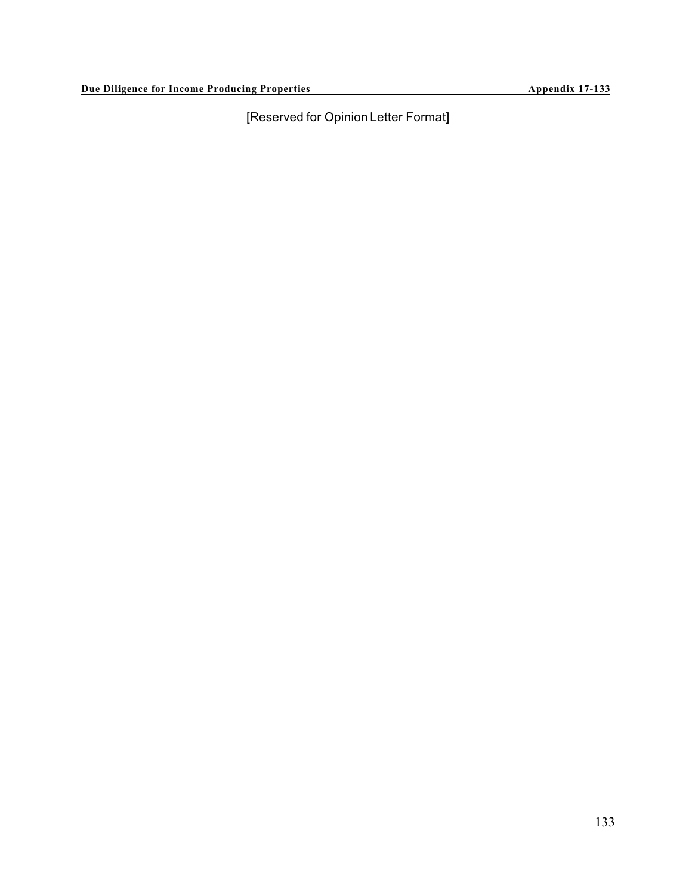[Reserved for Opinion Letter Format]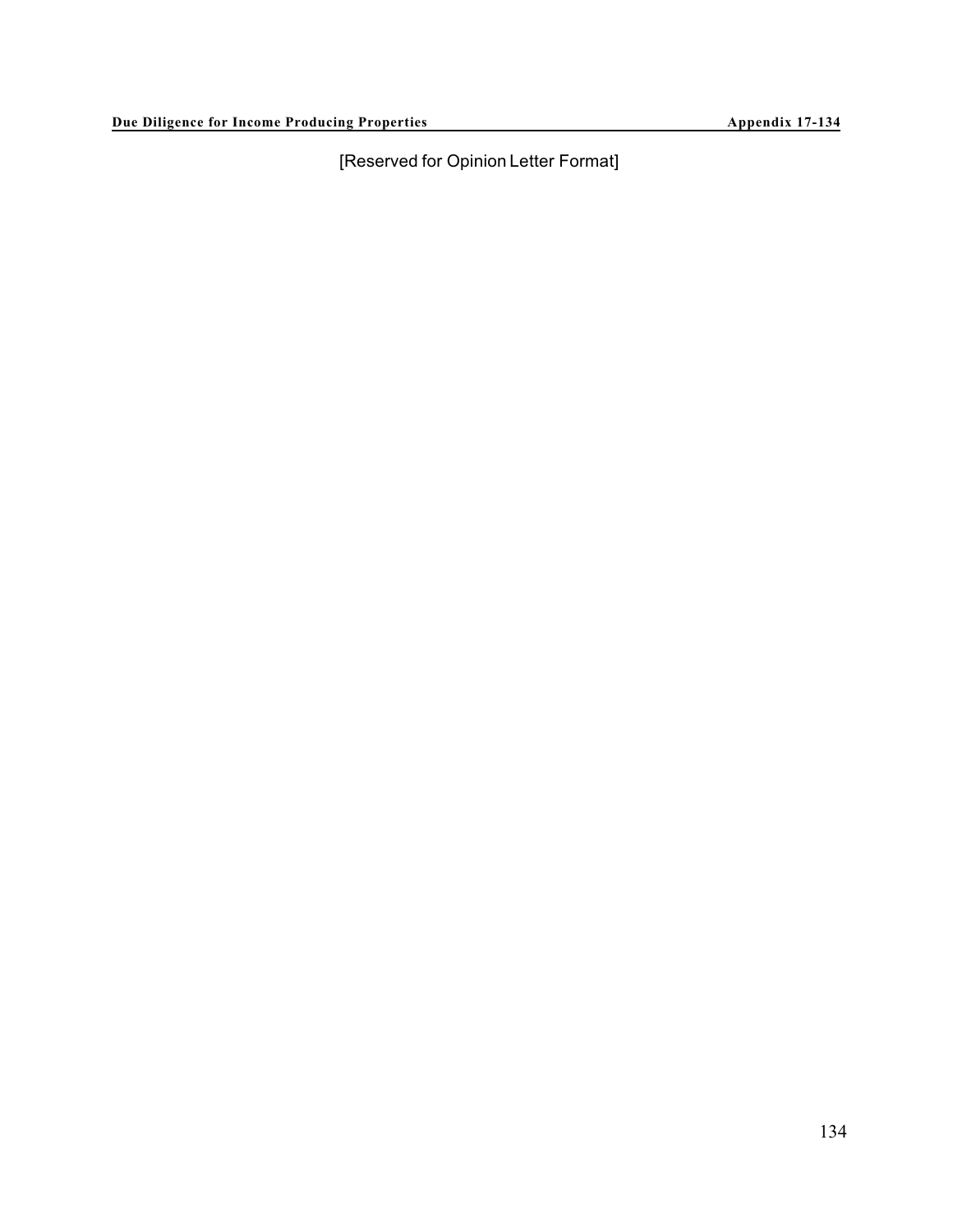[Reserved for Opinion Letter Format]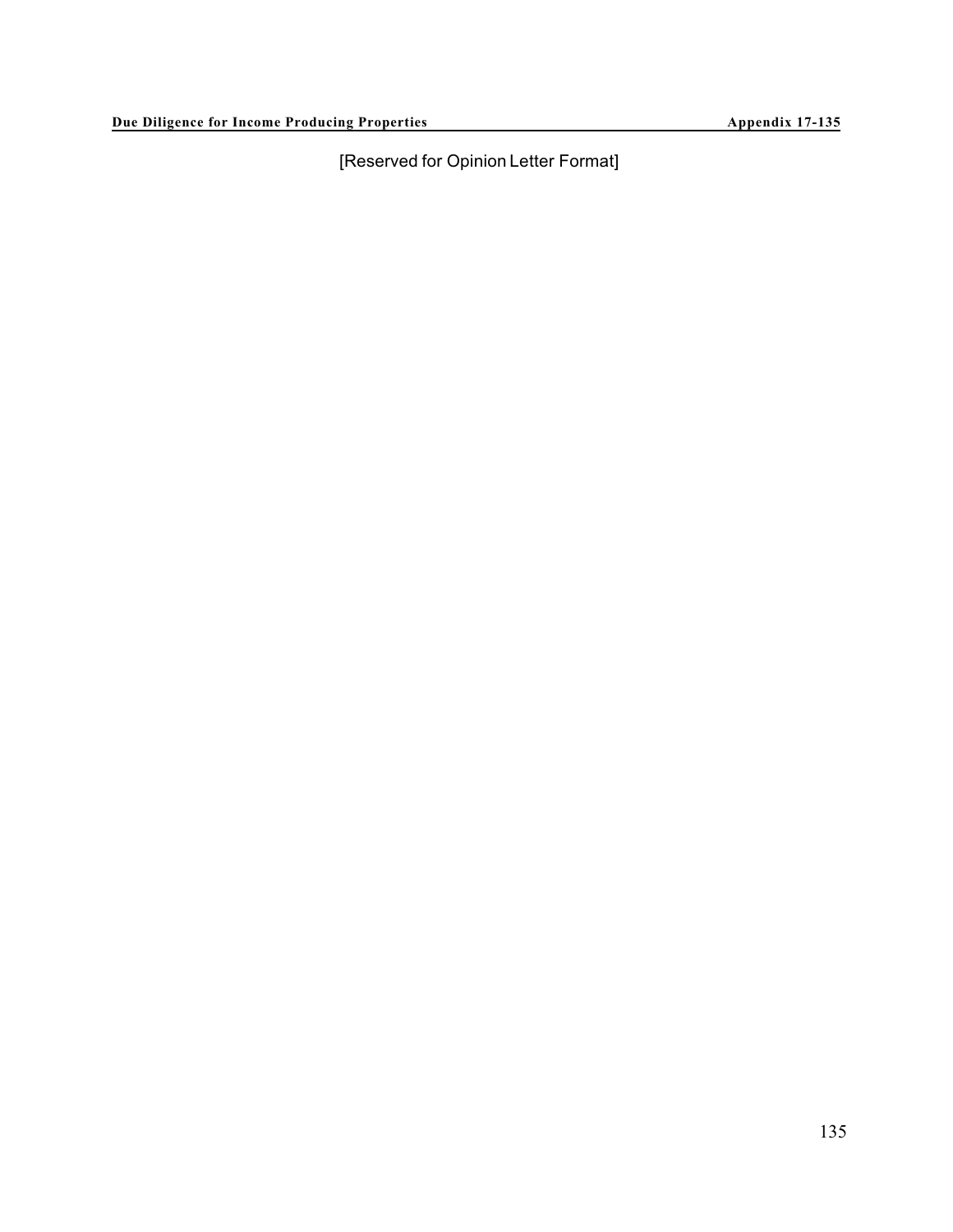[Reserved for Opinion Letter Format]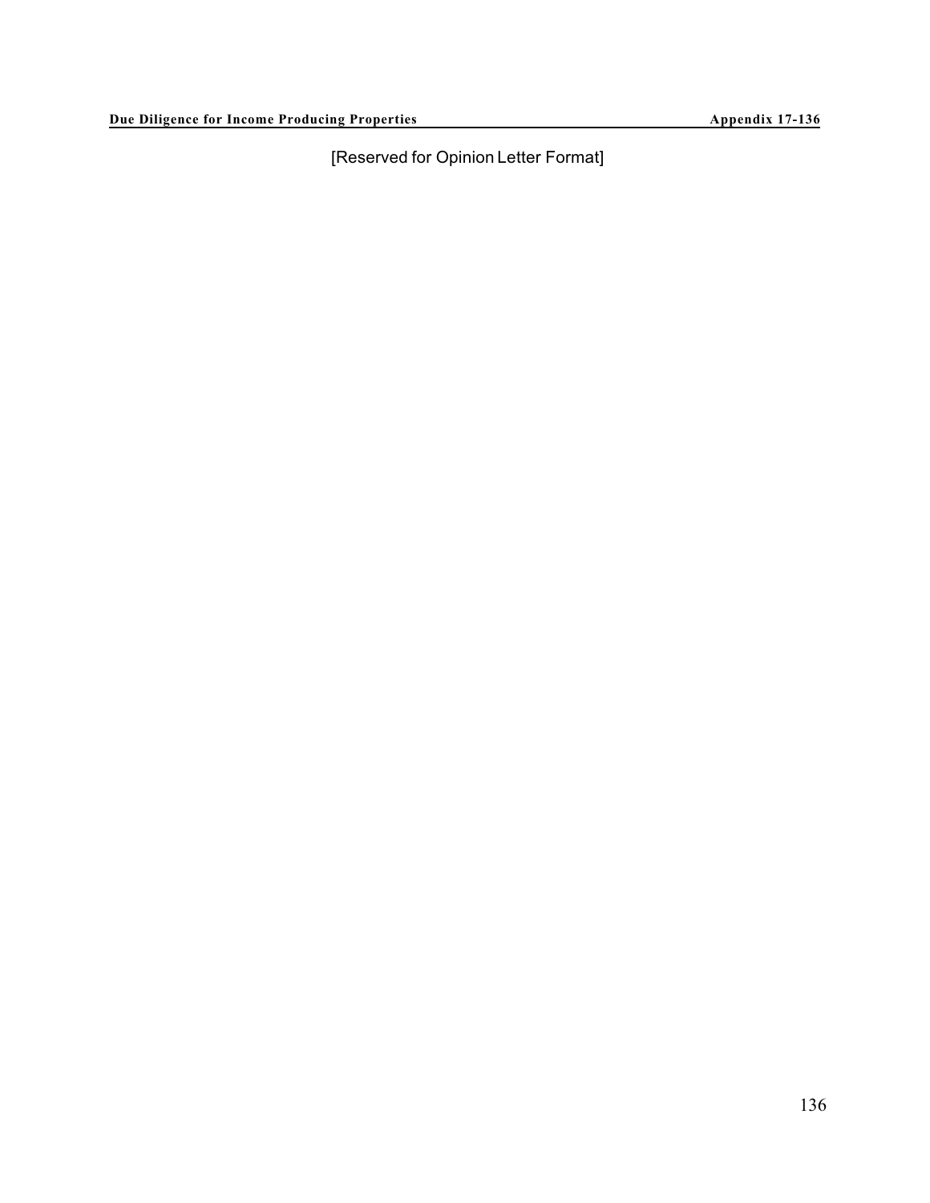[Reserved for Opinion Letter Format]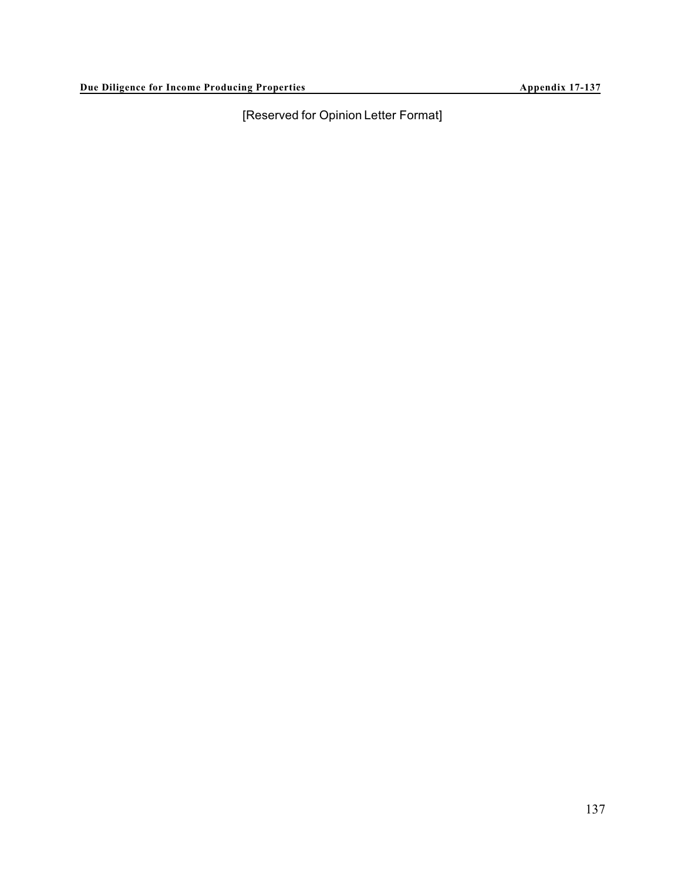[Reserved for Opinion Letter Format]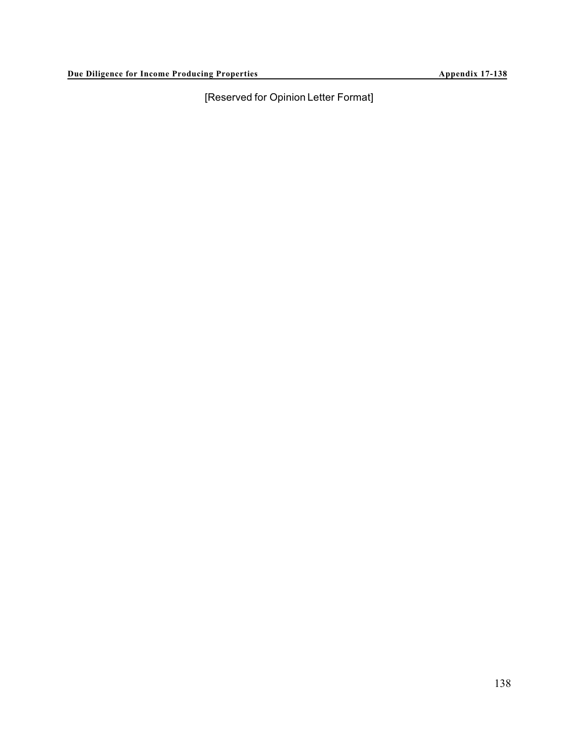[Reserved for Opinion Letter Format]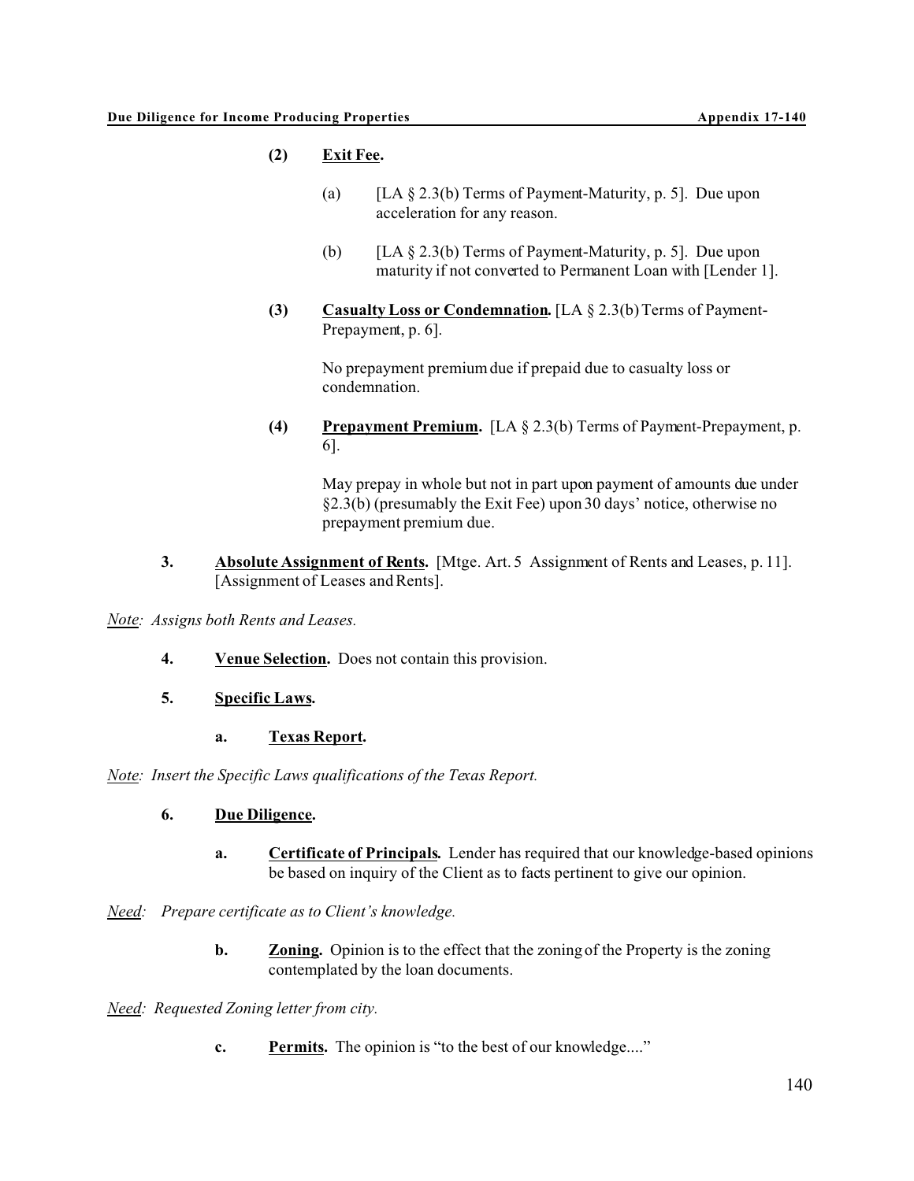**(2) Exit Fee.**

(a) [LA § 2.3(b) Terms of Payment-Maturity, p. 5]. Due upon acceleration for any reason.

(b) [LA § 2.3(b) Terms of Payment-Maturity, p. 5]. Due upon maturity if not converted to Permanent Loan with [Lender 1].

**(3) Casualty Loss or Condemnation.** [LA § 2.3(b) Terms of Payment-Prepayment, p. 6].

No prepayment premium due if prepaid due to casualty loss or condemnation.

**(4) Prepayment Premium.** [LA § 2.3(b) Terms of Payment-Prepayment, p. 6].

May prepay in whole but not in part upon payment of amounts due under §2.3(b) (presumably the Exit Fee) upon 30 days' notice, otherwise no prepayment premium due.

**3. Absolute Assignment of Rents.** [Mtge. Art. 5 Assignment of Rents and Leases, p. 11]. [Assignment of Leases and Rents].

*Note: Assigns both Rents and Leases.*

**4. Venue Selection.** Does not contain this provision.

**5. Specific Laws.**

**a. Texas Report.**

*Note: Insert the Specific Laws qualifications of the Texas Report.*

**6. Due Diligence.**

**a. Certificate of Principals.** Lender has required that our knowledge-based opinions be based on inquiry of the Client as to facts pertinent to give our opinion.

*Need: Prepare certificate as to Client's knowledge.*

**b. Zoning.** Opinion is to the effect that the zoning of the Property is the zoning contemplated by the loan documents.

*Need: Requested Zoning letter from city.*

**c. Permits.** The opinion is "to the best of our knowledge...."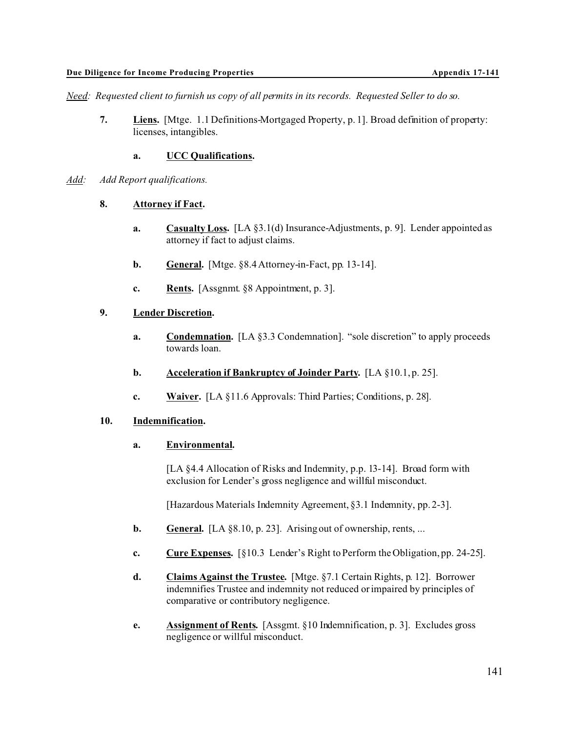*<u>Need</u>: Requested client to furnish us copy of all permits in its records. Requested Seller to do so.*

**7. <u>Liens</u>.** [Mtge. 1.1 Definitions-Mortgaged Property, p. 1]. Broad definition of property: licenses, intangibles.

**a. <u>UCC Qualifications</u>.**

*<u>Add</u>: Add Report qualifications.*

**8. <u>Attorney if Fact</u>.**

**a. <u>Casualty Loss</u>.** [LA §3.1(d) Insurance-Adjustments, p. 9]. Lender appointed as attorney if fact to adjust claims.

**b. <u>General</u>.** [Mtge. §8.4 Attorney-in-Fact, pp. 13-14].

**c. <u>Rents</u>.** [Assgnmt. §8 Appointment, p. 3].

**9. <u>Lender Discretion</u>.**

**a. <u>Condemnation</u>.** [LA §3.3 Condemnation]. "sole discretion" to apply proceeds towards loan.

**b. <u>Acceleration if Bankruptcy of Joinder Party</u>.** [LA §10.1, p. 25].

**c. <u>Waiver</u>.** [LA §11.6 Approvals: Third Parties; Conditions, p. 28].

**10. <u>Indemnification</u>.**

**a. <u>Environmental</u>.**

[LA §4.4 Allocation of Risks and Indemnity, p.p. 13-14]. Broad form with exclusion for Lender's gross negligence and willful misconduct.

[Hazardous Materials Indemnity Agreement, §3.1 Indemnity, pp. 2-3].

**b. <u>General</u>.** [LA §8.10, p. 23]. Arising out of ownership, rents, ...

**c. <u>Cure Expenses</u>.** [§10.3 Lender's Right to Perform the Obligation, pp. 24-25].

**d. <u>Claims Against the Trustee</u>.** [Mtge. §7.1 Certain Rights, p. 12]. Borrower indemnifies Trustee and indemnity not reduced or impaired by principles of comparative or contributory negligence.

**e. <u>Assignment of Rents</u>.** [Assgmt. §10 Indemnification, p. 3]. Excludes gross negligence or willful misconduct.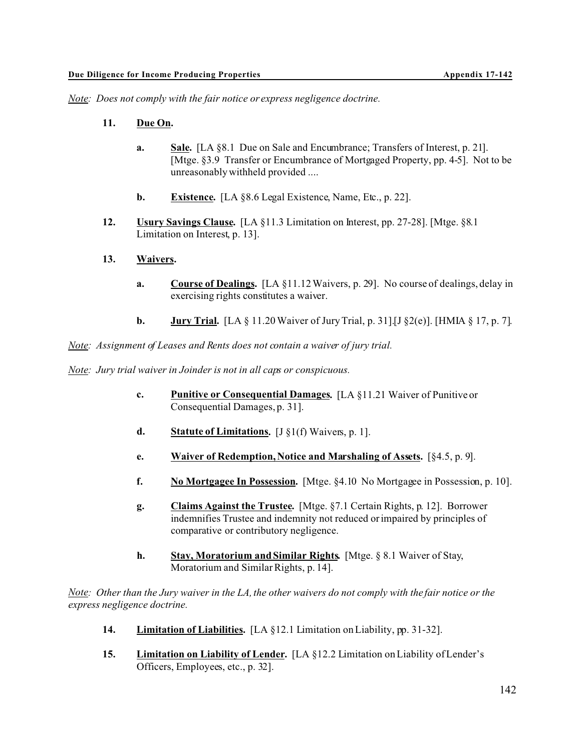*Note: Does not comply with the fair notice or express negligence doctrine.*

11. **Due On.**

    a. **Sale.** [LA §8.1 Due on Sale and Encumbrance; Transfers of Interest, p. 21]. [Mtge. §3.9 Transfer or Encumbrance of Mortgaged Property, pp. 4-5]. Not to be unreasonably withheld provided ....

    b. **Existence.** [LA §8.6 Legal Existence, Name, Etc., p. 22].

12. **Usury Savings Clause.** [LA §11.3 Limitation on Interest, pp. 27-28]. [Mtge. §8.1 Limitation on Interest, p. 13].

13. **Waivers.**

    a. **Course of Dealings.** [LA §11.12 Waivers, p. 29]. No course of dealings, delay in exercising rights constitutes a waiver.

    b. **Jury Trial.** [LA § 11.20 Waiver of Jury Trial, p. 31].[J §2(e)]. [HMIA § 17, p. 7].

*Note: Assignment of Leases and Rents does not contain a waiver of jury trial.*

*Note: Jury trial waiver in Joinder is not in all caps or conspicuous.*

    c. **Punitive or Consequential Damages.** [LA §11.21 Waiver of Punitive or Consequential Damages, p. 31].

    d. **Statute of Limitations.** [J §1(f) Waivers, p. 1].

    e. **Waiver of Redemption, Notice and Marshaling of Assets.** [§4.5, p. 9].

    f. **No Mortgagee In Possession.** [Mtge. §4.10 No Mortgagee in Possession, p. 10].

    g. **Claims Against the Trustee.** [Mtge. §7.1 Certain Rights, p. 12]. Borrower indemnifies Trustee and indemnity not reduced or impaired by principles of comparative or contributory negligence.

    h. **Stay, Moratorium and Similar Rights.** [Mtge. § 8.1 Waiver of Stay, Moratorium and Similar Rights, p. 14].

*Note: Other than the Jury waiver in the LA, the other waivers do not comply with the fair notice or the express negligence doctrine.*

14. **Limitation of Liabilities.** [LA §12.1 Limitation on Liability, pp. 31-32].

15. **Limitation on Liability of Lender.** [LA §12.2 Limitation on Liability of Lender's Officers, Employees, etc., p. 32].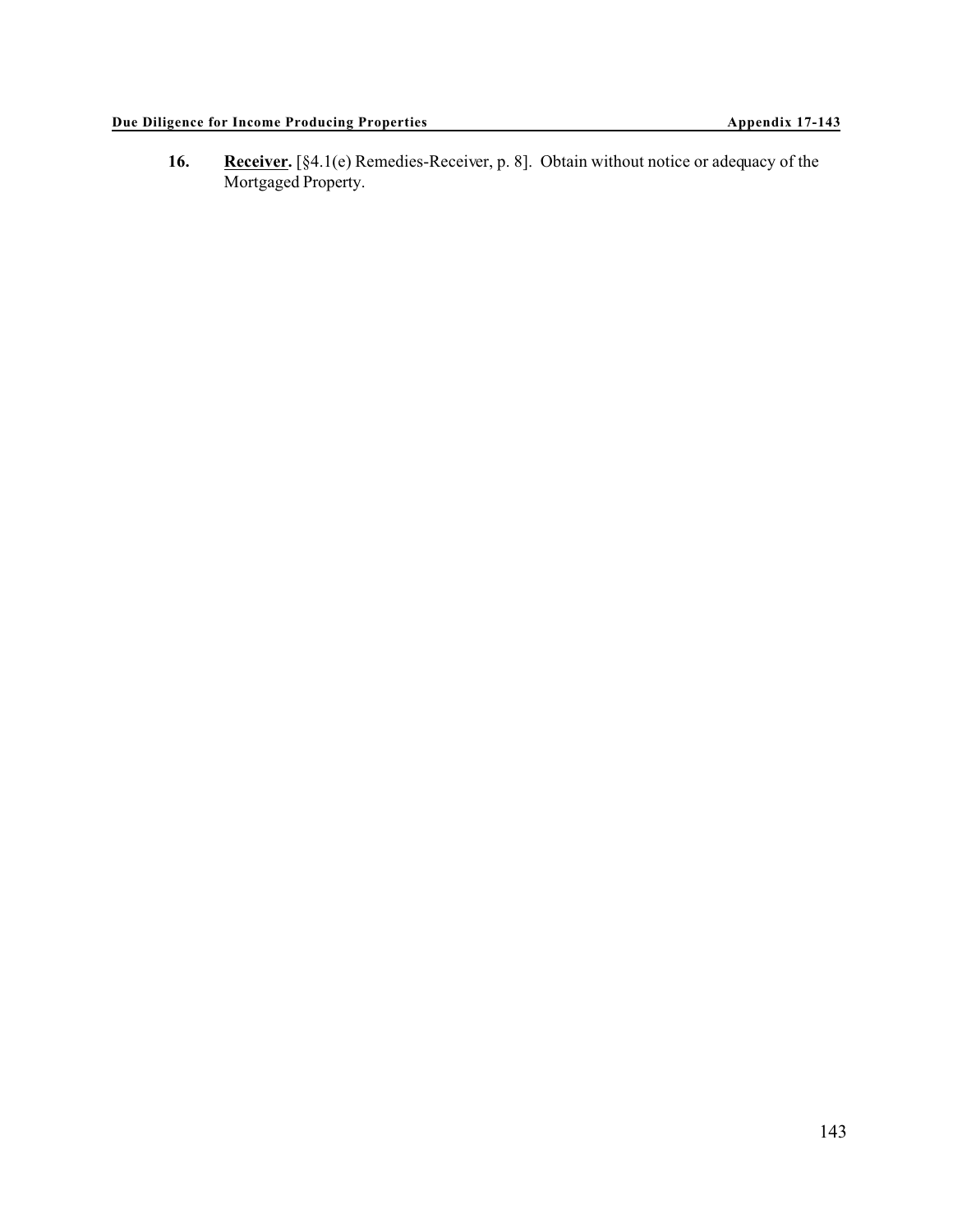16. **<u>Receiver</u>.** [§4.1(e) Remedies-Receiver, p. 8]. Obtain without notice or adequacy of the Mortgaged Property.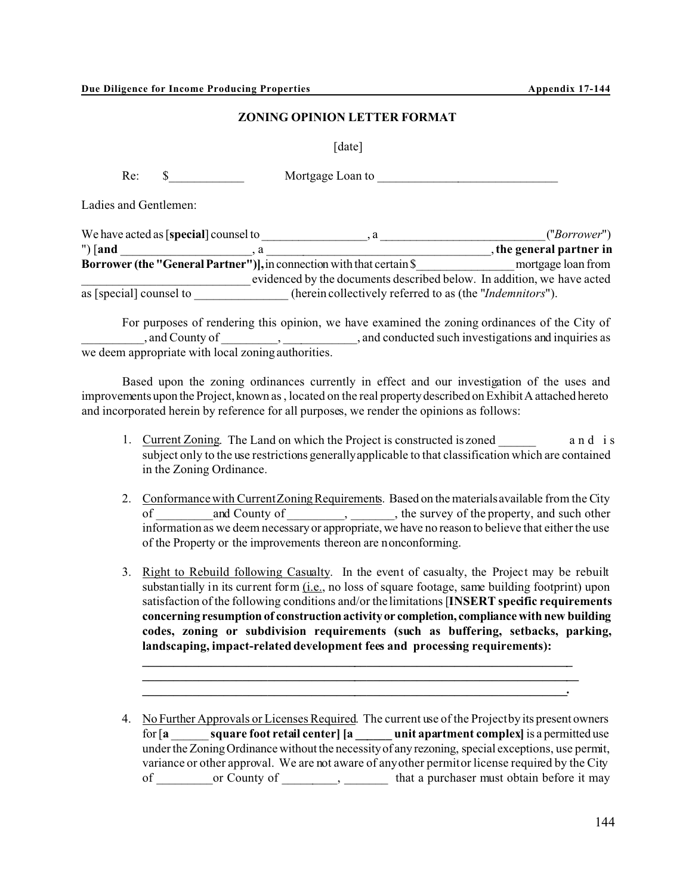## ZONING OPINION LETTER FORMAT

[date]

Re: $____________ Mortgage Loan to ______________________________

Ladies and Gentlemen:

We have acted as [**special**] counsel to _________________, a ___________________________ ("*Borrower*") ") [**and** _____________________, a ___________________________________, **the general partner in Borrower (the "General Partner")],** in connection with that certain $________________ mortgage loan from ____________________________ evidenced by the documents described below. In addition, we have acted as [special] counsel to _______________ (herein collectively referred to as (the "*Indemnitors*").

For purposes of rendering this opinion, we have examined the zoning ordinances of the City of __________, and County of _________, ____________, and conducted such investigations and inquiries as we deem appropriate with local zoning authorities.

Based upon the zoning ordinances currently in effect and our investigation of the uses and improvements upon the Project, known as , located on the real property described on Exhibit A attached hereto and incorporated herein by reference for all purposes, we render the opinions as follows:

1. Current Zoning. The Land on which the Project is constructed is zoned ______ and is subject only to the use restrictions generally applicable to that classification which are contained in the Zoning Ordinance.

2. Conformance with Current Zoning Requirements. Based on the materials available from the City of _________and County of _________, _______, the survey of the property, and such other information as we deem necessary or appropriate, we have no reason to believe that either the use of the Property or the improvements thereon are nonconforming.

3. Right to Rebuild following Casualty. In the event of casualty, the Project may be rebuilt substantially in its current form (i.e., no loss of square footage, same building footprint) upon satisfaction of the following conditions and/or the limitations [**INSERT specific requirements concerning resumption of construction activity or completion, compliance with new building codes, zoning or subdivision requirements (such as buffering, setbacks, parking, landscaping, impact-related development fees and processing requirements):**
   ______________________________________________________________________
   ______________________________________________________________________
   ______________________________________________________________________.

4. No Further Approvals or Licenses Required. The current use of the Project by its present owners for [**a ______ square foot retail center] [a ______ unit apartment complex]** is a permitted use under the Zoning Ordinance without the necessity of any rezoning, special exceptions, use permit, variance or other approval. We are not aware of any other permit or license required by the City of _________or County of _________, _______ that a purchaser must obtain before it may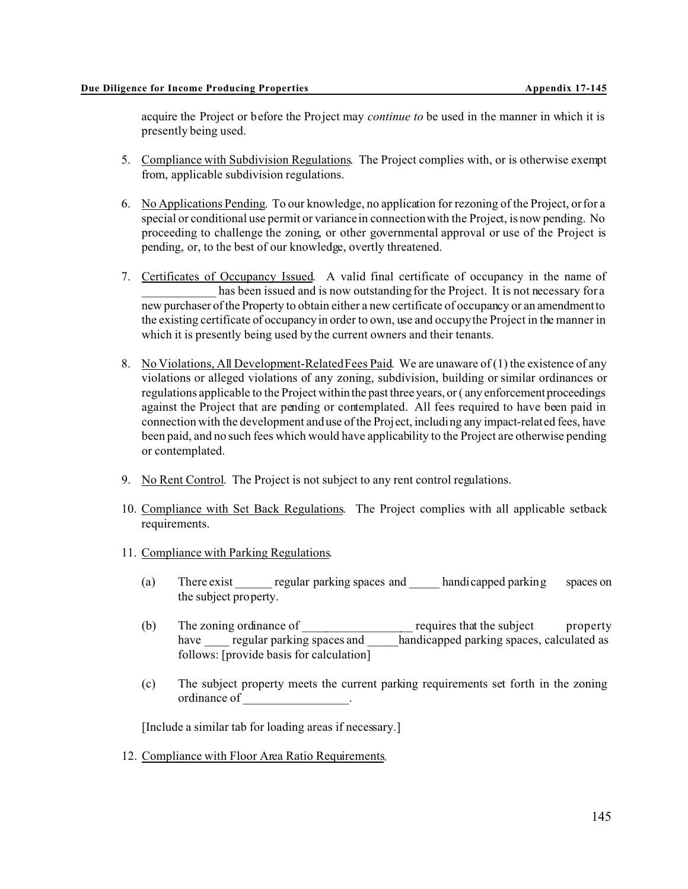acquire the Project or before the Project may *continue to* be used in the manner in which it is presently being used.

5. Compliance with Subdivision Regulations. The Project complies with, or is otherwise exempt from, applicable subdivision regulations.

6. No Applications Pending. To our knowledge, no application for rezoning of the Project, or for a special or conditional use permit or variance in connection with the Project, is now pending. No proceeding to challenge the zoning, or other governmental approval or use of the Project is pending, or, to the best of our knowledge, overtly threatened.

7. Certificates of Occupancy Issued. A valid final certificate of occupancy in the name of ____________ has been issued and is now outstanding for the Project. It is not necessary for a new purchaser of the Property to obtain either a new certificate of occupancy or an amendment to the existing certificate of occupancy in order to own, use and occupy the Project in the manner in which it is presently being used by the current owners and their tenants.

8. No Violations, All Development-Related Fees Paid. We are unaware of (1) the existence of any violations or alleged violations of any zoning, subdivision, building or similar ordinances or regulations applicable to the Project within the past three years, or ( any enforcement proceedings against the Project that are pending or contemplated. All fees required to have been paid in connection with the development and use of the Project, including any impact-related fees, have been paid, and no such fees which would have applicability to the Project are otherwise pending or contemplated.

9. No Rent Control. The Project is not subject to any rent control regulations.

10. Compliance with Set Back Regulations. The Project complies with all applicable setback requirements.

11. Compliance with Parking Regulations.

    (a) There exist ______ regular parking spaces and _____ handicapped parking spaces on the subject property.

    (b) The zoning ordinance of _________________ requires that the subject property have ____ regular parking spaces and _____handicapped parking spaces, calculated as follows: [provide basis for calculation]

    (c) The subject property meets the current parking requirements set forth in the zoning ordinance of _________________.

    [Include a similar tab for loading areas if necessary.]

12. Compliance with Floor Area Ratio Requirements.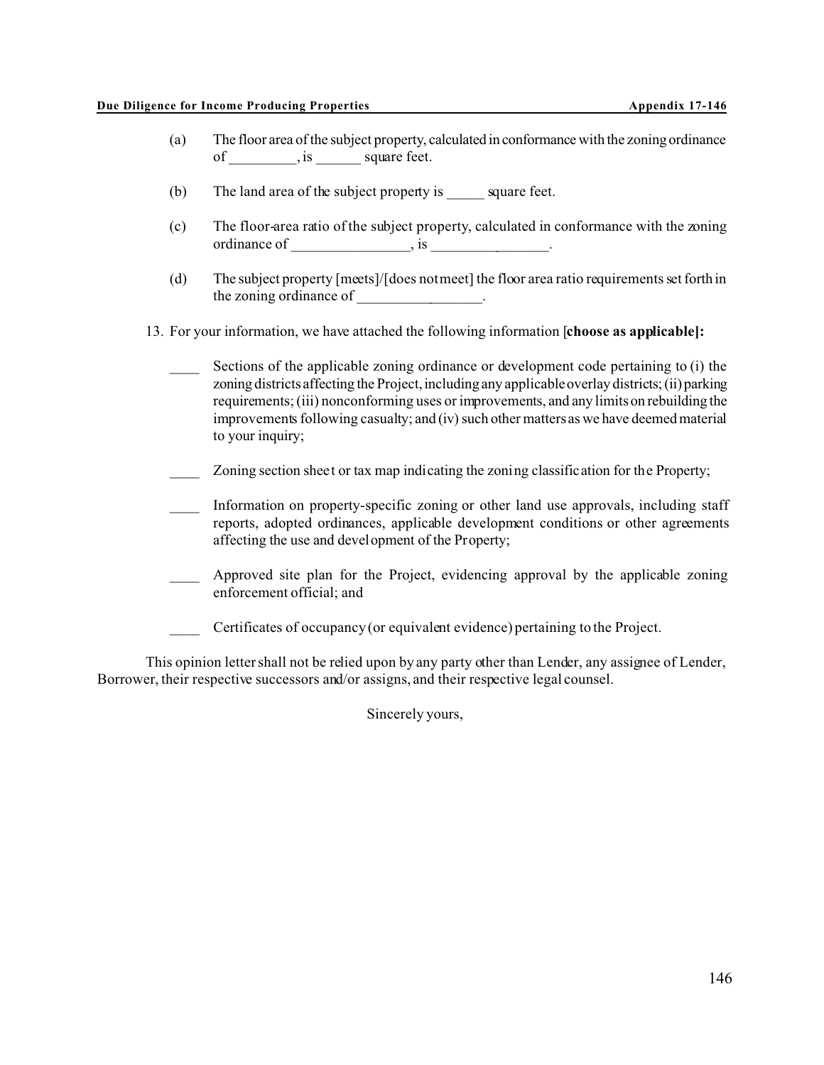(a) The floor area of the subject property, calculated in conformance with the zoning ordinance of _________, is ______ square feet.

(b) The land area of the subject property is _____ square feet.

(c) The floor-area ratio of the subject property, calculated in conformance with the zoning ordinance of ________________, is ________________.

(d) The subject property [meets]/[does not meet] the floor area ratio requirements set forth in the zoning ordinance of _________________.

13. For your information, we have attached the following information [**choose as applicable]:**

____ Sections of the applicable zoning ordinance or development code pertaining to (i) the zoning districts affecting the Project, including any applicable overlay districts; (ii) parking requirements; (iii) nonconforming uses or improvements, and any limits on rebuilding the improvements following casualty; and (iv) such other matters as we have deemed material to your inquiry;

____ Zoning section sheet or tax map indicating the zoning classification for the Property;

____ Information on property-specific zoning or other land use approvals, including staff reports, adopted ordinances, applicable development conditions or other agreements affecting the use and development of the Property;

____ Approved site plan for the Project, evidencing approval by the applicable zoning enforcement official; and

____ Certificates of occupancy (or equivalent evidence) pertaining to the Project.

This opinion letter shall not be relied upon by any party other than Lender, any assignee of Lender, Borrower, their respective successors and/or assigns, and their respective legal counsel.

Sincerely yours,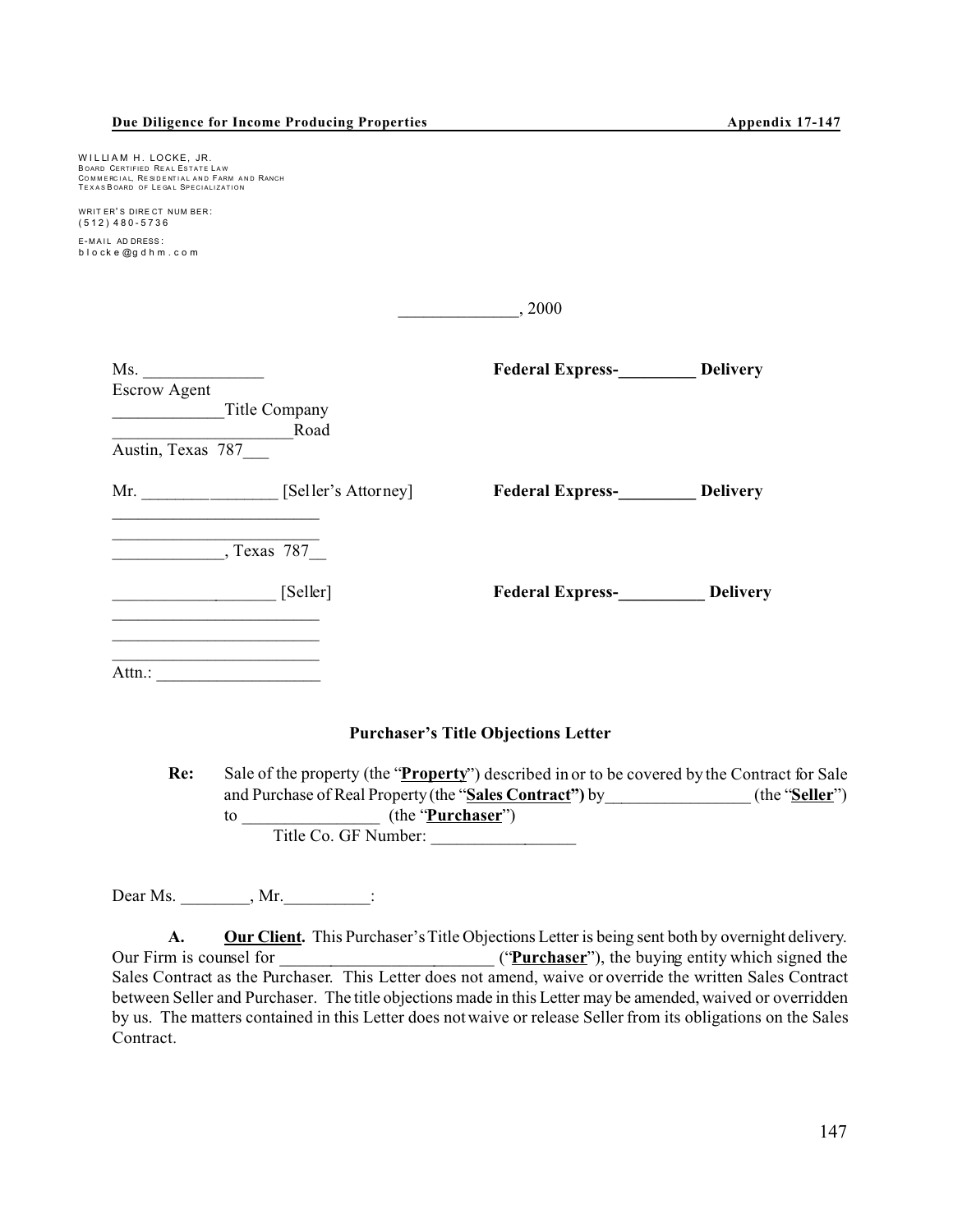WILLIAM H. LOCKE, JR.
BOARD CERTIFIED REAL ESTATE LAW
COMMERCIAL, RESIDENTIAL AND FARM AND RANCH
TEXAS BOARD OF LEGAL SPECIALIZATION

WRITER'S DIRECT NUMBER:
(512) 480-5736

E-MAIL ADDRESS:
blocke@gdhm.com

_____________, 2000

Ms. _____________
Escrow Agent
____________Title Company
____________________Road
Austin, Texas 787___

**Federal Express-_________ Delivery**

Mr. _______________ [Seller's Attorney]
_______________________
_______________________
____________, Texas 787__

**Federal Express-_________ Delivery**

__________________ [Seller]
_______________________
_______________________
_______________________
Attn.: __________________

**Federal Express-__________ Delivery**

### Purchaser's Title Objections Letter

**Re:** Sale of the property (the "**Property**") described in or to be covered by the Contract for Sale and Purchase of Real Property (the "**Sales Contract") by**________________ (the "**Seller**") to ________________ (the "**Purchaser**")
Title Co. GF Number: _________________

Dear Ms. ________, Mr.__________:

**A. Our Client.** This Purchaser's Title Objections Letter is being sent both by overnight delivery. Our Firm is counsel for ________________________ ("**Purchaser**"), the buying entity which signed the Sales Contract as the Purchaser. This Letter does not amend, waive or override the written Sales Contract between Seller and Purchaser. The title objections made in this Letter may be amended, waived or overridden by us. The matters contained in this Letter does not waive or release Seller from its obligations on the Sales Contract.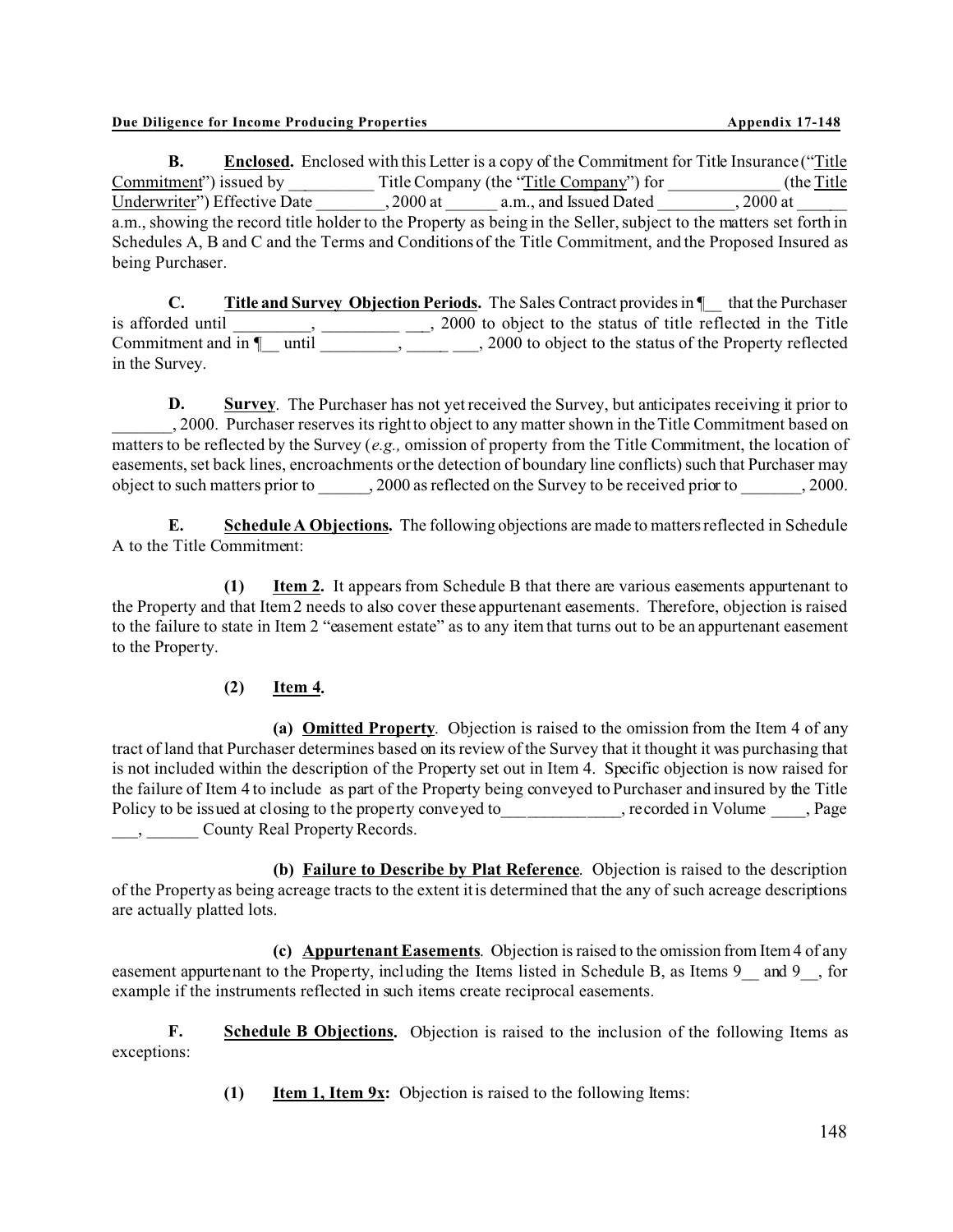**B. Enclosed.** Enclosed with this Letter is a copy of the Commitment for Title Insurance ("Title Commitment") issued by __________ Title Company (the "Title Company") for _____________ (the Title Underwriter") Effective Date ________, 2000 at ______ a.m., and Issued Dated _________, 2000 at ______ a.m., showing the record title holder to the Property as being in the Seller, subject to the matters set forth in Schedules A, B and C and the Terms and Conditions of the Title Commitment, and the Proposed Insured as being Purchaser.

**C. Title and Survey Objection Periods.** The Sales Contract provides in ¶__ that the Purchaser is afforded until _________, _________ ___, 2000 to object to the status of title reflected in the Title Commitment and in ¶__ until _________, _____ ___, 2000 to object to the status of the Property reflected in the Survey.

**D. Survey**. The Purchaser has not yet received the Survey, but anticipates receiving it prior to _______, 2000. Purchaser reserves its right to object to any matter shown in the Title Commitment based on matters to be reflected by the Survey (*e.g.,* omission of property from the Title Commitment, the location of easements, set back lines, encroachments or the detection of boundary line conflicts) such that Purchaser may object to such matters prior to ______, 2000 as reflected on the Survey to be received prior to _______, 2000.

**E. Schedule A Objections.** The following objections are made to matters reflected in Schedule A to the Title Commitment:

**(1) Item 2.** It appears from Schedule B that there are various easements appurtenant to the Property and that Item 2 needs to also cover these appurtenant easements. Therefore, objection is raised to the failure to state in Item 2 "easement estate" as to any item that turns out to be an appurtenant easement to the Property.

**(2) Item 4.**

**(a) Omitted Property**. Objection is raised to the omission from the Item 4 of any tract of land that Purchaser determines based on its review of the Survey that it thought it was purchasing that is not included within the description of the Property set out in Item 4. Specific objection is now raised for the failure of Item 4 to include as part of the Property being conveyed to Purchaser and insured by the Title Policy to be issued at closing to the property conveyed to_____________, recorded in Volume ____, Page ___, ______ County Real Property Records.

**(b) Failure to Describe by Plat Reference**. Objection is raised to the description of the Property as being acreage tracts to the extent it is determined that the any of such acreage descriptions are actually platted lots.

**(c) Appurtenant Easements**. Objection is raised to the omission from Item 4 of any easement appurtenant to the Property, including the Items listed in Schedule B, as Items 9__ and 9__, for example if the instruments reflected in such items create reciprocal easements.

**F. Schedule B Objections.** Objection is raised to the inclusion of the following Items as exceptions:

**(1) Item 1, Item 9x:** Objection is raised to the following Items: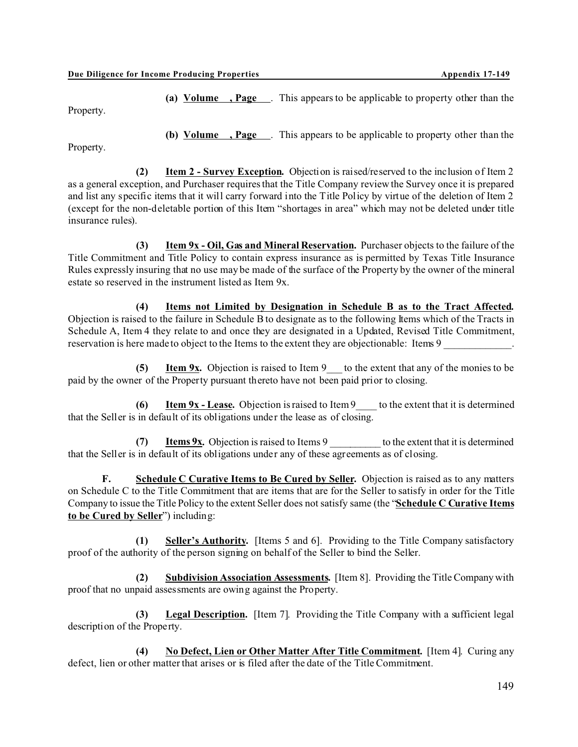**(a) Volume \_\_\_, Page \_\_\_.** This appears to be applicable to property other than the Property.

**(b) Volume \_\_\_, Page \_\_\_.** This appears to be applicable to property other than the Property.

**(2) Item 2 - Survey Exception.** Objection is raised/reserved to the inclusion of Item 2 as a general exception, and Purchaser requires that the Title Company review the Survey once it is prepared and list any specific items that it will carry forward into the Title Policy by virtue of the deletion of Item 2 (except for the non-deletable portion of this Item "shortages in area" which may not be deleted under title insurance rules).

**(3) Item 9x - Oil, Gas and Mineral Reservation.** Purchaser objects to the failure of the Title Commitment and Title Policy to contain express insurance as is permitted by Texas Title Insurance Rules expressly insuring that no use may be made of the surface of the Property by the owner of the mineral estate so reserved in the instrument listed as Item 9x.

**(4) Items not Limited by Designation in Schedule B as to the Tract Affected.** Objection is raised to the failure in Schedule B to designate as to the following Items which of the Tracts in Schedule A, Item 4 they relate to and once they are designated in a Updated, Revised Title Commitment, reservation is here made to object to the Items to the extent they are objectionable: Items 9 \_\_\_\_\_\_\_\_\_\_\_\_\_.

**(5) Item 9x.** Objection is raised to Item 9\_\_\_ to the extent that any of the monies to be paid by the owner of the Property pursuant thereto have not been paid prior to closing.

**(6) Item 9x - Lease.** Objection is raised to Item 9\_\_\_\_ to the extent that it is determined that the Seller is in default of its obligations under the lease as of closing.

**(7) Items 9x.** Objection is raised to Items 9 \_\_\_\_\_\_\_\_\_\_ to the extent that it is determined that the Seller is in default of its obligations under any of these agreements as of closing.

**F. Schedule C Curative Items to Be Cured by Seller.** Objection is raised as to any matters on Schedule C to the Title Commitment that are items that are for the Seller to satisfy in order for the Title Company to issue the Title Policy to the extent Seller does not satisfy same (the "**Schedule C Curative Items to be Cured by Seller**") including:

**(1) Seller's Authority.** [Items 5 and 6]. Providing to the Title Company satisfactory proof of the authority of the person signing on behalf of the Seller to bind the Seller.

**(2) Subdivision Association Assessments.** [Item 8]. Providing the Title Company with proof that no unpaid assessments are owing against the Property.

**(3) Legal Description.** [Item 7]. Providing the Title Company with a sufficient legal description of the Property.

**(4) No Defect, Lien or Other Matter After Title Commitment.** [Item 4]. Curing any defect, lien or other matter that arises or is filed after the date of the Title Commitment.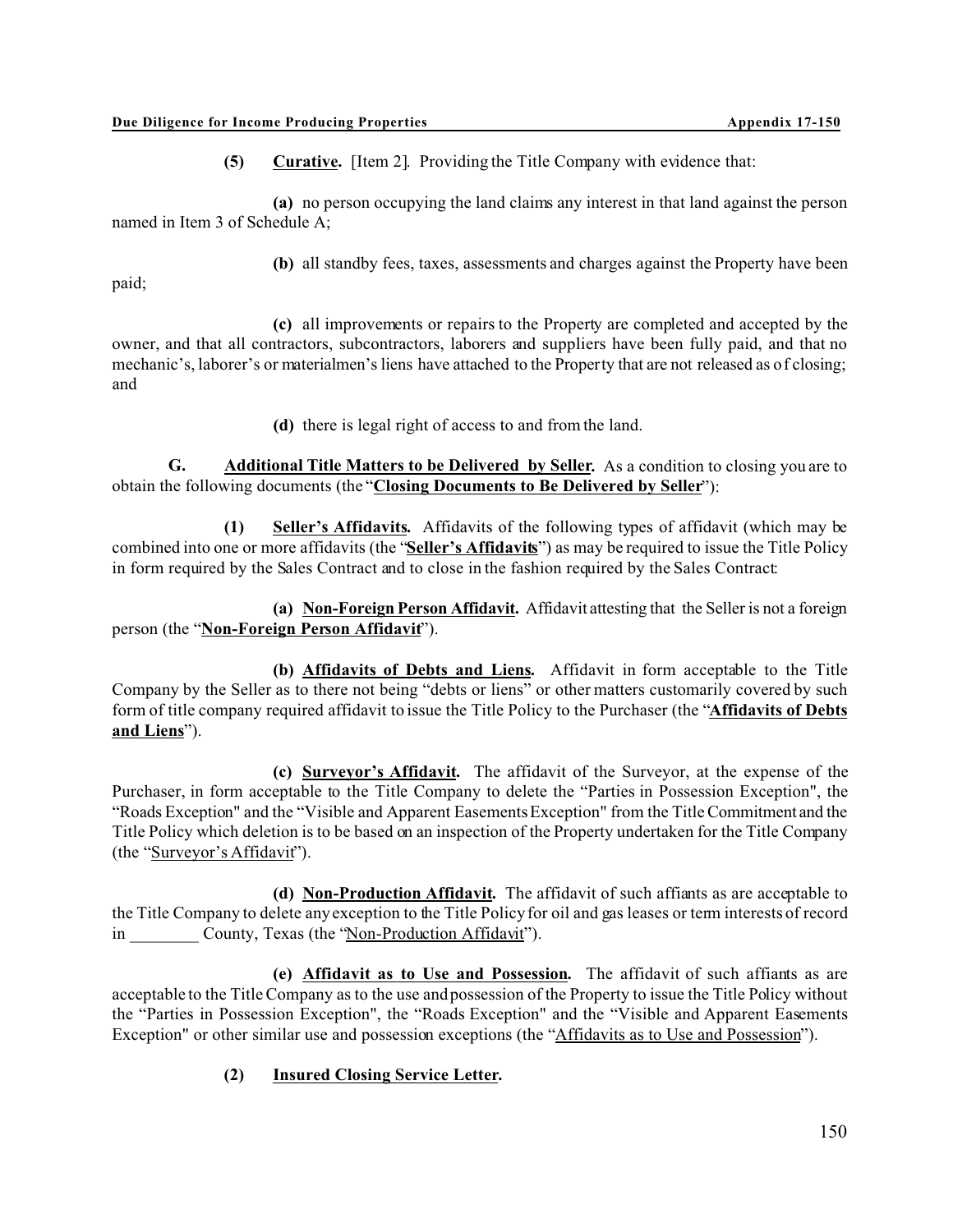**(5) Curative.** [Item 2]. Providing the Title Company with evidence that:

**(a)** no person occupying the land claims any interest in that land against the person named in Item 3 of Schedule A;

**(b)** all standby fees, taxes, assessments and charges against the Property have been paid;

**(c)** all improvements or repairs to the Property are completed and accepted by the owner, and that all contractors, subcontractors, laborers and suppliers have been fully paid, and that no mechanic's, laborer's or materialmen's liens have attached to the Property that are not released as of closing; and

**(d)** there is legal right of access to and from the land.

**G. Additional Title Matters to be Delivered by Seller.** As a condition to closing you are to obtain the following documents (the "**Closing Documents to Be Delivered by Seller**"):

**(1) Seller's Affidavits.** Affidavits of the following types of affidavit (which may be combined into one or more affidavits (the "**Seller's Affidavits**") as may be required to issue the Title Policy in form required by the Sales Contract and to close in the fashion required by the Sales Contract:

**(a) Non-Foreign Person Affidavit.** Affidavit attesting that the Seller is not a foreign person (the "**Non-Foreign Person Affidavit**").

**(b) Affidavits of Debts and Liens.** Affidavit in form acceptable to the Title Company by the Seller as to there not being "debts or liens" or other matters customarily covered by such form of title company required affidavit to issue the Title Policy to the Purchaser (the "**Affidavits of Debts and Liens**").

**(c) Surveyor's Affidavit.** The affidavit of the Surveyor, at the expense of the Purchaser, in form acceptable to the Title Company to delete the "Parties in Possession Exception", the "Roads Exception" and the "Visible and Apparent Easements Exception" from the Title Commitment and the Title Policy which deletion is to be based on an inspection of the Property undertaken for the Title Company (the "Surveyor's Affidavit").

**(d) Non-Production Affidavit.** The affidavit of such affiants as are acceptable to the Title Company to delete any exception to the Title Policy for oil and gas leases or term interests of record in ________ County, Texas (the "Non-Production Affidavit").

**(e) Affidavit as to Use and Possession.** The affidavit of such affiants as are acceptable to the Title Company as to the use and possession of the Property to issue the Title Policy without the "Parties in Possession Exception", the "Roads Exception" and the "Visible and Apparent Easements Exception" or other similar use and possession exceptions (the "Affidavits as to Use and Possession").

**(2) Insured Closing Service Letter.**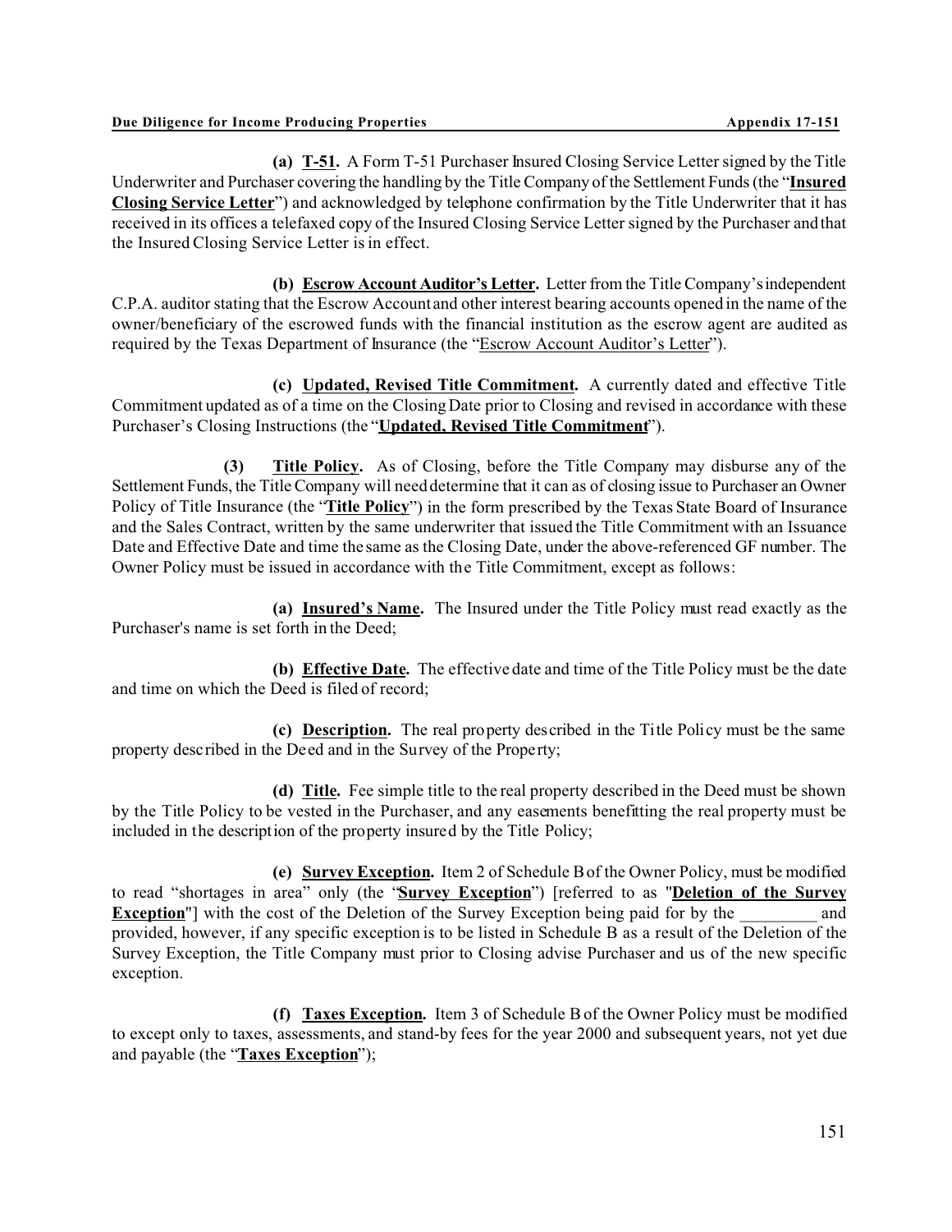**(a) T-51.** A Form T-51 Purchaser Insured Closing Service Letter signed by the Title Underwriter and Purchaser covering the handling by the Title Company of the Settlement Funds (the "**Insured Closing Service Letter**") and acknowledged by telephone confirmation by the Title Underwriter that it has received in its offices a telefaxed copy of the Insured Closing Service Letter signed by the Purchaser and that the Insured Closing Service Letter is in effect.

**(b) Escrow Account Auditor's Letter.** Letter from the Title Company's independent C.P.A. auditor stating that the Escrow Account and other interest bearing accounts opened in the name of the owner/beneficiary of the escrowed funds with the financial institution as the escrow agent are audited as required by the Texas Department of Insurance (the "Escrow Account Auditor's Letter").

**(c) Updated, Revised Title Commitment.** A currently dated and effective Title Commitment updated as of a time on the Closing Date prior to Closing and revised in accordance with these Purchaser's Closing Instructions (the "**Updated, Revised Title Commitment**").

**(3) Title Policy.** As of Closing, before the Title Company may disburse any of the Settlement Funds, the Title Company will need determine that it can as of closing issue to Purchaser an Owner Policy of Title Insurance (the "**Title Policy**") in the form prescribed by the Texas State Board of Insurance and the Sales Contract, written by the same underwriter that issued the Title Commitment with an Issuance Date and Effective Date and time the same as the Closing Date, under the above-referenced GF number. The Owner Policy must be issued in accordance with the Title Commitment, except as follows:

**(a) Insured's Name.** The Insured under the Title Policy must read exactly as the Purchaser's name is set forth in the Deed;

**(b) Effective Date.** The effective date and time of the Title Policy must be the date and time on which the Deed is filed of record;

**(c) Description.** The real property described in the Title Policy must be the same property described in the Deed and in the Survey of the Property;

**(d) Title.** Fee simple title to the real property described in the Deed must be shown by the Title Policy to be vested in the Purchaser, and any easements benefitting the real property must be included in the description of the property insured by the Title Policy;

**(e) Survey Exception.** Item 2 of Schedule B of the Owner Policy, must be modified to read "shortages in area" only (the "**Survey Exception**") [referred to as "**Deletion of the Survey Exception**"] with the cost of the Deletion of the Survey Exception being paid for by the _________ and provided, however, if any specific exception is to be listed in Schedule B as a result of the Deletion of the Survey Exception, the Title Company must prior to Closing advise Purchaser and us of the new specific exception.

**(f) Taxes Exception.** Item 3 of Schedule B of the Owner Policy must be modified to except only to taxes, assessments, and stand-by fees for the year 2000 and subsequent years, not yet due and payable (the "**Taxes Exception**");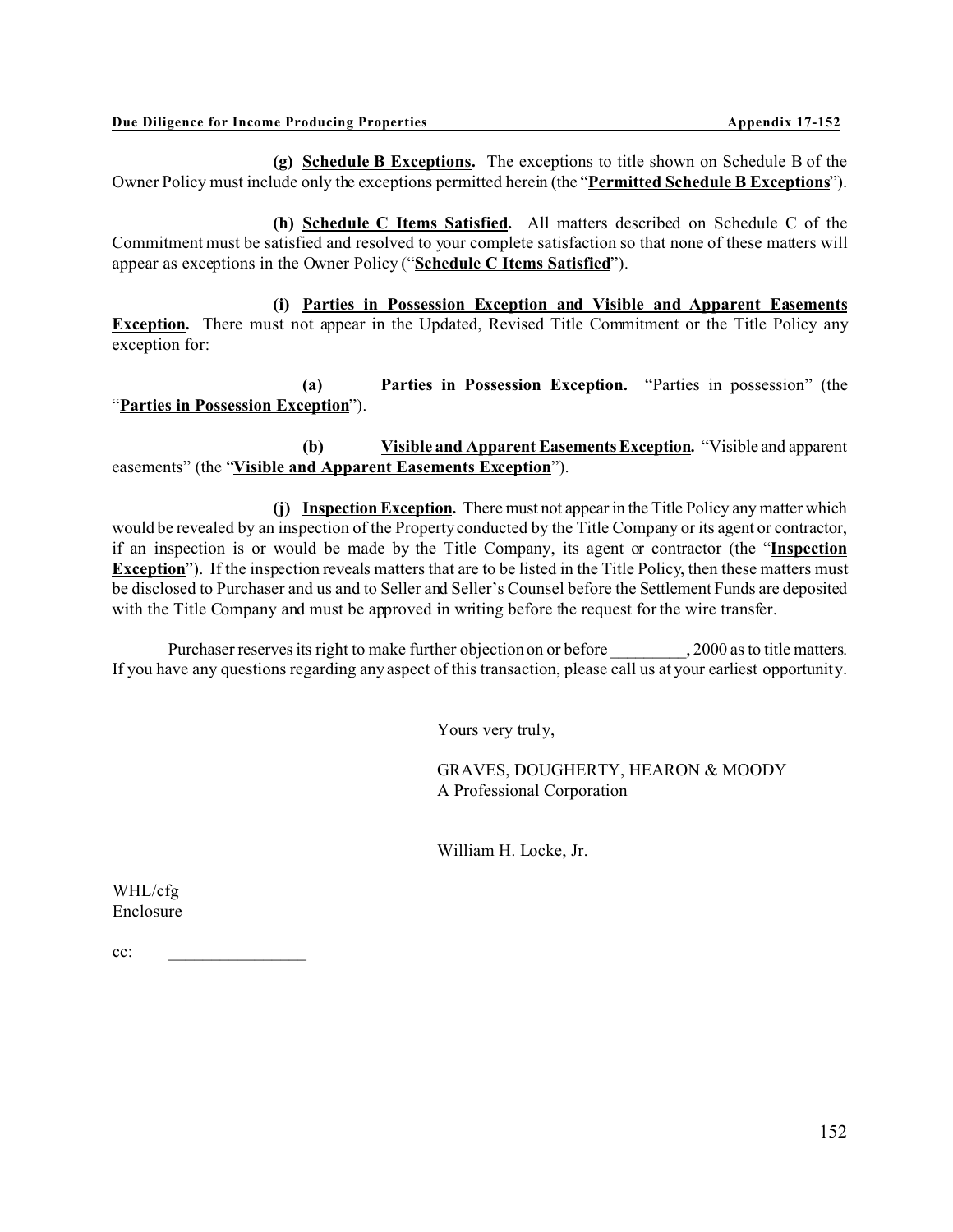**(g) <u>Schedule B Exceptions</u>.** The exceptions to title shown on Schedule B of the Owner Policy must include only the exceptions permitted herein (the "**<u>Permitted Schedule B Exceptions</u>**").

**(h) <u>Schedule C Items Satisfied</u>.** All matters described on Schedule C of the Commitment must be satisfied and resolved to your complete satisfaction so that none of these matters will appear as exceptions in the Owner Policy ("**<u>Schedule C Items Satisfied</u>**").

**(i) <u>Parties in Possession Exception and Visible and Apparent Easements Exception</u>.** There must not appear in the Updated, Revised Title Commitment or the Title Policy any exception for:

**(a) <u>Parties in Possession Exception</u>.** "Parties in possession" (the "**<u>Parties in Possession Exception</u>**").

**(b) <u>Visible and Apparent Easements Exception</u>.** "Visible and apparent easements" (the "**<u>Visible and Apparent Easements Exception</u>**").

**(j) <u>Inspection Exception</u>.** There must not appear in the Title Policy any matter which would be revealed by an inspection of the Property conducted by the Title Company or its agent or contractor, if an inspection is or would be made by the Title Company, its agent or contractor (the "**<u>Inspection Exception</u>**"). If the inspection reveals matters that are to be listed in the Title Policy, then these matters must be disclosed to Purchaser and us and to Seller and Seller's Counsel before the Settlement Funds are deposited with the Title Company and must be approved in writing before the request for the wire transfer.

Purchaser reserves its right to make further objection on or before _________, 2000 as to title matters. If you have any questions regarding any aspect of this transaction, please call us at your earliest opportunity.

Yours very truly,

GRAVES, DOUGHERTY, HEARON & MOODY
A Professional Corporation

William H. Locke, Jr.

WHL/cfg
Enclosure

cc: ________________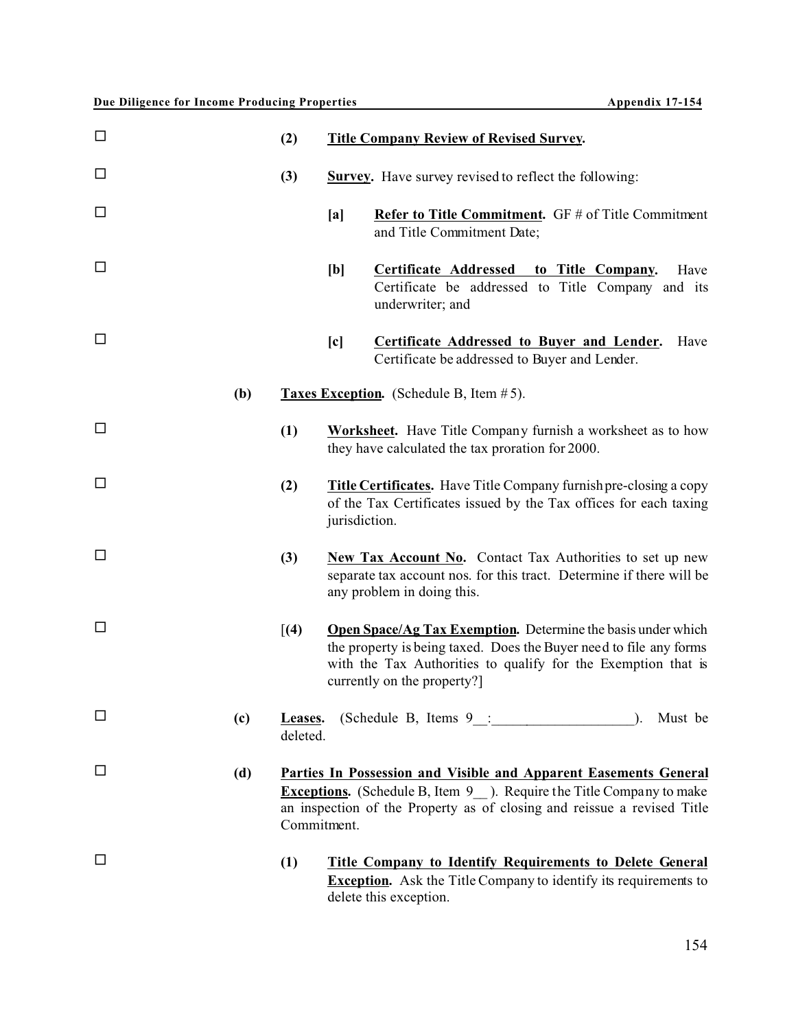☐ **(2)** **Title Company Review of Revised Survey.**

☐ **(3)** **Survey.** Have survey revised to reflect the following:

☐ **[a]** **Refer to Title Commitment.** GF # of Title Commitment and Title Commitment Date;

☐ **[b]** **Certificate Addressed to Title Company.** Have Certificate be addressed to Title Company and its underwriter; and

☐ **[c]** **Certificate Addressed to Buyer and Lender.** Have Certificate be addressed to Buyer and Lender.

**(b)** **Taxes Exception.** (Schedule B, Item # 5).

☐ **(1)** **Worksheet.** Have Title Company furnish a worksheet as to how they have calculated the tax proration for 2000.

☐ **(2)** **Title Certificates.** Have Title Company furnish pre-closing a copy of the Tax Certificates issued by the Tax offices for each taxing jurisdiction.

☐ **(3)** **New Tax Account No.** Contact Tax Authorities to set up new separate tax account nos. for this tract. Determine if there will be any problem in doing this.

☐ [**(4)** **Open Space/Ag Tax Exemption.** Determine the basis under which the property is being taxed. Does the Buyer need to file any forms with the Tax Authorities to qualify for the Exemption that is currently on the property?]

☐ **(c)** **Leases.** (Schedule B, Items 9__:__________________). Must be deleted.

☐ **(d)** **Parties In Possession and Visible and Apparent Easements General Exceptions.** (Schedule B, Item 9__ ). Require the Title Company to make an inspection of the Property as of closing and reissue a revised Title Commitment.

☐ **(1)** **Title Company to Identify Requirements to Delete General Exception.** Ask the Title Company to identify its requirements to delete this exception.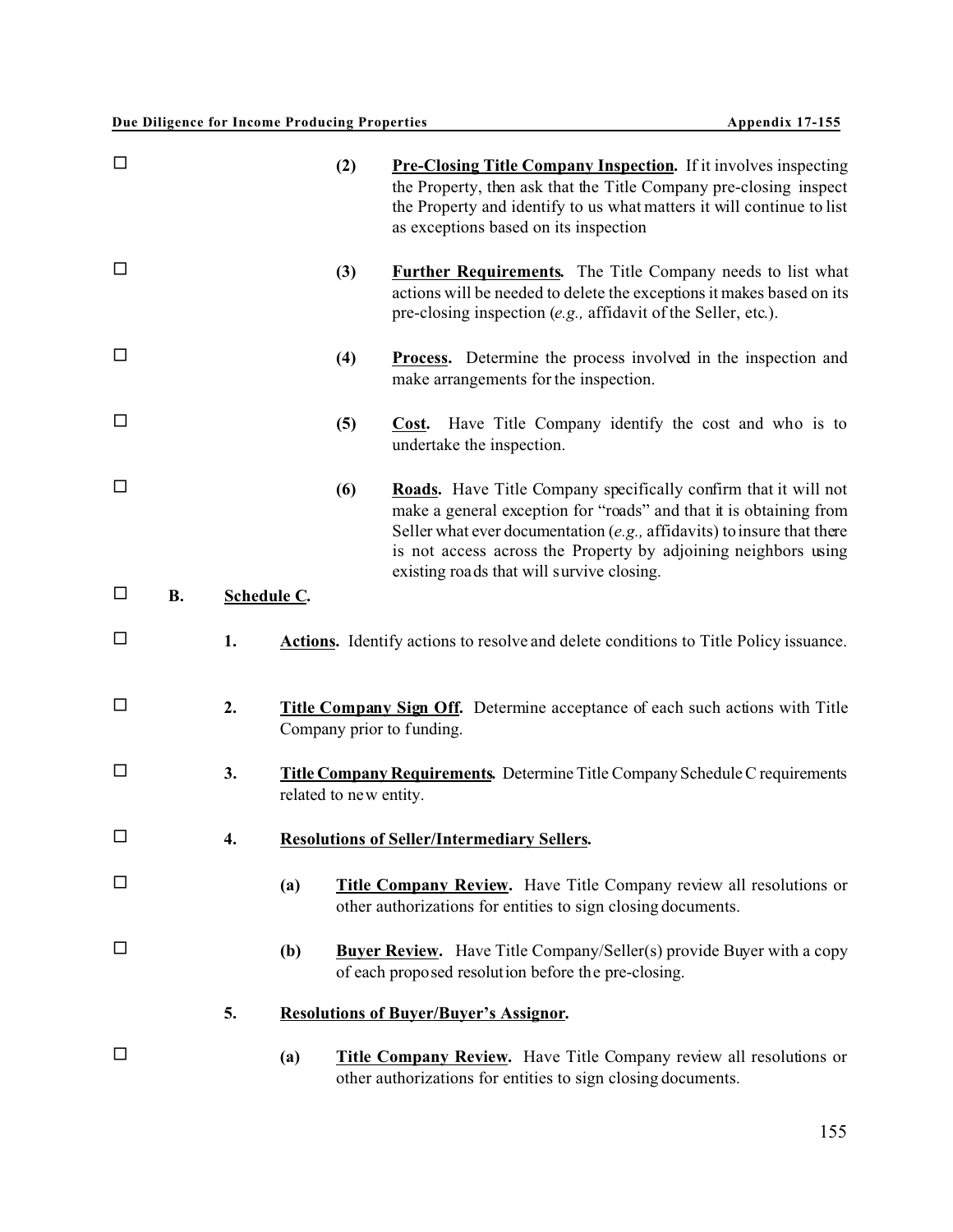☐ (2) **Pre-Closing Title Company Inspection.** If it involves inspecting the Property, then ask that the Title Company pre-closing inspect the Property and identify to us what matters it will continue to list as exceptions based on its inspection

☐ (3) **Further Requirements.** The Title Company needs to list what actions will be needed to delete the exceptions it makes based on its pre-closing inspection (*e.g.,* affidavit of the Seller, etc.).

☐ (4) **Process.** Determine the process involved in the inspection and make arrangements for the inspection.

☐ (5) **Cost.** Have Title Company identify the cost and who is to undertake the inspection.

☐ (6) **Roads.** Have Title Company specifically confirm that it will not make a general exception for "roads" and that it is obtaining from Seller what ever documentation (*e.g.,* affidavits) to insure that there is not access across the Property by adjoining neighbors using existing roads that will survive closing.

☐ **B. Schedule C.**

☐ 1. **Actions.** Identify actions to resolve and delete conditions to Title Policy issuance.

☐ 2. **Title Company Sign Off.** Determine acceptance of each such actions with Title Company prior to funding.

☐ 3. **Title Company Requirements.** Determine Title Company Schedule C requirements related to new entity.

☐ 4. **Resolutions of Seller/Intermediary Sellers.**

☐ (a) **Title Company Review.** Have Title Company review all resolutions or other authorizations for entities to sign closing documents.

☐ (b) **Buyer Review.** Have Title Company/Seller(s) provide Buyer with a copy of each proposed resolution before the pre-closing.

5. **Resolutions of Buyer/Buyer's Assignor.**

☐ (a) **Title Company Review.** Have Title Company review all resolutions or other authorizations for entities to sign closing documents.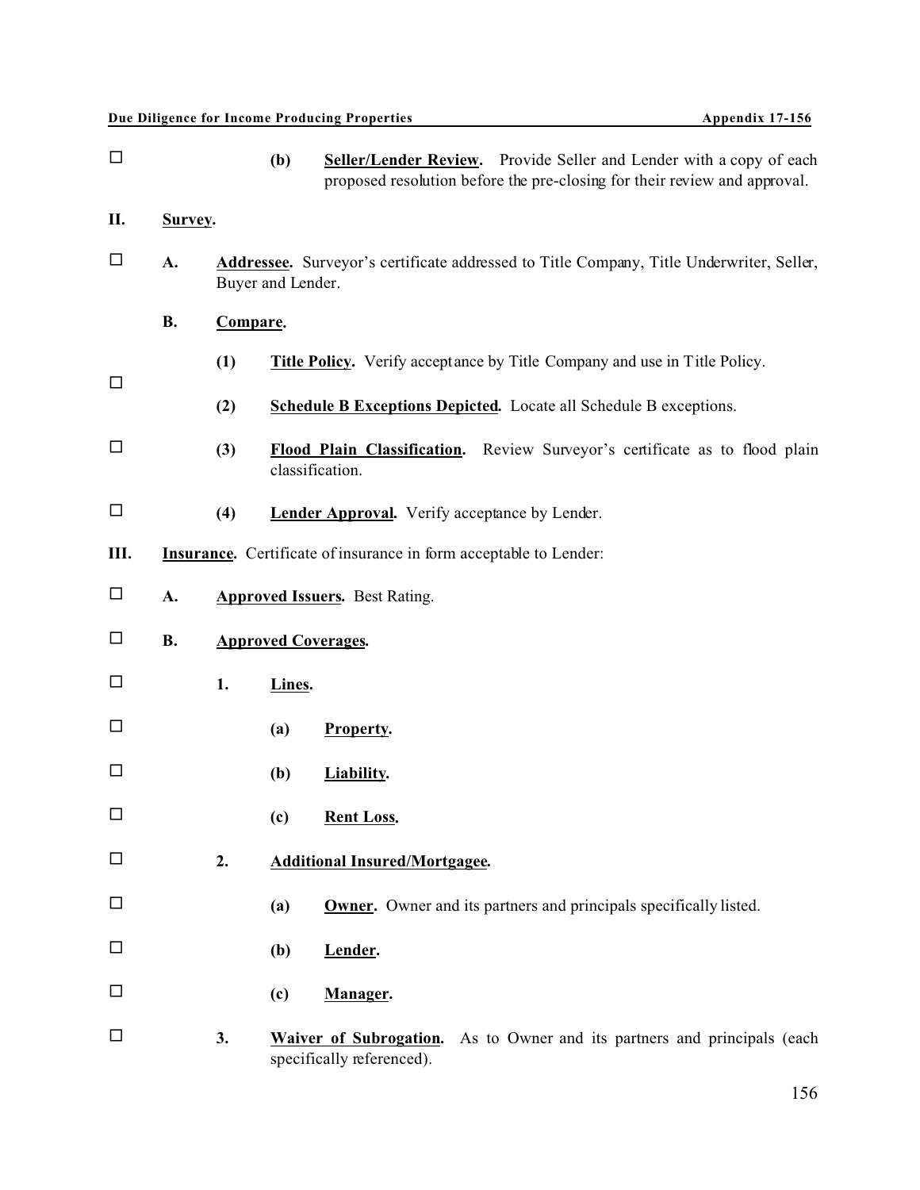- ☐ **(b)** **Seller/Lender Review.** Provide Seller and Lender with a copy of each proposed resolution before the pre-closing for their review and approval.

**II. Survey.**

- ☐ **A.** **Addressee.** Surveyor's certificate addressed to Title Company, Title Underwriter, Seller, Buyer and Lender.

**B.** **Compare.**

- ☐ **(1)** **Title Policy.** Verify acceptance by Title Company and use in Title Policy.
  **(2)** **Schedule B Exceptions Depicted.** Locate all Schedule B exceptions.
- ☐ **(3)** **Flood Plain Classification.** Review Surveyor's certificate as to flood plain classification.
- ☐ **(4)** **Lender Approval.** Verify acceptance by Lender.

**III. Insurance.** Certificate of insurance in form acceptable to Lender:

- ☐ **A.** **Approved Issuers.** Best Rating.
- ☐ **B.** **Approved Coverages.**
- ☐ **1.** **Lines.**
- ☐ **(a)** **Property.**
- ☐ **(b)** **Liability.**
- ☐ **(c)** **Rent Loss.**
- ☐ **2.** **Additional Insured/Mortgagee.**
- ☐ **(a)** **Owner.** Owner and its partners and principals specifically listed.
- ☐ **(b)** **Lender.**
- ☐ **(c)** **Manager.**
- ☐ **3.** **Waiver of Subrogation.** As to Owner and its partners and principals (each specifically referenced).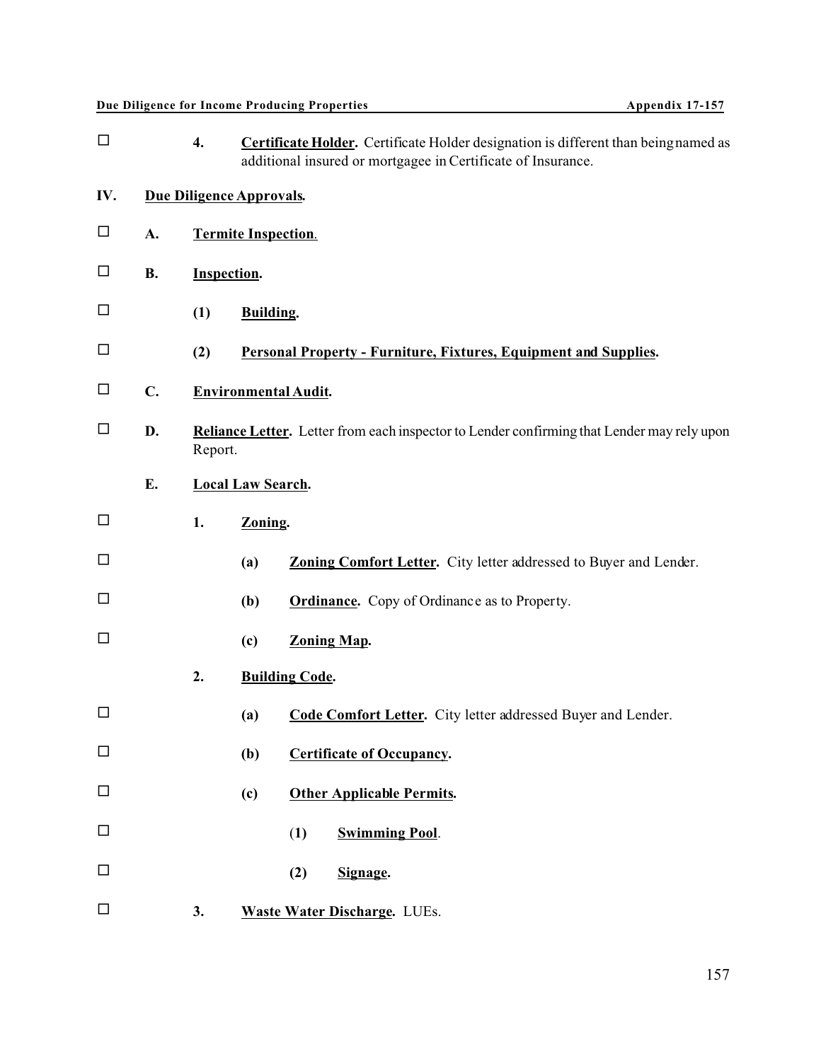☐ 4. **Certificate Holder.** Certificate Holder designation is different than being named as additional insured or mortgagee in Certificate of Insurance.

## IV. Due Diligence Approvals.

☐ A. **Termite Inspection**.

☐ B. **Inspection.**

☐ (1) **Building.**

☐ (2) **Personal Property - Furniture, Fixtures, Equipment and Supplies.**

☐ C. **Environmental Audit.**

☐ D. **Reliance Letter.** Letter from each inspector to Lender confirming that Lender may rely upon Report.

E. **Local Law Search.**

☐ 1. **Zoning.**

☐ (a) **Zoning Comfort Letter.** City letter addressed to Buyer and Lender.

☐ (b) **Ordinance.** Copy of Ordinance as to Property.

☐ (c) **Zoning Map.**

2. **Building Code.**

☐ (a) **Code Comfort Letter.** City letter addressed Buyer and Lender.

☐ (b) **Certificate of Occupancy.**

☐ (c) **Other Applicable Permits.**

☐ (1) **Swimming Pool**.

☐ (2) **Signage.**

☐ 3. **Waste Water Discharge.** LUEs.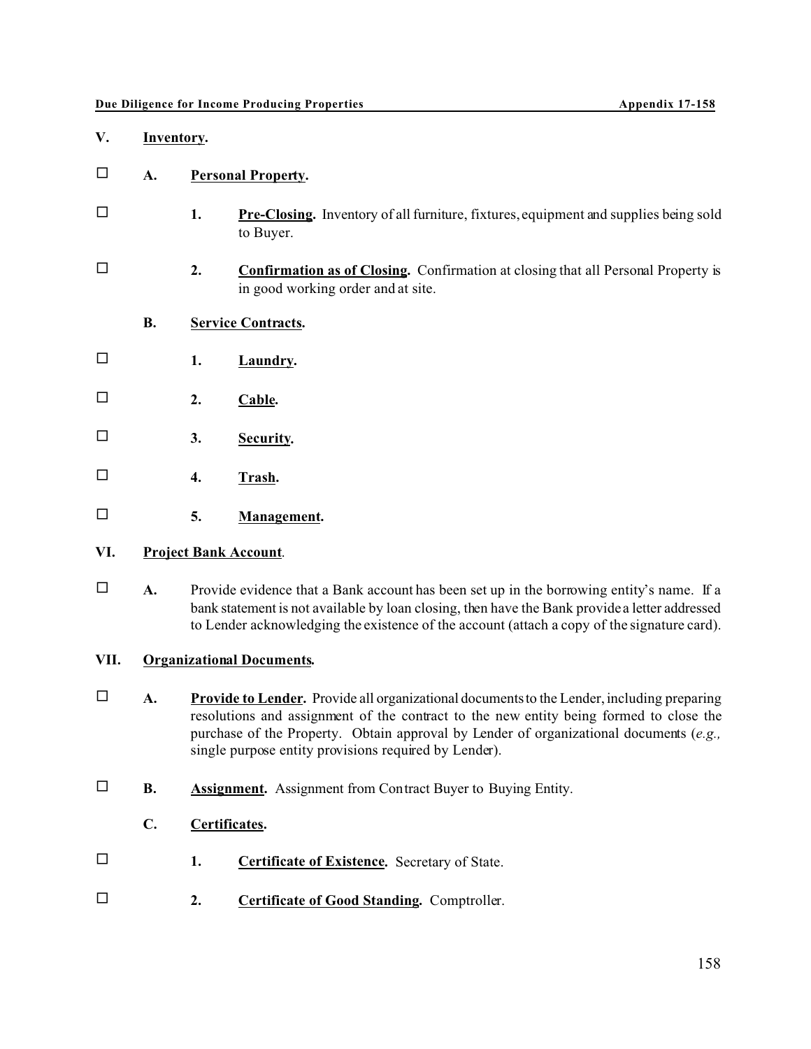## V. Inventory.

☐ **A. Personal Property.**

☐ **1. Pre-Closing.** Inventory of all furniture, fixtures, equipment and supplies being sold to Buyer.

☐ **2. Confirmation as of Closing.** Confirmation at closing that all Personal Property is in good working order and at site.

**B. Service Contracts.**

☐ **1. Laundry.**

☐ **2. Cable.**

☐ **3. Security.**

☐ **4. Trash.**

☐ **5. Management.**

## VI. Project Bank Account.

☐ **A.** Provide evidence that a Bank account has been set up in the borrowing entity's name. If a bank statement is not available by loan closing, then have the Bank provide a letter addressed to Lender acknowledging the existence of the account (attach a copy of the signature card).

## VII. Organizational Documents.

☐ **A. Provide to Lender.** Provide all organizational documents to the Lender, including preparing resolutions and assignment of the contract to the new entity being formed to close the purchase of the Property. Obtain approval by Lender of organizational documents (*e.g.,* single purpose entity provisions required by Lender).

☐ **B. Assignment.** Assignment from Contract Buyer to Buying Entity.

**C. Certificates.**

☐ **1. Certificate of Existence.** Secretary of State.

☐ **2. Certificate of Good Standing.** Comptroller.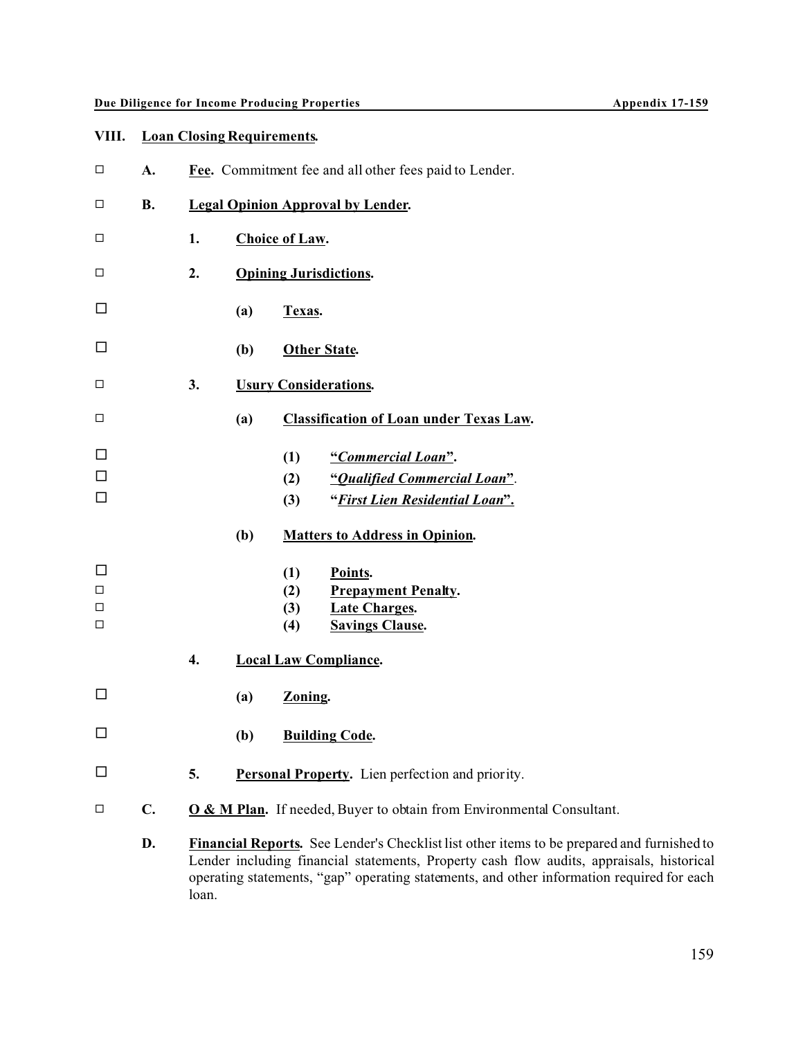## VIII. Loan Closing Requirements.

☐ **A.** **Fee.** Commitment fee and all other fees paid to Lender.

☐ **B.** **Legal Opinion Approval by Lender.**

☐ **1.** **Choice of Law.**

☐ **2.** **Opining Jurisdictions.**

☐ **(a)** **Texas.**

☐ **(b)** **Other State.**

☐ **3.** **Usury Considerations.**

☐ **(a)** **Classification of Loan under Texas Law.**

☐ **(1)** **"*Commercial Loan*".**

☐ **(2)** **"*Qualified Commercial Loan*"**.

☐ **(3)** **"*First Lien Residential Loan*".**

**(b)** **Matters to Address in Opinion.**

☐ **(1)** **Points.**

☐ **(2)** **Prepayment Penalty.**

☐ **(3)** **Late Charges.**

☐ **(4)** **Savings Clause.**

**4.** **Local Law Compliance.**

☐ **(a)** **Zoning.**

☐ **(b)** **Building Code.**

☐ **5.** **Personal Property.** Lien perfection and priority.

☐ **C.** **O & M Plan.** If needed, Buyer to obtain from Environmental Consultant.

**D.** **Financial Reports.** See Lender's Checklist list other items to be prepared and furnished to Lender including financial statements, Property cash flow audits, appraisals, historical operating statements, "gap" operating statements, and other information required for each loan.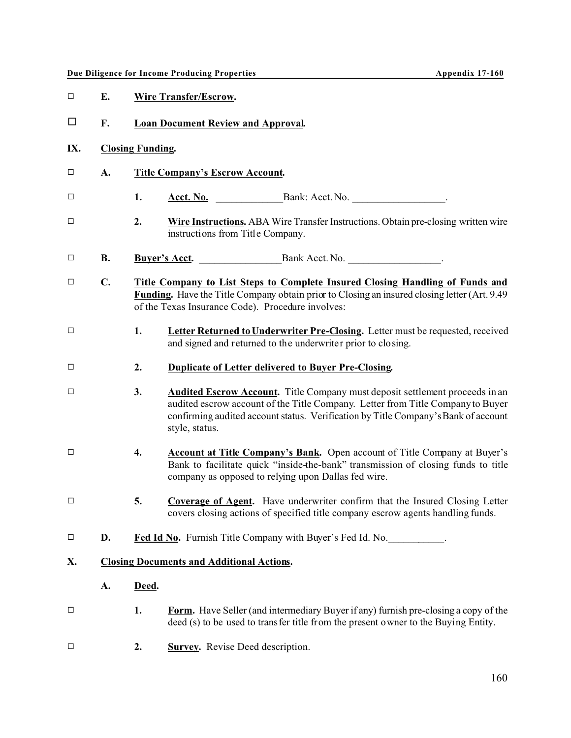☐ **E.** **<u>Wire Transfer/Escrow</u>.**

☐ **F.** **<u>Loan Document Review and Approval</u>.**

**IX.** **<u>Closing Funding</u>.**

☐ **A.** **<u>Title Company's Escrow Account</u>.**

☐ **1.** **<u>Acct. No.</u>** _____________Bank: Acct. No. _________________.

☐ **2.** **<u>Wire Instructions</u>.** ABA Wire Transfer Instructions. Obtain pre-closing written wire instructions from Title Company.

☐ **B.** **<u>Buyer's Acct</u>.** ________________Bank Acct. No. _________________.

☐ **C.** **<u>Title Company to List Steps to Complete Insured Closing Handling of Funds and Funding</u>.** Have the Title Company obtain prior to Closing an insured closing letter (Art. 9.49 of the Texas Insurance Code). Procedure involves:

☐ **1.** **<u>Letter Returned to Underwriter Pre-Closing</u>.** Letter must be requested, received and signed and returned to the underwriter prior to closing.

☐ **2.** **<u>Duplicate of Letter delivered to Buyer Pre-Closing</u>.**

☐ **3.** **<u>Audited Escrow Account</u>.** Title Company must deposit settlement proceeds in an audited escrow account of the Title Company. Letter from Title Company to Buyer confirming audited account status. Verification by Title Company's Bank of account style, status.

☐ **4.** **<u>Account at Title Company's Bank</u>.** Open account of Title Company at Buyer's Bank to facilitate quick "inside-the-bank" transmission of closing funds to title company as opposed to relying upon Dallas fed wire.

☐ **5.** **<u>Coverage of Agent</u>.** Have underwriter confirm that the Insured Closing Letter covers closing actions of specified title company escrow agents handling funds.

☐ **D.** **<u>Fed Id No</u>.** Furnish Title Company with Buyer's Fed Id. No.___________.

**X.** **<u>Closing Documents and Additional Actions</u>.**

**A.** **<u>Deed</u>.**

☐ **1.** **<u>Form</u>.** Have Seller (and intermediary Buyer if any) furnish pre-closing a copy of the deed (s) to be used to transfer title from the present owner to the Buying Entity.

☐ **2.** **<u>Survey</u>.** Revise Deed description.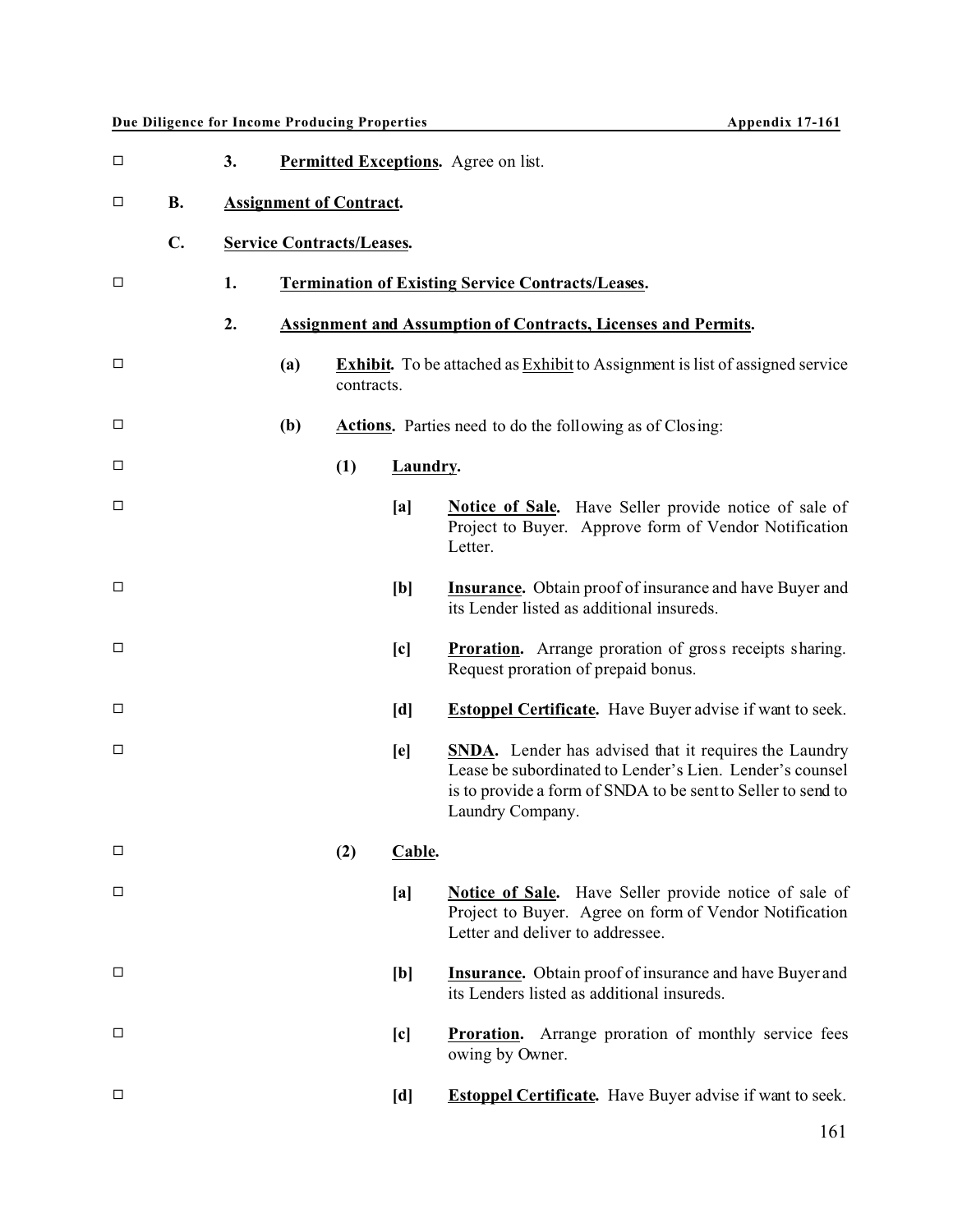☐ **3. Permitted Exceptions.** Agree on list.

☐ **B. Assignment of Contract.**

**C. Service Contracts/Leases.**

☐ **1. Termination of Existing Service Contracts/Leases.**

**2. Assignment and Assumption of Contracts, Licenses and Permits.**

☐ **(a) Exhibit.** To be attached as Exhibit to Assignment is list of assigned service contracts.

☐ **(b) Actions.** Parties need to do the following as of Closing:

☐ **(1) Laundry.**

☐ **[a] Notice of Sale.** Have Seller provide notice of sale of Project to Buyer. Approve form of Vendor Notification Letter.

☐ **[b] Insurance.** Obtain proof of insurance and have Buyer and its Lender listed as additional insureds.

☐ **[c] Proration.** Arrange proration of gross receipts sharing. Request proration of prepaid bonus.

☐ **[d] Estoppel Certificate.** Have Buyer advise if want to seek.

☐ **[e] SNDA.** Lender has advised that it requires the Laundry Lease be subordinated to Lender's Lien. Lender's counsel is to provide a form of SNDA to be sent to Seller to send to Laundry Company.

☐ **(2) Cable.**

☐ **[a] Notice of Sale.** Have Seller provide notice of sale of Project to Buyer. Agree on form of Vendor Notification Letter and deliver to addressee.

☐ **[b] Insurance.** Obtain proof of insurance and have Buyer and its Lenders listed as additional insureds.

☐ **[c] Proration.** Arrange proration of monthly service fees owing by Owner.

☐ **[d] Estoppel Certificate.** Have Buyer advise if want to seek.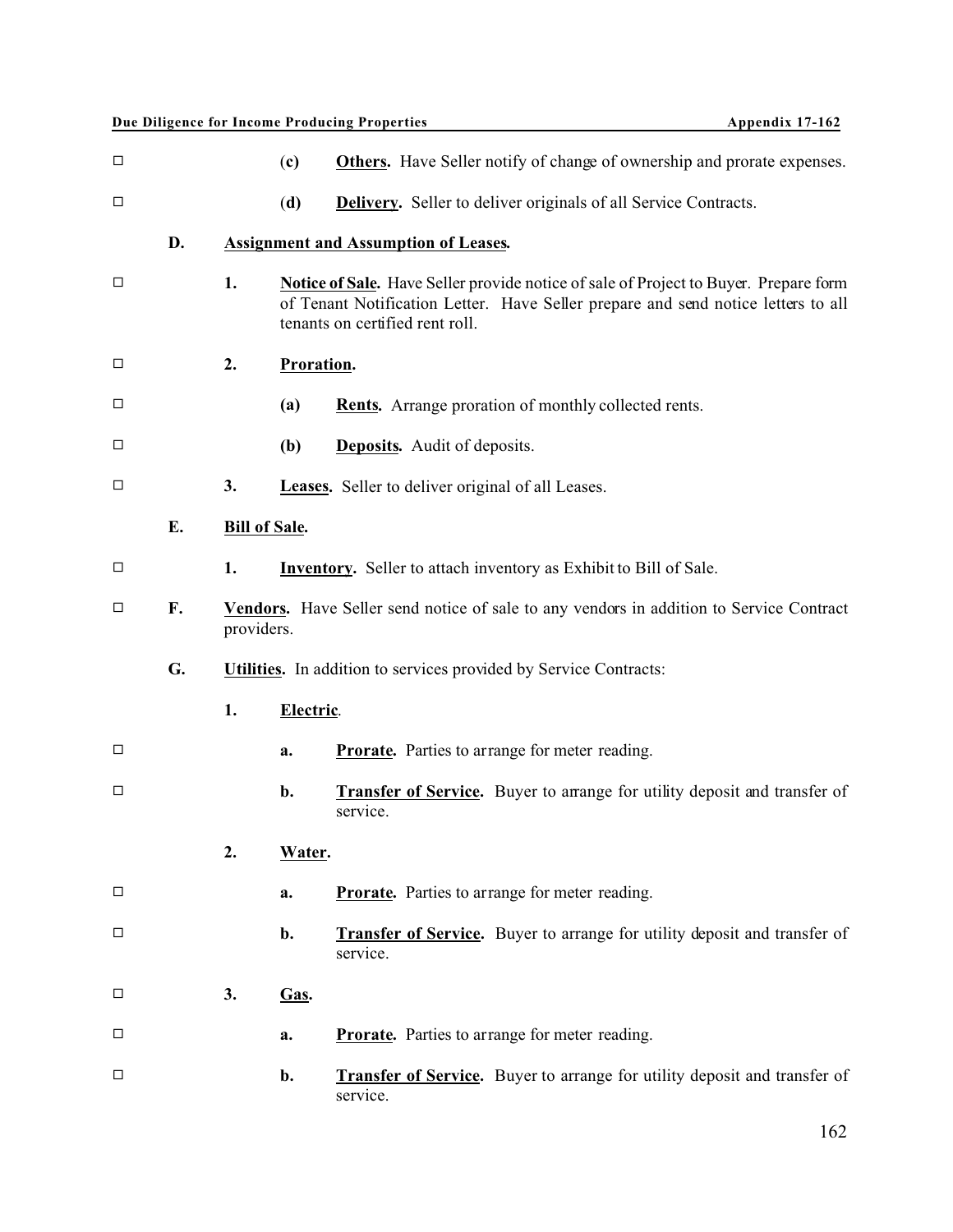☐ (c) **<u>Others</u>.** Have Seller notify of change of ownership and prorate expenses.

☐ (d) **<u>Delivery</u>.** Seller to deliver originals of all Service Contracts.

**D. <u>Assignment and Assumption of Leases</u>.**

☐ **1. <u>Notice of Sale</u>.** Have Seller provide notice of sale of Project to Buyer. Prepare form of Tenant Notification Letter. Have Seller prepare and send notice letters to all tenants on certified rent roll.

☐ **2. <u>Proration</u>.**

☐ **(a) <u>Rents</u>.** Arrange proration of monthly collected rents.

☐ **(b) <u>Deposits</u>.** Audit of deposits.

☐ **3. <u>Leases</u>.** Seller to deliver original of all Leases.

**E. <u>Bill of Sale</u>.**

☐ **1. <u>Inventory</u>.** Seller to attach inventory as Exhibit to Bill of Sale.

☐ **F. <u>Vendors</u>.** Have Seller send notice of sale to any vendors in addition to Service Contract providers.

**G. <u>Utilities</u>.** In addition to services provided by Service Contracts:

**1. <u>Electric</u>.**

☐ **a. <u>Prorate</u>.** Parties to arrange for meter reading.

☐ **b. <u>Transfer of Service</u>.** Buyer to arrange for utility deposit and transfer of service.

**2. <u>Water</u>.**

☐ **a. <u>Prorate</u>.** Parties to arrange for meter reading.

☐ **b. <u>Transfer of Service</u>.** Buyer to arrange for utility deposit and transfer of service.

☐ **3. <u>Gas</u>.**

☐ **a. <u>Prorate</u>.** Parties to arrange for meter reading.

☐ **b. <u>Transfer of Service</u>.** Buyer to arrange for utility deposit and transfer of service.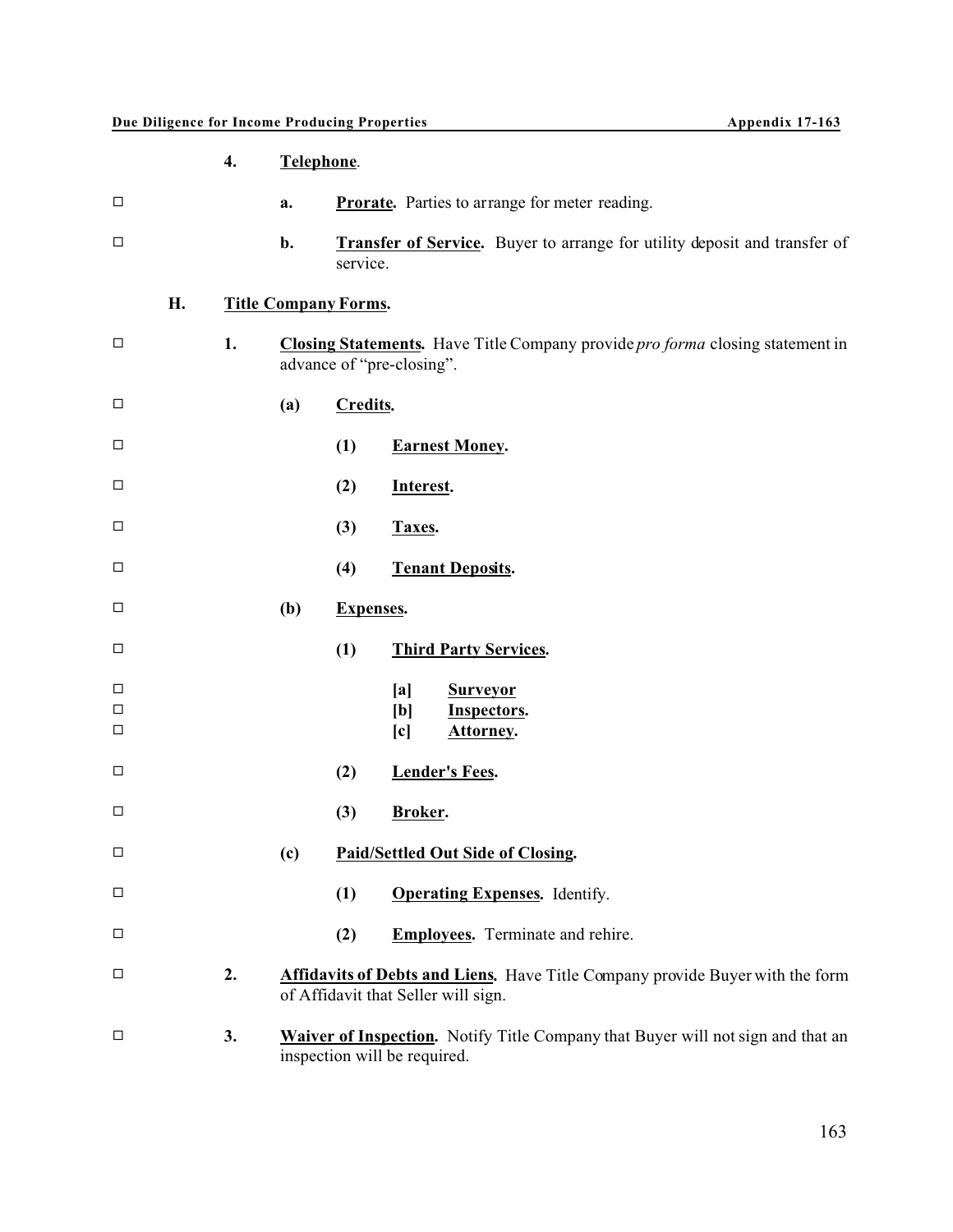- ☐ **4. Telephone.**
  - ☐ **a. Prorate.** Parties to arrange for meter reading.
  - ☐ **b. Transfer of Service.** Buyer to arrange for utility deposit and transfer of service.

**H. Title Company Forms.**

- ☐ **1. Closing Statements.** Have Title Company provide *pro forma* closing statement in advance of "pre-closing".
  - ☐ **(a) Credits.**
    - ☐ **(1) Earnest Money.**
    - ☐ **(2) Interest.**
    - ☐ **(3) Taxes.**
    - ☐ **(4) Tenant Deposits.**
  - ☐ **(b) Expenses.**
    - ☐ **(1) Third Party Services.**
      - ☐ **[a] Surveyor**
      - ☐ **[b] Inspectors.**
      - ☐ **[c] Attorney.**
    - ☐ **(2) Lender's Fees.**
    - ☐ **(3) Broker.**
  - ☐ **(c) Paid/Settled Out Side of Closing.**
    - ☐ **(1) Operating Expenses.** Identify.
    - ☐ **(2) Employees.** Terminate and rehire.
- ☐ **2. Affidavits of Debts and Liens.** Have Title Company provide Buyer with the form of Affidavit that Seller will sign.
- ☐ **3. Waiver of Inspection.** Notify Title Company that Buyer will not sign and that an inspection will be required.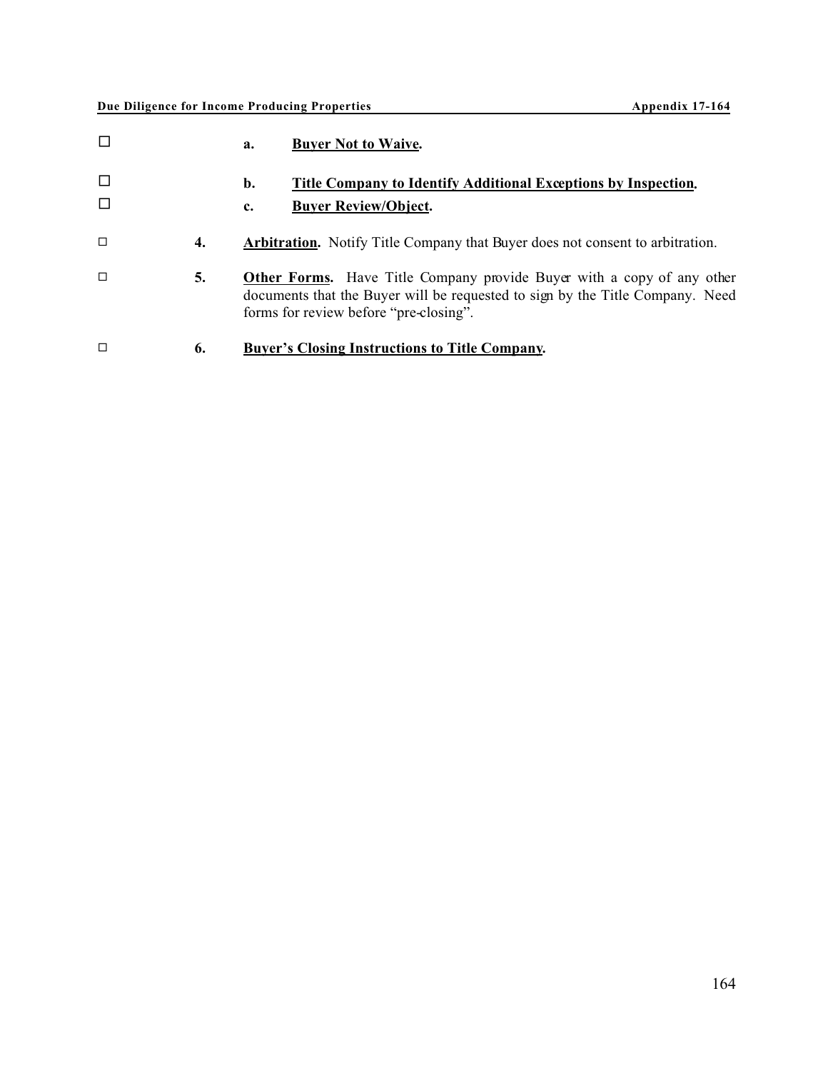☐ a. **<u>Buyer Not to Waive</u>.**

☐ b. **<u>Title Company to Identify Additional Exceptions by Inspection</u>.**

☐ c. **<u>Buyer Review/Object</u>.**

☐ 4. **<u>Arbitration</u>.** Notify Title Company that Buyer does not consent to arbitration.

☐ 5. **<u>Other Forms</u>.** Have Title Company provide Buyer with a copy of any other documents that the Buyer will be requested to sign by the Title Company. Need forms for review before "pre-closing".

☐ 6. **<u>Buyer's Closing Instructions to Title Company</u>.**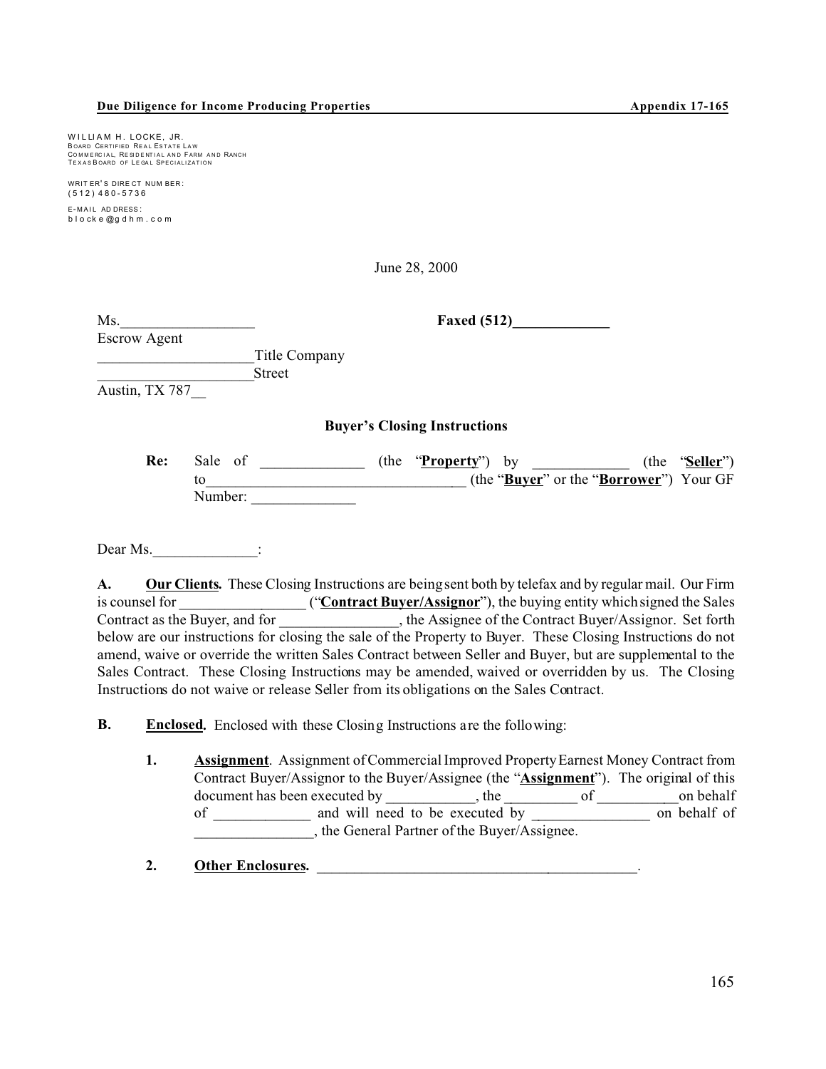WILLIAM H. LOCKE, JR.
BOARD CERTIFIED REAL ESTATE LAW
COMMERCIAL, RESIDENTIAL AND FARM AND RANCH
TEXAS BOARD OF LEGAL SPECIALIZATION

WRITER'S DIRECT NUMBER:
(512) 480-5736

E-MAIL ADDRESS:
blocke@gdhm.com

June 28, 2000

Ms.__________________ **Faxed (512)_____________**
Escrow Agent
_____________________Title Company
_____________________Street
Austin, TX 787__

**Buyer's Closing Instructions**

**Re:** Sale of ______________ (the "**Property**") by _____________ (the "**Seller**") to___________________________________ (the "**Buyer**" or the "**Borrower**") Your GF Number: ______________

Dear Ms.______________:

**A. Our Clients.** These Closing Instructions are being sent both by telefax and by regular mail. Our Firm is counsel for _________________ ("**Contract Buyer/Assignor**"), the buying entity which signed the Sales Contract as the Buyer, and for ________________, the Assignee of the Contract Buyer/Assignor. Set forth below are our instructions for closing the sale of the Property to Buyer. These Closing Instructions do not amend, waive or override the written Sales Contract between Seller and Buyer, but are supplemental to the Sales Contract. These Closing Instructions may be amended, waived or overridden by us. The Closing Instructions do not waive or release Seller from its obligations on the Sales Contract.

**B. Enclosed.** Enclosed with these Closing Instructions are the following:

1. **Assignment**. Assignment of Commercial Improved Property Earnest Money Contract from Contract Buyer/Assignor to the Buyer/Assignee (the "**Assignment**"). The original of this document has been executed by ___________, the __________ of ___________on behalf of _____________ and will need to be executed by ________________ on behalf of ________________, the General Partner of the Buyer/Assignee.

2. **Other Enclosures.** ______________________________________________.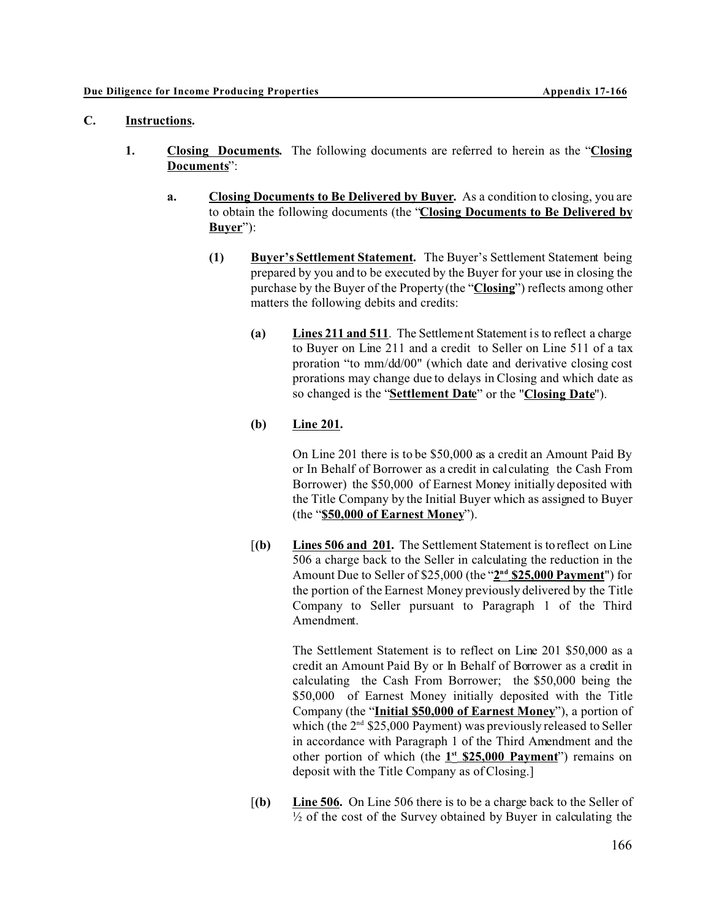## C. **Instructions.**

**1. Closing Documents.** The following documents are referred to herein as the "**Closing Documents**":

**a. Closing Documents to Be Delivered by Buyer.** As a condition to closing, you are to obtain the following documents (the "**Closing Documents to Be Delivered by Buyer**"):

**(1) Buyer's Settlement Statement.** The Buyer's Settlement Statement being prepared by you and to be executed by the Buyer for your use in closing the purchase by the Buyer of the Property (the "**Closing**") reflects among other matters the following debits and credits:

**(a) Lines 211 and 511**. The Settlement Statement is to reflect a charge to Buyer on Line 211 and a credit to Seller on Line 511 of a tax proration "to mm/dd/00" (which date and derivative closing cost prorations may change due to delays in Closing and which date as so changed is the "**Settlement Date**" or the "**Closing Date**").

**(b) Line 201.**

On Line 201 there is to be $50,000 as a credit an Amount Paid By or In Behalf of Borrower as a credit in calculating the Cash From Borrower) the $50,000 of Earnest Money initially deposited with the Title Company by the Initial Buyer which as assigned to Buyer (the "**$50,000 of Earnest Money**").

[**(b) Lines 506 and 201.** The Settlement Statement is to reflect on Line 506 a charge back to the Seller in calculating the reduction in the Amount Due to Seller of $25,000 (the "**2nd $25,000 Payment**") for the portion of the Earnest Money previously delivered by the Title Company to Seller pursuant to Paragraph 1 of the Third Amendment.

The Settlement Statement is to reflect on Line 201 $50,000 as a credit an Amount Paid By or In Behalf of Borrower as a credit in calculating the Cash From Borrower; the $50,000 being the $50,000 of Earnest Money initially deposited with the Title Company (the "**Initial $50,000 of Earnest Money**"), a portion of which (the 2nd $25,000 Payment) was previously released to Seller in accordance with Paragraph 1 of the Third Amendment and the other portion of which (the "**1st $25,000 Payment**") remains on deposit with the Title Company as of Closing.]

[**(b) Line 506.** On Line 506 there is to be a charge back to the Seller of ½ of the cost of the Survey obtained by Buyer in calculating the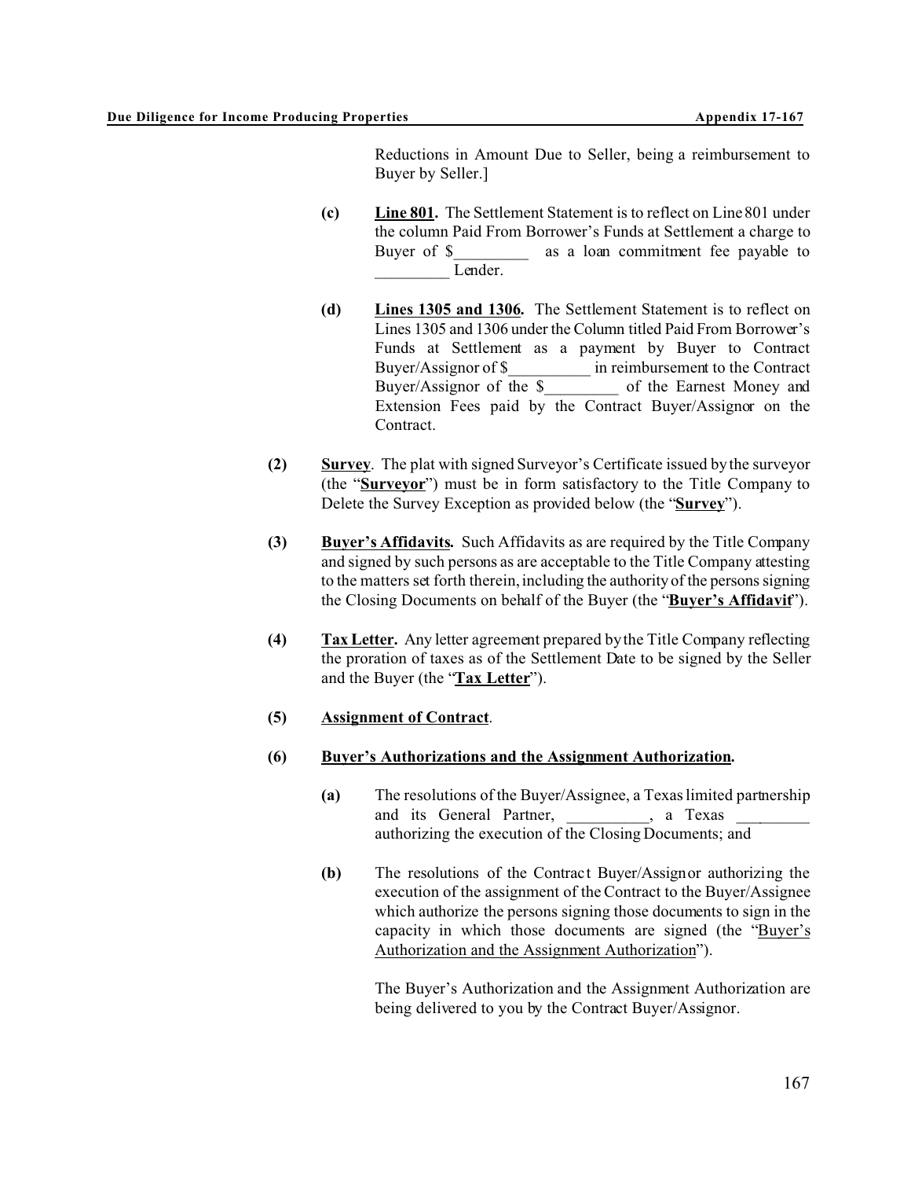Reductions in Amount Due to Seller, being a reimbursement to Buyer by Seller.]

**(c)** **Line 801.** The Settlement Statement is to reflect on Line 801 under the column Paid From Borrower's Funds at Settlement a charge to Buyer of $_________ as a loan commitment fee payable to _________ Lender.

**(d)** **Lines 1305 and 1306.** The Settlement Statement is to reflect on Lines 1305 and 1306 under the Column titled Paid From Borrower's Funds at Settlement as a payment by Buyer to Contract Buyer/Assignor of $__________ in reimbursement to the Contract Buyer/Assignor of the $_________ of the Earnest Money and Extension Fees paid by the Contract Buyer/Assignor on the Contract.

**(2)** **Survey**. The plat with signed Surveyor's Certificate issued by the surveyor (the "**Surveyor**") must be in form satisfactory to the Title Company to Delete the Survey Exception as provided below (the "**Survey**").

**(3)** **Buyer's Affidavits.** Such Affidavits as are required by the Title Company and signed by such persons as are acceptable to the Title Company attesting to the matters set forth therein, including the authority of the persons signing the Closing Documents on behalf of the Buyer (the "**Buyer's Affidavit**").

**(4)** **Tax Letter.** Any letter agreement prepared by the Title Company reflecting the proration of taxes as of the Settlement Date to be signed by the Seller and the Buyer (the "**Tax Letter**").

**(5)** **Assignment of Contract**.

**(6)** **Buyer's Authorizations and the Assignment Authorization.**

**(a)** The resolutions of the Buyer/Assignee, a Texas limited partnership and its General Partner, __________, a Texas _________ authorizing the execution of the Closing Documents; and

**(b)** The resolutions of the Contract Buyer/Assignor authorizing the execution of the assignment of the Contract to the Buyer/Assignee which authorize the persons signing those documents to sign in the capacity in which those documents are signed (the "Buyer's Authorization and the Assignment Authorization").

The Buyer's Authorization and the Assignment Authorization are being delivered to you by the Contract Buyer/Assignor.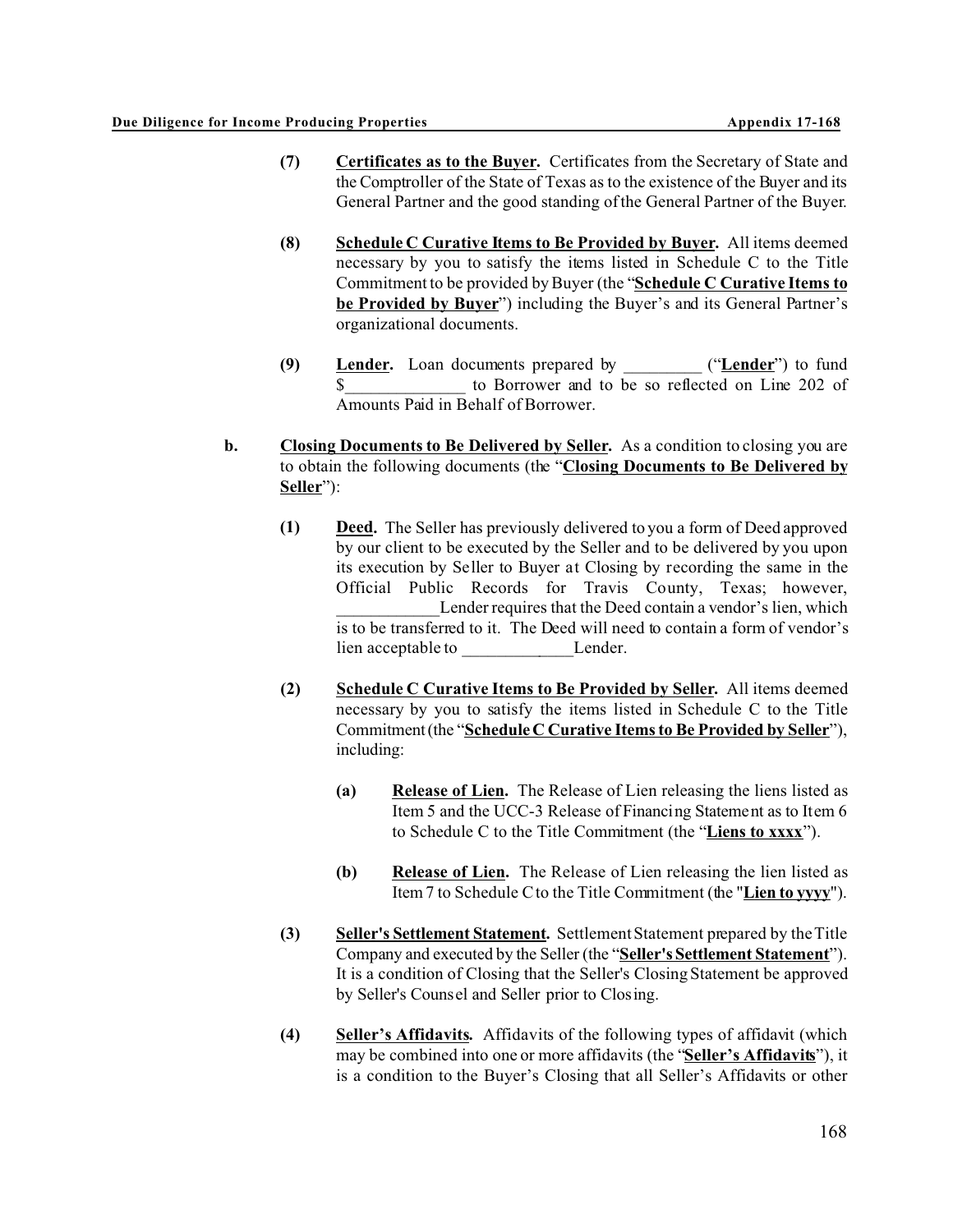**(7)** **Certificates as to the Buyer.** Certificates from the Secretary of State and the Comptroller of the State of Texas as to the existence of the Buyer and its General Partner and the good standing of the General Partner of the Buyer.

**(8)** **Schedule C Curative Items to Be Provided by Buyer.** All items deemed necessary by you to satisfy the items listed in Schedule C to the Title Commitment to be provided by Buyer (the "**Schedule C Curative Items to be Provided by Buyer**") including the Buyer's and its General Partner's organizational documents.

**(9)** **Lender.** Loan documents prepared by _________ ("**Lender**") to fund $_____________ to Borrower and to be so reflected on Line 202 of Amounts Paid in Behalf of Borrower.

**b.** **Closing Documents to Be Delivered by Seller.** As a condition to closing you are to obtain the following documents (the "**Closing Documents to Be Delivered by Seller**"):

**(1)** **Deed.** The Seller has previously delivered to you a form of Deed approved by our client to be executed by the Seller and to be delivered by you upon its execution by Seller to Buyer at Closing by recording the same in the Official Public Records for Travis County, Texas; however, ___________Lender requires that the Deed contain a vendor's lien, which is to be transferred to it. The Deed will need to contain a form of vendor's lien acceptable to _____________Lender.

**(2)** **Schedule C Curative Items to Be Provided by Seller.** All items deemed necessary by you to satisfy the items listed in Schedule C to the Title Commitment (the "**Schedule C Curative Items to Be Provided by Seller**"), including:

**(a)** **Release of Lien.** The Release of Lien releasing the liens listed as Item 5 and the UCC-3 Release of Financing Statement as to Item 6 to Schedule C to the Title Commitment (the "**Liens to xxxx**").

**(b)** **Release of Lien.** The Release of Lien releasing the lien listed as Item 7 to Schedule C to the Title Commitment (the "**Lien to yyyy**").

**(3)** **Seller's Settlement Statement.** Settlement Statement prepared by the Title Company and executed by the Seller (the "**Seller's Settlement Statement**"). It is a condition of Closing that the Seller's Closing Statement be approved by Seller's Counsel and Seller prior to Closing.

**(4)** **Seller's Affidavits.** Affidavits of the following types of affidavit (which may be combined into one or more affidavits (the "**Seller's Affidavits**"), it is a condition to the Buyer's Closing that all Seller's Affidavits or other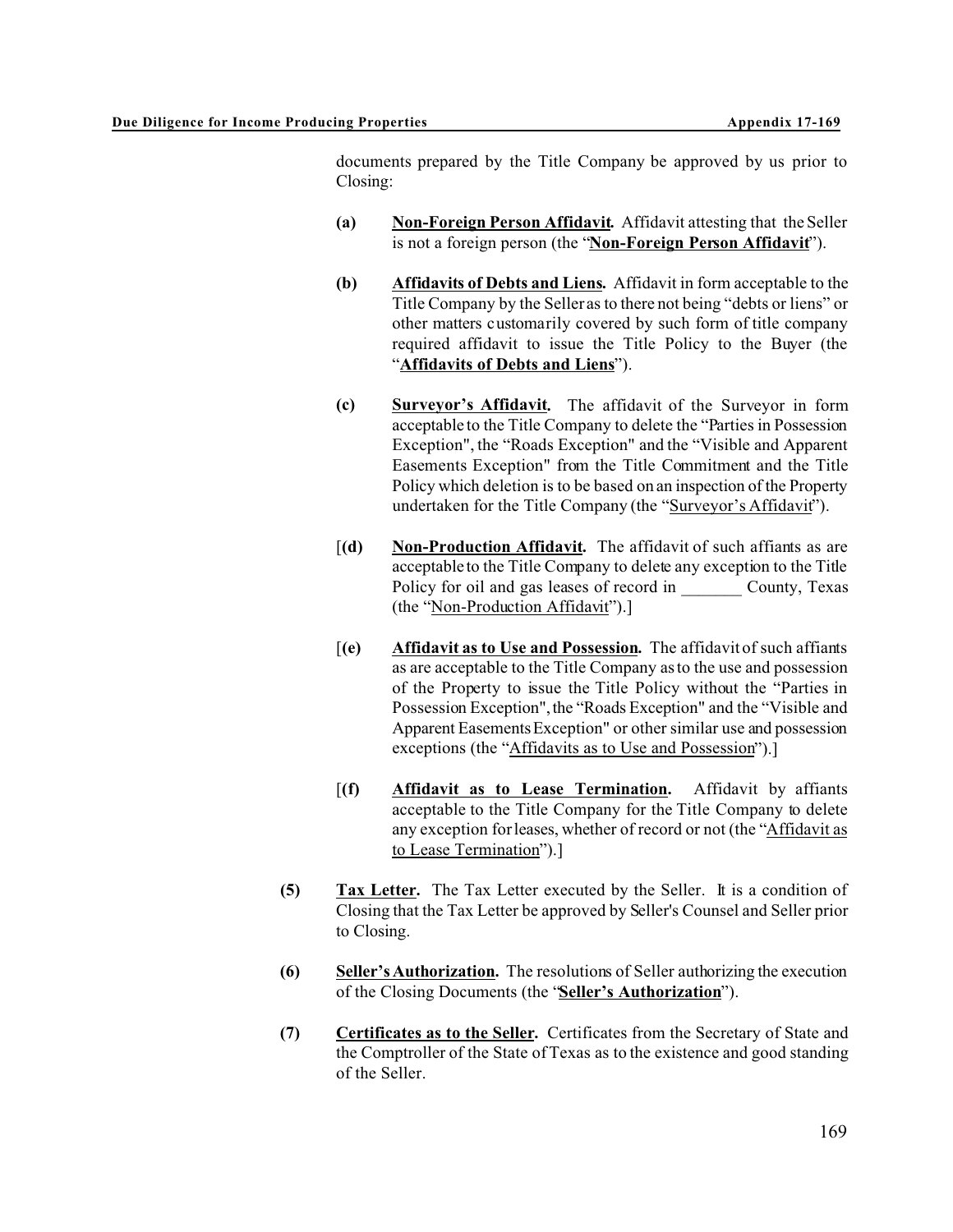documents prepared by the Title Company be approved by us prior to Closing:

**(a)** **Non-Foreign Person Affidavit.** Affidavit attesting that the Seller is not a foreign person (the "**Non-Foreign Person Affidavit**").

**(b)** **Affidavits of Debts and Liens.** Affidavit in form acceptable to the Title Company by the Seller as to there not being "debts or liens" or other matters customarily covered by such form of title company required affidavit to issue the Title Policy to the Buyer (the "**Affidavits of Debts and Liens**").

**(c)** **Surveyor's Affidavit.** The affidavit of the Surveyor in form acceptable to the Title Company to delete the "Parties in Possession Exception", the "Roads Exception" and the "Visible and Apparent Easements Exception" from the Title Commitment and the Title Policy which deletion is to be based on an inspection of the Property undertaken for the Title Company (the "Surveyor's Affidavit").

[**(d)** **Non-Production Affidavit.** The affidavit of such affiants as are acceptable to the Title Company to delete any exception to the Title Policy for oil and gas leases of record in _______ County, Texas (the "Non-Production Affidavit").]

[**(e)** **Affidavit as to Use and Possession.** The affidavit of such affiants as are acceptable to the Title Company as to the use and possession of the Property to issue the Title Policy without the "Parties in Possession Exception", the "Roads Exception" and the "Visible and Apparent Easements Exception" or other similar use and possession exceptions (the "Affidavits as to Use and Possession").]

[**(f)** **Affidavit as to Lease Termination.** Affidavit by affiants acceptable to the Title Company for the Title Company to delete any exception for leases, whether of record or not (the "Affidavit as to Lease Termination").]

**(5)** **Tax Letter.** The Tax Letter executed by the Seller. It is a condition of Closing that the Tax Letter be approved by Seller's Counsel and Seller prior to Closing.

**(6)** **Seller's Authorization.** The resolutions of Seller authorizing the execution of the Closing Documents (the "**Seller's Authorization**").

**(7)** **Certificates as to the Seller.** Certificates from the Secretary of State and the Comptroller of the State of Texas as to the existence and good standing of the Seller.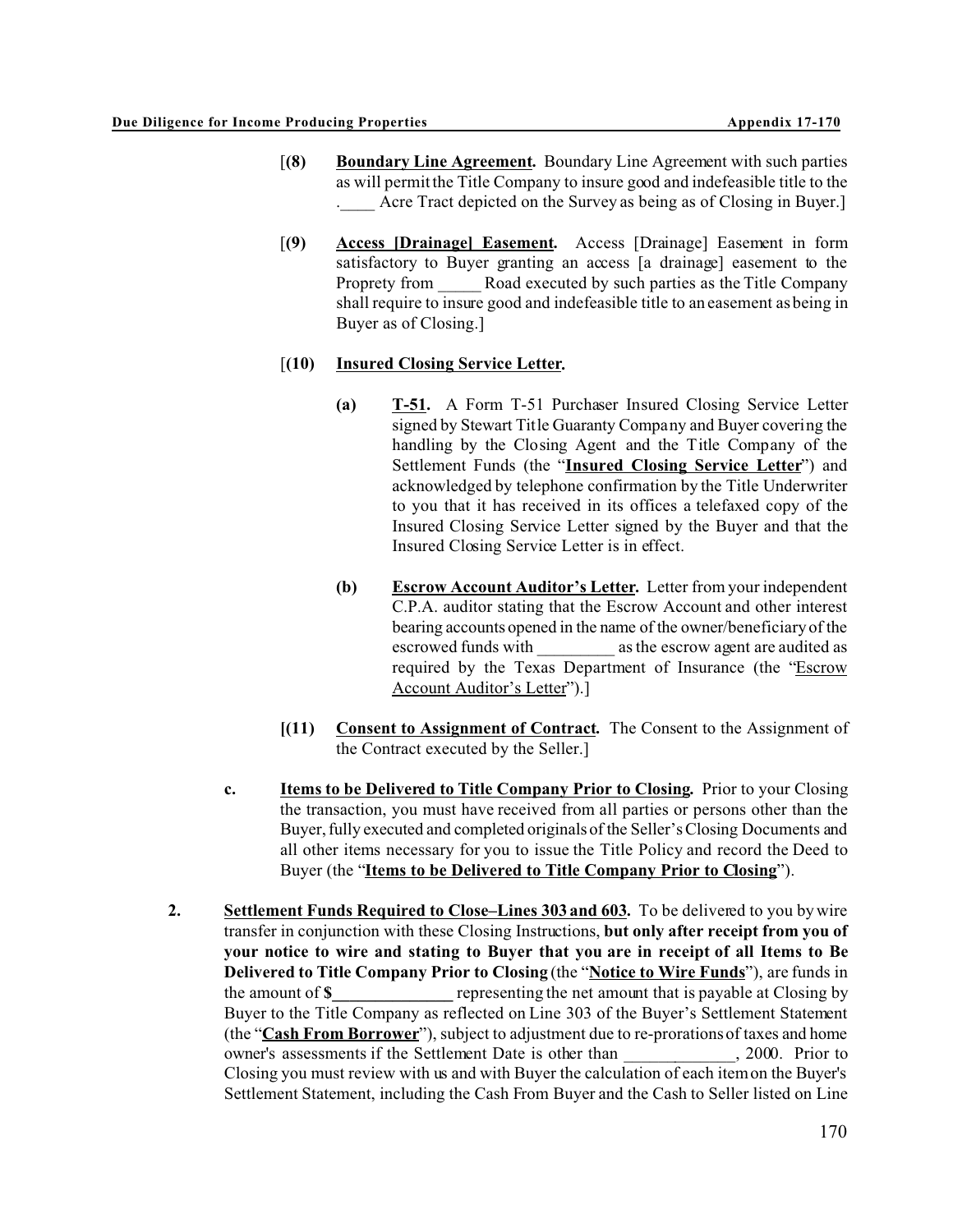[**(8)** **<u>Boundary Line Agreement</u>.** Boundary Line Agreement with such parties as will permit the Title Company to insure good and indefeasible title to the .____ Acre Tract depicted on the Survey as being as of Closing in Buyer.]

[**(9)** **<u>Access [Drainage] Easement</u>.** Access [Drainage] Easement in form satisfactory to Buyer granting an access [a drainage] easement to the Proprety from _____ Road executed by such parties as the Title Company shall require to insure good and indefeasible title to an easement as being in Buyer as of Closing.]

[**(10)** **<u>Insured Closing Service Letter</u>.**

**(a)** **<u>T-51</u>.** A Form T-51 Purchaser Insured Closing Service Letter signed by Stewart Title Guaranty Company and Buyer covering the handling by the Closing Agent and the Title Company of the Settlement Funds (the "**<u>Insured Closing Service Letter</u>**") and acknowledged by telephone confirmation by the Title Underwriter to you that it has received in its offices a telefaxed copy of the Insured Closing Service Letter signed by the Buyer and that the Insured Closing Service Letter is in effect.

**(b)** **<u>Escrow Account Auditor's Letter</u>.** Letter from your independent C.P.A. auditor stating that the Escrow Account and other interest bearing accounts opened in the name of the owner/beneficiary of the escrowed funds with _________ as the escrow agent are audited as required by the Texas Department of Insurance (the "<u>Escrow Account Auditor's Letter</u>").]

**[(11)** **<u>Consent to Assignment of Contract</u>.** The Consent to the Assignment of the Contract executed by the Seller.]

**c.** **<u>Items to be Delivered to Title Company Prior to Closing</u>.** Prior to your Closing the transaction, you must have received from all parties or persons other than the Buyer, fully executed and completed originals of the Seller's Closing Documents and all other items necessary for you to issue the Title Policy and record the Deed to Buyer (the "**<u>Items to be Delivered to Title Company Prior to Closing</u>**").

**2.** **<u>Settlement Funds Required to Close–Lines 303 and 603</u>.** To be delivered to you by wire transfer in conjunction with these Closing Instructions, **but only after receipt from you of your notice to wire and stating to Buyer that you are in receipt of all Items to Be Delivered to Title Company Prior to Closing** (the "**<u>Notice to Wire Funds</u>**"), are funds in the amount of **$**______________ representing the net amount that is payable at Closing by Buyer to the Title Company as reflected on Line 303 of the Buyer's Settlement Statement (the "**<u>Cash From Borrower</u>**"), subject to adjustment due to re-prorations of taxes and home owner's assessments if the Settlement Date is other than _____________, 2000. Prior to Closing you must review with us and with Buyer the calculation of each item on the Buyer's Settlement Statement, including the Cash From Buyer and the Cash to Seller listed on Line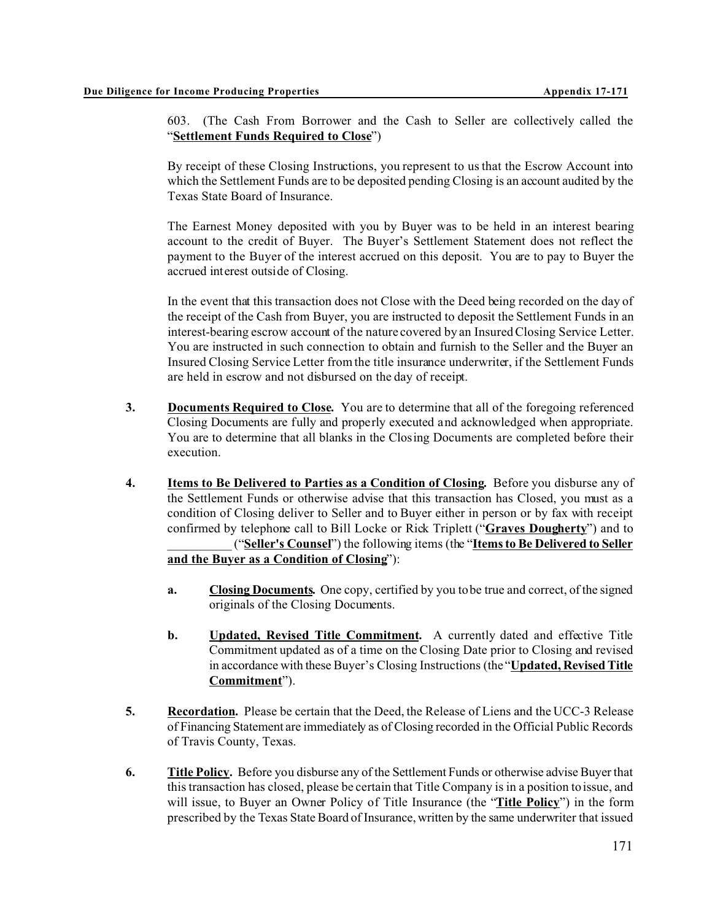603. (The Cash From Borrower and the Cash to Seller are collectively called the "**Settlement Funds Required to Close**")

By receipt of these Closing Instructions, you represent to us that the Escrow Account into which the Settlement Funds are to be deposited pending Closing is an account audited by the Texas State Board of Insurance.

The Earnest Money deposited with you by Buyer was to be held in an interest bearing account to the credit of Buyer. The Buyer's Settlement Statement does not reflect the payment to the Buyer of the interest accrued on this deposit. You are to pay to Buyer the accrued interest outside of Closing.

In the event that this transaction does not Close with the Deed being recorded on the day of the receipt of the Cash from Buyer, you are instructed to deposit the Settlement Funds in an interest-bearing escrow account of the nature covered by an Insured Closing Service Letter. You are instructed in such connection to obtain and furnish to the Seller and the Buyer an Insured Closing Service Letter from the title insurance underwriter, if the Settlement Funds are held in escrow and not disbursed on the day of receipt.

**3.** **Documents Required to Close.** You are to determine that all of the foregoing referenced Closing Documents are fully and properly executed and acknowledged when appropriate. You are to determine that all blanks in the Closing Documents are completed before their execution.

**4.** **Items to Be Delivered to Parties as a Condition of Closing.** Before you disburse any of the Settlement Funds or otherwise advise that this transaction has Closed, you must as a condition of Closing deliver to Seller and to Buyer either in person or by fax with receipt confirmed by telephone call to Bill Locke or Rick Triplett ("**Graves Dougherty**") and to __________ ("**Seller's Counsel**") the following items (the "**Items to Be Delivered to Seller and the Buyer as a Condition of Closing**"):

   **a.** **Closing Documents.** One copy, certified by you to be true and correct, of the signed originals of the Closing Documents.

   **b.** **Updated, Revised Title Commitment.** A currently dated and effective Title Commitment updated as of a time on the Closing Date prior to Closing and revised in accordance with these Buyer's Closing Instructions (the "**Updated, Revised Title Commitment**").

**5.** **Recordation.** Please be certain that the Deed, the Release of Liens and the UCC-3 Release of Financing Statement are immediately as of Closing recorded in the Official Public Records of Travis County, Texas.

**6.** **Title Policy.** Before you disburse any of the Settlement Funds or otherwise advise Buyer that this transaction has closed, please be certain that Title Company is in a position to issue, and will issue, to Buyer an Owner Policy of Title Insurance (the "**Title Policy**") in the form prescribed by the Texas State Board of Insurance, written by the same underwriter that issued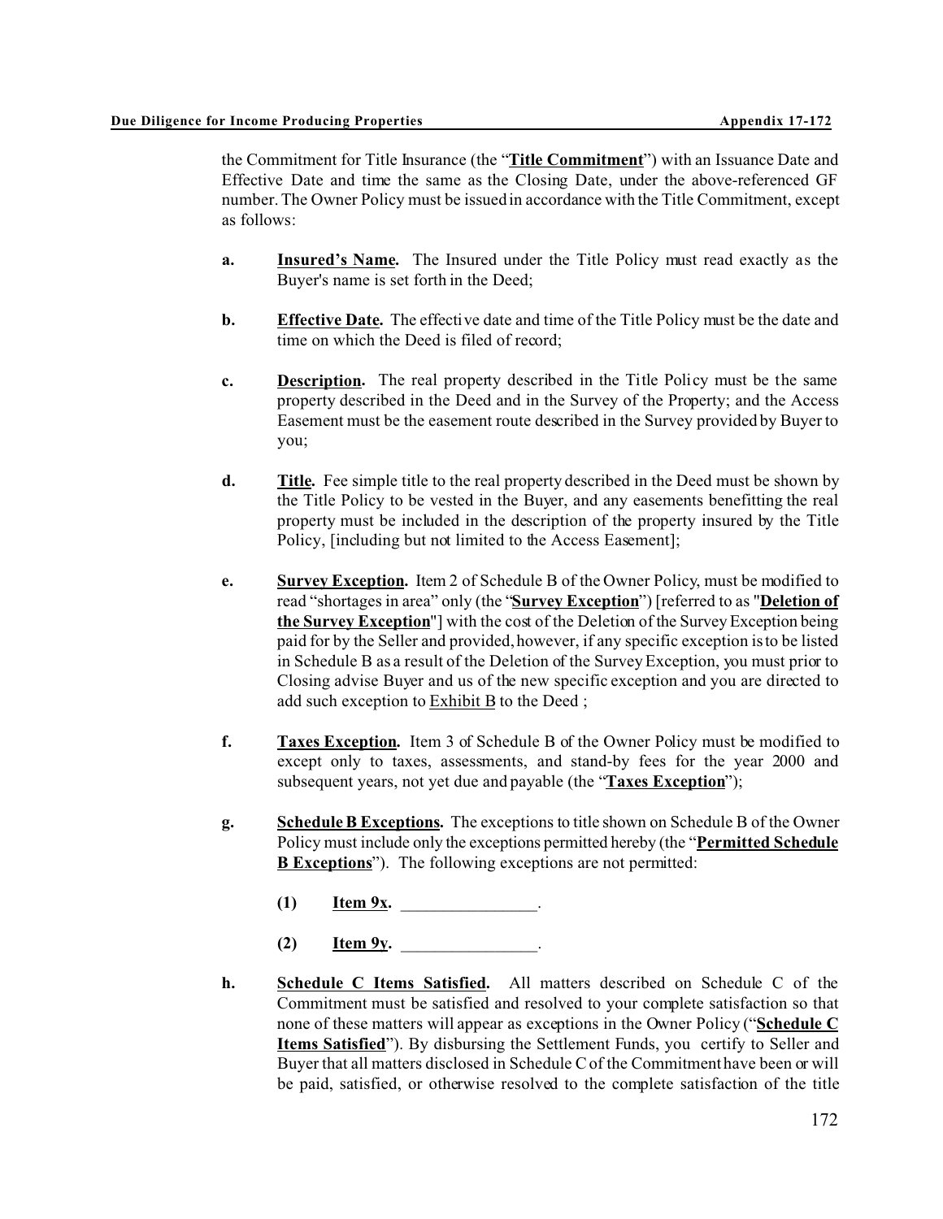the Commitment for Title Insurance (the "**Title Commitment**") with an Issuance Date and Effective Date and time the same as the Closing Date, under the above-referenced GF number. The Owner Policy must be issued in accordance with the Title Commitment, except as follows:

**a.** **Insured's Name.** The Insured under the Title Policy must read exactly as the Buyer's name is set forth in the Deed;

**b.** **Effective Date.** The effective date and time of the Title Policy must be the date and time on which the Deed is filed of record;

**c.** **Description.** The real property described in the Title Policy must be the same property described in the Deed and in the Survey of the Property; and the Access Easement must be the easement route described in the Survey provided by Buyer to you;

**d.** **Title.** Fee simple title to the real property described in the Deed must be shown by the Title Policy to be vested in the Buyer, and any easements benefitting the real property must be included in the description of the property insured by the Title Policy, [including but not limited to the Access Easement];

**e.** **Survey Exception.** Item 2 of Schedule B of the Owner Policy, must be modified to read "shortages in area" only (the "**Survey Exception**") [referred to as "**Deletion of the Survey Exception**"] with the cost of the Deletion of the Survey Exception being paid for by the Seller and provided, however, if any specific exception is to be listed in Schedule B as a result of the Deletion of the Survey Exception, you must prior to Closing advise Buyer and us of the new specific exception and you are directed to add such exception to Exhibit B to the Deed ;

**f.** **Taxes Exception.** Item 3 of Schedule B of the Owner Policy must be modified to except only to taxes, assessments, and stand-by fees for the year 2000 and subsequent years, not yet due and payable (the "**Taxes Exception**");

**g.** **Schedule B Exceptions.** The exceptions to title shown on Schedule B of the Owner Policy must include only the exceptions permitted hereby (the "**Permitted Schedule B Exceptions**"). The following exceptions are not permitted:

   **(1)** **Item 9x.** ________________.

   **(2)** **Item 9y.** ________________.

**h.** **Schedule C Items Satisfied.** All matters described on Schedule C of the Commitment must be satisfied and resolved to your complete satisfaction so that none of these matters will appear as exceptions in the Owner Policy ("**Schedule C Items Satisfied**"). By disbursing the Settlement Funds, you certify to Seller and Buyer that all matters disclosed in Schedule C of the Commitment have been or will be paid, satisfied, or otherwise resolved to the complete satisfaction of the title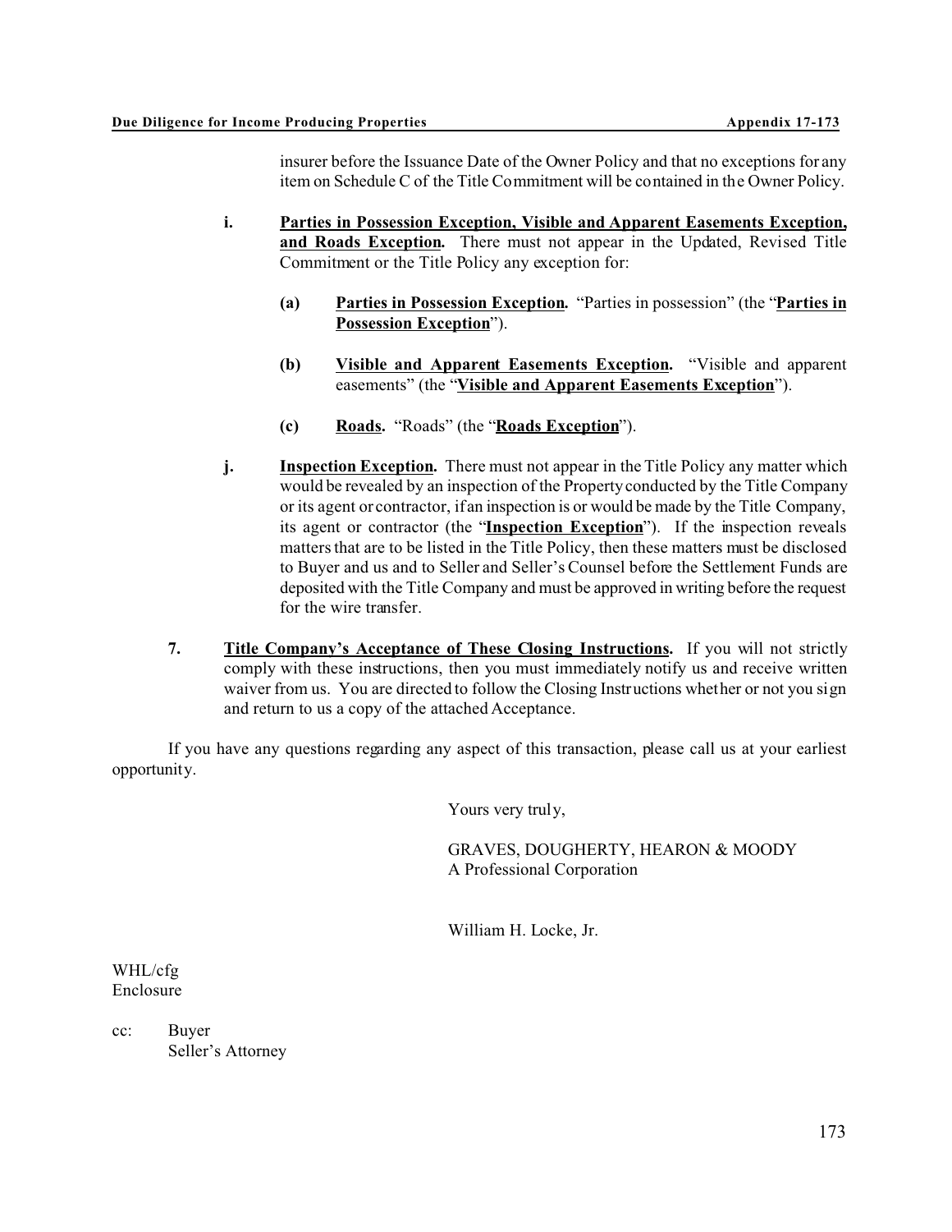insurer before the Issuance Date of the Owner Policy and that no exceptions for any item on Schedule C of the Title Commitment will be contained in the Owner Policy.

**i.** **<u>Parties in Possession Exception, Visible and Apparent Easements Exception, and Roads Exception</u>.** There must not appear in the Updated, Revised Title Commitment or the Title Policy any exception for:

**(a)** **<u>Parties in Possession Exception</u>.** "Parties in possession" (the "**<u>Parties in Possession Exception</u>**").

**(b)** **<u>Visible and Apparent Easements Exception</u>.** "Visible and apparent easements" (the "**<u>Visible and Apparent Easements Exception</u>**").

**(c)** **<u>Roads</u>.** "Roads" (the "**<u>Roads Exception</u>**").

**j.** **<u>Inspection Exception</u>.** There must not appear in the Title Policy any matter which would be revealed by an inspection of the Property conducted by the Title Company or its agent or contractor, if an inspection is or would be made by the Title Company, its agent or contractor (the "**<u>Inspection Exception</u>**"). If the inspection reveals matters that are to be listed in the Title Policy, then these matters must be disclosed to Buyer and us and to Seller and Seller's Counsel before the Settlement Funds are deposited with the Title Company and must be approved in writing before the request for the wire transfer.

**7.** **<u>Title Company's Acceptance of These Closing Instructions</u>.** If you will not strictly comply with these instructions, then you must immediately notify us and receive written waiver from us. You are directed to follow the Closing Instructions whether or not you sign and return to us a copy of the attached Acceptance.

If you have any questions regarding any aspect of this transaction, please call us at your earliest opportunity.

Yours very truly,

GRAVES, DOUGHERTY, HEARON & MOODY
A Professional Corporation

William H. Locke, Jr.

WHL/cfg
Enclosure

cc: Buyer
Seller's Attorney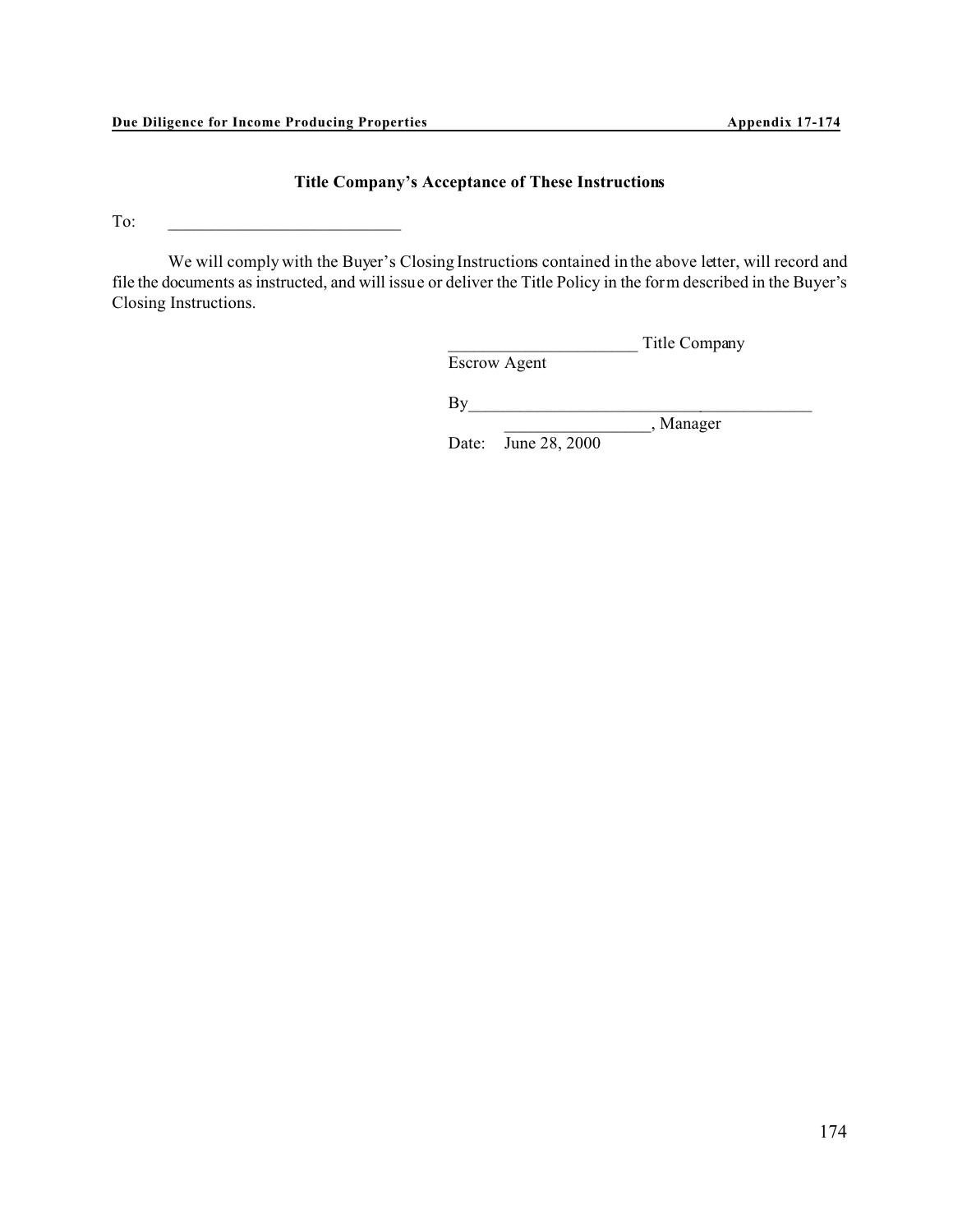## Title Company's Acceptance of These Instructions

To: ____________________________

We will comply with the Buyer's Closing Instructions contained in the above letter, will record and file the documents as instructed, and will issue or deliver the Title Policy in the form described in the Buyer's Closing Instructions.

_______________________ Title Company
Escrow Agent

By___________________________________________
_________________, Manager
Date: June 28, 2000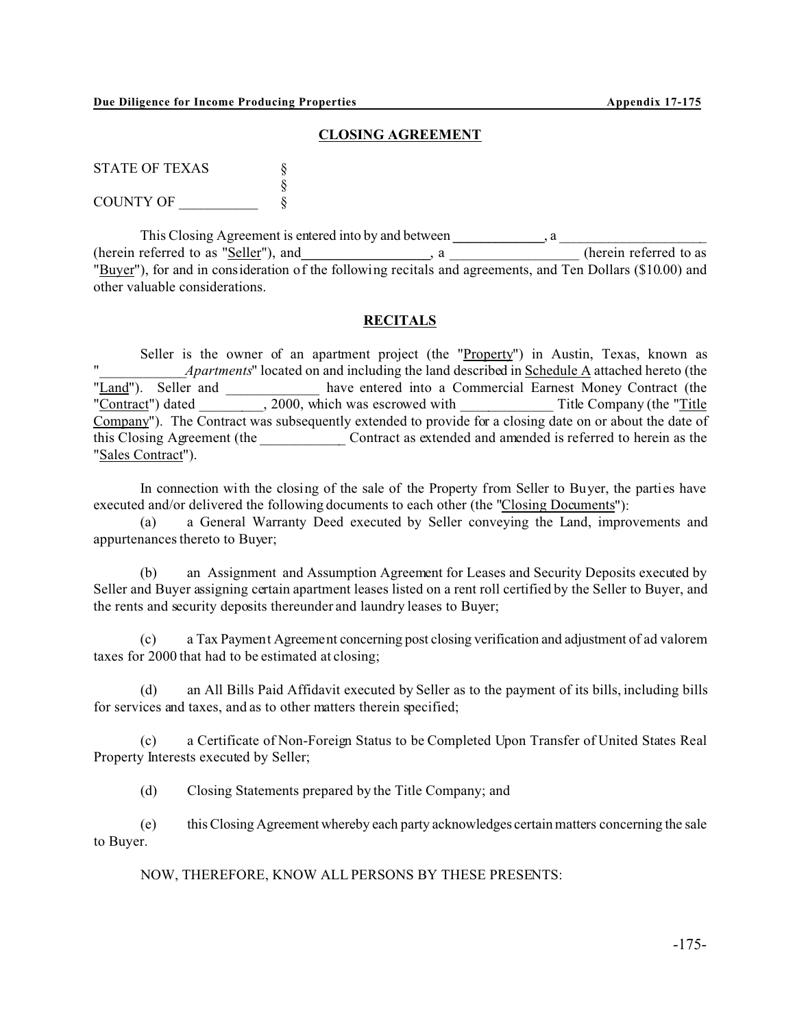## CLOSING AGREEMENT

STATE OF TEXAS §
§
COUNTY OF ___________ §

This Closing Agreement is entered into by and between _____________, a ____________________ (herein referred to as "Seller"), and__________________, a __________________ (herein referred to as "Buyer"), for and in consideration of the following recitals and agreements, and Ten Dollars ($10.00) and other valuable considerations.

## RECITALS

Seller is the owner of an apartment project (the "Property") in Austin, Texas, known as "____________*Apartments*" located on and including the land described in Schedule A attached hereto (the "Land"). Seller and _____________ have entered into a Commercial Earnest Money Contract (the "Contract") dated _________, 2000, which was escrowed with _____________ Title Company (the "Title Company"). The Contract was subsequently extended to provide for a closing date on or about the date of this Closing Agreement (the ____________ Contract as extended and amended is referred to herein as the "Sales Contract").

In connection with the closing of the sale of the Property from Seller to Buyer, the parties have executed and/or delivered the following documents to each other (the "Closing Documents"):

(a) a General Warranty Deed executed by Seller conveying the Land, improvements and appurtenances thereto to Buyer;

(b) an Assignment and Assumption Agreement for Leases and Security Deposits executed by Seller and Buyer assigning certain apartment leases listed on a rent roll certified by the Seller to Buyer, and the rents and security deposits thereunder and laundry leases to Buyer;

(c) a Tax Payment Agreement concerning post closing verification and adjustment of ad valorem taxes for 2000 that had to be estimated at closing;

(d) an All Bills Paid Affidavit executed by Seller as to the payment of its bills, including bills for services and taxes, and as to other matters therein specified;

(c) a Certificate of Non-Foreign Status to be Completed Upon Transfer of United States Real Property Interests executed by Seller;

(d) Closing Statements prepared by the Title Company; and

(e) this Closing Agreement whereby each party acknowledges certain matters concerning the sale to Buyer.

NOW, THEREFORE, KNOW ALL PERSONS BY THESE PRESENTS: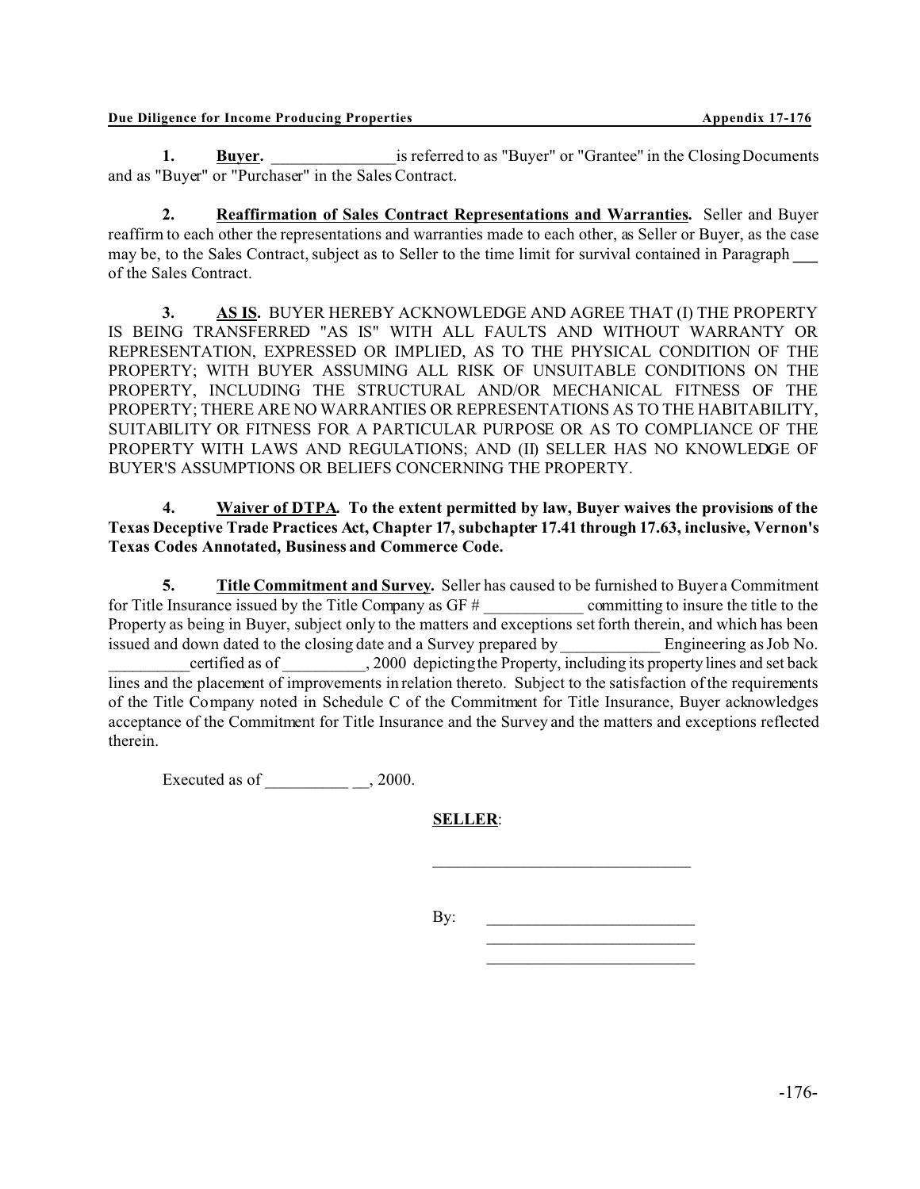**1. Buyer.** _______________ is referred to as "Buyer" or "Grantee" in the Closing Documents and as "Buyer" or "Purchaser" in the Sales Contract.

**2. Reaffirmation of Sales Contract Representations and Warranties.** Seller and Buyer reaffirm to each other the representations and warranties made to each other, as Seller or Buyer, as the case may be, to the Sales Contract, subject as to Seller to the time limit for survival contained in Paragraph ___ of the Sales Contract.

**3. AS IS.** BUYER HEREBY ACKNOWLEDGE AND AGREE THAT (I) THE PROPERTY IS BEING TRANSFERRED "AS IS" WITH ALL FAULTS AND WITHOUT WARRANTY OR REPRESENTATION, EXPRESSED OR IMPLIED, AS TO THE PHYSICAL CONDITION OF THE PROPERTY; WITH BUYER ASSUMING ALL RISK OF UNSUITABLE CONDITIONS ON THE PROPERTY, INCLUDING THE STRUCTURAL AND/OR MECHANICAL FITNESS OF THE PROPERTY; THERE ARE NO WARRANTIES OR REPRESENTATIONS AS TO THE HABITABILITY, SUITABILITY OR FITNESS FOR A PARTICULAR PURPOSE OR AS TO COMPLIANCE OF THE PROPERTY WITH LAWS AND REGULATIONS; AND (II) SELLER HAS NO KNOWLEDGE OF BUYER'S ASSUMPTIONS OR BELIEFS CONCERNING THE PROPERTY.

**4. Waiver of DTPA. To the extent permitted by law, Buyer waives the provisions of the Texas Deceptive Trade Practices Act, Chapter 17, subchapter 17.41 through 17.63, inclusive, Vernon's Texas Codes Annotated, Business and Commerce Code.**

**5. Title Commitment and Survey.** Seller has caused to be furnished to Buyer a Commitment for Title Insurance issued by the Title Company as GF # ____________ committing to insure the title to the Property as being in Buyer, subject only to the matters and exceptions set forth therein, and which has been issued and down dated to the closing date and a Survey prepared by ____________ Engineering as Job No. __________ certified as of __________, 2000 depicting the Property, including its property lines and set back lines and the placement of improvements in relation thereto. Subject to the satisfaction of the requirements of the Title Company noted in Schedule C of the Commitment for Title Insurance, Buyer acknowledges acceptance of the Commitment for Title Insurance and the Survey and the matters and exceptions reflected therein.

Executed as of __________ __, 2000.

**SELLER**:

________________________________

By: __________________________
__________________________
__________________________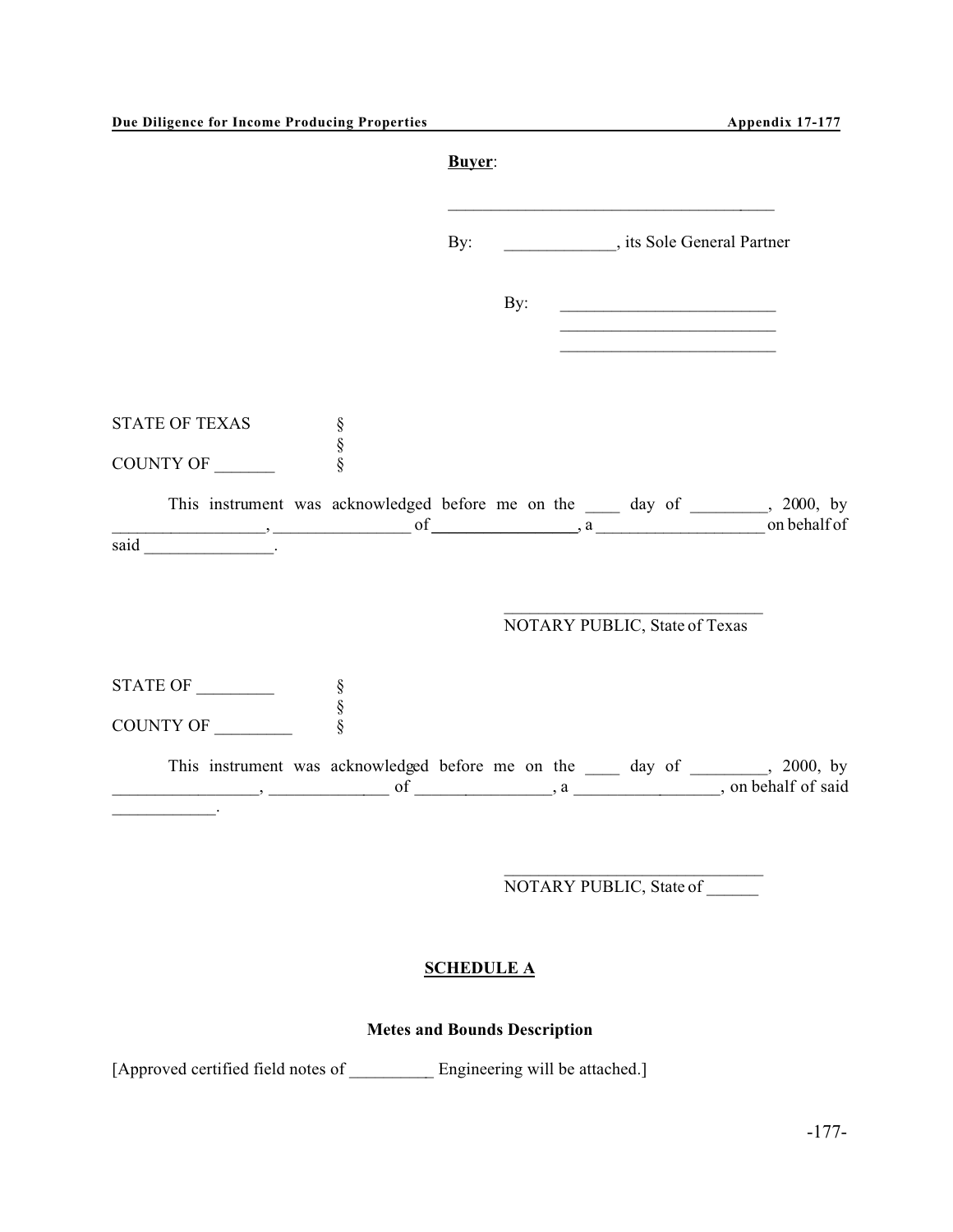**Buyer**:

______________________________________

By: _____________, its Sole General Partner

By: __________________________
__________________________
__________________________

STATE OF TEXAS §
§
COUNTY OF _______ §

This instrument was acknowledged before me on the ____ day of _________, 2000, by _________________, ________________ of _________________, a ___________________ on behalf of said _______________.

_______________________________
NOTARY PUBLIC, State of Texas

STATE OF _________ §
§
COUNTY OF _________ §

This instrument was acknowledged before me on the ____ day of _________, 2000, by _________________, ______________ of ________________, a _________________, on behalf of said ____________.

_______________________________
NOTARY PUBLIC, State of ______

**SCHEDULE A**

**Metes and Bounds Description**

[Approved certified field notes of __________ Engineering will be attached.]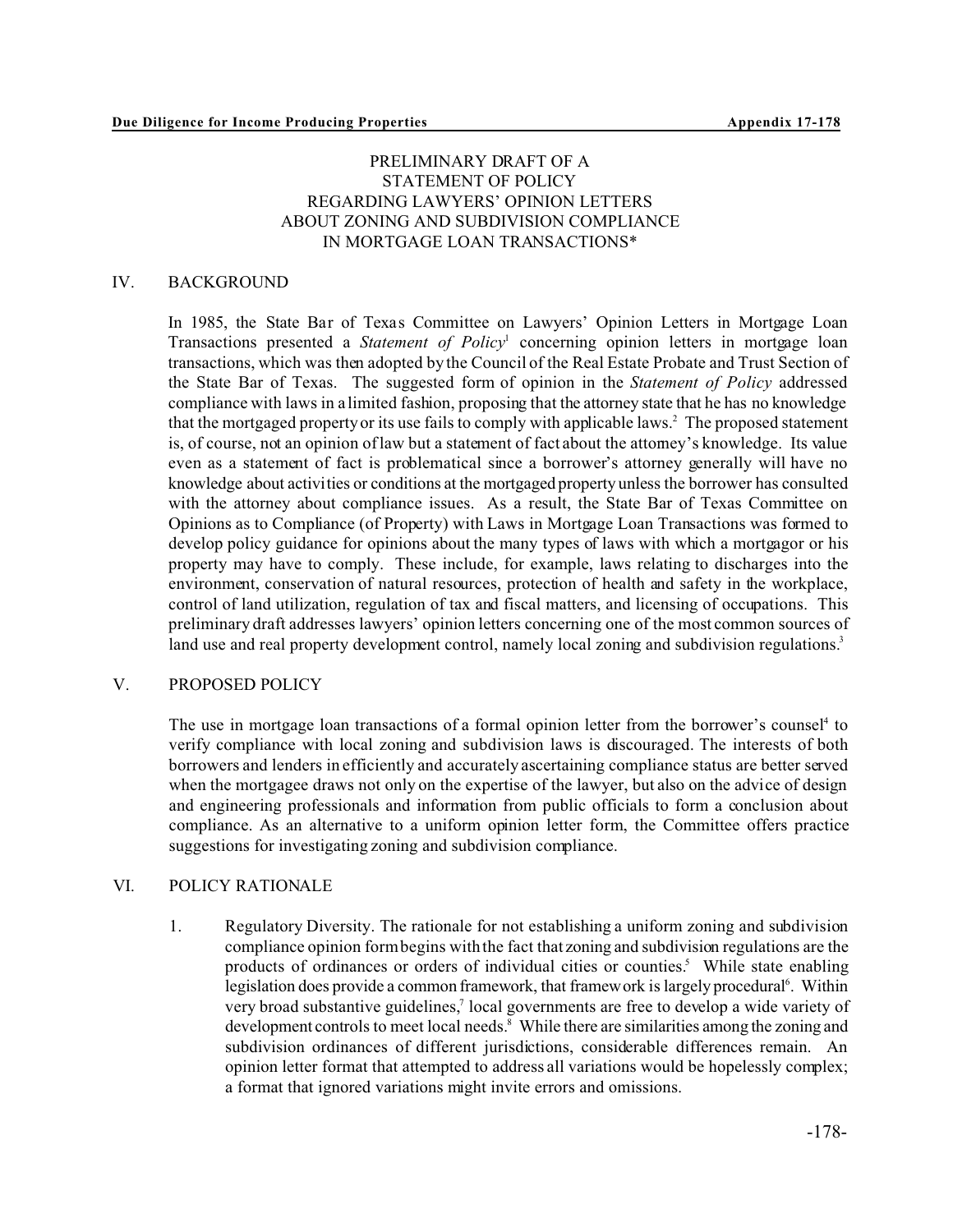# PRELIMINARY DRAFT OF A STATEMENT OF POLICY REGARDING LAWYERS' OPINION LETTERS ABOUT ZONING AND SUBDIVISION COMPLIANCE IN MORTGAGE LOAN TRANSACTIONS*

## IV. BACKGROUND

In 1985, the State Bar of Texas Committee on Lawyers' Opinion Letters in Mortgage Loan Transactions presented a *Statement of Policy*[1] concerning opinion letters in mortgage loan transactions, which was then adopted by the Council of the Real Estate Probate and Trust Section of the State Bar of Texas. The suggested form of opinion in the *Statement of Policy* addressed compliance with laws in a limited fashion, proposing that the attorney state that he has no knowledge that the mortgaged property or its use fails to comply with applicable laws.[2] The proposed statement is, of course, not an opinion of law but a statement of fact about the attorney's knowledge. Its value even as a statement of fact is problematical since a borrower's attorney generally will have no knowledge about activities or conditions at the mortgaged property unless the borrower has consulted with the attorney about compliance issues. As a result, the State Bar of Texas Committee on Opinions as to Compliance (of Property) with Laws in Mortgage Loan Transactions was formed to develop policy guidance for opinions about the many types of laws with which a mortgagor or his property may have to comply. These include, for example, laws relating to discharges into the environment, conservation of natural resources, protection of health and safety in the workplace, control of land utilization, regulation of tax and fiscal matters, and licensing of occupations. This preliminary draft addresses lawyers' opinion letters concerning one of the most common sources of land use and real property development control, namely local zoning and subdivision regulations.[3]

## V. PROPOSED POLICY

The use in mortgage loan transactions of a formal opinion letter from the borrower's counsel[4] to verify compliance with local zoning and subdivision laws is discouraged. The interests of both borrowers and lenders in efficiently and accurately ascertaining compliance status are better served when the mortgagee draws not only on the expertise of the lawyer, but also on the advice of design and engineering professionals and information from public officials to form a conclusion about compliance. As an alternative to a uniform opinion letter form, the Committee offers practice suggestions for investigating zoning and subdivision compliance.

## VI. POLICY RATIONALE

1. Regulatory Diversity. The rationale for not establishing a uniform zoning and subdivision compliance opinion form begins with the fact that zoning and subdivision regulations are the products of ordinances or orders of individual cities or counties.[5] While state enabling legislation does provide a common framework, that framework is largely procedural[6]. Within very broad substantive guidelines,[7] local governments are free to develop a wide variety of development controls to meet local needs.[8] While there are similarities among the zoning and subdivision ordinances of different jurisdictions, considerable differences remain. An opinion letter format that attempted to address all variations would be hopelessly complex; a format that ignored variations might invite errors and omissions.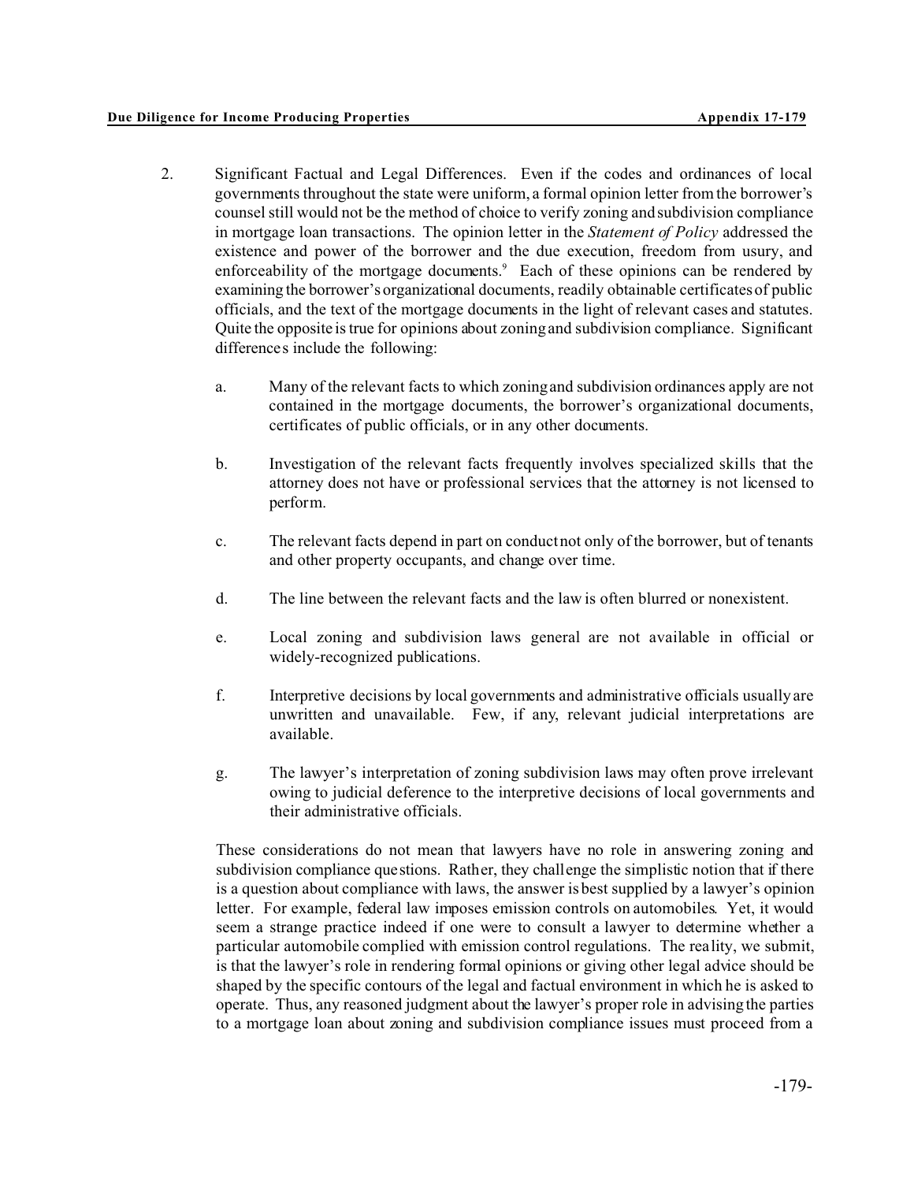2. Significant Factual and Legal Differences. Even if the codes and ordinances of local governments throughout the state were uniform, a formal opinion letter from the borrower's counsel still would not be the method of choice to verify zoning and subdivision compliance in mortgage loan transactions. The opinion letter in the *Statement of Policy* addressed the existence and power of the borrower and the due execution, freedom from usury, and enforceability of the mortgage documents.[9] Each of these opinions can be rendered by examining the borrower's organizational documents, readily obtainable certificates of public officials, and the text of the mortgage documents in the light of relevant cases and statutes. Quite the opposite is true for opinions about zoning and subdivision compliance. Significant differences include the following:

   a. Many of the relevant facts to which zoning and subdivision ordinances apply are not contained in the mortgage documents, the borrower's organizational documents, certificates of public officials, or in any other documents.

   b. Investigation of the relevant facts frequently involves specialized skills that the attorney does not have or professional services that the attorney is not licensed to perform.

   c. The relevant facts depend in part on conduct not only of the borrower, but of tenants and other property occupants, and change over time.

   d. The line between the relevant facts and the law is often blurred or nonexistent.

   e. Local zoning and subdivision laws general are not available in official or widely-recognized publications.

   f. Interpretive decisions by local governments and administrative officials usually are unwritten and unavailable. Few, if any, relevant judicial interpretations are available.

   g. The lawyer's interpretation of zoning subdivision laws may often prove irrelevant owing to judicial deference to the interpretive decisions of local governments and their administrative officials.

   These considerations do not mean that lawyers have no role in answering zoning and subdivision compliance questions. Rather, they challenge the simplistic notion that if there is a question about compliance with laws, the answer is best supplied by a lawyer's opinion letter. For example, federal law imposes emission controls on automobiles. Yet, it would seem a strange practice indeed if one were to consult a lawyer to determine whether a particular automobile complied with emission control regulations. The reality, we submit, is that the lawyer's role in rendering formal opinions or giving other legal advice should be shaped by the specific contours of the legal and factual environment in which he is asked to operate. Thus, any reasoned judgment about the lawyer's proper role in advising the parties to a mortgage loan about zoning and subdivision compliance issues must proceed from a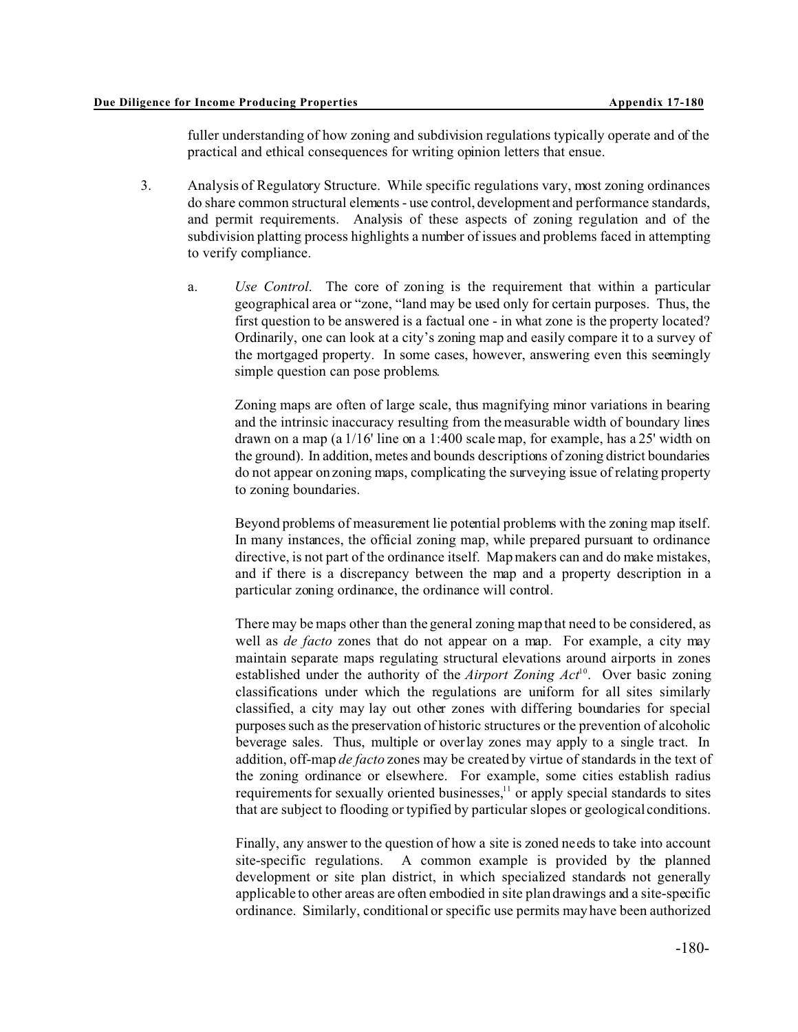fuller understanding of how zoning and subdivision regulations typically operate and of the practical and ethical consequences for writing opinion letters that ensue.

3. Analysis of Regulatory Structure. While specific regulations vary, most zoning ordinances do share common structural elements - use control, development and performance standards, and permit requirements. Analysis of these aspects of zoning regulation and of the subdivision platting process highlights a number of issues and problems faced in attempting to verify compliance.

   a. *Use Control*. The core of zoning is the requirement that within a particular geographical area or "zone, "land may be used only for certain purposes. Thus, the first question to be answered is a factual one - in what zone is the property located? Ordinarily, one can look at a city's zoning map and easily compare it to a survey of the mortgaged property. In some cases, however, answering even this seemingly simple question can pose problems.

      Zoning maps are often of large scale, thus magnifying minor variations in bearing and the intrinsic inaccuracy resulting from the measurable width of boundary lines drawn on a map (a 1/16' line on a 1:400 scale map, for example, has a 25' width on the ground). In addition, metes and bounds descriptions of zoning district boundaries do not appear on zoning maps, complicating the surveying issue of relating property to zoning boundaries.

      Beyond problems of measurement lie potential problems with the zoning map itself. In many instances, the official zoning map, while prepared pursuant to ordinance directive, is not part of the ordinance itself. Map makers can and do make mistakes, and if there is a discrepancy between the map and a property description in a particular zoning ordinance, the ordinance will control.

      There may be maps other than the general zoning map that need to be considered, as well as *de facto* zones that do not appear on a map. For example, a city may maintain separate maps regulating structural elevations around airports in zones established under the authority of the *Airport Zoning Act*[10]. Over basic zoning classifications under which the regulations are uniform for all sites similarly classified, a city may lay out other zones with differing boundaries for special purposes such as the preservation of historic structures or the prevention of alcoholic beverage sales. Thus, multiple or overlay zones may apply to a single tract. In addition, off-map *de facto* zones may be created by virtue of standards in the text of the zoning ordinance or elsewhere. For example, some cities establish radius requirements for sexually oriented businesses,[11] or apply special standards to sites that are subject to flooding or typified by particular slopes or geological conditions.

      Finally, any answer to the question of how a site is zoned needs to take into account site-specific regulations. A common example is provided by the planned development or site plan district, in which specialized standards not generally applicable to other areas are often embodied in site plan drawings and a site-specific ordinance. Similarly, conditional or specific use permits may have been authorized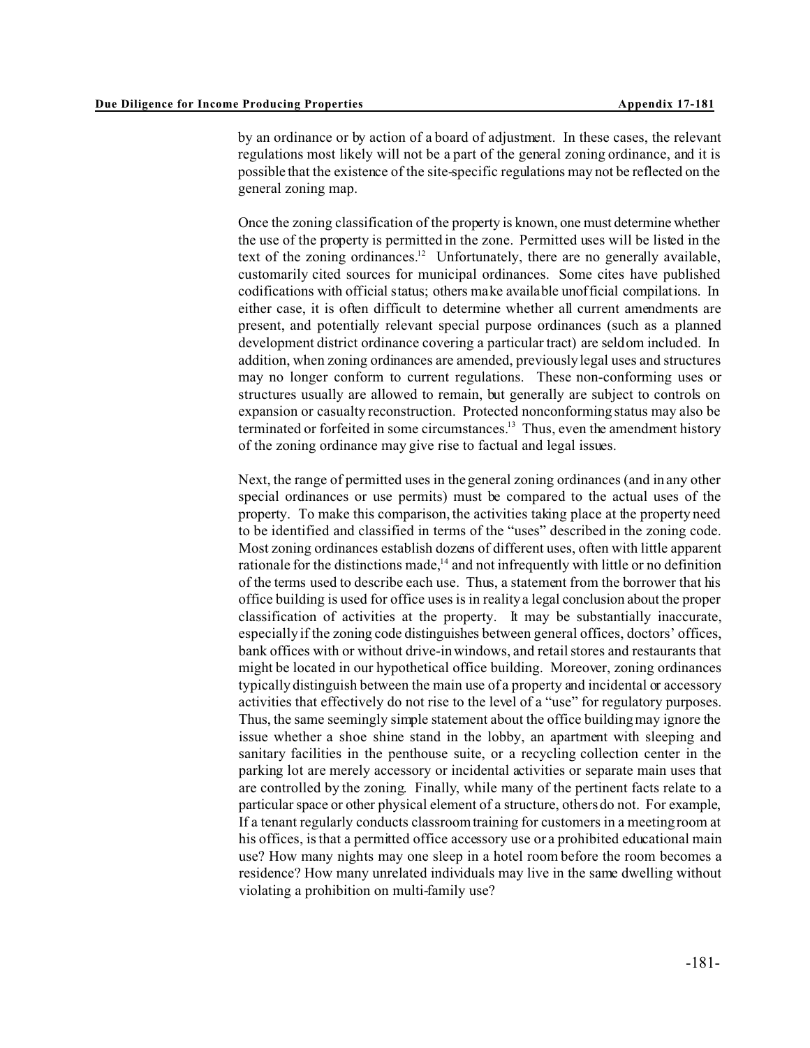by an ordinance or by action of a board of adjustment. In these cases, the relevant regulations most likely will not be a part of the general zoning ordinance, and it is possible that the existence of the site-specific regulations may not be reflected on the general zoning map.

Once the zoning classification of the property is known, one must determine whether the use of the property is permitted in the zone. Permitted uses will be listed in the text of the zoning ordinances.[12] Unfortunately, there are no generally available, customarily cited sources for municipal ordinances. Some cites have published codifications with official status; others make available unofficial compilations. In either case, it is often difficult to determine whether all current amendments are present, and potentially relevant special purpose ordinances (such as a planned development district ordinance covering a particular tract) are seldom included. In addition, when zoning ordinances are amended, previously legal uses and structures may no longer conform to current regulations. These non-conforming uses or structures usually are allowed to remain, but generally are subject to controls on expansion or casualty reconstruction. Protected nonconforming status may also be terminated or forfeited in some circumstances.[13] Thus, even the amendment history of the zoning ordinance may give rise to factual and legal issues.

Next, the range of permitted uses in the general zoning ordinances (and in any other special ordinances or use permits) must be compared to the actual uses of the property. To make this comparison, the activities taking place at the property need to be identified and classified in terms of the "uses" described in the zoning code. Most zoning ordinances establish dozens of different uses, often with little apparent rationale for the distinctions made,[14] and not infrequently with little or no definition of the terms used to describe each use. Thus, a statement from the borrower that his office building is used for office uses is in reality a legal conclusion about the proper classification of activities at the property. It may be substantially inaccurate, especially if the zoning code distinguishes between general offices, doctors' offices, bank offices with or without drive-in windows, and retail stores and restaurants that might be located in our hypothetical office building. Moreover, zoning ordinances typically distinguish between the main use of a property and incidental or accessory activities that effectively do not rise to the level of a "use" for regulatory purposes. Thus, the same seemingly simple statement about the office building may ignore the issue whether a shoe shine stand in the lobby, an apartment with sleeping and sanitary facilities in the penthouse suite, or a recycling collection center in the parking lot are merely accessory or incidental activities or separate main uses that are controlled by the zoning. Finally, while many of the pertinent facts relate to a particular space or other physical element of a structure, others do not. For example, If a tenant regularly conducts classroom training for customers in a meeting room at his offices, is that a permitted office accessory use or a prohibited educational main use? How many nights may one sleep in a hotel room before the room becomes a residence? How many unrelated individuals may live in the same dwelling without violating a prohibition on multi-family use?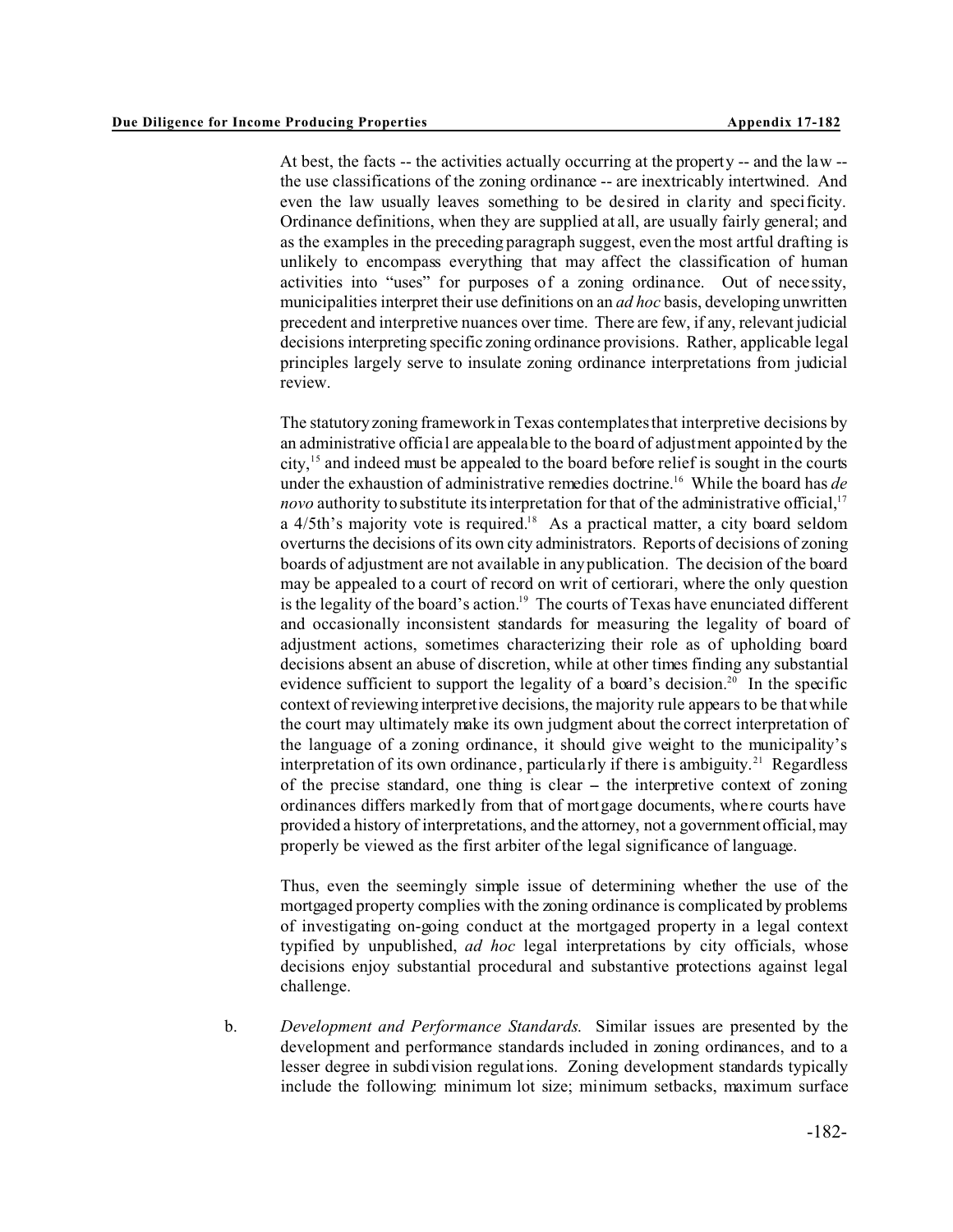At best, the facts -- the activities actually occurring at the property -- and the law -- the use classifications of the zoning ordinance -- are inextricably intertwined. And even the law usually leaves something to be desired in clarity and specificity. Ordinance definitions, when they are supplied at all, are usually fairly general; and as the examples in the preceding paragraph suggest, even the most artful drafting is unlikely to encompass everything that may affect the classification of human activities into "uses" for purposes of a zoning ordinance. Out of necessity, municipalities interpret their use definitions on an *ad hoc* basis, developing unwritten precedent and interpretive nuances over time. There are few, if any, relevant judicial decisions interpreting specific zoning ordinance provisions. Rather, applicable legal principles largely serve to insulate zoning ordinance interpretations from judicial review.

The statutory zoning framework in Texas contemplates that interpretive decisions by an administrative official are appealable to the board of adjustment appointed by the city,[15] and indeed must be appealed to the board before relief is sought in the courts under the exhaustion of administrative remedies doctrine.[16] While the board has *de novo* authority to substitute its interpretation for that of the administrative official,[17] a 4/5th's majority vote is required.[18] As a practical matter, a city board seldom overturns the decisions of its own city administrators. Reports of decisions of zoning boards of adjustment are not available in any publication. The decision of the board may be appealed to a court of record on writ of certiorari, where the only question is the legality of the board's action.[19] The courts of Texas have enunciated different and occasionally inconsistent standards for measuring the legality of board of adjustment actions, sometimes characterizing their role as of upholding board decisions absent an abuse of discretion, while at other times finding any substantial evidence sufficient to support the legality of a board's decision.[20] In the specific context of reviewing interpretive decisions, the majority rule appears to be that while the court may ultimately make its own judgment about the correct interpretation of the language of a zoning ordinance, it should give weight to the municipality's interpretation of its own ordinance, particularly if there is ambiguity.[21] Regardless of the precise standard, one thing is clear – the interpretive context of zoning ordinances differs markedly from that of mortgage documents, where courts have provided a history of interpretations, and the attorney, not a government official, may properly be viewed as the first arbiter of the legal significance of language.

Thus, even the seemingly simple issue of determining whether the use of the mortgaged property complies with the zoning ordinance is complicated by problems of investigating on-going conduct at the mortgaged property in a legal context typified by unpublished, *ad hoc* legal interpretations by city officials, whose decisions enjoy substantial procedural and substantive protections against legal challenge.

b. *Development and Performance Standards.* Similar issues are presented by the development and performance standards included in zoning ordinances, and to a lesser degree in subdivision regulations. Zoning development standards typically include the following: minimum lot size; minimum setbacks, maximum surface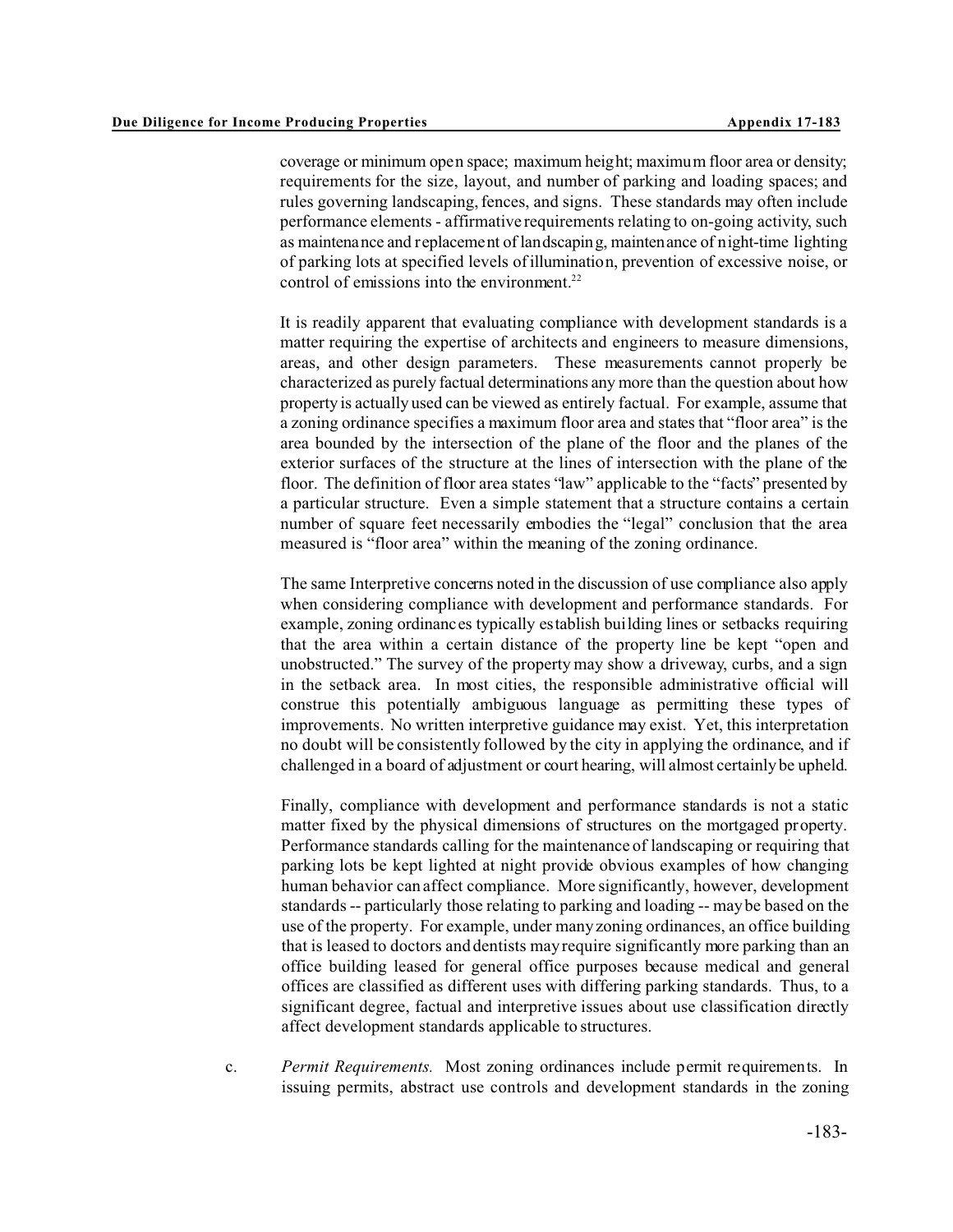coverage or minimum open space; maximum height; maximum floor area or density; requirements for the size, layout, and number of parking and loading spaces; and rules governing landscaping, fences, and signs. These standards may often include performance elements - affirmative requirements relating to on-going activity, such as maintenance and replacement of landscaping, maintenance of night-time lighting of parking lots at specified levels of illumination, prevention of excessive noise, or control of emissions into the environment.[22]

It is readily apparent that evaluating compliance with development standards is a matter requiring the expertise of architects and engineers to measure dimensions, areas, and other design parameters. These measurements cannot properly be characterized as purely factual determinations any more than the question about how property is actually used can be viewed as entirely factual. For example, assume that a zoning ordinance specifies a maximum floor area and states that "floor area" is the area bounded by the intersection of the plane of the floor and the planes of the exterior surfaces of the structure at the lines of intersection with the plane of the floor. The definition of floor area states "law" applicable to the "facts" presented by a particular structure. Even a simple statement that a structure contains a certain number of square feet necessarily embodies the "legal" conclusion that the area measured is "floor area" within the meaning of the zoning ordinance.

The same Interpretive concerns noted in the discussion of use compliance also apply when considering compliance with development and performance standards. For example, zoning ordinances typically establish building lines or setbacks requiring that the area within a certain distance of the property line be kept "open and unobstructed." The survey of the property may show a driveway, curbs, and a sign in the setback area. In most cities, the responsible administrative official will construe this potentially ambiguous language as permitting these types of improvements. No written interpretive guidance may exist. Yet, this interpretation no doubt will be consistently followed by the city in applying the ordinance, and if challenged in a board of adjustment or court hearing, will almost certainly be upheld.

Finally, compliance with development and performance standards is not a static matter fixed by the physical dimensions of structures on the mortgaged property. Performance standards calling for the maintenance of landscaping or requiring that parking lots be kept lighted at night provide obvious examples of how changing human behavior can affect compliance. More significantly, however, development standards -- particularly those relating to parking and loading -- may be based on the use of the property. For example, under many zoning ordinances, an office building that is leased to doctors and dentists may require significantly more parking than an office building leased for general office purposes because medical and general offices are classified as different uses with differing parking standards. Thus, to a significant degree, factual and interpretive issues about use classification directly affect development standards applicable to structures.

c. *Permit Requirements.* Most zoning ordinances include permit requirements. In issuing permits, abstract use controls and development standards in the zoning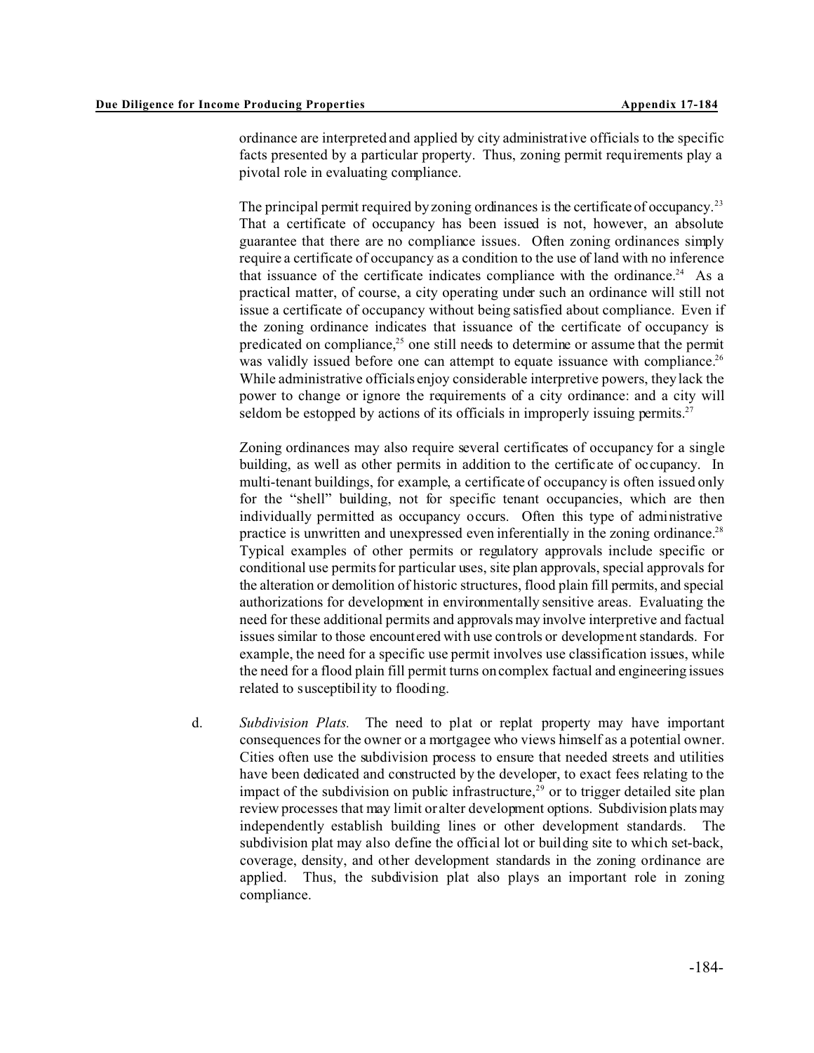ordinance are interpreted and applied by city administrative officials to the specific facts presented by a particular property. Thus, zoning permit requirements play a pivotal role in evaluating compliance.

The principal permit required by zoning ordinances is the certificate of occupancy.[23] That a certificate of occupancy has been issued is not, however, an absolute guarantee that there are no compliance issues. Often zoning ordinances simply require a certificate of occupancy as a condition to the use of land with no inference that issuance of the certificate indicates compliance with the ordinance.[24] As a practical matter, of course, a city operating under such an ordinance will still not issue a certificate of occupancy without being satisfied about compliance. Even if the zoning ordinance indicates that issuance of the certificate of occupancy is predicated on compliance,[25] one still needs to determine or assume that the permit was validly issued before one can attempt to equate issuance with compliance.[26] While administrative officials enjoy considerable interpretive powers, they lack the power to change or ignore the requirements of a city ordinance: and a city will seldom be estopped by actions of its officials in improperly issuing permits.[27]

Zoning ordinances may also require several certificates of occupancy for a single building, as well as other permits in addition to the certificate of occupancy. In multi-tenant buildings, for example, a certificate of occupancy is often issued only for the "shell" building, not for specific tenant occupancies, which are then individually permitted as occupancy occurs. Often this type of administrative practice is unwritten and unexpressed even inferentially in the zoning ordinance.[28] Typical examples of other permits or regulatory approvals include specific or conditional use permits for particular uses, site plan approvals, special approvals for the alteration or demolition of historic structures, flood plain fill permits, and special authorizations for development in environmentally sensitive areas. Evaluating the need for these additional permits and approvals may involve interpretive and factual issues similar to those encountered with use controls or development standards. For example, the need for a specific use permit involves use classification issues, while the need for a flood plain fill permit turns on complex factual and engineering issues related to susceptibility to flooding.

d. *Subdivision Plats.* The need to plat or replat property may have important consequences for the owner or a mortgagee who views himself as a potential owner. Cities often use the subdivision process to ensure that needed streets and utilities have been dedicated and constructed by the developer, to exact fees relating to the impact of the subdivision on public infrastructure,[29] or to trigger detailed site plan review processes that may limit or alter development options. Subdivision plats may independently establish building lines or other development standards. The subdivision plat may also define the official lot or building site to which set-back, coverage, density, and other development standards in the zoning ordinance are applied. Thus, the subdivision plat also plays an important role in zoning compliance.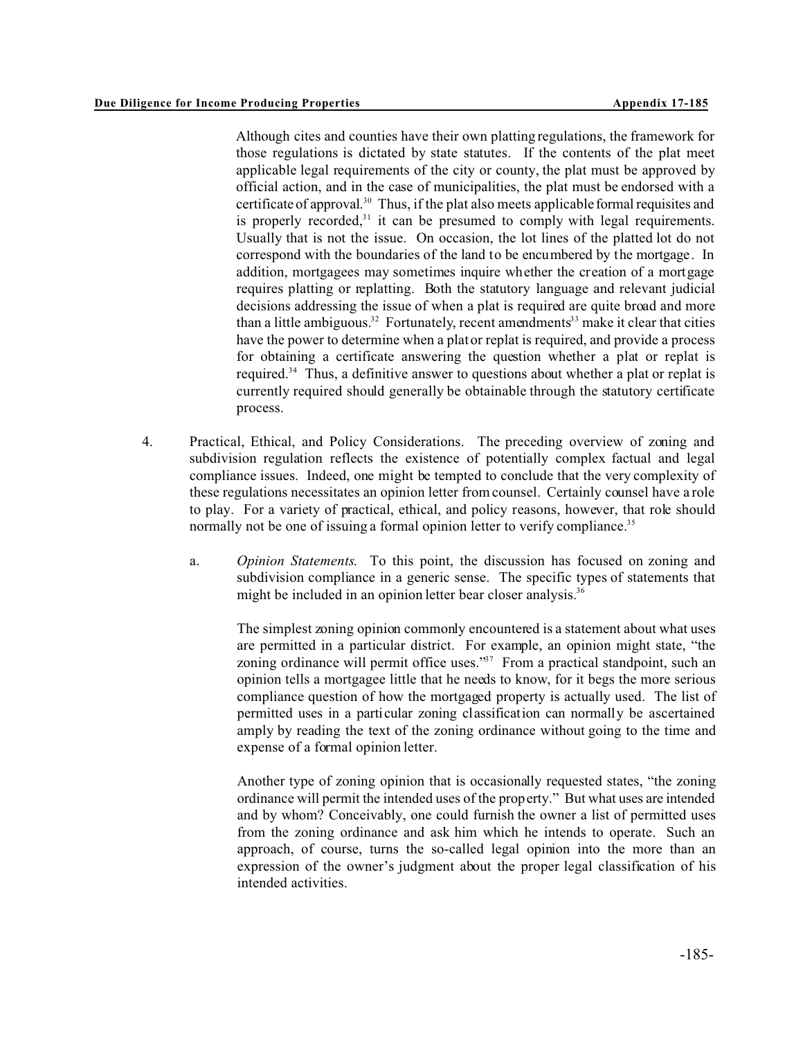Although cites and counties have their own platting regulations, the framework for those regulations is dictated by state statutes. If the contents of the plat meet applicable legal requirements of the city or county, the plat must be approved by official action, and in the case of municipalities, the plat must be endorsed with a certificate of approval.[30] Thus, if the plat also meets applicable formal requisites and is properly recorded,[31] it can be presumed to comply with legal requirements. Usually that is not the issue. On occasion, the lot lines of the platted lot do not correspond with the boundaries of the land to be encumbered by the mortgage. In addition, mortgagees may sometimes inquire whether the creation of a mortgage requires platting or replatting. Both the statutory language and relevant judicial decisions addressing the issue of when a plat is required are quite broad and more than a little ambiguous.[32] Fortunately, recent amendments[33] make it clear that cities have the power to determine when a plat or replat is required, and provide a process for obtaining a certificate answering the question whether a plat or replat is required.[34] Thus, a definitive answer to questions about whether a plat or replat is currently required should generally be obtainable through the statutory certificate process.

4. Practical, Ethical, and Policy Considerations. The preceding overview of zoning and subdivision regulation reflects the existence of potentially complex factual and legal compliance issues. Indeed, one might be tempted to conclude that the very complexity of these regulations necessitates an opinion letter from counsel. Certainly counsel have a role to play. For a variety of practical, ethical, and policy reasons, however, that role should normally not be one of issuing a formal opinion letter to verify compliance.[35]

   a. *Opinion Statements.* To this point, the discussion has focused on zoning and subdivision compliance in a generic sense. The specific types of statements that might be included in an opinion letter bear closer analysis.[36]

      The simplest zoning opinion commonly encountered is a statement about what uses are permitted in a particular district. For example, an opinion might state, "the zoning ordinance will permit office uses."[37] From a practical standpoint, such an opinion tells a mortgagee little that he needs to know, for it begs the more serious compliance question of how the mortgaged property is actually used. The list of permitted uses in a particular zoning classification can normally be ascertained amply by reading the text of the zoning ordinance without going to the time and expense of a formal opinion letter.

      Another type of zoning opinion that is occasionally requested states, "the zoning ordinance will permit the intended uses of the property." But what uses are intended and by whom? Conceivably, one could furnish the owner a list of permitted uses from the zoning ordinance and ask him which he intends to operate. Such an approach, of course, turns the so-called legal opinion into the more than an expression of the owner's judgment about the proper legal classification of his intended activities.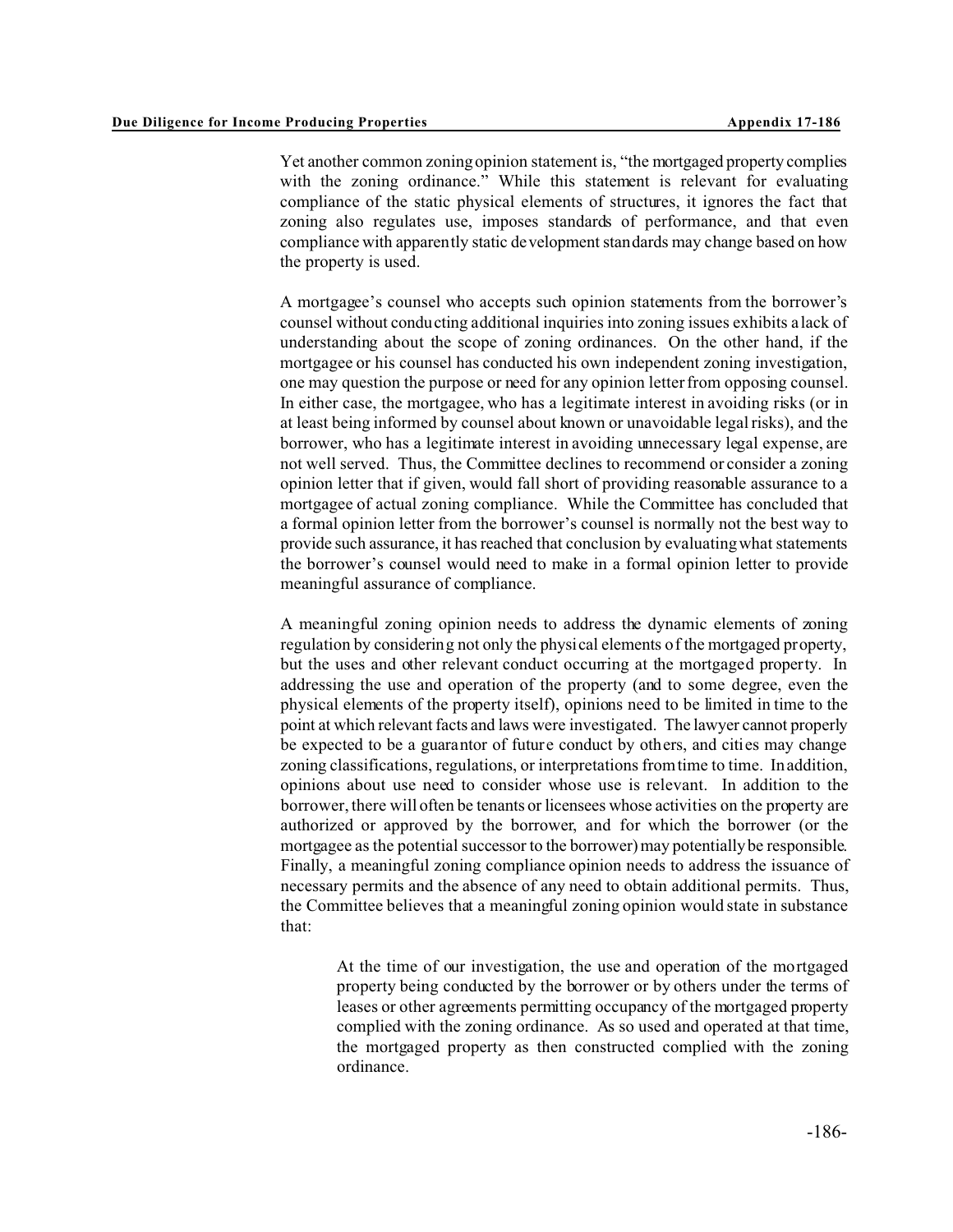Yet another common zoning opinion statement is, "the mortgaged property complies with the zoning ordinance." While this statement is relevant for evaluating compliance of the static physical elements of structures, it ignores the fact that zoning also regulates use, imposes standards of performance, and that even compliance with apparently static development standards may change based on how the property is used.

A mortgagee's counsel who accepts such opinion statements from the borrower's counsel without conducting additional inquiries into zoning issues exhibits a lack of understanding about the scope of zoning ordinances. On the other hand, if the mortgagee or his counsel has conducted his own independent zoning investigation, one may question the purpose or need for any opinion letter from opposing counsel. In either case, the mortgagee, who has a legitimate interest in avoiding risks (or in at least being informed by counsel about known or unavoidable legal risks), and the borrower, who has a legitimate interest in avoiding unnecessary legal expense, are not well served. Thus, the Committee declines to recommend or consider a zoning opinion letter that if given, would fall short of providing reasonable assurance to a mortgagee of actual zoning compliance. While the Committee has concluded that a formal opinion letter from the borrower's counsel is normally not the best way to provide such assurance, it has reached that conclusion by evaluating what statements the borrower's counsel would need to make in a formal opinion letter to provide meaningful assurance of compliance.

A meaningful zoning opinion needs to address the dynamic elements of zoning regulation by considering not only the physical elements of the mortgaged property, but the uses and other relevant conduct occurring at the mortgaged property. In addressing the use and operation of the property (and to some degree, even the physical elements of the property itself), opinions need to be limited in time to the point at which relevant facts and laws were investigated. The lawyer cannot properly be expected to be a guarantor of future conduct by others, and cities may change zoning classifications, regulations, or interpretations from time to time. In addition, opinions about use need to consider whose use is relevant. In addition to the borrower, there will often be tenants or licensees whose activities on the property are authorized or approved by the borrower, and for which the borrower (or the mortgagee as the potential successor to the borrower) may potentially be responsible. Finally, a meaningful zoning compliance opinion needs to address the issuance of necessary permits and the absence of any need to obtain additional permits. Thus, the Committee believes that a meaningful zoning opinion would state in substance that:

> At the time of our investigation, the use and operation of the mortgaged property being conducted by the borrower or by others under the terms of leases or other agreements permitting occupancy of the mortgaged property complied with the zoning ordinance. As so used and operated at that time, the mortgaged property as then constructed complied with the zoning ordinance.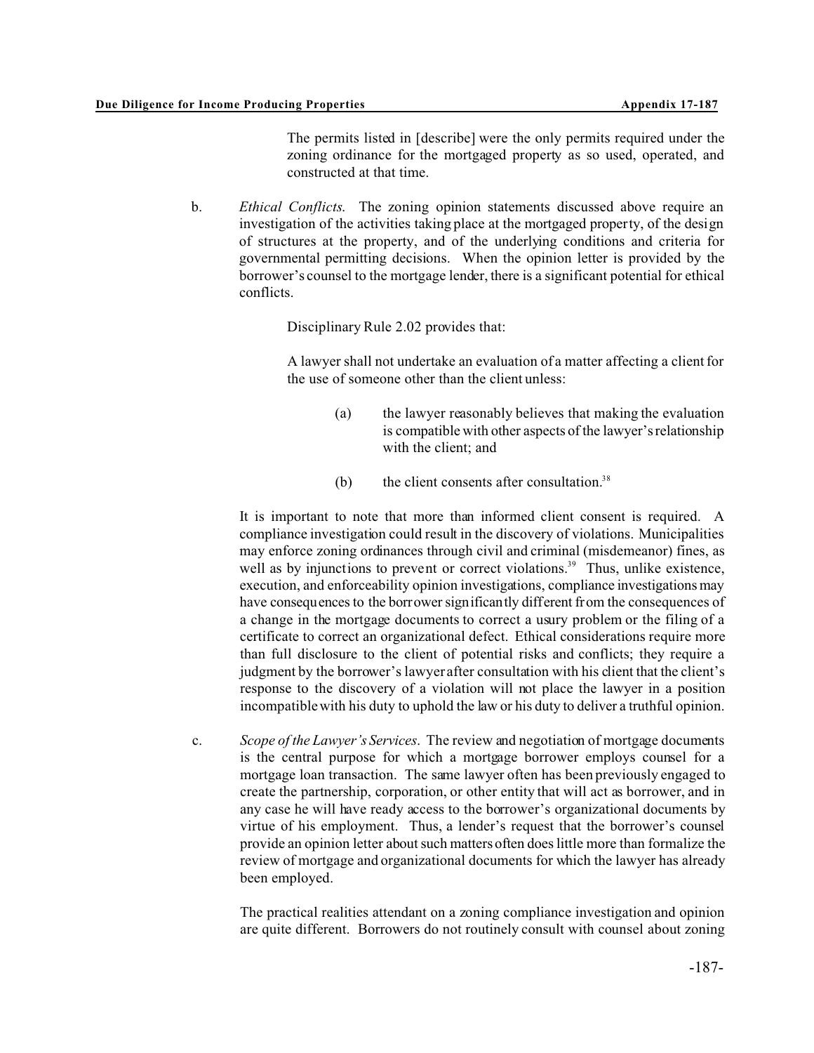The permits listed in [describe] were the only permits required under the zoning ordinance for the mortgaged property as so used, operated, and constructed at that time.

b. *Ethical Conflicts.* The zoning opinion statements discussed above require an investigation of the activities taking place at the mortgaged property, of the design of structures at the property, and of the underlying conditions and criteria for governmental permitting decisions. When the opinion letter is provided by the borrower's counsel to the mortgage lender, there is a significant potential for ethical conflicts.

Disciplinary Rule 2.02 provides that:

A lawyer shall not undertake an evaluation of a matter affecting a client for the use of someone other than the client unless:

(a) the lawyer reasonably believes that making the evaluation is compatible with other aspects of the lawyer's relationship with the client; and

(b) the client consents after consultation.[38]

It is important to note that more than informed client consent is required. A compliance investigation could result in the discovery of violations. Municipalities may enforce zoning ordinances through civil and criminal (misdemeanor) fines, as well as by injunctions to prevent or correct violations.[39] Thus, unlike existence, execution, and enforceability opinion investigations, compliance investigations may have consequences to the borrower significantly different from the consequences of a change in the mortgage documents to correct a usury problem or the filing of a certificate to correct an organizational defect. Ethical considerations require more than full disclosure to the client of potential risks and conflicts; they require a judgment by the borrower's lawyer after consultation with his client that the client's response to the discovery of a violation will not place the lawyer in a position incompatible with his duty to uphold the law or his duty to deliver a truthful opinion.

c. *Scope of the Lawyer's Services.* The review and negotiation of mortgage documents is the central purpose for which a mortgage borrower employs counsel for a mortgage loan transaction. The same lawyer often has been previously engaged to create the partnership, corporation, or other entity that will act as borrower, and in any case he will have ready access to the borrower's organizational documents by virtue of his employment. Thus, a lender's request that the borrower's counsel provide an opinion letter about such matters often does little more than formalize the review of mortgage and organizational documents for which the lawyer has already been employed.

The practical realities attendant on a zoning compliance investigation and opinion are quite different. Borrowers do not routinely consult with counsel about zoning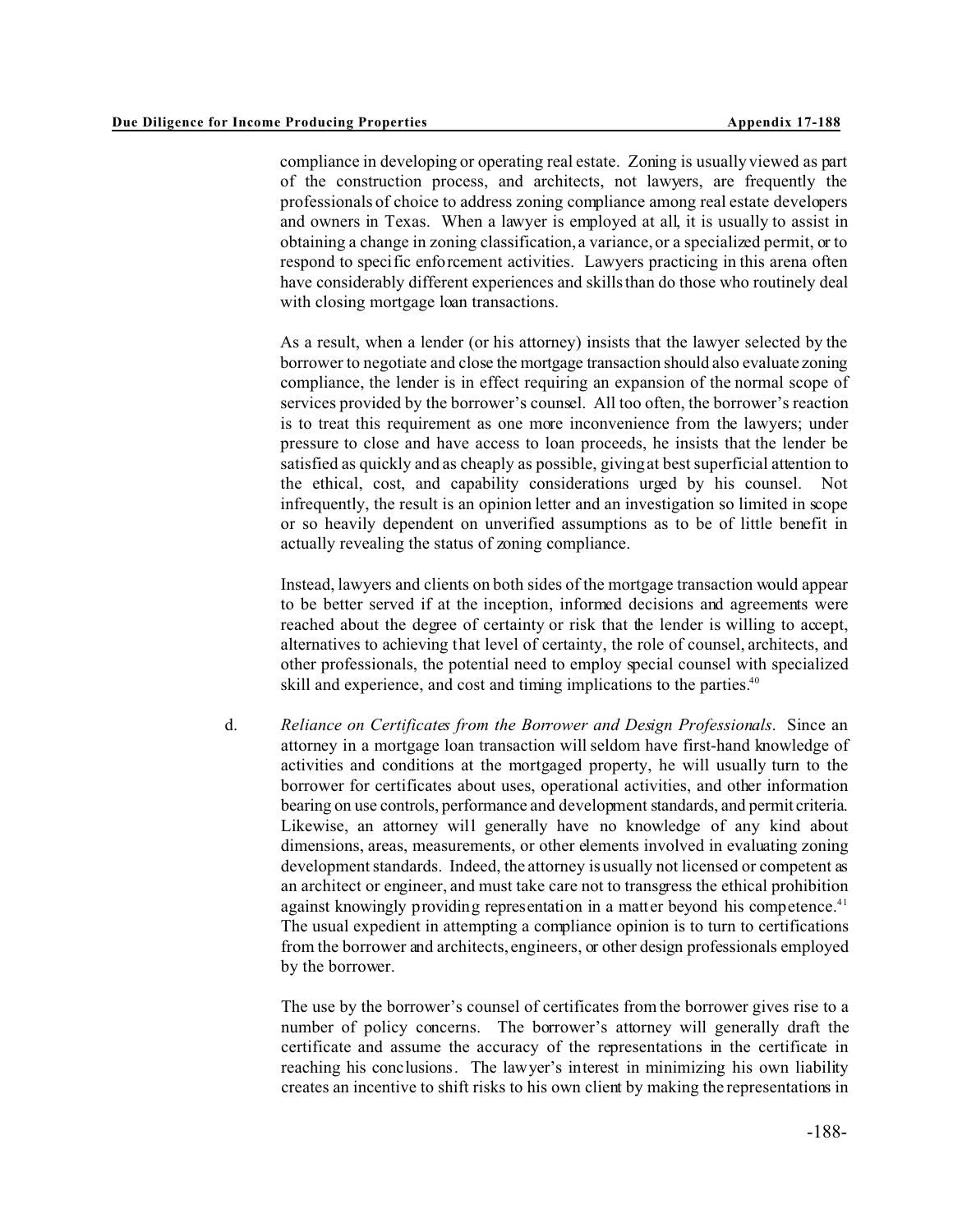compliance in developing or operating real estate. Zoning is usually viewed as part of the construction process, and architects, not lawyers, are frequently the professionals of choice to address zoning compliance among real estate developers and owners in Texas. When a lawyer is employed at all, it is usually to assist in obtaining a change in zoning classification, a variance, or a specialized permit, or to respond to specific enforcement activities. Lawyers practicing in this arena often have considerably different experiences and skills than do those who routinely deal with closing mortgage loan transactions.

As a result, when a lender (or his attorney) insists that the lawyer selected by the borrower to negotiate and close the mortgage transaction should also evaluate zoning compliance, the lender is in effect requiring an expansion of the normal scope of services provided by the borrower's counsel. All too often, the borrower's reaction is to treat this requirement as one more inconvenience from the lawyers; under pressure to close and have access to loan proceeds, he insists that the lender be satisfied as quickly and as cheaply as possible, giving at best superficial attention to the ethical, cost, and capability considerations urged by his counsel. Not infrequently, the result is an opinion letter and an investigation so limited in scope or so heavily dependent on unverified assumptions as to be of little benefit in actually revealing the status of zoning compliance.

Instead, lawyers and clients on both sides of the mortgage transaction would appear to be better served if at the inception, informed decisions and agreements were reached about the degree of certainty or risk that the lender is willing to accept, alternatives to achieving that level of certainty, the role of counsel, architects, and other professionals, the potential need to employ special counsel with specialized skill and experience, and cost and timing implications to the parties.[40]

d. *Reliance on Certificates from the Borrower and Design Professionals*. Since an attorney in a mortgage loan transaction will seldom have first-hand knowledge of activities and conditions at the mortgaged property, he will usually turn to the borrower for certificates about uses, operational activities, and other information bearing on use controls, performance and development standards, and permit criteria. Likewise, an attorney will generally have no knowledge of any kind about dimensions, areas, measurements, or other elements involved in evaluating zoning development standards. Indeed, the attorney is usually not licensed or competent as an architect or engineer, and must take care not to transgress the ethical prohibition against knowingly providing representation in a matter beyond his competence.[41] The usual expedient in attempting a compliance opinion is to turn to certifications from the borrower and architects, engineers, or other design professionals employed by the borrower.

The use by the borrower's counsel of certificates from the borrower gives rise to a number of policy concerns. The borrower's attorney will generally draft the certificate and assume the accuracy of the representations in the certificate in reaching his conclusions. The lawyer's interest in minimizing his own liability creates an incentive to shift risks to his own client by making the representations in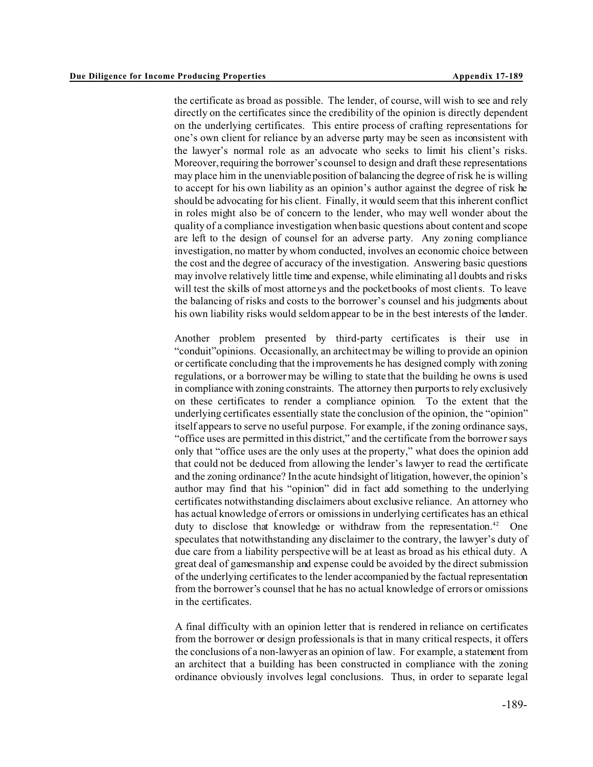the certificate as broad as possible. The lender, of course, will wish to see and rely directly on the certificates since the credibility of the opinion is directly dependent on the underlying certificates. This entire process of crafting representations for one's own client for reliance by an adverse party may be seen as inconsistent with the lawyer's normal role as an advocate who seeks to limit his client's risks. Moreover, requiring the borrower's counsel to design and draft these representations may place him in the unenviable position of balancing the degree of risk he is willing to accept for his own liability as an opinion's author against the degree of risk he should be advocating for his client. Finally, it would seem that this inherent conflict in roles might also be of concern to the lender, who may well wonder about the quality of a compliance investigation when basic questions about content and scope are left to the design of counsel for an adverse party. Any zoning compliance investigation, no matter by whom conducted, involves an economic choice between the cost and the degree of accuracy of the investigation. Answering basic questions may involve relatively little time and expense, while eliminating all doubts and risks will test the skills of most attorneys and the pocketbooks of most clients. To leave the balancing of risks and costs to the borrower's counsel and his judgments about his own liability risks would seldom appear to be in the best interests of the lender.

Another problem presented by third-party certificates is their use in "conduit" opinions. Occasionally, an architect may be willing to provide an opinion or certificate concluding that the improvements he has designed comply with zoning regulations, or a borrower may be willing to state that the building he owns is used in compliance with zoning constraints. The attorney then purports to rely exclusively on these certificates to render a compliance opinion. To the extent that the underlying certificates essentially state the conclusion of the opinion, the "opinion" itself appears to serve no useful purpose. For example, if the zoning ordinance says, "office uses are permitted in this district," and the certificate from the borrower says only that "office uses are the only uses at the property," what does the opinion add that could not be deduced from allowing the lender's lawyer to read the certificate and the zoning ordinance? In the acute hindsight of litigation, however, the opinion's author may find that his "opinion" did in fact add something to the underlying certificates notwithstanding disclaimers about exclusive reliance. An attorney who has actual knowledge of errors or omissions in underlying certificates has an ethical duty to disclose that knowledge or withdraw from the representation.[42] One speculates that notwithstanding any disclaimer to the contrary, the lawyer's duty of due care from a liability perspective will be at least as broad as his ethical duty. A great deal of gamesmanship and expense could be avoided by the direct submission of the underlying certificates to the lender accompanied by the factual representation from the borrower's counsel that he has no actual knowledge of errors or omissions in the certificates.

A final difficulty with an opinion letter that is rendered in reliance on certificates from the borrower or design professionals is that in many critical respects, it offers the conclusions of a non-lawyer as an opinion of law. For example, a statement from an architect that a building has been constructed in compliance with the zoning ordinance obviously involves legal conclusions. Thus, in order to separate legal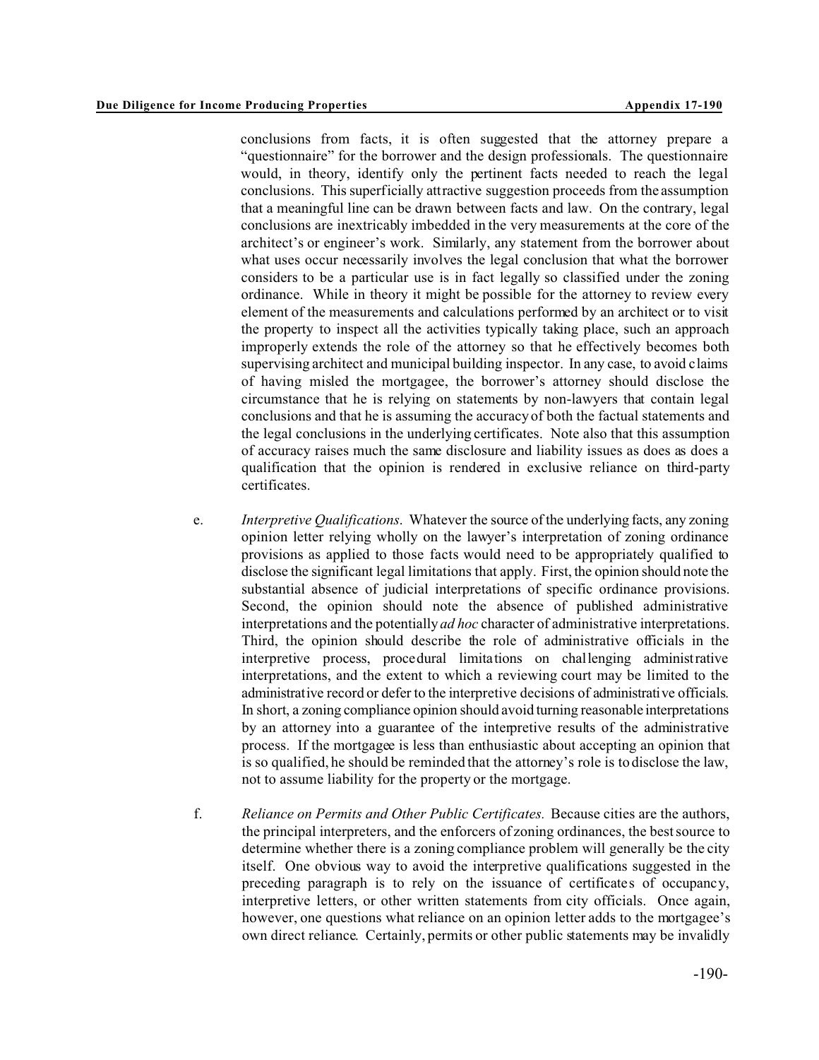conclusions from facts, it is often suggested that the attorney prepare a "questionnaire" for the borrower and the design professionals. The questionnaire would, in theory, identify only the pertinent facts needed to reach the legal conclusions. This superficially attractive suggestion proceeds from the assumption that a meaningful line can be drawn between facts and law. On the contrary, legal conclusions are inextricably imbedded in the very measurements at the core of the architect's or engineer's work. Similarly, any statement from the borrower about what uses occur necessarily involves the legal conclusion that what the borrower considers to be a particular use is in fact legally so classified under the zoning ordinance. While in theory it might be possible for the attorney to review every element of the measurements and calculations performed by an architect or to visit the property to inspect all the activities typically taking place, such an approach improperly extends the role of the attorney so that he effectively becomes both supervising architect and municipal building inspector. In any case, to avoid claims of having misled the mortgagee, the borrower's attorney should disclose the circumstance that he is relying on statements by non-lawyers that contain legal conclusions and that he is assuming the accuracy of both the factual statements and the legal conclusions in the underlying certificates. Note also that this assumption of accuracy raises much the same disclosure and liability issues as does as does a qualification that the opinion is rendered in exclusive reliance on third-party certificates.

e. *Interpretive Qualifications.* Whatever the source of the underlying facts, any zoning opinion letter relying wholly on the lawyer's interpretation of zoning ordinance provisions as applied to those facts would need to be appropriately qualified to disclose the significant legal limitations that apply. First, the opinion should note the substantial absence of judicial interpretations of specific ordinance provisions. Second, the opinion should note the absence of published administrative interpretations and the potentially *ad hoc* character of administrative interpretations. Third, the opinion should describe the role of administrative officials in the interpretive process, procedural limitations on challenging administrative interpretations, and the extent to which a reviewing court may be limited to the administrative record or defer to the interpretive decisions of administrative officials. In short, a zoning compliance opinion should avoid turning reasonable interpretations by an attorney into a guarantee of the interpretive results of the administrative process. If the mortgagee is less than enthusiastic about accepting an opinion that is so qualified, he should be reminded that the attorney's role is to disclose the law, not to assume liability for the property or the mortgage.

f. *Reliance on Permits and Other Public Certificates.* Because cities are the authors, the principal interpreters, and the enforcers of zoning ordinances, the best source to determine whether there is a zoning compliance problem will generally be the city itself. One obvious way to avoid the interpretive qualifications suggested in the preceding paragraph is to rely on the issuance of certificates of occupancy, interpretive letters, or other written statements from city officials. Once again, however, one questions what reliance on an opinion letter adds to the mortgagee's own direct reliance. Certainly, permits or other public statements may be invalidly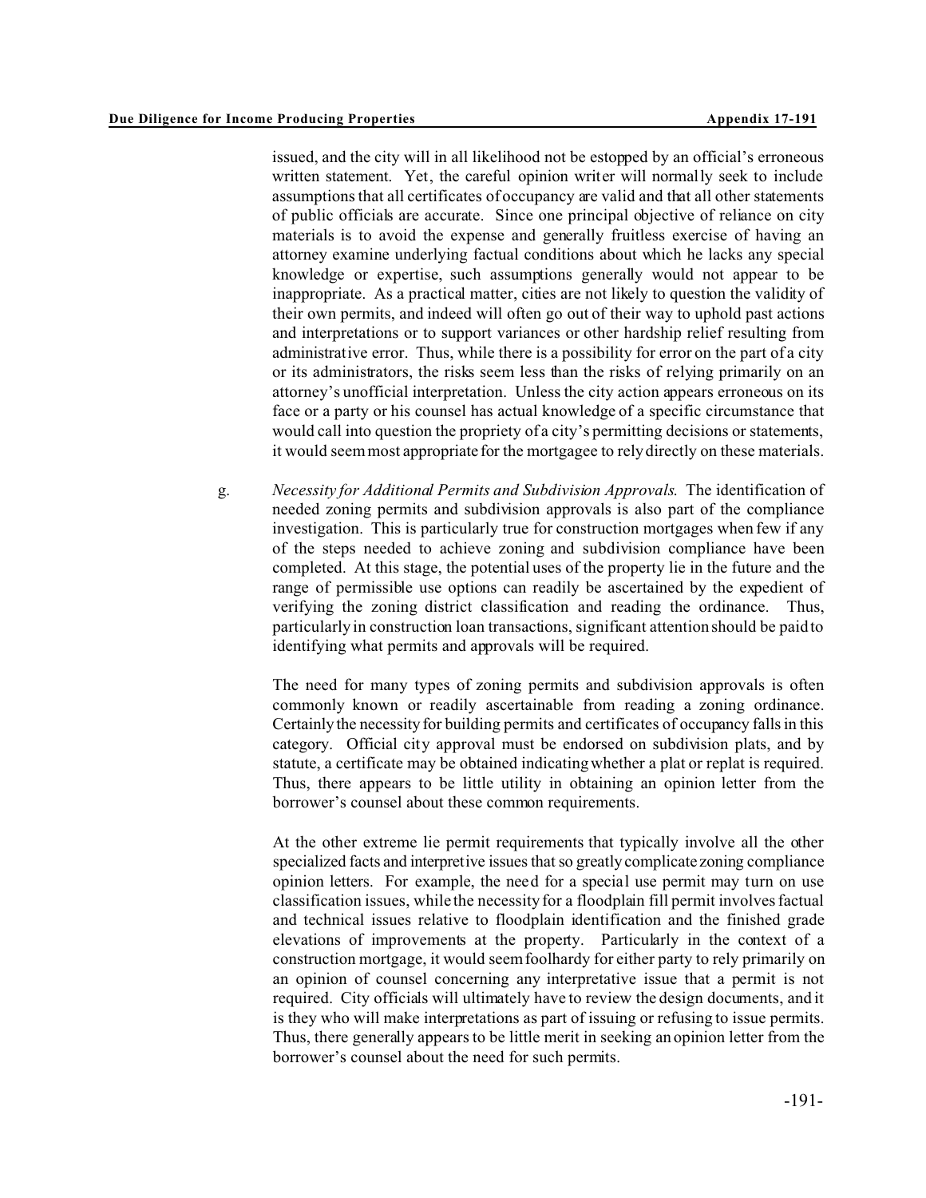issued, and the city will in all likelihood not be estopped by an official's erroneous written statement. Yet, the careful opinion writer will normally seek to include assumptions that all certificates of occupancy are valid and that all other statements of public officials are accurate. Since one principal objective of reliance on city materials is to avoid the expense and generally fruitless exercise of having an attorney examine underlying factual conditions about which he lacks any special knowledge or expertise, such assumptions generally would not appear to be inappropriate. As a practical matter, cities are not likely to question the validity of their own permits, and indeed will often go out of their way to uphold past actions and interpretations or to support variances or other hardship relief resulting from administrative error. Thus, while there is a possibility for error on the part of a city or its administrators, the risks seem less than the risks of relying primarily on an attorney's unofficial interpretation. Unless the city action appears erroneous on its face or a party or his counsel has actual knowledge of a specific circumstance that would call into question the propriety of a city's permitting decisions or statements, it would seem most appropriate for the mortgagee to rely directly on these materials.

g. *Necessity for Additional Permits and Subdivision Approvals*. The identification of needed zoning permits and subdivision approvals is also part of the compliance investigation. This is particularly true for construction mortgages when few if any of the steps needed to achieve zoning and subdivision compliance have been completed. At this stage, the potential uses of the property lie in the future and the range of permissible use options can readily be ascertained by the expedient of verifying the zoning district classification and reading the ordinance. Thus, particularly in construction loan transactions, significant attention should be paid to identifying what permits and approvals will be required.

The need for many types of zoning permits and subdivision approvals is often commonly known or readily ascertainable from reading a zoning ordinance. Certainly the necessity for building permits and certificates of occupancy falls in this category. Official city approval must be endorsed on subdivision plats, and by statute, a certificate may be obtained indicating whether a plat or replat is required. Thus, there appears to be little utility in obtaining an opinion letter from the borrower's counsel about these common requirements.

At the other extreme lie permit requirements that typically involve all the other specialized facts and interpretive issues that so greatly complicate zoning compliance opinion letters. For example, the need for a special use permit may turn on use classification issues, while the necessity for a floodplain fill permit involves factual and technical issues relative to floodplain identification and the finished grade elevations of improvements at the property. Particularly in the context of a construction mortgage, it would seem foolhardy for either party to rely primarily on an opinion of counsel concerning any interpretative issue that a permit is not required. City officials will ultimately have to review the design documents, and it is they who will make interpretations as part of issuing or refusing to issue permits. Thus, there generally appears to be little merit in seeking an opinion letter from the borrower's counsel about the need for such permits.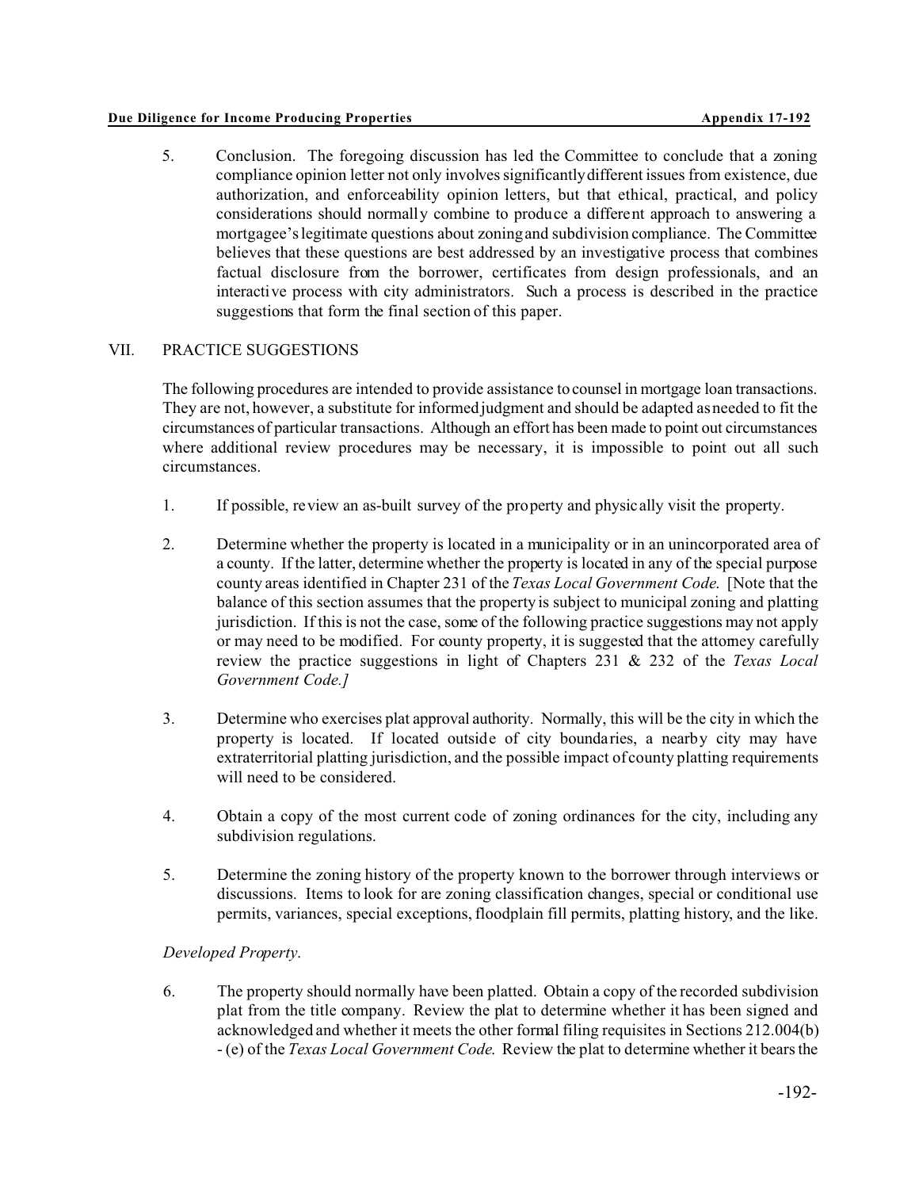5. Conclusion. The foregoing discussion has led the Committee to conclude that a zoning compliance opinion letter not only involves significantly different issues from existence, due authorization, and enforceability opinion letters, but that ethical, practical, and policy considerations should normally combine to produce a different approach to answering a mortgagee's legitimate questions about zoning and subdivision compliance. The Committee believes that these questions are best addressed by an investigative process that combines factual disclosure from the borrower, certificates from design professionals, and an interactive process with city administrators. Such a process is described in the practice suggestions that form the final section of this paper.

## VII. PRACTICE SUGGESTIONS

The following procedures are intended to provide assistance to counsel in mortgage loan transactions. They are not, however, a substitute for informed judgment and should be adapted as needed to fit the circumstances of particular transactions. Although an effort has been made to point out circumstances where additional review procedures may be necessary, it is impossible to point out all such circumstances.

1. If possible, review an as-built survey of the property and physically visit the property.

2. Determine whether the property is located in a municipality or in an unincorporated area of a county. If the latter, determine whether the property is located in any of the special purpose county areas identified in Chapter 231 of the *Texas Local Government Code*. [Note that the balance of this section assumes that the property is subject to municipal zoning and platting jurisdiction. If this is not the case, some of the following practice suggestions may not apply or may need to be modified. For county property, it is suggested that the attorney carefully review the practice suggestions in light of Chapters 231 & 232 of the *Texas Local Government Code.]*

3. Determine who exercises plat approval authority. Normally, this will be the city in which the property is located. If located outside of city boundaries, a nearby city may have extraterritorial platting jurisdiction, and the possible impact of county platting requirements will need to be considered.

4. Obtain a copy of the most current code of zoning ordinances for the city, including any subdivision regulations.

5. Determine the zoning history of the property known to the borrower through interviews or discussions. Items to look for are zoning classification changes, special or conditional use permits, variances, special exceptions, floodplain fill permits, platting history, and the like.

*Developed Property*.

6. The property should normally have been platted. Obtain a copy of the recorded subdivision plat from the title company. Review the plat to determine whether it has been signed and acknowledged and whether it meets the other formal filing requisites in Sections 212.004(b) - (e) of the *Texas Local Government Code*. Review the plat to determine whether it bears the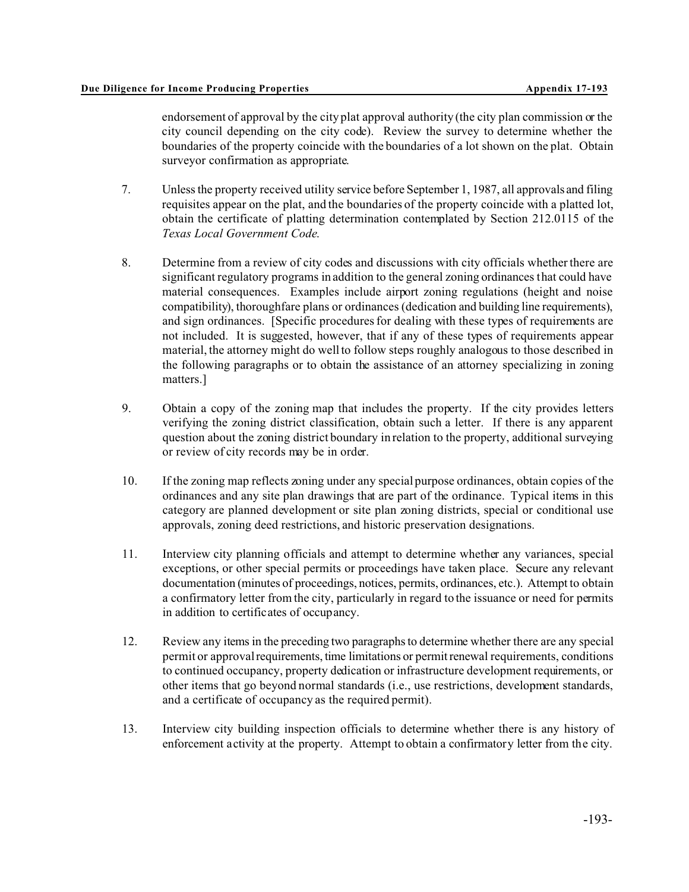endorsement of approval by the city plat approval authority (the city plan commission or the city council depending on the city code). Review the survey to determine whether the boundaries of the property coincide with the boundaries of a lot shown on the plat. Obtain surveyor confirmation as appropriate.

7. Unless the property received utility service before September 1, 1987, all approvals and filing requisites appear on the plat, and the boundaries of the property coincide with a platted lot, obtain the certificate of platting determination contemplated by Section 212.0115 of the *Texas Local Government Code*.

8. Determine from a review of city codes and discussions with city officials whether there are significant regulatory programs in addition to the general zoning ordinances that could have material consequences. Examples include airport zoning regulations (height and noise compatibility), thoroughfare plans or ordinances (dedication and building line requirements), and sign ordinances. [Specific procedures for dealing with these types of requirements are not included. It is suggested, however, that if any of these types of requirements appear material, the attorney might do well to follow steps roughly analogous to those described in the following paragraphs or to obtain the assistance of an attorney specializing in zoning matters.]

9. Obtain a copy of the zoning map that includes the property. If the city provides letters verifying the zoning district classification, obtain such a letter. If there is any apparent question about the zoning district boundary in relation to the property, additional surveying or review of city records may be in order.

10. If the zoning map reflects zoning under any special purpose ordinances, obtain copies of the ordinances and any site plan drawings that are part of the ordinance. Typical items in this category are planned development or site plan zoning districts, special or conditional use approvals, zoning deed restrictions, and historic preservation designations.

11. Interview city planning officials and attempt to determine whether any variances, special exceptions, or other special permits or proceedings have taken place. Secure any relevant documentation (minutes of proceedings, notices, permits, ordinances, etc.). Attempt to obtain a confirmatory letter from the city, particularly in regard to the issuance or need for permits in addition to certificates of occupancy.

12. Review any items in the preceding two paragraphs to determine whether there are any special permit or approval requirements, time limitations or permit renewal requirements, conditions to continued occupancy, property dedication or infrastructure development requirements, or other items that go beyond normal standards (i.e., use restrictions, development standards, and a certificate of occupancy as the required permit).

13. Interview city building inspection officials to determine whether there is any history of enforcement activity at the property. Attempt to obtain a confirmatory letter from the city.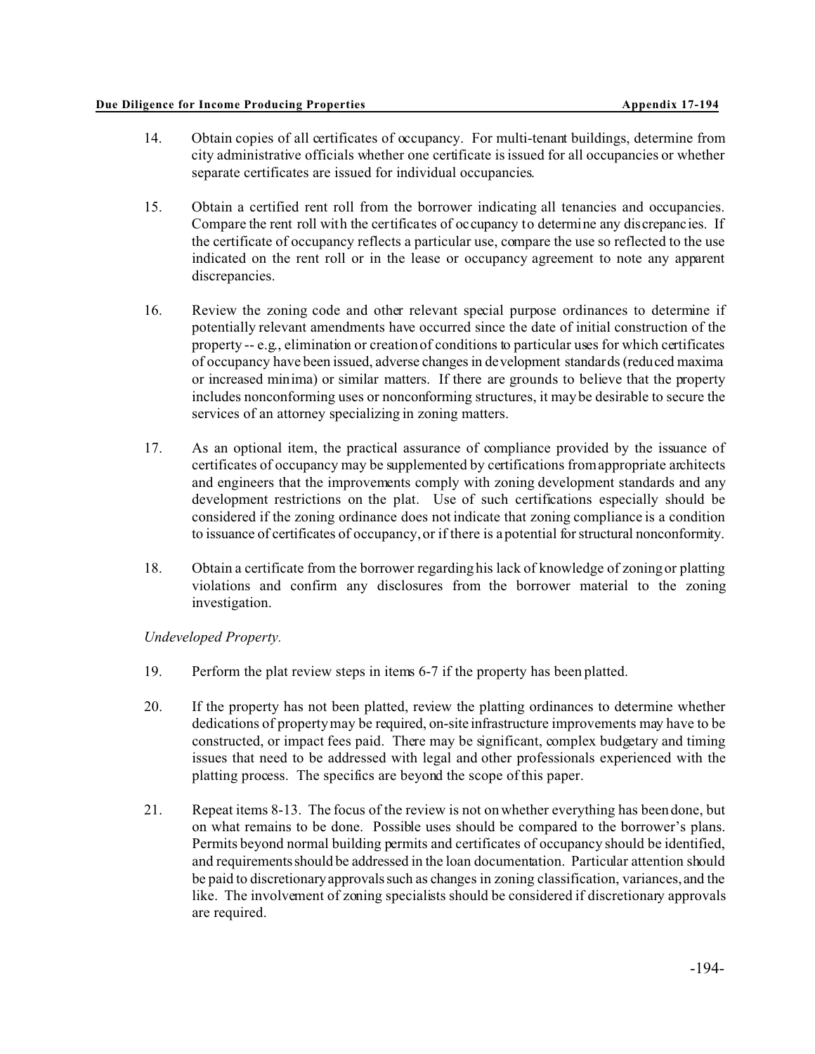14. Obtain copies of all certificates of occupancy. For multi-tenant buildings, determine from city administrative officials whether one certificate is issued for all occupancies or whether separate certificates are issued for individual occupancies.

15. Obtain a certified rent roll from the borrower indicating all tenancies and occupancies. Compare the rent roll with the certificates of occupancy to determine any discrepancies. If the certificate of occupancy reflects a particular use, compare the use so reflected to the use indicated on the rent roll or in the lease or occupancy agreement to note any apparent discrepancies.

16. Review the zoning code and other relevant special purpose ordinances to determine if potentially relevant amendments have occurred since the date of initial construction of the property -- e.g., elimination or creation of conditions to particular uses for which certificates of occupancy have been issued, adverse changes in development standards (reduced maxima or increased minima) or similar matters. If there are grounds to believe that the property includes nonconforming uses or nonconforming structures, it may be desirable to secure the services of an attorney specializing in zoning matters.

17. As an optional item, the practical assurance of compliance provided by the issuance of certificates of occupancy may be supplemented by certifications from appropriate architects and engineers that the improvements comply with zoning development standards and any development restrictions on the plat. Use of such certifications especially should be considered if the zoning ordinance does not indicate that zoning compliance is a condition to issuance of certificates of occupancy, or if there is a potential for structural nonconformity.

18. Obtain a certificate from the borrower regarding his lack of knowledge of zoning or platting violations and confirm any disclosures from the borrower material to the zoning investigation.

*Undeveloped Property.*

19. Perform the plat review steps in items 6-7 if the property has been platted.

20. If the property has not been platted, review the platting ordinances to determine whether dedications of property may be required, on-site infrastructure improvements may have to be constructed, or impact fees paid. There may be significant, complex budgetary and timing issues that need to be addressed with legal and other professionals experienced with the platting process. The specifics are beyond the scope of this paper.

21. Repeat items 8-13. The focus of the review is not on whether everything has been done, but on what remains to be done. Possible uses should be compared to the borrower's plans. Permits beyond normal building permits and certificates of occupancy should be identified, and requirements should be addressed in the loan documentation. Particular attention should be paid to discretionary approvals such as changes in zoning classification, variances, and the like. The involvement of zoning specialists should be considered if discretionary approvals are required.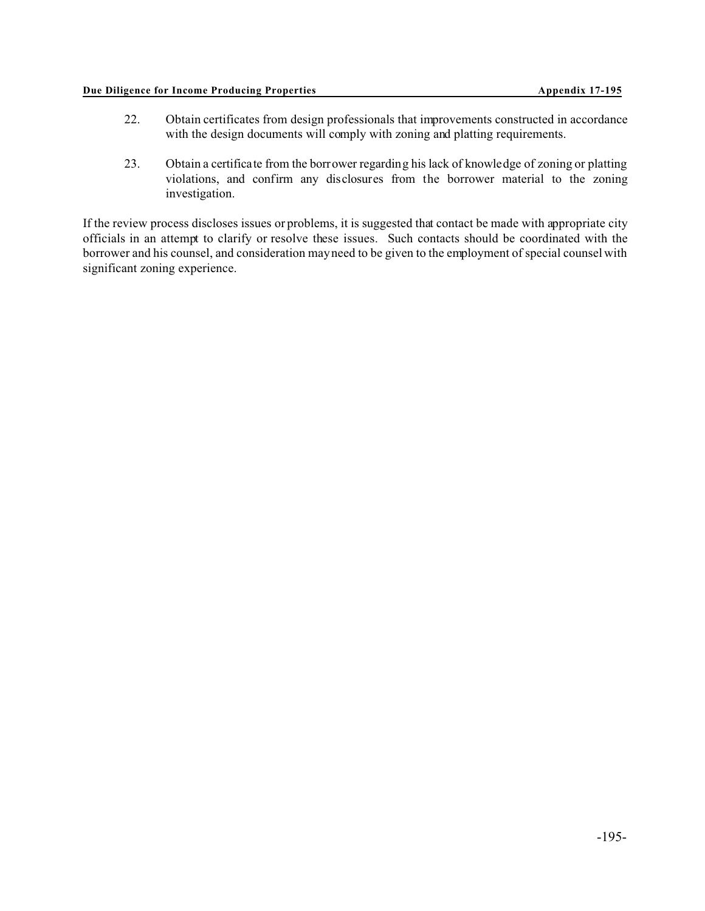22. Obtain certificates from design professionals that improvements constructed in accordance with the design documents will comply with zoning and platting requirements.

23. Obtain a certificate from the borrower regarding his lack of knowledge of zoning or platting violations, and confirm any disclosures from the borrower material to the zoning investigation.

If the review process discloses issues or problems, it is suggested that contact be made with appropriate city officials in an attempt to clarify or resolve these issues. Such contacts should be coordinated with the borrower and his counsel, and consideration may need to be given to the employment of special counsel with significant zoning experience.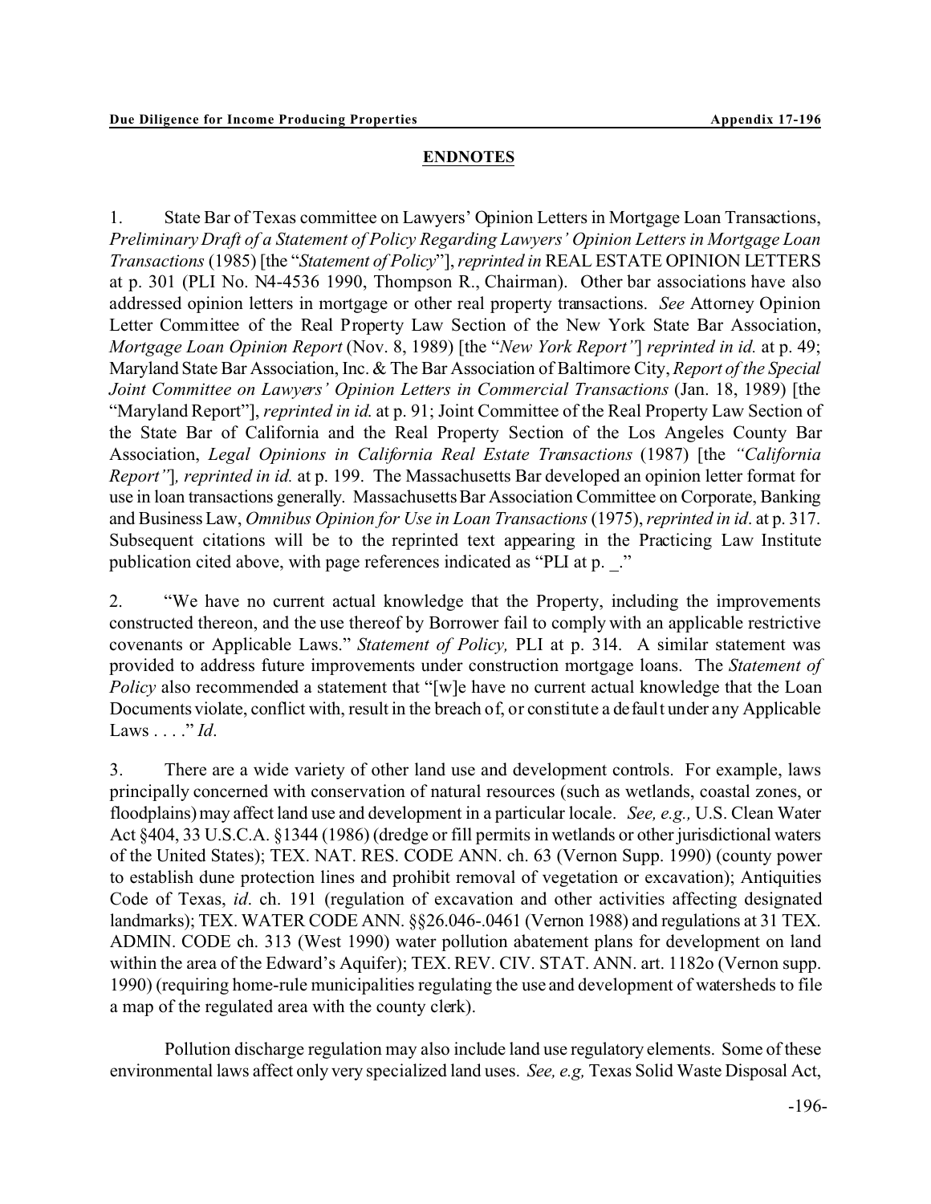## ENDNOTES

1. State Bar of Texas committee on Lawyers' Opinion Letters in Mortgage Loan Transactions, *Preliminary Draft of a Statement of Policy Regarding Lawyers' Opinion Letters in Mortgage Loan Transactions* (1985) [the "*Statement of Policy*"], *reprinted in* REAL ESTATE OPINION LETTERS at p. 301 (PLI No. N4-4536 1990, Thompson R., Chairman). Other bar associations have also addressed opinion letters in mortgage or other real property transactions. *See* Attorney Opinion Letter Committee of the Real Property Law Section of the New York State Bar Association, *Mortgage Loan Opinion Report* (Nov. 8, 1989) [the "*New York Report"*] *reprinted in id.* at p. 49; Maryland State Bar Association, Inc. & The Bar Association of Baltimore City, *Report of the Special Joint Committee on Lawyers' Opinion Letters in Commercial Transactions* (Jan. 18, 1989) [the "Maryland Report"], *reprinted in id.* at p. 91; Joint Committee of the Real Property Law Section of the State Bar of California and the Real Property Section of the Los Angeles County Bar Association, *Legal Opinions in California Real Estate Transactions* (1987) [the *"California Report"*], *reprinted in id.* at p. 199. The Massachusetts Bar developed an opinion letter format for use in loan transactions generally. Massachusetts Bar Association Committee on Corporate, Banking and Business Law, *Omnibus Opinion for Use in Loan Transactions* (1975), *reprinted in id*. at p. 317. Subsequent citations will be to the reprinted text appearing in the Practicing Law Institute publication cited above, with page references indicated as "PLI at p. _."

2. "We have no current actual knowledge that the Property, including the improvements constructed thereon, and the use thereof by Borrower fail to comply with an applicable restrictive covenants or Applicable Laws." *Statement of Policy,* PLI at p. 314. A similar statement was provided to address future improvements under construction mortgage loans. The *Statement of Policy* also recommended a statement that "[w]e have no current actual knowledge that the Loan Documents violate, conflict with, result in the breach of, or constitute a default under any Applicable Laws . . . ." *Id*.

3. There are a wide variety of other land use and development controls. For example, laws principally concerned with conservation of natural resources (such as wetlands, coastal zones, or floodplains) may affect land use and development in a particular locale. *See, e.g.,* U.S. Clean Water Act §404, 33 U.S.C.A. §1344 (1986) (dredge or fill permits in wetlands or other jurisdictional waters of the United States); TEX. NAT. RES. CODE ANN. ch. 63 (Vernon Supp. 1990) (county power to establish dune protection lines and prohibit removal of vegetation or excavation); Antiquities Code of Texas, *id*. ch. 191 (regulation of excavation and other activities affecting designated landmarks); TEX. WATER CODE ANN. §§26.046-.0461 (Vernon 1988) and regulations at 31 TEX. ADMIN. CODE ch. 313 (West 1990) water pollution abatement plans for development on land within the area of the Edward's Aquifer); TEX. REV. CIV. STAT. ANN. art. 1182o (Vernon supp. 1990) (requiring home-rule municipalities regulating the use and development of watersheds to file a map of the regulated area with the county clerk).

Pollution discharge regulation may also include land use regulatory elements. Some of these environmental laws affect only very specialized land uses. *See, e.g,* Texas Solid Waste Disposal Act,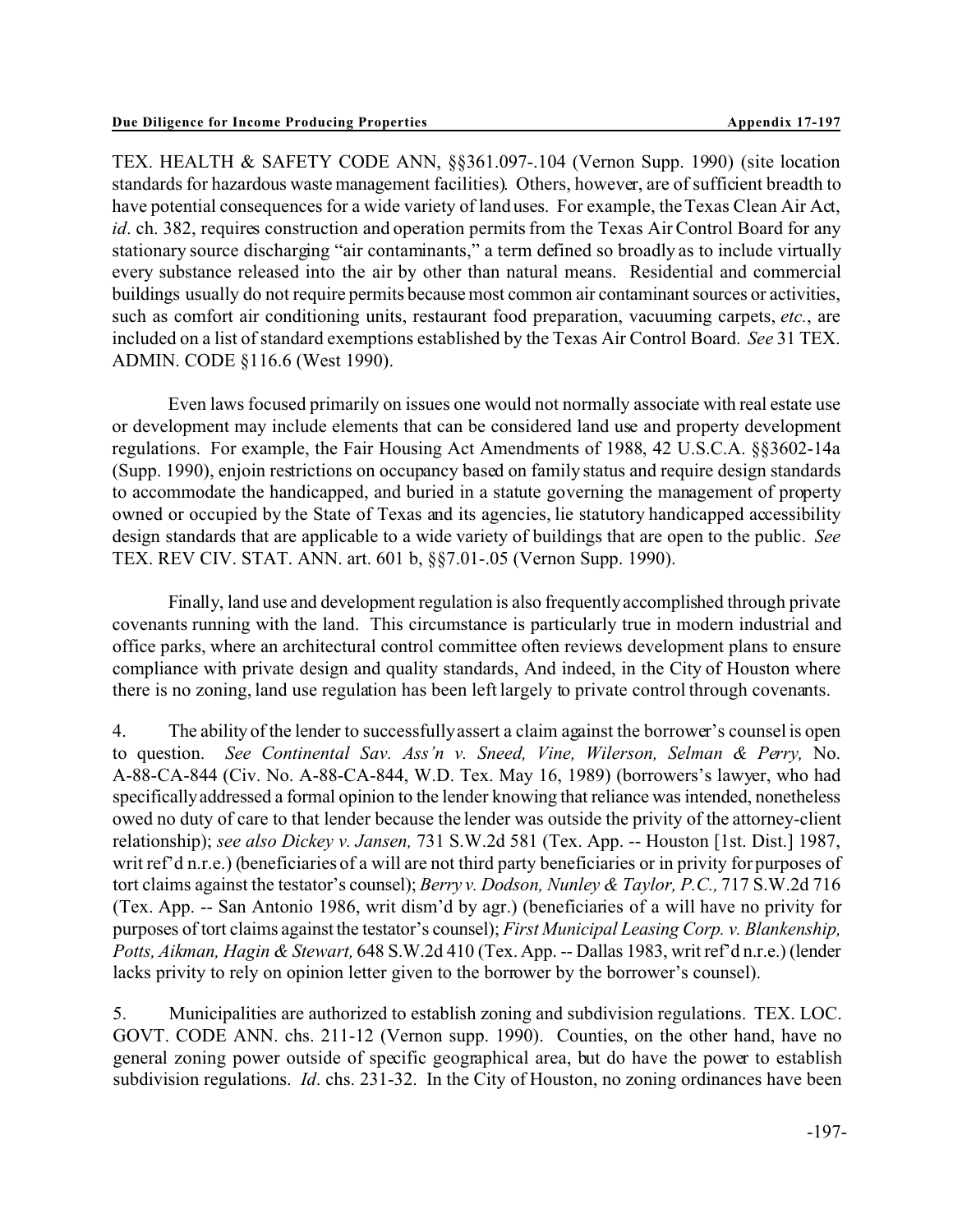TEX. HEALTH & SAFETY CODE ANN, §§361.097-.104 (Vernon Supp. 1990) (site location standards for hazardous waste management facilities). Others, however, are of sufficient breadth to have potential consequences for a wide variety of land uses. For example, the Texas Clean Air Act, *id*. ch. 382, requires construction and operation permits from the Texas Air Control Board for any stationary source discharging "air contaminants," a term defined so broadly as to include virtually every substance released into the air by other than natural means. Residential and commercial buildings usually do not require permits because most common air contaminant sources or activities, such as comfort air conditioning units, restaurant food preparation, vacuuming carpets, *etc.*, are included on a list of standard exemptions established by the Texas Air Control Board. *See* 31 TEX. ADMIN. CODE §116.6 (West 1990).

Even laws focused primarily on issues one would not normally associate with real estate use or development may include elements that can be considered land use and property development regulations. For example, the Fair Housing Act Amendments of 1988, 42 U.S.C.A. §§3602-14a (Supp. 1990), enjoin restrictions on occupancy based on family status and require design standards to accommodate the handicapped, and buried in a statute governing the management of property owned or occupied by the State of Texas and its agencies, lie statutory handicapped accessibility design standards that are applicable to a wide variety of buildings that are open to the public. *See* TEX. REV CIV. STAT. ANN. art. 601 b, §§7.01-.05 (Vernon Supp. 1990).

Finally, land use and development regulation is also frequently accomplished through private covenants running with the land. This circumstance is particularly true in modern industrial and office parks, where an architectural control committee often reviews development plans to ensure compliance with private design and quality standards, And indeed, in the City of Houston where there is no zoning, land use regulation has been left largely to private control through covenants.

4. The ability of the lender to successfully assert a claim against the borrower's counsel is open to question. *See Continental Sav. Ass'n v. Sneed, Vine, Wilerson, Selman & Perry,* No. A-88-CA-844 (Civ. No. A-88-CA-844, W.D. Tex. May 16, 1989) (borrowers's lawyer, who had specifically addressed a formal opinion to the lender knowing that reliance was intended, nonetheless owed no duty of care to that lender because the lender was outside the privity of the attorney-client relationship); *see also Dickey v. Jansen,* 731 S.W.2d 581 (Tex. App. -- Houston [1st. Dist.] 1987, writ ref'd n.r.e.) (beneficiaries of a will are not third party beneficiaries or in privity for purposes of tort claims against the testator's counsel); *Berry v. Dodson, Nunley & Taylor, P.C.,* 717 S.W.2d 716 (Tex. App. -- San Antonio 1986, writ dism'd by agr.) (beneficiaries of a will have no privity for purposes of tort claims against the testator's counsel); *First Municipal Leasing Corp. v. Blankenship, Potts, Aikman, Hagin & Stewart,* 648 S.W.2d 410 (Tex. App. -- Dallas 1983, writ ref'd n.r.e.) (lender lacks privity to rely on opinion letter given to the borrower by the borrower's counsel).

5. Municipalities are authorized to establish zoning and subdivision regulations. TEX. LOC. GOVT. CODE ANN. chs. 211-12 (Vernon supp. 1990). Counties, on the other hand, have no general zoning power outside of specific geographical area, but do have the power to establish subdivision regulations. *Id*. chs. 231-32. In the City of Houston, no zoning ordinances have been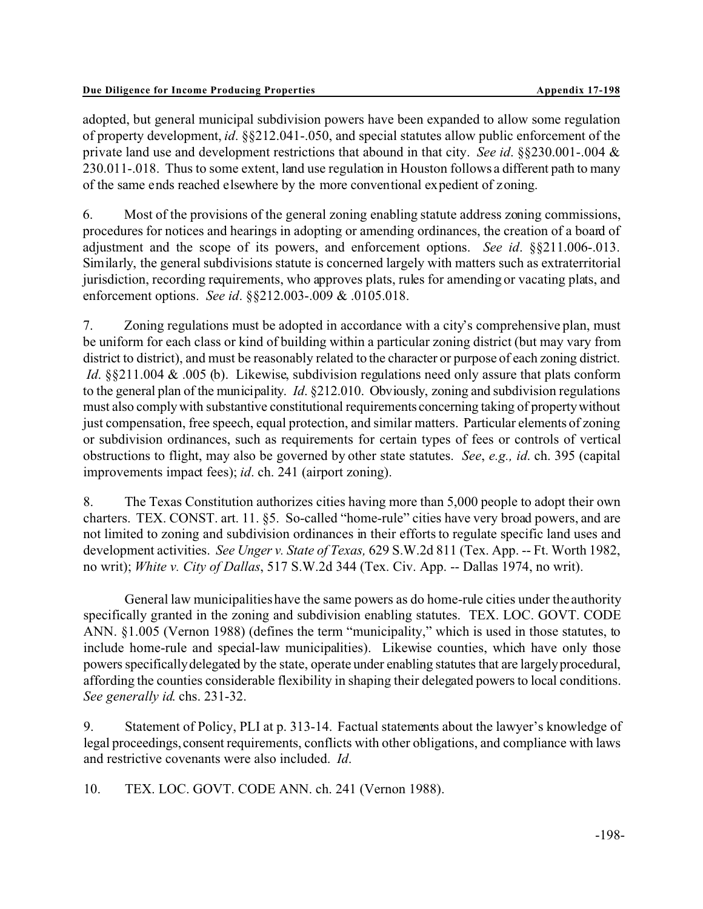adopted, but general municipal subdivision powers have been expanded to allow some regulation of property development, *id*. §§212.041-.050, and special statutes allow public enforcement of the private land use and development restrictions that abound in that city. *See id*. §§230.001-.004 & 230.011-.018. Thus to some extent, land use regulation in Houston follows a different path to many of the same ends reached elsewhere by the more conventional expedient of zoning.

6. Most of the provisions of the general zoning enabling statute address zoning commissions, procedures for notices and hearings in adopting or amending ordinances, the creation of a board of adjustment and the scope of its powers, and enforcement options. *See id*. §§211.006-.013. Similarly, the general subdivisions statute is concerned largely with matters such as extraterritorial jurisdiction, recording requirements, who approves plats, rules for amending or vacating plats, and enforcement options. *See id*. §§212.003-.009 & .0105.018.

7. Zoning regulations must be adopted in accordance with a city's comprehensive plan, must be uniform for each class or kind of building within a particular zoning district (but may vary from district to district), and must be reasonably related to the character or purpose of each zoning district. *Id*. §§211.004 & .005 (b). Likewise, subdivision regulations need only assure that plats conform to the general plan of the municipality. *Id*. §212.010. Obviously, zoning and subdivision regulations must also comply with substantive constitutional requirements concerning taking of property without just compensation, free speech, equal protection, and similar matters. Particular elements of zoning or subdivision ordinances, such as requirements for certain types of fees or controls of vertical obstructions to flight, may also be governed by other state statutes. *See*, *e.g., id*. ch. 395 (capital improvements impact fees); *id*. ch. 241 (airport zoning).

8. The Texas Constitution authorizes cities having more than 5,000 people to adopt their own charters. TEX. CONST. art. 11. §5. So-called "home-rule" cities have very broad powers, and are not limited to zoning and subdivision ordinances in their efforts to regulate specific land uses and development activities. *See Unger v. State of Texas,* 629 S.W.2d 811 (Tex. App. -- Ft. Worth 1982, no writ); *White v. City of Dallas*, 517 S.W.2d 344 (Tex. Civ. App. -- Dallas 1974, no writ).

General law municipalities have the same powers as do home-rule cities under the authority specifically granted in the zoning and subdivision enabling statutes. TEX. LOC. GOVT. CODE ANN. §1.005 (Vernon 1988) (defines the term "municipality," which is used in those statutes, to include home-rule and special-law municipalities). Likewise counties, which have only those powers specifically delegated by the state, operate under enabling statutes that are largely procedural, affording the counties considerable flexibility in shaping their delegated powers to local conditions. *See generally id.* chs. 231-32.

9. Statement of Policy, PLI at p. 313-14. Factual statements about the lawyer's knowledge of legal proceedings, consent requirements, conflicts with other obligations, and compliance with laws and restrictive covenants were also included. *Id*.

10. TEX. LOC. GOVT. CODE ANN. ch. 241 (Vernon 1988).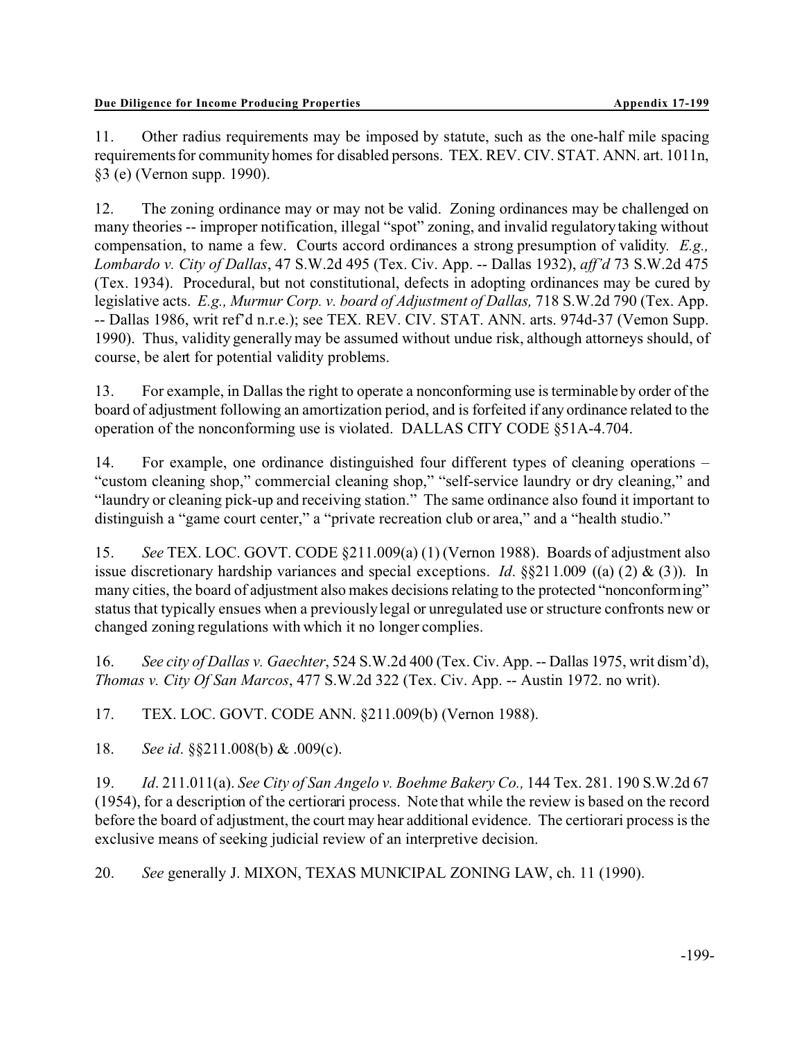11. Other radius requirements may be imposed by statute, such as the one-half mile spacing requirements for community homes for disabled persons. TEX. REV. CIV. STAT. ANN. art. 1011n, §3 (e) (Vernon supp. 1990).

12. The zoning ordinance may or may not be valid. Zoning ordinances may be challenged on many theories -- improper notification, illegal "spot" zoning, and invalid regulatory taking without compensation, to name a few. Courts accord ordinances a strong presumption of validity. *E.g., Lombardo v. City of Dallas*, 47 S.W.2d 495 (Tex. Civ. App. -- Dallas 1932), *aff'd* 73 S.W.2d 475 (Tex. 1934). Procedural, but not constitutional, defects in adopting ordinances may be cured by legislative acts. *E.g., Murmur Corp. v. board of Adjustment of Dallas,* 718 S.W.2d 790 (Tex. App. -- Dallas 1986, writ ref'd n.r.e.); see TEX. REV. CIV. STAT. ANN. arts. 974d-37 (Vernon Supp. 1990). Thus, validity generally may be assumed without undue risk, although attorneys should, of course, be alert for potential validity problems.

13. For example, in Dallas the right to operate a nonconforming use is terminable by order of the board of adjustment following an amortization period, and is forfeited if any ordinance related to the operation of the nonconforming use is violated. DALLAS CITY CODE §51A-4.704.

14. For example, one ordinance distinguished four different types of cleaning operations – "custom cleaning shop," commercial cleaning shop," "self-service laundry or dry cleaning," and "laundry or cleaning pick-up and receiving station." The same ordinance also found it important to distinguish a "game court center," a "private recreation club or area," and a "health studio."

15. *See* TEX. LOC. GOVT. CODE §211.009(a) (1) (Vernon 1988). Boards of adjustment also issue discretionary hardship variances and special exceptions. *Id*. §§211.009 ((a) (2) & (3)). In many cities, the board of adjustment also makes decisions relating to the protected "nonconforming" status that typically ensues when a previously legal or unregulated use or structure confronts new or changed zoning regulations with which it no longer complies.

16. *See city of Dallas v. Gaechter*, 524 S.W.2d 400 (Tex. Civ. App. -- Dallas 1975, writ dism'd), *Thomas v. City Of San Marcos*, 477 S.W.2d 322 (Tex. Civ. App. -- Austin 1972. no writ).

17. TEX. LOC. GOVT. CODE ANN. §211.009(b) (Vernon 1988).

18. *See id*. §§211.008(b) & .009(c).

19. *Id*. 211.011(a). *See City of San Angelo v. Boehme Bakery Co.,* 144 Tex. 281. 190 S.W.2d 67 (1954), for a description of the certiorari process. Note that while the review is based on the record before the board of adjustment, the court may hear additional evidence. The certiorari process is the exclusive means of seeking judicial review of an interpretive decision.

20. *See* generally J. MIXON, TEXAS MUNICIPAL ZONING LAW, ch. 11 (1990).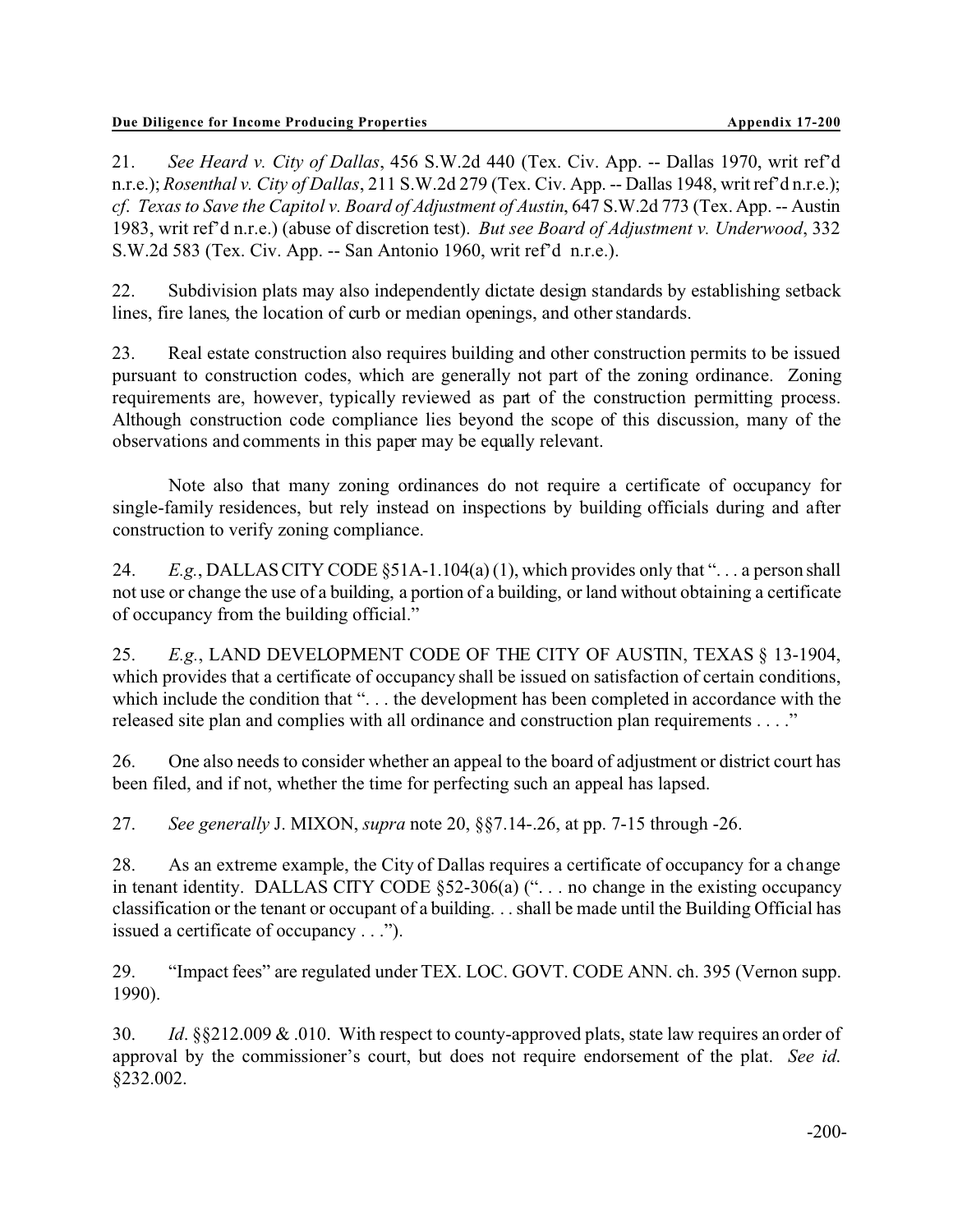21. *See Heard v. City of Dallas*, 456 S.W.2d 440 (Tex. Civ. App. -- Dallas 1970, writ ref'd n.r.e.); *Rosenthal v. City of Dallas*, 211 S.W.2d 279 (Tex. Civ. App. -- Dallas 1948, writ ref'd n.r.e.); *cf. Texas to Save the Capitol v. Board of Adjustment of Austin*, 647 S.W.2d 773 (Tex. App. -- Austin 1983, writ ref'd n.r.e.) (abuse of discretion test). *But see Board of Adjustment v. Underwood*, 332 S.W.2d 583 (Tex. Civ. App. -- San Antonio 1960, writ ref'd n.r.e.).

22. Subdivision plats may also independently dictate design standards by establishing setback lines, fire lanes, the location of curb or median openings, and other standards.

23. Real estate construction also requires building and other construction permits to be issued pursuant to construction codes, which are generally not part of the zoning ordinance. Zoning requirements are, however, typically reviewed as part of the construction permitting process. Although construction code compliance lies beyond the scope of this discussion, many of the observations and comments in this paper may be equally relevant.

Note also that many zoning ordinances do not require a certificate of occupancy for single-family residences, but rely instead on inspections by building officials during and after construction to verify zoning compliance.

24. *E.g.*, DALLAS CITY CODE §51A-1.104(a) (1), which provides only that ". . . a person shall not use or change the use of a building, a portion of a building, or land without obtaining a certificate of occupancy from the building official."

25. *E.g.*, LAND DEVELOPMENT CODE OF THE CITY OF AUSTIN, TEXAS § 13-1904, which provides that a certificate of occupancy shall be issued on satisfaction of certain conditions, which include the condition that ". . . the development has been completed in accordance with the released site plan and complies with all ordinance and construction plan requirements . . . ."

26. One also needs to consider whether an appeal to the board of adjustment or district court has been filed, and if not, whether the time for perfecting such an appeal has lapsed.

27. *See generally* J. MIXON, *supra* note 20, §§7.14-.26, at pp. 7-15 through -26.

28. As an extreme example, the City of Dallas requires a certificate of occupancy for a change in tenant identity. DALLAS CITY CODE §52-306(a) (". . . no change in the existing occupancy classification or the tenant or occupant of a building. . . shall be made until the Building Official has issued a certificate of occupancy . . .").

29. "Impact fees" are regulated under TEX. LOC. GOVT. CODE ANN. ch. 395 (Vernon supp. 1990).

30. *Id*. §§212.009 & .010. With respect to county-approved plats, state law requires an order of approval by the commissioner's court, but does not require endorsement of the plat. *See id.* §232.002.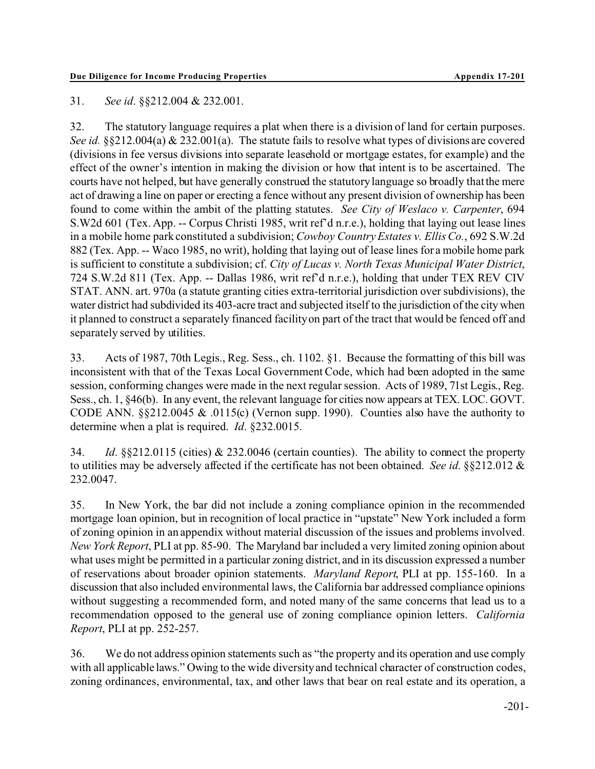31. *See id*. §§212.004 & 232.001.

32. The statutory language requires a plat when there is a division of land for certain purposes. *See id.* §§212.004(a) & 232.001(a). The statute fails to resolve what types of divisions are covered (divisions in fee versus divisions into separate leasehold or mortgage estates, for example) and the effect of the owner's intention in making the division or how that intent is to be ascertained. The courts have not helped, but have generally construed the statutory language so broadly that the mere act of drawing a line on paper or erecting a fence without any present division of ownership has been found to come within the ambit of the platting statutes. *See City of Weslaco v. Carpenter*, 694 S.W2d 601 (Tex. App. -- Corpus Christi 1985, writ ref'd n.r.e.), holding that laying out lease lines in a mobile home park constituted a subdivision; *Cowboy Country Estates v. Ellis Co.*, 692 S.W.2d 882 (Tex. App. -- Waco 1985, no writ), holding that laying out of lease lines for a mobile home park is sufficient to constitute a subdivision; cf. *City of Lucas v. North Texas Municipal Water District*, 724 S.W.2d 811 (Tex. App. -- Dallas 1986, writ ref'd n.r.e.), holding that under TEX REV CIV STAT. ANN. art. 970a (a statute granting cities extra-territorial jurisdiction over subdivisions), the water district had subdivided its 403-acre tract and subjected itself to the jurisdiction of the city when it planned to construct a separately financed facility on part of the tract that would be fenced off and separately served by utilities.

33. Acts of 1987, 70th Legis., Reg. Sess., ch. 1102. §1. Because the formatting of this bill was inconsistent with that of the Texas Local Government Code, which had been adopted in the same session, conforming changes were made in the next regular session. Acts of 1989, 71st Legis., Reg. Sess., ch. 1, §46(b). In any event, the relevant language for cities now appears at TEX. LOC. GOVT. CODE ANN. §§212.0045 & .0115(c) (Vernon supp. 1990). Counties also have the authority to determine when a plat is required. *Id*. §232.0015.

34. *Id*. §§212.0115 (cities) & 232.0046 (certain counties). The ability to connect the property to utilities may be adversely affected if the certificate has not been obtained. *See id*. §§212.012 & 232.0047.

35. In New York, the bar did not include a zoning compliance opinion in the recommended mortgage loan opinion, but in recognition of local practice in "upstate" New York included a form of zoning opinion in an appendix without material discussion of the issues and problems involved. *New York Report*, PLI at pp. 85-90. The Maryland bar included a very limited zoning opinion about what uses might be permitted in a particular zoning district, and in its discussion expressed a number of reservations about broader opinion statements. *Maryland Report*, PLI at pp. 155-160. In a discussion that also included environmental laws, the California bar addressed compliance opinions without suggesting a recommended form, and noted many of the same concerns that lead us to a recommendation opposed to the general use of zoning compliance opinion letters. *California Report*, PLI at pp. 252-257.

36. We do not address opinion statements such as "the property and its operation and use comply with all applicable laws." Owing to the wide diversity and technical character of construction codes, zoning ordinances, environmental, tax, and other laws that bear on real estate and its operation, a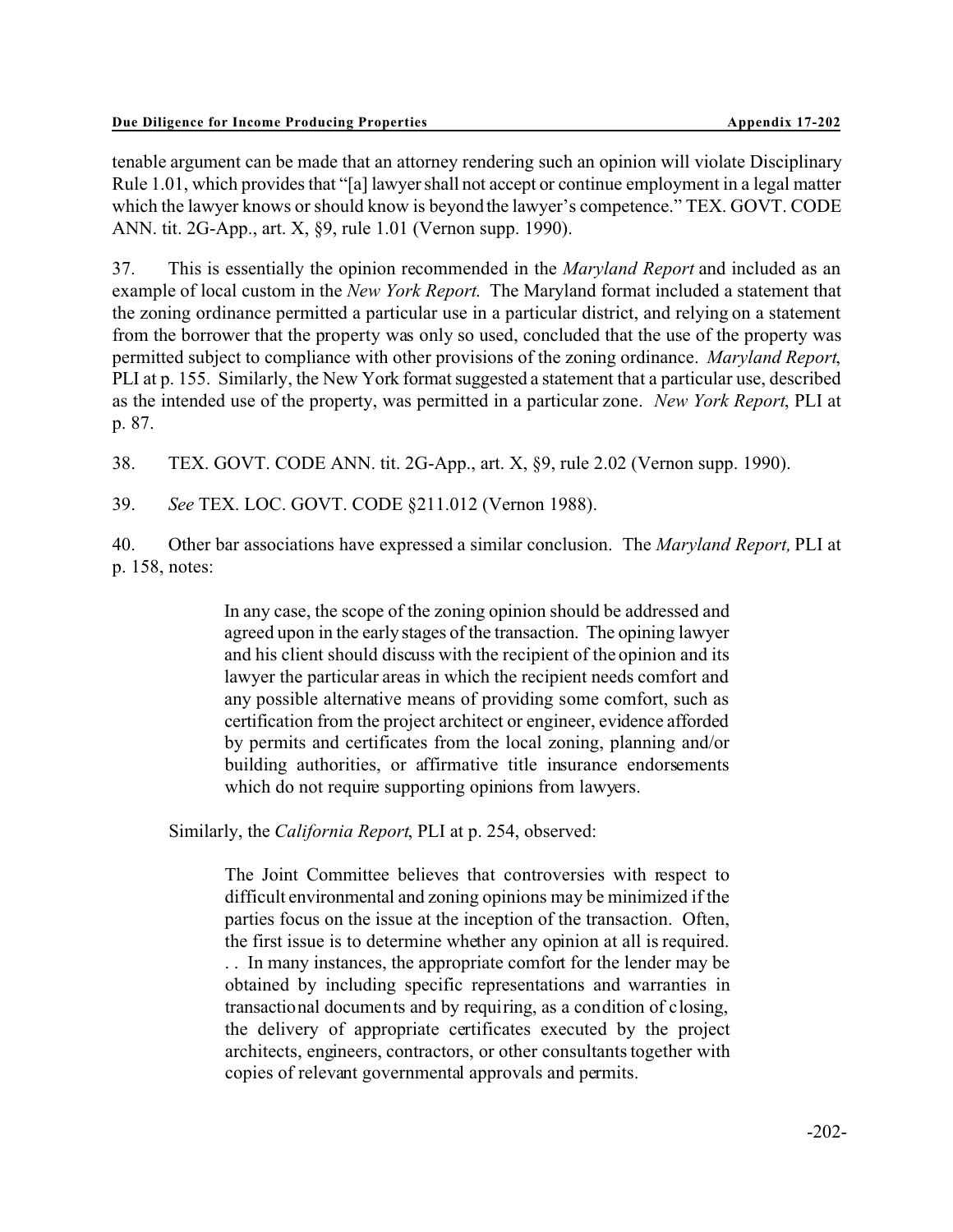tenable argument can be made that an attorney rendering such an opinion will violate Disciplinary Rule 1.01, which provides that "[a] lawyer shall not accept or continue employment in a legal matter which the lawyer knows or should know is beyond the lawyer's competence." TEX. GOVT. CODE ANN. tit. 2G-App., art. X, §9, rule 1.01 (Vernon supp. 1990).

37. This is essentially the opinion recommended in the *Maryland Report* and included as an example of local custom in the *New York Report.* The Maryland format included a statement that the zoning ordinance permitted a particular use in a particular district, and relying on a statement from the borrower that the property was only so used, concluded that the use of the property was permitted subject to compliance with other provisions of the zoning ordinance. *Maryland Report*, PLI at p. 155. Similarly, the New York format suggested a statement that a particular use, described as the intended use of the property, was permitted in a particular zone. *New York Report*, PLI at p. 87.

38. TEX. GOVT. CODE ANN. tit. 2G-App., art. X, §9, rule 2.02 (Vernon supp. 1990).

39. *See* TEX. LOC. GOVT. CODE §211.012 (Vernon 1988).

40. Other bar associations have expressed a similar conclusion. The *Maryland Report,* PLI at p. 158, notes:

> In any case, the scope of the zoning opinion should be addressed and agreed upon in the early stages of the transaction. The opining lawyer and his client should discuss with the recipient of the opinion and its lawyer the particular areas in which the recipient needs comfort and any possible alternative means of providing some comfort, such as certification from the project architect or engineer, evidence afforded by permits and certificates from the local zoning, planning and/or building authorities, or affirmative title insurance endorsements which do not require supporting opinions from lawyers.

Similarly, the *California Report*, PLI at p. 254, observed:

> The Joint Committee believes that controversies with respect to difficult environmental and zoning opinions may be minimized if the parties focus on the issue at the inception of the transaction. Often, the first issue is to determine whether any opinion at all is required. . . In many instances, the appropriate comfort for the lender may be obtained by including specific representations and warranties in transactional documents and by requiring, as a condition of closing, the delivery of appropriate certificates executed by the project architects, engineers, contractors, or other consultants together with copies of relevant governmental approvals and permits.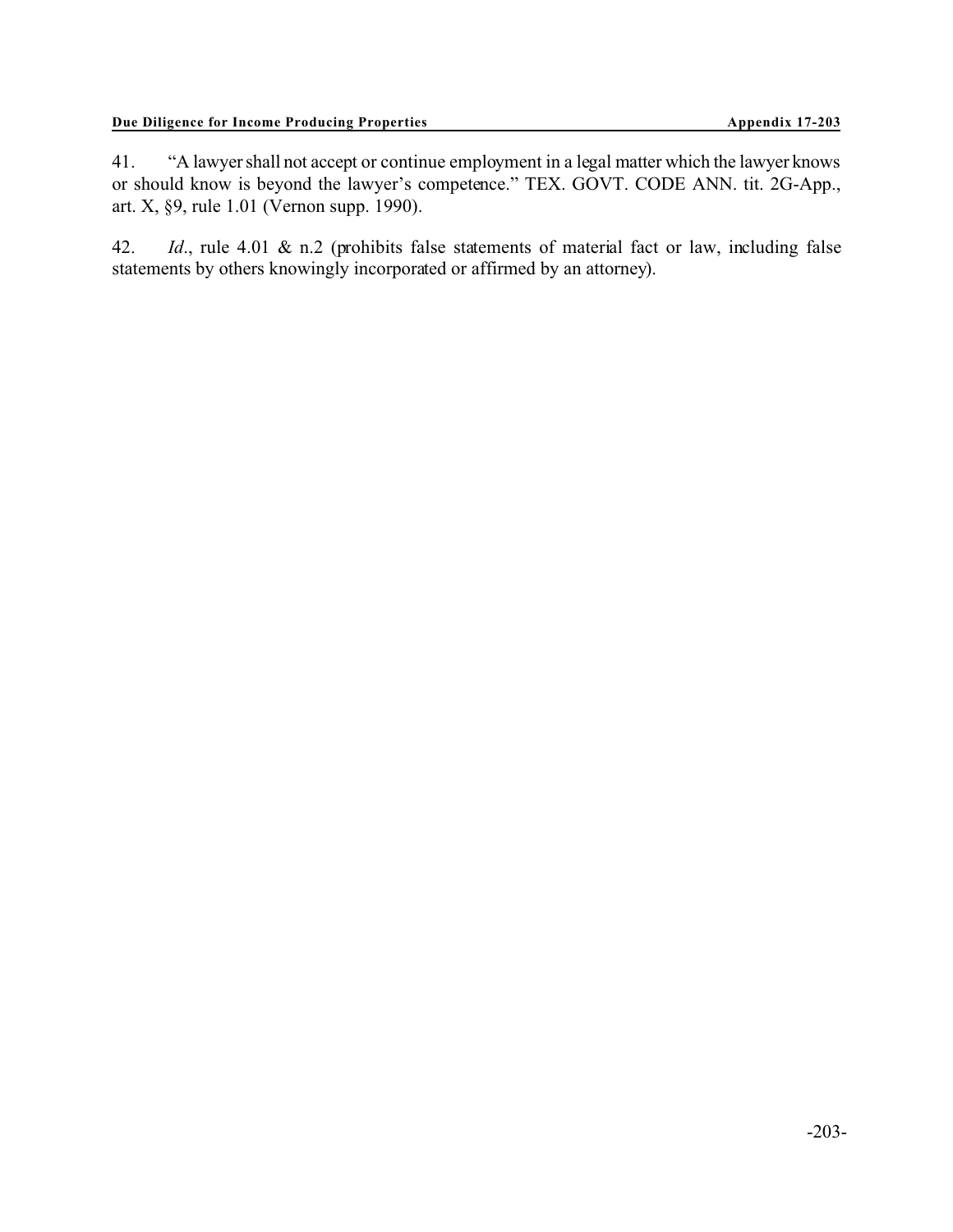41. "A lawyer shall not accept or continue employment in a legal matter which the lawyer knows or should know is beyond the lawyer's competence." TEX. GOVT. CODE ANN. tit. 2G-App., art. X, §9, rule 1.01 (Vernon supp. 1990).

42. *Id*., rule 4.01 & n.2 (prohibits false statements of material fact or law, including false statements by others knowingly incorporated or affirmed by an attorney).